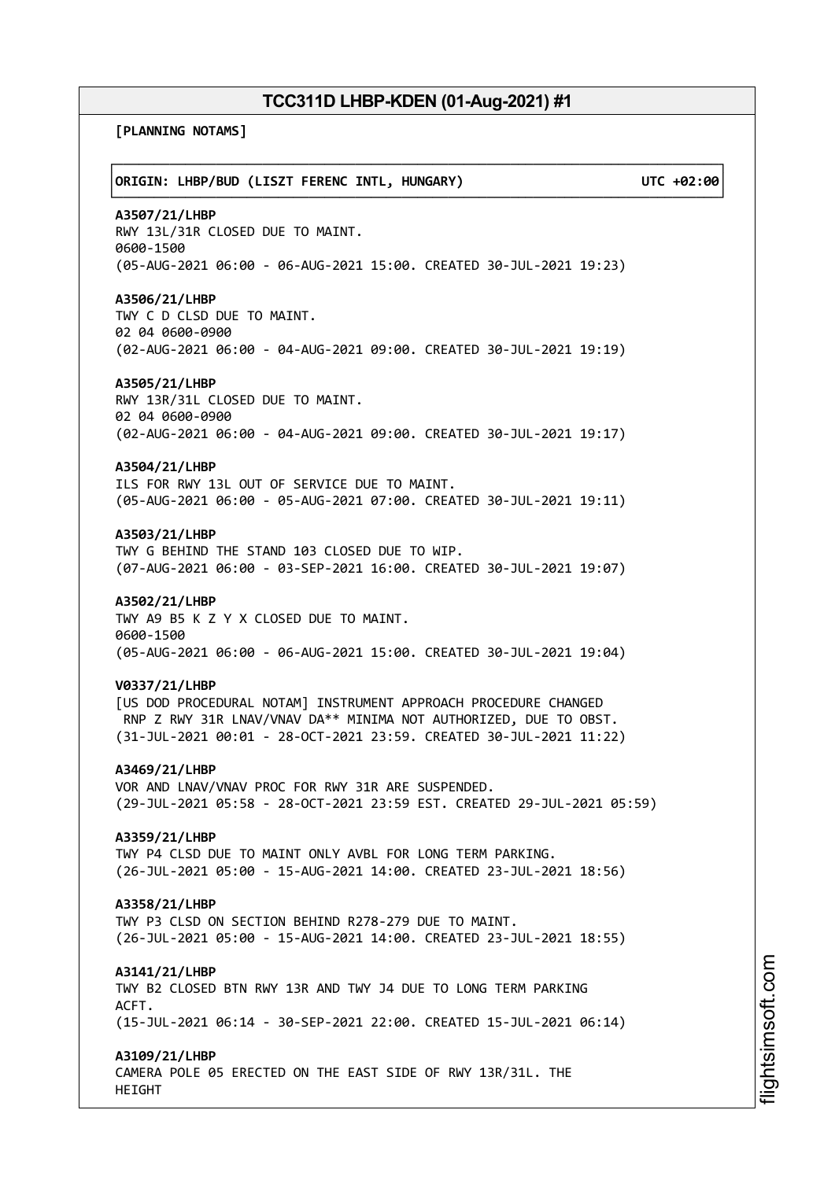# TCC311D LHBP-KDEN (01-Aug-2021) #1

**[PLANNING NOTAMS]**

**ORIGIN: LHBP/BUD (LISZT FERENC INTL, HUNGARY) UTC +02:00**

**A3507/21/LHBP**
RWY 13L/31R CLOSED DUE TO MAINT.
0600-1500
(05-AUG-2021 06:00 - 06-AUG-2021 15:00. CREATED 30-JUL-2021 19:23)

**A3506/21/LHBP**
TWY C D CLSD DUE TO MAINT.
02 04 0600-0900
(02-AUG-2021 06:00 - 04-AUG-2021 09:00. CREATED 30-JUL-2021 19:19)

**A3505/21/LHBP**
RWY 13R/31L CLOSED DUE TO MAINT.
02 04 0600-0900
(02-AUG-2021 06:00 - 04-AUG-2021 09:00. CREATED 30-JUL-2021 19:17)

**A3504/21/LHBP**
ILS FOR RWY 13L OUT OF SERVICE DUE TO MAINT.
(05-AUG-2021 06:00 - 05-AUG-2021 07:00. CREATED 30-JUL-2021 19:11)

**A3503/21/LHBP**
TWY G BEHIND THE STAND 103 CLOSED DUE TO WIP.
(07-AUG-2021 06:00 - 03-SEP-2021 16:00. CREATED 30-JUL-2021 19:07)

**A3502/21/LHBP**
TWY A9 B5 K Z Y X CLOSED DUE TO MAINT.
0600-1500
(05-AUG-2021 06:00 - 06-AUG-2021 15:00. CREATED 30-JUL-2021 19:04)

**V0337/21/LHBP**
[US DOD PROCEDURAL NOTAM] INSTRUMENT APPROACH PROCEDURE CHANGED
RNP Z RWY 31R LNAV/VNAV DA** MINIMA NOT AUTHORIZED, DUE TO OBST.
(31-JUL-2021 00:01 - 28-OCT-2021 23:59. CREATED 30-JUL-2021 11:22)

**A3469/21/LHBP**
VOR AND LNAV/VNAV PROC FOR RWY 31R ARE SUSPENDED.
(29-JUL-2021 05:58 - 28-OCT-2021 23:59 EST. CREATED 29-JUL-2021 05:59)

**A3359/21/LHBP**
TWY P4 CLSD DUE TO MAINT ONLY AVBL FOR LONG TERM PARKING.
(26-JUL-2021 05:00 - 15-AUG-2021 14:00. CREATED 23-JUL-2021 18:56)

**A3358/21/LHBP**
TWY P3 CLSD ON SECTION BEHIND R278-279 DUE TO MAINT.
(26-JUL-2021 05:00 - 15-AUG-2021 14:00. CREATED 23-JUL-2021 18:55)

**A3141/21/LHBP**
TWY B2 CLOSED BTN RWY 13R AND TWY J4 DUE TO LONG TERM PARKING
ACFT.
(15-JUL-2021 06:14 - 30-SEP-2021 22:00. CREATED 15-JUL-2021 06:14)

**A3109/21/LHBP**
CAMERA POLE 05 ERECTED ON THE EAST SIDE OF RWY 13R/31L. THE
HEIGHT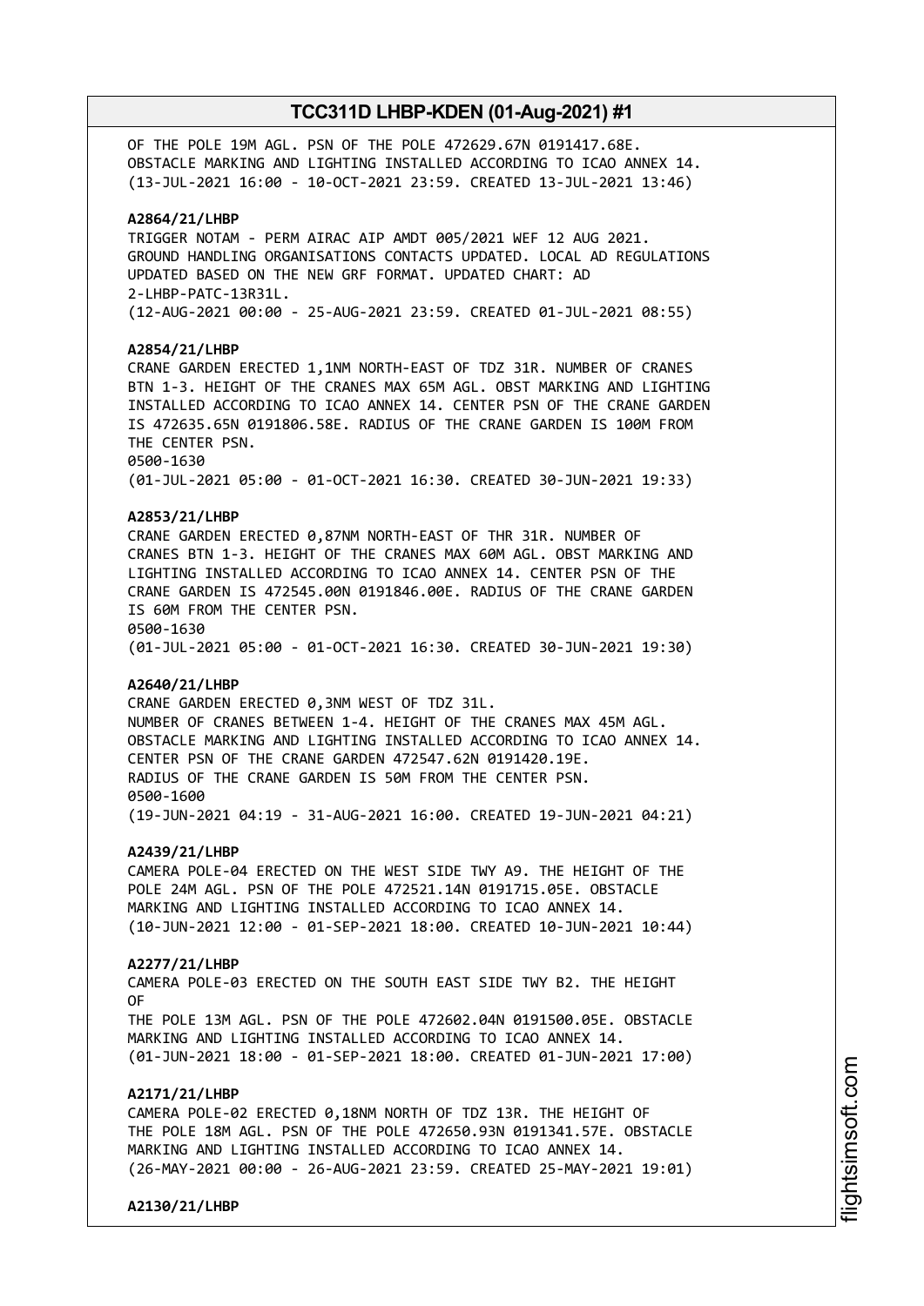OF THE POLE 19M AGL. PSN OF THE POLE 472629.67N 0191417.68E.
OBSTACLE MARKING AND LIGHTING INSTALLED ACCORDING TO ICAO ANNEX 14.
(13-JUL-2021 16:00 - 10-OCT-2021 23:59. CREATED 13-JUL-2021 13:46)

**A2864/21/LHBP**
TRIGGER NOTAM - PERM AIRAC AIP AMDT 005/2021 WEF 12 AUG 2021.
GROUND HANDLING ORGANISATIONS CONTACTS UPDATED. LOCAL AD REGULATIONS
UPDATED BASED ON THE NEW GRF FORMAT. UPDATED CHART: AD
2-LHBP-PATC-13R31L.
(12-AUG-2021 00:00 - 25-AUG-2021 23:59. CREATED 01-JUL-2021 08:55)

**A2854/21/LHBP**
CRANE GARDEN ERECTED 1,1NM NORTH-EAST OF TDZ 31R. NUMBER OF CRANES
BTN 1-3. HEIGHT OF THE CRANES MAX 65M AGL. OBST MARKING AND LIGHTING
INSTALLED ACCORDING TO ICAO ANNEX 14. CENTER PSN OF THE CRANE GARDEN
IS 472635.65N 0191806.58E. RADIUS OF THE CRANE GARDEN IS 100M FROM
THE CENTER PSN.
0500-1630
(01-JUL-2021 05:00 - 01-OCT-2021 16:30. CREATED 30-JUN-2021 19:33)

**A2853/21/LHBP**
CRANE GARDEN ERECTED 0,87NM NORTH-EAST OF THR 31R. NUMBER OF
CRANES BTN 1-3. HEIGHT OF THE CRANES MAX 60M AGL. OBST MARKING AND
LIGHTING INSTALLED ACCORDING TO ICAO ANNEX 14. CENTER PSN OF THE
CRANE GARDEN IS 472545.00N 0191846.00E. RADIUS OF THE CRANE GARDEN
IS 60M FROM THE CENTER PSN.
0500-1630
(01-JUL-2021 05:00 - 01-OCT-2021 16:30. CREATED 30-JUN-2021 19:30)

**A2640/21/LHBP**
CRANE GARDEN ERECTED 0,3NM WEST OF TDZ 31L.
NUMBER OF CRANES BETWEEN 1-4. HEIGHT OF THE CRANES MAX 45M AGL.
OBSTACLE MARKING AND LIGHTING INSTALLED ACCORDING TO ICAO ANNEX 14.
CENTER PSN OF THE CRANE GARDEN 472547.62N 0191420.19E.
RADIUS OF THE CRANE GARDEN IS 50M FROM THE CENTER PSN.
0500-1600
(19-JUN-2021 04:19 - 31-AUG-2021 16:00. CREATED 19-JUN-2021 04:21)

**A2439/21/LHBP**
CAMERA POLE-04 ERECTED ON THE WEST SIDE TWY A9. THE HEIGHT OF THE
POLE 24M AGL. PSN OF THE POLE 472521.14N 0191715.05E. OBSTACLE
MARKING AND LIGHTING INSTALLED ACCORDING TO ICAO ANNEX 14.
(10-JUN-2021 12:00 - 01-SEP-2021 18:00. CREATED 10-JUN-2021 10:44)

**A2277/21/LHBP**
CAMERA POLE-03 ERECTED ON THE SOUTH EAST SIDE TWY B2. THE HEIGHT
OF
THE POLE 13M AGL. PSN OF THE POLE 472602.04N 0191500.05E. OBSTACLE
MARKING AND LIGHTING INSTALLED ACCORDING TO ICAO ANNEX 14.
(01-JUN-2021 18:00 - 01-SEP-2021 18:00. CREATED 01-JUN-2021 17:00)

**A2171/21/LHBP**
CAMERA POLE-02 ERECTED 0,18NM NORTH OF TDZ 13R. THE HEIGHT OF
THE POLE 18M AGL. PSN OF THE POLE 472650.93N 0191341.57E. OBSTACLE
MARKING AND LIGHTING INSTALLED ACCORDING TO ICAO ANNEX 14.
(26-MAY-2021 00:00 - 26-AUG-2021 23:59. CREATED 25-MAY-2021 19:01)

**A2130/21/LHBP**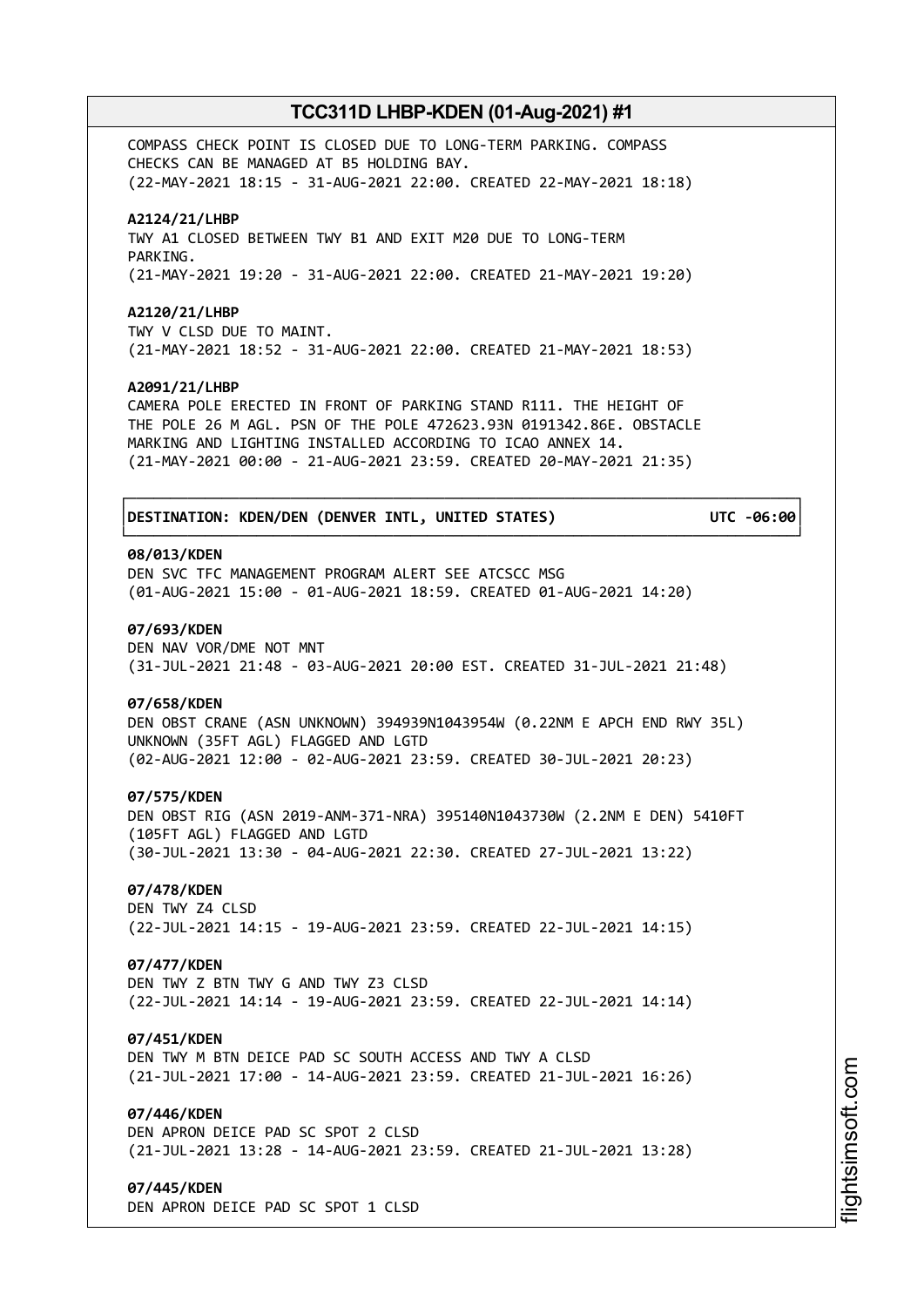COMPASS CHECK POINT IS CLOSED DUE TO LONG-TERM PARKING. COMPASS CHECKS CAN BE MANAGED AT B5 HOLDING BAY.
(22-MAY-2021 18:15 - 31-AUG-2021 22:00. CREATED 22-MAY-2021 18:18)

**A2124/21/LHBP**
TWY A1 CLOSED BETWEEN TWY B1 AND EXIT M20 DUE TO LONG-TERM PARKING.
(21-MAY-2021 19:20 - 31-AUG-2021 22:00. CREATED 21-MAY-2021 19:20)

**A2120/21/LHBP**
TWY V CLSD DUE TO MAINT.
(21-MAY-2021 18:52 - 31-AUG-2021 22:00. CREATED 21-MAY-2021 18:53)

**A2091/21/LHBP**
CAMERA POLE ERECTED IN FRONT OF PARKING STAND R111. THE HEIGHT OF THE POLE 26 M AGL. PSN OF THE POLE 472623.93N 0191342.86E. OBSTACLE MARKING AND LIGHTING INSTALLED ACCORDING TO ICAO ANNEX 14.
(21-MAY-2021 00:00 - 21-AUG-2021 23:59. CREATED 20-MAY-2021 21:35)

**DESTINATION: KDEN/DEN (DENVER INTL, UNITED STATES) UTC -06:00**

**08/013/KDEN**
DEN SVC TFC MANAGEMENT PROGRAM ALERT SEE ATCSCC MSG
(01-AUG-2021 15:00 - 01-AUG-2021 18:59. CREATED 01-AUG-2021 14:20)

**07/693/KDEN**
DEN NAV VOR/DME NOT MNT
(31-JUL-2021 21:48 - 03-AUG-2021 20:00 EST. CREATED 31-JUL-2021 21:48)

**07/658/KDEN**
DEN OBST CRANE (ASN UNKNOWN) 394939N1043954W (0.22NM E APCH END RWY 35L) UNKNOWN (35FT AGL) FLAGGED AND LGTD
(02-AUG-2021 12:00 - 02-AUG-2021 23:59. CREATED 30-JUL-2021 20:23)

**07/575/KDEN**
DEN OBST RIG (ASN 2019-ANM-371-NRA) 395140N1043730W (2.2NM E DEN) 5410FT (105FT AGL) FLAGGED AND LGTD
(30-JUL-2021 13:30 - 04-AUG-2021 22:30. CREATED 27-JUL-2021 13:22)

**07/478/KDEN**
DEN TWY Z4 CLSD
(22-JUL-2021 14:15 - 19-AUG-2021 23:59. CREATED 22-JUL-2021 14:15)

**07/477/KDEN**
DEN TWY Z BTN TWY G AND TWY Z3 CLSD
(22-JUL-2021 14:14 - 19-AUG-2021 23:59. CREATED 22-JUL-2021 14:14)

**07/451/KDEN**
DEN TWY M BTN DEICE PAD SC SOUTH ACCESS AND TWY A CLSD
(21-JUL-2021 17:00 - 14-AUG-2021 23:59. CREATED 21-JUL-2021 16:26)

**07/446/KDEN**
DEN APRON DEICE PAD SC SPOT 2 CLSD
(21-JUL-2021 13:28 - 14-AUG-2021 23:59. CREATED 21-JUL-2021 13:28)

**07/445/KDEN**
DEN APRON DEICE PAD SC SPOT 1 CLSD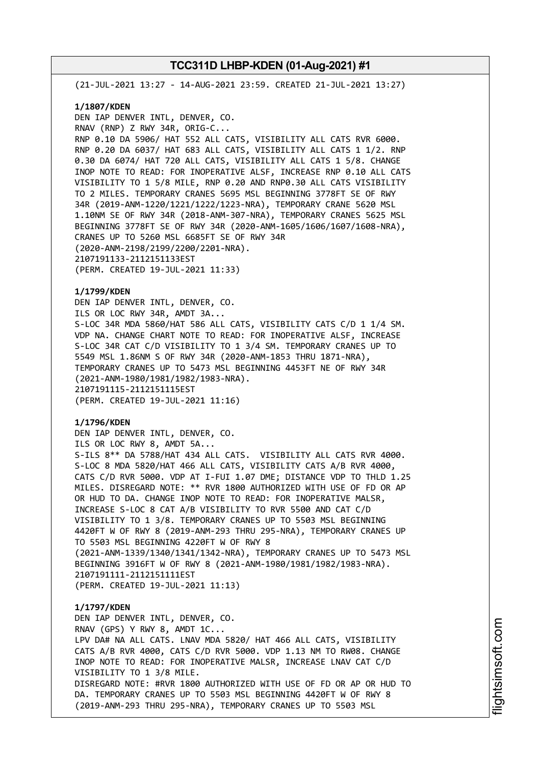(21-JUL-2021 13:27 - 14-AUG-2021 23:59. CREATED 21-JUL-2021 13:27)

**1/1807/KDEN**
DEN IAP DENVER INTL, DENVER, CO.
RNAV (RNP) Z RWY 34R, ORIG-C...
RNP 0.10 DA 5906/ HAT 552 ALL CATS, VISIBILITY ALL CATS RVR 6000.
RNP 0.20 DA 6037/ HAT 683 ALL CATS, VISIBILITY ALL CATS 1 1/2. RNP 0.30 DA 6074/ HAT 720 ALL CATS, VISIBILITY ALL CATS 1 5/8. CHANGE INOP NOTE TO READ: FOR INOPERATIVE ALSF, INCREASE RNP 0.10 ALL CATS VISIBILITY TO 1 5/8 MILE, RNP 0.20 AND RNP0.30 ALL CATS VISIBILITY TO 2 MILES. TEMPORARY CRANES 5695 MSL BEGINNING 3778FT SE OF RWY 34R (2019-ANM-1220/1221/1222/1223-NRA), TEMPORARY CRANE 5620 MSL 1.10NM SE OF RWY 34R (2018-ANM-307-NRA), TEMPORARY CRANES 5625 MSL BEGINNING 3778FT SE OF RWY 34R (2020-ANM-1605/1606/1607/1608-NRA), CRANES UP TO 5260 MSL 6685FT SE OF RWY 34R (2020-ANM-2198/2199/2200/2201-NRA).
2107191133-2112151133EST
(PERM. CREATED 19-JUL-2021 11:33)

**1/1799/KDEN**
DEN IAP DENVER INTL, DENVER, CO.
ILS OR LOC RWY 34R, AMDT 3A...
S-LOC 34R MDA 5860/HAT 586 ALL CATS, VISIBILITY CATS C/D 1 1/4 SM. VDP NA. CHANGE CHART NOTE TO READ: FOR INOPERATIVE ALSF, INCREASE S-LOC 34R CAT C/D VISIBILITY TO 1 3/4 SM. TEMPORARY CRANES UP TO 5549 MSL 1.86NM S OF RWY 34R (2020-ANM-1853 THRU 1871-NRA), TEMPORARY CRANES UP TO 5473 MSL BEGINNING 4453FT NE OF RWY 34R (2021-ANM-1980/1981/1982/1983-NRA).
2107191115-2112151115EST
(PERM. CREATED 19-JUL-2021 11:16)

**1/1796/KDEN**
DEN IAP DENVER INTL, DENVER, CO.
ILS OR LOC RWY 8, AMDT 5A...
S-ILS 8** DA 5788/HAT 434 ALL CATS. VISIBILITY ALL CATS RVR 4000.
S-LOC 8 MDA 5820/HAT 466 ALL CATS, VISIBILITY CATS A/B RVR 4000, CATS C/D RVR 5000. VDP AT I-FUI 1.07 DME; DISTANCE VDP TO THLD 1.25 MILES. DISREGARD NOTE: ** RVR 1800 AUTHORIZED WITH USE OF FD OR AP OR HUD TO DA. CHANGE INOP NOTE TO READ: FOR INOPERATIVE MALSR, INCREASE S-LOC 8 CAT A/B VISIBILITY TO RVR 5500 AND CAT C/D VISIBILITY TO 1 3/8. TEMPORARY CRANES UP TO 5503 MSL BEGINNING 4420FT W OF RWY 8 (2019-ANM-293 THRU 295-NRA), TEMPORARY CRANES UP TO 5503 MSL BEGINNING 4220FT W OF RWY 8 (2021-ANM-1339/1340/1341/1342-NRA), TEMPORARY CRANES UP TO 5473 MSL BEGINNING 3916FT W OF RWY 8 (2021-ANM-1980/1981/1982/1983-NRA).
2107191111-2112151111EST
(PERM. CREATED 19-JUL-2021 11:13)

**1/1797/KDEN**
DEN IAP DENVER INTL, DENVER, CO.
RNAV (GPS) Y RWY 8, AMDT 1C...
LPV DA# NA ALL CATS. LNAV MDA 5820/ HAT 466 ALL CATS, VISIBILITY CATS A/B RVR 4000, CATS C/D RVR 5000. VDP 1.13 NM TO RW08. CHANGE INOP NOTE TO READ: FOR INOPERATIVE MALSR, INCREASE LNAV CAT C/D VISIBILITY TO 1 3/8 MILE.
DISREGARD NOTE: #RVR 1800 AUTHORIZED WITH USE OF FD OR AP OR HUD TO DA. TEMPORARY CRANES UP TO 5503 MSL BEGINNING 4420FT W OF RWY 8 (2019-ANM-293 THRU 295-NRA), TEMPORARY CRANES UP TO 5503 MSL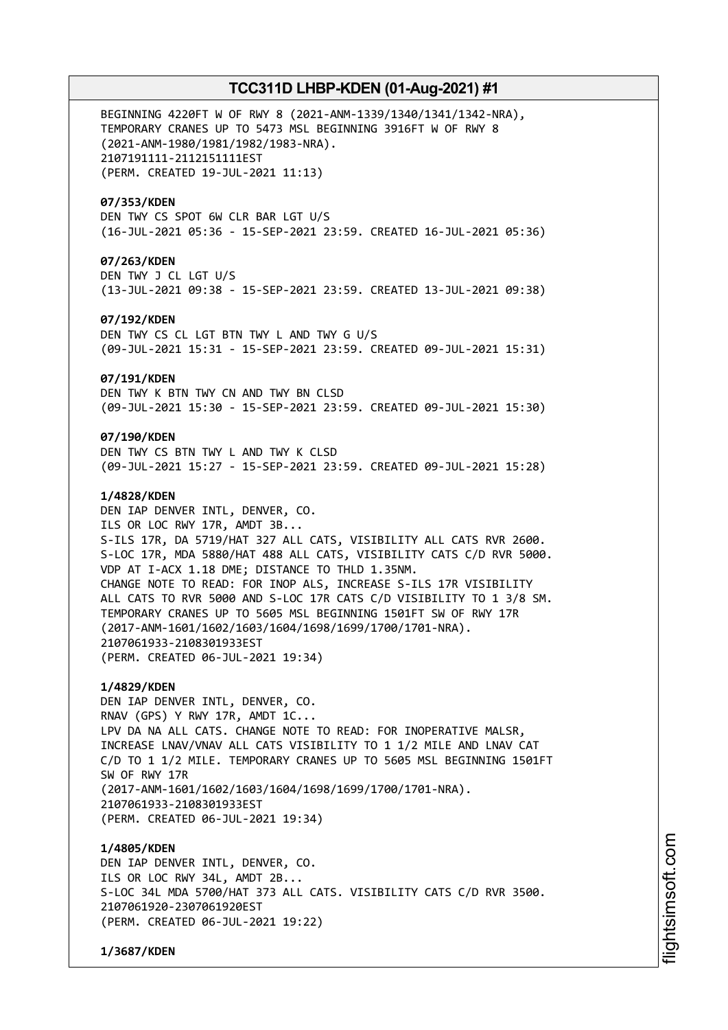BEGINNING 4220FT W OF RWY 8 (2021-ANM-1339/1340/1341/1342-NRA),
TEMPORARY CRANES UP TO 5473 MSL BEGINNING 3916FT W OF RWY 8
(2021-ANM-1980/1981/1982/1983-NRA).
2107191111-2112151111EST
(PERM. CREATED 19-JUL-2021 11:13)

**07/353/KDEN**
DEN TWY CS SPOT 6W CLR BAR LGT U/S
(16-JUL-2021 05:36 - 15-SEP-2021 23:59. CREATED 16-JUL-2021 05:36)

**07/263/KDEN**
DEN TWY J CL LGT U/S
(13-JUL-2021 09:38 - 15-SEP-2021 23:59. CREATED 13-JUL-2021 09:38)

**07/192/KDEN**
DEN TWY CS CL LGT BTN TWY L AND TWY G U/S
(09-JUL-2021 15:31 - 15-SEP-2021 23:59. CREATED 09-JUL-2021 15:31)

**07/191/KDEN**
DEN TWY K BTN TWY CN AND TWY BN CLSD
(09-JUL-2021 15:30 - 15-SEP-2021 23:59. CREATED 09-JUL-2021 15:30)

**07/190/KDEN**
DEN TWY CS BTN TWY L AND TWY K CLSD
(09-JUL-2021 15:27 - 15-SEP-2021 23:59. CREATED 09-JUL-2021 15:28)

**1/4828/KDEN**
DEN IAP DENVER INTL, DENVER, CO.
ILS OR LOC RWY 17R, AMDT 3B...
S-ILS 17R, DA 5719/HAT 327 ALL CATS, VISIBILITY ALL CATS RVR 2600.
S-LOC 17R, MDA 5880/HAT 488 ALL CATS, VISIBILITY CATS C/D RVR 5000.
VDP AT I-ACX 1.18 DME; DISTANCE TO THLD 1.35NM.
CHANGE NOTE TO READ: FOR INOP ALS, INCREASE S-ILS 17R VISIBILITY
ALL CATS TO RVR 5000 AND S-LOC 17R CATS C/D VISIBILITY TO 1 3/8 SM.
TEMPORARY CRANES UP TO 5605 MSL BEGINNING 1501FT SW OF RWY 17R
(2017-ANM-1601/1602/1603/1604/1698/1699/1700/1701-NRA).
2107061933-2108301933EST
(PERM. CREATED 06-JUL-2021 19:34)

**1/4829/KDEN**
DEN IAP DENVER INTL, DENVER, CO.
RNAV (GPS) Y RWY 17R, AMDT 1C...
LPV DA NA ALL CATS. CHANGE NOTE TO READ: FOR INOPERATIVE MALSR,
INCREASE LNAV/VNAV ALL CATS VISIBILITY TO 1 1/2 MILE AND LNAV CAT
C/D TO 1 1/2 MILE. TEMPORARY CRANES UP TO 5605 MSL BEGINNING 1501FT
SW OF RWY 17R
(2017-ANM-1601/1602/1603/1604/1698/1699/1700/1701-NRA).
2107061933-2108301933EST
(PERM. CREATED 06-JUL-2021 19:34)

**1/4805/KDEN**
DEN IAP DENVER INTL, DENVER, CO.
ILS OR LOC RWY 34L, AMDT 2B...
S-LOC 34L MDA 5700/HAT 373 ALL CATS. VISIBILITY CATS C/D RVR 3500.
2107061920-2307061920EST
(PERM. CREATED 06-JUL-2021 19:22)

**1/3687/KDEN**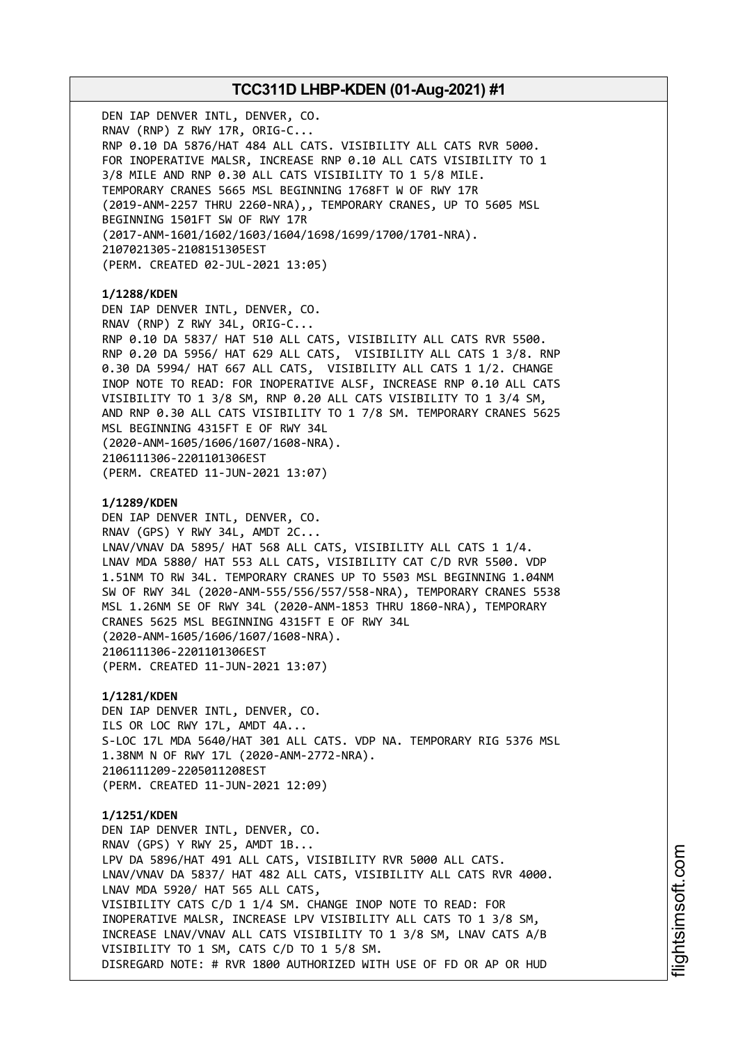DEN IAP DENVER INTL, DENVER, CO.
RNAV (RNP) Z RWY 17R, ORIG-C...
RNP 0.10 DA 5876/HAT 484 ALL CATS. VISIBILITY ALL CATS RVR 5000.
FOR INOPERATIVE MALSR, INCREASE RNP 0.10 ALL CATS VISIBILITY TO 1 3/8 MILE AND RNP 0.30 ALL CATS VISIBILITY TO 1 5/8 MILE.
TEMPORARY CRANES 5665 MSL BEGINNING 1768FT W OF RWY 17R (2019-ANM-2257 THRU 2260-NRA),, TEMPORARY CRANES, UP TO 5605 MSL BEGINNING 1501FT SW OF RWY 17R (2017-ANM-1601/1602/1603/1604/1698/1699/1700/1701-NRA).
2107021305-2108151305EST
(PERM. CREATED 02-JUL-2021 13:05)

**1/1288/KDEN**
DEN IAP DENVER INTL, DENVER, CO.
RNAV (RNP) Z RWY 34L, ORIG-C...
RNP 0.10 DA 5837/ HAT 510 ALL CATS, VISIBILITY ALL CATS RVR 5500.
RNP 0.20 DA 5956/ HAT 629 ALL CATS, VISIBILITY ALL CATS 1 3/8. RNP 0.30 DA 5994/ HAT 667 ALL CATS, VISIBILITY ALL CATS 1 1/2. CHANGE INOP NOTE TO READ: FOR INOPERATIVE ALSF, INCREASE RNP 0.10 ALL CATS VISIBILITY TO 1 3/8 SM, RNP 0.20 ALL CATS VISIBILITY TO 1 3/4 SM, AND RNP 0.30 ALL CATS VISIBILITY TO 1 7/8 SM. TEMPORARY CRANES 5625 MSL BEGINNING 4315FT E OF RWY 34L (2020-ANM-1605/1606/1607/1608-NRA).
2106111306-2201101306EST
(PERM. CREATED 11-JUN-2021 13:07)

**1/1289/KDEN**
DEN IAP DENVER INTL, DENVER, CO.
RNAV (GPS) Y RWY 34L, AMDT 2C...
LNAV/VNAV DA 5895/ HAT 568 ALL CATS, VISIBILITY ALL CATS 1 1/4.
LNAV MDA 5880/ HAT 553 ALL CATS, VISIBILITY CAT C/D RVR 5500. VDP 1.51NM TO RW 34L. TEMPORARY CRANES UP TO 5503 MSL BEGINNING 1.04NM SW OF RWY 34L (2020-ANM-555/556/557/558-NRA), TEMPORARY CRANES 5538 MSL 1.26NM SE OF RWY 34L (2020-ANM-1853 THRU 1860-NRA), TEMPORARY CRANES 5625 MSL BEGINNING 4315FT E OF RWY 34L (2020-ANM-1605/1606/1607/1608-NRA).
2106111306-2201101306EST
(PERM. CREATED 11-JUN-2021 13:07)

**1/1281/KDEN**
DEN IAP DENVER INTL, DENVER, CO.
ILS OR LOC RWY 17L, AMDT 4A...
S-LOC 17L MDA 5640/HAT 301 ALL CATS. VDP NA. TEMPORARY RIG 5376 MSL 1.38NM N OF RWY 17L (2020-ANM-2772-NRA).
2106111209-2205011208EST
(PERM. CREATED 11-JUN-2021 12:09)

**1/1251/KDEN**
DEN IAP DENVER INTL, DENVER, CO.
RNAV (GPS) Y RWY 25, AMDT 1B...
LPV DA 5896/HAT 491 ALL CATS, VISIBILITY RVR 5000 ALL CATS.
LNAV/VNAV DA 5837/ HAT 482 ALL CATS, VISIBILITY ALL CATS RVR 4000.
LNAV MDA 5920/ HAT 565 ALL CATS,
VISIBILITY CATS C/D 1 1/4 SM. CHANGE INOP NOTE TO READ: FOR INOPERATIVE MALSR, INCREASE LPV VISIBILITY ALL CATS TO 1 3/8 SM, INCREASE LNAV/VNAV ALL CATS VISIBILITY TO 1 3/8 SM, LNAV CATS A/B VISIBILITY TO 1 SM, CATS C/D TO 1 5/8 SM.
DISREGARD NOTE: # RVR 1800 AUTHORIZED WITH USE OF FD OR AP OR HUD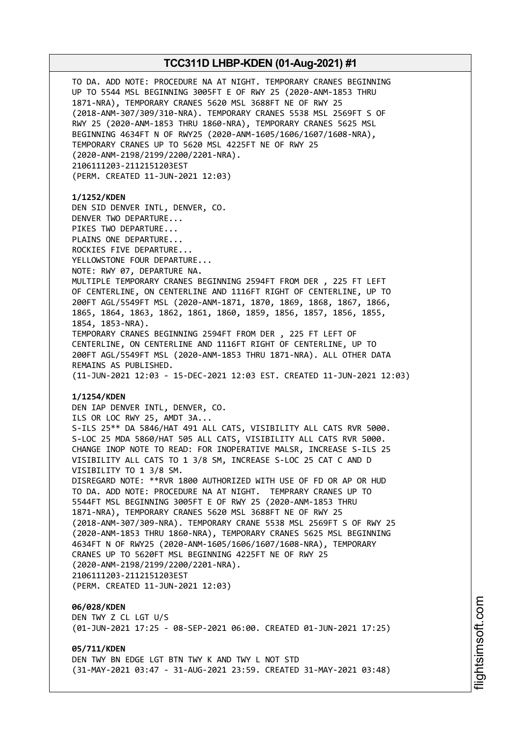TO DA. ADD NOTE: PROCEDURE NA AT NIGHT. TEMPORARY CRANES BEGINNING UP TO 5544 MSL BEGINNING 3005FT E OF RWY 25 (2020-ANM-1853 THRU 1871-NRA), TEMPORARY CRANES 5620 MSL 3688FT NE OF RWY 25 (2018-ANM-307/309/310-NRA). TEMPORARY CRANES 5538 MSL 2569FT S OF RWY 25 (2020-ANM-1853 THRU 1860-NRA), TEMPORARY CRANES 5625 MSL BEGINNING 4634FT N OF RWY25 (2020-ANM-1605/1606/1607/1608-NRA), TEMPORARY CRANES UP TO 5620 MSL 4225FT NE OF RWY 25 (2020-ANM-2198/2199/2200/2201-NRA).
2106111203-2112151203EST
(PERM. CREATED 11-JUN-2021 12:03)

**1/1252/KDEN**
DEN SID DENVER INTL, DENVER, CO.
DENVER TWO DEPARTURE...
PIKES TWO DEPARTURE...
PLAINS ONE DEPARTURE...
ROCKIES FIVE DEPARTURE...
YELLOWSTONE FOUR DEPARTURE...
NOTE: RWY 07, DEPARTURE NA.
MULTIPLE TEMPORARY CRANES BEGINNING 2594FT FROM DER , 225 FT LEFT OF CENTERLINE, ON CENTERLINE AND 1116FT RIGHT OF CENTERLINE, UP TO 200FT AGL/5549FT MSL (2020-ANM-1871, 1870, 1869, 1868, 1867, 1866, 1865, 1864, 1863, 1862, 1861, 1860, 1859, 1856, 1857, 1856, 1855, 1854, 1853-NRA).
TEMPORARY CRANES BEGINNING 2594FT FROM DER , 225 FT LEFT OF CENTERLINE, ON CENTERLINE AND 1116FT RIGHT OF CENTERLINE, UP TO 200FT AGL/5549FT MSL (2020-ANM-1853 THRU 1871-NRA). ALL OTHER DATA REMAINS AS PUBLISHED.
(11-JUN-2021 12:03 - 15-DEC-2021 12:03 EST. CREATED 11-JUN-2021 12:03)

**1/1254/KDEN**
DEN IAP DENVER INTL, DENVER, CO.
ILS OR LOC RWY 25, AMDT 3A...
S-ILS 25** DA 5846/HAT 491 ALL CATS, VISIBILITY ALL CATS RVR 5000.
S-LOC 25 MDA 5860/HAT 505 ALL CATS, VISIBILITY ALL CATS RVR 5000.
CHANGE INOP NOTE TO READ: FOR INOPERATIVE MALSR, INCREASE S-ILS 25 VISIBILITY ALL CATS TO 1 3/8 SM, INCREASE S-LOC 25 CAT C AND D VISIBILITY TO 1 3/8 SM.
DISREGARD NOTE: **RVR 1800 AUTHORIZED WITH USE OF FD OR AP OR HUD TO DA. ADD NOTE: PROCEDURE NA AT NIGHT. TEMPRARY CRANES UP TO 5544FT MSL BEGINNING 3005FT E OF RWY 25 (2020-ANM-1853 THRU 1871-NRA), TEMPORARY CRANES 5620 MSL 3688FT NE OF RWY 25 (2018-ANM-307/309-NRA). TEMPORARY CRANE 5538 MSL 2569FT S OF RWY 25 (2020-ANM-1853 THRU 1860-NRA), TEMPORARY CRANES 5625 MSL BEGINNING 4634FT N OF RWY25 (2020-ANM-1605/1606/1607/1608-NRA), TEMPORARY CRANES UP TO 5620FT MSL BEGINNING 4225FT NE OF RWY 25 (2020-ANM-2198/2199/2200/2201-NRA).
2106111203-2112151203EST
(PERM. CREATED 11-JUN-2021 12:03)

**06/028/KDEN**
DEN TWY Z CL LGT U/S
(01-JUN-2021 17:25 - 08-SEP-2021 06:00. CREATED 01-JUN-2021 17:25)

**05/711/KDEN**
DEN TWY BN EDGE LGT BTN TWY K AND TWY L NOT STD
(31-MAY-2021 03:47 - 31-AUG-2021 23:59. CREATED 31-MAY-2021 03:48)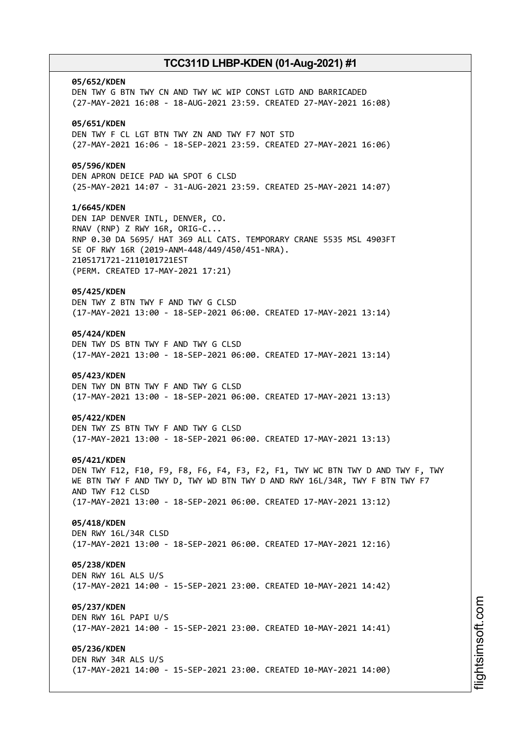**05/652/KDEN**
DEN TWY G BTN TWY CN AND TWY WC WIP CONST LGTD AND BARRICADED
(27-MAY-2021 16:08 - 18-AUG-2021 23:59. CREATED 27-MAY-2021 16:08)

**05/651/KDEN**
DEN TWY F CL LGT BTN TWY ZN AND TWY F7 NOT STD
(27-MAY-2021 16:06 - 18-SEP-2021 23:59. CREATED 27-MAY-2021 16:06)

**05/596/KDEN**
DEN APRON DEICE PAD WA SPOT 6 CLSD
(25-MAY-2021 14:07 - 31-AUG-2021 23:59. CREATED 25-MAY-2021 14:07)

**1/6645/KDEN**
DEN IAP DENVER INTL, DENVER, CO.
RNAV (RNP) Z RWY 16R, ORIG-C...
RNP 0.30 DA 5695/ HAT 369 ALL CATS. TEMPORARY CRANE 5535 MSL 4903FT
SE OF RWY 16R (2019-ANM-448/449/450/451-NRA).
2105171721-2110101721EST
(PERM. CREATED 17-MAY-2021 17:21)

**05/425/KDEN**
DEN TWY Z BTN TWY F AND TWY G CLSD
(17-MAY-2021 13:00 - 18-SEP-2021 06:00. CREATED 17-MAY-2021 13:14)

**05/424/KDEN**
DEN TWY DS BTN TWY F AND TWY G CLSD
(17-MAY-2021 13:00 - 18-SEP-2021 06:00. CREATED 17-MAY-2021 13:14)

**05/423/KDEN**
DEN TWY DN BTN TWY F AND TWY G CLSD
(17-MAY-2021 13:00 - 18-SEP-2021 06:00. CREATED 17-MAY-2021 13:13)

**05/422/KDEN**
DEN TWY ZS BTN TWY F AND TWY G CLSD
(17-MAY-2021 13:00 - 18-SEP-2021 06:00. CREATED 17-MAY-2021 13:13)

**05/421/KDEN**
DEN TWY F12, F10, F9, F8, F6, F4, F3, F2, F1, TWY WC BTN TWY D AND TWY F, TWY
WE BTN TWY F AND TWY D, TWY WD BTN TWY D AND RWY 16L/34R, TWY F BTN TWY F7
AND TWY F12 CLSD
(17-MAY-2021 13:00 - 18-SEP-2021 06:00. CREATED 17-MAY-2021 13:12)

**05/418/KDEN**
DEN RWY 16L/34R CLSD
(17-MAY-2021 13:00 - 18-SEP-2021 06:00. CREATED 17-MAY-2021 12:16)

**05/238/KDEN**
DEN RWY 16L ALS U/S
(17-MAY-2021 14:00 - 15-SEP-2021 23:00. CREATED 10-MAY-2021 14:42)

**05/237/KDEN**
DEN RWY 16L PAPI U/S
(17-MAY-2021 14:00 - 15-SEP-2021 23:00. CREATED 10-MAY-2021 14:41)

**05/236/KDEN**
DEN RWY 34R ALS U/S
(17-MAY-2021 14:00 - 15-SEP-2021 23:00. CREATED 10-MAY-2021 14:00)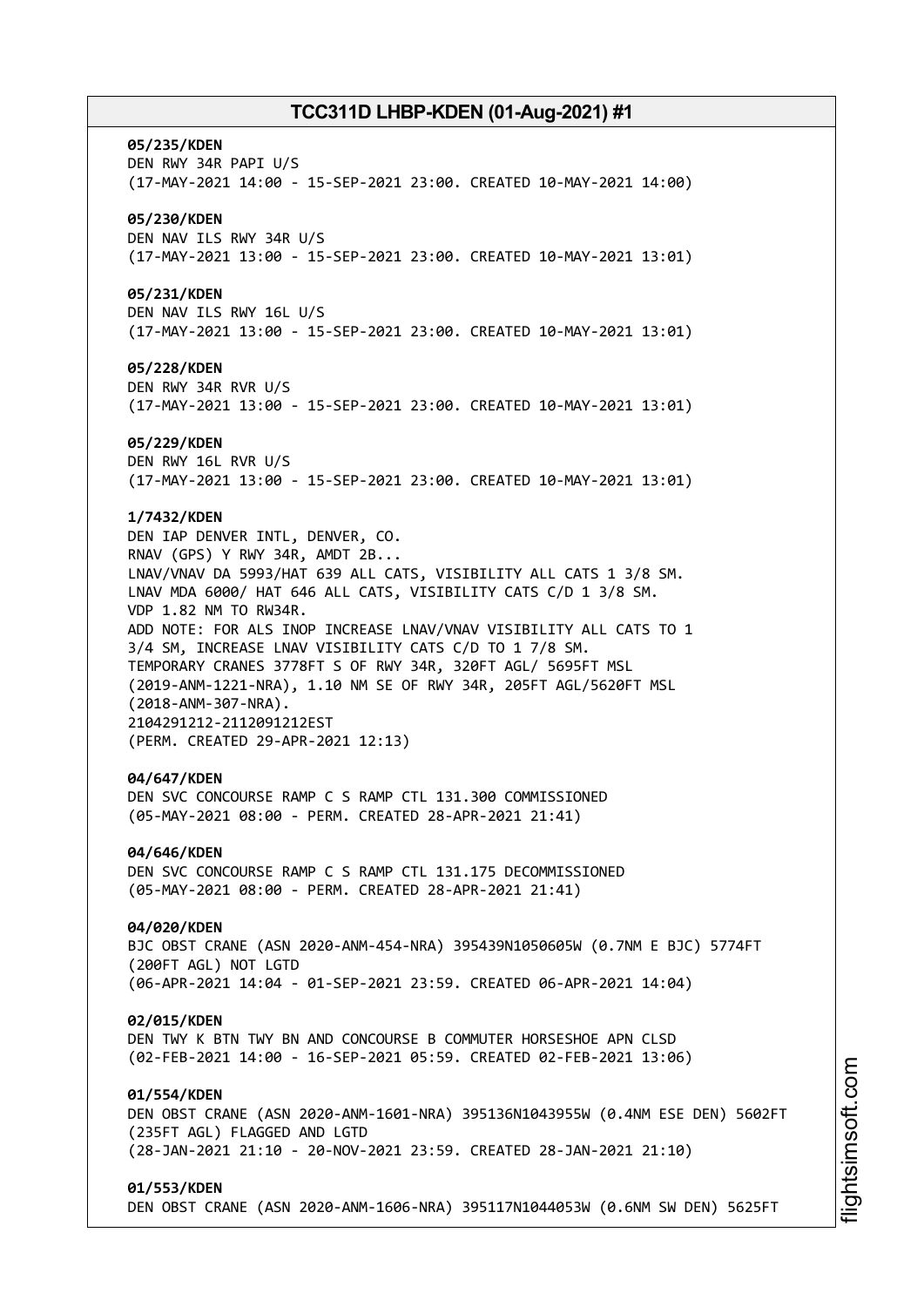**05/235/KDEN**
DEN RWY 34R PAPI U/S
(17-MAY-2021 14:00 - 15-SEP-2021 23:00. CREATED 10-MAY-2021 14:00)

**05/230/KDEN**
DEN NAV ILS RWY 34R U/S
(17-MAY-2021 13:00 - 15-SEP-2021 23:00. CREATED 10-MAY-2021 13:01)

**05/231/KDEN**
DEN NAV ILS RWY 16L U/S
(17-MAY-2021 13:00 - 15-SEP-2021 23:00. CREATED 10-MAY-2021 13:01)

**05/228/KDEN**
DEN RWY 34R RVR U/S
(17-MAY-2021 13:00 - 15-SEP-2021 23:00. CREATED 10-MAY-2021 13:01)

**05/229/KDEN**
DEN RWY 16L RVR U/S
(17-MAY-2021 13:00 - 15-SEP-2021 23:00. CREATED 10-MAY-2021 13:01)

**1/7432/KDEN**
DEN IAP DENVER INTL, DENVER, CO.
RNAV (GPS) Y RWY 34R, AMDT 2B...
LNAV/VNAV DA 5993/HAT 639 ALL CATS, VISIBILITY ALL CATS 1 3/8 SM.
LNAV MDA 6000/ HAT 646 ALL CATS, VISIBILITY CATS C/D 1 3/8 SM.
VDP 1.82 NM TO RW34R.
ADD NOTE: FOR ALS INOP INCREASE LNAV/VNAV VISIBILITY ALL CATS TO 1 3/4 SM, INCREASE LNAV VISIBILITY CATS C/D TO 1 7/8 SM.
TEMPORARY CRANES 3778FT S OF RWY 34R, 320FT AGL/ 5695FT MSL (2019-ANM-1221-NRA), 1.10 NM SE OF RWY 34R, 205FT AGL/5620FT MSL (2018-ANM-307-NRA).
2104291212-2112091212EST
(PERM. CREATED 29-APR-2021 12:13)

**04/647/KDEN**
DEN SVC CONCOURSE RAMP C S RAMP CTL 131.300 COMMISSIONED
(05-MAY-2021 08:00 - PERM. CREATED 28-APR-2021 21:41)

**04/646/KDEN**
DEN SVC CONCOURSE RAMP C S RAMP CTL 131.175 DECOMMISSIONED
(05-MAY-2021 08:00 - PERM. CREATED 28-APR-2021 21:41)

**04/020/KDEN**
BJC OBST CRANE (ASN 2020-ANM-454-NRA) 395439N1050605W (0.7NM E BJC) 5774FT (200FT AGL) NOT LGTD
(06-APR-2021 14:04 - 01-SEP-2021 23:59. CREATED 06-APR-2021 14:04)

**02/015/KDEN**
DEN TWY K BTN TWY BN AND CONCOURSE B COMMUTER HORSESHOE APN CLSD
(02-FEB-2021 14:00 - 16-SEP-2021 05:59. CREATED 02-FEB-2021 13:06)

**01/554/KDEN**
DEN OBST CRANE (ASN 2020-ANM-1601-NRA) 395136N1043955W (0.4NM ESE DEN) 5602FT (235FT AGL) FLAGGED AND LGTD
(28-JAN-2021 21:10 - 20-NOV-2021 23:59. CREATED 28-JAN-2021 21:10)

**01/553/KDEN**
DEN OBST CRANE (ASN 2020-ANM-1606-NRA) 395117N1044053W (0.6NM SW DEN) 5625FT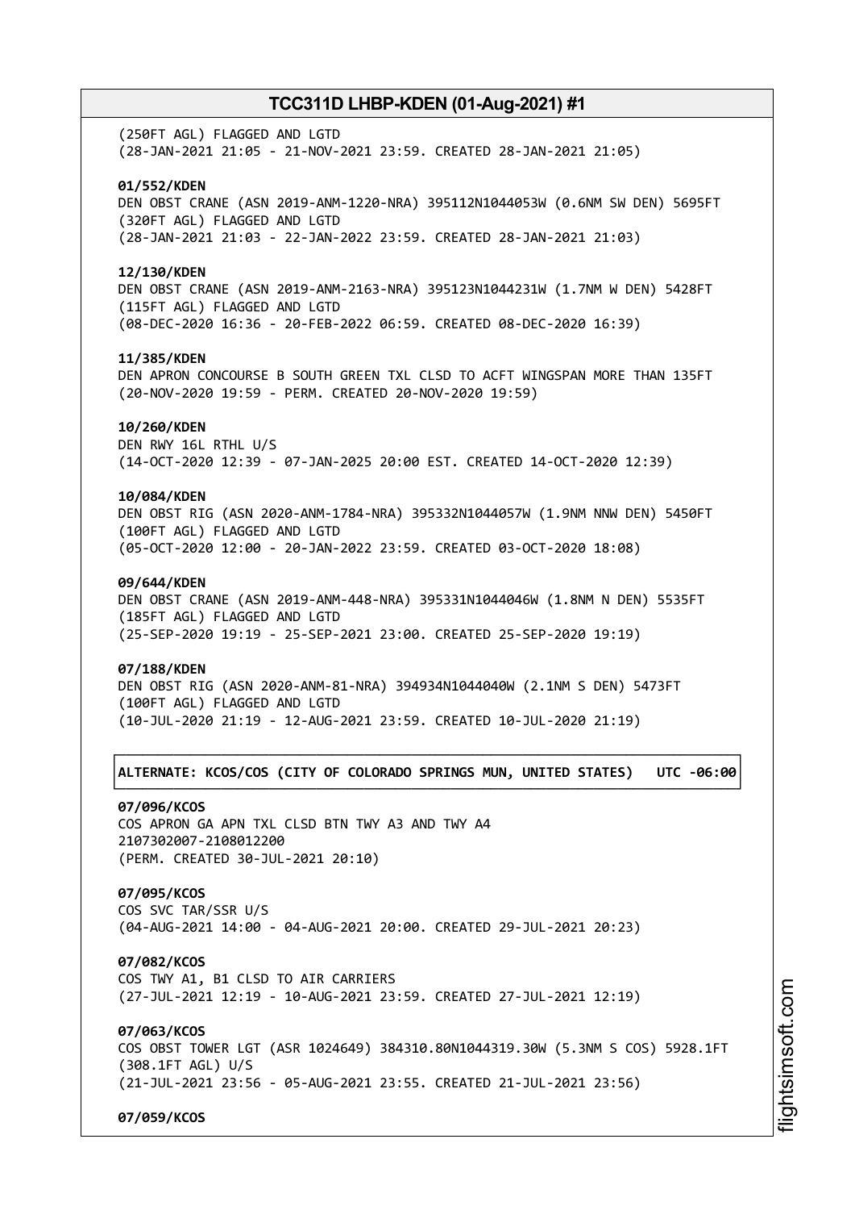(250FT AGL) FLAGGED AND LGTD
(28-JAN-2021 21:05 - 21-NOV-2021 23:59. CREATED 28-JAN-2021 21:05)

**01/552/KDEN**
DEN OBST CRANE (ASN 2019-ANM-1220-NRA) 395112N1044053W (0.6NM SW DEN) 5695FT
(320FT AGL) FLAGGED AND LGTD
(28-JAN-2021 21:03 - 22-JAN-2022 23:59. CREATED 28-JAN-2021 21:03)

**12/130/KDEN**
DEN OBST CRANE (ASN 2019-ANM-2163-NRA) 395123N1044231W (1.7NM W DEN) 5428FT
(115FT AGL) FLAGGED AND LGTD
(08-DEC-2020 16:36 - 20-FEB-2022 06:59. CREATED 08-DEC-2020 16:39)

**11/385/KDEN**
DEN APRON CONCOURSE B SOUTH GREEN TXL CLSD TO ACFT WINGSPAN MORE THAN 135FT
(20-NOV-2020 19:59 - PERM. CREATED 20-NOV-2020 19:59)

**10/260/KDEN**
DEN RWY 16L RTHL U/S
(14-OCT-2020 12:39 - 07-JAN-2025 20:00 EST. CREATED 14-OCT-2020 12:39)

**10/084/KDEN**
DEN OBST RIG (ASN 2020-ANM-1784-NRA) 395332N1044057W (1.9NM NNW DEN) 5450FT
(100FT AGL) FLAGGED AND LGTD
(05-OCT-2020 12:00 - 20-JAN-2022 23:59. CREATED 03-OCT-2020 18:08)

**09/644/KDEN**
DEN OBST CRANE (ASN 2019-ANM-448-NRA) 395331N1044046W (1.8NM N DEN) 5535FT
(185FT AGL) FLAGGED AND LGTD
(25-SEP-2020 19:19 - 25-SEP-2021 23:00. CREATED 25-SEP-2020 19:19)

**07/188/KDEN**
DEN OBST RIG (ASN 2020-ANM-81-NRA) 394934N1044040W (2.1NM S DEN) 5473FT
(100FT AGL) FLAGGED AND LGTD
(10-JUL-2020 21:19 - 12-AUG-2021 23:59. CREATED 10-JUL-2020 21:19)

**ALTERNATE: KCOS/COS (CITY OF COLORADO SPRINGS MUN, UNITED STATES) UTC -06:00**

**07/096/KCOS**
COS APRON GA APN TXL CLSD BTN TWY A3 AND TWY A4
2107302007-2108012200
(PERM. CREATED 30-JUL-2021 20:10)

**07/095/KCOS**
COS SVC TAR/SSR U/S
(04-AUG-2021 14:00 - 04-AUG-2021 20:00. CREATED 29-JUL-2021 20:23)

**07/082/KCOS**
COS TWY A1, B1 CLSD TO AIR CARRIERS
(27-JUL-2021 12:19 - 10-AUG-2021 23:59. CREATED 27-JUL-2021 12:19)

**07/063/KCOS**
COS OBST TOWER LGT (ASR 1024649) 384310.80N1044319.30W (5.3NM S COS) 5928.1FT
(308.1FT AGL) U/S
(21-JUL-2021 23:56 - 05-AUG-2021 23:55. CREATED 21-JUL-2021 23:56)

**07/059/KCOS**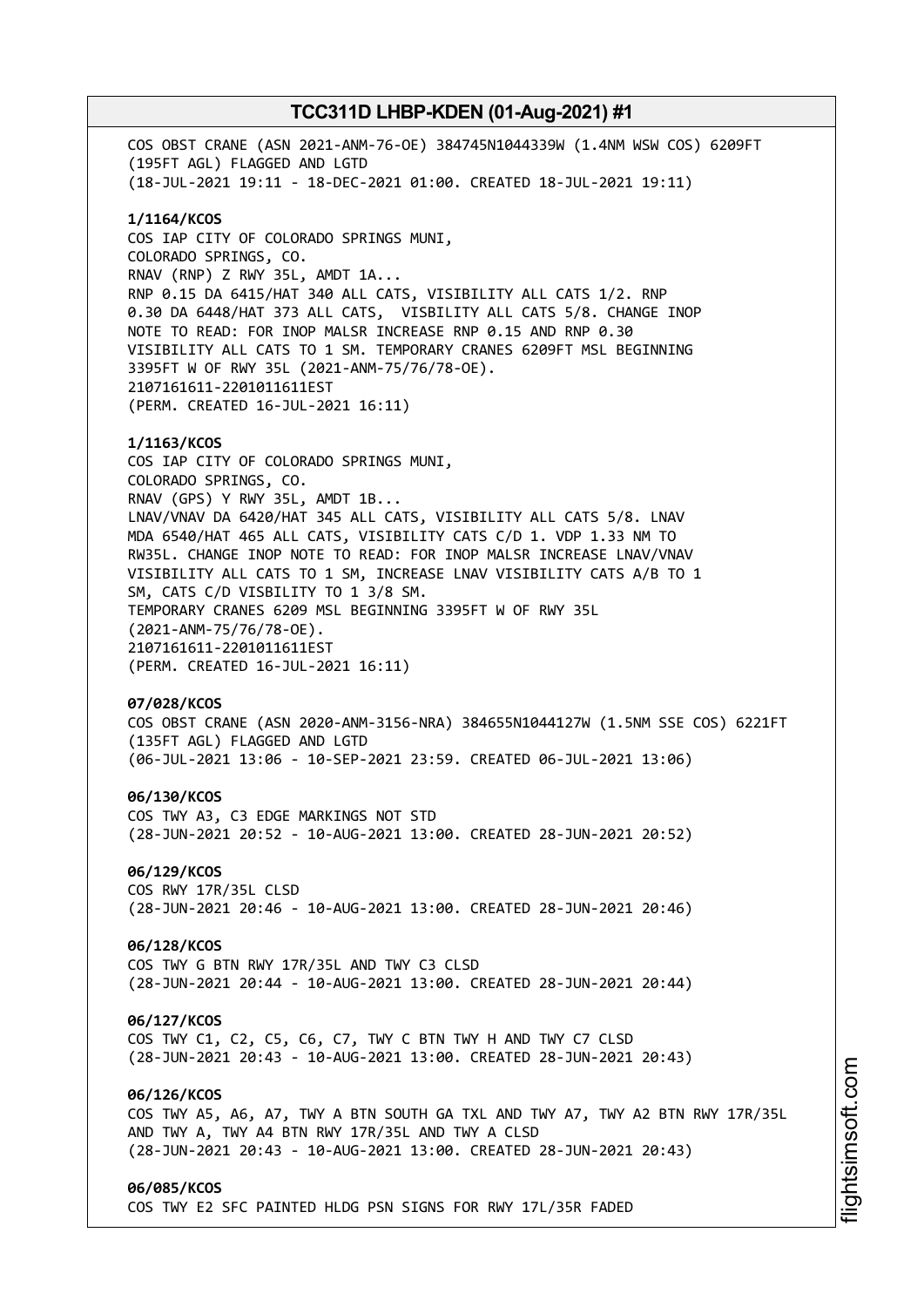COS OBST CRANE (ASN 2021-ANM-76-OE) 384745N1044339W (1.4NM WSW COS) 6209FT (195FT AGL) FLAGGED AND LGTD
(18-JUL-2021 19:11 - 18-DEC-2021 01:00. CREATED 18-JUL-2021 19:11)

**1/1164/KCOS**
COS IAP CITY OF COLORADO SPRINGS MUNI,
COLORADO SPRINGS, CO.
RNAV (RNP) Z RWY 35L, AMDT 1A...
RNP 0.15 DA 6415/HAT 340 ALL CATS, VISIBILITY ALL CATS 1/2. RNP 0.30 DA 6448/HAT 373 ALL CATS, VISBILITY ALL CATS 5/8. CHANGE INOP NOTE TO READ: FOR INOP MALSR INCREASE RNP 0.15 AND RNP 0.30 VISIBILITY ALL CATS TO 1 SM. TEMPORARY CRANES 6209FT MSL BEGINNING 3395FT W OF RWY 35L (2021-ANM-75/76/78-OE).
2107161611-2201011611EST
(PERM. CREATED 16-JUL-2021 16:11)

**1/1163/KCOS**
COS IAP CITY OF COLORADO SPRINGS MUNI,
COLORADO SPRINGS, CO.
RNAV (GPS) Y RWY 35L, AMDT 1B...
LNAV/VNAV DA 6420/HAT 345 ALL CATS, VISIBILITY ALL CATS 5/8. LNAV MDA 6540/HAT 465 ALL CATS, VISIBILITY CATS C/D 1. VDP 1.33 NM TO RW35L. CHANGE INOP NOTE TO READ: FOR INOP MALSR INCREASE LNAV/VNAV VISIBILITY ALL CATS TO 1 SM, INCREASE LNAV VISIBILITY CATS A/B TO 1 SM, CATS C/D VISIBILITY TO 1 3/8 SM.
TEMPORARY CRANES 6209 MSL BEGINNING 3395FT W OF RWY 35L (2021-ANM-75/76/78-OE).
2107161611-2201011611EST
(PERM. CREATED 16-JUL-2021 16:11)

**07/028/KCOS**
COS OBST CRANE (ASN 2020-ANM-3156-NRA) 384655N1044127W (1.5NM SSE COS) 6221FT (135FT AGL) FLAGGED AND LGTD
(06-JUL-2021 13:06 - 10-SEP-2021 23:59. CREATED 06-JUL-2021 13:06)

**06/130/KCOS**
COS TWY A3, C3 EDGE MARKINGS NOT STD
(28-JUN-2021 20:52 - 10-AUG-2021 13:00. CREATED 28-JUN-2021 20:52)

**06/129/KCOS**
COS RWY 17R/35L CLSD
(28-JUN-2021 20:46 - 10-AUG-2021 13:00. CREATED 28-JUN-2021 20:46)

**06/128/KCOS**
COS TWY G BTN RWY 17R/35L AND TWY C3 CLSD
(28-JUN-2021 20:44 - 10-AUG-2021 13:00. CREATED 28-JUN-2021 20:44)

**06/127/KCOS**
COS TWY C1, C2, C5, C6, C7, TWY C BTN TWY H AND TWY C7 CLSD
(28-JUN-2021 20:43 - 10-AUG-2021 13:00. CREATED 28-JUN-2021 20:43)

**06/126/KCOS**
COS TWY A5, A6, A7, TWY A BTN SOUTH GA TXL AND TWY A7, TWY A2 BTN RWY 17R/35L AND TWY A, TWY A4 BTN RWY 17R/35L AND TWY A CLSD
(28-JUN-2021 20:43 - 10-AUG-2021 13:00. CREATED 28-JUN-2021 20:43)

**06/085/KCOS**
COS TWY E2 SFC PAINTED HLDG PSN SIGNS FOR RWY 17L/35R FADED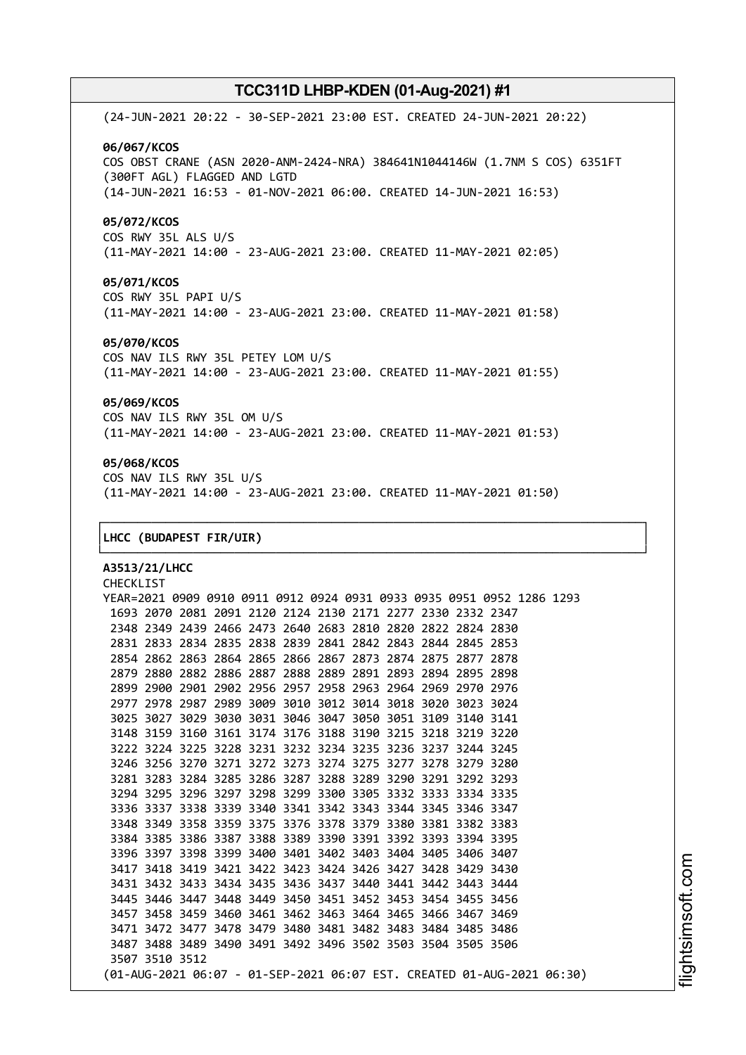(24-JUN-2021 20:22 - 30-SEP-2021 23:00 EST. CREATED 24-JUN-2021 20:22)

**06/067/KCOS**
COS OBST CRANE (ASN 2020-ANM-2424-NRA) 384641N1044146W (1.7NM S COS) 6351FT (300FT AGL) FLAGGED AND LGTD
(14-JUN-2021 16:53 - 01-NOV-2021 06:00. CREATED 14-JUN-2021 16:53)

**05/072/KCOS**
COS RWY 35L ALS U/S
(11-MAY-2021 14:00 - 23-AUG-2021 23:00. CREATED 11-MAY-2021 02:05)

**05/071/KCOS**
COS RWY 35L PAPI U/S
(11-MAY-2021 14:00 - 23-AUG-2021 23:00. CREATED 11-MAY-2021 01:58)

**05/070/KCOS**
COS NAV ILS RWY 35L PETEY LOM U/S
(11-MAY-2021 14:00 - 23-AUG-2021 23:00. CREATED 11-MAY-2021 01:55)

**05/069/KCOS**
COS NAV ILS RWY 35L OM U/S
(11-MAY-2021 14:00 - 23-AUG-2021 23:00. CREATED 11-MAY-2021 01:53)

**05/068/KCOS**
COS NAV ILS RWY 35L U/S
(11-MAY-2021 14:00 - 23-AUG-2021 23:00. CREATED 11-MAY-2021 01:50)

## LHCC (BUDAPEST FIR/UIR)

**A3513/21/LHCC**
CHECKLIST
YEAR=2021 0909 0910 0911 0912 0924 0931 0933 0935 0951 0952 1286 1293 1693 2070 2081 2091 2120 2124 2130 2171 2277 2330 2332 2347 2348 2349 2439 2466 2473 2640 2683 2810 2820 2822 2824 2830 2831 2833 2834 2835 2838 2839 2841 2842 2843 2844 2845 2853 2854 2862 2863 2864 2865 2866 2867 2873 2874 2875 2877 2878 2879 2880 2882 2886 2887 2888 2889 2891 2893 2894 2895 2898 2899 2900 2901 2902 2956 2957 2958 2963 2964 2969 2970 2976 2977 2978 2987 2989 3009 3010 3012 3014 3018 3020 3023 3024 3025 3027 3029 3030 3031 3046 3047 3050 3051 3109 3140 3141 3148 3159 3160 3161 3174 3176 3188 3190 3215 3218 3219 3220 3222 3224 3225 3228 3231 3232 3234 3235 3236 3237 3244 3245 3246 3256 3270 3271 3272 3273 3274 3275 3277 3278 3279 3280 3281 3283 3284 3285 3286 3287 3288 3289 3290 3291 3292 3293 3294 3295 3296 3297 3298 3299 3300 3305 3332 3333 3334 3335 3336 3337 3338 3339 3340 3341 3342 3343 3344 3345 3346 3347 3348 3349 3358 3359 3375 3376 3378 3379 3380 3381 3382 3383 3384 3385 3386 3387 3388 3389 3390 3391 3392 3393 3394 3395 3396 3397 3398 3399 3400 3401 3402 3403 3404 3405 3406 3407 3417 3418 3419 3421 3422 3423 3424 3426 3427 3428 3429 3430 3431 3432 3433 3434 3435 3436 3437 3440 3441 3442 3443 3444 3445 3446 3447 3448 3449 3450 3451 3452 3453 3454 3455 3456 3457 3458 3459 3460 3461 3462 3463 3464 3465 3466 3467 3469 3471 3472 3477 3478 3479 3480 3481 3482 3483 3484 3485 3486 3487 3488 3489 3490 3491 3492 3496 3502 3503 3504 3505 3506 3507 3510 3512
(01-AUG-2021 06:07 - 01-SEP-2021 06:07 EST. CREATED 01-AUG-2021 06:30)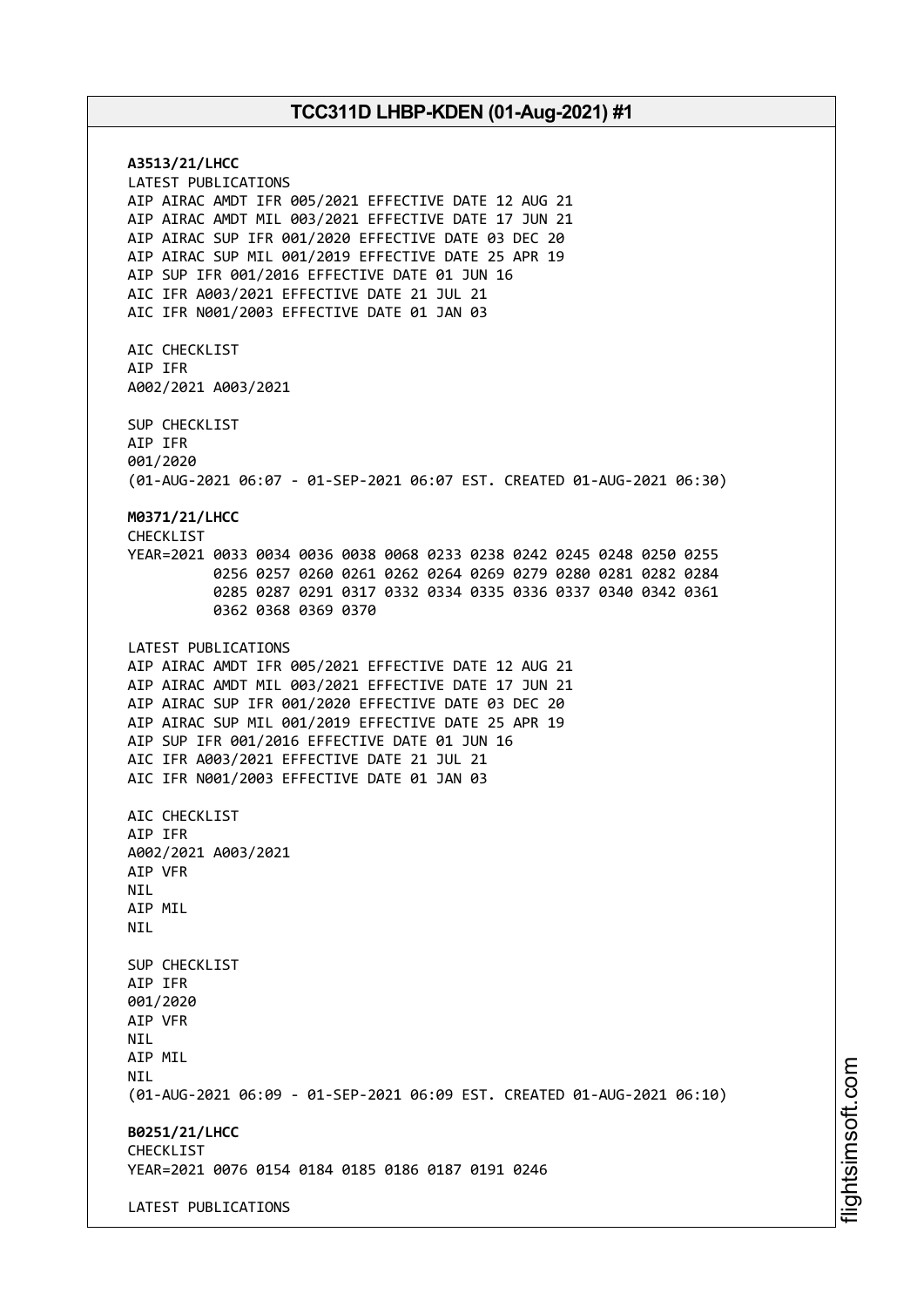**A3513/21/LHCC**
LATEST PUBLICATIONS
AIP AIRAC AMDT IFR 005/2021 EFFECTIVE DATE 12 AUG 21
AIP AIRAC AMDT MIL 003/2021 EFFECTIVE DATE 17 JUN 21
AIP AIRAC SUP IFR 001/2020 EFFECTIVE DATE 03 DEC 20
AIP AIRAC SUP MIL 001/2019 EFFECTIVE DATE 25 APR 19
AIP SUP IFR 001/2016 EFFECTIVE DATE 01 JUN 16
AIC IFR A003/2021 EFFECTIVE DATE 21 JUL 21
AIC IFR N001/2003 EFFECTIVE DATE 01 JAN 03

AIC CHECKLIST
AIP IFR
A002/2021 A003/2021

SUP CHECKLIST
AIP IFR
001/2020
(01-AUG-2021 06:07 - 01-SEP-2021 06:07 EST. CREATED 01-AUG-2021 06:30)

**M0371/21/LHCC**
CHECKLIST
YEAR=2021 0033 0034 0036 0038 0068 0233 0238 0242 0245 0248 0250 0255
0256 0257 0260 0261 0262 0264 0269 0279 0280 0281 0282 0284
0285 0287 0291 0317 0332 0334 0335 0336 0337 0340 0342 0361
0362 0368 0369 0370

LATEST PUBLICATIONS
AIP AIRAC AMDT IFR 005/2021 EFFECTIVE DATE 12 AUG 21
AIP AIRAC AMDT MIL 003/2021 EFFECTIVE DATE 17 JUN 21
AIP AIRAC SUP IFR 001/2020 EFFECTIVE DATE 03 DEC 20
AIP AIRAC SUP MIL 001/2019 EFFECTIVE DATE 25 APR 19
AIP SUP IFR 001/2016 EFFECTIVE DATE 01 JUN 16
AIC IFR A003/2021 EFFECTIVE DATE 21 JUL 21
AIC IFR N001/2003 EFFECTIVE DATE 01 JAN 03

AIC CHECKLIST
AIP IFR
A002/2021 A003/2021
AIP VFR
NIL
AIP MIL
NIL

SUP CHECKLIST
AIP IFR
001/2020
AIP VFR
NIL
AIP MIL
NIL
(01-AUG-2021 06:09 - 01-SEP-2021 06:09 EST. CREATED 01-AUG-2021 06:10)

**B0251/21/LHCC**
CHECKLIST
YEAR=2021 0076 0154 0184 0185 0186 0187 0191 0246

LATEST PUBLICATIONS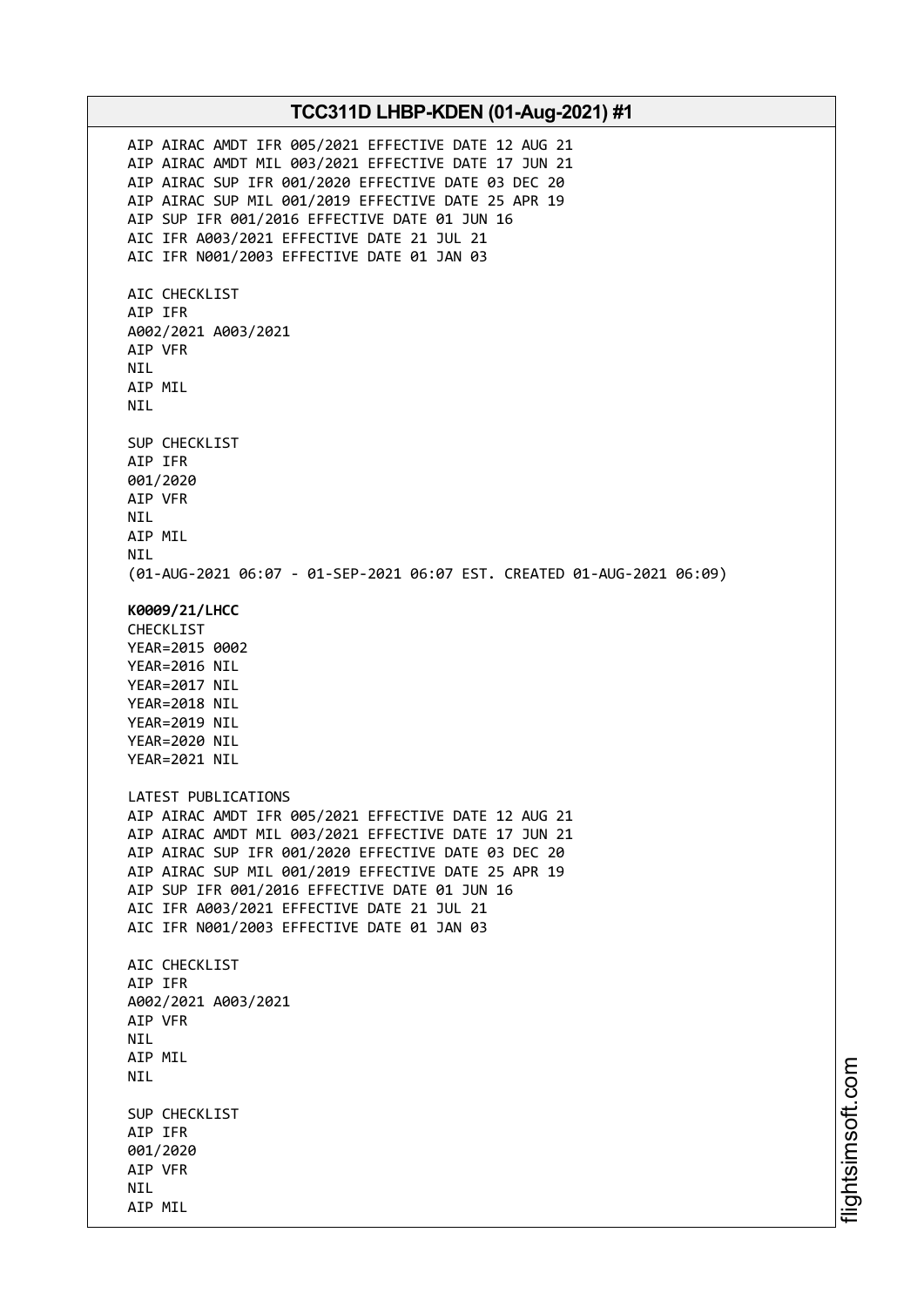AIP AIRAC AMDT IFR 005/2021 EFFECTIVE DATE 12 AUG 21
AIP AIRAC AMDT MIL 003/2021 EFFECTIVE DATE 17 JUN 21
AIP AIRAC SUP IFR 001/2020 EFFECTIVE DATE 03 DEC 20
AIP AIRAC SUP MIL 001/2019 EFFECTIVE DATE 25 APR 19
AIP SUP IFR 001/2016 EFFECTIVE DATE 01 JUN 16
AIC IFR A003/2021 EFFECTIVE DATE 21 JUL 21
AIC IFR N001/2003 EFFECTIVE DATE 01 JAN 03

AIC CHECKLIST
AIP IFR
A002/2021 A003/2021
AIP VFR
NIL
AIP MIL
NIL

SUP CHECKLIST
AIP IFR
001/2020
AIP VFR
NIL
AIP MIL
NIL
(01-AUG-2021 06:07 - 01-SEP-2021 06:07 EST. CREATED 01-AUG-2021 06:09)

**K0009/21/LHCC**
CHECKLIST
YEAR=2015 0002
YEAR=2016 NIL
YEAR=2017 NIL
YEAR=2018 NIL
YEAR=2019 NIL
YEAR=2020 NIL
YEAR=2021 NIL

LATEST PUBLICATIONS
AIP AIRAC AMDT IFR 005/2021 EFFECTIVE DATE 12 AUG 21
AIP AIRAC AMDT MIL 003/2021 EFFECTIVE DATE 17 JUN 21
AIP AIRAC SUP IFR 001/2020 EFFECTIVE DATE 03 DEC 20
AIP AIRAC SUP MIL 001/2019 EFFECTIVE DATE 25 APR 19
AIP SUP IFR 001/2016 EFFECTIVE DATE 01 JUN 16
AIC IFR A003/2021 EFFECTIVE DATE 21 JUL 21
AIC IFR N001/2003 EFFECTIVE DATE 01 JAN 03

AIC CHECKLIST
AIP IFR
A002/2021 A003/2021
AIP VFR
NIL
AIP MIL
NIL

SUP CHECKLIST
AIP IFR
001/2020
AIP VFR
NIL
AIP MIL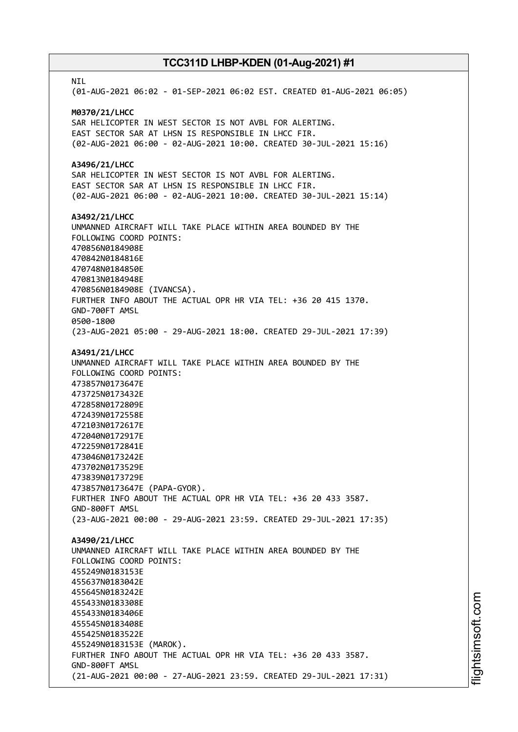NIL
(01-AUG-2021 06:02 - 01-SEP-2021 06:02 EST. CREATED 01-AUG-2021 06:05)

**M0370/21/LHCC**
SAR HELICOPTER IN WEST SECTOR IS NOT AVBL FOR ALERTING.
EAST SECTOR SAR AT LHSN IS RESPONSIBLE IN LHCC FIR.
(02-AUG-2021 06:00 - 02-AUG-2021 10:00. CREATED 30-JUL-2021 15:16)

**A3496/21/LHCC**
SAR HELICOPTER IN WEST SECTOR IS NOT AVBL FOR ALERTING.
EAST SECTOR SAR AT LHSN IS RESPONSIBLE IN LHCC FIR.
(02-AUG-2021 06:00 - 02-AUG-2021 10:00. CREATED 30-JUL-2021 15:14)

**A3492/21/LHCC**
UNMANNED AIRCRAFT WILL TAKE PLACE WITHIN AREA BOUNDED BY THE
FOLLOWING COORD POINTS:
470856N0184908E
470842N0184816E
470748N0184850E
470813N0184948E
470856N0184908E (IVANCSA).
FURTHER INFO ABOUT THE ACTUAL OPR HR VIA TEL: +36 20 415 1370.
GND-700FT AMSL
0500-1800
(23-AUG-2021 05:00 - 29-AUG-2021 18:00. CREATED 29-JUL-2021 17:39)

**A3491/21/LHCC**
UNMANNED AIRCRAFT WILL TAKE PLACE WITHIN AREA BOUNDED BY THE
FOLLOWING COORD POINTS:
473857N0173647E
473725N0173432E
472858N0172809E
472439N0172558E
472103N0172617E
472040N0172917E
472259N0172841E
473046N0173242E
473702N0173529E
473839N0173729E
473857N0173647E (PAPA-GYOR).
FURTHER INFO ABOUT THE ACTUAL OPR HR VIA TEL: +36 20 433 3587.
GND-800FT AMSL
(23-AUG-2021 00:00 - 29-AUG-2021 23:59. CREATED 29-JUL-2021 17:35)

**A3490/21/LHCC**
UNMANNED AIRCRAFT WILL TAKE PLACE WITHIN AREA BOUNDED BY THE
FOLLOWING COORD POINTS:
455249N0183153E
455637N0183042E
455645N0183242E
455433N0183308E
455433N0183406E
455545N0183408E
455425N0183522E
455249N0183153E (MAROK).
FURTHER INFO ABOUT THE ACTUAL OPR HR VIA TEL: +36 20 433 3587.
GND-800FT AMSL
(21-AUG-2021 00:00 - 27-AUG-2021 23:59. CREATED 29-JUL-2021 17:31)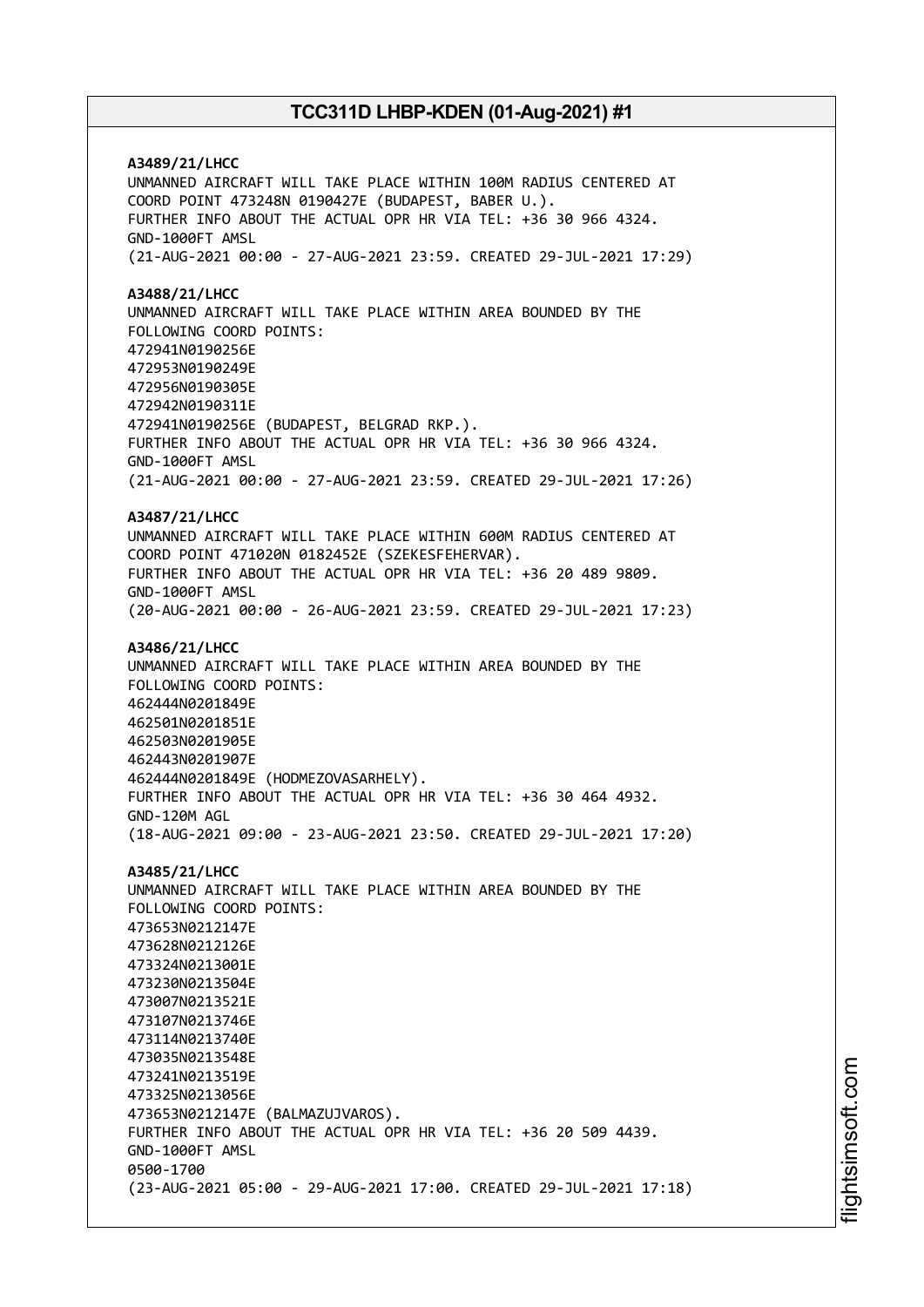**A3489/21/LHCC**
UNMANNED AIRCRAFT WILL TAKE PLACE WITHIN 100M RADIUS CENTERED AT COORD POINT 473248N 0190427E (BUDAPEST, BABER U.).
FURTHER INFO ABOUT THE ACTUAL OPR HR VIA TEL: +36 30 966 4324.
GND-1000FT AMSL
(21-AUG-2021 00:00 - 27-AUG-2021 23:59. CREATED 29-JUL-2021 17:29)

**A3488/21/LHCC**
UNMANNED AIRCRAFT WILL TAKE PLACE WITHIN AREA BOUNDED BY THE FOLLOWING COORD POINTS:
472941N0190256E
472953N0190249E
472956N0190305E
472942N0190311E
472941N0190256E (BUDAPEST, BELGRAD RKP.).
FURTHER INFO ABOUT THE ACTUAL OPR HR VIA TEL: +36 30 966 4324.
GND-1000FT AMSL
(21-AUG-2021 00:00 - 27-AUG-2021 23:59. CREATED 29-JUL-2021 17:26)

**A3487/21/LHCC**
UNMANNED AIRCRAFT WILL TAKE PLACE WITHIN 600M RADIUS CENTERED AT COORD POINT 471020N 0182452E (SZEKESFEHERVAR).
FURTHER INFO ABOUT THE ACTUAL OPR HR VIA TEL: +36 20 489 9809.
GND-1000FT AMSL
(20-AUG-2021 00:00 - 26-AUG-2021 23:59. CREATED 29-JUL-2021 17:23)

**A3486/21/LHCC**
UNMANNED AIRCRAFT WILL TAKE PLACE WITHIN AREA BOUNDED BY THE FOLLOWING COORD POINTS:
462444N0201849E
462501N0201851E
462503N0201905E
462443N0201907E
462444N0201849E (HODMEZOVASARHELY).
FURTHER INFO ABOUT THE ACTUAL OPR HR VIA TEL: +36 30 464 4932.
GND-120M AGL
(18-AUG-2021 09:00 - 23-AUG-2021 23:50. CREATED 29-JUL-2021 17:20)

**A3485/21/LHCC**
UNMANNED AIRCRAFT WILL TAKE PLACE WITHIN AREA BOUNDED BY THE FOLLOWING COORD POINTS:
473653N0212147E
473628N0212126E
473324N0213001E
473230N0213504E
473007N0213521E
473107N0213746E
473114N0213740E
473035N0213548E
473241N0213519E
473325N0213056E
473653N0212147E (BALMAZUJVAROS).
FURTHER INFO ABOUT THE ACTUAL OPR HR VIA TEL: +36 20 509 4439.
GND-1000FT AMSL
0500-1700
(23-AUG-2021 05:00 - 29-AUG-2021 17:00. CREATED 29-JUL-2021 17:18)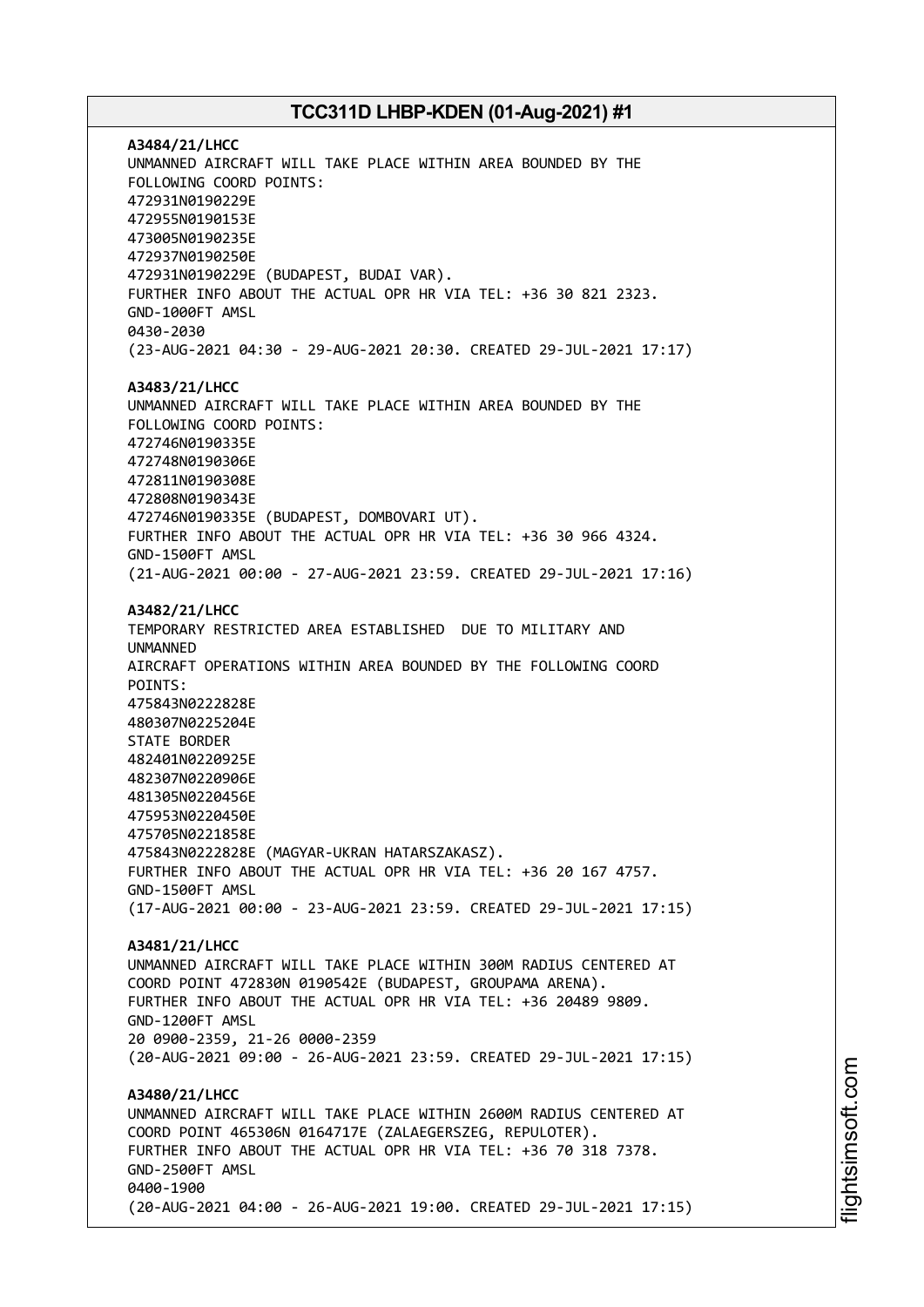**A3484/21/LHCC**
UNMANNED AIRCRAFT WILL TAKE PLACE WITHIN AREA BOUNDED BY THE
FOLLOWING COORD POINTS:
472931N0190229E
472955N0190153E
473005N0190235E
472937N0190250E
472931N0190229E (BUDAPEST, BUDAI VAR).
FURTHER INFO ABOUT THE ACTUAL OPR HR VIA TEL: +36 30 821 2323.
GND-1000FT AMSL
0430-2030
(23-AUG-2021 04:30 - 29-AUG-2021 20:30. CREATED 29-JUL-2021 17:17)

**A3483/21/LHCC**
UNMANNED AIRCRAFT WILL TAKE PLACE WITHIN AREA BOUNDED BY THE
FOLLOWING COORD POINTS:
472746N0190335E
472748N0190306E
472811N0190308E
472808N0190343E
472746N0190335E (BUDAPEST, DOMBOVARI UT).
FURTHER INFO ABOUT THE ACTUAL OPR HR VIA TEL: +36 30 966 4324.
GND-1500FT AMSL
(21-AUG-2021 00:00 - 27-AUG-2021 23:59. CREATED 29-JUL-2021 17:16)

**A3482/21/LHCC**
TEMPORARY RESTRICTED AREA ESTABLISHED DUE TO MILITARY AND
UNMANNED
AIRCRAFT OPERATIONS WITHIN AREA BOUNDED BY THE FOLLOWING COORD
POINTS:
475843N0222828E
480307N0225204E
STATE BORDER
482401N0220925E
482307N0220906E
481305N0220456E
475953N0220450E
475705N0221858E
475843N0222828E (MAGYAR-UKRAN HATARSZAKASZ).
FURTHER INFO ABOUT THE ACTUAL OPR HR VIA TEL: +36 20 167 4757.
GND-1500FT AMSL
(17-AUG-2021 00:00 - 23-AUG-2021 23:59. CREATED 29-JUL-2021 17:15)

**A3481/21/LHCC**
UNMANNED AIRCRAFT WILL TAKE PLACE WITHIN 300M RADIUS CENTERED AT
COORD POINT 472830N 0190542E (BUDAPEST, GROUPAMA ARENA).
FURTHER INFO ABOUT THE ACTUAL OPR HR VIA TEL: +36 20489 9809.
GND-1200FT AMSL
20 0900-2359, 21-26 0000-2359
(20-AUG-2021 09:00 - 26-AUG-2021 23:59. CREATED 29-JUL-2021 17:15)

**A3480/21/LHCC**
UNMANNED AIRCRAFT WILL TAKE PLACE WITHIN 2600M RADIUS CENTERED AT
COORD POINT 465306N 0164717E (ZALAEGERSZEG, REPULOTER).
FURTHER INFO ABOUT THE ACTUAL OPR HR VIA TEL: +36 70 318 7378.
GND-2500FT AMSL
0400-1900
(20-AUG-2021 04:00 - 26-AUG-2021 19:00. CREATED 29-JUL-2021 17:15)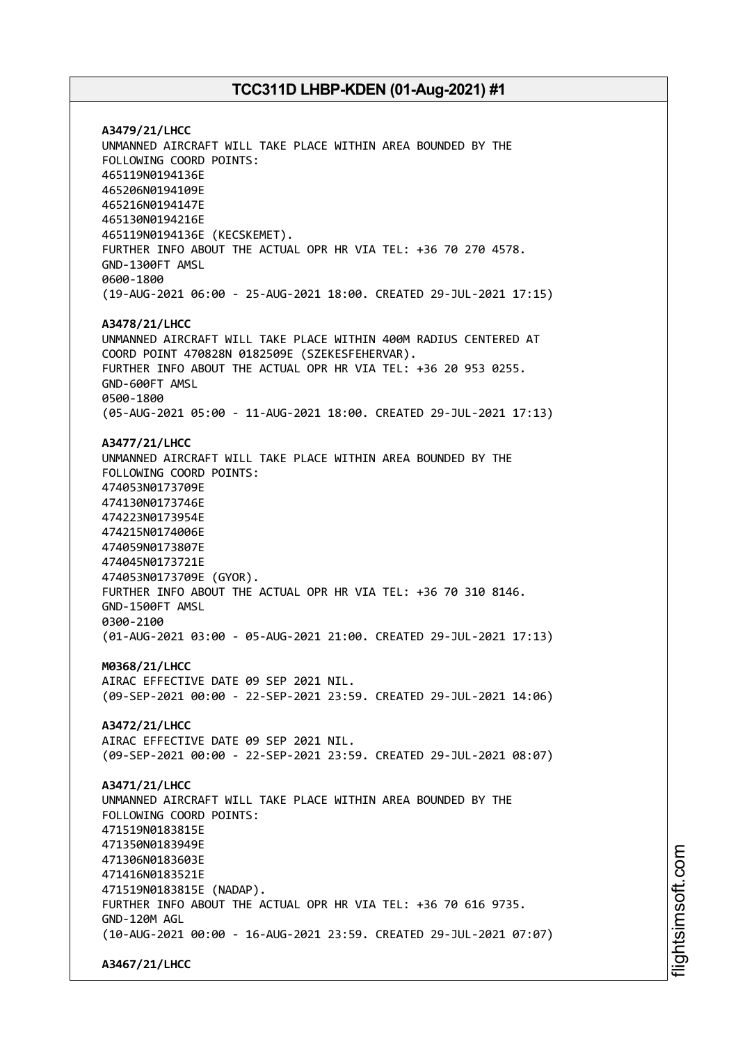**A3479/21/LHCC**
UNMANNED AIRCRAFT WILL TAKE PLACE WITHIN AREA BOUNDED BY THE
FOLLOWING COORD POINTS:
465119N0194136E
465206N0194109E
465216N0194147E
465130N0194216E
465119N0194136E (KECSKEMET).
FURTHER INFO ABOUT THE ACTUAL OPR HR VIA TEL: +36 70 270 4578.
GND-1300FT AMSL
0600-1800
(19-AUG-2021 06:00 - 25-AUG-2021 18:00. CREATED 29-JUL-2021 17:15)

**A3478/21/LHCC**
UNMANNED AIRCRAFT WILL TAKE PLACE WITHIN 400M RADIUS CENTERED AT
COORD POINT 470828N 0182509E (SZEKESFEHERVAR).
FURTHER INFO ABOUT THE ACTUAL OPR HR VIA TEL: +36 20 953 0255.
GND-600FT AMSL
0500-1800
(05-AUG-2021 05:00 - 11-AUG-2021 18:00. CREATED 29-JUL-2021 17:13)

**A3477/21/LHCC**
UNMANNED AIRCRAFT WILL TAKE PLACE WITHIN AREA BOUNDED BY THE
FOLLOWING COORD POINTS:
474053N0173709E
474130N0173746E
474223N0173954E
474215N0174006E
474059N0173807E
474045N0173721E
474053N0173709E (GYOR).
FURTHER INFO ABOUT THE ACTUAL OPR HR VIA TEL: +36 70 310 8146.
GND-1500FT AMSL
0300-2100
(01-AUG-2021 03:00 - 05-AUG-2021 21:00. CREATED 29-JUL-2021 17:13)

**M0368/21/LHCC**
AIRAC EFFECTIVE DATE 09 SEP 2021 NIL.
(09-SEP-2021 00:00 - 22-SEP-2021 23:59. CREATED 29-JUL-2021 14:06)

**A3472/21/LHCC**
AIRAC EFFECTIVE DATE 09 SEP 2021 NIL.
(09-SEP-2021 00:00 - 22-SEP-2021 23:59. CREATED 29-JUL-2021 08:07)

**A3471/21/LHCC**
UNMANNED AIRCRAFT WILL TAKE PLACE WITHIN AREA BOUNDED BY THE
FOLLOWING COORD POINTS:
471519N0183815E
471350N0183949E
471306N0183603E
471416N0183521E
471519N0183815E (NADAP).
FURTHER INFO ABOUT THE ACTUAL OPR HR VIA TEL: +36 70 616 9735.
GND-120M AGL
(10-AUG-2021 00:00 - 16-AUG-2021 23:59. CREATED 29-JUL-2021 07:07)

**A3467/21/LHCC**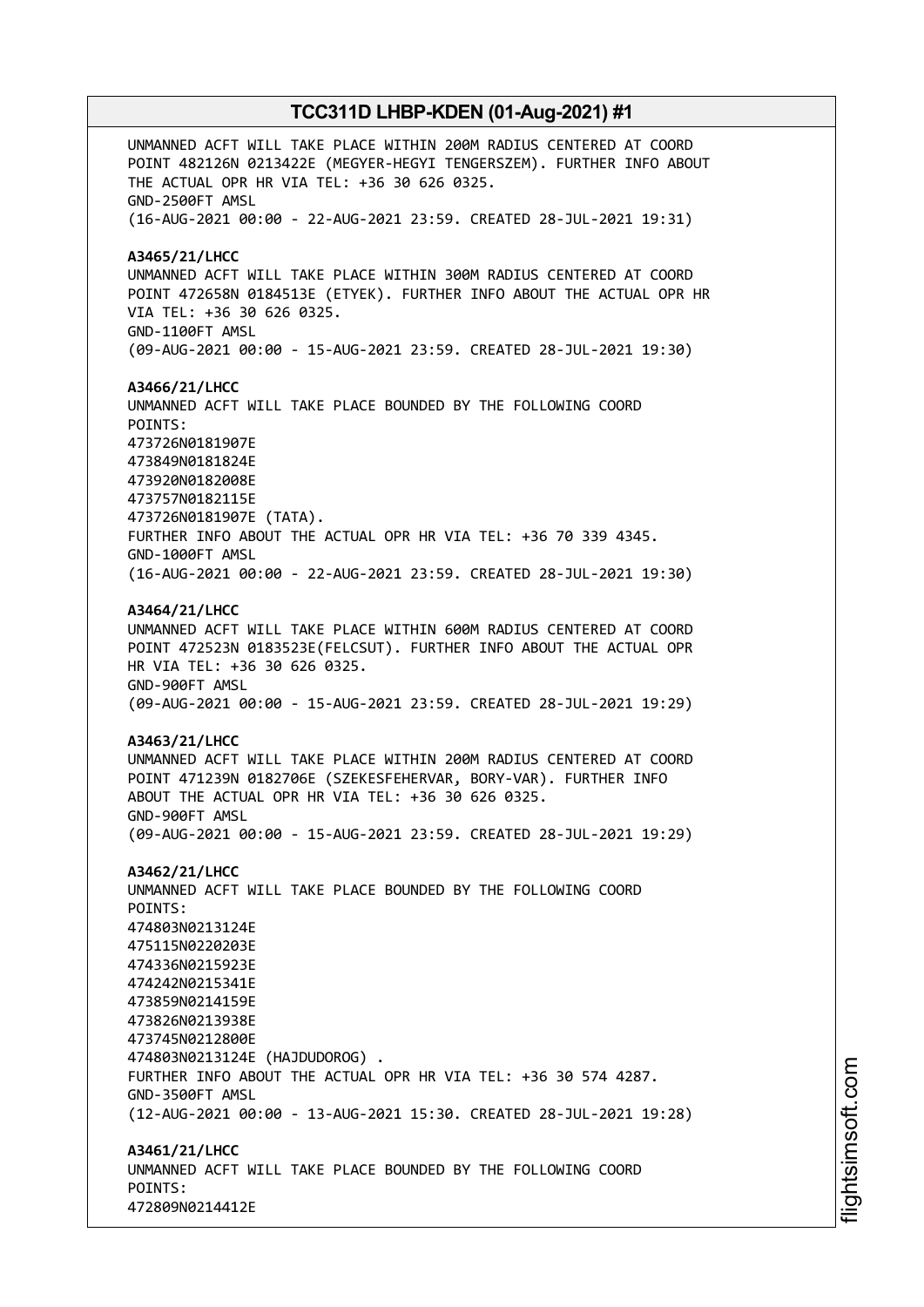UNMANNED ACFT WILL TAKE PLACE WITHIN 200M RADIUS CENTERED AT COORD POINT 482126N 0213422E (MEGYER-HEGYI TENGERSZEM). FURTHER INFO ABOUT THE ACTUAL OPR HR VIA TEL: +36 30 626 0325.
GND-2500FT AMSL
(16-AUG-2021 00:00 - 22-AUG-2021 23:59. CREATED 28-JUL-2021 19:31)

**A3465/21/LHCC**
UNMANNED ACFT WILL TAKE PLACE WITHIN 300M RADIUS CENTERED AT COORD POINT 472658N 0184513E (ETYEK). FURTHER INFO ABOUT THE ACTUAL OPR HR VIA TEL: +36 30 626 0325.
GND-1100FT AMSL
(09-AUG-2021 00:00 - 15-AUG-2021 23:59. CREATED 28-JUL-2021 19:30)

**A3466/21/LHCC**
UNMANNED ACFT WILL TAKE PLACE BOUNDED BY THE FOLLOWING COORD POINTS:
473726N0181907E
473849N0181824E
473920N0182008E
473757N0182115E
473726N0181907E (TATA).
FURTHER INFO ABOUT THE ACTUAL OPR HR VIA TEL: +36 70 339 4345.
GND-1000FT AMSL
(16-AUG-2021 00:00 - 22-AUG-2021 23:59. CREATED 28-JUL-2021 19:30)

**A3464/21/LHCC**
UNMANNED ACFT WILL TAKE PLACE WITHIN 600M RADIUS CENTERED AT COORD POINT 472523N 0183523E(FELCSUT). FURTHER INFO ABOUT THE ACTUAL OPR HR VIA TEL: +36 30 626 0325.
GND-900FT AMSL
(09-AUG-2021 00:00 - 15-AUG-2021 23:59. CREATED 28-JUL-2021 19:29)

**A3463/21/LHCC**
UNMANNED ACFT WILL TAKE PLACE WITHIN 200M RADIUS CENTERED AT COORD POINT 471239N 0182706E (SZEKESFEHERVAR, BORY-VAR). FURTHER INFO ABOUT THE ACTUAL OPR HR VIA TEL: +36 30 626 0325.
GND-900FT AMSL
(09-AUG-2021 00:00 - 15-AUG-2021 23:59. CREATED 28-JUL-2021 19:29)

**A3462/21/LHCC**
UNMANNED ACFT WILL TAKE PLACE BOUNDED BY THE FOLLOWING COORD POINTS:
474803N0213124E
475115N0220203E
474336N0215923E
474242N0215341E
473859N0214159E
473826N0213938E
473745N0212800E
474803N0213124E (HAJDUDOROG) .
FURTHER INFO ABOUT THE ACTUAL OPR HR VIA TEL: +36 30 574 4287.
GND-3500FT AMSL
(12-AUG-2021 00:00 - 13-AUG-2021 15:30. CREATED 28-JUL-2021 19:28)

**A3461/21/LHCC**
UNMANNED ACFT WILL TAKE PLACE BOUNDED BY THE FOLLOWING COORD POINTS:
472809N0214412E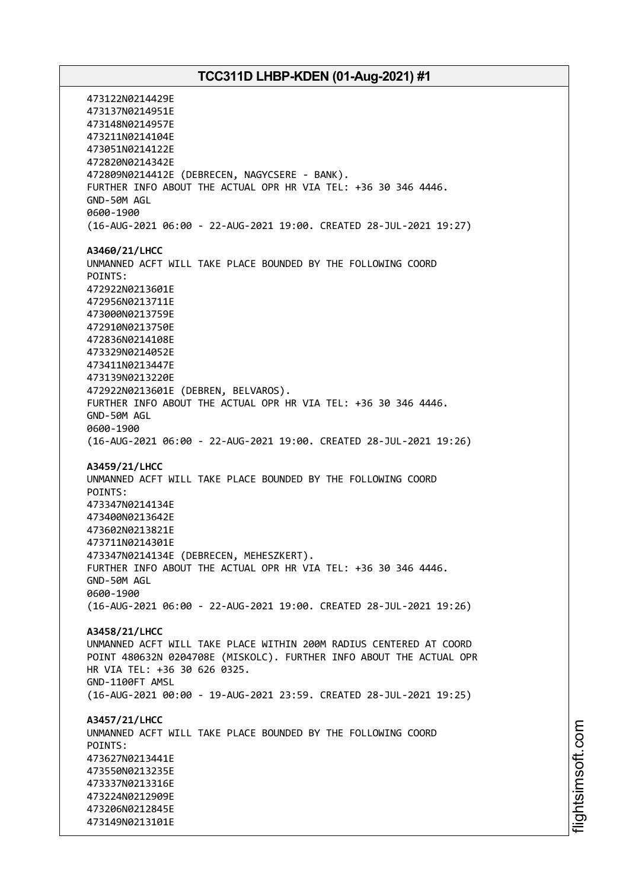473122N0214429E
473137N0214951E
473148N0214957E
473211N0214104E
473051N0214122E
472820N0214342E
472809N0214412E (DEBRECEN, NAGYCSERE - BANK).
FURTHER INFO ABOUT THE ACTUAL OPR HR VIA TEL: +36 30 346 4446.
GND-50M AGL
0600-1900
(16-AUG-2021 06:00 - 22-AUG-2021 19:00. CREATED 28-JUL-2021 19:27)

**A3460/21/LHCC**
UNMANNED ACFT WILL TAKE PLACE BOUNDED BY THE FOLLOWING COORD POINTS:
472922N0213601E
472956N0213711E
473000N0213759E
472910N0213750E
472836N0214108E
473329N0214052E
473411N0213447E
473139N0213220E
472922N0213601E (DEBREN, BELVAROS).
FURTHER INFO ABOUT THE ACTUAL OPR HR VIA TEL: +36 30 346 4446.
GND-50M AGL
0600-1900
(16-AUG-2021 06:00 - 22-AUG-2021 19:00. CREATED 28-JUL-2021 19:26)

**A3459/21/LHCC**
UNMANNED ACFT WILL TAKE PLACE BOUNDED BY THE FOLLOWING COORD POINTS:
473347N0214134E
473400N0213642E
473602N0213821E
473711N0214301E
473347N0214134E (DEBRECEN, MEHESZKERT).
FURTHER INFO ABOUT THE ACTUAL OPR HR VIA TEL: +36 30 346 4446.
GND-50M AGL
0600-1900
(16-AUG-2021 06:00 - 22-AUG-2021 19:00. CREATED 28-JUL-2021 19:26)

**A3458/21/LHCC**
UNMANNED ACFT WILL TAKE PLACE WITHIN 200M RADIUS CENTERED AT COORD POINT 480632N 0204708E (MISKOLC). FURTHER INFO ABOUT THE ACTUAL OPR HR VIA TEL: +36 30 626 0325.
GND-1100FT AMSL
(16-AUG-2021 00:00 - 19-AUG-2021 23:59. CREATED 28-JUL-2021 19:25)

**A3457/21/LHCC**
UNMANNED ACFT WILL TAKE PLACE BOUNDED BY THE FOLLOWING COORD POINTS:
473627N0213441E
473550N0213235E
473337N0213316E
473224N0212909E
473206N0212845E
473149N0213101E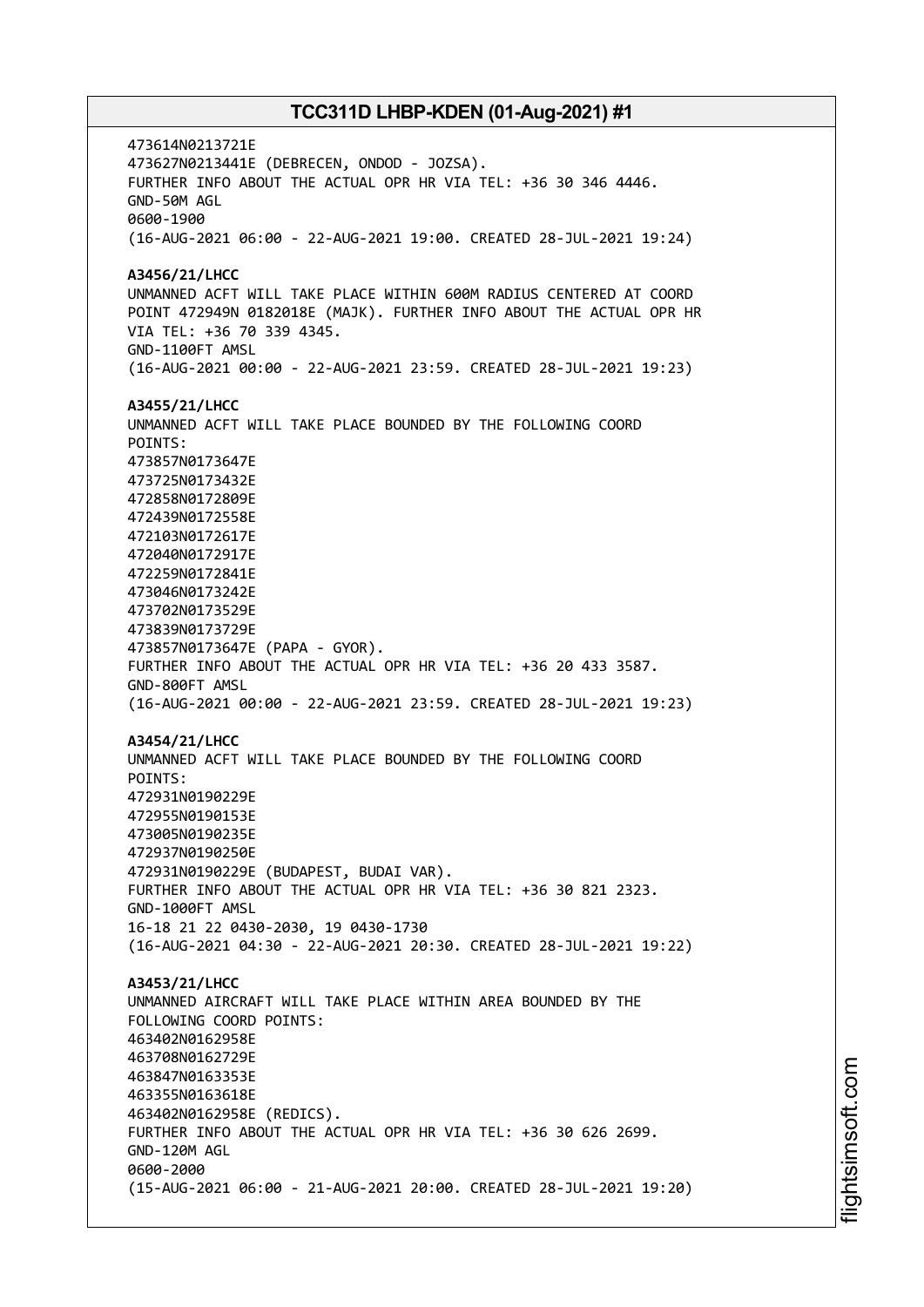473614N0213721E
473627N0213441E (DEBRECEN, ONDOD - JOZSA).
FURTHER INFO ABOUT THE ACTUAL OPR HR VIA TEL: +36 30 346 4446.
GND-50M AGL
0600-1900
(16-AUG-2021 06:00 - 22-AUG-2021 19:00. CREATED 28-JUL-2021 19:24)

**A3456/21/LHCC**
UNMANNED ACFT WILL TAKE PLACE WITHIN 600M RADIUS CENTERED AT COORD POINT 472949N 0182018E (MAJK). FURTHER INFO ABOUT THE ACTUAL OPR HR VIA TEL: +36 70 339 4345.
GND-1100FT AMSL
(16-AUG-2021 00:00 - 22-AUG-2021 23:59. CREATED 28-JUL-2021 19:23)

**A3455/21/LHCC**
UNMANNED ACFT WILL TAKE PLACE BOUNDED BY THE FOLLOWING COORD POINTS:
473857N0173647E
473725N0173432E
472858N0172809E
472439N0172558E
472103N0172617E
472040N0172917E
472259N0172841E
473046N0173242E
473702N0173529E
473839N0173729E
473857N0173647E (PAPA - GYOR).
FURTHER INFO ABOUT THE ACTUAL OPR HR VIA TEL: +36 20 433 3587.
GND-800FT AMSL
(16-AUG-2021 00:00 - 22-AUG-2021 23:59. CREATED 28-JUL-2021 19:23)

**A3454/21/LHCC**
UNMANNED ACFT WILL TAKE PLACE BOUNDED BY THE FOLLOWING COORD POINTS:
472931N0190229E
472955N0190153E
473005N0190235E
472937N0190250E
472931N0190229E (BUDAPEST, BUDAI VAR).
FURTHER INFO ABOUT THE ACTUAL OPR HR VIA TEL: +36 30 821 2323.
GND-1000FT AMSL
16-18 21 22 0430-2030, 19 0430-1730
(16-AUG-2021 04:30 - 22-AUG-2021 20:30. CREATED 28-JUL-2021 19:22)

**A3453/21/LHCC**
UNMANNED AIRCRAFT WILL TAKE PLACE WITHIN AREA BOUNDED BY THE FOLLOWING COORD POINTS:
463402N0162958E
463708N0162729E
463847N0163353E
463355N0163618E
463402N0162958E (REDICS).
FURTHER INFO ABOUT THE ACTUAL OPR HR VIA TEL: +36 30 626 2699.
GND-120M AGL
0600-2000
(15-AUG-2021 06:00 - 21-AUG-2021 20:00. CREATED 28-JUL-2021 19:20)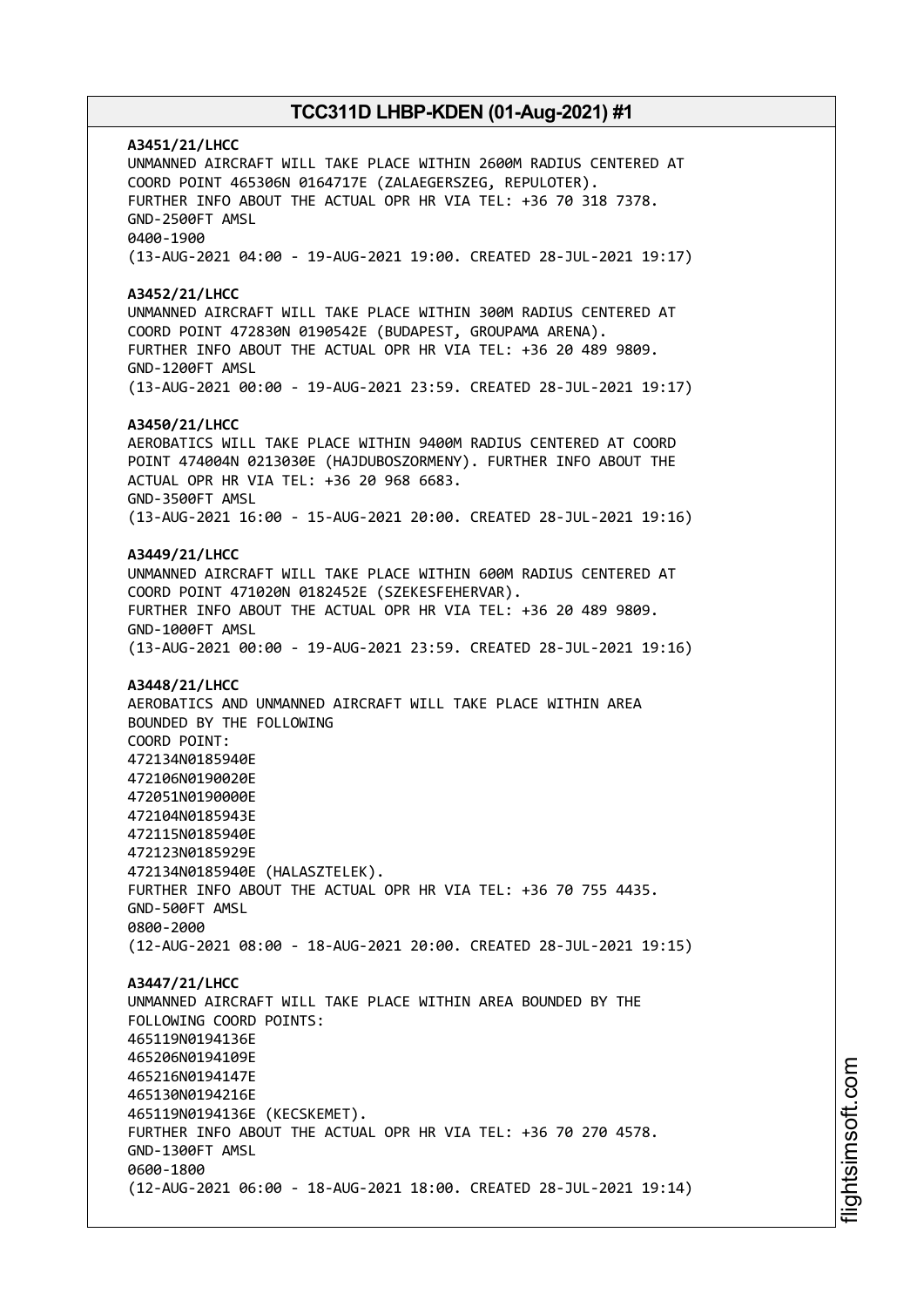**A3451/21/LHCC**
UNMANNED AIRCRAFT WILL TAKE PLACE WITHIN 2600M RADIUS CENTERED AT
COORD POINT 465306N 0164717E (ZALAEGERSZEG, REPULOTER).
FURTHER INFO ABOUT THE ACTUAL OPR HR VIA TEL: +36 70 318 7378.
GND-2500FT AMSL
0400-1900
(13-AUG-2021 04:00 - 19-AUG-2021 19:00. CREATED 28-JUL-2021 19:17)

**A3452/21/LHCC**
UNMANNED AIRCRAFT WILL TAKE PLACE WITHIN 300M RADIUS CENTERED AT
COORD POINT 472830N 0190542E (BUDAPEST, GROUPAMA ARENA).
FURTHER INFO ABOUT THE ACTUAL OPR HR VIA TEL: +36 20 489 9809.
GND-1200FT AMSL
(13-AUG-2021 00:00 - 19-AUG-2021 23:59. CREATED 28-JUL-2021 19:17)

**A3450/21/LHCC**
AEROBATICS WILL TAKE PLACE WITHIN 9400M RADIUS CENTERED AT COORD
POINT 474004N 0213030E (HAJDUBOSZORMENY). FURTHER INFO ABOUT THE
ACTUAL OPR HR VIA TEL: +36 20 968 6683.
GND-3500FT AMSL
(13-AUG-2021 16:00 - 15-AUG-2021 20:00. CREATED 28-JUL-2021 19:16)

**A3449/21/LHCC**
UNMANNED AIRCRAFT WILL TAKE PLACE WITHIN 600M RADIUS CENTERED AT
COORD POINT 471020N 0182452E (SZEKESFEHERVAR).
FURTHER INFO ABOUT THE ACTUAL OPR HR VIA TEL: +36 20 489 9809.
GND-1000FT AMSL
(13-AUG-2021 00:00 - 19-AUG-2021 23:59. CREATED 28-JUL-2021 19:16)

**A3448/21/LHCC**
AEROBATICS AND UNMANNED AIRCRAFT WILL TAKE PLACE WITHIN AREA
BOUNDED BY THE FOLLOWING
COORD POINT:
472134N0185940E
472106N0190020E
472051N0190000E
472104N0185943E
472115N0185940E
472123N0185929E
472134N0185940E (HALASZTELEK).
FURTHER INFO ABOUT THE ACTUAL OPR HR VIA TEL: +36 70 755 4435.
GND-500FT AMSL
0800-2000
(12-AUG-2021 08:00 - 18-AUG-2021 20:00. CREATED 28-JUL-2021 19:15)

**A3447/21/LHCC**
UNMANNED AIRCRAFT WILL TAKE PLACE WITHIN AREA BOUNDED BY THE
FOLLOWING COORD POINTS:
465119N0194136E
465206N0194109E
465216N0194147E
465130N0194216E
465119N0194136E (KECSKEMET).
FURTHER INFO ABOUT THE ACTUAL OPR HR VIA TEL: +36 70 270 4578.
GND-1300FT AMSL
0600-1800
(12-AUG-2021 06:00 - 18-AUG-2021 18:00. CREATED 28-JUL-2021 19:14)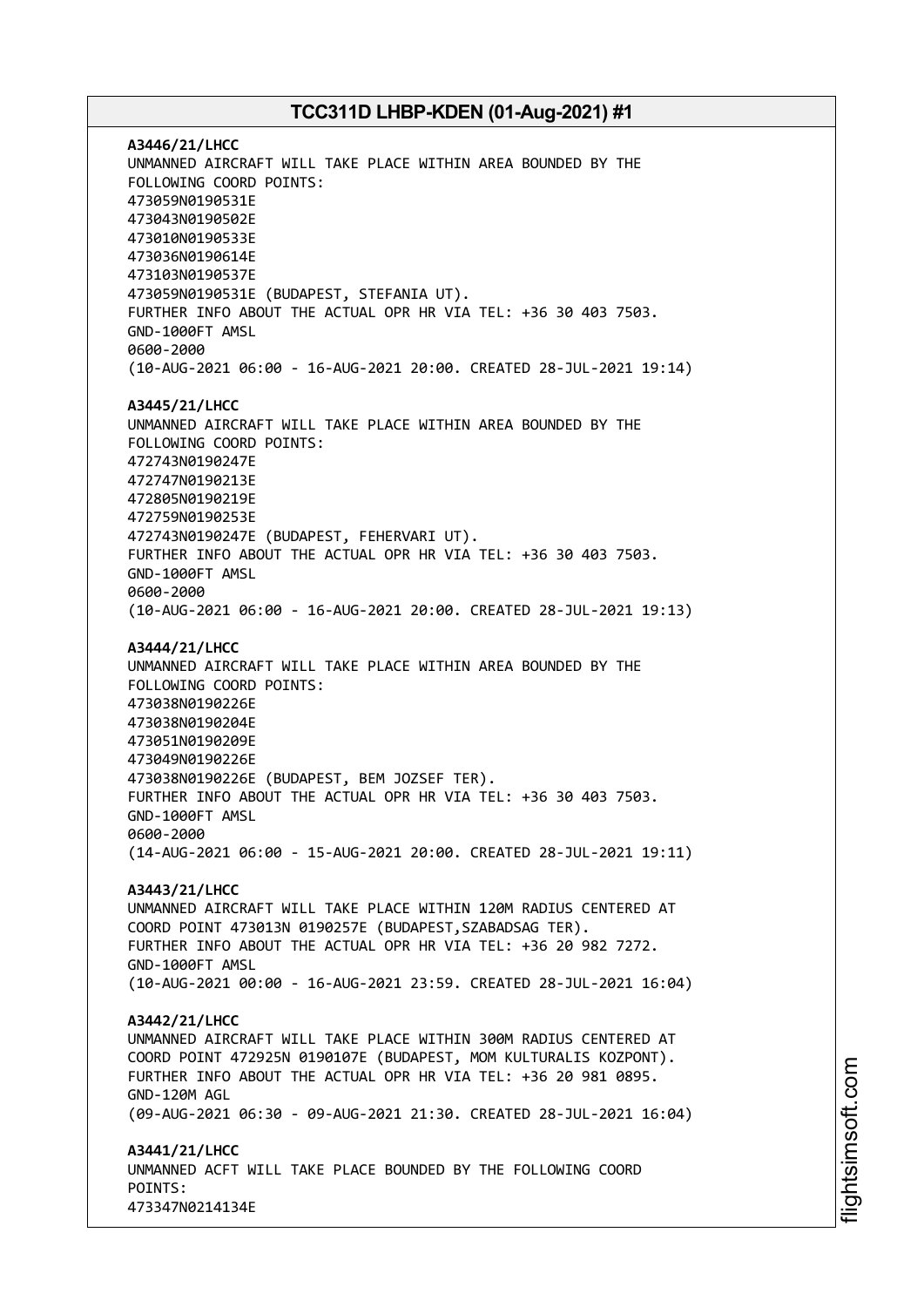**A3446/21/LHCC**
UNMANNED AIRCRAFT WILL TAKE PLACE WITHIN AREA BOUNDED BY THE FOLLOWING COORD POINTS:
473059N0190531E
473043N0190502E
473010N0190533E
473036N0190614E
473103N0190537E
473059N0190531E (BUDAPEST, STEFANIA UT).
FURTHER INFO ABOUT THE ACTUAL OPR HR VIA TEL: +36 30 403 7503.
GND-1000FT AMSL
0600-2000
(10-AUG-2021 06:00 - 16-AUG-2021 20:00. CREATED 28-JUL-2021 19:14)

**A3445/21/LHCC**
UNMANNED AIRCRAFT WILL TAKE PLACE WITHIN AREA BOUNDED BY THE FOLLOWING COORD POINTS:
472743N0190247E
472747N0190213E
472805N0190219E
472759N0190253E
472743N0190247E (BUDAPEST, FEHERVARI UT).
FURTHER INFO ABOUT THE ACTUAL OPR HR VIA TEL: +36 30 403 7503.
GND-1000FT AMSL
0600-2000
(10-AUG-2021 06:00 - 16-AUG-2021 20:00. CREATED 28-JUL-2021 19:13)

**A3444/21/LHCC**
UNMANNED AIRCRAFT WILL TAKE PLACE WITHIN AREA BOUNDED BY THE FOLLOWING COORD POINTS:
473038N0190226E
473038N0190204E
473051N0190209E
473049N0190226E
473038N0190226E (BUDAPEST, BEM JOZSEF TER).
FURTHER INFO ABOUT THE ACTUAL OPR HR VIA TEL: +36 30 403 7503.
GND-1000FT AMSL
0600-2000
(14-AUG-2021 06:00 - 15-AUG-2021 20:00. CREATED 28-JUL-2021 19:11)

**A3443/21/LHCC**
UNMANNED AIRCRAFT WILL TAKE PLACE WITHIN 120M RADIUS CENTERED AT COORD POINT 473013N 0190257E (BUDAPEST,SZABADSAG TER).
FURTHER INFO ABOUT THE ACTUAL OPR HR VIA TEL: +36 20 982 7272.
GND-1000FT AMSL
(10-AUG-2021 00:00 - 16-AUG-2021 23:59. CREATED 28-JUL-2021 16:04)

**A3442/21/LHCC**
UNMANNED AIRCRAFT WILL TAKE PLACE WITHIN 300M RADIUS CENTERED AT COORD POINT 472925N 0190107E (BUDAPEST, MOM KULTURALIS KOZPONT).
FURTHER INFO ABOUT THE ACTUAL OPR HR VIA TEL: +36 20 981 0895.
GND-120M AGL
(09-AUG-2021 06:30 - 09-AUG-2021 21:30. CREATED 28-JUL-2021 16:04)

**A3441/21/LHCC**
UNMANNED ACFT WILL TAKE PLACE BOUNDED BY THE FOLLOWING COORD POINTS:
473347N0214134E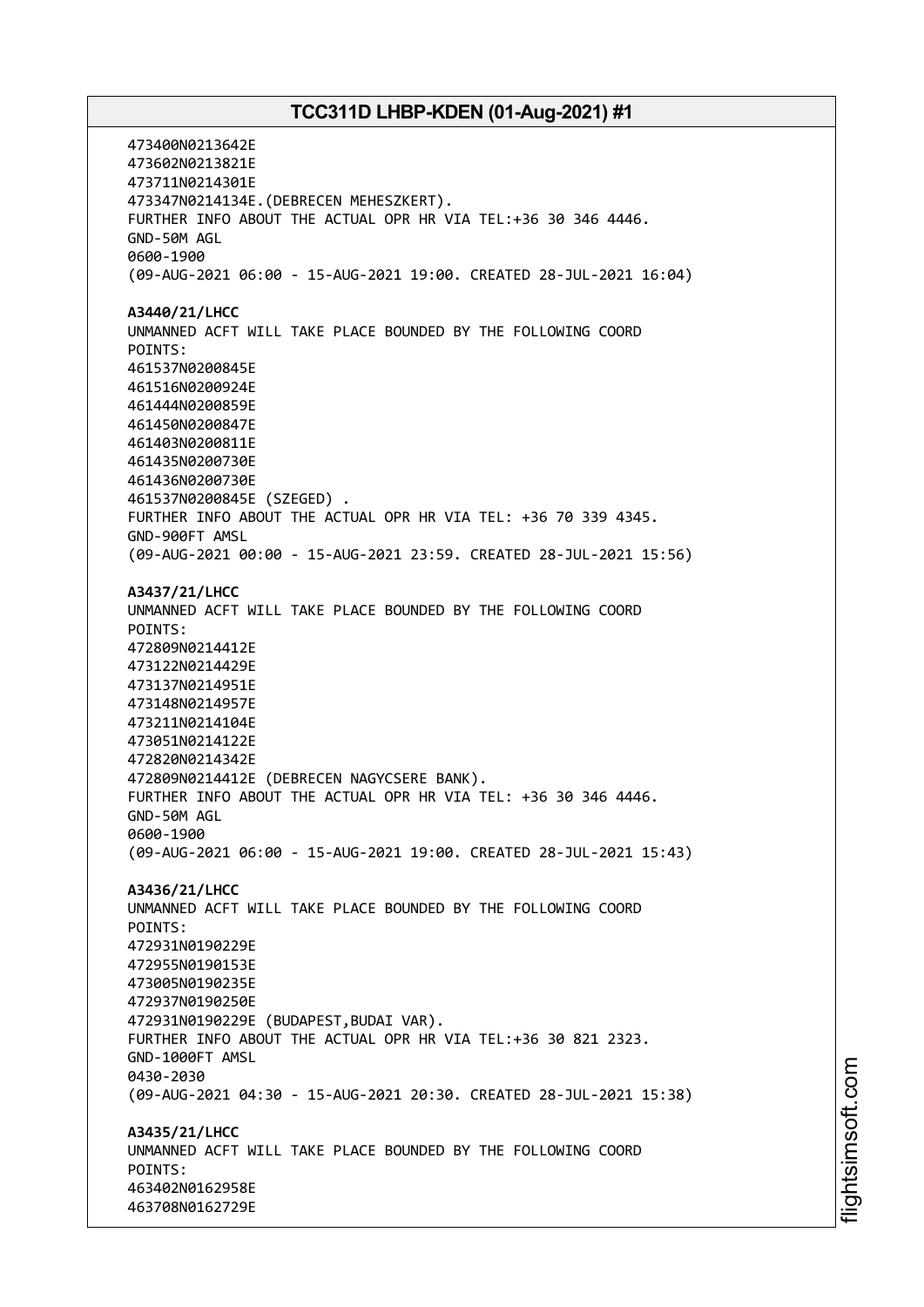473400N0213642E
473602N0213821E
473711N0214301E
473347N0214134E.(DEBRECEN MEHESZKERT).
FURTHER INFO ABOUT THE ACTUAL OPR HR VIA TEL:+36 30 346 4446.
GND-50M AGL
0600-1900
(09-AUG-2021 06:00 - 15-AUG-2021 19:00. CREATED 28-JUL-2021 16:04)

**A3440/21/LHCC**
UNMANNED ACFT WILL TAKE PLACE BOUNDED BY THE FOLLOWING COORD
POINTS:
461537N0200845E
461516N0200924E
461444N0200859E
461450N0200847E
461403N0200811E
461435N0200730E
461436N0200730E
461537N0200845E (SZEGED) .
FURTHER INFO ABOUT THE ACTUAL OPR HR VIA TEL: +36 70 339 4345.
GND-900FT AMSL
(09-AUG-2021 00:00 - 15-AUG-2021 23:59. CREATED 28-JUL-2021 15:56)

**A3437/21/LHCC**
UNMANNED ACFT WILL TAKE PLACE BOUNDED BY THE FOLLOWING COORD
POINTS:
472809N0214412E
473122N0214429E
473137N0214951E
473148N0214957E
473211N0214104E
473051N0214122E
472820N0214342E
472809N0214412E (DEBRECEN NAGYCSERE BANK).
FURTHER INFO ABOUT THE ACTUAL OPR HR VIA TEL: +36 30 346 4446.
GND-50M AGL
0600-1900
(09-AUG-2021 06:00 - 15-AUG-2021 19:00. CREATED 28-JUL-2021 15:43)

**A3436/21/LHCC**
UNMANNED ACFT WILL TAKE PLACE BOUNDED BY THE FOLLOWING COORD
POINTS:
472931N0190229E
472955N0190153E
473005N0190235E
472937N0190250E
472931N0190229E (BUDAPEST,BUDAI VAR).
FURTHER INFO ABOUT THE ACTUAL OPR HR VIA TEL:+36 30 821 2323.
GND-1000FT AMSL
0430-2030
(09-AUG-2021 04:30 - 15-AUG-2021 20:30. CREATED 28-JUL-2021 15:38)

**A3435/21/LHCC**
UNMANNED ACFT WILL TAKE PLACE BOUNDED BY THE FOLLOWING COORD
POINTS:
463402N0162958E
463708N0162729E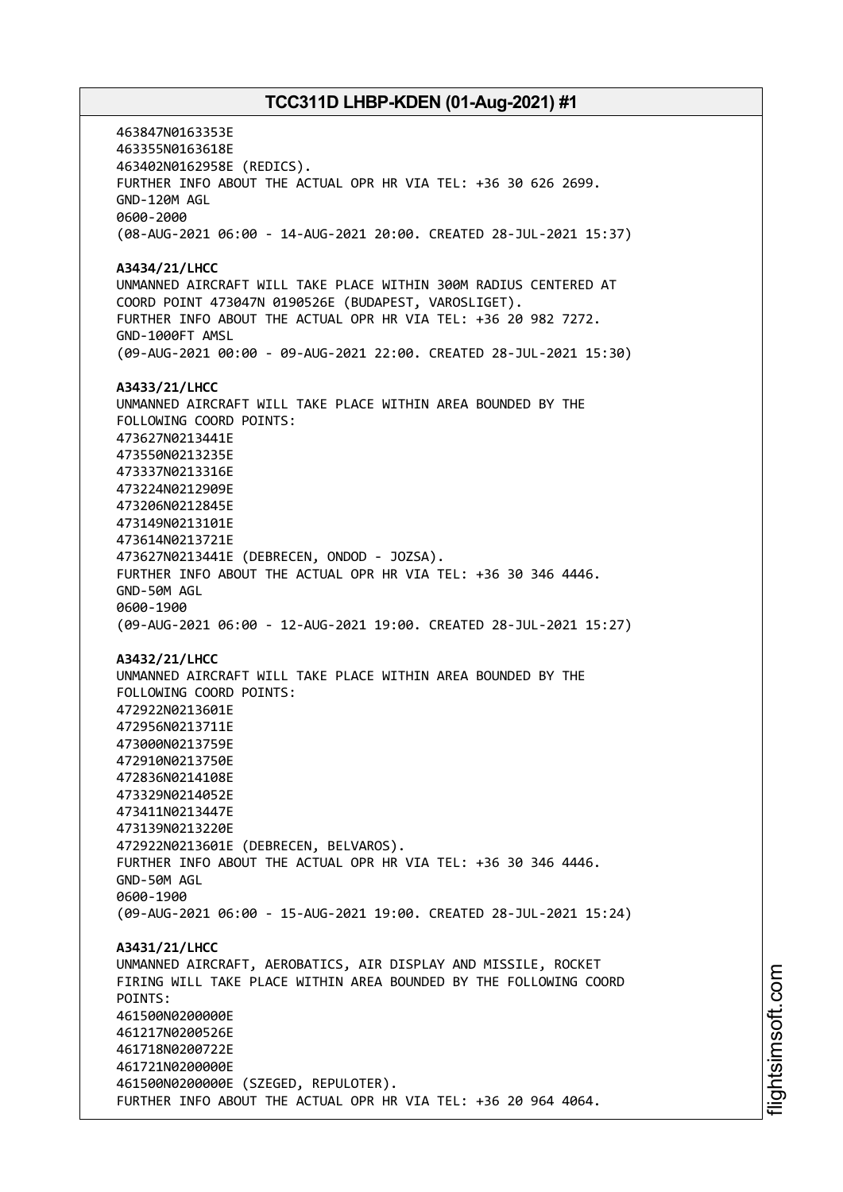463847N0163353E
463355N0163618E
463402N0162958E (REDICS).
FURTHER INFO ABOUT THE ACTUAL OPR HR VIA TEL: +36 30 626 2699.
GND-120M AGL
0600-2000
(08-AUG-2021 06:00 - 14-AUG-2021 20:00. CREATED 28-JUL-2021 15:37)

**A3434/21/LHCC**
UNMANNED AIRCRAFT WILL TAKE PLACE WITHIN 300M RADIUS CENTERED AT
COORD POINT 473047N 0190526E (BUDAPEST, VAROSLIGET).
FURTHER INFO ABOUT THE ACTUAL OPR HR VIA TEL: +36 20 982 7272.
GND-1000FT AMSL
(09-AUG-2021 00:00 - 09-AUG-2021 22:00. CREATED 28-JUL-2021 15:30)

**A3433/21/LHCC**
UNMANNED AIRCRAFT WILL TAKE PLACE WITHIN AREA BOUNDED BY THE
FOLLOWING COORD POINTS:
473627N0213441E
473550N0213235E
473337N0213316E
473224N0212909E
473206N0212845E
473149N0213101E
473614N0213721E
473627N0213441E (DEBRECEN, ONDOD - JOZSA).
FURTHER INFO ABOUT THE ACTUAL OPR HR VIA TEL: +36 30 346 4446.
GND-50M AGL
0600-1900
(09-AUG-2021 06:00 - 12-AUG-2021 19:00. CREATED 28-JUL-2021 15:27)

**A3432/21/LHCC**
UNMANNED AIRCRAFT WILL TAKE PLACE WITHIN AREA BOUNDED BY THE
FOLLOWING COORD POINTS:
472922N0213601E
472956N0213711E
473000N0213759E
472910N0213750E
472836N0214108E
473329N0214052E
473411N0213447E
473139N0213220E
472922N0213601E (DEBRECEN, BELVAROS).
FURTHER INFO ABOUT THE ACTUAL OPR HR VIA TEL: +36 30 346 4446.
GND-50M AGL
0600-1900
(09-AUG-2021 06:00 - 15-AUG-2021 19:00. CREATED 28-JUL-2021 15:24)

**A3431/21/LHCC**
UNMANNED AIRCRAFT, AEROBATICS, AIR DISPLAY AND MISSILE, ROCKET
FIRING WILL TAKE PLACE WITHIN AREA BOUNDED BY THE FOLLOWING COORD
POINTS:
461500N0200000E
461217N0200526E
461718N0200722E
461721N0200000E
461500N0200000E (SZEGED, REPULOTER).
FURTHER INFO ABOUT THE ACTUAL OPR HR VIA TEL: +36 20 964 4064.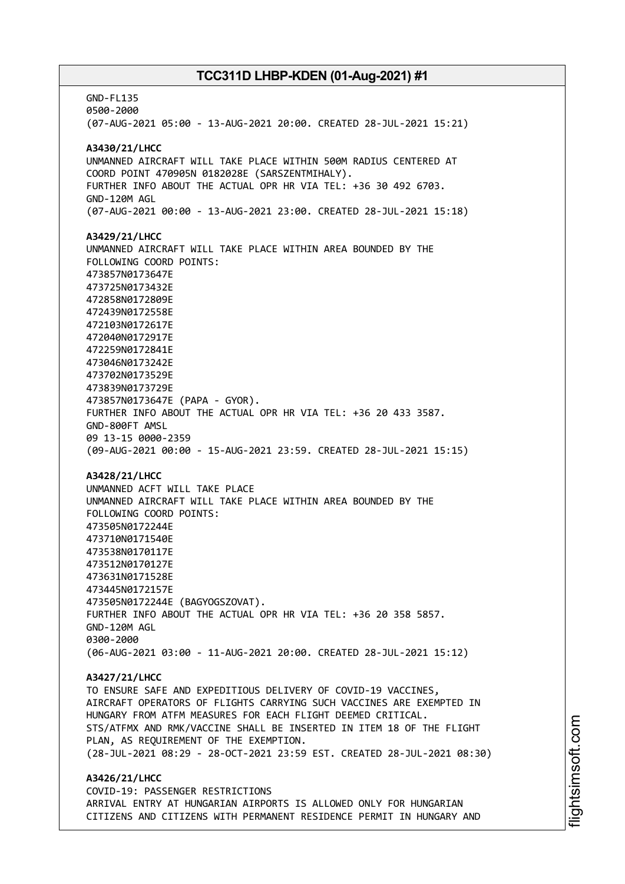GND-FL135
0500-2000
(07-AUG-2021 05:00 - 13-AUG-2021 20:00. CREATED 28-JUL-2021 15:21)

**A3430/21/LHCC**
UNMANNED AIRCRAFT WILL TAKE PLACE WITHIN 500M RADIUS CENTERED AT
COORD POINT 470905N 0182028E (SARSZENTMIHALY).
FURTHER INFO ABOUT THE ACTUAL OPR HR VIA TEL: +36 30 492 6703.
GND-120M AGL
(07-AUG-2021 00:00 - 13-AUG-2021 23:00. CREATED 28-JUL-2021 15:18)

**A3429/21/LHCC**
UNMANNED AIRCRAFT WILL TAKE PLACE WITHIN AREA BOUNDED BY THE
FOLLOWING COORD POINTS:
473857N0173647E
473725N0173432E
472858N0172809E
472439N0172558E
472103N0172617E
472040N0172917E
472259N0172841E
473046N0173242E
473702N0173529E
473839N0173729E
473857N0173647E (PAPA - GYOR).
FURTHER INFO ABOUT THE ACTUAL OPR HR VIA TEL: +36 20 433 3587.
GND-800FT AMSL
09 13-15 0000-2359
(09-AUG-2021 00:00 - 15-AUG-2021 23:59. CREATED 28-JUL-2021 15:15)

**A3428/21/LHCC**
UNMANNED ACFT WILL TAKE PLACE
UNMANNED AIRCRAFT WILL TAKE PLACE WITHIN AREA BOUNDED BY THE
FOLLOWING COORD POINTS:
473505N0172244E
473710N0171540E
473538N0170117E
473512N0170127E
473631N0171528E
473445N0172157E
473505N0172244E (BAGYOGSZOVAT).
FURTHER INFO ABOUT THE ACTUAL OPR HR VIA TEL: +36 20 358 5857.
GND-120M AGL
0300-2000
(06-AUG-2021 03:00 - 11-AUG-2021 20:00. CREATED 28-JUL-2021 15:12)

**A3427/21/LHCC**
TO ENSURE SAFE AND EXPEDITIOUS DELIVERY OF COVID-19 VACCINES,
AIRCRAFT OPERATORS OF FLIGHTS CARRYING SUCH VACCINES ARE EXEMPTED IN
HUNGARY FROM ATFM MEASURES FOR EACH FLIGHT DEEMED CRITICAL.
STS/ATFMX AND RMK/VACCINE SHALL BE INSERTED IN ITEM 18 OF THE FLIGHT
PLAN, AS REQUIREMENT OF THE EXEMPTION.
(28-JUL-2021 08:29 - 28-OCT-2021 23:59 EST. CREATED 28-JUL-2021 08:30)

**A3426/21/LHCC**
COVID-19: PASSENGER RESTRICTIONS
ARRIVAL ENTRY AT HUNGARIAN AIRPORTS IS ALLOWED ONLY FOR HUNGARIAN
CITIZENS AND CITIZENS WITH PERMANENT RESIDENCE PERMIT IN HUNGARY AND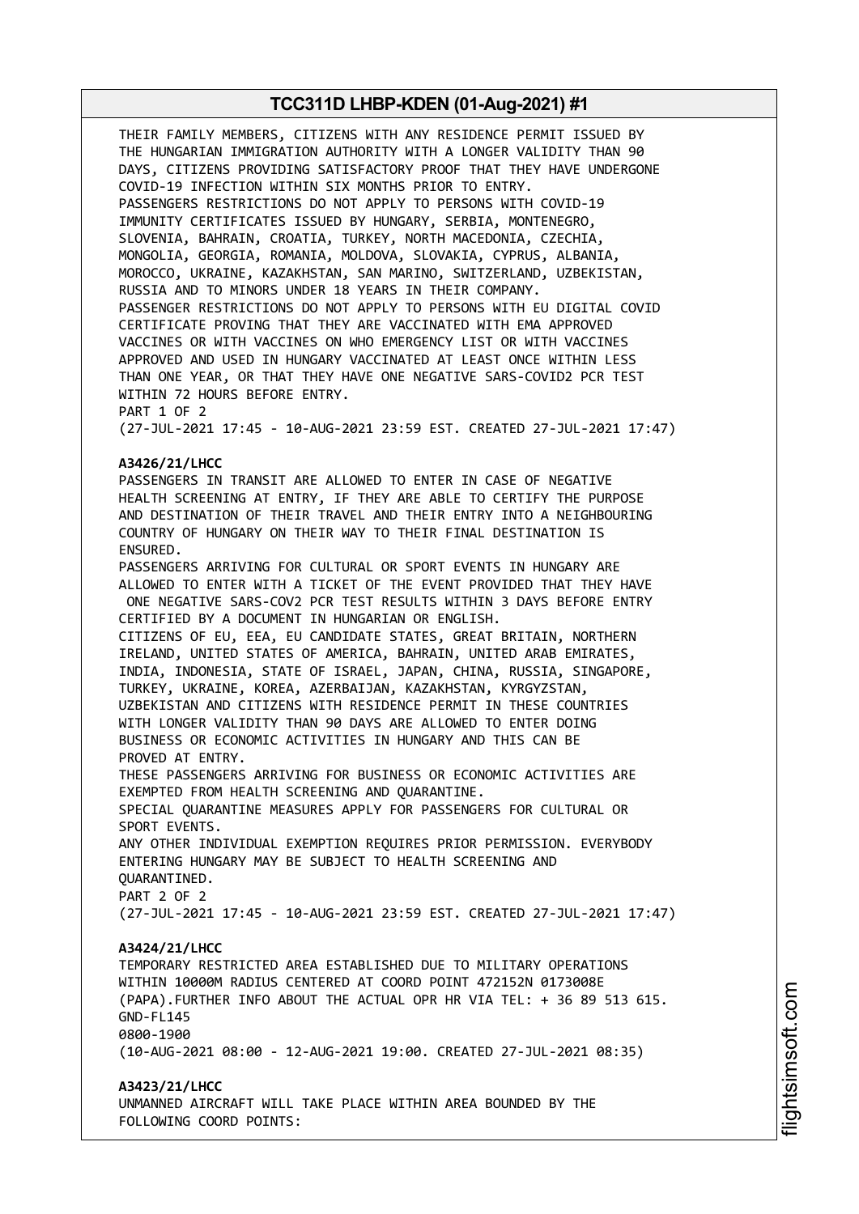THEIR FAMILY MEMBERS, CITIZENS WITH ANY RESIDENCE PERMIT ISSUED BY THE HUNGARIAN IMMIGRATION AUTHORITY WITH A LONGER VALIDITY THAN 90 DAYS, CITIZENS PROVIDING SATISFACTORY PROOF THAT THEY HAVE UNDERGONE COVID-19 INFECTION WITHIN SIX MONTHS PRIOR TO ENTRY.
PASSENGERS RESTRICTIONS DO NOT APPLY TO PERSONS WITH COVID-19 IMMUNITY CERTIFICATES ISSUED BY HUNGARY, SERBIA, MONTENEGRO, SLOVENIA, BAHRAIN, CROATIA, TURKEY, NORTH MACEDONIA, CZECHIA, MONGOLIA, GEORGIA, ROMANIA, MOLDOVA, SLOVAKIA, CYPRUS, ALBANIA, MOROCCO, UKRAINE, KAZAKHSTAN, SAN MARINO, SWITZERLAND, UZBEKISTAN, RUSSIA AND TO MINORS UNDER 18 YEARS IN THEIR COMPANY.
PASSENGER RESTRICTIONS DO NOT APPLY TO PERSONS WITH EU DIGITAL COVID CERTIFICATE PROVING THAT THEY ARE VACCINATED WITH EMA APPROVED VACCINES OR WITH VACCINES ON WHO EMERGENCY LIST OR WITH VACCINES APPROVED AND USED IN HUNGARY VACCINATED AT LEAST ONCE WITHIN LESS THAN ONE YEAR, OR THAT THEY HAVE ONE NEGATIVE SARS-COVID2 PCR TEST WITHIN 72 HOURS BEFORE ENTRY.
PART 1 OF 2
(27-JUL-2021 17:45 - 10-AUG-2021 23:59 EST. CREATED 27-JUL-2021 17:47)

**A3426/21/LHCC**
PASSENGERS IN TRANSIT ARE ALLOWED TO ENTER IN CASE OF NEGATIVE HEALTH SCREENING AT ENTRY, IF THEY ARE ABLE TO CERTIFY THE PURPOSE AND DESTINATION OF THEIR TRAVEL AND THEIR ENTRY INTO A NEIGHBOURING COUNTRY OF HUNGARY ON THEIR WAY TO THEIR FINAL DESTINATION IS ENSURED.
PASSENGERS ARRIVING FOR CULTURAL OR SPORT EVENTS IN HUNGARY ARE ALLOWED TO ENTER WITH A TICKET OF THE EVENT PROVIDED THAT THEY HAVE ONE NEGATIVE SARS-COV2 PCR TEST RESULTS WITHIN 3 DAYS BEFORE ENTRY CERTIFIED BY A DOCUMENT IN HUNGARIAN OR ENGLISH.
CITIZENS OF EU, EEA, EU CANDIDATE STATES, GREAT BRITAIN, NORTHERN IRELAND, UNITED STATES OF AMERICA, BAHRAIN, UNITED ARAB EMIRATES, INDIA, INDONESIA, STATE OF ISRAEL, JAPAN, CHINA, RUSSIA, SINGAPORE, TURKEY, UKRAINE, KOREA, AZERBAIJAN, KAZAKHSTAN, KYRGYZSTAN, UZBEKISTAN AND CITIZENS WITH RESIDENCE PERMIT IN THESE COUNTRIES WITH LONGER VALIDITY THAN 90 DAYS ARE ALLOWED TO ENTER DOING BUSINESS OR ECONOMIC ACTIVITIES IN HUNGARY AND THIS CAN BE PROVED AT ENTRY.
THESE PASSENGERS ARRIVING FOR BUSINESS OR ECONOMIC ACTIVITIES ARE EXEMPTED FROM HEALTH SCREENING AND QUARANTINE.
SPECIAL QUARANTINE MEASURES APPLY FOR PASSENGERS FOR CULTURAL OR SPORT EVENTS.
ANY OTHER INDIVIDUAL EXEMPTION REQUIRES PRIOR PERMISSION. EVERYBODY ENTERING HUNGARY MAY BE SUBJECT TO HEALTH SCREENING AND QUARANTINED.
PART 2 OF 2
(27-JUL-2021 17:45 - 10-AUG-2021 23:59 EST. CREATED 27-JUL-2021 17:47)

**A3424/21/LHCC**
TEMPORARY RESTRICTED AREA ESTABLISHED DUE TO MILITARY OPERATIONS WITHIN 10000M RADIUS CENTERED AT COORD POINT 472152N 0173008E (PAPA).FURTHER INFO ABOUT THE ACTUAL OPR HR VIA TEL: + 36 89 513 615.
GND-FL145
0800-1900
(10-AUG-2021 08:00 - 12-AUG-2021 19:00. CREATED 27-JUL-2021 08:35)

**A3423/21/LHCC**
UNMANNED AIRCRAFT WILL TAKE PLACE WITHIN AREA BOUNDED BY THE FOLLOWING COORD POINTS: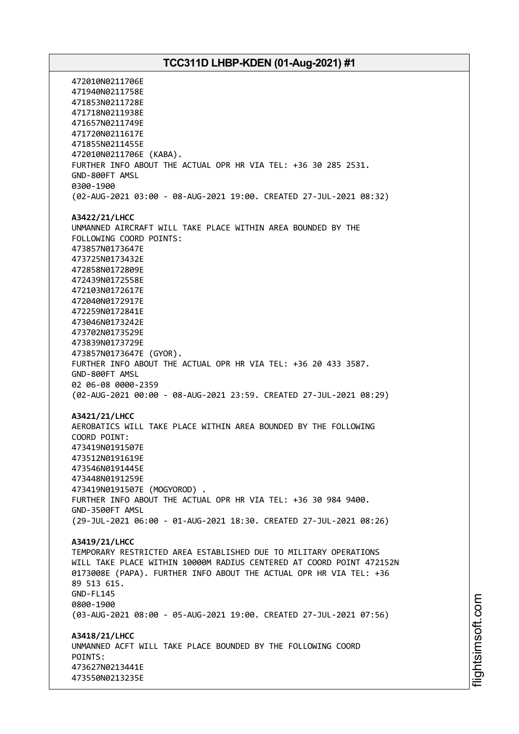472010N0211706E
471940N0211758E
471853N0211728E
471718N0211938E
471657N0211749E
471720N0211617E
471855N0211455E
472010N0211706E (KABA).
FURTHER INFO ABOUT THE ACTUAL OPR HR VIA TEL: +36 30 285 2531.
GND-800FT AMSL
0300-1900
(02-AUG-2021 03:00 - 08-AUG-2021 19:00. CREATED 27-JUL-2021 08:32)

**A3422/21/LHCC**
UNMANNED AIRCRAFT WILL TAKE PLACE WITHIN AREA BOUNDED BY THE FOLLOWING COORD POINTS:
473857N0173647E
473725N0173432E
472858N0172809E
472439N0172558E
472103N0172617E
472040N0172917E
472259N0172841E
473046N0173242E
473702N0173529E
473839N0173729E
473857N0173647E (GYOR).
FURTHER INFO ABOUT THE ACTUAL OPR HR VIA TEL: +36 20 433 3587.
GND-800FT AMSL
02 06-08 0000-2359
(02-AUG-2021 00:00 - 08-AUG-2021 23:59. CREATED 27-JUL-2021 08:29)

**A3421/21/LHCC**
AEROBATICS WILL TAKE PLACE WITHIN AREA BOUNDED BY THE FOLLOWING COORD POINT:
473419N0191507E
473512N0191619E
473546N0191445E
473448N0191259E
473419N0191507E (MOGYOROD) .
FURTHER INFO ABOUT THE ACTUAL OPR HR VIA TEL: +36 30 984 9400.
GND-3500FT AMSL
(29-JUL-2021 06:00 - 01-AUG-2021 18:30. CREATED 27-JUL-2021 08:26)

**A3419/21/LHCC**
TEMPORARY RESTRICTED AREA ESTABLISHED DUE TO MILITARY OPERATIONS WILL TAKE PLACE WITHIN 10000M RADIUS CENTERED AT COORD POINT 472152N 0173008E (PAPA). FURTHER INFO ABOUT THE ACTUAL OPR HR VIA TEL: +36 89 513 615.
GND-FL145
0800-1900
(03-AUG-2021 08:00 - 05-AUG-2021 19:00. CREATED 27-JUL-2021 07:56)

**A3418/21/LHCC**
UNMANNED ACFT WILL TAKE PLACE BOUNDED BY THE FOLLOWING COORD POINTS:
473627N0213441E
473550N0213235E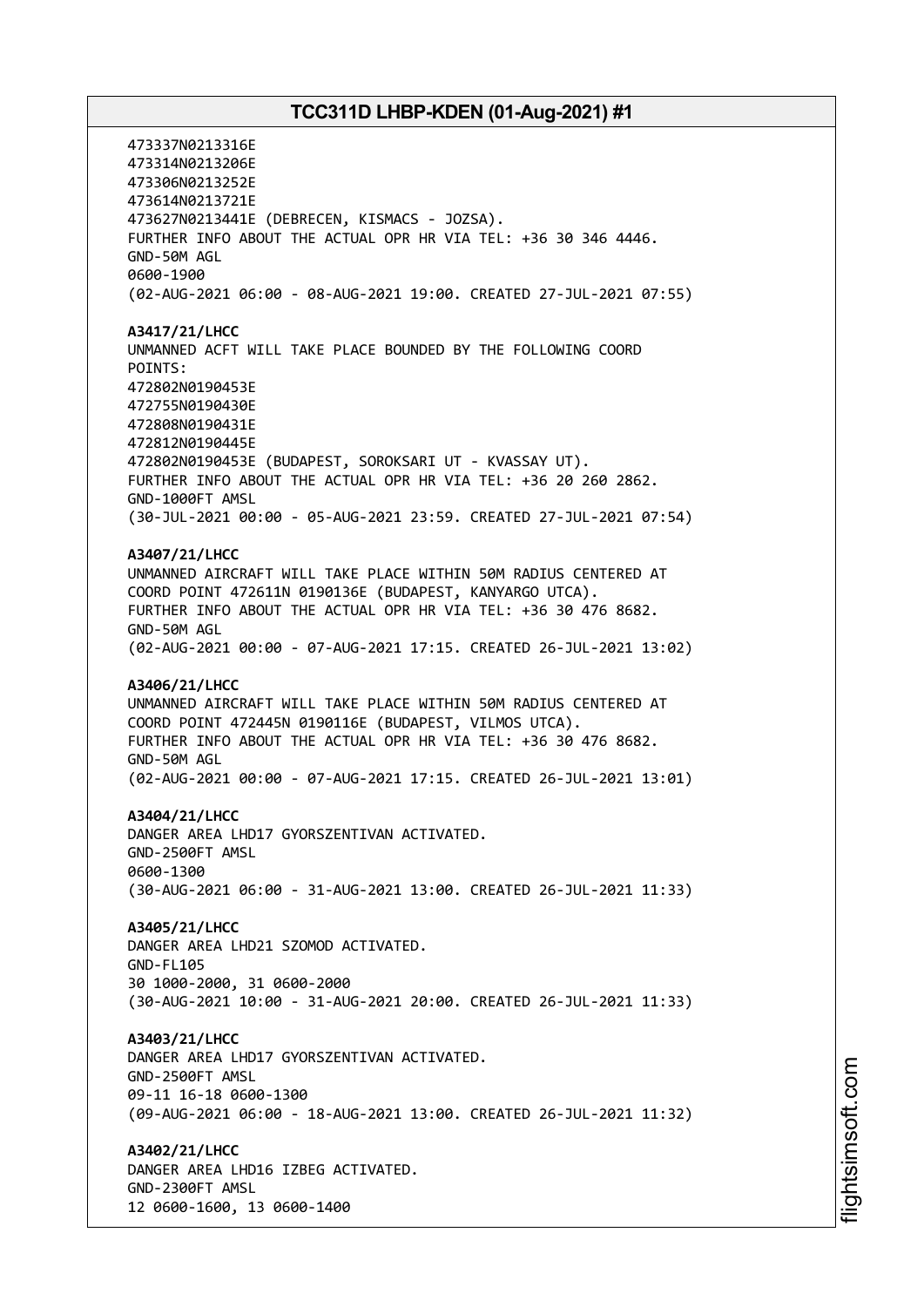473337N0213316E
473314N0213206E
473306N0213252E
473614N0213721E
473627N0213441E (DEBRECEN, KISMACS - JOZSA).
FURTHER INFO ABOUT THE ACTUAL OPR HR VIA TEL: +36 30 346 4446.
GND-50M AGL
0600-1900
(02-AUG-2021 06:00 - 08-AUG-2021 19:00. CREATED 27-JUL-2021 07:55)

**A3417/21/LHCC**
UNMANNED ACFT WILL TAKE PLACE BOUNDED BY THE FOLLOWING COORD POINTS:
472802N0190453E
472755N0190430E
472808N0190431E
472812N0190445E
472802N0190453E (BUDAPEST, SOROKSARI UT - KVASSAY UT).
FURTHER INFO ABOUT THE ACTUAL OPR HR VIA TEL: +36 20 260 2862.
GND-1000FT AMSL
(30-JUL-2021 00:00 - 05-AUG-2021 23:59. CREATED 27-JUL-2021 07:54)

**A3407/21/LHCC**
UNMANNED AIRCRAFT WILL TAKE PLACE WITHIN 50M RADIUS CENTERED AT COORD POINT 472611N 0190136E (BUDAPEST, KANYARGO UTCA).
FURTHER INFO ABOUT THE ACTUAL OPR HR VIA TEL: +36 30 476 8682.
GND-50M AGL
(02-AUG-2021 00:00 - 07-AUG-2021 17:15. CREATED 26-JUL-2021 13:02)

**A3406/21/LHCC**
UNMANNED AIRCRAFT WILL TAKE PLACE WITHIN 50M RADIUS CENTERED AT COORD POINT 472445N 0190116E (BUDAPEST, VILMOS UTCA).
FURTHER INFO ABOUT THE ACTUAL OPR HR VIA TEL: +36 30 476 8682.
GND-50M AGL
(02-AUG-2021 00:00 - 07-AUG-2021 17:15. CREATED 26-JUL-2021 13:01)

**A3404/21/LHCC**
DANGER AREA LHD17 GYORSZENTIVAN ACTIVATED.
GND-2500FT AMSL
0600-1300
(30-AUG-2021 06:00 - 31-AUG-2021 13:00. CREATED 26-JUL-2021 11:33)

**A3405/21/LHCC**
DANGER AREA LHD21 SZOMOD ACTIVATED.
GND-FL105
30 1000-2000, 31 0600-2000
(30-AUG-2021 10:00 - 31-AUG-2021 20:00. CREATED 26-JUL-2021 11:33)

**A3403/21/LHCC**
DANGER AREA LHD17 GYORSZENTIVAN ACTIVATED.
GND-2500FT AMSL
09-11 16-18 0600-1300
(09-AUG-2021 06:00 - 18-AUG-2021 13:00. CREATED 26-JUL-2021 11:32)

**A3402/21/LHCC**
DANGER AREA LHD16 IZBEG ACTIVATED.
GND-2300FT AMSL
12 0600-1600, 13 0600-1400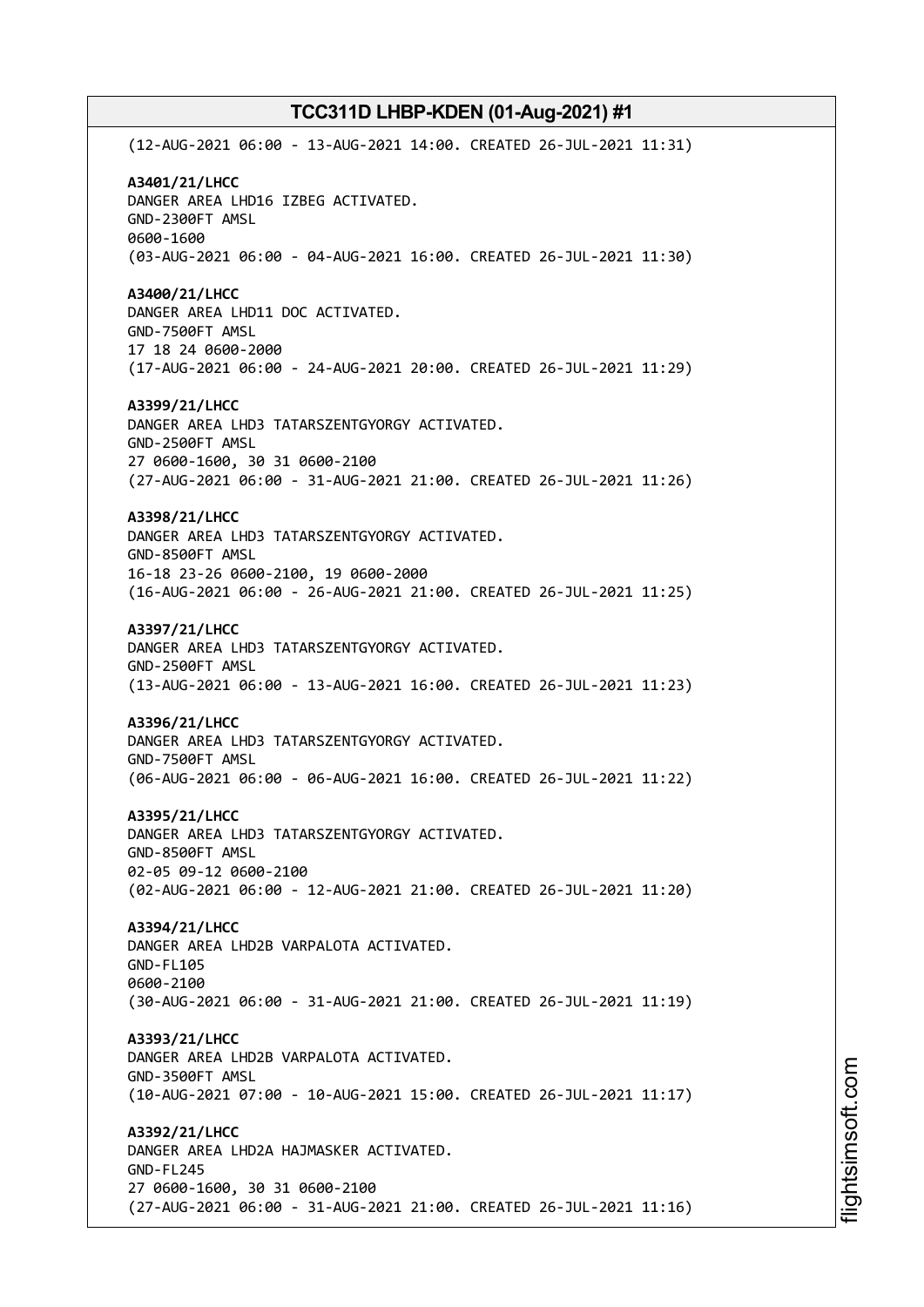(12-AUG-2021 06:00 - 13-AUG-2021 14:00. CREATED 26-JUL-2021 11:31)

**A3401/21/LHCC**
DANGER AREA LHD16 IZBEG ACTIVATED.
GND-2300FT AMSL
0600-1600
(03-AUG-2021 06:00 - 04-AUG-2021 16:00. CREATED 26-JUL-2021 11:30)

**A3400/21/LHCC**
DANGER AREA LHD11 DOC ACTIVATED.
GND-7500FT AMSL
17 18 24 0600-2000
(17-AUG-2021 06:00 - 24-AUG-2021 20:00. CREATED 26-JUL-2021 11:29)

**A3399/21/LHCC**
DANGER AREA LHD3 TATARSZENTGYORGY ACTIVATED.
GND-2500FT AMSL
27 0600-1600, 30 31 0600-2100
(27-AUG-2021 06:00 - 31-AUG-2021 21:00. CREATED 26-JUL-2021 11:26)

**A3398/21/LHCC**
DANGER AREA LHD3 TATARSZENTGYORGY ACTIVATED.
GND-8500FT AMSL
16-18 23-26 0600-2100, 19 0600-2000
(16-AUG-2021 06:00 - 26-AUG-2021 21:00. CREATED 26-JUL-2021 11:25)

**A3397/21/LHCC**
DANGER AREA LHD3 TATARSZENTGYORGY ACTIVATED.
GND-2500FT AMSL
(13-AUG-2021 06:00 - 13-AUG-2021 16:00. CREATED 26-JUL-2021 11:23)

**A3396/21/LHCC**
DANGER AREA LHD3 TATARSZENTGYORGY ACTIVATED.
GND-7500FT AMSL
(06-AUG-2021 06:00 - 06-AUG-2021 16:00. CREATED 26-JUL-2021 11:22)

**A3395/21/LHCC**
DANGER AREA LHD3 TATARSZENTGYORGY ACTIVATED.
GND-8500FT AMSL
02-05 09-12 0600-2100
(02-AUG-2021 06:00 - 12-AUG-2021 21:00. CREATED 26-JUL-2021 11:20)

**A3394/21/LHCC**
DANGER AREA LHD2B VARPALOTA ACTIVATED.
GND-FL105
0600-2100
(30-AUG-2021 06:00 - 31-AUG-2021 21:00. CREATED 26-JUL-2021 11:19)

**A3393/21/LHCC**
DANGER AREA LHD2B VARPALOTA ACTIVATED.
GND-3500FT AMSL
(10-AUG-2021 07:00 - 10-AUG-2021 15:00. CREATED 26-JUL-2021 11:17)

**A3392/21/LHCC**
DANGER AREA LHD2A HAJMASKER ACTIVATED.
GND-FL245
27 0600-1600, 30 31 0600-2100
(27-AUG-2021 06:00 - 31-AUG-2021 21:00. CREATED 26-JUL-2021 11:16)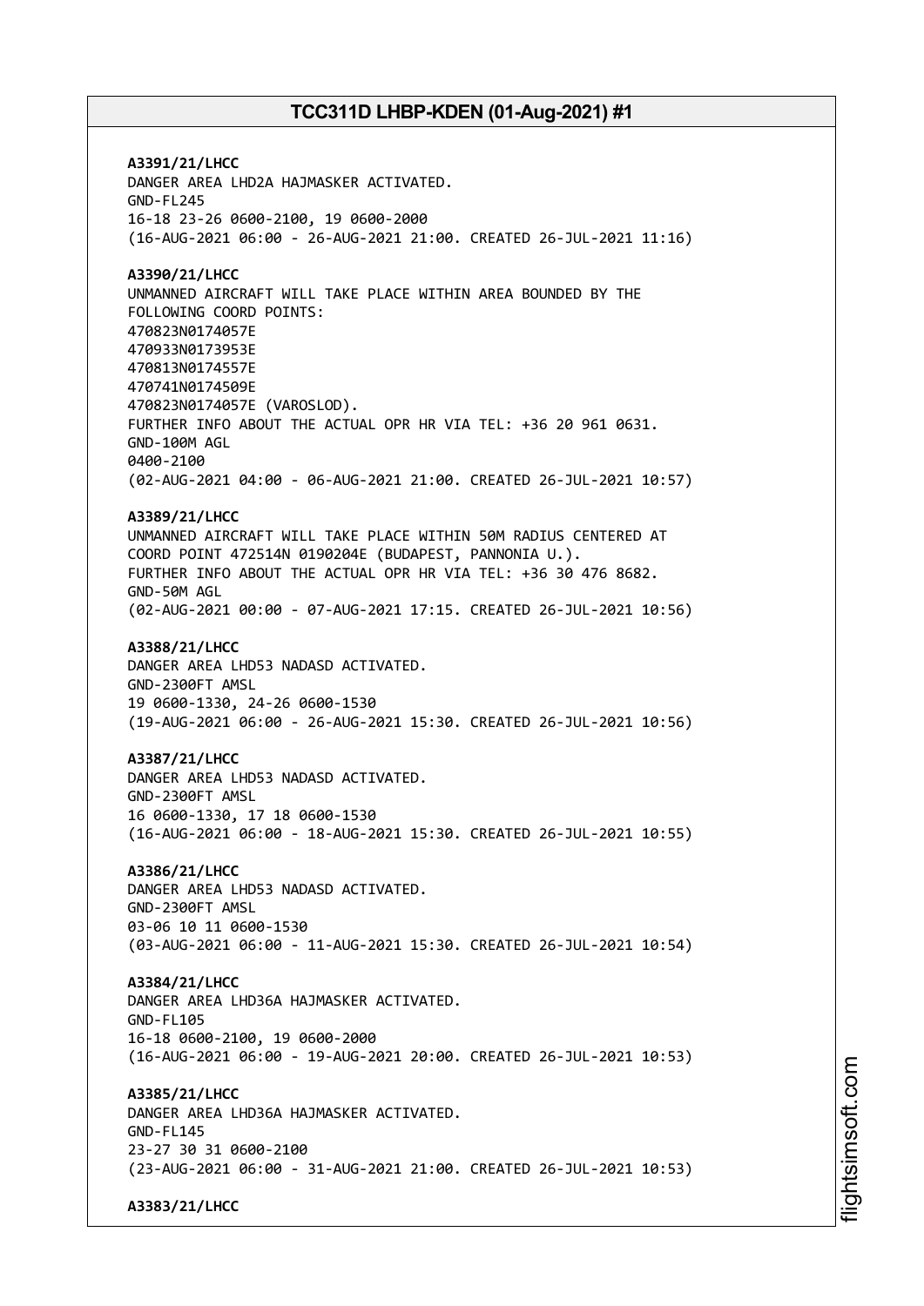**A3391/21/LHCC**
DANGER AREA LHD2A HAJMASKER ACTIVATED.
GND-FL245
16-18 23-26 0600-2100, 19 0600-2000
(16-AUG-2021 06:00 - 26-AUG-2021 21:00. CREATED 26-JUL-2021 11:16)

**A3390/21/LHCC**
UNMANNED AIRCRAFT WILL TAKE PLACE WITHIN AREA BOUNDED BY THE
FOLLOWING COORD POINTS:
470823N0174057E
470933N0173953E
470813N0174557E
470741N0174509E
470823N0174057E (VAROSLOD).
FURTHER INFO ABOUT THE ACTUAL OPR HR VIA TEL: +36 20 961 0631.
GND-100M AGL
0400-2100
(02-AUG-2021 04:00 - 06-AUG-2021 21:00. CREATED 26-JUL-2021 10:57)

**A3389/21/LHCC**
UNMANNED AIRCRAFT WILL TAKE PLACE WITHIN 50M RADIUS CENTERED AT
COORD POINT 472514N 0190204E (BUDAPEST, PANNONIA U.).
FURTHER INFO ABOUT THE ACTUAL OPR HR VIA TEL: +36 30 476 8682.
GND-50M AGL
(02-AUG-2021 00:00 - 07-AUG-2021 17:15. CREATED 26-JUL-2021 10:56)

**A3388/21/LHCC**
DANGER AREA LHD53 NADASD ACTIVATED.
GND-2300FT AMSL
19 0600-1330, 24-26 0600-1530
(19-AUG-2021 06:00 - 26-AUG-2021 15:30. CREATED 26-JUL-2021 10:56)

**A3387/21/LHCC**
DANGER AREA LHD53 NADASD ACTIVATED.
GND-2300FT AMSL
16 0600-1330, 17 18 0600-1530
(16-AUG-2021 06:00 - 18-AUG-2021 15:30. CREATED 26-JUL-2021 10:55)

**A3386/21/LHCC**
DANGER AREA LHD53 NADASD ACTIVATED.
GND-2300FT AMSL
03-06 10 11 0600-1530
(03-AUG-2021 06:00 - 11-AUG-2021 15:30. CREATED 26-JUL-2021 10:54)

**A3384/21/LHCC**
DANGER AREA LHD36A HAJMASKER ACTIVATED.
GND-FL105
16-18 0600-2100, 19 0600-2000
(16-AUG-2021 06:00 - 19-AUG-2021 20:00. CREATED 26-JUL-2021 10:53)

**A3385/21/LHCC**
DANGER AREA LHD36A HAJMASKER ACTIVATED.
GND-FL145
23-27 30 31 0600-2100
(23-AUG-2021 06:00 - 31-AUG-2021 21:00. CREATED 26-JUL-2021 10:53)

**A3383/21/LHCC**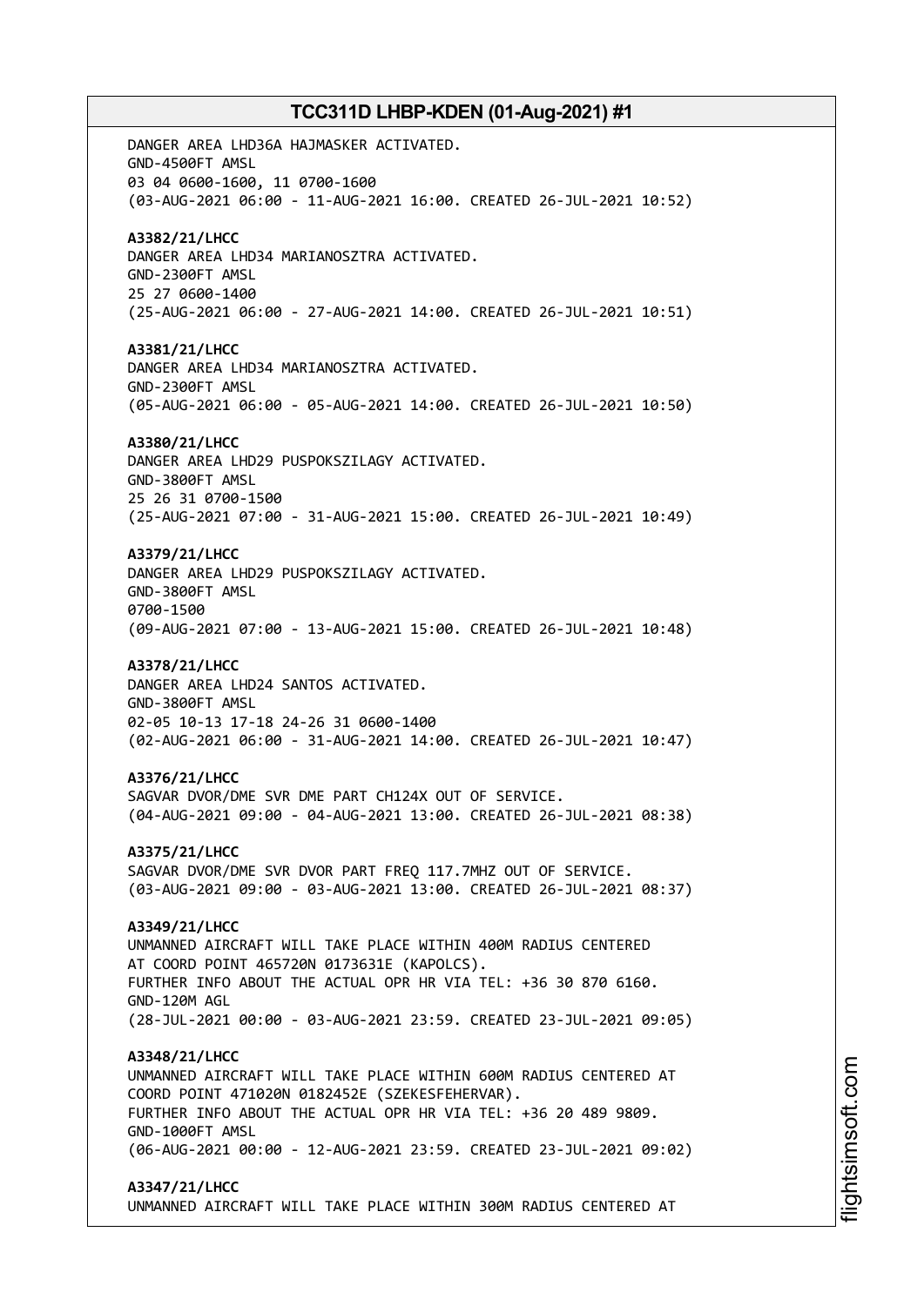DANGER AREA LHD36A HAJMASKER ACTIVATED.
GND-4500FT AMSL
03 04 0600-1600, 11 0700-1600
(03-AUG-2021 06:00 - 11-AUG-2021 16:00. CREATED 26-JUL-2021 10:52)

**A3382/21/LHCC**
DANGER AREA LHD34 MARIANOSZTRA ACTIVATED.
GND-2300FT AMSL
25 27 0600-1400
(25-AUG-2021 06:00 - 27-AUG-2021 14:00. CREATED 26-JUL-2021 10:51)

**A3381/21/LHCC**
DANGER AREA LHD34 MARIANOSZTRA ACTIVATED.
GND-2300FT AMSL
(05-AUG-2021 06:00 - 05-AUG-2021 14:00. CREATED 26-JUL-2021 10:50)

**A3380/21/LHCC**
DANGER AREA LHD29 PUSPOKSZILAGY ACTIVATED.
GND-3800FT AMSL
25 26 31 0700-1500
(25-AUG-2021 07:00 - 31-AUG-2021 15:00. CREATED 26-JUL-2021 10:49)

**A3379/21/LHCC**
DANGER AREA LHD29 PUSPOKSZILAGY ACTIVATED.
GND-3800FT AMSL
0700-1500
(09-AUG-2021 07:00 - 13-AUG-2021 15:00. CREATED 26-JUL-2021 10:48)

**A3378/21/LHCC**
DANGER AREA LHD24 SANTOS ACTIVATED.
GND-3800FT AMSL
02-05 10-13 17-18 24-26 31 0600-1400
(02-AUG-2021 06:00 - 31-AUG-2021 14:00. CREATED 26-JUL-2021 10:47)

**A3376/21/LHCC**
SAGVAR DVOR/DME SVR DME PART CH124X OUT OF SERVICE.
(04-AUG-2021 09:00 - 04-AUG-2021 13:00. CREATED 26-JUL-2021 08:38)

**A3375/21/LHCC**
SAGVAR DVOR/DME SVR DVOR PART FREQ 117.7MHZ OUT OF SERVICE.
(03-AUG-2021 09:00 - 03-AUG-2021 13:00. CREATED 26-JUL-2021 08:37)

**A3349/21/LHCC**
UNMANNED AIRCRAFT WILL TAKE PLACE WITHIN 400M RADIUS CENTERED
AT COORD POINT 465720N 0173631E (KAPOLCS).
FURTHER INFO ABOUT THE ACTUAL OPR HR VIA TEL: +36 30 870 6160.
GND-120M AGL
(28-JUL-2021 00:00 - 03-AUG-2021 23:59. CREATED 23-JUL-2021 09:05)

**A3348/21/LHCC**
UNMANNED AIRCRAFT WILL TAKE PLACE WITHIN 600M RADIUS CENTERED AT
COORD POINT 471020N 0182452E (SZEKESFEHERVAR).
FURTHER INFO ABOUT THE ACTUAL OPR HR VIA TEL: +36 20 489 9809.
GND-1000FT AMSL
(06-AUG-2021 00:00 - 12-AUG-2021 23:59. CREATED 23-JUL-2021 09:02)

**A3347/21/LHCC**
UNMANNED AIRCRAFT WILL TAKE PLACE WITHIN 300M RADIUS CENTERED AT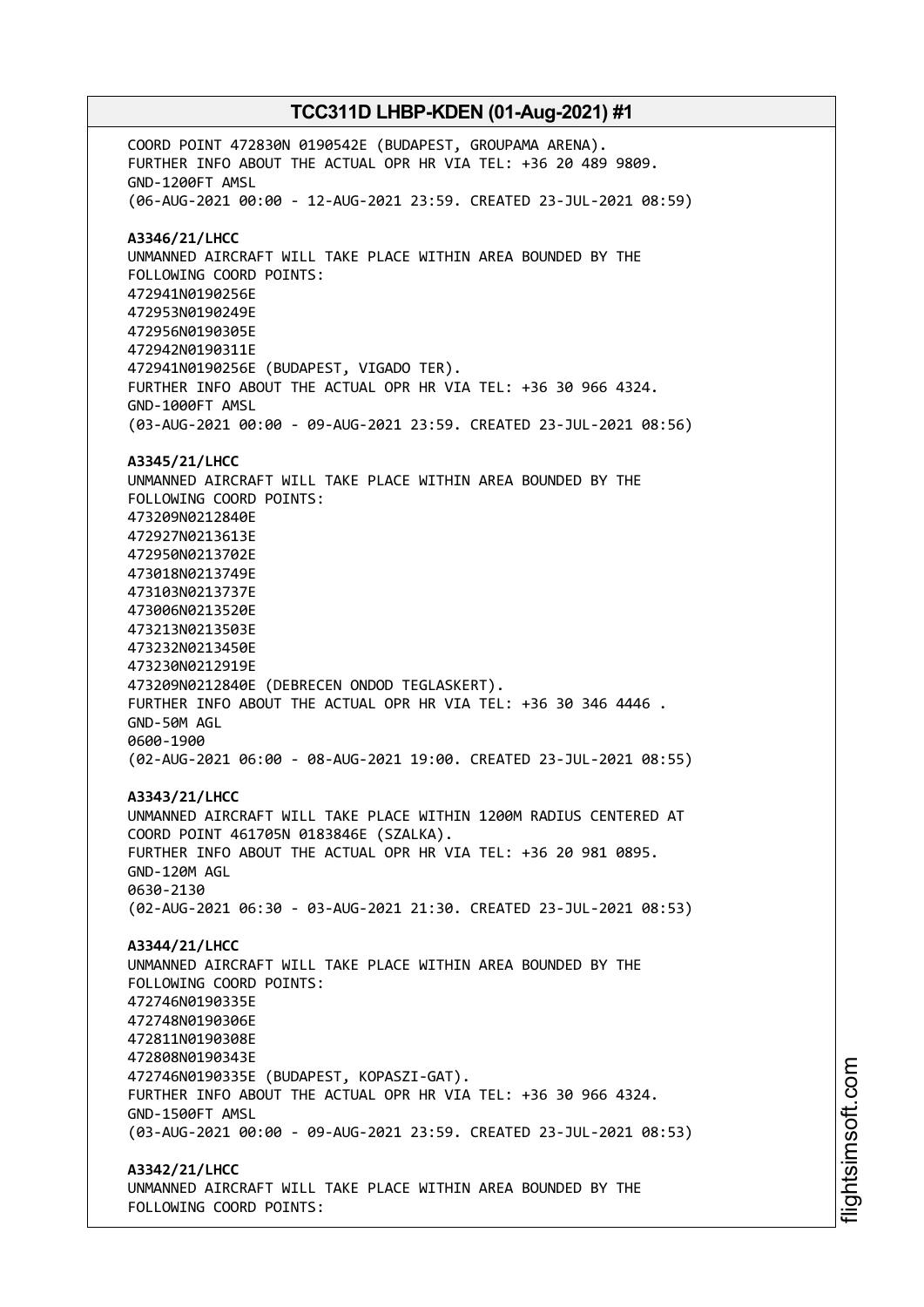COORD POINT 472830N 0190542E (BUDAPEST, GROUPAMA ARENA).
FURTHER INFO ABOUT THE ACTUAL OPR HR VIA TEL: +36 20 489 9809.
GND-1200FT AMSL
(06-AUG-2021 00:00 - 12-AUG-2021 23:59. CREATED 23-JUL-2021 08:59)

**A3346/21/LHCC**
UNMANNED AIRCRAFT WILL TAKE PLACE WITHIN AREA BOUNDED BY THE
FOLLOWING COORD POINTS:
472941N0190256E
472953N0190249E
472956N0190305E
472942N0190311E
472941N0190256E (BUDAPEST, VIGADO TER).
FURTHER INFO ABOUT THE ACTUAL OPR HR VIA TEL: +36 30 966 4324.
GND-1000FT AMSL
(03-AUG-2021 00:00 - 09-AUG-2021 23:59. CREATED 23-JUL-2021 08:56)

**A3345/21/LHCC**
UNMANNED AIRCRAFT WILL TAKE PLACE WITHIN AREA BOUNDED BY THE
FOLLOWING COORD POINTS:
473209N0212840E
472927N0213613E
472950N0213702E
473018N0213749E
473103N0213737E
473006N0213520E
473213N0213503E
473232N0213450E
473230N0212919E
473209N0212840E (DEBRECEN ONDOD TEGLASKERT).
FURTHER INFO ABOUT THE ACTUAL OPR HR VIA TEL: +36 30 346 4446 .
GND-50M AGL
0600-1900
(02-AUG-2021 06:00 - 08-AUG-2021 19:00. CREATED 23-JUL-2021 08:55)

**A3343/21/LHCC**
UNMANNED AIRCRAFT WILL TAKE PLACE WITHIN 1200M RADIUS CENTERED AT
COORD POINT 461705N 0183846E (SZALKA).
FURTHER INFO ABOUT THE ACTUAL OPR HR VIA TEL: +36 20 981 0895.
GND-120M AGL
0630-2130
(02-AUG-2021 06:30 - 03-AUG-2021 21:30. CREATED 23-JUL-2021 08:53)

**A3344/21/LHCC**
UNMANNED AIRCRAFT WILL TAKE PLACE WITHIN AREA BOUNDED BY THE
FOLLOWING COORD POINTS:
472746N0190335E
472748N0190306E
472811N0190308E
472808N0190343E
472746N0190335E (BUDAPEST, KOPASZI-GAT).
FURTHER INFO ABOUT THE ACTUAL OPR HR VIA TEL: +36 30 966 4324.
GND-1500FT AMSL
(03-AUG-2021 00:00 - 09-AUG-2021 23:59. CREATED 23-JUL-2021 08:53)

**A3342/21/LHCC**
UNMANNED AIRCRAFT WILL TAKE PLACE WITHIN AREA BOUNDED BY THE
FOLLOWING COORD POINTS: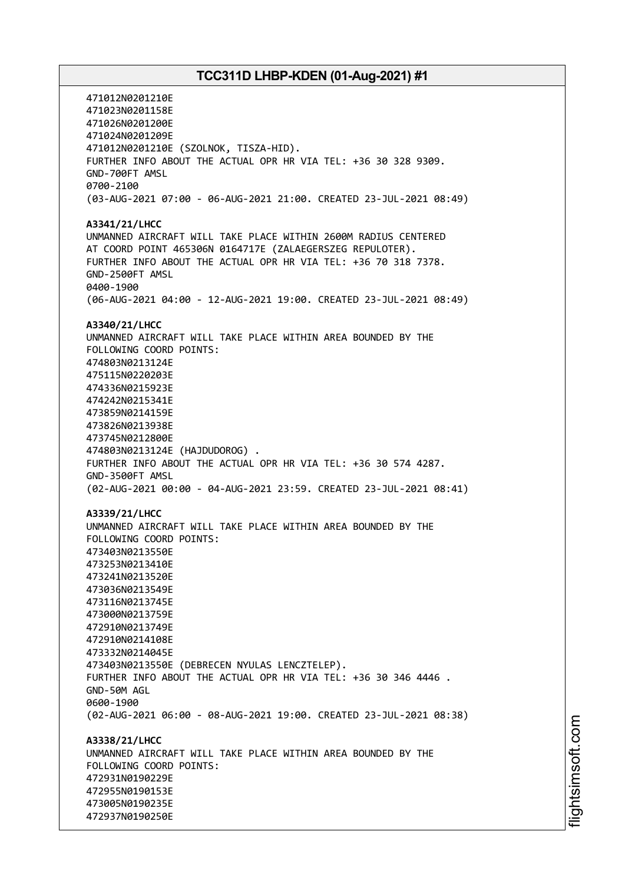471012N0201210E
471023N0201158E
471026N0201200E
471024N0201209E
471012N0201210E (SZOLNOK, TISZA-HID).
FURTHER INFO ABOUT THE ACTUAL OPR HR VIA TEL: +36 30 328 9309.
GND-700FT AMSL
0700-2100
(03-AUG-2021 07:00 - 06-AUG-2021 21:00. CREATED 23-JUL-2021 08:49)

**A3341/21/LHCC**
UNMANNED AIRCRAFT WILL TAKE PLACE WITHIN 2600M RADIUS CENTERED
AT COORD POINT 465306N 0164717E (ZALAEGERSZEG REPULOTER).
FURTHER INFO ABOUT THE ACTUAL OPR HR VIA TEL: +36 70 318 7378.
GND-2500FT AMSL
0400-1900
(06-AUG-2021 04:00 - 12-AUG-2021 19:00. CREATED 23-JUL-2021 08:49)

**A3340/21/LHCC**
UNMANNED AIRCRAFT WILL TAKE PLACE WITHIN AREA BOUNDED BY THE
FOLLOWING COORD POINTS:
474803N0213124E
475115N0220203E
474336N0215923E
474242N0215341E
473859N0214159E
473826N0213938E
473745N0212800E
474803N0213124E (HAJDUDOROG) .
FURTHER INFO ABOUT THE ACTUAL OPR HR VIA TEL: +36 30 574 4287.
GND-3500FT AMSL
(02-AUG-2021 00:00 - 04-AUG-2021 23:59. CREATED 23-JUL-2021 08:41)

**A3339/21/LHCC**
UNMANNED AIRCRAFT WILL TAKE PLACE WITHIN AREA BOUNDED BY THE
FOLLOWING COORD POINTS:
473403N0213550E
473253N0213410E
473241N0213520E
473036N0213549E
473116N0213745E
473000N0213759E
472910N0213749E
472910N0214108E
473332N0214045E
473403N0213550E (DEBRECEN NYULAS LENCZTELEP).
FURTHER INFO ABOUT THE ACTUAL OPR HR VIA TEL: +36 30 346 4446 .
GND-50M AGL
0600-1900
(02-AUG-2021 06:00 - 08-AUG-2021 19:00. CREATED 23-JUL-2021 08:38)

**A3338/21/LHCC**
UNMANNED AIRCRAFT WILL TAKE PLACE WITHIN AREA BOUNDED BY THE
FOLLOWING COORD POINTS:
472931N0190229E
472955N0190153E
473005N0190235E
472937N0190250E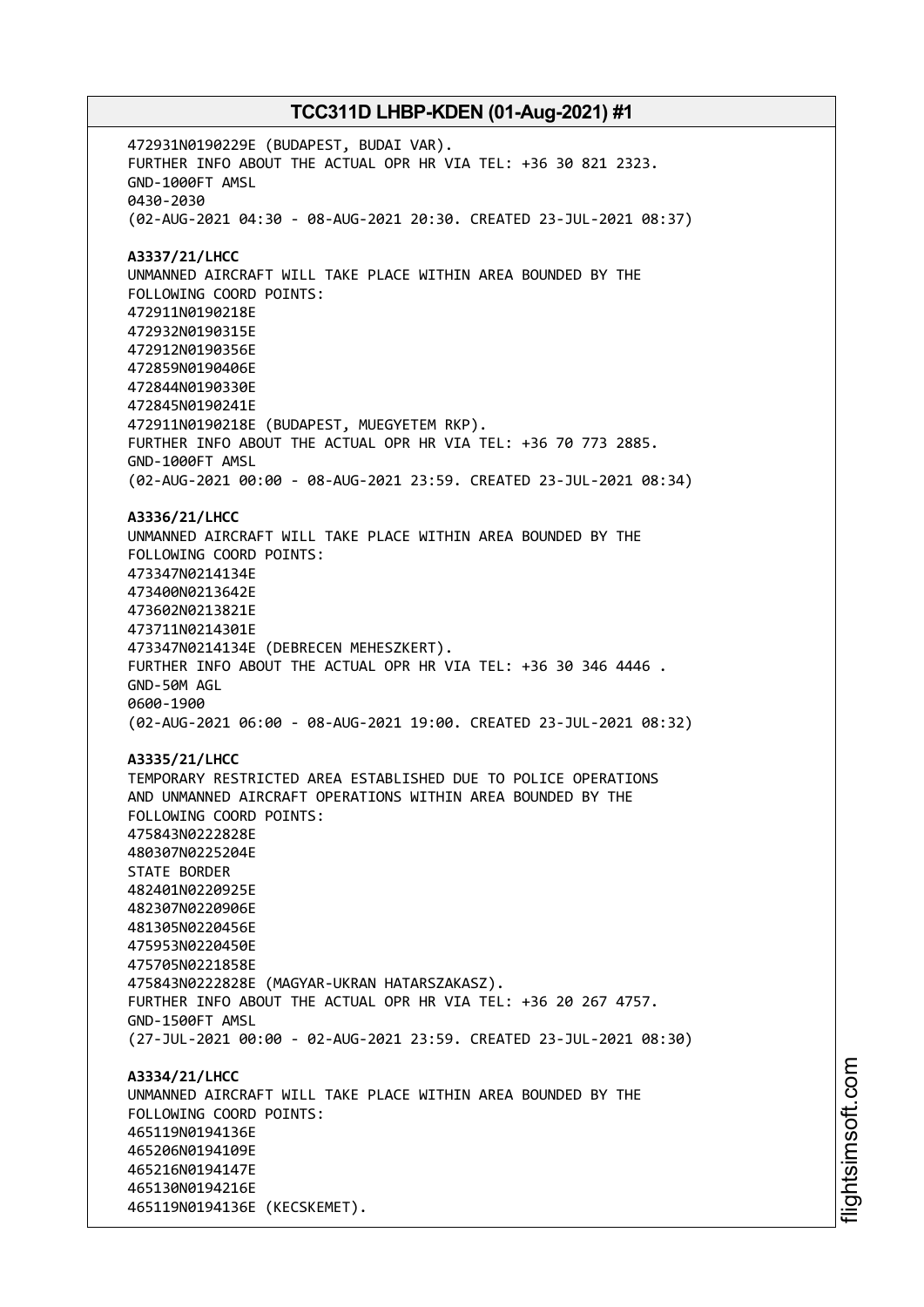472931N0190229E (BUDAPEST, BUDAI VAR).
FURTHER INFO ABOUT THE ACTUAL OPR HR VIA TEL: +36 30 821 2323.
GND-1000FT AMSL
0430-2030
(02-AUG-2021 04:30 - 08-AUG-2021 20:30. CREATED 23-JUL-2021 08:37)

**A3337/21/LHCC**
UNMANNED AIRCRAFT WILL TAKE PLACE WITHIN AREA BOUNDED BY THE
FOLLOWING COORD POINTS:
472911N0190218E
472932N0190315E
472912N0190356E
472859N0190406E
472844N0190330E
472845N0190241E
472911N0190218E (BUDAPEST, MUEGYETEM RKP).
FURTHER INFO ABOUT THE ACTUAL OPR HR VIA TEL: +36 70 773 2885.
GND-1000FT AMSL
(02-AUG-2021 00:00 - 08-AUG-2021 23:59. CREATED 23-JUL-2021 08:34)

**A3336/21/LHCC**
UNMANNED AIRCRAFT WILL TAKE PLACE WITHIN AREA BOUNDED BY THE
FOLLOWING COORD POINTS:
473347N0214134E
473400N0213642E
473602N0213821E
473711N0214301E
473347N0214134E (DEBRECEN MEHESZKERT).
FURTHER INFO ABOUT THE ACTUAL OPR HR VIA TEL: +36 30 346 4446 .
GND-50M AGL
0600-1900
(02-AUG-2021 06:00 - 08-AUG-2021 19:00. CREATED 23-JUL-2021 08:32)

**A3335/21/LHCC**
TEMPORARY RESTRICTED AREA ESTABLISHED DUE TO POLICE OPERATIONS
AND UNMANNED AIRCRAFT OPERATIONS WITHIN AREA BOUNDED BY THE
FOLLOWING COORD POINTS:
475843N0222828E
480307N0225204E
STATE BORDER
482401N0220925E
482307N0220906E
481305N0220456E
475953N0220450E
475705N0221858E
475843N0222828E (MAGYAR-UKRAN HATARSZAKASZ).
FURTHER INFO ABOUT THE ACTUAL OPR HR VIA TEL: +36 20 267 4757.
GND-1500FT AMSL
(27-JUL-2021 00:00 - 02-AUG-2021 23:59. CREATED 23-JUL-2021 08:30)

**A3334/21/LHCC**
UNMANNED AIRCRAFT WILL TAKE PLACE WITHIN AREA BOUNDED BY THE
FOLLOWING COORD POINTS:
465119N0194136E
465206N0194109E
465216N0194147E
465130N0194216E
465119N0194136E (KECSKEMET).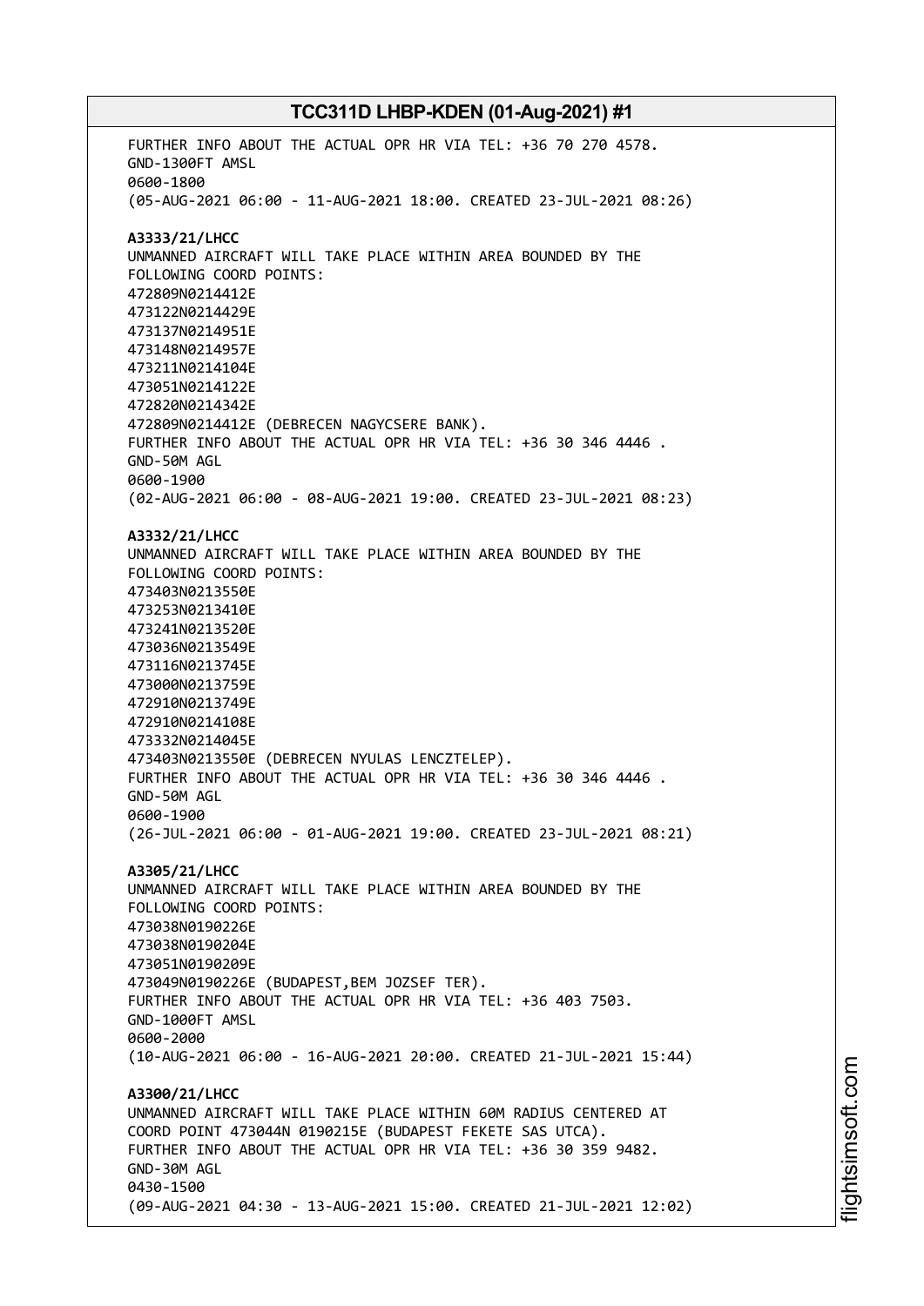FURTHER INFO ABOUT THE ACTUAL OPR HR VIA TEL: +36 70 270 4578.
GND-1300FT AMSL
0600-1800
(05-AUG-2021 06:00 - 11-AUG-2021 18:00. CREATED 23-JUL-2021 08:26)

**A3333/21/LHCC**
UNMANNED AIRCRAFT WILL TAKE PLACE WITHIN AREA BOUNDED BY THE
FOLLOWING COORD POINTS:
472809N0214412E
473122N0214429E
473137N0214951E
473148N0214957E
473211N0214104E
473051N0214122E
472820N0214342E
472809N0214412E (DEBRECEN NAGYCSERE BANK).
FURTHER INFO ABOUT THE ACTUAL OPR HR VIA TEL: +36 30 346 4446 .
GND-50M AGL
0600-1900
(02-AUG-2021 06:00 - 08-AUG-2021 19:00. CREATED 23-JUL-2021 08:23)

**A3332/21/LHCC**
UNMANNED AIRCRAFT WILL TAKE PLACE WITHIN AREA BOUNDED BY THE
FOLLOWING COORD POINTS:
473403N0213550E
473253N0213410E
473241N0213520E
473036N0213549E
473116N0213745E
473000N0213759E
472910N0213749E
472910N0214108E
473332N0214045E
473403N0213550E (DEBRECEN NYULAS LENCZTELEP).
FURTHER INFO ABOUT THE ACTUAL OPR HR VIA TEL: +36 30 346 4446 .
GND-50M AGL
0600-1900
(26-JUL-2021 06:00 - 01-AUG-2021 19:00. CREATED 23-JUL-2021 08:21)

**A3305/21/LHCC**
UNMANNED AIRCRAFT WILL TAKE PLACE WITHIN AREA BOUNDED BY THE
FOLLOWING COORD POINTS:
473038N0190226E
473038N0190204E
473051N0190209E
473049N0190226E (BUDAPEST,BEM JOZSEF TER).
FURTHER INFO ABOUT THE ACTUAL OPR HR VIA TEL: +36 403 7503.
GND-1000FT AMSL
0600-2000
(10-AUG-2021 06:00 - 16-AUG-2021 20:00. CREATED 21-JUL-2021 15:44)

**A3300/21/LHCC**
UNMANNED AIRCRAFT WILL TAKE PLACE WITHIN 60M RADIUS CENTERED AT
COORD POINT 473044N 0190215E (BUDAPEST FEKETE SAS UTCA).
FURTHER INFO ABOUT THE ACTUAL OPR HR VIA TEL: +36 30 359 9482.
GND-30M AGL
0430-1500
(09-AUG-2021 04:30 - 13-AUG-2021 15:00. CREATED 21-JUL-2021 12:02)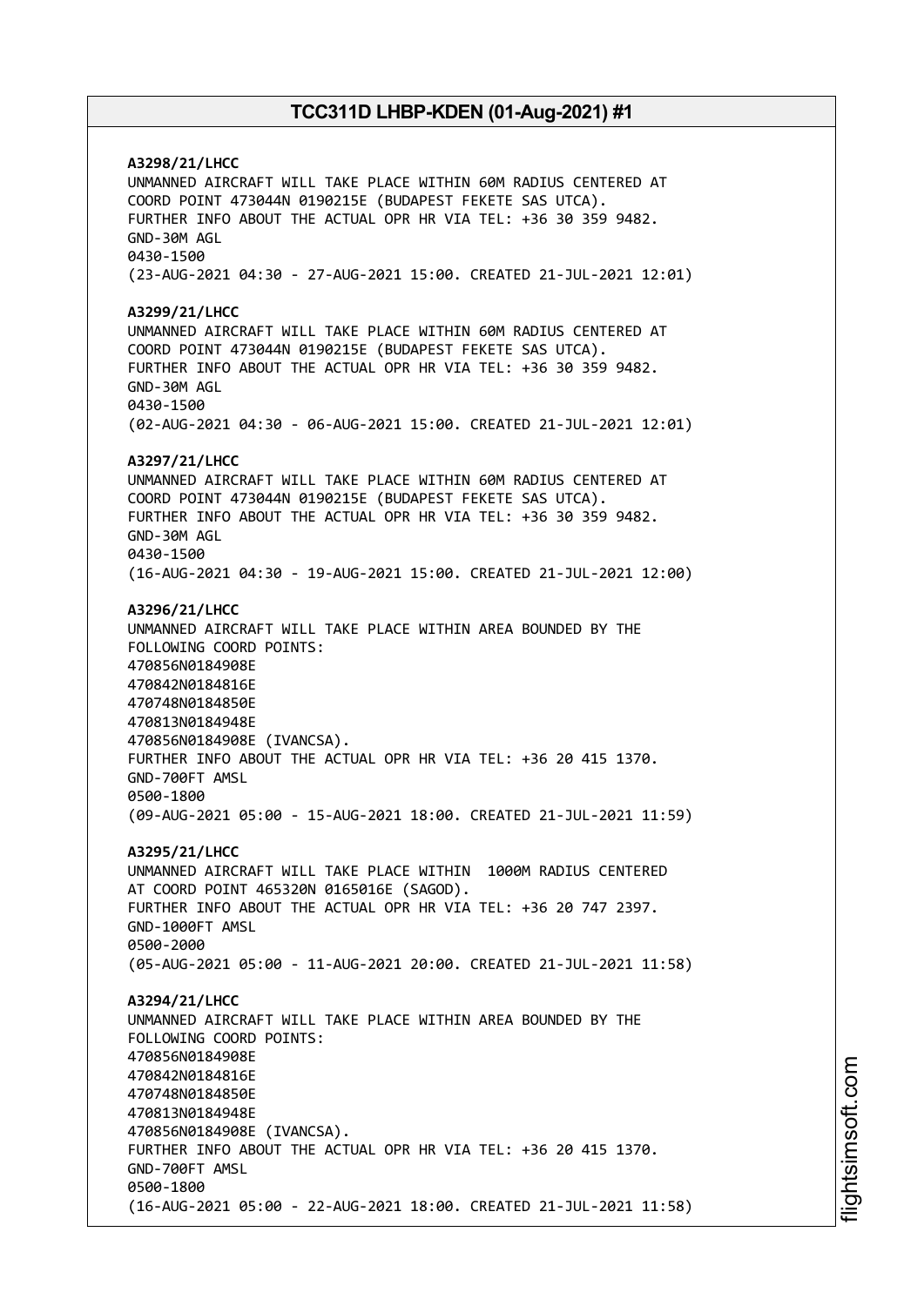**A3298/21/LHCC**
UNMANNED AIRCRAFT WILL TAKE PLACE WITHIN 60M RADIUS CENTERED AT
COORD POINT 473044N 0190215E (BUDAPEST FEKETE SAS UTCA).
FURTHER INFO ABOUT THE ACTUAL OPR HR VIA TEL: +36 30 359 9482.
GND-30M AGL
0430-1500
(23-AUG-2021 04:30 - 27-AUG-2021 15:00. CREATED 21-JUL-2021 12:01)

**A3299/21/LHCC**
UNMANNED AIRCRAFT WILL TAKE PLACE WITHIN 60M RADIUS CENTERED AT
COORD POINT 473044N 0190215E (BUDAPEST FEKETE SAS UTCA).
FURTHER INFO ABOUT THE ACTUAL OPR HR VIA TEL: +36 30 359 9482.
GND-30M AGL
0430-1500
(02-AUG-2021 04:30 - 06-AUG-2021 15:00. CREATED 21-JUL-2021 12:01)

**A3297/21/LHCC**
UNMANNED AIRCRAFT WILL TAKE PLACE WITHIN 60M RADIUS CENTERED AT
COORD POINT 473044N 0190215E (BUDAPEST FEKETE SAS UTCA).
FURTHER INFO ABOUT THE ACTUAL OPR HR VIA TEL: +36 30 359 9482.
GND-30M AGL
0430-1500
(16-AUG-2021 04:30 - 19-AUG-2021 15:00. CREATED 21-JUL-2021 12:00)

**A3296/21/LHCC**
UNMANNED AIRCRAFT WILL TAKE PLACE WITHIN AREA BOUNDED BY THE
FOLLOWING COORD POINTS:
470856N0184908E
470842N0184816E
470748N0184850E
470813N0184948E
470856N0184908E (IVANCSA).
FURTHER INFO ABOUT THE ACTUAL OPR HR VIA TEL: +36 20 415 1370.
GND-700FT AMSL
0500-1800
(09-AUG-2021 05:00 - 15-AUG-2021 18:00. CREATED 21-JUL-2021 11:59)

**A3295/21/LHCC**
UNMANNED AIRCRAFT WILL TAKE PLACE WITHIN 1000M RADIUS CENTERED
AT COORD POINT 465320N 0165016E (SAGOD).
FURTHER INFO ABOUT THE ACTUAL OPR HR VIA TEL: +36 20 747 2397.
GND-1000FT AMSL
0500-2000
(05-AUG-2021 05:00 - 11-AUG-2021 20:00. CREATED 21-JUL-2021 11:58)

**A3294/21/LHCC**
UNMANNED AIRCRAFT WILL TAKE PLACE WITHIN AREA BOUNDED BY THE
FOLLOWING COORD POINTS:
470856N0184908E
470842N0184816E
470748N0184850E
470813N0184948E
470856N0184908E (IVANCSA).
FURTHER INFO ABOUT THE ACTUAL OPR HR VIA TEL: +36 20 415 1370.
GND-700FT AMSL
0500-1800
(16-AUG-2021 05:00 - 22-AUG-2021 18:00. CREATED 21-JUL-2021 11:58)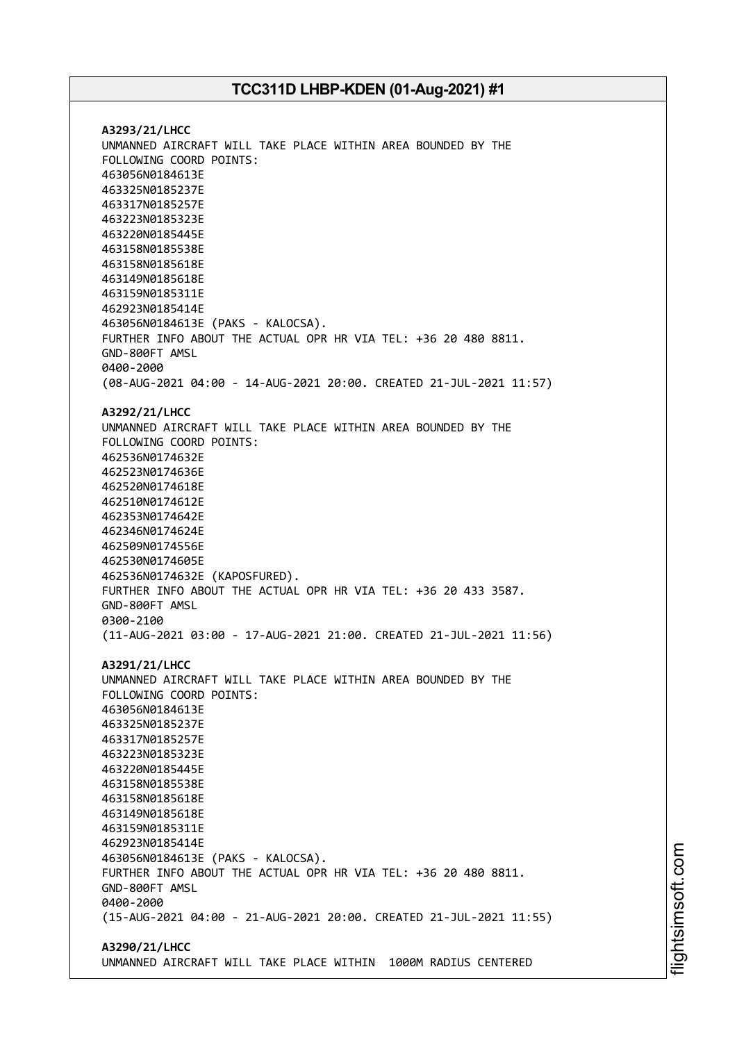**A3293/21/LHCC**
UNMANNED AIRCRAFT WILL TAKE PLACE WITHIN AREA BOUNDED BY THE FOLLOWING COORD POINTS:
463056N0184613E
463325N0185237E
463317N0185257E
463223N0185323E
463220N0185445E
463158N0185538E
463158N0185618E
463149N0185618E
463159N0185311E
462923N0185414E
463056N0184613E (PAKS - KALOCSA).
FURTHER INFO ABOUT THE ACTUAL OPR HR VIA TEL: +36 20 480 8811.
GND-800FT AMSL
0400-2000
(08-AUG-2021 04:00 - 14-AUG-2021 20:00. CREATED 21-JUL-2021 11:57)

**A3292/21/LHCC**
UNMANNED AIRCRAFT WILL TAKE PLACE WITHIN AREA BOUNDED BY THE FOLLOWING COORD POINTS:
462536N0174632E
462523N0174636E
462520N0174618E
462510N0174612E
462353N0174642E
462346N0174624E
462509N0174556E
462530N0174605E
462536N0174632E (KAPOSFURED).
FURTHER INFO ABOUT THE ACTUAL OPR HR VIA TEL: +36 20 433 3587.
GND-800FT AMSL
0300-2100
(11-AUG-2021 03:00 - 17-AUG-2021 21:00. CREATED 21-JUL-2021 11:56)

**A3291/21/LHCC**
UNMANNED AIRCRAFT WILL TAKE PLACE WITHIN AREA BOUNDED BY THE FOLLOWING COORD POINTS:
463056N0184613E
463325N0185237E
463317N0185257E
463223N0185323E
463220N0185445E
463158N0185538E
463158N0185618E
463149N0185618E
463159N0185311E
462923N0185414E
463056N0184613E (PAKS - KALOCSA).
FURTHER INFO ABOUT THE ACTUAL OPR HR VIA TEL: +36 20 480 8811.
GND-800FT AMSL
0400-2000
(15-AUG-2021 04:00 - 21-AUG-2021 20:00. CREATED 21-JUL-2021 11:55)

**A3290/21/LHCC**
UNMANNED AIRCRAFT WILL TAKE PLACE WITHIN 1000M RADIUS CENTERED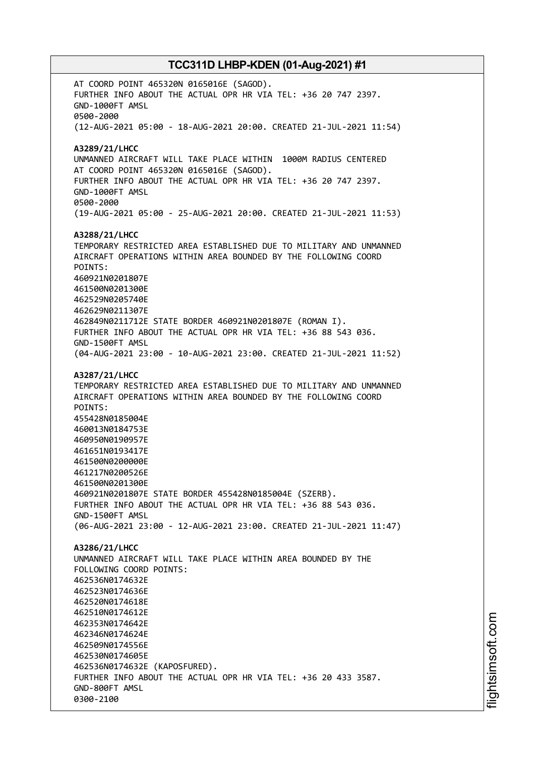AT COORD POINT 465320N 0165016E (SAGOD).
FURTHER INFO ABOUT THE ACTUAL OPR HR VIA TEL: +36 20 747 2397.
GND-1000FT AMSL
0500-2000
(12-AUG-2021 05:00 - 18-AUG-2021 20:00. CREATED 21-JUL-2021 11:54)

**A3289/21/LHCC**
UNMANNED AIRCRAFT WILL TAKE PLACE WITHIN 1000M RADIUS CENTERED AT COORD POINT 465320N 0165016E (SAGOD).
FURTHER INFO ABOUT THE ACTUAL OPR HR VIA TEL: +36 20 747 2397.
GND-1000FT AMSL
0500-2000
(19-AUG-2021 05:00 - 25-AUG-2021 20:00. CREATED 21-JUL-2021 11:53)

**A3288/21/LHCC**
TEMPORARY RESTRICTED AREA ESTABLISHED DUE TO MILITARY AND UNMANNED AIRCRAFT OPERATIONS WITHIN AREA BOUNDED BY THE FOLLOWING COORD POINTS:
460921N0201807E
461500N0201300E
462529N0205740E
462629N0211307E
462849N0211712E STATE BORDER 460921N0201807E (ROMAN I).
FURTHER INFO ABOUT THE ACTUAL OPR HR VIA TEL: +36 88 543 036.
GND-1500FT AMSL
(04-AUG-2021 23:00 - 10-AUG-2021 23:00. CREATED 21-JUL-2021 11:52)

**A3287/21/LHCC**
TEMPORARY RESTRICTED AREA ESTABLISHED DUE TO MILITARY AND UNMANNED AIRCRAFT OPERATIONS WITHIN AREA BOUNDED BY THE FOLLOWING COORD POINTS:
455428N0185004E
460013N0184753E
460950N0190957E
461651N0193417E
461500N0200000E
461217N0200526E
461500N0201300E
460921N0201807E STATE BORDER 455428N0185004E (SZERB).
FURTHER INFO ABOUT THE ACTUAL OPR HR VIA TEL: +36 88 543 036.
GND-1500FT AMSL
(06-AUG-2021 23:00 - 12-AUG-2021 23:00. CREATED 21-JUL-2021 11:47)

**A3286/21/LHCC**
UNMANNED AIRCRAFT WILL TAKE PLACE WITHIN AREA BOUNDED BY THE FOLLOWING COORD POINTS:
462536N0174632E
462523N0174636E
462520N0174618E
462510N0174612E
462353N0174642E
462346N0174624E
462509N0174556E
462530N0174605E
462536N0174632E (KAPOSFURED).
FURTHER INFO ABOUT THE ACTUAL OPR HR VIA TEL: +36 20 433 3587.
GND-800FT AMSL
0300-2100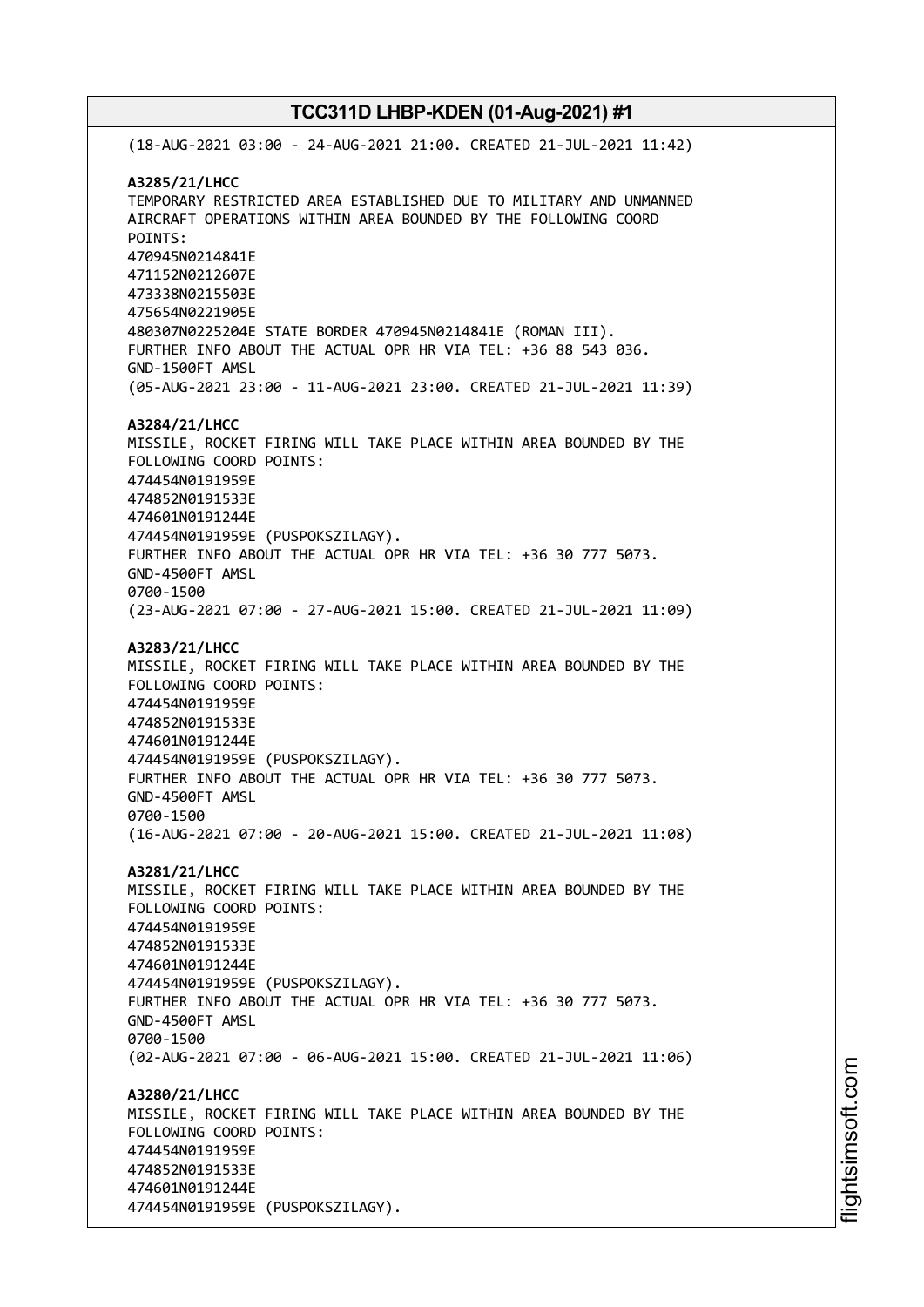(18-AUG-2021 03:00 - 24-AUG-2021 21:00. CREATED 21-JUL-2021 11:42)

**A3285/21/LHCC**
TEMPORARY RESTRICTED AREA ESTABLISHED DUE TO MILITARY AND UNMANNED AIRCRAFT OPERATIONS WITHIN AREA BOUNDED BY THE FOLLOWING COORD POINTS:
470945N0214841E
471152N0212607E
473338N0215503E
475654N0221905E
480307N0225204E STATE BORDER 470945N0214841E (ROMAN III).
FURTHER INFO ABOUT THE ACTUAL OPR HR VIA TEL: +36 88 543 036.
GND-1500FT AMSL
(05-AUG-2021 23:00 - 11-AUG-2021 23:00. CREATED 21-JUL-2021 11:39)

**A3284/21/LHCC**
MISSILE, ROCKET FIRING WILL TAKE PLACE WITHIN AREA BOUNDED BY THE FOLLOWING COORD POINTS:
474454N0191959E
474852N0191533E
474601N0191244E
474454N0191959E (PUSPOKSZILAGY).
FURTHER INFO ABOUT THE ACTUAL OPR HR VIA TEL: +36 30 777 5073.
GND-4500FT AMSL
0700-1500
(23-AUG-2021 07:00 - 27-AUG-2021 15:00. CREATED 21-JUL-2021 11:09)

**A3283/21/LHCC**
MISSILE, ROCKET FIRING WILL TAKE PLACE WITHIN AREA BOUNDED BY THE FOLLOWING COORD POINTS:
474454N0191959E
474852N0191533E
474601N0191244E
474454N0191959E (PUSPOKSZILAGY).
FURTHER INFO ABOUT THE ACTUAL OPR HR VIA TEL: +36 30 777 5073.
GND-4500FT AMSL
0700-1500
(16-AUG-2021 07:00 - 20-AUG-2021 15:00. CREATED 21-JUL-2021 11:08)

**A3281/21/LHCC**
MISSILE, ROCKET FIRING WILL TAKE PLACE WITHIN AREA BOUNDED BY THE FOLLOWING COORD POINTS:
474454N0191959E
474852N0191533E
474601N0191244E
474454N0191959E (PUSPOKSZILAGY).
FURTHER INFO ABOUT THE ACTUAL OPR HR VIA TEL: +36 30 777 5073.
GND-4500FT AMSL
0700-1500
(02-AUG-2021 07:00 - 06-AUG-2021 15:00. CREATED 21-JUL-2021 11:06)

**A3280/21/LHCC**
MISSILE, ROCKET FIRING WILL TAKE PLACE WITHIN AREA BOUNDED BY THE FOLLOWING COORD POINTS:
474454N0191959E
474852N0191533E
474601N0191244E
474454N0191959E (PUSPOKSZILAGY).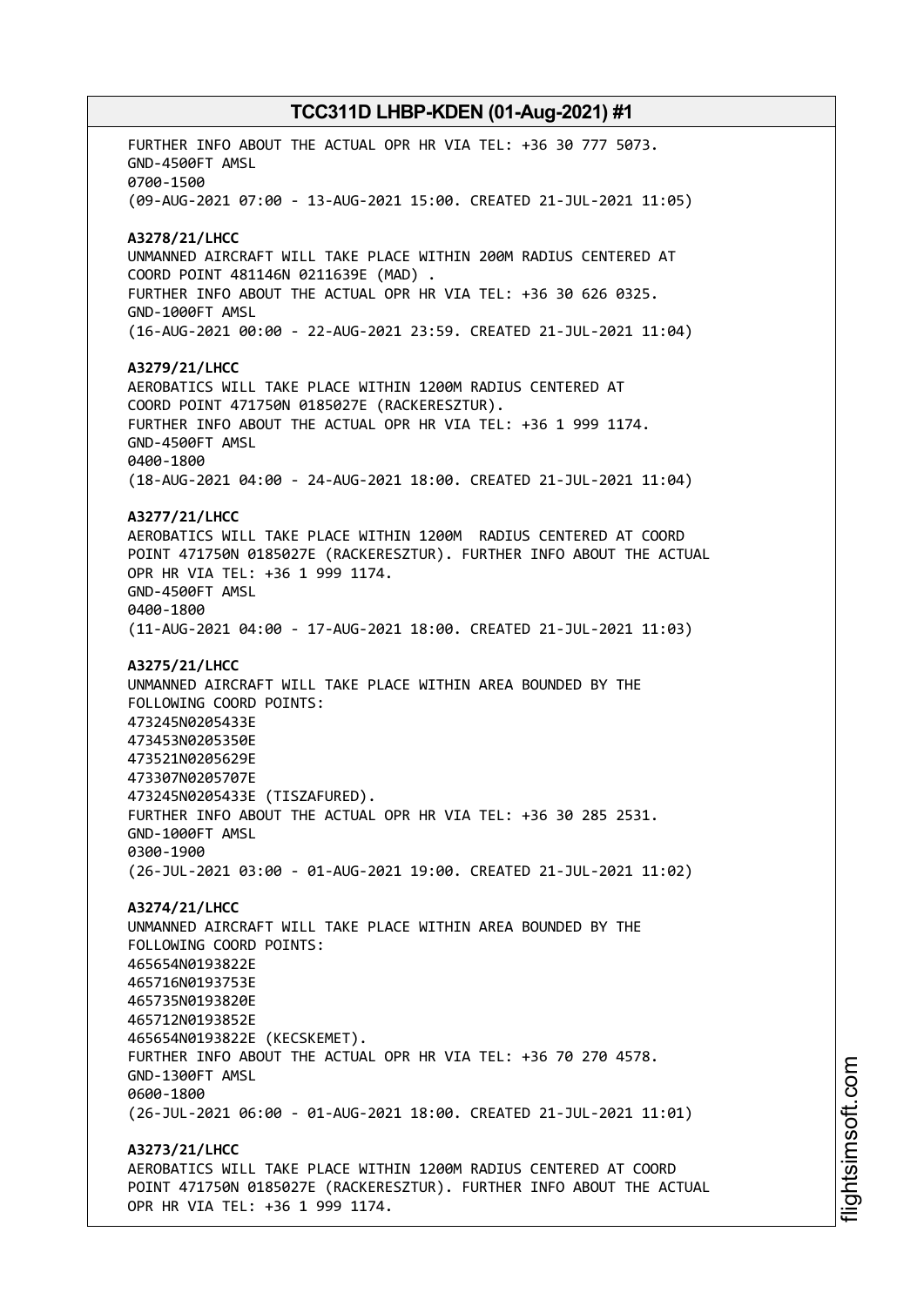FURTHER INFO ABOUT THE ACTUAL OPR HR VIA TEL: +36 30 777 5073.
GND-4500FT AMSL
0700-1500
(09-AUG-2021 07:00 - 13-AUG-2021 15:00. CREATED 21-JUL-2021 11:05)

**A3278/21/LHCC**
UNMANNED AIRCRAFT WILL TAKE PLACE WITHIN 200M RADIUS CENTERED AT
COORD POINT 481146N 0211639E (MAD) .
FURTHER INFO ABOUT THE ACTUAL OPR HR VIA TEL: +36 30 626 0325.
GND-1000FT AMSL
(16-AUG-2021 00:00 - 22-AUG-2021 23:59. CREATED 21-JUL-2021 11:04)

**A3279/21/LHCC**
AEROBATICS WILL TAKE PLACE WITHIN 1200M RADIUS CENTERED AT
COORD POINT 471750N 0185027E (RACKERESZTUR).
FURTHER INFO ABOUT THE ACTUAL OPR HR VIA TEL: +36 1 999 1174.
GND-4500FT AMSL
0400-1800
(18-AUG-2021 04:00 - 24-AUG-2021 18:00. CREATED 21-JUL-2021 11:04)

**A3277/21/LHCC**
AEROBATICS WILL TAKE PLACE WITHIN 1200M RADIUS CENTERED AT COORD
POINT 471750N 0185027E (RACKERESZTUR). FURTHER INFO ABOUT THE ACTUAL
OPR HR VIA TEL: +36 1 999 1174.
GND-4500FT AMSL
0400-1800
(11-AUG-2021 04:00 - 17-AUG-2021 18:00. CREATED 21-JUL-2021 11:03)

**A3275/21/LHCC**
UNMANNED AIRCRAFT WILL TAKE PLACE WITHIN AREA BOUNDED BY THE
FOLLOWING COORD POINTS:
473245N0205433E
473453N0205350E
473521N0205629E
473307N0205707E
473245N0205433E (TISZAFURED).
FURTHER INFO ABOUT THE ACTUAL OPR HR VIA TEL: +36 30 285 2531.
GND-1000FT AMSL
0300-1900
(26-JUL-2021 03:00 - 01-AUG-2021 19:00. CREATED 21-JUL-2021 11:02)

**A3274/21/LHCC**
UNMANNED AIRCRAFT WILL TAKE PLACE WITHIN AREA BOUNDED BY THE
FOLLOWING COORD POINTS:
465654N0193822E
465716N0193753E
465735N0193820E
465712N0193852E
465654N0193822E (KECSKEMET).
FURTHER INFO ABOUT THE ACTUAL OPR HR VIA TEL: +36 70 270 4578.
GND-1300FT AMSL
0600-1800
(26-JUL-2021 06:00 - 01-AUG-2021 18:00. CREATED 21-JUL-2021 11:01)

**A3273/21/LHCC**
AEROBATICS WILL TAKE PLACE WITHIN 1200M RADIUS CENTERED AT COORD
POINT 471750N 0185027E (RACKERESZTUR). FURTHER INFO ABOUT THE ACTUAL
OPR HR VIA TEL: +36 1 999 1174.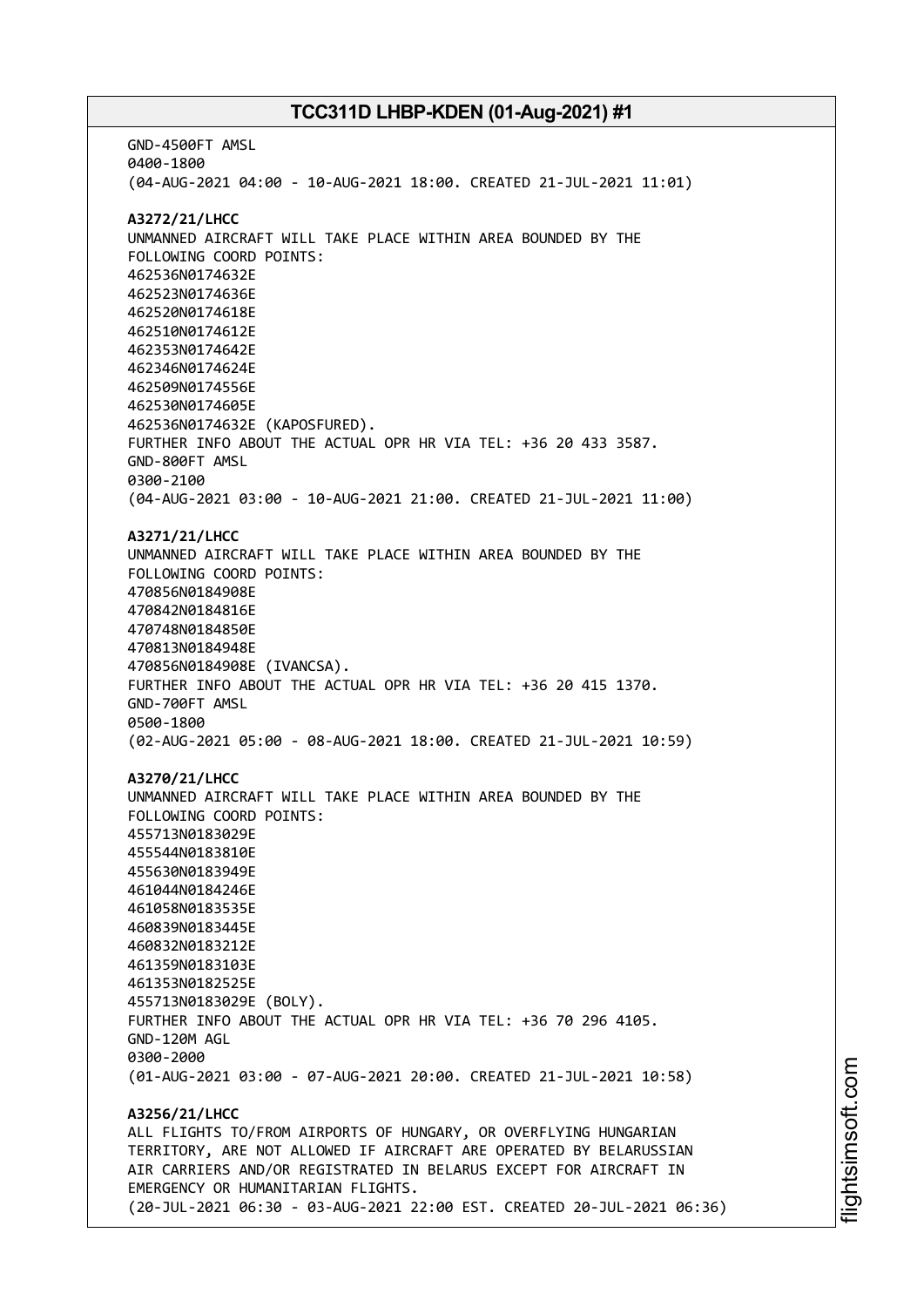GND-4500FT AMSL
0400-1800
(04-AUG-2021 04:00 - 10-AUG-2021 18:00. CREATED 21-JUL-2021 11:01)

**A3272/21/LHCC**
UNMANNED AIRCRAFT WILL TAKE PLACE WITHIN AREA BOUNDED BY THE
FOLLOWING COORD POINTS:
462536N0174632E
462523N0174636E
462520N0174618E
462510N0174612E
462353N0174642E
462346N0174624E
462509N0174556E
462530N0174605E
462536N0174632E (KAPOSFURED).
FURTHER INFO ABOUT THE ACTUAL OPR HR VIA TEL: +36 20 433 3587.
GND-800FT AMSL
0300-2100
(04-AUG-2021 03:00 - 10-AUG-2021 21:00. CREATED 21-JUL-2021 11:00)

**A3271/21/LHCC**
UNMANNED AIRCRAFT WILL TAKE PLACE WITHIN AREA BOUNDED BY THE
FOLLOWING COORD POINTS:
470856N0184908E
470842N0184816E
470748N0184850E
470813N0184948E
470856N0184908E (IVANCSA).
FURTHER INFO ABOUT THE ACTUAL OPR HR VIA TEL: +36 20 415 1370.
GND-700FT AMSL
0500-1800
(02-AUG-2021 05:00 - 08-AUG-2021 18:00. CREATED 21-JUL-2021 10:59)

**A3270/21/LHCC**
UNMANNED AIRCRAFT WILL TAKE PLACE WITHIN AREA BOUNDED BY THE
FOLLOWING COORD POINTS:
455713N0183029E
455544N0183810E
455630N0183949E
461044N0184246E
461058N0183535E
460839N0183445E
460832N0183212E
461359N0183103E
461353N0182525E
455713N0183029E (BOLY).
FURTHER INFO ABOUT THE ACTUAL OPR HR VIA TEL: +36 70 296 4105.
GND-120M AGL
0300-2000
(01-AUG-2021 03:00 - 07-AUG-2021 20:00. CREATED 21-JUL-2021 10:58)

**A3256/21/LHCC**
ALL FLIGHTS TO/FROM AIRPORTS OF HUNGARY, OR OVERFLYING HUNGARIAN
TERRITORY, ARE NOT ALLOWED IF AIRCRAFT ARE OPERATED BY BELARUSSIAN
AIR CARRIERS AND/OR REGISTRATED IN BELARUS EXCEPT FOR AIRCRAFT IN
EMERGENCY OR HUMANITARIAN FLIGHTS.
(20-JUL-2021 06:30 - 03-AUG-2021 22:00 EST. CREATED 20-JUL-2021 06:36)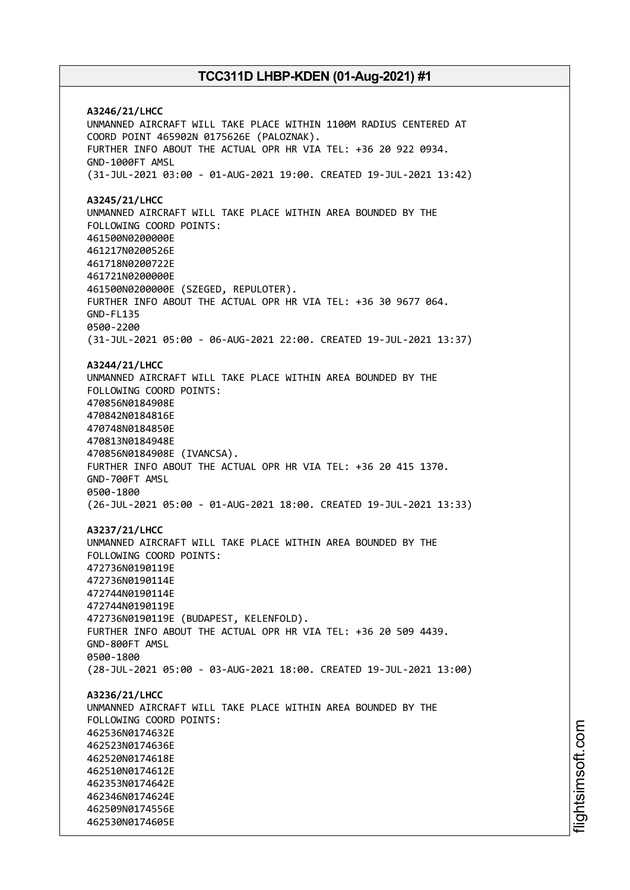**A3246/21/LHCC**
UNMANNED AIRCRAFT WILL TAKE PLACE WITHIN 1100M RADIUS CENTERED AT COORD POINT 465902N 0175626E (PALOZNAK).
FURTHER INFO ABOUT THE ACTUAL OPR HR VIA TEL: +36 20 922 0934.
GND-1000FT AMSL
(31-JUL-2021 03:00 - 01-AUG-2021 19:00. CREATED 19-JUL-2021 13:42)

**A3245/21/LHCC**
UNMANNED AIRCRAFT WILL TAKE PLACE WITHIN AREA BOUNDED BY THE FOLLOWING COORD POINTS:
461500N0200000E
461217N0200526E
461718N0200722E
461721N0200000E
461500N0200000E (SZEGED, REPULOTER).
FURTHER INFO ABOUT THE ACTUAL OPR HR VIA TEL: +36 30 9677 064.
GND-FL135
0500-2200
(31-JUL-2021 05:00 - 06-AUG-2021 22:00. CREATED 19-JUL-2021 13:37)

**A3244/21/LHCC**
UNMANNED AIRCRAFT WILL TAKE PLACE WITHIN AREA BOUNDED BY THE FOLLOWING COORD POINTS:
470856N0184908E
470842N0184816E
470748N0184850E
470813N0184948E
470856N0184908E (IVANCSA).
FURTHER INFO ABOUT THE ACTUAL OPR HR VIA TEL: +36 20 415 1370.
GND-700FT AMSL
0500-1800
(26-JUL-2021 05:00 - 01-AUG-2021 18:00. CREATED 19-JUL-2021 13:33)

**A3237/21/LHCC**
UNMANNED AIRCRAFT WILL TAKE PLACE WITHIN AREA BOUNDED BY THE FOLLOWING COORD POINTS:
472736N0190119E
472736N0190114E
472744N0190114E
472744N0190119E
472736N0190119E (BUDAPEST, KELENFOLD).
FURTHER INFO ABOUT THE ACTUAL OPR HR VIA TEL: +36 20 509 4439.
GND-800FT AMSL
0500-1800
(28-JUL-2021 05:00 - 03-AUG-2021 18:00. CREATED 19-JUL-2021 13:00)

**A3236/21/LHCC**
UNMANNED AIRCRAFT WILL TAKE PLACE WITHIN AREA BOUNDED BY THE FOLLOWING COORD POINTS:
462536N0174632E
462523N0174636E
462520N0174618E
462510N0174612E
462353N0174642E
462346N0174624E
462509N0174556E
462530N0174605E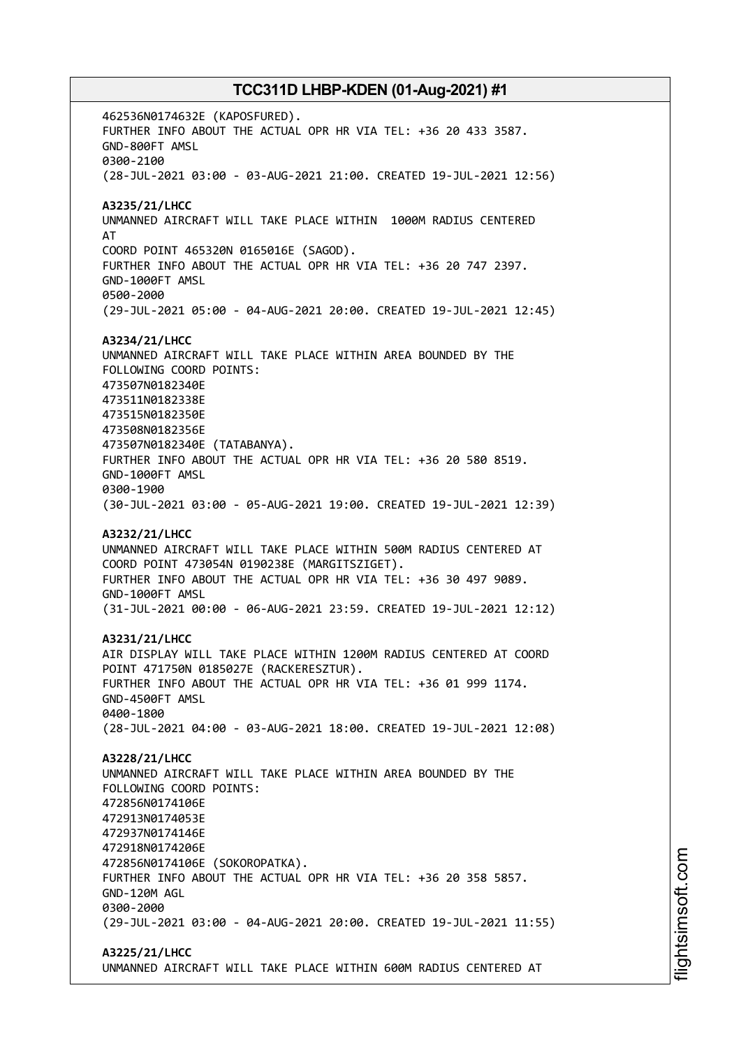462536N0174632E (KAPOSFURED).
FURTHER INFO ABOUT THE ACTUAL OPR HR VIA TEL: +36 20 433 3587.
GND-800FT AMSL
0300-2100
(28-JUL-2021 03:00 - 03-AUG-2021 21:00. CREATED 19-JUL-2021 12:56)

**A3235/21/LHCC**
UNMANNED AIRCRAFT WILL TAKE PLACE WITHIN 1000M RADIUS CENTERED AT
COORD POINT 465320N 0165016E (SAGOD).
FURTHER INFO ABOUT THE ACTUAL OPR HR VIA TEL: +36 20 747 2397.
GND-1000FT AMSL
0500-2000
(29-JUL-2021 05:00 - 04-AUG-2021 20:00. CREATED 19-JUL-2021 12:45)

**A3234/21/LHCC**
UNMANNED AIRCRAFT WILL TAKE PLACE WITHIN AREA BOUNDED BY THE
FOLLOWING COORD POINTS:
473507N0182340E
473511N0182338E
473515N0182350E
473508N0182356E
473507N0182340E (TATABANYA).
FURTHER INFO ABOUT THE ACTUAL OPR HR VIA TEL: +36 20 580 8519.
GND-1000FT AMSL
0300-1900
(30-JUL-2021 03:00 - 05-AUG-2021 19:00. CREATED 19-JUL-2021 12:39)

**A3232/21/LHCC**
UNMANNED AIRCRAFT WILL TAKE PLACE WITHIN 500M RADIUS CENTERED AT
COORD POINT 473054N 0190238E (MARGITSZIGET).
FURTHER INFO ABOUT THE ACTUAL OPR HR VIA TEL: +36 30 497 9089.
GND-1000FT AMSL
(31-JUL-2021 00:00 - 06-AUG-2021 23:59. CREATED 19-JUL-2021 12:12)

**A3231/21/LHCC**
AIR DISPLAY WILL TAKE PLACE WITHIN 1200M RADIUS CENTERED AT COORD
POINT 471750N 0185027E (RACKERESZTUR).
FURTHER INFO ABOUT THE ACTUAL OPR HR VIA TEL: +36 01 999 1174.
GND-4500FT AMSL
0400-1800
(28-JUL-2021 04:00 - 03-AUG-2021 18:00. CREATED 19-JUL-2021 12:08)

**A3228/21/LHCC**
UNMANNED AIRCRAFT WILL TAKE PLACE WITHIN AREA BOUNDED BY THE
FOLLOWING COORD POINTS:
472856N0174106E
472913N0174053E
472937N0174146E
472918N0174206E
472856N0174106E (SOKOROPATKA).
FURTHER INFO ABOUT THE ACTUAL OPR HR VIA TEL: +36 20 358 5857.
GND-120M AGL
0300-2000
(29-JUL-2021 03:00 - 04-AUG-2021 20:00. CREATED 19-JUL-2021 11:55)

**A3225/21/LHCC**
UNMANNED AIRCRAFT WILL TAKE PLACE WITHIN 600M RADIUS CENTERED AT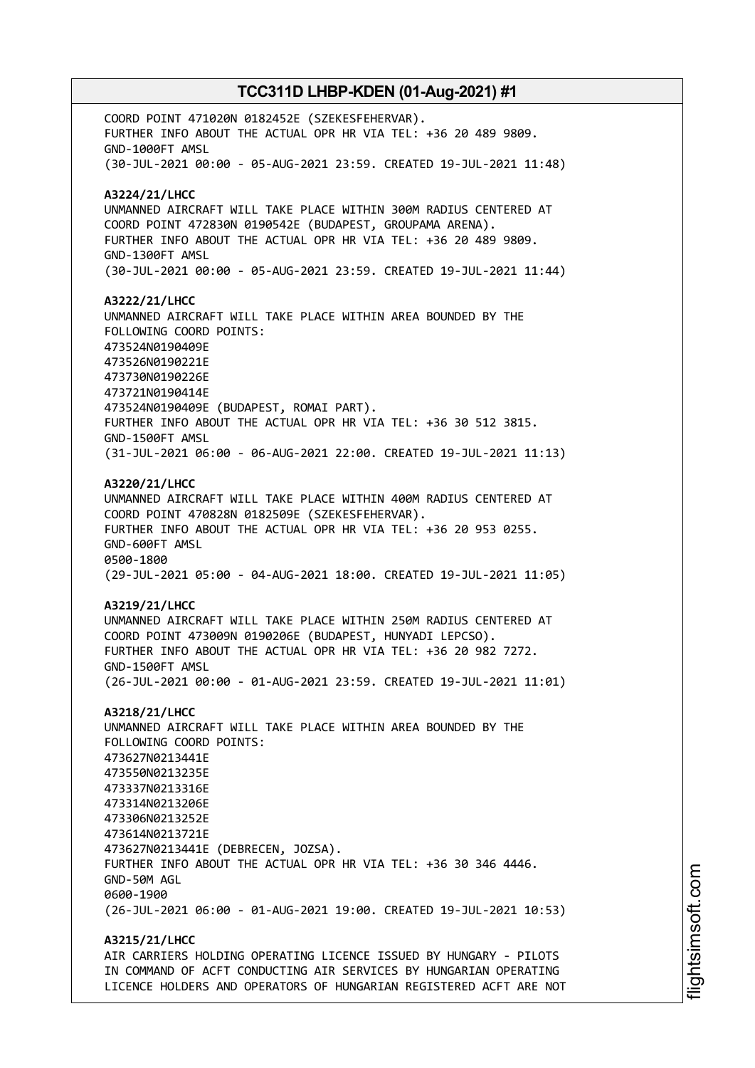COORD POINT 471020N 0182452E (SZEKESFEHERVAR).
FURTHER INFO ABOUT THE ACTUAL OPR HR VIA TEL: +36 20 489 9809.
GND-1000FT AMSL
(30-JUL-2021 00:00 - 05-AUG-2021 23:59. CREATED 19-JUL-2021 11:48)

**A3224/21/LHCC**
UNMANNED AIRCRAFT WILL TAKE PLACE WITHIN 300M RADIUS CENTERED AT COORD POINT 472830N 0190542E (BUDAPEST, GROUPAMA ARENA).
FURTHER INFO ABOUT THE ACTUAL OPR HR VIA TEL: +36 20 489 9809.
GND-1300FT AMSL
(30-JUL-2021 00:00 - 05-AUG-2021 23:59. CREATED 19-JUL-2021 11:44)

**A3222/21/LHCC**
UNMANNED AIRCRAFT WILL TAKE PLACE WITHIN AREA BOUNDED BY THE FOLLOWING COORD POINTS:
473524N0190409E
473526N0190221E
473730N0190226E
473721N0190414E
473524N0190409E (BUDAPEST, ROMAI PART).
FURTHER INFO ABOUT THE ACTUAL OPR HR VIA TEL: +36 30 512 3815.
GND-1500FT AMSL
(31-JUL-2021 06:00 - 06-AUG-2021 22:00. CREATED 19-JUL-2021 11:13)

**A3220/21/LHCC**
UNMANNED AIRCRAFT WILL TAKE PLACE WITHIN 400M RADIUS CENTERED AT COORD POINT 470828N 0182509E (SZEKESFEHERVAR).
FURTHER INFO ABOUT THE ACTUAL OPR HR VIA TEL: +36 20 953 0255.
GND-600FT AMSL
0500-1800
(29-JUL-2021 05:00 - 04-AUG-2021 18:00. CREATED 19-JUL-2021 11:05)

**A3219/21/LHCC**
UNMANNED AIRCRAFT WILL TAKE PLACE WITHIN 250M RADIUS CENTERED AT COORD POINT 473009N 0190206E (BUDAPEST, HUNYADI LEPCSO).
FURTHER INFO ABOUT THE ACTUAL OPR HR VIA TEL: +36 20 982 7272.
GND-1500FT AMSL
(26-JUL-2021 00:00 - 01-AUG-2021 23:59. CREATED 19-JUL-2021 11:01)

**A3218/21/LHCC**
UNMANNED AIRCRAFT WILL TAKE PLACE WITHIN AREA BOUNDED BY THE FOLLOWING COORD POINTS:
473627N0213441E
473550N0213235E
473337N0213316E
473314N0213206E
473306N0213252E
473614N0213721E
473627N0213441E (DEBRECEN, JOZSA).
FURTHER INFO ABOUT THE ACTUAL OPR HR VIA TEL: +36 30 346 4446.
GND-50M AGL
0600-1900
(26-JUL-2021 06:00 - 01-AUG-2021 19:00. CREATED 19-JUL-2021 10:53)

**A3215/21/LHCC**
AIR CARRIERS HOLDING OPERATING LICENCE ISSUED BY HUNGARY - PILOTS IN COMMAND OF ACFT CONDUCTING AIR SERVICES BY HUNGARIAN OPERATING LICENCE HOLDERS AND OPERATORS OF HUNGARIAN REGISTERED ACFT ARE NOT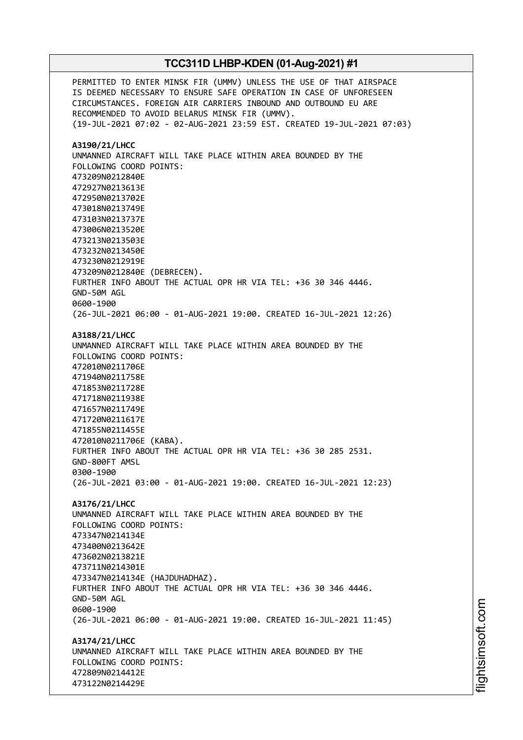PERMITTED TO ENTER MINSK FIR (UMMV) UNLESS THE USE OF THAT AIRSPACE IS DEEMED NECESSARY TO ENSURE SAFE OPERATION IN CASE OF UNFORESEEN CIRCUMSTANCES. FOREIGN AIR CARRIERS INBOUND AND OUTBOUND EU ARE RECOMMENDED TO AVOID BELARUS MINSK FIR (UMMV).
(19-JUL-2021 07:02 - 02-AUG-2021 23:59 EST. CREATED 19-JUL-2021 07:03)

**A3190/21/LHCC**
UNMANNED AIRCRAFT WILL TAKE PLACE WITHIN AREA BOUNDED BY THE FOLLOWING COORD POINTS:
473209N0212840E
472927N0213613E
472950N0213702E
473018N0213749E
473103N0213737E
473006N0213520E
473213N0213503E
473232N0213450E
473230N0212919E
473209N0212840E (DEBRECEN).
FURTHER INFO ABOUT THE ACTUAL OPR HR VIA TEL: +36 30 346 4446.
GND-50M AGL
0600-1900
(26-JUL-2021 06:00 - 01-AUG-2021 19:00. CREATED 16-JUL-2021 12:26)

**A3188/21/LHCC**
UNMANNED AIRCRAFT WILL TAKE PLACE WITHIN AREA BOUNDED BY THE FOLLOWING COORD POINTS:
472010N0211706E
471940N0211758E
471853N0211728E
471718N0211938E
471657N0211749E
471720N0211617E
471855N0211455E
472010N0211706E (KABA).
FURTHER INFO ABOUT THE ACTUAL OPR HR VIA TEL: +36 30 285 2531.
GND-800FT AMSL
0300-1900
(26-JUL-2021 03:00 - 01-AUG-2021 19:00. CREATED 16-JUL-2021 12:23)

**A3176/21/LHCC**
UNMANNED AIRCRAFT WILL TAKE PLACE WITHIN AREA BOUNDED BY THE FOLLOWING COORD POINTS:
473347N0214134E
473400N0213642E
473602N0213821E
473711N0214301E
473347N0214134E (HAJDUHADHAZ).
FURTHER INFO ABOUT THE ACTUAL OPR HR VIA TEL: +36 30 346 4446.
GND-50M AGL
0600-1900
(26-JUL-2021 06:00 - 01-AUG-2021 19:00. CREATED 16-JUL-2021 11:45)

**A3174/21/LHCC**
UNMANNED AIRCRAFT WILL TAKE PLACE WITHIN AREA BOUNDED BY THE FOLLOWING COORD POINTS:
472809N0214412E
473122N0214429E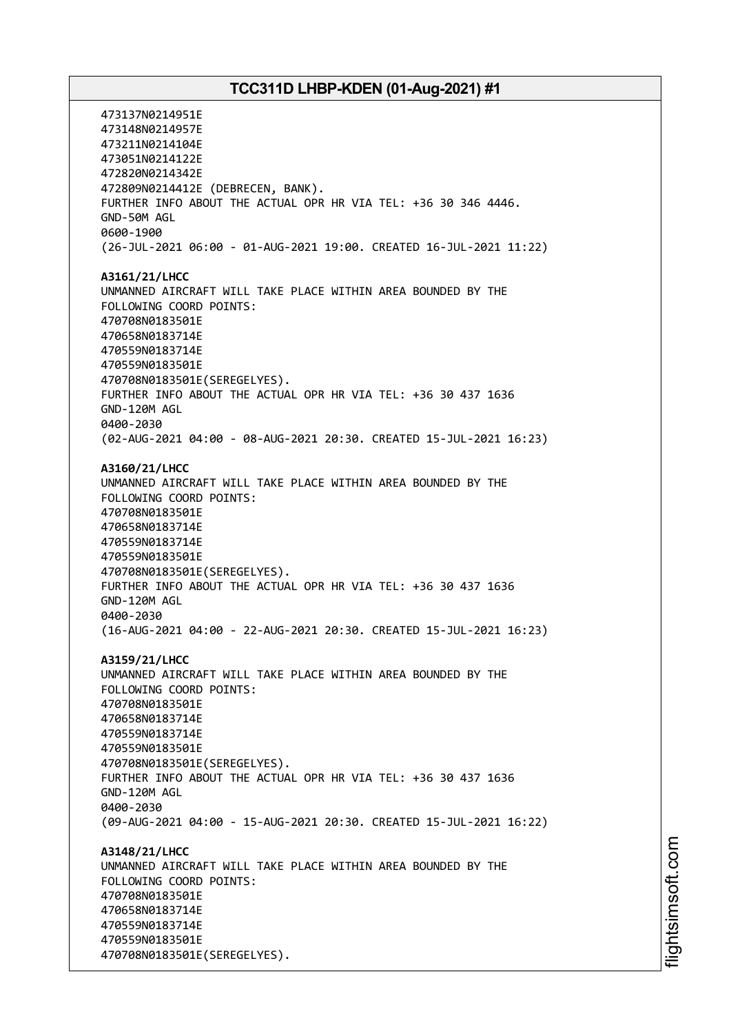473137N0214951E
473148N0214957E
473211N0214104E
473051N0214122E
472820N0214342E
472809N0214412E (DEBRECEN, BANK).
FURTHER INFO ABOUT THE ACTUAL OPR HR VIA TEL: +36 30 346 4446.
GND-50M AGL
0600-1900
(26-JUL-2021 06:00 - 01-AUG-2021 19:00. CREATED 16-JUL-2021 11:22)

**A3161/21/LHCC**
UNMANNED AIRCRAFT WILL TAKE PLACE WITHIN AREA BOUNDED BY THE
FOLLOWING COORD POINTS:
470708N0183501E
470658N0183714E
470559N0183714E
470559N0183501E
470708N0183501E(SEREGELYES).
FURTHER INFO ABOUT THE ACTUAL OPR HR VIA TEL: +36 30 437 1636
GND-120M AGL
0400-2030
(02-AUG-2021 04:00 - 08-AUG-2021 20:30. CREATED 15-JUL-2021 16:23)

**A3160/21/LHCC**
UNMANNED AIRCRAFT WILL TAKE PLACE WITHIN AREA BOUNDED BY THE
FOLLOWING COORD POINTS:
470708N0183501E
470658N0183714E
470559N0183714E
470559N0183501E
470708N0183501E(SEREGELYES).
FURTHER INFO ABOUT THE ACTUAL OPR HR VIA TEL: +36 30 437 1636
GND-120M AGL
0400-2030
(16-AUG-2021 04:00 - 22-AUG-2021 20:30. CREATED 15-JUL-2021 16:23)

**A3159/21/LHCC**
UNMANNED AIRCRAFT WILL TAKE PLACE WITHIN AREA BOUNDED BY THE
FOLLOWING COORD POINTS:
470708N0183501E
470658N0183714E
470559N0183714E
470559N0183501E
470708N0183501E(SEREGELYES).
FURTHER INFO ABOUT THE ACTUAL OPR HR VIA TEL: +36 30 437 1636
GND-120M AGL
0400-2030
(09-AUG-2021 04:00 - 15-AUG-2021 20:30. CREATED 15-JUL-2021 16:22)

**A3148/21/LHCC**
UNMANNED AIRCRAFT WILL TAKE PLACE WITHIN AREA BOUNDED BY THE
FOLLOWING COORD POINTS:
470708N0183501E
470658N0183714E
470559N0183714E
470559N0183501E
470708N0183501E(SEREGELYES).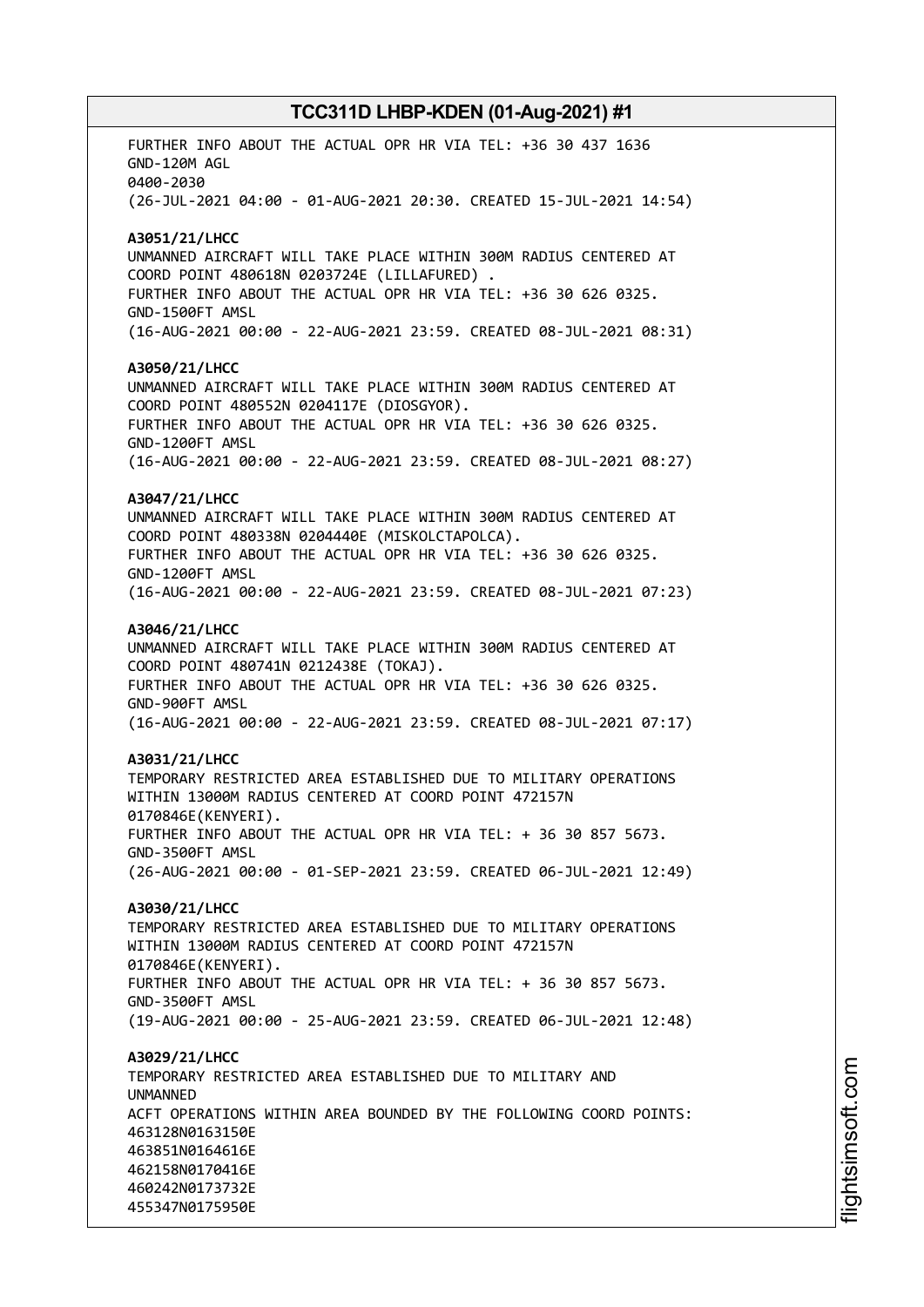FURTHER INFO ABOUT THE ACTUAL OPR HR VIA TEL: +36 30 437 1636
GND-120M AGL
0400-2030
(26-JUL-2021 04:00 - 01-AUG-2021 20:30. CREATED 15-JUL-2021 14:54)

**A3051/21/LHCC**
UNMANNED AIRCRAFT WILL TAKE PLACE WITHIN 300M RADIUS CENTERED AT COORD POINT 480618N 0203724E (LILLAFURED) .
FURTHER INFO ABOUT THE ACTUAL OPR HR VIA TEL: +36 30 626 0325.
GND-1500FT AMSL
(16-AUG-2021 00:00 - 22-AUG-2021 23:59. CREATED 08-JUL-2021 08:31)

**A3050/21/LHCC**
UNMANNED AIRCRAFT WILL TAKE PLACE WITHIN 300M RADIUS CENTERED AT COORD POINT 480552N 0204117E (DIOSGYOR).
FURTHER INFO ABOUT THE ACTUAL OPR HR VIA TEL: +36 30 626 0325.
GND-1200FT AMSL
(16-AUG-2021 00:00 - 22-AUG-2021 23:59. CREATED 08-JUL-2021 08:27)

**A3047/21/LHCC**
UNMANNED AIRCRAFT WILL TAKE PLACE WITHIN 300M RADIUS CENTERED AT COORD POINT 480338N 0204440E (MISKOLCTAPOLCA).
FURTHER INFO ABOUT THE ACTUAL OPR HR VIA TEL: +36 30 626 0325.
GND-1200FT AMSL
(16-AUG-2021 00:00 - 22-AUG-2021 23:59. CREATED 08-JUL-2021 07:23)

**A3046/21/LHCC**
UNMANNED AIRCRAFT WILL TAKE PLACE WITHIN 300M RADIUS CENTERED AT COORD POINT 480741N 0212438E (TOKAJ).
FURTHER INFO ABOUT THE ACTUAL OPR HR VIA TEL: +36 30 626 0325.
GND-900FT AMSL
(16-AUG-2021 00:00 - 22-AUG-2021 23:59. CREATED 08-JUL-2021 07:17)

**A3031/21/LHCC**
TEMPORARY RESTRICTED AREA ESTABLISHED DUE TO MILITARY OPERATIONS WITHIN 13000M RADIUS CENTERED AT COORD POINT 472157N 0170846E(KENYERI).
FURTHER INFO ABOUT THE ACTUAL OPR HR VIA TEL: + 36 30 857 5673.
GND-3500FT AMSL
(26-AUG-2021 00:00 - 01-SEP-2021 23:59. CREATED 06-JUL-2021 12:49)

**A3030/21/LHCC**
TEMPORARY RESTRICTED AREA ESTABLISHED DUE TO MILITARY OPERATIONS WITHIN 13000M RADIUS CENTERED AT COORD POINT 472157N 0170846E(KENYERI).
FURTHER INFO ABOUT THE ACTUAL OPR HR VIA TEL: + 36 30 857 5673.
GND-3500FT AMSL
(19-AUG-2021 00:00 - 25-AUG-2021 23:59. CREATED 06-JUL-2021 12:48)

**A3029/21/LHCC**
TEMPORARY RESTRICTED AREA ESTABLISHED DUE TO MILITARY AND
UNMANNED
ACFT OPERATIONS WITHIN AREA BOUNDED BY THE FOLLOWING COORD POINTS:
463128N0163150E
463851N0164616E
462158N0170416E
460242N0173732E
455347N0175950E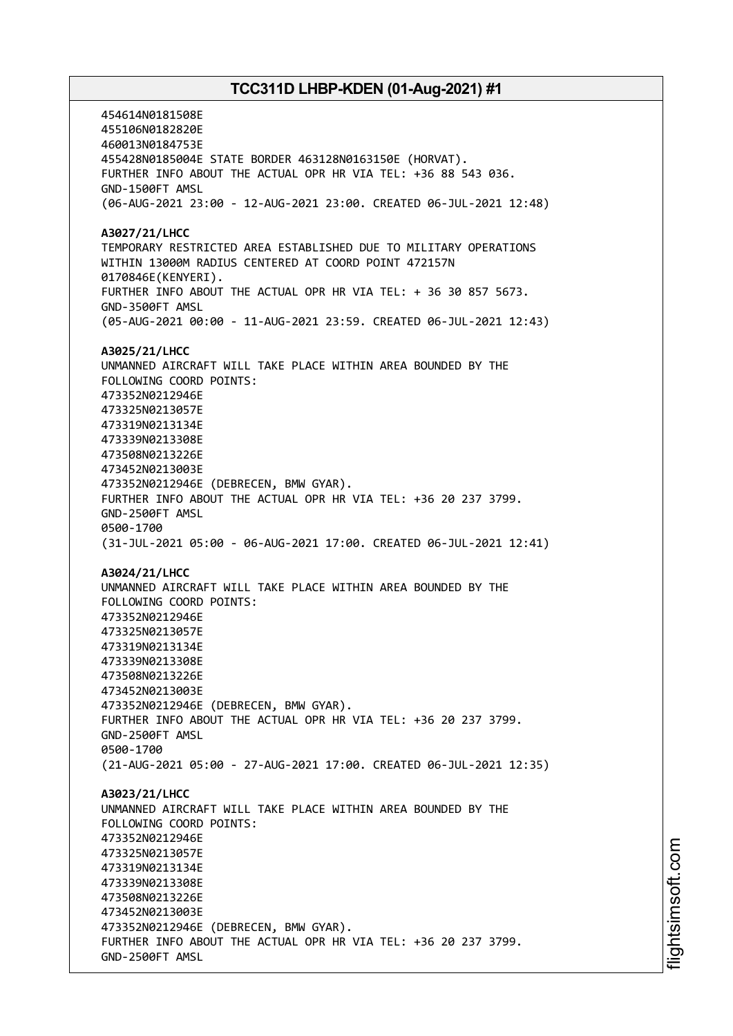454614N0181508E
455106N0182820E
460013N0184753E
455428N0185004E STATE BORDER 463128N0163150E (HORVAT).
FURTHER INFO ABOUT THE ACTUAL OPR HR VIA TEL: +36 88 543 036.
GND-1500FT AMSL
(06-AUG-2021 23:00 - 12-AUG-2021 23:00. CREATED 06-JUL-2021 12:48)

**A3027/21/LHCC**
TEMPORARY RESTRICTED AREA ESTABLISHED DUE TO MILITARY OPERATIONS
WITHIN 13000M RADIUS CENTERED AT COORD POINT 472157N
0170846E(KENYERI).
FURTHER INFO ABOUT THE ACTUAL OPR HR VIA TEL: + 36 30 857 5673.
GND-3500FT AMSL
(05-AUG-2021 00:00 - 11-AUG-2021 23:59. CREATED 06-JUL-2021 12:43)

**A3025/21/LHCC**
UNMANNED AIRCRAFT WILL TAKE PLACE WITHIN AREA BOUNDED BY THE
FOLLOWING COORD POINTS:
473352N0212946E
473325N0213057E
473319N0213134E
473339N0213308E
473508N0213226E
473452N0213003E
473352N0212946E (DEBRECEN, BMW GYAR).
FURTHER INFO ABOUT THE ACTUAL OPR HR VIA TEL: +36 20 237 3799.
GND-2500FT AMSL
0500-1700
(31-JUL-2021 05:00 - 06-AUG-2021 17:00. CREATED 06-JUL-2021 12:41)

**A3024/21/LHCC**
UNMANNED AIRCRAFT WILL TAKE PLACE WITHIN AREA BOUNDED BY THE
FOLLOWING COORD POINTS:
473352N0212946E
473325N0213057E
473319N0213134E
473339N0213308E
473508N0213226E
473452N0213003E
473352N0212946E (DEBRECEN, BMW GYAR).
FURTHER INFO ABOUT THE ACTUAL OPR HR VIA TEL: +36 20 237 3799.
GND-2500FT AMSL
0500-1700
(21-AUG-2021 05:00 - 27-AUG-2021 17:00. CREATED 06-JUL-2021 12:35)

**A3023/21/LHCC**
UNMANNED AIRCRAFT WILL TAKE PLACE WITHIN AREA BOUNDED BY THE
FOLLOWING COORD POINTS:
473352N0212946E
473325N0213057E
473319N0213134E
473339N0213308E
473508N0213226E
473452N0213003E
473352N0212946E (DEBRECEN, BMW GYAR).
FURTHER INFO ABOUT THE ACTUAL OPR HR VIA TEL: +36 20 237 3799.
GND-2500FT AMSL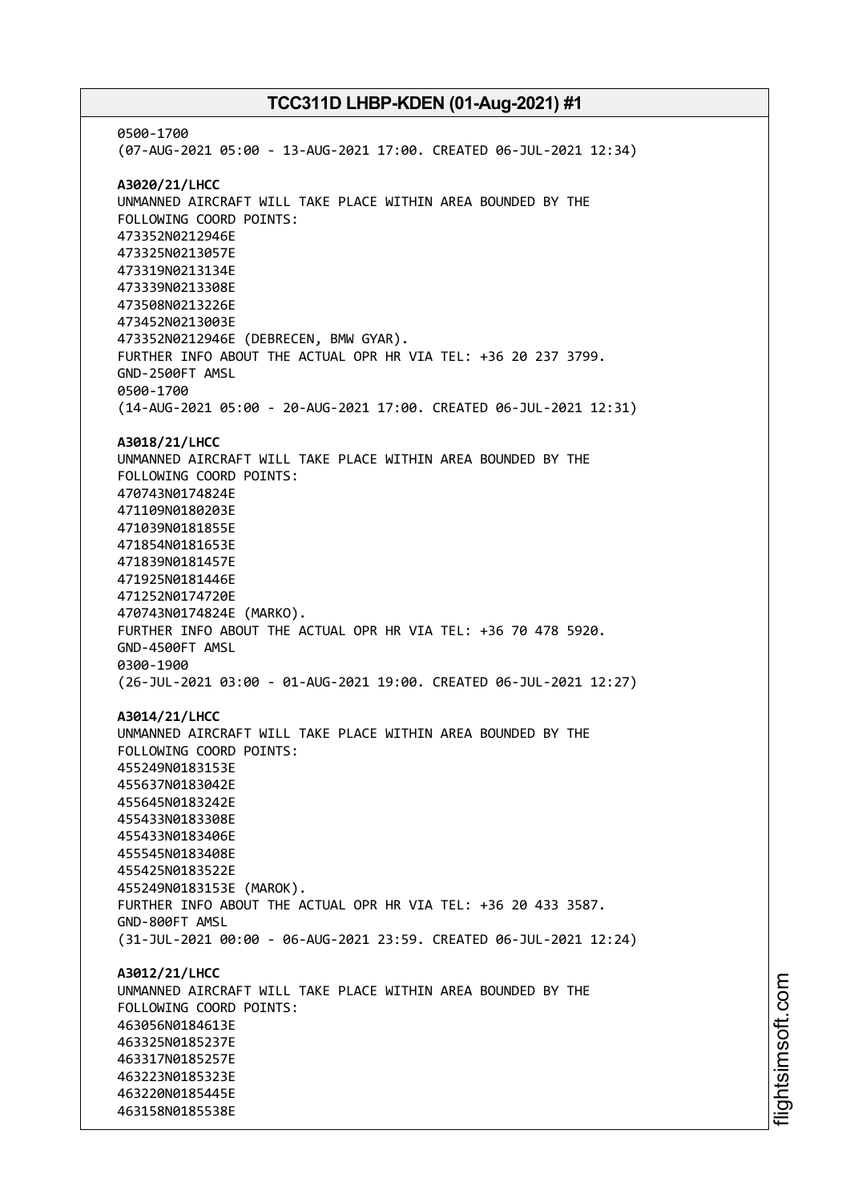0500-1700
(07-AUG-2021 05:00 - 13-AUG-2021 17:00. CREATED 06-JUL-2021 12:34)

**A3020/21/LHCC**
UNMANNED AIRCRAFT WILL TAKE PLACE WITHIN AREA BOUNDED BY THE
FOLLOWING COORD POINTS:
473352N0212946E
473325N0213057E
473319N0213134E
473339N0213308E
473508N0213226E
473452N0213003E
473352N0212946E (DEBRECEN, BMW GYAR).
FURTHER INFO ABOUT THE ACTUAL OPR HR VIA TEL: +36 20 237 3799.
GND-2500FT AMSL
0500-1700
(14-AUG-2021 05:00 - 20-AUG-2021 17:00. CREATED 06-JUL-2021 12:31)

**A3018/21/LHCC**
UNMANNED AIRCRAFT WILL TAKE PLACE WITHIN AREA BOUNDED BY THE
FOLLOWING COORD POINTS:
470743N0174824E
471109N0180203E
471039N0181855E
471854N0181653E
471839N0181457E
471925N0181446E
471252N0174720E
470743N0174824E (MARKO).
FURTHER INFO ABOUT THE ACTUAL OPR HR VIA TEL: +36 70 478 5920.
GND-4500FT AMSL
0300-1900
(26-JUL-2021 03:00 - 01-AUG-2021 19:00. CREATED 06-JUL-2021 12:27)

**A3014/21/LHCC**
UNMANNED AIRCRAFT WILL TAKE PLACE WITHIN AREA BOUNDED BY THE
FOLLOWING COORD POINTS:
455249N0183153E
455637N0183042E
455645N0183242E
455433N0183308E
455433N0183406E
455545N0183408E
455425N0183522E
455249N0183153E (MAROK).
FURTHER INFO ABOUT THE ACTUAL OPR HR VIA TEL: +36 20 433 3587.
GND-800FT AMSL
(31-JUL-2021 00:00 - 06-AUG-2021 23:59. CREATED 06-JUL-2021 12:24)

**A3012/21/LHCC**
UNMANNED AIRCRAFT WILL TAKE PLACE WITHIN AREA BOUNDED BY THE
FOLLOWING COORD POINTS:
463056N0184613E
463325N0185237E
463317N0185257E
463223N0185323E
463220N0185445E
463158N0185538E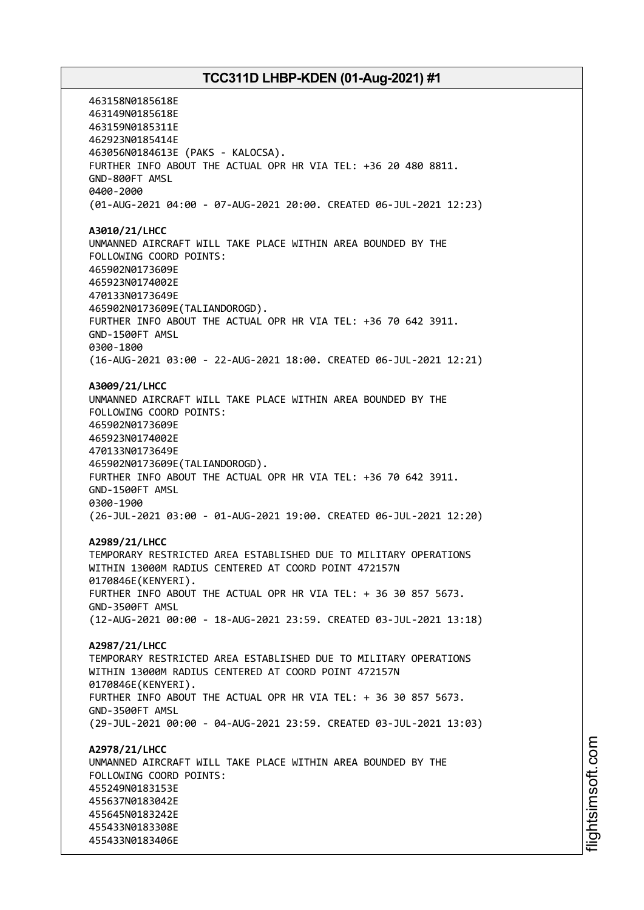463158N0185618E
463149N0185618E
463159N0185311E
462923N0185414E
463056N0184613E (PAKS - KALOCSA).
FURTHER INFO ABOUT THE ACTUAL OPR HR VIA TEL: +36 20 480 8811.
GND-800FT AMSL
0400-2000
(01-AUG-2021 04:00 - 07-AUG-2021 20:00. CREATED 06-JUL-2021 12:23)

**A3010/21/LHCC**
UNMANNED AIRCRAFT WILL TAKE PLACE WITHIN AREA BOUNDED BY THE
FOLLOWING COORD POINTS:
465902N0173609E
465923N0174002E
470133N0173649E
465902N0173609E(TALIANDOROGD).
FURTHER INFO ABOUT THE ACTUAL OPR HR VIA TEL: +36 70 642 3911.
GND-1500FT AMSL
0300-1800
(16-AUG-2021 03:00 - 22-AUG-2021 18:00. CREATED 06-JUL-2021 12:21)

**A3009/21/LHCC**
UNMANNED AIRCRAFT WILL TAKE PLACE WITHIN AREA BOUNDED BY THE
FOLLOWING COORD POINTS:
465902N0173609E
465923N0174002E
470133N0173649E
465902N0173609E(TALIANDOROGD).
FURTHER INFO ABOUT THE ACTUAL OPR HR VIA TEL: +36 70 642 3911.
GND-1500FT AMSL
0300-1900
(26-JUL-2021 03:00 - 01-AUG-2021 19:00. CREATED 06-JUL-2021 12:20)

**A2989/21/LHCC**
TEMPORARY RESTRICTED AREA ESTABLISHED DUE TO MILITARY OPERATIONS
WITHIN 13000M RADIUS CENTERED AT COORD POINT 472157N
0170846E(KENYERI).
FURTHER INFO ABOUT THE ACTUAL OPR HR VIA TEL: + 36 30 857 5673.
GND-3500FT AMSL
(12-AUG-2021 00:00 - 18-AUG-2021 23:59. CREATED 03-JUL-2021 13:18)

**A2987/21/LHCC**
TEMPORARY RESTRICTED AREA ESTABLISHED DUE TO MILITARY OPERATIONS
WITHIN 13000M RADIUS CENTERED AT COORD POINT 472157N
0170846E(KENYERI).
FURTHER INFO ABOUT THE ACTUAL OPR HR VIA TEL: + 36 30 857 5673.
GND-3500FT AMSL
(29-JUL-2021 00:00 - 04-AUG-2021 23:59. CREATED 03-JUL-2021 13:03)

**A2978/21/LHCC**
UNMANNED AIRCRAFT WILL TAKE PLACE WITHIN AREA BOUNDED BY THE
FOLLOWING COORD POINTS:
455249N0183153E
455637N0183042E
455645N0183242E
455433N0183308E
455433N0183406E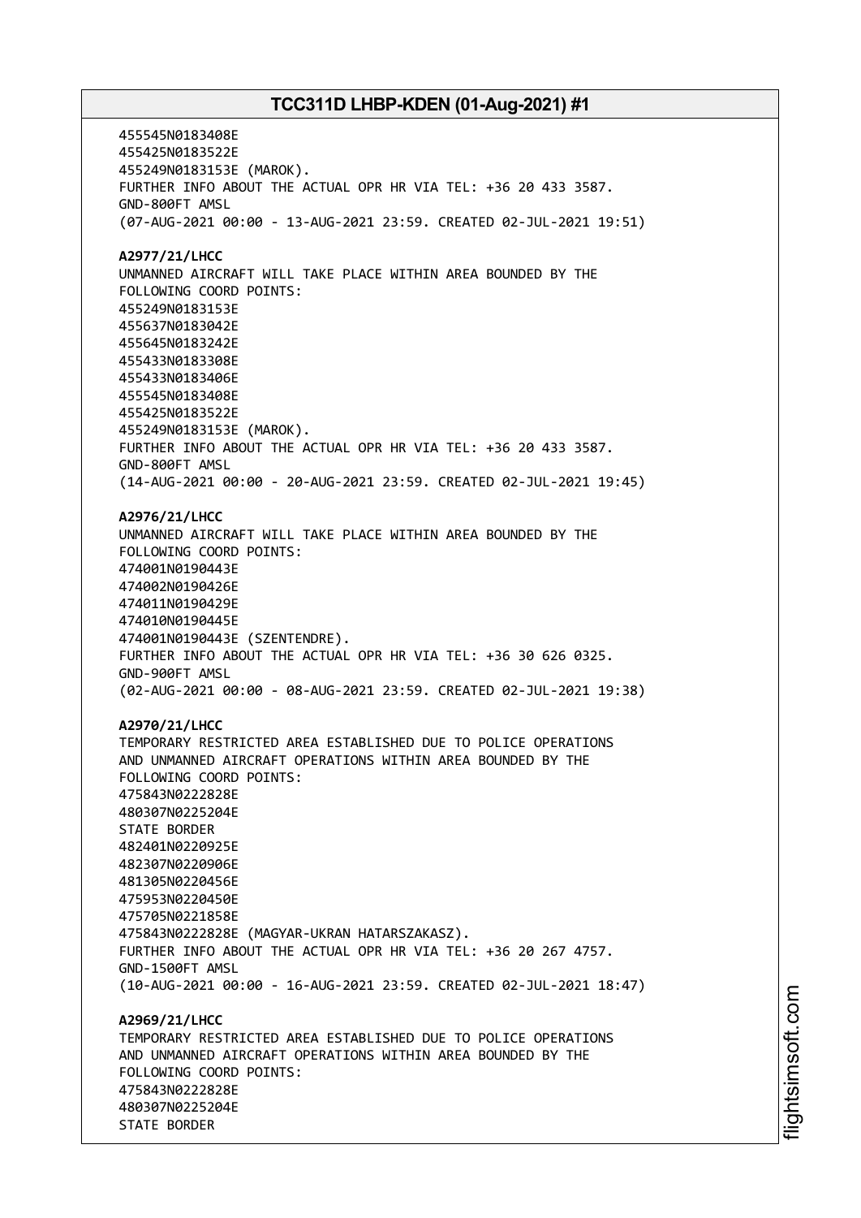455545N0183408E
455425N0183522E
455249N0183153E (MAROK).
FURTHER INFO ABOUT THE ACTUAL OPR HR VIA TEL: +36 20 433 3587.
GND-800FT AMSL
(07-AUG-2021 00:00 - 13-AUG-2021 23:59. CREATED 02-JUL-2021 19:51)

**A2977/21/LHCC**
UNMANNED AIRCRAFT WILL TAKE PLACE WITHIN AREA BOUNDED BY THE
FOLLOWING COORD POINTS:
455249N0183153E
455637N0183042E
455645N0183242E
455433N0183308E
455433N0183406E
455545N0183408E
455425N0183522E
455249N0183153E (MAROK).
FURTHER INFO ABOUT THE ACTUAL OPR HR VIA TEL: +36 20 433 3587.
GND-800FT AMSL
(14-AUG-2021 00:00 - 20-AUG-2021 23:59. CREATED 02-JUL-2021 19:45)

**A2976/21/LHCC**
UNMANNED AIRCRAFT WILL TAKE PLACE WITHIN AREA BOUNDED BY THE
FOLLOWING COORD POINTS:
474001N0190443E
474002N0190426E
474011N0190429E
474010N0190445E
474001N0190443E (SZENTENDRE).
FURTHER INFO ABOUT THE ACTUAL OPR HR VIA TEL: +36 30 626 0325.
GND-900FT AMSL
(02-AUG-2021 00:00 - 08-AUG-2021 23:59. CREATED 02-JUL-2021 19:38)

**A2970/21/LHCC**
TEMPORARY RESTRICTED AREA ESTABLISHED DUE TO POLICE OPERATIONS
AND UNMANNED AIRCRAFT OPERATIONS WITHIN AREA BOUNDED BY THE
FOLLOWING COORD POINTS:
475843N0222828E
480307N0225204E
STATE BORDER
482401N0220925E
482307N0220906E
481305N0220456E
475953N0220450E
475705N0221858E
475843N0222828E (MAGYAR-UKRAN HATARSZAKASZ).
FURTHER INFO ABOUT THE ACTUAL OPR HR VIA TEL: +36 20 267 4757.
GND-1500FT AMSL
(10-AUG-2021 00:00 - 16-AUG-2021 23:59. CREATED 02-JUL-2021 18:47)

**A2969/21/LHCC**
TEMPORARY RESTRICTED AREA ESTABLISHED DUE TO POLICE OPERATIONS
AND UNMANNED AIRCRAFT OPERATIONS WITHIN AREA BOUNDED BY THE
FOLLOWING COORD POINTS:
475843N0222828E
480307N0225204E
STATE BORDER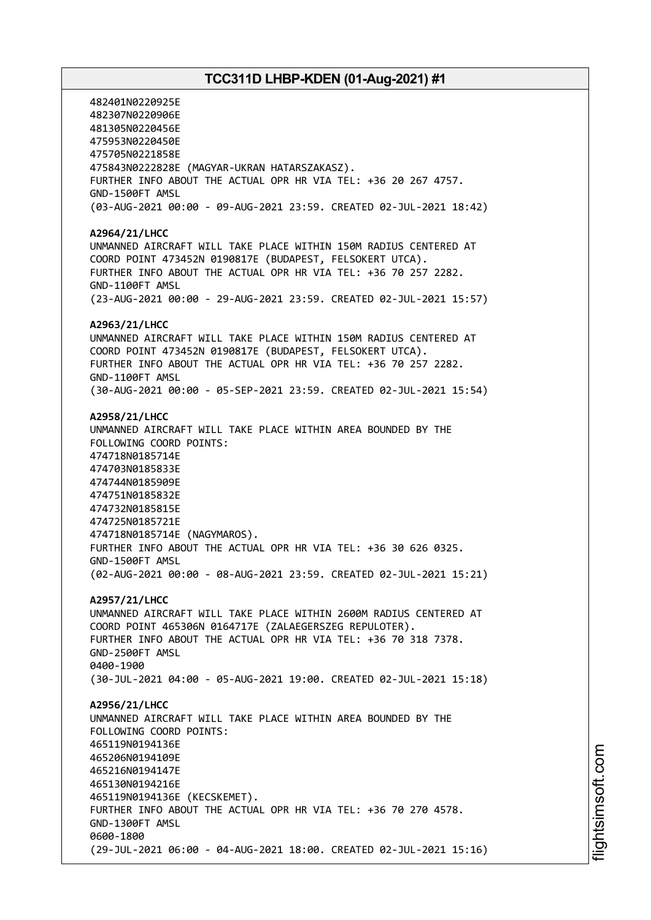482401N0220925E
482307N0220906E
481305N0220456E
475953N0220450E
475705N0221858E
475843N0222828E (MAGYAR-UKRAN HATARSZAKASZ).
FURTHER INFO ABOUT THE ACTUAL OPR HR VIA TEL: +36 20 267 4757.
GND-1500FT AMSL
(03-AUG-2021 00:00 - 09-AUG-2021 23:59. CREATED 02-JUL-2021 18:42)

**A2964/21/LHCC**
UNMANNED AIRCRAFT WILL TAKE PLACE WITHIN 150M RADIUS CENTERED AT
COORD POINT 473452N 0190817E (BUDAPEST, FELSOKERT UTCA).
FURTHER INFO ABOUT THE ACTUAL OPR HR VIA TEL: +36 70 257 2282.
GND-1100FT AMSL
(23-AUG-2021 00:00 - 29-AUG-2021 23:59. CREATED 02-JUL-2021 15:57)

**A2963/21/LHCC**
UNMANNED AIRCRAFT WILL TAKE PLACE WITHIN 150M RADIUS CENTERED AT
COORD POINT 473452N 0190817E (BUDAPEST, FELSOKERT UTCA).
FURTHER INFO ABOUT THE ACTUAL OPR HR VIA TEL: +36 70 257 2282.
GND-1100FT AMSL
(30-AUG-2021 00:00 - 05-SEP-2021 23:59. CREATED 02-JUL-2021 15:54)

**A2958/21/LHCC**
UNMANNED AIRCRAFT WILL TAKE PLACE WITHIN AREA BOUNDED BY THE
FOLLOWING COORD POINTS:
474718N0185714E
474703N0185833E
474744N0185909E
474751N0185832E
474732N0185815E
474725N0185721E
474718N0185714E (NAGYMAROS).
FURTHER INFO ABOUT THE ACTUAL OPR HR VIA TEL: +36 30 626 0325.
GND-1500FT AMSL
(02-AUG-2021 00:00 - 08-AUG-2021 23:59. CREATED 02-JUL-2021 15:21)

**A2957/21/LHCC**
UNMANNED AIRCRAFT WILL TAKE PLACE WITHIN 2600M RADIUS CENTERED AT
COORD POINT 465306N 0164717E (ZALAEGERSZEG REPULOTER).
FURTHER INFO ABOUT THE ACTUAL OPR HR VIA TEL: +36 70 318 7378.
GND-2500FT AMSL
0400-1900
(30-JUL-2021 04:00 - 05-AUG-2021 19:00. CREATED 02-JUL-2021 15:18)

**A2956/21/LHCC**
UNMANNED AIRCRAFT WILL TAKE PLACE WITHIN AREA BOUNDED BY THE
FOLLOWING COORD POINTS:
465119N0194136E
465206N0194109E
465216N0194147E
465130N0194216E
465119N0194136E (KECSKEMET).
FURTHER INFO ABOUT THE ACTUAL OPR HR VIA TEL: +36 70 270 4578.
GND-1300FT AMSL
0600-1800
(29-JUL-2021 06:00 - 04-AUG-2021 18:00. CREATED 02-JUL-2021 15:16)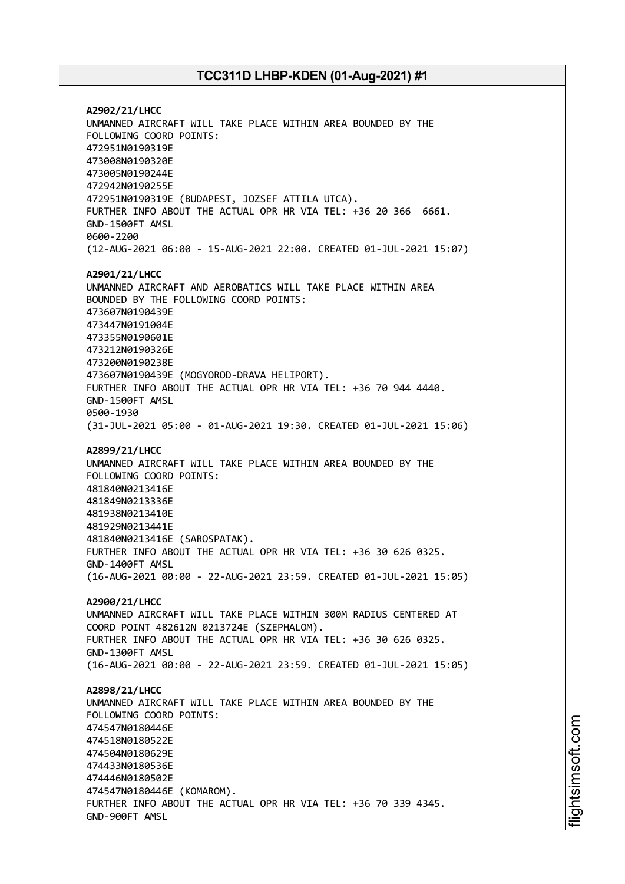**A2902/21/LHCC**
UNMANNED AIRCRAFT WILL TAKE PLACE WITHIN AREA BOUNDED BY THE
FOLLOWING COORD POINTS:
472951N0190319E
473008N0190320E
473005N0190244E
472942N0190255E
472951N0190319E (BUDAPEST, JOZSEF ATTILA UTCA).
FURTHER INFO ABOUT THE ACTUAL OPR HR VIA TEL: +36 20 366 6661.
GND-1500FT AMSL
0600-2200
(12-AUG-2021 06:00 - 15-AUG-2021 22:00. CREATED 01-JUL-2021 15:07)

**A2901/21/LHCC**
UNMANNED AIRCRAFT AND AEROBATICS WILL TAKE PLACE WITHIN AREA
BOUNDED BY THE FOLLOWING COORD POINTS:
473607N0190439E
473447N0191004E
473355N0190601E
473212N0190326E
473200N0190238E
473607N0190439E (MOGYOROD-DRAVA HELIPORT).
FURTHER INFO ABOUT THE ACTUAL OPR HR VIA TEL: +36 70 944 4440.
GND-1500FT AMSL
0500-1930
(31-JUL-2021 05:00 - 01-AUG-2021 19:30. CREATED 01-JUL-2021 15:06)

**A2899/21/LHCC**
UNMANNED AIRCRAFT WILL TAKE PLACE WITHIN AREA BOUNDED BY THE
FOLLOWING COORD POINTS:
481840N0213416E
481849N0213336E
481938N0213410E
481929N0213441E
481840N0213416E (SAROSPATAK).
FURTHER INFO ABOUT THE ACTUAL OPR HR VIA TEL: +36 30 626 0325.
GND-1400FT AMSL
(16-AUG-2021 00:00 - 22-AUG-2021 23:59. CREATED 01-JUL-2021 15:05)

**A2900/21/LHCC**
UNMANNED AIRCRAFT WILL TAKE PLACE WITHIN 300M RADIUS CENTERED AT
COORD POINT 482612N 0213724E (SZEPHALOM).
FURTHER INFO ABOUT THE ACTUAL OPR HR VIA TEL: +36 30 626 0325.
GND-1300FT AMSL
(16-AUG-2021 00:00 - 22-AUG-2021 23:59. CREATED 01-JUL-2021 15:05)

**A2898/21/LHCC**
UNMANNED AIRCRAFT WILL TAKE PLACE WITHIN AREA BOUNDED BY THE
FOLLOWING COORD POINTS:
474547N0180446E
474518N0180522E
474504N0180629E
474433N0180536E
474446N0180502E
474547N0180446E (KOMAROM).
FURTHER INFO ABOUT THE ACTUAL OPR HR VIA TEL: +36 70 339 4345.
GND-900FT AMSL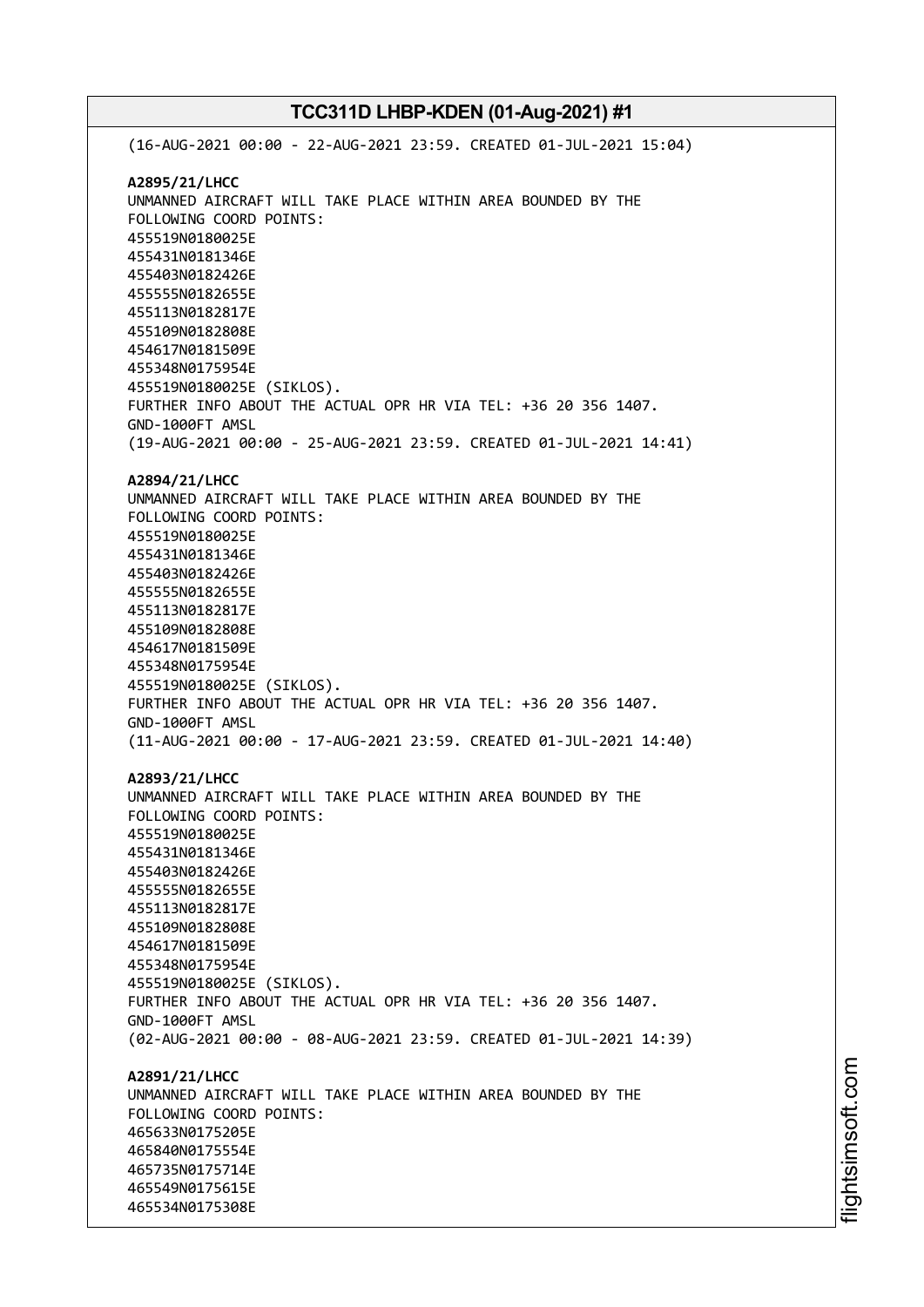(16-AUG-2021 00:00 - 22-AUG-2021 23:59. CREATED 01-JUL-2021 15:04)

**A2895/21/LHCC**
UNMANNED AIRCRAFT WILL TAKE PLACE WITHIN AREA BOUNDED BY THE FOLLOWING COORD POINTS:
455519N0180025E
455431N0181346E
455403N0182426E
455555N0182655E
455113N0182817E
455109N0182808E
454617N0181509E
455348N0175954E
455519N0180025E (SIKLOS).
FURTHER INFO ABOUT THE ACTUAL OPR HR VIA TEL: +36 20 356 1407.
GND-1000FT AMSL
(19-AUG-2021 00:00 - 25-AUG-2021 23:59. CREATED 01-JUL-2021 14:41)

**A2894/21/LHCC**
UNMANNED AIRCRAFT WILL TAKE PLACE WITHIN AREA BOUNDED BY THE FOLLOWING COORD POINTS:
455519N0180025E
455431N0181346E
455403N0182426E
455555N0182655E
455113N0182817E
455109N0182808E
454617N0181509E
455348N0175954E
455519N0180025E (SIKLOS).
FURTHER INFO ABOUT THE ACTUAL OPR HR VIA TEL: +36 20 356 1407.
GND-1000FT AMSL
(11-AUG-2021 00:00 - 17-AUG-2021 23:59. CREATED 01-JUL-2021 14:40)

**A2893/21/LHCC**
UNMANNED AIRCRAFT WILL TAKE PLACE WITHIN AREA BOUNDED BY THE FOLLOWING COORD POINTS:
455519N0180025E
455431N0181346E
455403N0182426E
455555N0182655E
455113N0182817E
455109N0182808E
454617N0181509E
455348N0175954E
455519N0180025E (SIKLOS).
FURTHER INFO ABOUT THE ACTUAL OPR HR VIA TEL: +36 20 356 1407.
GND-1000FT AMSL
(02-AUG-2021 00:00 - 08-AUG-2021 23:59. CREATED 01-JUL-2021 14:39)

**A2891/21/LHCC**
UNMANNED AIRCRAFT WILL TAKE PLACE WITHIN AREA BOUNDED BY THE FOLLOWING COORD POINTS:
465633N0175205E
465840N0175554E
465735N0175714E
465549N0175615E
465534N0175308E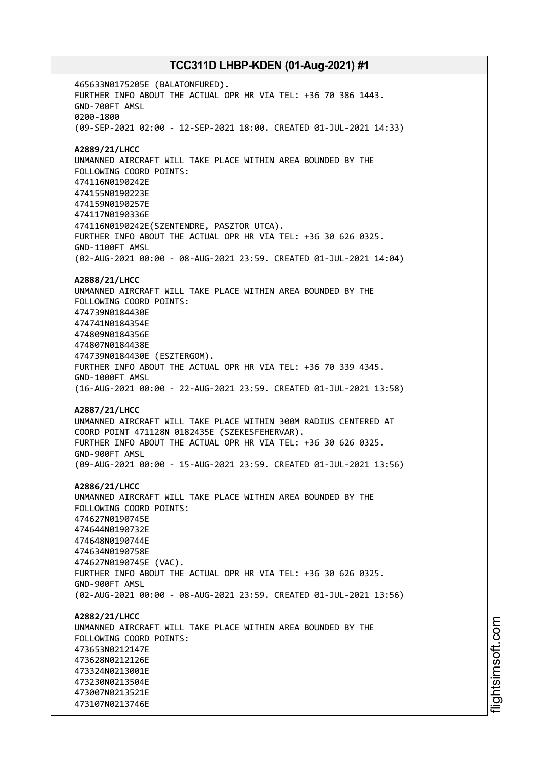465633N0175205E (BALATONFURED).
FURTHER INFO ABOUT THE ACTUAL OPR HR VIA TEL: +36 70 386 1443.
GND-700FT AMSL
0200-1800
(09-SEP-2021 02:00 - 12-SEP-2021 18:00. CREATED 01-JUL-2021 14:33)

**A2889/21/LHCC**
UNMANNED AIRCRAFT WILL TAKE PLACE WITHIN AREA BOUNDED BY THE
FOLLOWING COORD POINTS:
474116N0190242E
474155N0190223E
474159N0190257E
474117N0190336E
474116N0190242E(SZENTENDRE, PASZTOR UTCA).
FURTHER INFO ABOUT THE ACTUAL OPR HR VIA TEL: +36 30 626 0325.
GND-1100FT AMSL
(02-AUG-2021 00:00 - 08-AUG-2021 23:59. CREATED 01-JUL-2021 14:04)

**A2888/21/LHCC**
UNMANNED AIRCRAFT WILL TAKE PLACE WITHIN AREA BOUNDED BY THE
FOLLOWING COORD POINTS:
474739N0184430E
474741N0184354E
474809N0184356E
474807N0184438E
474739N0184430E (ESZTERGOM).
FURTHER INFO ABOUT THE ACTUAL OPR HR VIA TEL: +36 70 339 4345.
GND-1000FT AMSL
(16-AUG-2021 00:00 - 22-AUG-2021 23:59. CREATED 01-JUL-2021 13:58)

**A2887/21/LHCC**
UNMANNED AIRCRAFT WILL TAKE PLACE WITHIN 300M RADIUS CENTERED AT
COORD POINT 471128N 0182435E (SZEKESFEHERVAR).
FURTHER INFO ABOUT THE ACTUAL OPR HR VIA TEL: +36 30 626 0325.
GND-900FT AMSL
(09-AUG-2021 00:00 - 15-AUG-2021 23:59. CREATED 01-JUL-2021 13:56)

**A2886/21/LHCC**
UNMANNED AIRCRAFT WILL TAKE PLACE WITHIN AREA BOUNDED BY THE
FOLLOWING COORD POINTS:
474627N0190745E
474644N0190732E
474648N0190744E
474634N0190758E
474627N0190745E (VAC).
FURTHER INFO ABOUT THE ACTUAL OPR HR VIA TEL: +36 30 626 0325.
GND-900FT AMSL
(02-AUG-2021 00:00 - 08-AUG-2021 23:59. CREATED 01-JUL-2021 13:56)

**A2882/21/LHCC**
UNMANNED AIRCRAFT WILL TAKE PLACE WITHIN AREA BOUNDED BY THE
FOLLOWING COORD POINTS:
473653N0212147E
473628N0212126E
473324N0213001E
473230N0213504E
473007N0213521E
473107N0213746E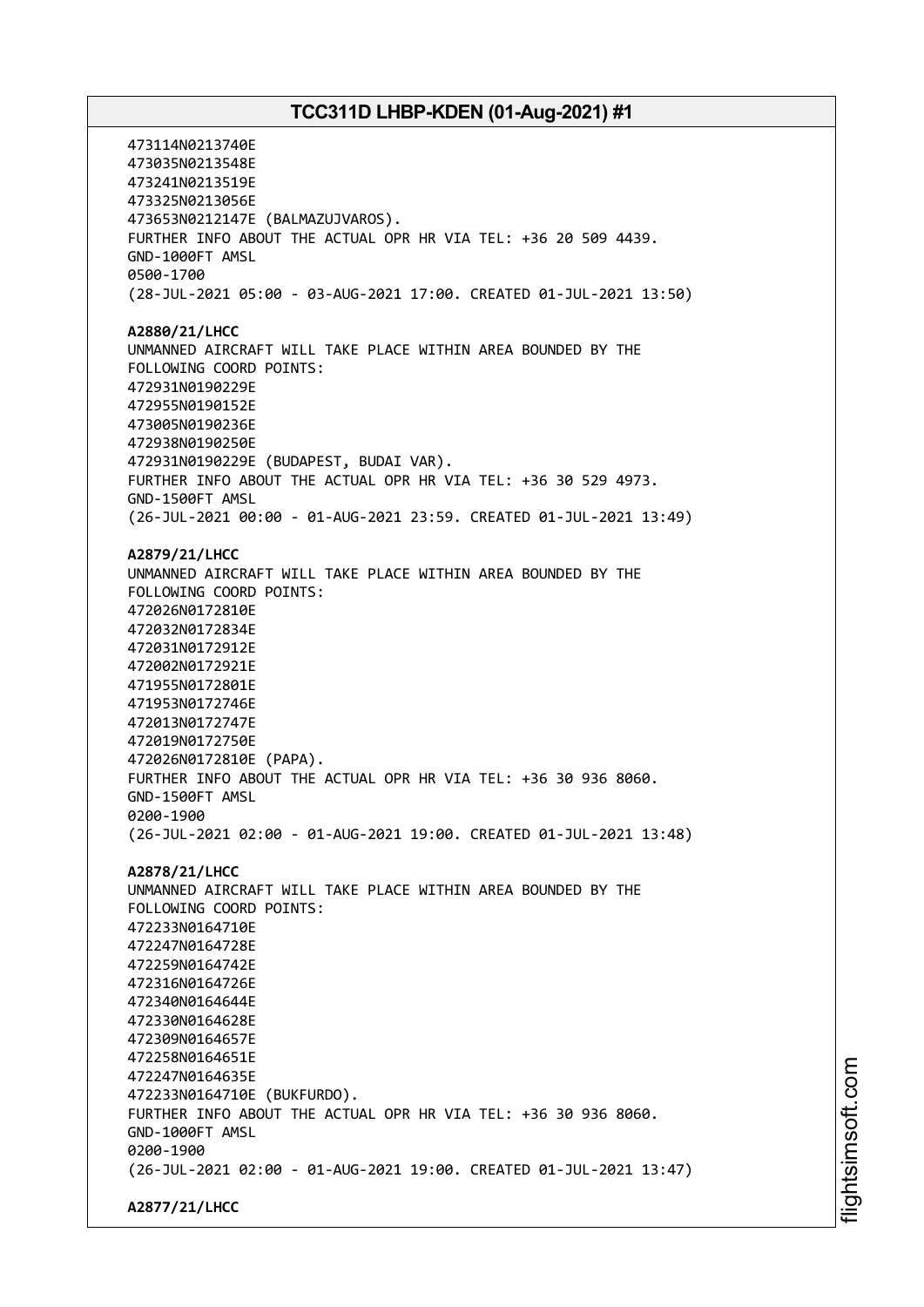473114N0213740E
473035N0213548E
473241N0213519E
473325N0213056E
473653N0212147E (BALMAZUJVAROS).
FURTHER INFO ABOUT THE ACTUAL OPR HR VIA TEL: +36 20 509 4439.
GND-1000FT AMSL
0500-1700
(28-JUL-2021 05:00 - 03-AUG-2021 17:00. CREATED 01-JUL-2021 13:50)

**A2880/21/LHCC**
UNMANNED AIRCRAFT WILL TAKE PLACE WITHIN AREA BOUNDED BY THE
FOLLOWING COORD POINTS:
472931N0190229E
472955N0190152E
473005N0190236E
472938N0190250E
472931N0190229E (BUDAPEST, BUDAI VAR).
FURTHER INFO ABOUT THE ACTUAL OPR HR VIA TEL: +36 30 529 4973.
GND-1500FT AMSL
(26-JUL-2021 00:00 - 01-AUG-2021 23:59. CREATED 01-JUL-2021 13:49)

**A2879/21/LHCC**
UNMANNED AIRCRAFT WILL TAKE PLACE WITHIN AREA BOUNDED BY THE
FOLLOWING COORD POINTS:
472026N0172810E
472032N0172834E
472031N0172912E
472002N0172921E
471955N0172801E
471953N0172746E
472013N0172747E
472019N0172750E
472026N0172810E (PAPA).
FURTHER INFO ABOUT THE ACTUAL OPR HR VIA TEL: +36 30 936 8060.
GND-1500FT AMSL
0200-1900
(26-JUL-2021 02:00 - 01-AUG-2021 19:00. CREATED 01-JUL-2021 13:48)

**A2878/21/LHCC**
UNMANNED AIRCRAFT WILL TAKE PLACE WITHIN AREA BOUNDED BY THE
FOLLOWING COORD POINTS:
472233N0164710E
472247N0164728E
472259N0164742E
472316N0164726E
472340N0164644E
472330N0164628E
472309N0164657E
472258N0164651E
472247N0164635E
472233N0164710E (BUKFURDO).
FURTHER INFO ABOUT THE ACTUAL OPR HR VIA TEL: +36 30 936 8060.
GND-1000FT AMSL
0200-1900
(26-JUL-2021 02:00 - 01-AUG-2021 19:00. CREATED 01-JUL-2021 13:47)

**A2877/21/LHCC**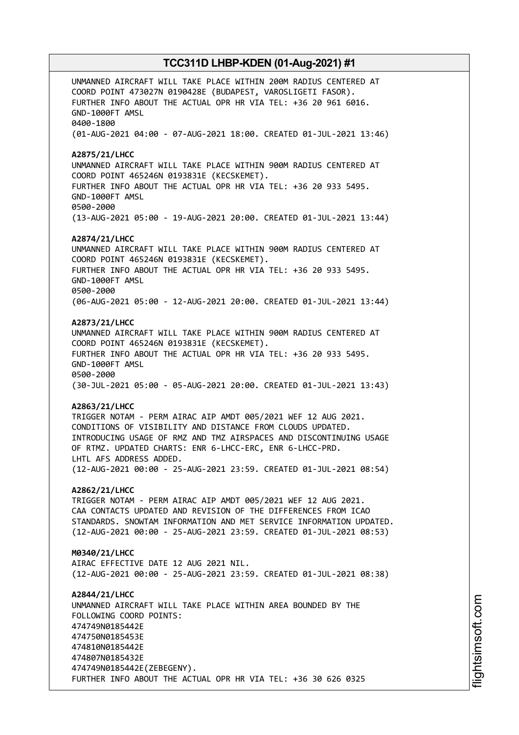UNMANNED AIRCRAFT WILL TAKE PLACE WITHIN 200M RADIUS CENTERED AT
COORD POINT 473027N 0190428E (BUDAPEST, VAROSLIGETI FASOR).
FURTHER INFO ABOUT THE ACTUAL OPR HR VIA TEL: +36 20 961 6016.
GND-1000FT AMSL
0400-1800
(01-AUG-2021 04:00 - 07-AUG-2021 18:00. CREATED 01-JUL-2021 13:46)

**A2875/21/LHCC**
UNMANNED AIRCRAFT WILL TAKE PLACE WITHIN 900M RADIUS CENTERED AT
COORD POINT 465246N 0193831E (KECSKEMET).
FURTHER INFO ABOUT THE ACTUAL OPR HR VIA TEL: +36 20 933 5495.
GND-1000FT AMSL
0500-2000
(13-AUG-2021 05:00 - 19-AUG-2021 20:00. CREATED 01-JUL-2021 13:44)

**A2874/21/LHCC**
UNMANNED AIRCRAFT WILL TAKE PLACE WITHIN 900M RADIUS CENTERED AT
COORD POINT 465246N 0193831E (KECSKEMET).
FURTHER INFO ABOUT THE ACTUAL OPR HR VIA TEL: +36 20 933 5495.
GND-1000FT AMSL
0500-2000
(06-AUG-2021 05:00 - 12-AUG-2021 20:00. CREATED 01-JUL-2021 13:44)

**A2873/21/LHCC**
UNMANNED AIRCRAFT WILL TAKE PLACE WITHIN 900M RADIUS CENTERED AT
COORD POINT 465246N 0193831E (KECSKEMET).
FURTHER INFO ABOUT THE ACTUAL OPR HR VIA TEL: +36 20 933 5495.
GND-1000FT AMSL
0500-2000
(30-JUL-2021 05:00 - 05-AUG-2021 20:00. CREATED 01-JUL-2021 13:43)

**A2863/21/LHCC**
TRIGGER NOTAM - PERM AIRAC AIP AMDT 005/2021 WEF 12 AUG 2021.
CONDITIONS OF VISIBILITY AND DISTANCE FROM CLOUDS UPDATED.
INTRODUCING USAGE OF RMZ AND TMZ AIRSPACES AND DISCONTINUING USAGE
OF RTMZ. UPDATED CHARTS: ENR 6-LHCC-ERC, ENR 6-LHCC-PRD.
LHTL AFS ADDRESS ADDED.
(12-AUG-2021 00:00 - 25-AUG-2021 23:59. CREATED 01-JUL-2021 08:54)

**A2862/21/LHCC**
TRIGGER NOTAM - PERM AIRAC AIP AMDT 005/2021 WEF 12 AUG 2021.
CAA CONTACTS UPDATED AND REVISION OF THE DIFFERENCES FROM ICAO
STANDARDS. SNOWTAM INFORMATION AND MET SERVICE INFORMATION UPDATED.
(12-AUG-2021 00:00 - 25-AUG-2021 23:59. CREATED 01-JUL-2021 08:53)

**M0340/21/LHCC**
AIRAC EFFECTIVE DATE 12 AUG 2021 NIL.
(12-AUG-2021 00:00 - 25-AUG-2021 23:59. CREATED 01-JUL-2021 08:38)

**A2844/21/LHCC**
UNMANNED AIRCRAFT WILL TAKE PLACE WITHIN AREA BOUNDED BY THE
FOLLOWING COORD POINTS:
474749N0185442E
474750N0185453E
474810N0185442E
474807N0185432E
474749N0185442E(ZEBEGENY).
FURTHER INFO ABOUT THE ACTUAL OPR HR VIA TEL: +36 30 626 0325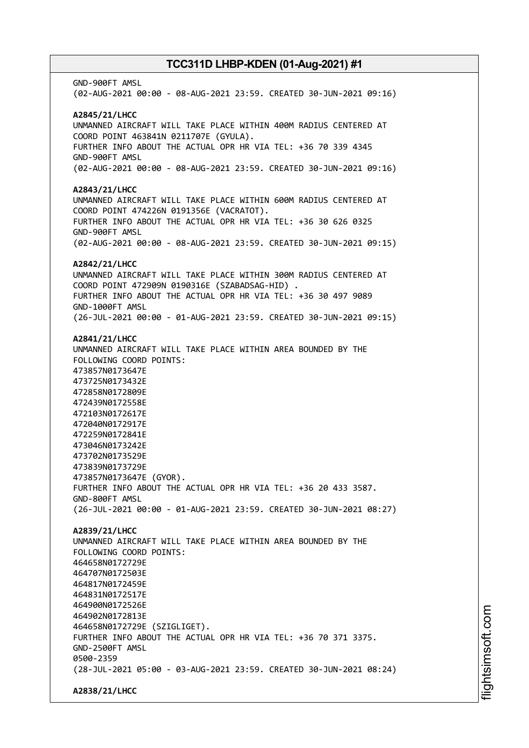GND-900FT AMSL
(02-AUG-2021 00:00 - 08-AUG-2021 23:59. CREATED 30-JUN-2021 09:16)

**A2845/21/LHCC**
UNMANNED AIRCRAFT WILL TAKE PLACE WITHIN 400M RADIUS CENTERED AT
COORD POINT 463841N 0211707E (GYULA).
FURTHER INFO ABOUT THE ACTUAL OPR HR VIA TEL: +36 70 339 4345
GND-900FT AMSL
(02-AUG-2021 00:00 - 08-AUG-2021 23:59. CREATED 30-JUN-2021 09:16)

**A2843/21/LHCC**
UNMANNED AIRCRAFT WILL TAKE PLACE WITHIN 600M RADIUS CENTERED AT
COORD POINT 474226N 0191356E (VACRATOT).
FURTHER INFO ABOUT THE ACTUAL OPR HR VIA TEL: +36 30 626 0325
GND-900FT AMSL
(02-AUG-2021 00:00 - 08-AUG-2021 23:59. CREATED 30-JUN-2021 09:15)

**A2842/21/LHCC**
UNMANNED AIRCRAFT WILL TAKE PLACE WITHIN 300M RADIUS CENTERED AT
COORD POINT 472909N 0190316E (SZABADSAG-HID) .
FURTHER INFO ABOUT THE ACTUAL OPR HR VIA TEL: +36 30 497 9089
GND-1000FT AMSL
(26-JUL-2021 00:00 - 01-AUG-2021 23:59. CREATED 30-JUN-2021 09:15)

**A2841/21/LHCC**
UNMANNED AIRCRAFT WILL TAKE PLACE WITHIN AREA BOUNDED BY THE
FOLLOWING COORD POINTS:
473857N0173647E
473725N0173432E
472858N0172809E
472439N0172558E
472103N0172617E
472040N0172917E
472259N0172841E
473046N0173242E
473702N0173529E
473839N0173729E
473857N0173647E (GYOR).
FURTHER INFO ABOUT THE ACTUAL OPR HR VIA TEL: +36 20 433 3587.
GND-800FT AMSL
(26-JUL-2021 00:00 - 01-AUG-2021 23:59. CREATED 30-JUN-2021 08:27)

**A2839/21/LHCC**
UNMANNED AIRCRAFT WILL TAKE PLACE WITHIN AREA BOUNDED BY THE
FOLLOWING COORD POINTS:
464658N0172729E
464707N0172503E
464817N0172459E
464831N0172517E
464900N0172526E
464902N0172813E
464658N0172729E (SZIGLIGET).
FURTHER INFO ABOUT THE ACTUAL OPR HR VIA TEL: +36 70 371 3375.
GND-2500FT AMSL
0500-2359
(28-JUL-2021 05:00 - 03-AUG-2021 23:59. CREATED 30-JUN-2021 08:24)

**A2838/21/LHCC**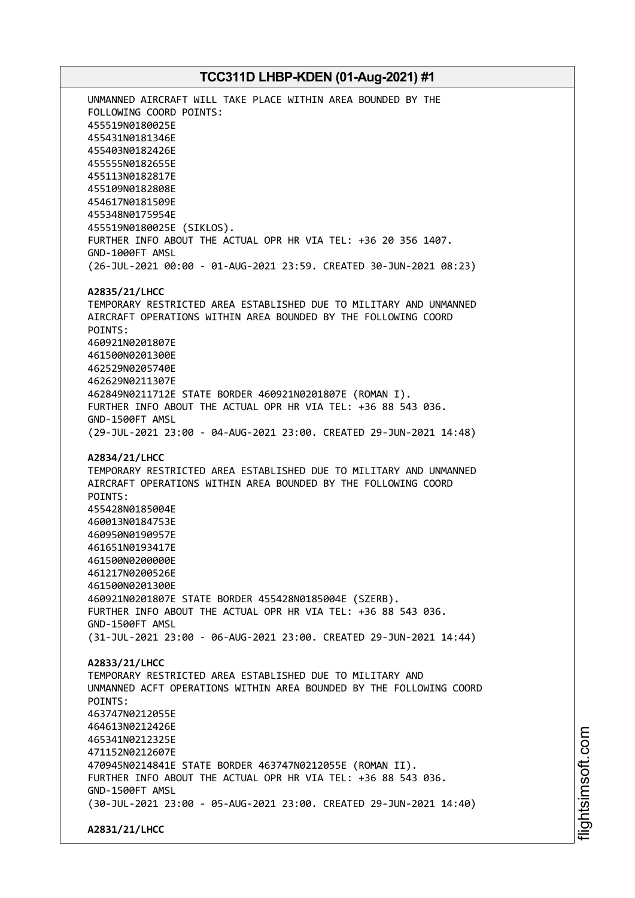UNMANNED AIRCRAFT WILL TAKE PLACE WITHIN AREA BOUNDED BY THE
FOLLOWING COORD POINTS:
455519N0180025E
455431N0181346E
455403N0182426E
455555N0182655E
455113N0182817E
455109N0182808E
454617N0181509E
455348N0175954E
455519N0180025E (SIKLOS).
FURTHER INFO ABOUT THE ACTUAL OPR HR VIA TEL: +36 20 356 1407.
GND-1000FT AMSL
(26-JUL-2021 00:00 - 01-AUG-2021 23:59. CREATED 30-JUN-2021 08:23)

**A2835/21/LHCC**
TEMPORARY RESTRICTED AREA ESTABLISHED DUE TO MILITARY AND UNMANNED
AIRCRAFT OPERATIONS WITHIN AREA BOUNDED BY THE FOLLOWING COORD
POINTS:
460921N0201807E
461500N0201300E
462529N0205740E
462629N0211307E
462849N0211712E STATE BORDER 460921N0201807E (ROMAN I).
FURTHER INFO ABOUT THE ACTUAL OPR HR VIA TEL: +36 88 543 036.
GND-1500FT AMSL
(29-JUL-2021 23:00 - 04-AUG-2021 23:00. CREATED 29-JUN-2021 14:48)

**A2834/21/LHCC**
TEMPORARY RESTRICTED AREA ESTABLISHED DUE TO MILITARY AND UNMANNED
AIRCRAFT OPERATIONS WITHIN AREA BOUNDED BY THE FOLLOWING COORD
POINTS:
455428N0185004E
460013N0184753E
460950N0190957E
461651N0193417E
461500N0200000E
461217N0200526E
461500N0201300E
460921N0201807E STATE BORDER 455428N0185004E (SZERB).
FURTHER INFO ABOUT THE ACTUAL OPR HR VIA TEL: +36 88 543 036.
GND-1500FT AMSL
(31-JUL-2021 23:00 - 06-AUG-2021 23:00. CREATED 29-JUN-2021 14:44)

**A2833/21/LHCC**
TEMPORARY RESTRICTED AREA ESTABLISHED DUE TO MILITARY AND
UNMANNED ACFT OPERATIONS WITHIN AREA BOUNDED BY THE FOLLOWING COORD
POINTS:
463747N0212055E
464613N0212426E
465341N0212325E
471152N0212607E
470945N0214841E STATE BORDER 463747N0212055E (ROMAN II).
FURTHER INFO ABOUT THE ACTUAL OPR HR VIA TEL: +36 88 543 036.
GND-1500FT AMSL
(30-JUL-2021 23:00 - 05-AUG-2021 23:00. CREATED 29-JUN-2021 14:40)

**A2831/21/LHCC**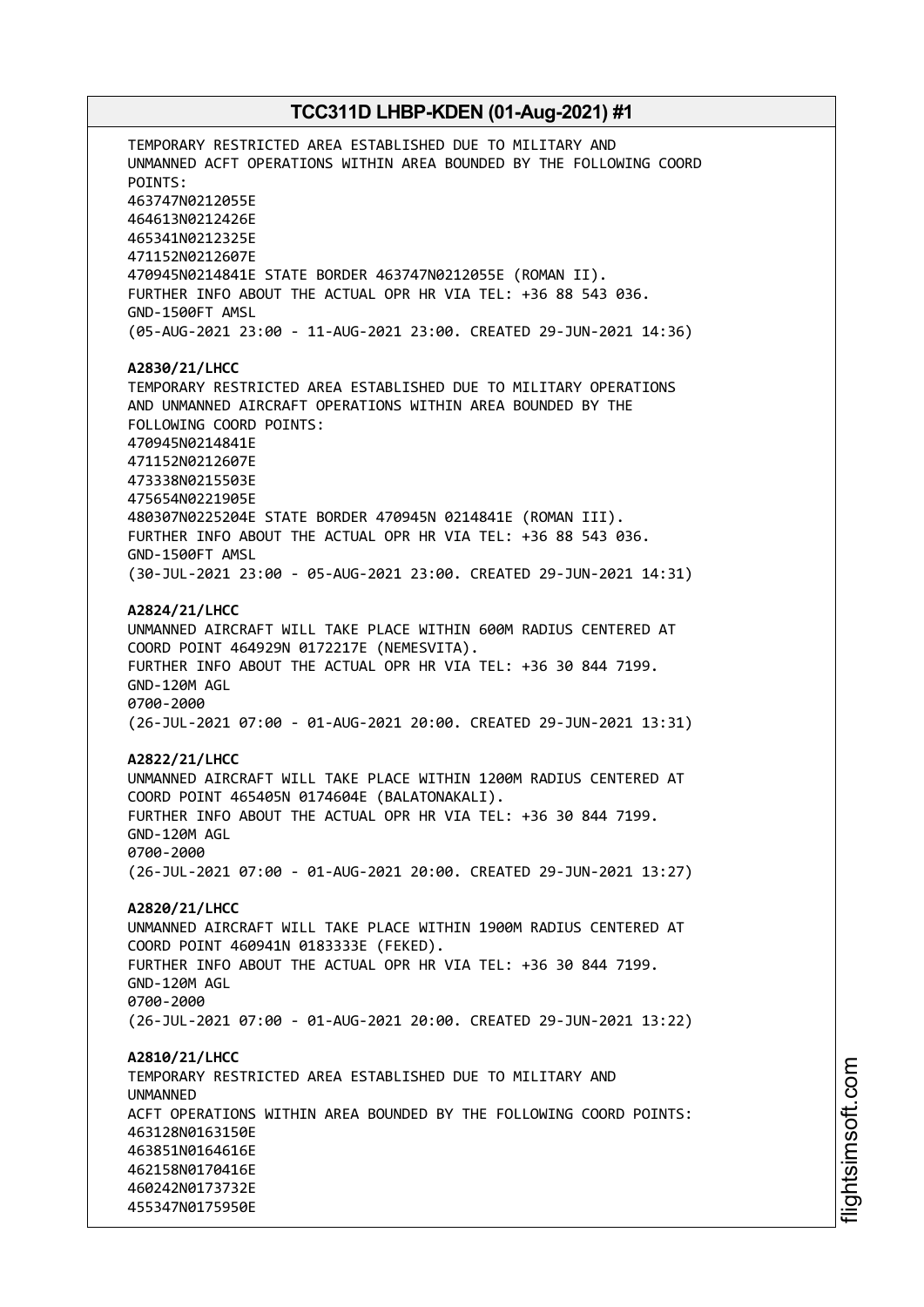TEMPORARY RESTRICTED AREA ESTABLISHED DUE TO MILITARY AND UNMANNED ACFT OPERATIONS WITHIN AREA BOUNDED BY THE FOLLOWING COORD POINTS:
463747N0212055E
464613N0212426E
465341N0212325E
471152N0212607E
470945N0214841E STATE BORDER 463747N0212055E (ROMAN II).
FURTHER INFO ABOUT THE ACTUAL OPR HR VIA TEL: +36 88 543 036.
GND-1500FT AMSL
(05-AUG-2021 23:00 - 11-AUG-2021 23:00. CREATED 29-JUN-2021 14:36)

**A2830/21/LHCC**
TEMPORARY RESTRICTED AREA ESTABLISHED DUE TO MILITARY OPERATIONS AND UNMANNED AIRCRAFT OPERATIONS WITHIN AREA BOUNDED BY THE FOLLOWING COORD POINTS:
470945N0214841E
471152N0212607E
473338N0215503E
475654N0221905E
480307N0225204E STATE BORDER 470945N 0214841E (ROMAN III).
FURTHER INFO ABOUT THE ACTUAL OPR HR VIA TEL: +36 88 543 036.
GND-1500FT AMSL
(30-JUL-2021 23:00 - 05-AUG-2021 23:00. CREATED 29-JUN-2021 14:31)

**A2824/21/LHCC**
UNMANNED AIRCRAFT WILL TAKE PLACE WITHIN 600M RADIUS CENTERED AT COORD POINT 464929N 0172217E (NEMESVITA).
FURTHER INFO ABOUT THE ACTUAL OPR HR VIA TEL: +36 30 844 7199.
GND-120M AGL
0700-2000
(26-JUL-2021 07:00 - 01-AUG-2021 20:00. CREATED 29-JUN-2021 13:31)

**A2822/21/LHCC**
UNMANNED AIRCRAFT WILL TAKE PLACE WITHIN 1200M RADIUS CENTERED AT COORD POINT 465405N 0174604E (BALATONAKALI).
FURTHER INFO ABOUT THE ACTUAL OPR HR VIA TEL: +36 30 844 7199.
GND-120M AGL
0700-2000
(26-JUL-2021 07:00 - 01-AUG-2021 20:00. CREATED 29-JUN-2021 13:27)

**A2820/21/LHCC**
UNMANNED AIRCRAFT WILL TAKE PLACE WITHIN 1900M RADIUS CENTERED AT COORD POINT 460941N 0183333E (FEKED).
FURTHER INFO ABOUT THE ACTUAL OPR HR VIA TEL: +36 30 844 7199.
GND-120M AGL
0700-2000
(26-JUL-2021 07:00 - 01-AUG-2021 20:00. CREATED 29-JUN-2021 13:22)

**A2810/21/LHCC**
TEMPORARY RESTRICTED AREA ESTABLISHED DUE TO MILITARY AND UNMANNED
ACFT OPERATIONS WITHIN AREA BOUNDED BY THE FOLLOWING COORD POINTS:
463128N0163150E
463851N0164616E
462158N0170416E
460242N0173732E
455347N0175950E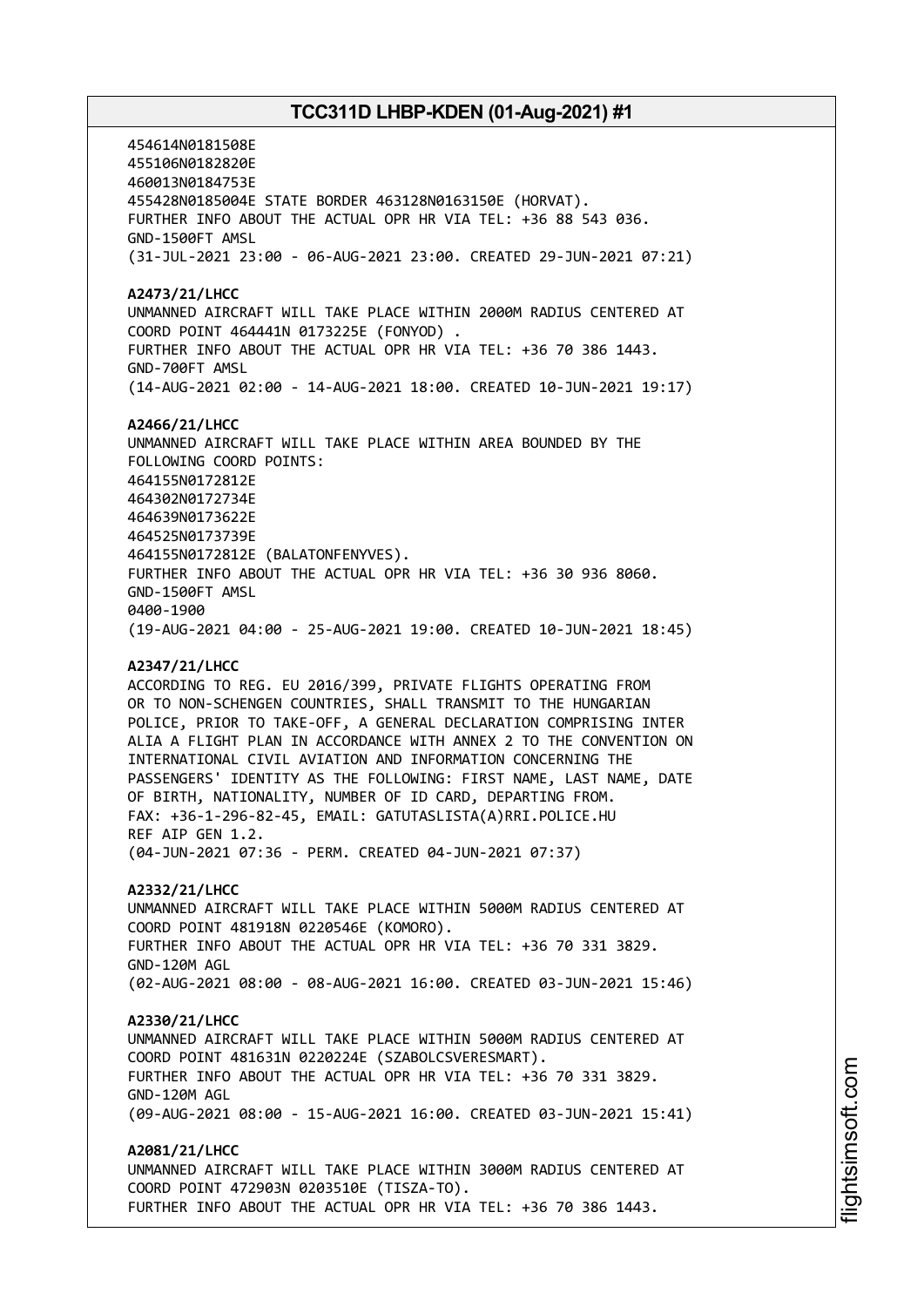454614N0181508E
455106N0182820E
460013N0184753E
455428N0185004E STATE BORDER 463128N0163150E (HORVAT).
FURTHER INFO ABOUT THE ACTUAL OPR HR VIA TEL: +36 88 543 036.
GND-1500FT AMSL
(31-JUL-2021 23:00 - 06-AUG-2021 23:00. CREATED 29-JUN-2021 07:21)

**A2473/21/LHCC**
UNMANNED AIRCRAFT WILL TAKE PLACE WITHIN 2000M RADIUS CENTERED AT
COORD POINT 464441N 0173225E (FONYOD) .
FURTHER INFO ABOUT THE ACTUAL OPR HR VIA TEL: +36 70 386 1443.
GND-700FT AMSL
(14-AUG-2021 02:00 - 14-AUG-2021 18:00. CREATED 10-JUN-2021 19:17)

**A2466/21/LHCC**
UNMANNED AIRCRAFT WILL TAKE PLACE WITHIN AREA BOUNDED BY THE
FOLLOWING COORD POINTS:
464155N0172812E
464302N0172734E
464639N0173622E
464525N0173739E
464155N0172812E (BALATONFENYVES).
FURTHER INFO ABOUT THE ACTUAL OPR HR VIA TEL: +36 30 936 8060.
GND-1500FT AMSL
0400-1900
(19-AUG-2021 04:00 - 25-AUG-2021 19:00. CREATED 10-JUN-2021 18:45)

**A2347/21/LHCC**
ACCORDING TO REG. EU 2016/399, PRIVATE FLIGHTS OPERATING FROM
OR TO NON-SCHENGEN COUNTRIES, SHALL TRANSMIT TO THE HUNGARIAN
POLICE, PRIOR TO TAKE-OFF, A GENERAL DECLARATION COMPRISING INTER
ALIA A FLIGHT PLAN IN ACCORDANCE WITH ANNEX 2 TO THE CONVENTION ON
INTERNATIONAL CIVIL AVIATION AND INFORMATION CONCERNING THE
PASSENGERS' IDENTITY AS THE FOLLOWING: FIRST NAME, LAST NAME, DATE
OF BIRTH, NATIONALITY, NUMBER OF ID CARD, DEPARTING FROM.
FAX: +36-1-296-82-45, EMAIL: GATUTASLISTA(A)RRI.POLICE.HU
REF AIP GEN 1.2.
(04-JUN-2021 07:36 - PERM. CREATED 04-JUN-2021 07:37)

**A2332/21/LHCC**
UNMANNED AIRCRAFT WILL TAKE PLACE WITHIN 5000M RADIUS CENTERED AT
COORD POINT 481918N 0220546E (KOMORO).
FURTHER INFO ABOUT THE ACTUAL OPR HR VIA TEL: +36 70 331 3829.
GND-120M AGL
(02-AUG-2021 08:00 - 08-AUG-2021 16:00. CREATED 03-JUN-2021 15:46)

**A2330/21/LHCC**
UNMANNED AIRCRAFT WILL TAKE PLACE WITHIN 5000M RADIUS CENTERED AT
COORD POINT 481631N 0220224E (SZABOLCSVERESMART).
FURTHER INFO ABOUT THE ACTUAL OPR HR VIA TEL: +36 70 331 3829.
GND-120M AGL
(09-AUG-2021 08:00 - 15-AUG-2021 16:00. CREATED 03-JUN-2021 15:41)

**A2081/21/LHCC**
UNMANNED AIRCRAFT WILL TAKE PLACE WITHIN 3000M RADIUS CENTERED AT
COORD POINT 472903N 0203510E (TISZA-TO).
FURTHER INFO ABOUT THE ACTUAL OPR HR VIA TEL: +36 70 386 1443.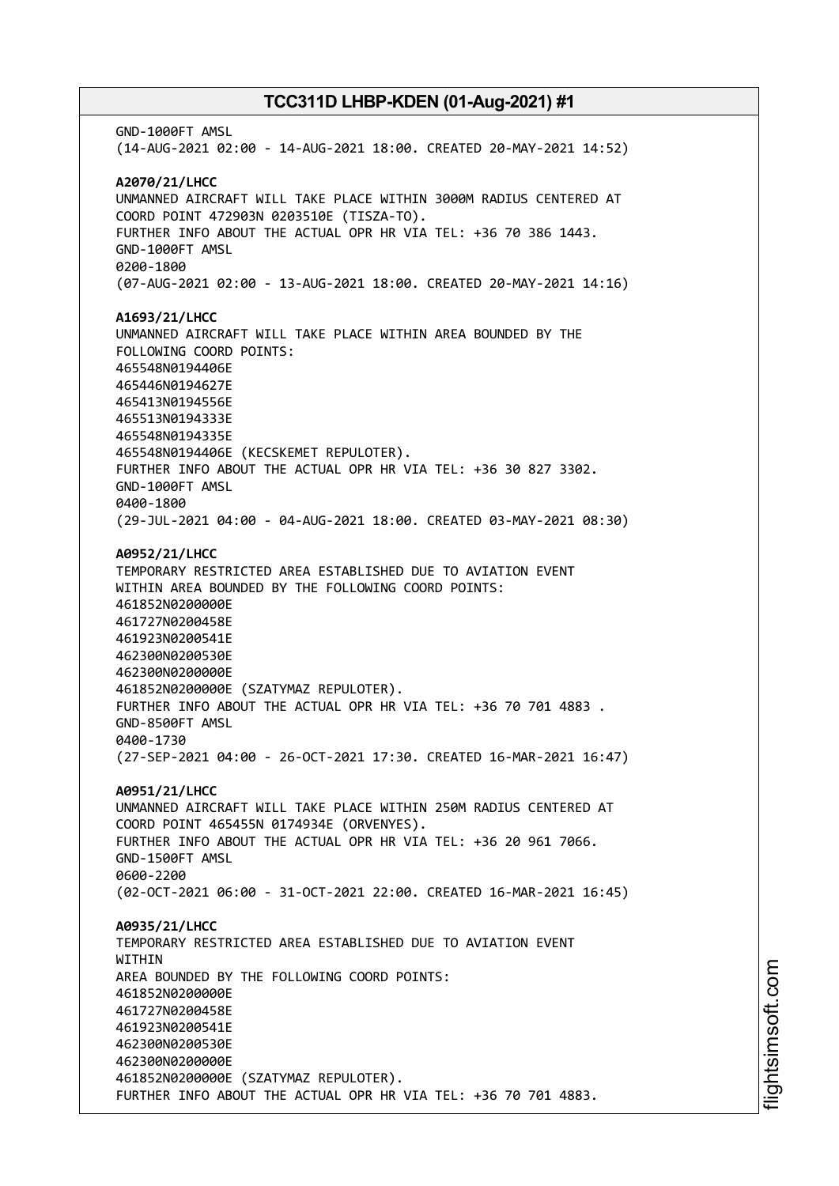GND-1000FT AMSL
(14-AUG-2021 02:00 - 14-AUG-2021 18:00. CREATED 20-MAY-2021 14:52)

**A2070/21/LHCC**
UNMANNED AIRCRAFT WILL TAKE PLACE WITHIN 3000M RADIUS CENTERED AT
COORD POINT 472903N 0203510E (TISZA-TO).
FURTHER INFO ABOUT THE ACTUAL OPR HR VIA TEL: +36 70 386 1443.
GND-1000FT AMSL
0200-1800
(07-AUG-2021 02:00 - 13-AUG-2021 18:00. CREATED 20-MAY-2021 14:16)

**A1693/21/LHCC**
UNMANNED AIRCRAFT WILL TAKE PLACE WITHIN AREA BOUNDED BY THE
FOLLOWING COORD POINTS:
465548N0194406E
465446N0194627E
465413N0194556E
465513N0194333E
465548N0194335E
465548N0194406E (KECSKEMET REPULOTER).
FURTHER INFO ABOUT THE ACTUAL OPR HR VIA TEL: +36 30 827 3302.
GND-1000FT AMSL
0400-1800
(29-JUL-2021 04:00 - 04-AUG-2021 18:00. CREATED 03-MAY-2021 08:30)

**A0952/21/LHCC**
TEMPORARY RESTRICTED AREA ESTABLISHED DUE TO AVIATION EVENT
WITHIN AREA BOUNDED BY THE FOLLOWING COORD POINTS:
461852N0200000E
461727N0200458E
461923N0200541E
462300N0200530E
462300N0200000E
461852N0200000E (SZATYMAZ REPULOTER).
FURTHER INFO ABOUT THE ACTUAL OPR HR VIA TEL: +36 70 701 4883 .
GND-8500FT AMSL
0400-1730
(27-SEP-2021 04:00 - 26-OCT-2021 17:30. CREATED 16-MAR-2021 16:47)

**A0951/21/LHCC**
UNMANNED AIRCRAFT WILL TAKE PLACE WITHIN 250M RADIUS CENTERED AT
COORD POINT 465455N 0174934E (ORVENYES).
FURTHER INFO ABOUT THE ACTUAL OPR HR VIA TEL: +36 20 961 7066.
GND-1500FT AMSL
0600-2200
(02-OCT-2021 06:00 - 31-OCT-2021 22:00. CREATED 16-MAR-2021 16:45)

**A0935/21/LHCC**
TEMPORARY RESTRICTED AREA ESTABLISHED DUE TO AVIATION EVENT
WITHIN
AREA BOUNDED BY THE FOLLOWING COORD POINTS:
461852N0200000E
461727N0200458E
461923N0200541E
462300N0200530E
462300N0200000E
461852N0200000E (SZATYMAZ REPULOTER).
FURTHER INFO ABOUT THE ACTUAL OPR HR VIA TEL: +36 70 701 4883.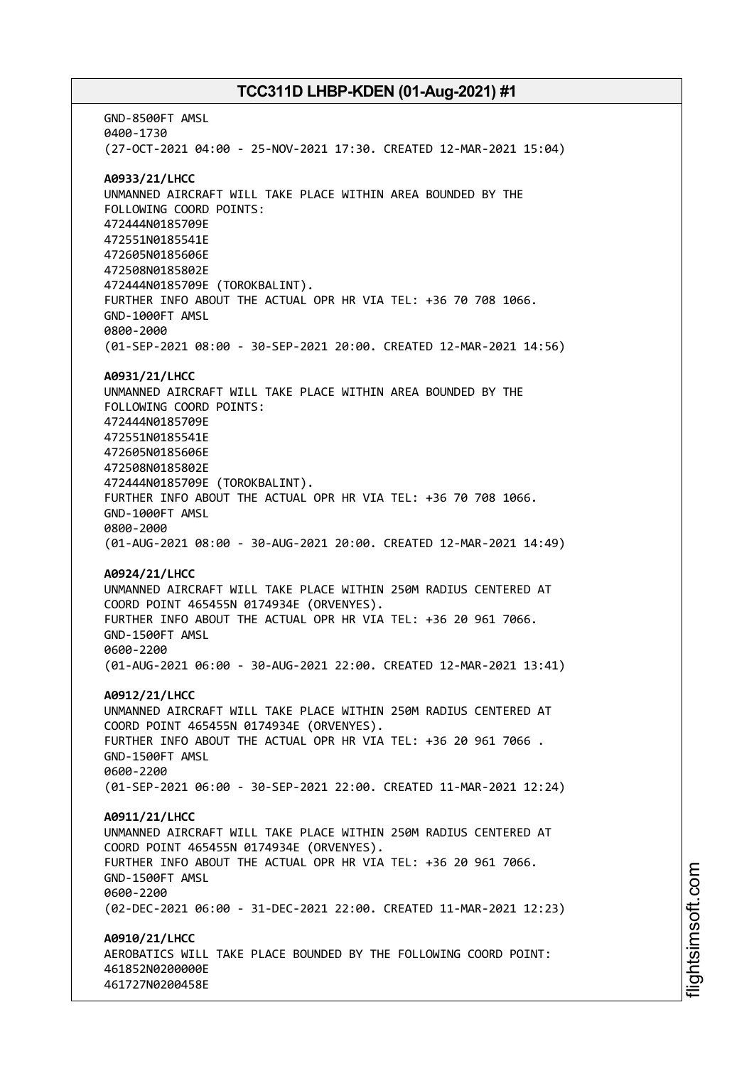GND-8500FT AMSL
0400-1730
(27-OCT-2021 04:00 - 25-NOV-2021 17:30. CREATED 12-MAR-2021 15:04)

**A0933/21/LHCC**
UNMANNED AIRCRAFT WILL TAKE PLACE WITHIN AREA BOUNDED BY THE
FOLLOWING COORD POINTS:
472444N0185709E
472551N0185541E
472605N0185606E
472508N0185802E
472444N0185709E (TOROKBALINT).
FURTHER INFO ABOUT THE ACTUAL OPR HR VIA TEL: +36 70 708 1066.
GND-1000FT AMSL
0800-2000
(01-SEP-2021 08:00 - 30-SEP-2021 20:00. CREATED 12-MAR-2021 14:56)

**A0931/21/LHCC**
UNMANNED AIRCRAFT WILL TAKE PLACE WITHIN AREA BOUNDED BY THE
FOLLOWING COORD POINTS:
472444N0185709E
472551N0185541E
472605N0185606E
472508N0185802E
472444N0185709E (TOROKBALINT).
FURTHER INFO ABOUT THE ACTUAL OPR HR VIA TEL: +36 70 708 1066.
GND-1000FT AMSL
0800-2000
(01-AUG-2021 08:00 - 30-AUG-2021 20:00. CREATED 12-MAR-2021 14:49)

**A0924/21/LHCC**
UNMANNED AIRCRAFT WILL TAKE PLACE WITHIN 250M RADIUS CENTERED AT
COORD POINT 465455N 0174934E (ORVENYES).
FURTHER INFO ABOUT THE ACTUAL OPR HR VIA TEL: +36 20 961 7066.
GND-1500FT AMSL
0600-2200
(01-AUG-2021 06:00 - 30-AUG-2021 22:00. CREATED 12-MAR-2021 13:41)

**A0912/21/LHCC**
UNMANNED AIRCRAFT WILL TAKE PLACE WITHIN 250M RADIUS CENTERED AT
COORD POINT 465455N 0174934E (ORVENYES).
FURTHER INFO ABOUT THE ACTUAL OPR HR VIA TEL: +36 20 961 7066 .
GND-1500FT AMSL
0600-2200
(01-SEP-2021 06:00 - 30-SEP-2021 22:00. CREATED 11-MAR-2021 12:24)

**A0911/21/LHCC**
UNMANNED AIRCRAFT WILL TAKE PLACE WITHIN 250M RADIUS CENTERED AT
COORD POINT 465455N 0174934E (ORVENYES).
FURTHER INFO ABOUT THE ACTUAL OPR HR VIA TEL: +36 20 961 7066.
GND-1500FT AMSL
0600-2200
(02-DEC-2021 06:00 - 31-DEC-2021 22:00. CREATED 11-MAR-2021 12:23)

**A0910/21/LHCC**
AEROBATICS WILL TAKE PLACE BOUNDED BY THE FOLLOWING COORD POINT:
461852N0200000E
461727N0200458E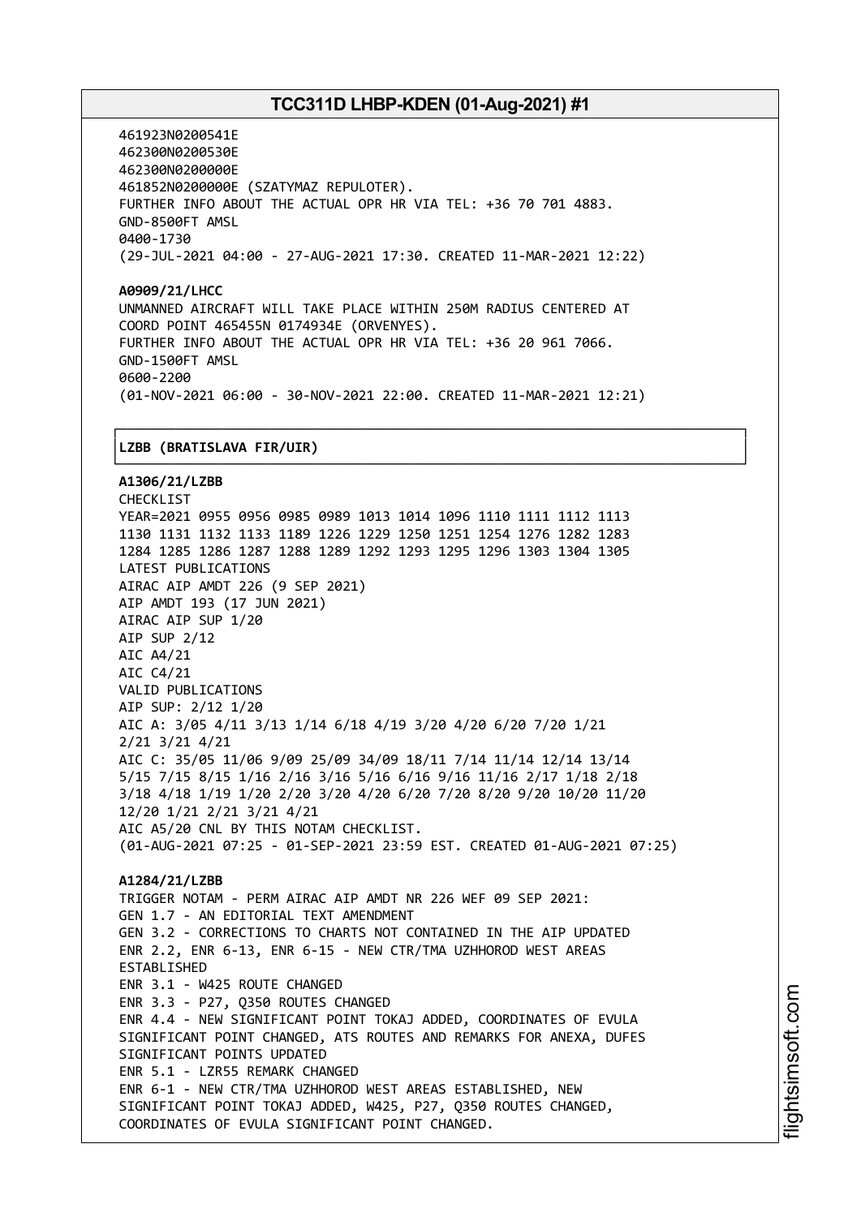461923N0200541E
462300N0200530E
462300N0200000E
461852N0200000E (SZATYMAZ REPULOTER).
FURTHER INFO ABOUT THE ACTUAL OPR HR VIA TEL: +36 70 701 4883.
GND-8500FT AMSL
0400-1730
(29-JUL-2021 04:00 - 27-AUG-2021 17:30. CREATED 11-MAR-2021 12:22)

**A0909/21/LHCC**
UNMANNED AIRCRAFT WILL TAKE PLACE WITHIN 250M RADIUS CENTERED AT
COORD POINT 465455N 0174934E (ORVENYES).
FURTHER INFO ABOUT THE ACTUAL OPR HR VIA TEL: +36 20 961 7066.
GND-1500FT AMSL
0600-2200
(01-NOV-2021 06:00 - 30-NOV-2021 22:00. CREATED 11-MAR-2021 12:21)

## LZBB (BRATISLAVA FIR/UIR)

**A1306/21/LZBB**
CHECKLIST
YEAR=2021 0955 0956 0985 0989 1013 1014 1096 1110 1111 1112 1113
1130 1131 1132 1133 1189 1226 1229 1250 1251 1254 1276 1282 1283
1284 1285 1286 1287 1288 1289 1292 1293 1295 1296 1303 1304 1305
LATEST PUBLICATIONS
AIRAC AIP AMDT 226 (9 SEP 2021)
AIP AMDT 193 (17 JUN 2021)
AIRAC AIP SUP 1/20
AIP SUP 2/12
AIC A4/21
AIC C4/21
VALID PUBLICATIONS
AIP SUP: 2/12 1/20
AIC A: 3/05 4/11 3/13 1/14 6/18 4/19 3/20 4/20 6/20 7/20 1/21
2/21 3/21 4/21
AIC C: 35/05 11/06 9/09 25/09 34/09 18/11 7/14 11/14 12/14 13/14
5/15 7/15 8/15 1/16 2/16 3/16 5/16 6/16 9/16 11/16 2/17 1/18 2/18
3/18 4/18 1/19 1/20 2/20 3/20 4/20 6/20 7/20 8/20 9/20 10/20 11/20
12/20 1/21 2/21 3/21 4/21
AIC A5/20 CNL BY THIS NOTAM CHECKLIST.
(01-AUG-2021 07:25 - 01-SEP-2021 23:59 EST. CREATED 01-AUG-2021 07:25)

**A1284/21/LZBB**
TRIGGER NOTAM - PERM AIRAC AIP AMDT NR 226 WEF 09 SEP 2021:
GEN 1.7 - AN EDITORIAL TEXT AMENDMENT
GEN 3.2 - CORRECTIONS TO CHARTS NOT CONTAINED IN THE AIP UPDATED
ENR 2.2, ENR 6-13, ENR 6-15 - NEW CTR/TMA UZHHOROD WEST AREAS
ESTABLISHED
ENR 3.1 - W425 ROUTE CHANGED
ENR 3.3 - P27, Q350 ROUTES CHANGED
ENR 4.4 - NEW SIGNIFICANT POINT TOKAJ ADDED, COORDINATES OF EVULA
SIGNIFICANT POINT CHANGED, ATS ROUTES AND REMARKS FOR ANEXA, DUFES
SIGNIFICANT POINTS UPDATED
ENR 5.1 - LZR55 REMARK CHANGED
ENR 6-1 - NEW CTR/TMA UZHHOROD WEST AREAS ESTABLISHED, NEW
SIGNIFICANT POINT TOKAJ ADDED, W425, P27, Q350 ROUTES CHANGED,
COORDINATES OF EVULA SIGNIFICANT POINT CHANGED.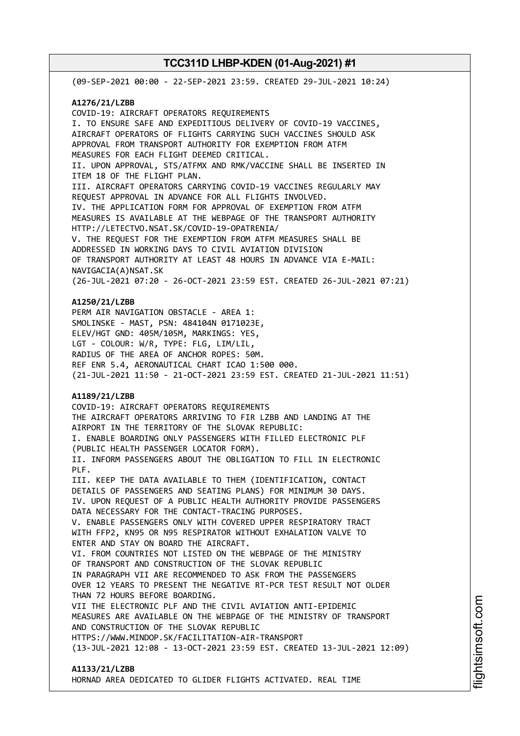(09-SEP-2021 00:00 - 22-SEP-2021 23:59. CREATED 29-JUL-2021 10:24)

**A1276/21/LZBB**
COVID-19: AIRCRAFT OPERATORS REQUIREMENTS
I. TO ENSURE SAFE AND EXPEDITIOUS DELIVERY OF COVID-19 VACCINES, AIRCRAFT OPERATORS OF FLIGHTS CARRYING SUCH VACCINES SHOULD ASK APPROVAL FROM TRANSPORT AUTHORITY FOR EXEMPTION FROM ATFM MEASURES FOR EACH FLIGHT DEEMED CRITICAL.
II. UPON APPROVAL, STS/ATFMX AND RMK/VACCINE SHALL BE INSERTED IN ITEM 18 OF THE FLIGHT PLAN.
III. AIRCRAFT OPERATORS CARRYING COVID-19 VACCINES REGULARLY MAY REQUEST APPROVAL IN ADVANCE FOR ALL FLIGHTS INVOLVED.
IV. THE APPLICATION FORM FOR APPROVAL OF EXEMPTION FROM ATFM MEASURES IS AVAILABLE AT THE WEBPAGE OF THE TRANSPORT AUTHORITY HTTP://LETECTVO.NSAT.SK/COVID-19-OPATRENIA/
V. THE REQUEST FOR THE EXEMPTION FROM ATFM MEASURES SHALL BE ADDRESSED IN WORKING DAYS TO CIVIL AVIATION DIVISION OF TRANSPORT AUTHORITY AT LEAST 48 HOURS IN ADVANCE VIA E-MAIL: NAVIGACIA(A)NSAT.SK
(26-JUL-2021 07:20 - 26-OCT-2021 23:59 EST. CREATED 26-JUL-2021 07:21)

**A1250/21/LZBB**
PERM AIR NAVIGATION OBSTACLE - AREA 1:
SMOLINSKE - MAST, PSN: 484104N 0171023E,
ELEV/HGT GND: 405M/105M, MARKINGS: YES,
LGT - COLOUR: W/R, TYPE: FLG, LIM/LIL,
RADIUS OF THE AREA OF ANCHOR ROPES: 50M.
REF ENR 5.4, AERONAUTICAL CHART ICAO 1:500 000.
(21-JUL-2021 11:50 - 21-OCT-2021 23:59 EST. CREATED 21-JUL-2021 11:51)

**A1189/21/LZBB**
COVID-19: AIRCRAFT OPERATORS REQUIREMENTS
THE AIRCRAFT OPERATORS ARRIVING TO FIR LZBB AND LANDING AT THE AIRPORT IN THE TERRITORY OF THE SLOVAK REPUBLIC:
I. ENABLE BOARDING ONLY PASSENGERS WITH FILLED ELECTRONIC PLF (PUBLIC HEALTH PASSENGER LOCATOR FORM).
II. INFORM PASSENGERS ABOUT THE OBLIGATION TO FILL IN ELECTRONIC PLF.
III. KEEP THE DATA AVAILABLE TO THEM (IDENTIFICATION, CONTACT DETAILS OF PASSENGERS AND SEATING PLANS) FOR MINIMUM 30 DAYS.
IV. UPON REQUEST OF A PUBLIC HEALTH AUTHORITY PROVIDE PASSENGERS DATA NECESSARY FOR THE CONTACT-TRACING PURPOSES.
V. ENABLE PASSENGERS ONLY WITH COVERED UPPER RESPIRATORY TRACT WITH FFP2, KN95 OR N95 RESPIRATOR WITHOUT EXHALATION VALVE TO ENTER AND STAY ON BOARD THE AIRCRAFT.
VI. FROM COUNTRIES NOT LISTED ON THE WEBPAGE OF THE MINISTRY OF TRANSPORT AND CONSTRUCTION OF THE SLOVAK REPUBLIC IN PARAGRAPH VII ARE RECOMMENDED TO ASK FROM THE PASSENGERS OVER 12 YEARS TO PRESENT THE NEGATIVE RT-PCR TEST RESULT NOT OLDER THAN 72 HOURS BEFORE BOARDING.
VII THE ELECTRONIC PLF AND THE CIVIL AVIATION ANTI-EPIDEMIC MEASURES ARE AVAILABLE ON THE WEBPAGE OF THE MINISTRY OF TRANSPORT AND CONSTRUCTION OF THE SLOVAK REPUBLIC HTTPS://WWW.MINDOP.SK/FACILITATION-AIR-TRANSPORT
(13-JUL-2021 12:08 - 13-OCT-2021 23:59 EST. CREATED 13-JUL-2021 12:09)

**A1133/21/LZBB**
HORNAD AREA DEDICATED TO GLIDER FLIGHTS ACTIVATED. REAL TIME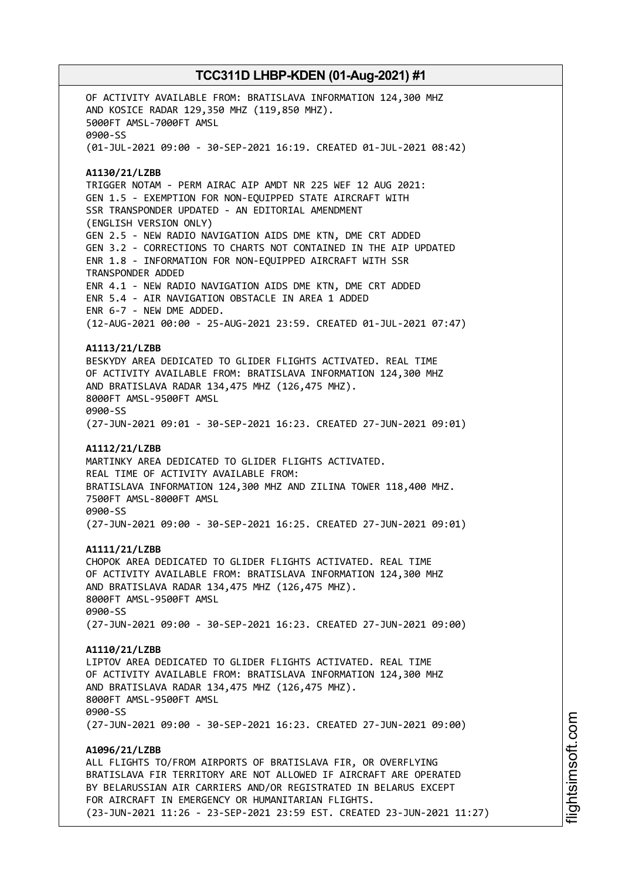OF ACTIVITY AVAILABLE FROM: BRATISLAVA INFORMATION 124,300 MHZ
AND KOSICE RADAR 129,350 MHZ (119,850 MHZ).
5000FT AMSL-7000FT AMSL
0900-SS
(01-JUL-2021 09:00 - 30-SEP-2021 16:19. CREATED 01-JUL-2021 08:42)

**A1130/21/LZBB**
TRIGGER NOTAM - PERM AIRAC AIP AMDT NR 225 WEF 12 AUG 2021:
GEN 1.5 - EXEMPTION FOR NON-EQUIPPED STATE AIRCRAFT WITH
SSR TRANSPONDER UPDATED - AN EDITORIAL AMENDMENT
(ENGLISH VERSION ONLY)
GEN 2.5 - NEW RADIO NAVIGATION AIDS DME KTN, DME CRT ADDED
GEN 3.2 - CORRECTIONS TO CHARTS NOT CONTAINED IN THE AIP UPDATED
ENR 1.8 - INFORMATION FOR NON-EQUIPPED AIRCRAFT WITH SSR
TRANSPONDER ADDED
ENR 4.1 - NEW RADIO NAVIGATION AIDS DME KTN, DME CRT ADDED
ENR 5.4 - AIR NAVIGATION OBSTACLE IN AREA 1 ADDED
ENR 6-7 - NEW DME ADDED.
(12-AUG-2021 00:00 - 25-AUG-2021 23:59. CREATED 01-JUL-2021 07:47)

**A1113/21/LZBB**
BESKYDY AREA DEDICATED TO GLIDER FLIGHTS ACTIVATED. REAL TIME
OF ACTIVITY AVAILABLE FROM: BRATISLAVA INFORMATION 124,300 MHZ
AND BRATISLAVA RADAR 134,475 MHZ (126,475 MHZ).
8000FT AMSL-9500FT AMSL
0900-SS
(27-JUN-2021 09:01 - 30-SEP-2021 16:23. CREATED 27-JUN-2021 09:01)

**A1112/21/LZBB**
MARTINKY AREA DEDICATED TO GLIDER FLIGHTS ACTIVATED.
REAL TIME OF ACTIVITY AVAILABLE FROM:
BRATISLAVA INFORMATION 124,300 MHZ AND ZILINA TOWER 118,400 MHZ.
7500FT AMSL-8000FT AMSL
0900-SS
(27-JUN-2021 09:00 - 30-SEP-2021 16:25. CREATED 27-JUN-2021 09:01)

**A1111/21/LZBB**
CHOPOK AREA DEDICATED TO GLIDER FLIGHTS ACTIVATED. REAL TIME
OF ACTIVITY AVAILABLE FROM: BRATISLAVA INFORMATION 124,300 MHZ
AND BRATISLAVA RADAR 134,475 MHZ (126,475 MHZ).
8000FT AMSL-9500FT AMSL
0900-SS
(27-JUN-2021 09:00 - 30-SEP-2021 16:23. CREATED 27-JUN-2021 09:00)

**A1110/21/LZBB**
LIPTOV AREA DEDICATED TO GLIDER FLIGHTS ACTIVATED. REAL TIME
OF ACTIVITY AVAILABLE FROM: BRATISLAVA INFORMATION 124,300 MHZ
AND BRATISLAVA RADAR 134,475 MHZ (126,475 MHZ).
8000FT AMSL-9500FT AMSL
0900-SS
(27-JUN-2021 09:00 - 30-SEP-2021 16:23. CREATED 27-JUN-2021 09:00)

**A1096/21/LZBB**
ALL FLIGHTS TO/FROM AIRPORTS OF BRATISLAVA FIR, OR OVERFLYING
BRATISLAVA FIR TERRITORY ARE NOT ALLOWED IF AIRCRAFT ARE OPERATED
BY BELARUSSIAN AIR CARRIERS AND/OR REGISTRATED IN BELARUS EXCEPT
FOR AIRCRAFT IN EMERGENCY OR HUMANITARIAN FLIGHTS.
(23-JUN-2021 11:26 - 23-SEP-2021 23:59 EST. CREATED 23-JUN-2021 11:27)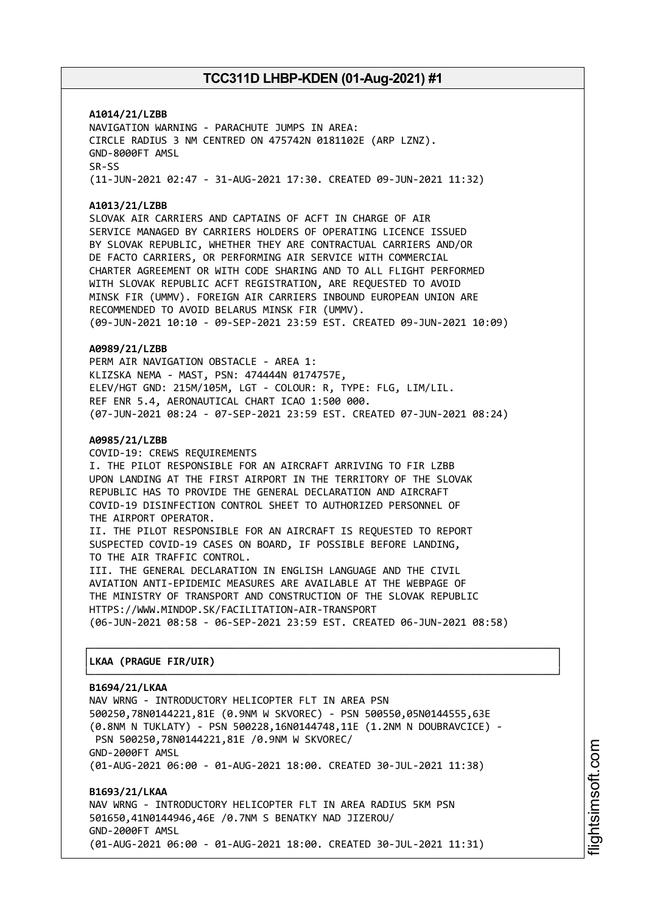**A1014/21/LZBB**
NAVIGATION WARNING - PARACHUTE JUMPS IN AREA:
CIRCLE RADIUS 3 NM CENTRED ON 475742N 0181102E (ARP LZNZ).
GND-8000FT AMSL
SR-SS
(11-JUN-2021 02:47 - 31-AUG-2021 17:30. CREATED 09-JUN-2021 11:32)

**A1013/21/LZBB**
SLOVAK AIR CARRIERS AND CAPTAINS OF ACFT IN CHARGE OF AIR
SERVICE MANAGED BY CARRIERS HOLDERS OF OPERATING LICENCE ISSUED
BY SLOVAK REPUBLIC, WHETHER THEY ARE CONTRACTUAL CARRIERS AND/OR
DE FACTO CARRIERS, OR PERFORMING AIR SERVICE WITH COMMERCIAL
CHARTER AGREEMENT OR WITH CODE SHARING AND TO ALL FLIGHT PERFORMED
WITH SLOVAK REPUBLIC ACFT REGISTRATION, ARE REQUESTED TO AVOID
MINSK FIR (UMMV). FOREIGN AIR CARRIERS INBOUND EUROPEAN UNION ARE
RECOMMENDED TO AVOID BELARUS MINSK FIR (UMMV).
(09-JUN-2021 10:10 - 09-SEP-2021 23:59 EST. CREATED 09-JUN-2021 10:09)

**A0989/21/LZBB**
PERM AIR NAVIGATION OBSTACLE - AREA 1:
KLIZSKA NEMA - MAST, PSN: 474444N 0174757E,
ELEV/HGT GND: 215M/105M, LGT - COLOUR: R, TYPE: FLG, LIM/LIL.
REF ENR 5.4, AERONAUTICAL CHART ICAO 1:500 000.
(07-JUN-2021 08:24 - 07-SEP-2021 23:59 EST. CREATED 07-JUN-2021 08:24)

**A0985/21/LZBB**
COVID-19: CREWS REQUIREMENTS
I. THE PILOT RESPONSIBLE FOR AN AIRCRAFT ARRIVING TO FIR LZBB
UPON LANDING AT THE FIRST AIRPORT IN THE TERRITORY OF THE SLOVAK
REPUBLIC HAS TO PROVIDE THE GENERAL DECLARATION AND AIRCRAFT
COVID-19 DISINFECTION CONTROL SHEET TO AUTHORIZED PERSONNEL OF
THE AIRPORT OPERATOR.
II. THE PILOT RESPONSIBLE FOR AN AIRCRAFT IS REQUESTED TO REPORT
SUSPECTED COVID-19 CASES ON BOARD, IF POSSIBLE BEFORE LANDING,
TO THE AIR TRAFFIC CONTROL.
III. THE GENERAL DECLARATION IN ENGLISH LANGUAGE AND THE CIVIL
AVIATION ANTI-EPIDEMIC MEASURES ARE AVAILABLE AT THE WEBPAGE OF
THE MINISTRY OF TRANSPORT AND CONSTRUCTION OF THE SLOVAK REPUBLIC
HTTPS://WWW.MINDOP.SK/FACILITATION-AIR-TRANSPORT
(06-JUN-2021 08:58 - 06-SEP-2021 23:59 EST. CREATED 06-JUN-2021 08:58)

## LKAA (PRAGUE FIR/UIR)

**B1694/21/LKAA**
NAV WRNG - INTRODUCTORY HELICOPTER FLT IN AREA PSN
500250,78N0144221,81E (0.9NM W SKVOREC) - PSN 500550,05N0144555,63E
(0.8NM N TUKLATY) - PSN 500228,16N0144748,11E (1.2NM N DOUBRAVCICE) -
PSN 500250,78N0144221,81E /0.9NM W SKVOREC/
GND-2000FT AMSL
(01-AUG-2021 06:00 - 01-AUG-2021 18:00. CREATED 30-JUL-2021 11:38)

**B1693/21/LKAA**
NAV WRNG - INTRODUCTORY HELICOPTER FLT IN AREA RADIUS 5KM PSN
501650,41N0144946,46E /0.7NM S BENATKY NAD JIZEROU/
GND-2000FT AMSL
(01-AUG-2021 06:00 - 01-AUG-2021 18:00. CREATED 30-JUL-2021 11:31)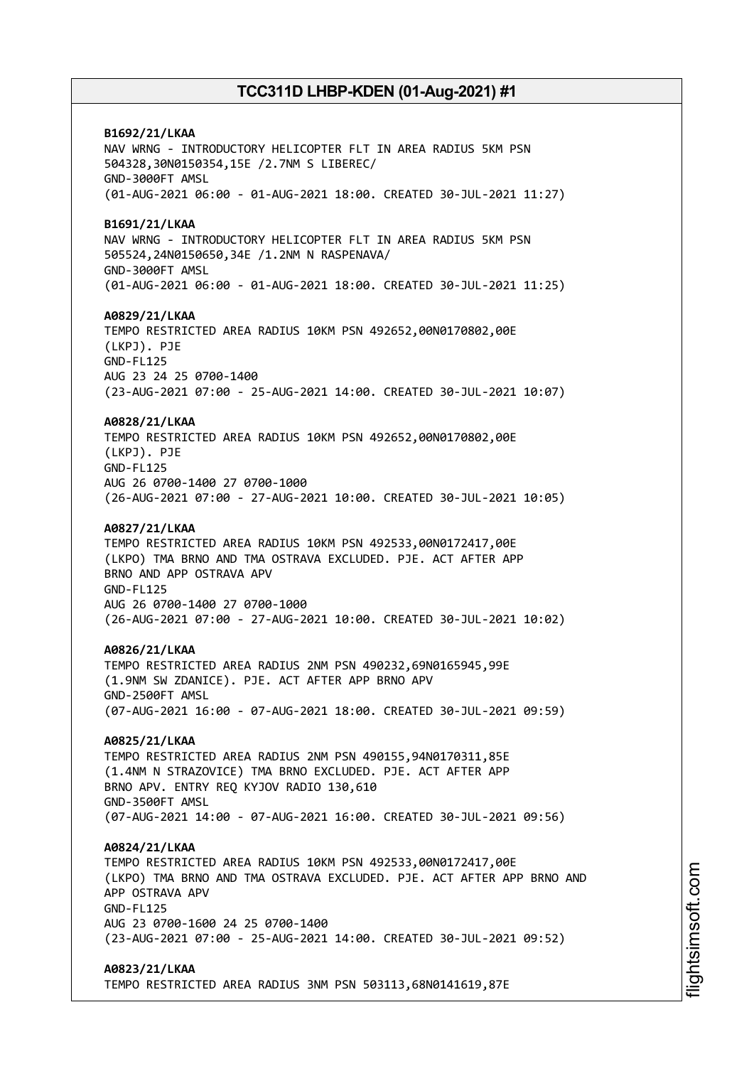**B1692/21/LKAA**
NAV WRNG - INTRODUCTORY HELICOPTER FLT IN AREA RADIUS 5KM PSN 504328,30N0150354,15E /2.7NM S LIBEREC/
GND-3000FT AMSL
(01-AUG-2021 06:00 - 01-AUG-2021 18:00. CREATED 30-JUL-2021 11:27)

**B1691/21/LKAA**
NAV WRNG - INTRODUCTORY HELICOPTER FLT IN AREA RADIUS 5KM PSN 505524,24N0150650,34E /1.2NM N RASPENAVA/
GND-3000FT AMSL
(01-AUG-2021 06:00 - 01-AUG-2021 18:00. CREATED 30-JUL-2021 11:25)

**A0829/21/LKAA**
TEMPO RESTRICTED AREA RADIUS 10KM PSN 492652,00N0170802,00E (LKPJ). PJE
GND-FL125
AUG 23 24 25 0700-1400
(23-AUG-2021 07:00 - 25-AUG-2021 14:00. CREATED 30-JUL-2021 10:07)

**A0828/21/LKAA**
TEMPO RESTRICTED AREA RADIUS 10KM PSN 492652,00N0170802,00E (LKPJ). PJE
GND-FL125
AUG 26 0700-1400 27 0700-1000
(26-AUG-2021 07:00 - 27-AUG-2021 10:00. CREATED 30-JUL-2021 10:05)

**A0827/21/LKAA**
TEMPO RESTRICTED AREA RADIUS 10KM PSN 492533,00N0172417,00E (LKPO) TMA BRNO AND TMA OSTRAVA EXCLUDED. PJE. ACT AFTER APP BRNO AND APP OSTRAVA APV
GND-FL125
AUG 26 0700-1400 27 0700-1000
(26-AUG-2021 07:00 - 27-AUG-2021 10:00. CREATED 30-JUL-2021 10:02)

**A0826/21/LKAA**
TEMPO RESTRICTED AREA RADIUS 2NM PSN 490232,69N0165945,99E (1.9NM SW ZDANICE). PJE. ACT AFTER APP BRNO APV
GND-2500FT AMSL
(07-AUG-2021 16:00 - 07-AUG-2021 18:00. CREATED 30-JUL-2021 09:59)

**A0825/21/LKAA**
TEMPO RESTRICTED AREA RADIUS 2NM PSN 490155,94N0170311,85E (1.4NM N STRAZOVICE) TMA BRNO EXCLUDED. PJE. ACT AFTER APP BRNO APV. ENTRY REQ KYJOV RADIO 130,610
GND-3500FT AMSL
(07-AUG-2021 14:00 - 07-AUG-2021 16:00. CREATED 30-JUL-2021 09:56)

**A0824/21/LKAA**
TEMPO RESTRICTED AREA RADIUS 10KM PSN 492533,00N0172417,00E (LKPO) TMA BRNO AND TMA OSTRAVA EXCLUDED. PJE. ACT AFTER APP BRNO AND APP OSTRAVA APV
GND-FL125
AUG 23 0700-1600 24 25 0700-1400
(23-AUG-2021 07:00 - 25-AUG-2021 14:00. CREATED 30-JUL-2021 09:52)

**A0823/21/LKAA**
TEMPO RESTRICTED AREA RADIUS 3NM PSN 503113,68N0141619,87E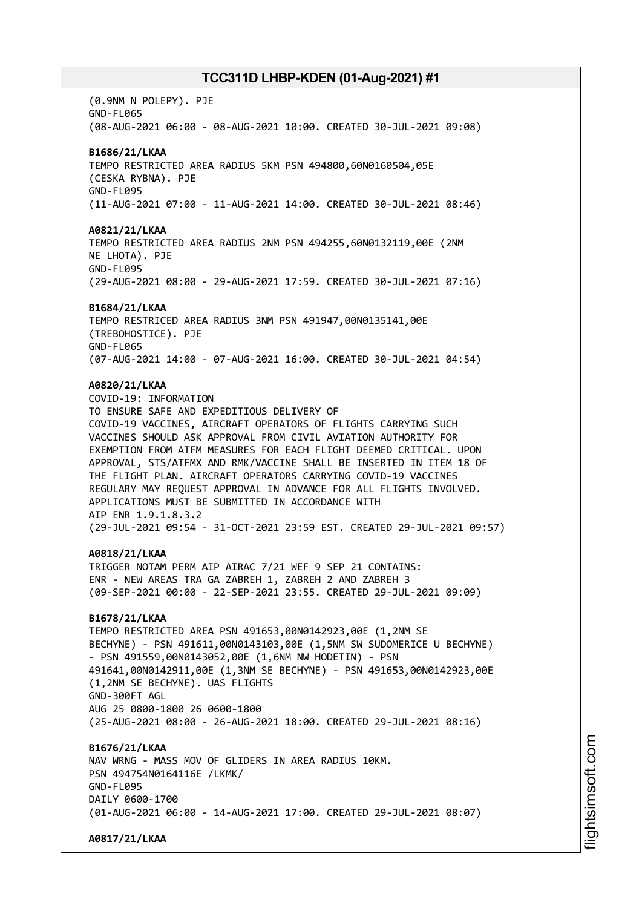(0.9NM N POLEPY). PJE
GND-FL065
(08-AUG-2021 06:00 - 08-AUG-2021 10:00. CREATED 30-JUL-2021 09:08)

**B1686/21/LKAA**
TEMPO RESTRICTED AREA RADIUS 5KM PSN 494800,60N0160504,05E
(CESKA RYBNA). PJE
GND-FL095
(11-AUG-2021 07:00 - 11-AUG-2021 14:00. CREATED 30-JUL-2021 08:46)

**A0821/21/LKAA**
TEMPO RESTRICTED AREA RADIUS 2NM PSN 494255,60N0132119,00E (2NM
NE LHOTA). PJE
GND-FL095
(29-AUG-2021 08:00 - 29-AUG-2021 17:59. CREATED 30-JUL-2021 07:16)

**B1684/21/LKAA**
TEMPO RESTRICED AREA RADIUS 3NM PSN 491947,00N0135141,00E
(TREBOHOSTICE). PJE
GND-FL065
(07-AUG-2021 14:00 - 07-AUG-2021 16:00. CREATED 30-JUL-2021 04:54)

**A0820/21/LKAA**
COVID-19: INFORMATION
TO ENSURE SAFE AND EXPEDITIOUS DELIVERY OF
COVID-19 VACCINES, AIRCRAFT OPERATORS OF FLIGHTS CARRYING SUCH
VACCINES SHOULD ASK APPROVAL FROM CIVIL AVIATION AUTHORITY FOR
EXEMPTION FROM ATFM MEASURES FOR EACH FLIGHT DEEMED CRITICAL. UPON
APPROVAL, STS/ATFMX AND RMK/VACCINE SHALL BE INSERTED IN ITEM 18 OF
THE FLIGHT PLAN. AIRCRAFT OPERATORS CARRYING COVID-19 VACCINES
REGULARY MAY REQUEST APPROVAL IN ADVANCE FOR ALL FLIGHTS INVOLVED.
APPLICATIONS MUST BE SUBMITTED IN ACCORDANCE WITH
AIP ENR 1.9.1.8.3.2
(29-JUL-2021 09:54 - 31-OCT-2021 23:59 EST. CREATED 29-JUL-2021 09:57)

**A0818/21/LKAA**
TRIGGER NOTAM PERM AIP AIRAC 7/21 WEF 9 SEP 21 CONTAINS:
ENR - NEW AREAS TRA GA ZABREH 1, ZABREH 2 AND ZABREH 3
(09-SEP-2021 00:00 - 22-SEP-2021 23:55. CREATED 29-JUL-2021 09:09)

**B1678/21/LKAA**
TEMPO RESTRICTED AREA PSN 491653,00N0142923,00E (1,2NM SE
BECHYNE) - PSN 491611,00N0143103,00E (1,5NM SW SUDOMERICE U BECHYNE)
- PSN 491559,00N0143052,00E (1,6NM NW HODETIN) - PSN
491641,00N0142911,00E (1,3NM SE BECHYNE) - PSN 491653,00N0142923,00E
(1,2NM SE BECHYNE). UAS FLIGHTS
GND-300FT AGL
AUG 25 0800-1800 26 0600-1800
(25-AUG-2021 08:00 - 26-AUG-2021 18:00. CREATED 29-JUL-2021 08:16)

**B1676/21/LKAA**
NAV WRNG - MASS MOV OF GLIDERS IN AREA RADIUS 10KM.
PSN 494754N0164116E /LKMK/
GND-FL095
DAILY 0600-1700
(01-AUG-2021 06:00 - 14-AUG-2021 17:00. CREATED 29-JUL-2021 08:07)

**A0817/21/LKAA**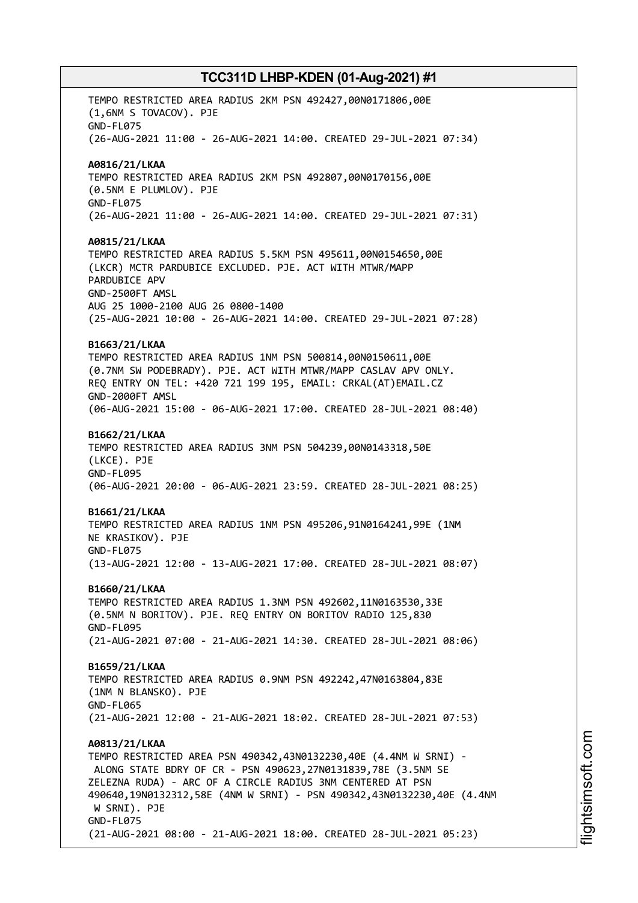TEMPO RESTRICTED AREA RADIUS 2KM PSN 492427,00N0171806,00E (1,6NM S TOVACOV). PJE
GND-FL075
(26-AUG-2021 11:00 - 26-AUG-2021 14:00. CREATED 29-JUL-2021 07:34)

**A0816/21/LKAA**
TEMPO RESTRICTED AREA RADIUS 2KM PSN 492807,00N0170156,00E (0.5NM E PLUMLOV). PJE
GND-FL075
(26-AUG-2021 11:00 - 26-AUG-2021 14:00. CREATED 29-JUL-2021 07:31)

**A0815/21/LKAA**
TEMPO RESTRICTED AREA RADIUS 5.5KM PSN 495611,00N0154650,00E (LKCR) MCTR PARDUBICE EXCLUDED. PJE. ACT WITH MTWR/MAPP PARDUBICE APV
GND-2500FT AMSL
AUG 25 1000-2100 AUG 26 0800-1400
(25-AUG-2021 10:00 - 26-AUG-2021 14:00. CREATED 29-JUL-2021 07:28)

**B1663/21/LKAA**
TEMPO RESTRICTED AREA RADIUS 1NM PSN 500814,00N0150611,00E (0.7NM SW PODEBRADY). PJE. ACT WITH MTWR/MAPP CASLAV APV ONLY. REQ ENTRY ON TEL: +420 721 199 195, EMAIL: CRKAL(AT)EMAIL.CZ
GND-2000FT AMSL
(06-AUG-2021 15:00 - 06-AUG-2021 17:00. CREATED 28-JUL-2021 08:40)

**B1662/21/LKAA**
TEMPO RESTRICTED AREA RADIUS 3NM PSN 504239,00N0143318,50E (LKCE). PJE
GND-FL095
(06-AUG-2021 20:00 - 06-AUG-2021 23:59. CREATED 28-JUL-2021 08:25)

**B1661/21/LKAA**
TEMPO RESTRICTED AREA RADIUS 1NM PSN 495206,91N0164241,99E (1NM NE KRASIKOV). PJE
GND-FL075
(13-AUG-2021 12:00 - 13-AUG-2021 17:00. CREATED 28-JUL-2021 08:07)

**B1660/21/LKAA**
TEMPO RESTRICTED AREA RADIUS 1.3NM PSN 492602,11N0163530,33E (0.5NM N BORITOV). PJE. REQ ENTRY ON BORITOV RADIO 125,830
GND-FL095
(21-AUG-2021 07:00 - 21-AUG-2021 14:30. CREATED 28-JUL-2021 08:06)

**B1659/21/LKAA**
TEMPO RESTRICTED AREA RADIUS 0.9NM PSN 492242,47N0163804,83E (1NM N BLANSKO). PJE
GND-FL065
(21-AUG-2021 12:00 - 21-AUG-2021 18:02. CREATED 28-JUL-2021 07:53)

**A0813/21/LKAA**
TEMPO RESTRICTED AREA PSN 490342,43N0132230,40E (4.4NM W SRNI) - ALONG STATE BDRY OF CR - PSN 490623,27N0131839,78E (3.5NM SE ZELEZNA RUDA) - ARC OF A CIRCLE RADIUS 3NM CENTERED AT PSN 490640,19N0132312,58E (4NM W SRNI) - PSN 490342,43N0132230,40E (4.4NM W SRNI). PJE
GND-FL075
(21-AUG-2021 08:00 - 21-AUG-2021 18:00. CREATED 28-JUL-2021 05:23)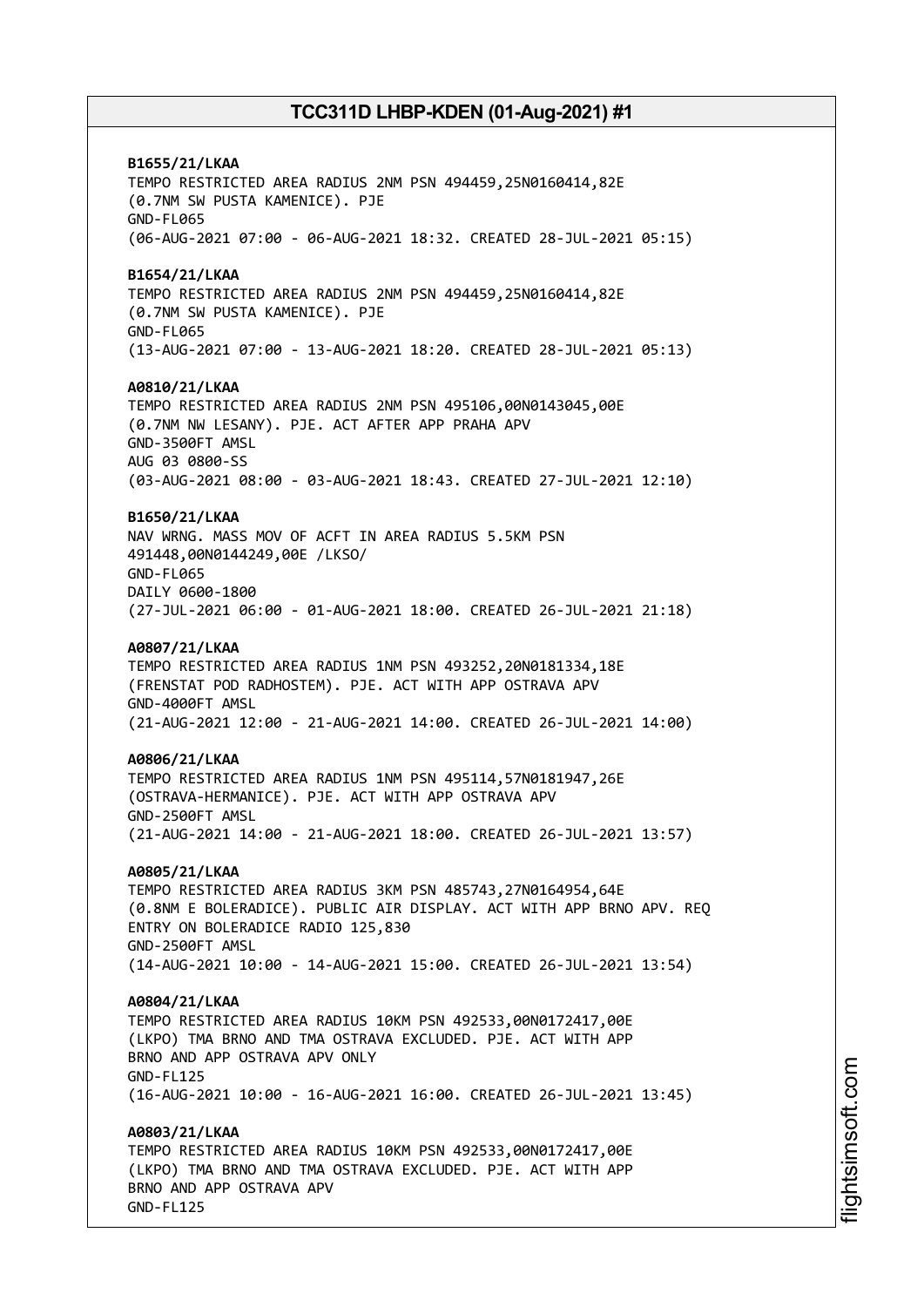**B1655/21/LKAA**
TEMPO RESTRICTED AREA RADIUS 2NM PSN 494459,25N0160414,82E
(0.7NM SW PUSTA KAMENICE). PJE
GND-FL065
(06-AUG-2021 07:00 - 06-AUG-2021 18:32. CREATED 28-JUL-2021 05:15)

**B1654/21/LKAA**
TEMPO RESTRICTED AREA RADIUS 2NM PSN 494459,25N0160414,82E
(0.7NM SW PUSTA KAMENICE). PJE
GND-FL065
(13-AUG-2021 07:00 - 13-AUG-2021 18:20. CREATED 28-JUL-2021 05:13)

**A0810/21/LKAA**
TEMPO RESTRICTED AREA RADIUS 2NM PSN 495106,00N0143045,00E
(0.7NM NW LESANY). PJE. ACT AFTER APP PRAHA APV
GND-3500FT AMSL
AUG 03 0800-SS
(03-AUG-2021 08:00 - 03-AUG-2021 18:43. CREATED 27-JUL-2021 12:10)

**B1650/21/LKAA**
NAV WRNG. MASS MOV OF ACFT IN AREA RADIUS 5.5KM PSN
491448,00N0144249,00E /LKSO/
GND-FL065
DAILY 0600-1800
(27-JUL-2021 06:00 - 01-AUG-2021 18:00. CREATED 26-JUL-2021 21:18)

**A0807/21/LKAA**
TEMPO RESTRICTED AREA RADIUS 1NM PSN 493252,20N0181334,18E
(FRENSTAT POD RADHOSTEM). PJE. ACT WITH APP OSTRAVA APV
GND-4000FT AMSL
(21-AUG-2021 12:00 - 21-AUG-2021 14:00. CREATED 26-JUL-2021 14:00)

**A0806/21/LKAA**
TEMPO RESTRICTED AREA RADIUS 1NM PSN 495114,57N0181947,26E
(OSTRAVA-HERMANICE). PJE. ACT WITH APP OSTRAVA APV
GND-2500FT AMSL
(21-AUG-2021 14:00 - 21-AUG-2021 18:00. CREATED 26-JUL-2021 13:57)

**A0805/21/LKAA**
TEMPO RESTRICTED AREA RADIUS 3KM PSN 485743,27N0164954,64E
(0.8NM E BOLERADICE). PUBLIC AIR DISPLAY. ACT WITH APP BRNO APV. REQ
ENTRY ON BOLERADICE RADIO 125,830
GND-2500FT AMSL
(14-AUG-2021 10:00 - 14-AUG-2021 15:00. CREATED 26-JUL-2021 13:54)

**A0804/21/LKAA**
TEMPO RESTRICTED AREA RADIUS 10KM PSN 492533,00N0172417,00E
(LKPO) TMA BRNO AND TMA OSTRAVA EXCLUDED. PJE. ACT WITH APP
BRNO AND APP OSTRAVA APV ONLY
GND-FL125
(16-AUG-2021 10:00 - 16-AUG-2021 16:00. CREATED 26-JUL-2021 13:45)

**A0803/21/LKAA**
TEMPO RESTRICTED AREA RADIUS 10KM PSN 492533,00N0172417,00E
(LKPO) TMA BRNO AND TMA OSTRAVA EXCLUDED. PJE. ACT WITH APP
BRNO AND APP OSTRAVA APV
GND-FL125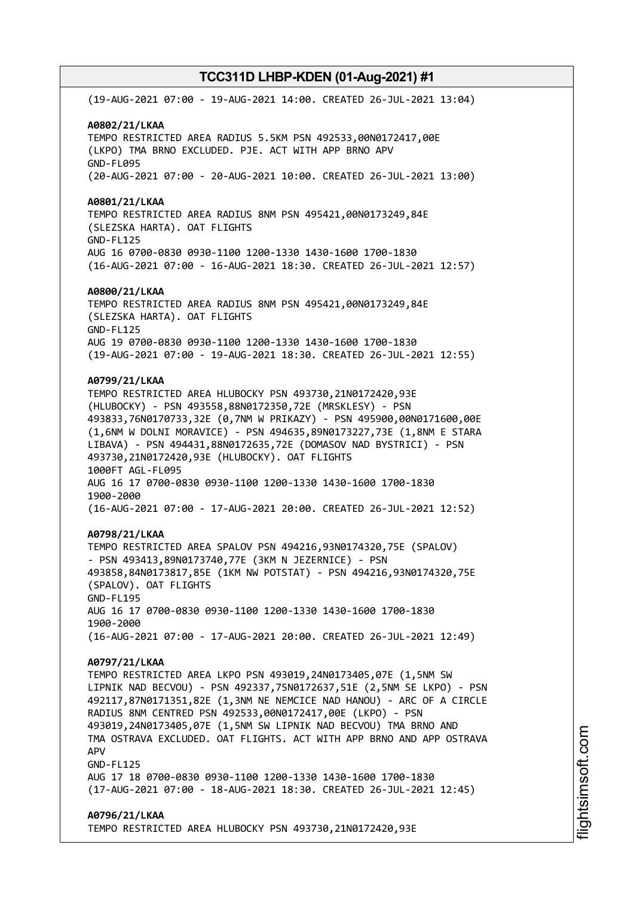(19-AUG-2021 07:00 - 19-AUG-2021 14:00. CREATED 26-JUL-2021 13:04)

**A0802/21/LKAA**
TEMPO RESTRICTED AREA RADIUS 5.5KM PSN 492533,00N0172417,00E
(LKPO) TMA BRNO EXCLUDED. PJE. ACT WITH APP BRNO APV
GND-FL095
(20-AUG-2021 07:00 - 20-AUG-2021 10:00. CREATED 26-JUL-2021 13:00)

**A0801/21/LKAA**
TEMPO RESTRICTED AREA RADIUS 8NM PSN 495421,00N0173249,84E
(SLEZSKA HARTA). OAT FLIGHTS
GND-FL125
AUG 16 0700-0830 0930-1100 1200-1330 1430-1600 1700-1830
(16-AUG-2021 07:00 - 16-AUG-2021 18:30. CREATED 26-JUL-2021 12:57)

**A0800/21/LKAA**
TEMPO RESTRICTED AREA RADIUS 8NM PSN 495421,00N0173249,84E
(SLEZSKA HARTA). OAT FLIGHTS
GND-FL125
AUG 19 0700-0830 0930-1100 1200-1330 1430-1600 1700-1830
(19-AUG-2021 07:00 - 19-AUG-2021 18:30. CREATED 26-JUL-2021 12:55)

**A0799/21/LKAA**
TEMPO RESTRICTED AREA HLUBOCKY PSN 493730,21N0172420,93E
(HLUBOCKY) - PSN 493558,88N0172350,72E (MRSKLESY) - PSN
493833,76N0170733,32E (0,7NM W PRIKAZY) - PSN 495900,00N0171600,00E
(1,6NM W DOLNI MORAVICE) - PSN 494635,89N0173227,73E (1,8NM E STARA
LIBAVA) - PSN 494431,88N0172635,72E (DOMASOV NAD BYSTRICI) - PSN
493730,21N0172420,93E (HLUBOCKY). OAT FLIGHTS
1000FT AGL-FL095
AUG 16 17 0700-0830 0930-1100 1200-1330 1430-1600 1700-1830
1900-2000
(16-AUG-2021 07:00 - 17-AUG-2021 20:00. CREATED 26-JUL-2021 12:52)

**A0798/21/LKAA**
TEMPO RESTRICTED AREA SPALOV PSN 494216,93N0174320,75E (SPALOV)
- PSN 493413,89N0173740,77E (3KM N JEZERNICE) - PSN
493858,84N0173817,85E (1KM NW POTSTAT) - PSN 494216,93N0174320,75E
(SPALOV). OAT FLIGHTS
GND-FL195
AUG 16 17 0700-0830 0930-1100 1200-1330 1430-1600 1700-1830
1900-2000
(16-AUG-2021 07:00 - 17-AUG-2021 20:00. CREATED 26-JUL-2021 12:49)

**A0797/21/LKAA**
TEMPO RESTRICTED AREA LKPO PSN 493019,24N0173405,07E (1,5NM SW
LIPNIK NAD BECVOU) - PSN 492337,75N0172637,51E (2,5NM SE LKPO) - PSN
492117,87N0171351,82E (1,3NM NE NEMCICE NAD HANOU) - ARC OF A CIRCLE
RADIUS 8NM CENTRED PSN 492533,00N0172417,00E (LKPO) - PSN
493019,24N0173405,07E (1,5NM SW LIPNIK NAD BECVOU) TMA BRNO AND
TMA OSTRAVA EXCLUDED. OAT FLIGHTS. ACT WITH APP BRNO AND APP OSTRAVA
APV
GND-FL125
AUG 17 18 0700-0830 0930-1100 1200-1330 1430-1600 1700-1830
(17-AUG-2021 07:00 - 18-AUG-2021 18:30. CREATED 26-JUL-2021 12:45)

**A0796/21/LKAA**
TEMPO RESTRICTED AREA HLUBOCKY PSN 493730,21N0172420,93E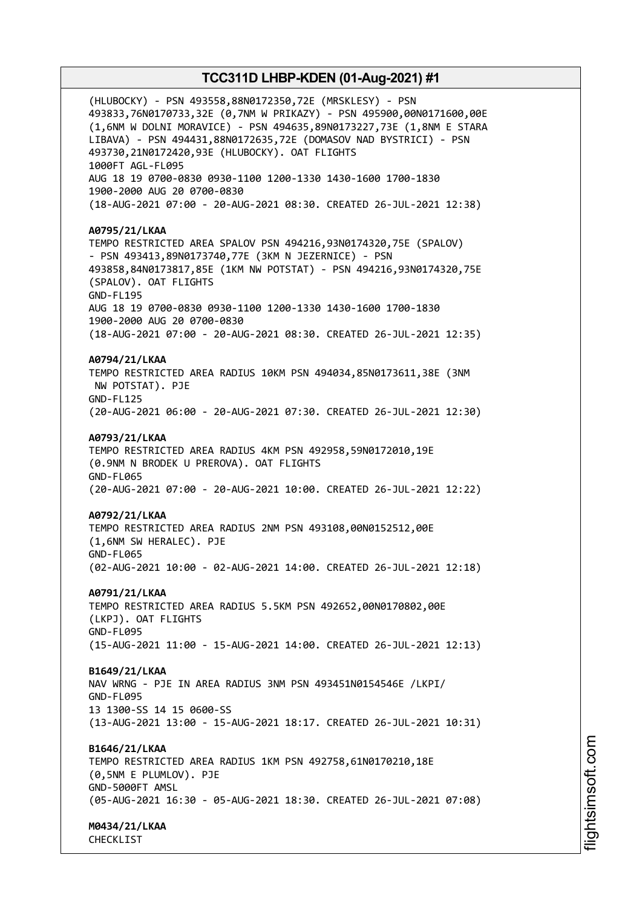(HLUBOCKY) - PSN 493558,88N0172350,72E (MRSKLESY) - PSN 493833,76N0170733,32E (0,7NM W PRIKAZY) - PSN 495900,00N0171600,00E (1,6NM W DOLNI MORAVICE) - PSN 494635,89N0173227,73E (1,8NM E STARA LIBAVA) - PSN 494431,88N0172635,72E (DOMASOV NAD BYSTRICI) - PSN 493730,21N0172420,93E (HLUBOCKY). OAT FLIGHTS
1000FT AGL-FL095
AUG 18 19 0700-0830 0930-1100 1200-1330 1430-1600 1700-1830 1900-2000 AUG 20 0700-0830
(18-AUG-2021 07:00 - 20-AUG-2021 08:30. CREATED 26-JUL-2021 12:38)

**A0795/21/LKAA**
TEMPO RESTRICTED AREA SPALOV PSN 494216,93N0174320,75E (SPALOV) - PSN 493413,89N0173740,77E (3KM N JEZERNICE) - PSN 493858,84N0173817,85E (1KM NW POTSTAT) - PSN 494216,93N0174320,75E (SPALOV). OAT FLIGHTS
GND-FL195
AUG 18 19 0700-0830 0930-1100 1200-1330 1430-1600 1700-1830 1900-2000 AUG 20 0700-0830
(18-AUG-2021 07:00 - 20-AUG-2021 08:30. CREATED 26-JUL-2021 12:35)

**A0794/21/LKAA**
TEMPO RESTRICTED AREA RADIUS 10KM PSN 494034,85N0173611,38E (3NM NW POTSTAT). PJE
GND-FL125
(20-AUG-2021 06:00 - 20-AUG-2021 07:30. CREATED 26-JUL-2021 12:30)

**A0793/21/LKAA**
TEMPO RESTRICTED AREA RADIUS 4KM PSN 492958,59N0172010,19E (0.9NM N BRODEK U PREROVA). OAT FLIGHTS
GND-FL065
(20-AUG-2021 07:00 - 20-AUG-2021 10:00. CREATED 26-JUL-2021 12:22)

**A0792/21/LKAA**
TEMPO RESTRICTED AREA RADIUS 2NM PSN 493108,00N0152512,00E (1,6NM SW HERALEC). PJE
GND-FL065
(02-AUG-2021 10:00 - 02-AUG-2021 14:00. CREATED 26-JUL-2021 12:18)

**A0791/21/LKAA**
TEMPO RESTRICTED AREA RADIUS 5.5KM PSN 492652,00N0170802,00E (LKPJ). OAT FLIGHTS
GND-FL095
(15-AUG-2021 11:00 - 15-AUG-2021 14:00. CREATED 26-JUL-2021 12:13)

**B1649/21/LKAA**
NAV WRNG - PJE IN AREA RADIUS 3NM PSN 493451N0154546E /LKPI/
GND-FL095
13 1300-SS 14 15 0600-SS
(13-AUG-2021 13:00 - 15-AUG-2021 18:17. CREATED 26-JUL-2021 10:31)

**B1646/21/LKAA**
TEMPO RESTRICTED AREA RADIUS 1KM PSN 492758,61N0170210,18E (0,5NM E PLUMLOV). PJE
GND-5000FT AMSL
(05-AUG-2021 16:30 - 05-AUG-2021 18:30. CREATED 26-JUL-2021 07:08)

**M0434/21/LKAA**
CHECKLIST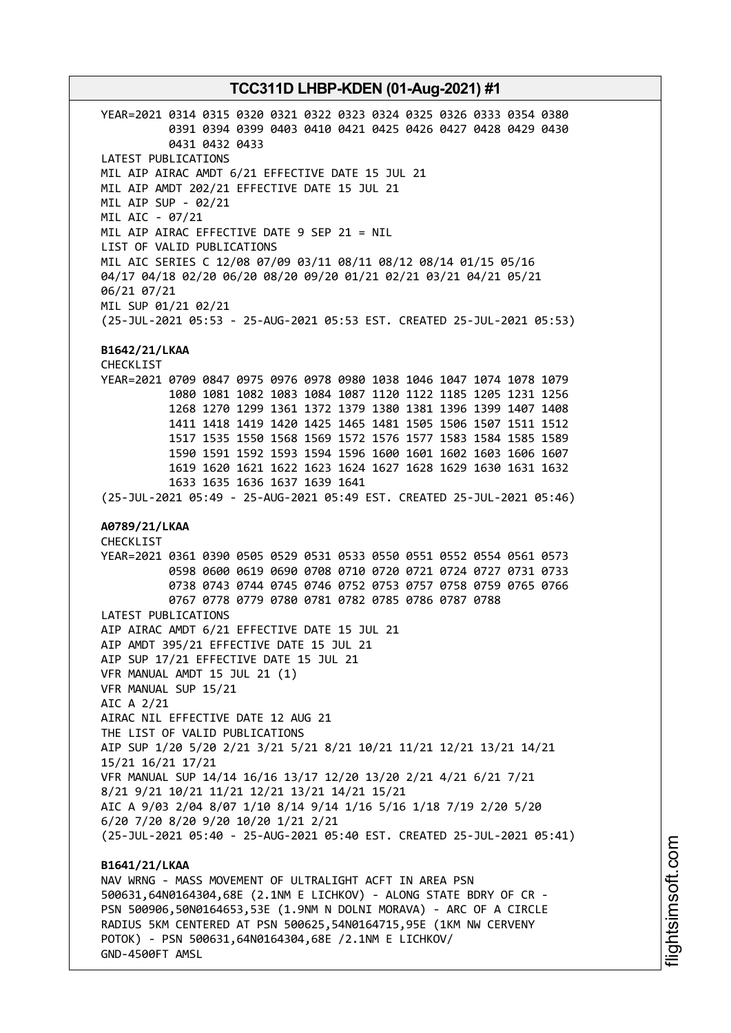YEAR=2021 0314 0315 0320 0321 0322 0323 0324 0325 0326 0333 0354 0380
0391 0394 0399 0403 0410 0421 0425 0426 0427 0428 0429 0430
0431 0432 0433
LATEST PUBLICATIONS
MIL AIP AIRAC AMDT 6/21 EFFECTIVE DATE 15 JUL 21
MIL AIP AMDT 202/21 EFFECTIVE DATE 15 JUL 21
MIL AIP SUP - 02/21
MIL AIC - 07/21
MIL AIP AIRAC EFFECTIVE DATE 9 SEP 21 = NIL
LIST OF VALID PUBLICATIONS
MIL AIC SERIES C 12/08 07/09 03/11 08/11 08/12 08/14 01/15 05/16
04/17 04/18 02/20 06/20 08/20 09/20 01/21 02/21 03/21 04/21 05/21
06/21 07/21
MIL SUP 01/21 02/21
(25-JUL-2021 05:53 - 25-AUG-2021 05:53 EST. CREATED 25-JUL-2021 05:53)

**B1642/21/LKAA**
CHECKLIST
YEAR=2021 0709 0847 0975 0976 0978 0980 1038 1046 1047 1074 1078 1079
1080 1081 1082 1083 1084 1087 1120 1122 1185 1205 1231 1256
1268 1270 1299 1361 1372 1379 1380 1381 1396 1399 1407 1408
1411 1418 1419 1420 1425 1465 1481 1505 1506 1507 1511 1512
1517 1535 1550 1568 1569 1572 1576 1577 1583 1584 1585 1589
1590 1591 1592 1593 1594 1596 1600 1601 1602 1603 1606 1607
1619 1620 1621 1622 1623 1624 1627 1628 1629 1630 1631 1632
1633 1635 1636 1637 1639 1641
(25-JUL-2021 05:49 - 25-AUG-2021 05:49 EST. CREATED 25-JUL-2021 05:46)

**A0789/21/LKAA**
CHECKLIST
YEAR=2021 0361 0390 0505 0529 0531 0533 0550 0551 0552 0554 0561 0573
0598 0600 0619 0690 0708 0710 0720 0721 0724 0727 0731 0733
0738 0743 0744 0745 0746 0752 0753 0757 0758 0759 0765 0766
0767 0778 0779 0780 0781 0782 0785 0786 0787 0788
LATEST PUBLICATIONS
AIP AIRAC AMDT 6/21 EFFECTIVE DATE 15 JUL 21
AIP AMDT 395/21 EFFECTIVE DATE 15 JUL 21
AIP SUP 17/21 EFFECTIVE DATE 15 JUL 21
VFR MANUAL AMDT 15 JUL 21 (1)
VFR MANUAL SUP 15/21
AIC A 2/21
AIRAC NIL EFFECTIVE DATE 12 AUG 21
THE LIST OF VALID PUBLICATIONS
AIP SUP 1/20 5/20 2/21 3/21 5/21 8/21 10/21 11/21 12/21 13/21 14/21
15/21 16/21 17/21
VFR MANUAL SUP 14/14 16/16 13/17 12/20 13/20 2/21 4/21 6/21 7/21
8/21 9/21 10/21 11/21 12/21 13/21 14/21 15/21
AIC A 9/03 2/04 8/07 1/10 8/14 9/14 1/16 5/16 1/18 7/19 2/20 5/20
6/20 7/20 8/20 9/20 10/20 1/21 2/21
(25-JUL-2021 05:40 - 25-AUG-2021 05:40 EST. CREATED 25-JUL-2021 05:41)

**B1641/21/LKAA**
NAV WRNG - MASS MOVEMENT OF ULTRALIGHT ACFT IN AREA PSN
500631,64N0164304,68E (2.1NM E LICHKOV) - ALONG STATE BDRY OF CR -
PSN 500906,50N0164653,53E (1.9NM N DOLNI MORAVA) - ARC OF A CIRCLE
RADIUS 5KM CENTERED AT PSN 500625,54N0164715,95E (1KM NW CERVENY
POTOK) - PSN 500631,64N0164304,68E /2.1NM E LICHKOV/
GND-4500FT AMSL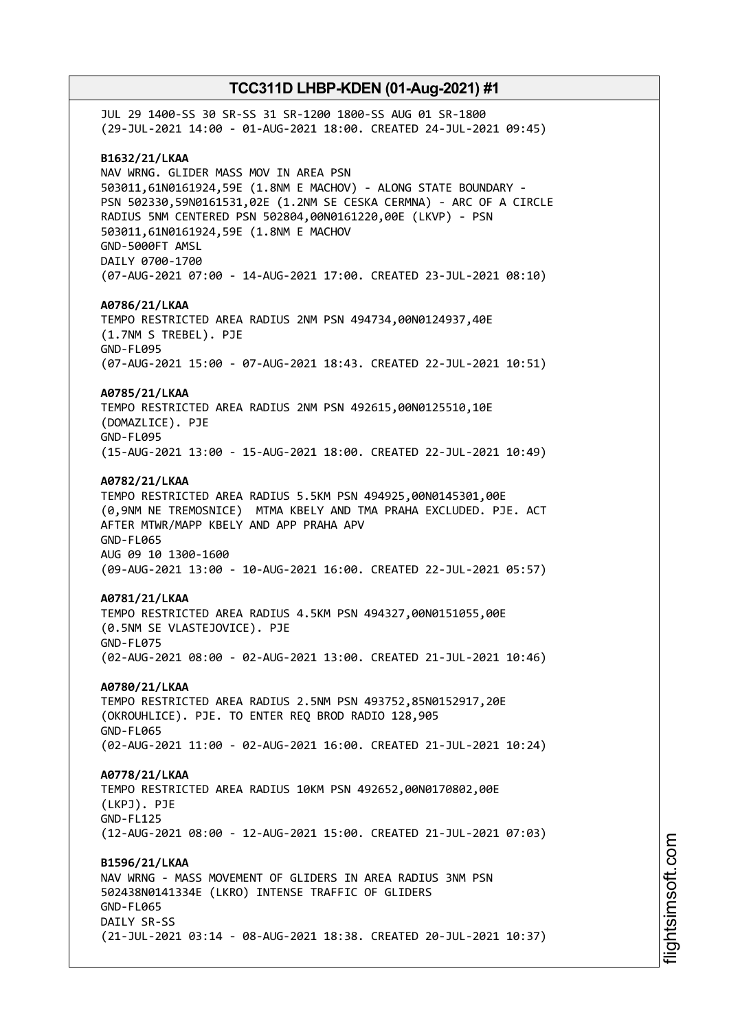JUL 29 1400-SS 30 SR-SS 31 SR-1200 1800-SS AUG 01 SR-1800
(29-JUL-2021 14:00 - 01-AUG-2021 18:00. CREATED 24-JUL-2021 09:45)

**B1632/21/LKAA**
NAV WRNG. GLIDER MASS MOV IN AREA PSN
503011,61N0161924,59E (1.8NM E MACHOV) - ALONG STATE BOUNDARY -
PSN 502330,59N0161531,02E (1.2NM SE CESKA CERMNA) - ARC OF A CIRCLE
RADIUS 5NM CENTERED PSN 502804,00N0161220,00E (LKVP) - PSN
503011,61N0161924,59E (1.8NM E MACHOV
GND-5000FT AMSL
DAILY 0700-1700
(07-AUG-2021 07:00 - 14-AUG-2021 17:00. CREATED 23-JUL-2021 08:10)

**A0786/21/LKAA**
TEMPO RESTRICTED AREA RADIUS 2NM PSN 494734,00N0124937,40E
(1.7NM S TREBEL). PJE
GND-FL095
(07-AUG-2021 15:00 - 07-AUG-2021 18:43. CREATED 22-JUL-2021 10:51)

**A0785/21/LKAA**
TEMPO RESTRICTED AREA RADIUS 2NM PSN 492615,00N0125510,10E
(DOMAZLICE). PJE
GND-FL095
(15-AUG-2021 13:00 - 15-AUG-2021 18:00. CREATED 22-JUL-2021 10:49)

**A0782/21/LKAA**
TEMPO RESTRICTED AREA RADIUS 5.5KM PSN 494925,00N0145301,00E
(0,9NM NE TREMOSNICE) MTMA KBELY AND TMA PRAHA EXCLUDED. PJE. ACT
AFTER MTWR/MAPP KBELY AND APP PRAHA APV
GND-FL065
AUG 09 10 1300-1600
(09-AUG-2021 13:00 - 10-AUG-2021 16:00. CREATED 22-JUL-2021 05:57)

**A0781/21/LKAA**
TEMPO RESTRICTED AREA RADIUS 4.5KM PSN 494327,00N0151055,00E
(0.5NM SE VLASTEJOVICE). PJE
GND-FL075
(02-AUG-2021 08:00 - 02-AUG-2021 13:00. CREATED 21-JUL-2021 10:46)

**A0780/21/LKAA**
TEMPO RESTRICTED AREA RADIUS 2.5NM PSN 493752,85N0152917,20E
(OKROUHLICE). PJE. TO ENTER REQ BROD RADIO 128,905
GND-FL065
(02-AUG-2021 11:00 - 02-AUG-2021 16:00. CREATED 21-JUL-2021 10:24)

**A0778/21/LKAA**
TEMPO RESTRICTED AREA RADIUS 10KM PSN 492652,00N0170802,00E
(LKPJ). PJE
GND-FL125
(12-AUG-2021 08:00 - 12-AUG-2021 15:00. CREATED 21-JUL-2021 07:03)

**B1596/21/LKAA**
NAV WRNG - MASS MOVEMENT OF GLIDERS IN AREA RADIUS 3NM PSN
502438N0141334E (LKRO) INTENSE TRAFFIC OF GLIDERS
GND-FL065
DAILY SR-SS
(21-JUL-2021 03:14 - 08-AUG-2021 18:38. CREATED 20-JUL-2021 10:37)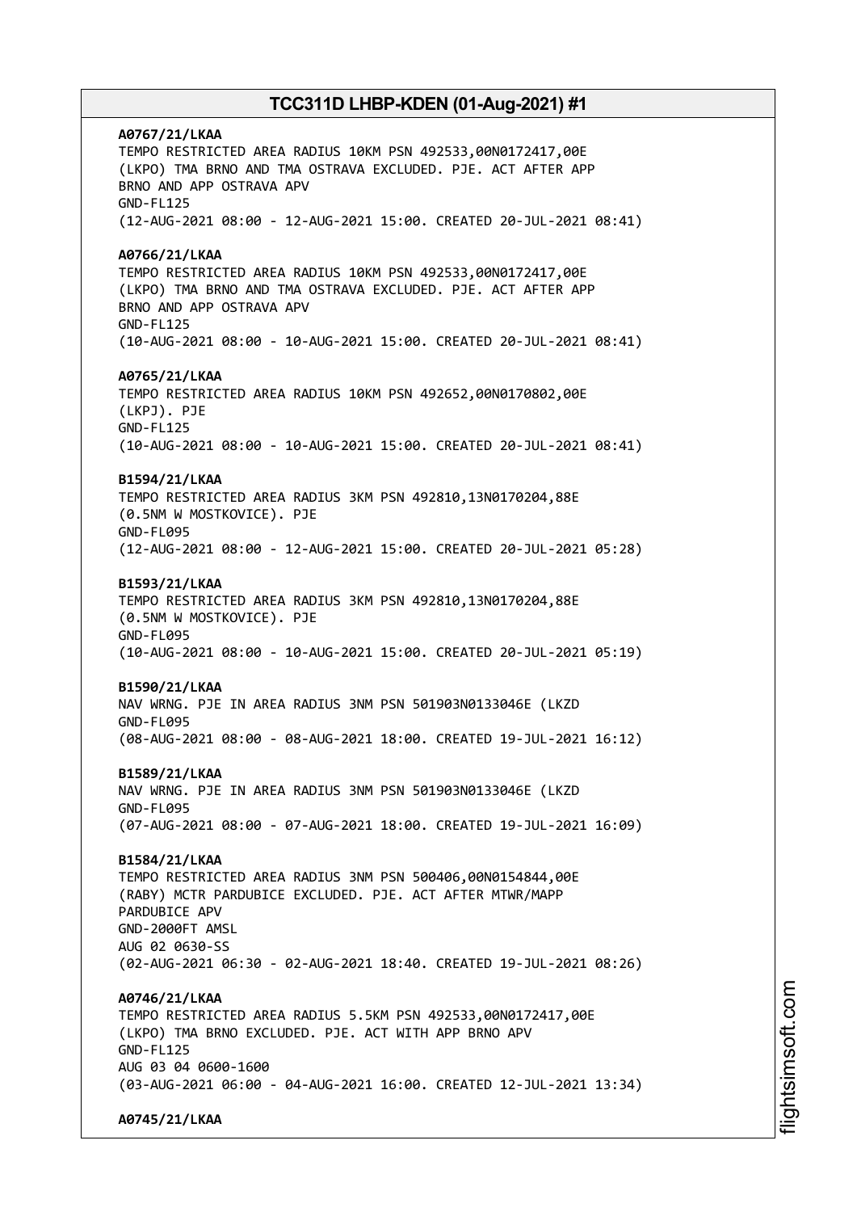**A0767/21/LKAA**
TEMPO RESTRICTED AREA RADIUS 10KM PSN 492533,00N0172417,00E
(LKPO) TMA BRNO AND TMA OSTRAVA EXCLUDED. PJE. ACT AFTER APP
BRNO AND APP OSTRAVA APV
GND-FL125
(12-AUG-2021 08:00 - 12-AUG-2021 15:00. CREATED 20-JUL-2021 08:41)

**A0766/21/LKAA**
TEMPO RESTRICTED AREA RADIUS 10KM PSN 492533,00N0172417,00E
(LKPO) TMA BRNO AND TMA OSTRAVA EXCLUDED. PJE. ACT AFTER APP
BRNO AND APP OSTRAVA APV
GND-FL125
(10-AUG-2021 08:00 - 10-AUG-2021 15:00. CREATED 20-JUL-2021 08:41)

**A0765/21/LKAA**
TEMPO RESTRICTED AREA RADIUS 10KM PSN 492652,00N0170802,00E
(LKPJ). PJE
GND-FL125
(10-AUG-2021 08:00 - 10-AUG-2021 15:00. CREATED 20-JUL-2021 08:41)

**B1594/21/LKAA**
TEMPO RESTRICTED AREA RADIUS 3KM PSN 492810,13N0170204,88E
(0.5NM W MOSTKOVICE). PJE
GND-FL095
(12-AUG-2021 08:00 - 12-AUG-2021 15:00. CREATED 20-JUL-2021 05:28)

**B1593/21/LKAA**
TEMPO RESTRICTED AREA RADIUS 3KM PSN 492810,13N0170204,88E
(0.5NM W MOSTKOVICE). PJE
GND-FL095
(10-AUG-2021 08:00 - 10-AUG-2021 15:00. CREATED 20-JUL-2021 05:19)

**B1590/21/LKAA**
NAV WRNG. PJE IN AREA RADIUS 3NM PSN 501903N0133046E (LKZD
GND-FL095
(08-AUG-2021 08:00 - 08-AUG-2021 18:00. CREATED 19-JUL-2021 16:12)

**B1589/21/LKAA**
NAV WRNG. PJE IN AREA RADIUS 3NM PSN 501903N0133046E (LKZD
GND-FL095
(07-AUG-2021 08:00 - 07-AUG-2021 18:00. CREATED 19-JUL-2021 16:09)

**B1584/21/LKAA**
TEMPO RESTRICTED AREA RADIUS 3NM PSN 500406,00N0154844,00E
(RABY) MCTR PARDUBICE EXCLUDED. PJE. ACT AFTER MTWR/MAPP
PARDUBICE APV
GND-2000FT AMSL
AUG 02 0630-SS
(02-AUG-2021 06:30 - 02-AUG-2021 18:40. CREATED 19-JUL-2021 08:26)

**A0746/21/LKAA**
TEMPO RESTRICTED AREA RADIUS 5.5KM PSN 492533,00N0172417,00E
(LKPO) TMA BRNO EXCLUDED. PJE. ACT WITH APP BRNO APV
GND-FL125
AUG 03 04 0600-1600
(03-AUG-2021 06:00 - 04-AUG-2021 16:00. CREATED 12-JUL-2021 13:34)

**A0745/21/LKAA**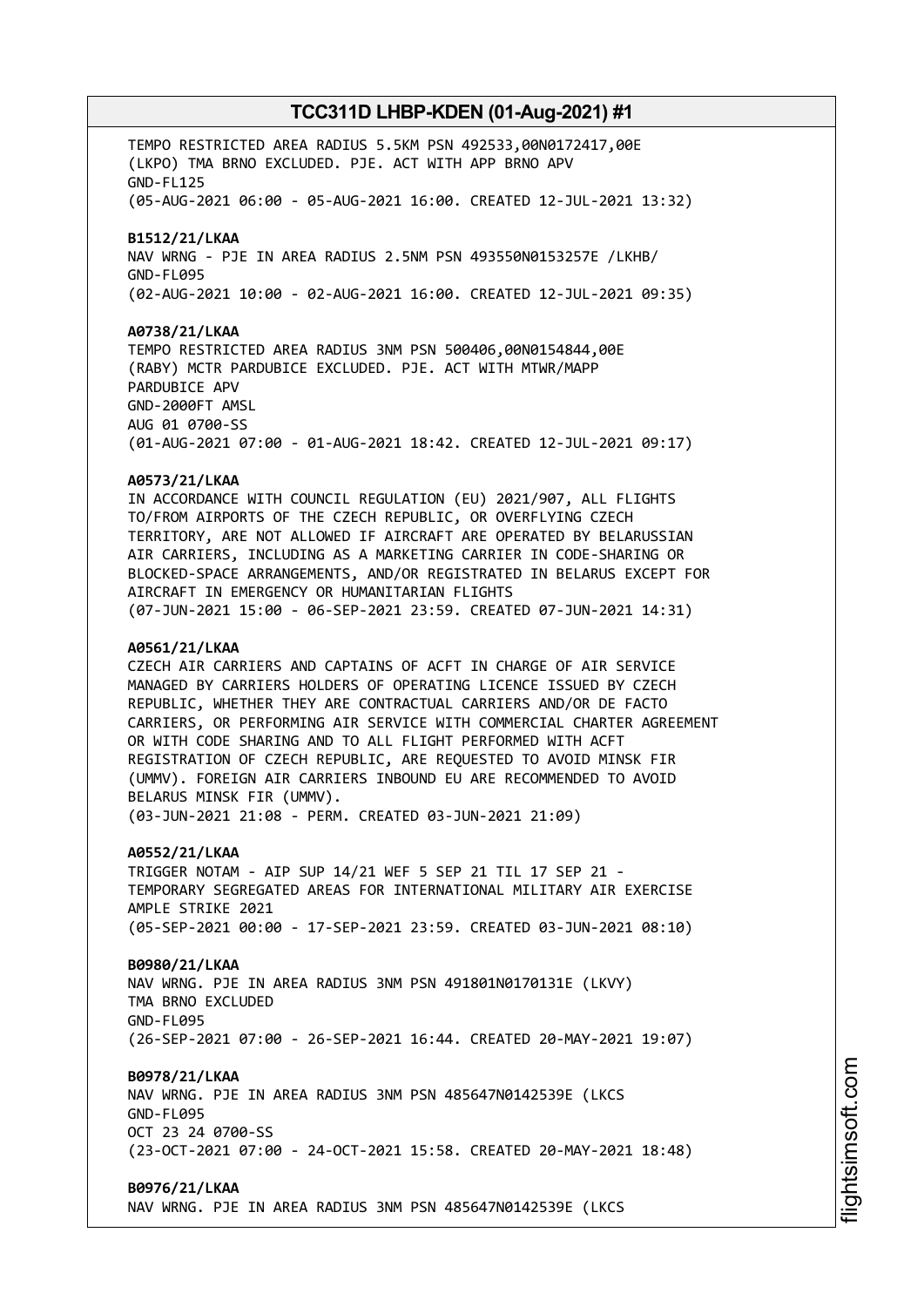TEMPO RESTRICTED AREA RADIUS 5.5KM PSN 492533,00N0172417,00E
(LKPO) TMA BRNO EXCLUDED. PJE. ACT WITH APP BRNO APV
GND-FL125
(05-AUG-2021 06:00 - 05-AUG-2021 16:00. CREATED 12-JUL-2021 13:32)

**B1512/21/LKAA**
NAV WRNG - PJE IN AREA RADIUS 2.5NM PSN 493550N0153257E /LKHB/
GND-FL095
(02-AUG-2021 10:00 - 02-AUG-2021 16:00. CREATED 12-JUL-2021 09:35)

**A0738/21/LKAA**
TEMPO RESTRICTED AREA RADIUS 3NM PSN 500406,00N0154844,00E
(RABY) MCTR PARDUBICE EXCLUDED. PJE. ACT WITH MTWR/MAPP
PARDUBICE APV
GND-2000FT AMSL
AUG 01 0700-SS
(01-AUG-2021 07:00 - 01-AUG-2021 18:42. CREATED 12-JUL-2021 09:17)

**A0573/21/LKAA**
IN ACCORDANCE WITH COUNCIL REGULATION (EU) 2021/907, ALL FLIGHTS
TO/FROM AIRPORTS OF THE CZECH REPUBLIC, OR OVERFLYING CZECH
TERRITORY, ARE NOT ALLOWED IF AIRCRAFT ARE OPERATED BY BELARUSSIAN
AIR CARRIERS, INCLUDING AS A MARKETING CARRIER IN CODE-SHARING OR
BLOCKED-SPACE ARRANGEMENTS, AND/OR REGISTRATED IN BELARUS EXCEPT FOR
AIRCRAFT IN EMERGENCY OR HUMANITARIAN FLIGHTS
(07-JUN-2021 15:00 - 06-SEP-2021 23:59. CREATED 07-JUN-2021 14:31)

**A0561/21/LKAA**
CZECH AIR CARRIERS AND CAPTAINS OF ACFT IN CHARGE OF AIR SERVICE
MANAGED BY CARRIERS HOLDERS OF OPERATING LICENCE ISSUED BY CZECH
REPUBLIC, WHETHER THEY ARE CONTRACTUAL CARRIERS AND/OR DE FACTO
CARRIERS, OR PERFORMING AIR SERVICE WITH COMMERCIAL CHARTER AGREEMENT
OR WITH CODE SHARING AND TO ALL FLIGHT PERFORMED WITH ACFT
REGISTRATION OF CZECH REPUBLIC, ARE REQUESTED TO AVOID MINSK FIR
(UMMV). FOREIGN AIR CARRIERS INBOUND EU ARE RECOMMENDED TO AVOID
BELARUS MINSK FIR (UMMV).
(03-JUN-2021 21:08 - PERM. CREATED 03-JUN-2021 21:09)

**A0552/21/LKAA**
TRIGGER NOTAM - AIP SUP 14/21 WEF 5 SEP 21 TIL 17 SEP 21 -
TEMPORARY SEGREGATED AREAS FOR INTERNATIONAL MILITARY AIR EXERCISE
AMPLE STRIKE 2021
(05-SEP-2021 00:00 - 17-SEP-2021 23:59. CREATED 03-JUN-2021 08:10)

**B0980/21/LKAA**
NAV WRNG. PJE IN AREA RADIUS 3NM PSN 491801N0170131E (LKVY)
TMA BRNO EXCLUDED
GND-FL095
(26-SEP-2021 07:00 - 26-SEP-2021 16:44. CREATED 20-MAY-2021 19:07)

**B0978/21/LKAA**
NAV WRNG. PJE IN AREA RADIUS 3NM PSN 485647N0142539E (LKCS
GND-FL095
OCT 23 24 0700-SS
(23-OCT-2021 07:00 - 24-OCT-2021 15:58. CREATED 20-MAY-2021 18:48)

**B0976/21/LKAA**
NAV WRNG. PJE IN AREA RADIUS 3NM PSN 485647N0142539E (LKCS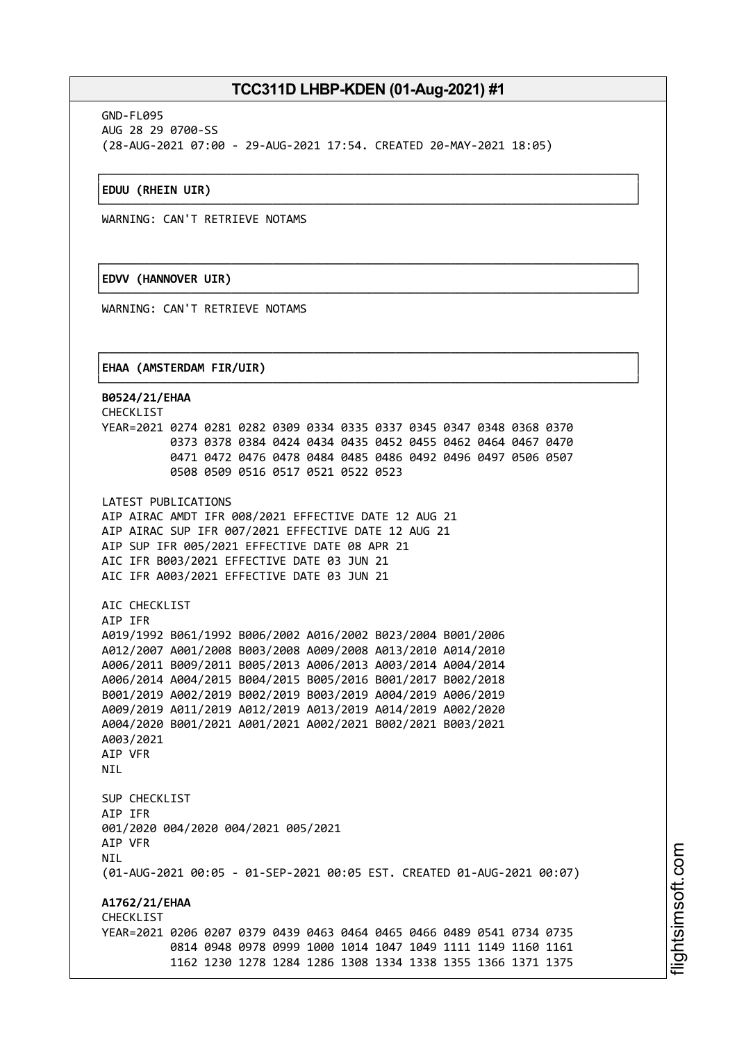GND-FL095
AUG 28 29 0700-SS
(28-AUG-2021 07:00 - 29-AUG-2021 17:54. CREATED 20-MAY-2021 18:05)

**EDUU (RHEIN UIR)**

WARNING: CAN'T RETRIEVE NOTAMS

**EDVV (HANNOVER UIR)**

WARNING: CAN'T RETRIEVE NOTAMS

**EHAA (AMSTERDAM FIR/UIR)**

**B0524/21/EHAA**
CHECKLIST
YEAR=2021 0274 0281 0282 0309 0334 0335 0337 0345 0347 0348 0368 0370
0373 0378 0384 0424 0434 0435 0452 0455 0462 0464 0467 0470
0471 0472 0476 0478 0484 0485 0486 0492 0496 0497 0506 0507
0508 0509 0516 0517 0521 0522 0523

LATEST PUBLICATIONS
AIP AIRAC AMDT IFR 008/2021 EFFECTIVE DATE 12 AUG 21
AIP AIRAC SUP IFR 007/2021 EFFECTIVE DATE 12 AUG 21
AIP SUP IFR 005/2021 EFFECTIVE DATE 08 APR 21
AIC IFR B003/2021 EFFECTIVE DATE 03 JUN 21
AIC IFR A003/2021 EFFECTIVE DATE 03 JUN 21

AIC CHECKLIST
AIP IFR
A019/1992 B061/1992 B006/2002 A016/2002 B023/2004 B001/2006
A012/2007 A001/2008 B003/2008 A009/2008 A013/2010 A014/2010
A006/2011 B009/2011 B005/2013 A006/2013 A003/2014 A004/2014
A006/2014 A004/2015 B004/2015 B005/2016 B001/2017 B002/2018
B001/2019 A002/2019 B002/2019 B003/2019 A004/2019 A006/2019
A009/2019 A011/2019 A012/2019 A013/2019 A014/2019 A002/2020
A004/2020 B001/2021 A001/2021 A002/2021 B002/2021 B003/2021
A003/2021
AIP VFR
NIL

SUP CHECKLIST
AIP IFR
001/2020 004/2020 004/2021 005/2021
AIP VFR
NIL
(01-AUG-2021 00:05 - 01-SEP-2021 00:05 EST. CREATED 01-AUG-2021 00:07)

**A1762/21/EHAA**
CHECKLIST
YEAR=2021 0206 0207 0379 0439 0463 0464 0465 0466 0489 0541 0734 0735
0814 0948 0978 0999 1000 1014 1047 1049 1111 1149 1160 1161
1162 1230 1278 1284 1286 1308 1334 1338 1355 1366 1371 1375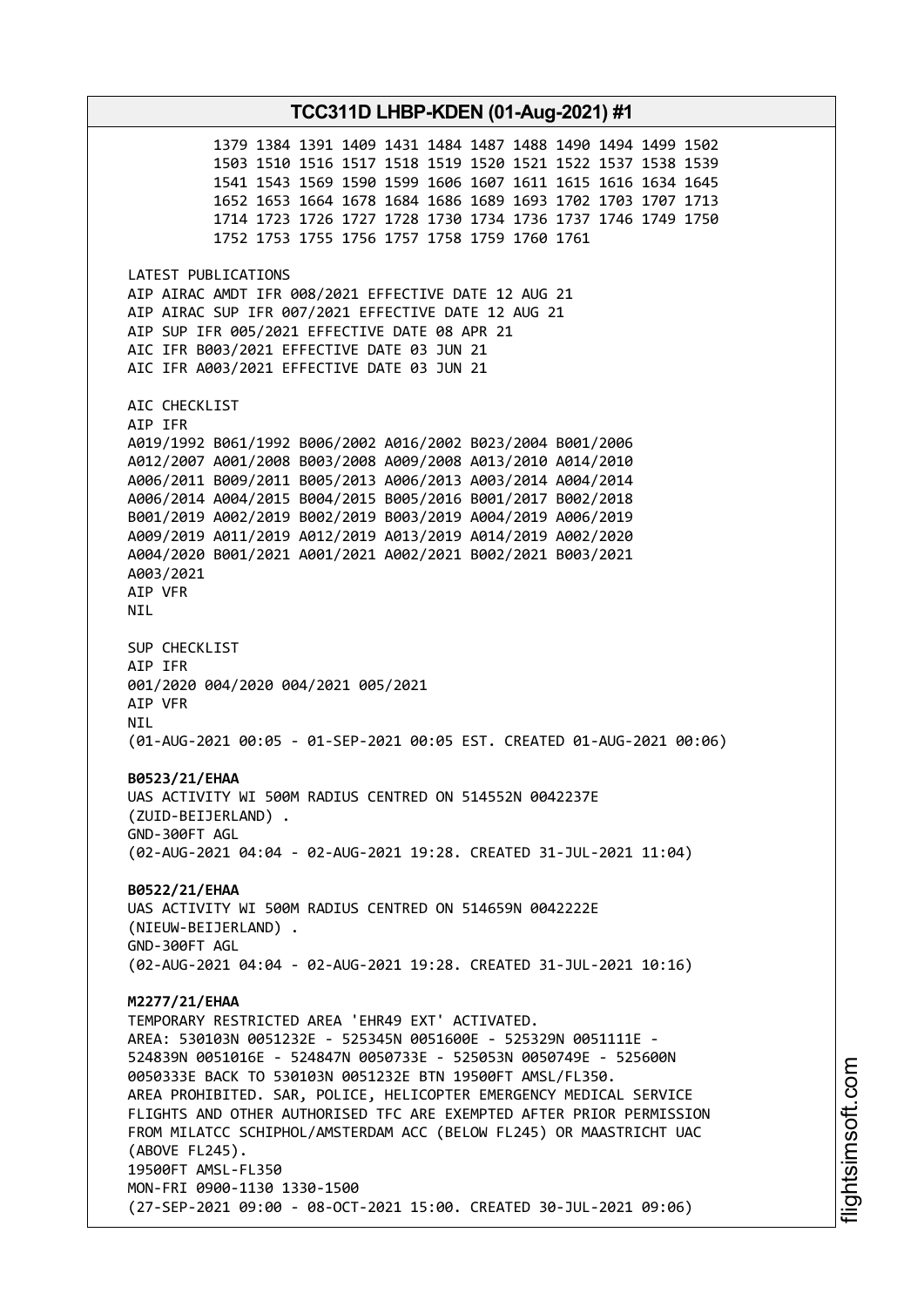1379 1384 1391 1409 1431 1484 1487 1488 1490 1494 1499 1502
1503 1510 1516 1517 1518 1519 1520 1521 1522 1537 1538 1539
1541 1543 1569 1590 1599 1606 1607 1611 1615 1616 1634 1645
1652 1653 1664 1678 1684 1686 1689 1693 1702 1703 1707 1713
1714 1723 1726 1727 1728 1730 1734 1736 1737 1746 1749 1750
1752 1753 1755 1756 1757 1758 1759 1760 1761

LATEST PUBLICATIONS
AIP AIRAC AMDT IFR 008/2021 EFFECTIVE DATE 12 AUG 21
AIP AIRAC SUP IFR 007/2021 EFFECTIVE DATE 12 AUG 21
AIP SUP IFR 005/2021 EFFECTIVE DATE 08 APR 21
AIC IFR B003/2021 EFFECTIVE DATE 03 JUN 21
AIC IFR A003/2021 EFFECTIVE DATE 03 JUN 21

AIC CHECKLIST
AIP IFR
A019/1992 B061/1992 B006/2002 A016/2002 B023/2004 B001/2006
A012/2007 A001/2008 B003/2008 A009/2008 A013/2010 A014/2010
A006/2011 B009/2011 B005/2013 A006/2013 A003/2014 A004/2014
A006/2014 A004/2015 B004/2015 B005/2016 B001/2017 B002/2018
B001/2019 A002/2019 B002/2019 B003/2019 A004/2019 A006/2019
A009/2019 A011/2019 A012/2019 A013/2019 A014/2019 A002/2020
A004/2020 B001/2021 A001/2021 A002/2021 B002/2021 B003/2021
A003/2021
AIP VFR
NIL

SUP CHECKLIST
AIP IFR
001/2020 004/2020 004/2021 005/2021
AIP VFR
NIL
(01-AUG-2021 00:05 - 01-SEP-2021 00:05 EST. CREATED 01-AUG-2021 00:06)

**B0523/21/EHAA**
UAS ACTIVITY WI 500M RADIUS CENTRED ON 514552N 0042237E
(ZUID-BEIJERLAND) .
GND-300FT AGL
(02-AUG-2021 04:04 - 02-AUG-2021 19:28. CREATED 31-JUL-2021 11:04)

**B0522/21/EHAA**
UAS ACTIVITY WI 500M RADIUS CENTRED ON 514659N 0042222E
(NIEUW-BEIJERLAND) .
GND-300FT AGL
(02-AUG-2021 04:04 - 02-AUG-2021 19:28. CREATED 31-JUL-2021 10:16)

**M2277/21/EHAA**
TEMPORARY RESTRICTED AREA 'EHR49 EXT' ACTIVATED.
AREA: 530103N 0051232E - 525345N 0051600E - 525329N 0051111E -
524839N 0051016E - 524847N 0050733E - 525053N 0050749E - 525600N
0050333E BACK TO 530103N 0051232E BTN 19500FT AMSL/FL350.
AREA PROHIBITED. SAR, POLICE, HELICOPTER EMERGENCY MEDICAL SERVICE
FLIGHTS AND OTHER AUTHORISED TFC ARE EXEMPTED AFTER PRIOR PERMISSION
FROM MILATCC SCHIPHOL/AMSTERDAM ACC (BELOW FL245) OR MAASTRICHT UAC
(ABOVE FL245).
19500FT AMSL-FL350
MON-FRI 0900-1130 1330-1500
(27-SEP-2021 09:00 - 08-OCT-2021 15:00. CREATED 30-JUL-2021 09:06)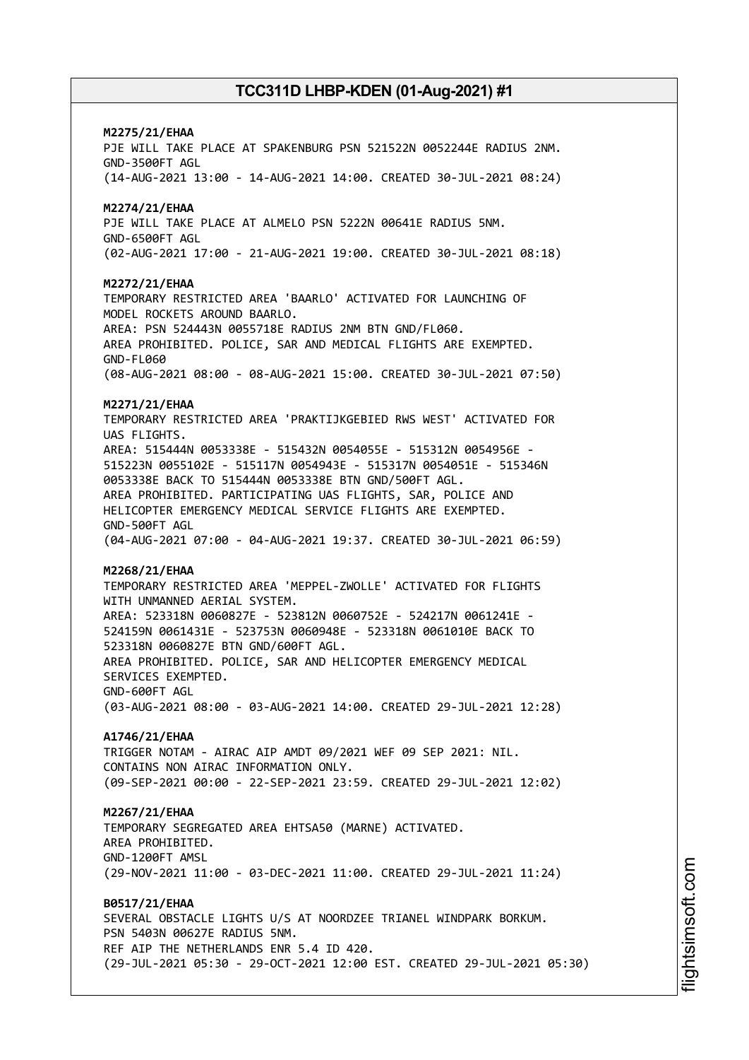**M2275/21/EHAA**
PJE WILL TAKE PLACE AT SPAKENBURG PSN 521522N 0052244E RADIUS 2NM.
GND-3500FT AGL
(14-AUG-2021 13:00 - 14-AUG-2021 14:00. CREATED 30-JUL-2021 08:24)

**M2274/21/EHAA**
PJE WILL TAKE PLACE AT ALMELO PSN 5222N 00641E RADIUS 5NM.
GND-6500FT AGL
(02-AUG-2021 17:00 - 21-AUG-2021 19:00. CREATED 30-JUL-2021 08:18)

**M2272/21/EHAA**
TEMPORARY RESTRICTED AREA 'BAARLO' ACTIVATED FOR LAUNCHING OF MODEL ROCKETS AROUND BAARLO.
AREA: PSN 524443N 0055718E RADIUS 2NM BTN GND/FL060.
AREA PROHIBITED. POLICE, SAR AND MEDICAL FLIGHTS ARE EXEMPTED.
GND-FL060
(08-AUG-2021 08:00 - 08-AUG-2021 15:00. CREATED 30-JUL-2021 07:50)

**M2271/21/EHAA**
TEMPORARY RESTRICTED AREA 'PRAKTIJKGEBIED RWS WEST' ACTIVATED FOR UAS FLIGHTS.
AREA: 515444N 0053338E - 515432N 0054055E - 515312N 0054956E - 515223N 0055102E - 515117N 0054943E - 515317N 0054051E - 515346N 0053338E BACK TO 515444N 0053338E BTN GND/500FT AGL.
AREA PROHIBITED. PARTICIPATING UAS FLIGHTS, SAR, POLICE AND HELICOPTER EMERGENCY MEDICAL SERVICE FLIGHTS ARE EXEMPTED.
GND-500FT AGL
(04-AUG-2021 07:00 - 04-AUG-2021 19:37. CREATED 30-JUL-2021 06:59)

**M2268/21/EHAA**
TEMPORARY RESTRICTED AREA 'MEPPEL-ZWOLLE' ACTIVATED FOR FLIGHTS WITH UNMANNED AERIAL SYSTEM.
AREA: 523318N 0060827E - 523812N 0060752E - 524217N 0061241E - 524159N 0061431E - 523753N 0060948E - 523318N 0061010E BACK TO 523318N 0060827E BTN GND/600FT AGL.
AREA PROHIBITED. POLICE, SAR AND HELICOPTER EMERGENCY MEDICAL SERVICES EXEMPTED.
GND-600FT AGL
(03-AUG-2021 08:00 - 03-AUG-2021 14:00. CREATED 29-JUL-2021 12:28)

**A1746/21/EHAA**
TRIGGER NOTAM - AIRAC AIP AMDT 09/2021 WEF 09 SEP 2021: NIL.
CONTAINS NON AIRAC INFORMATION ONLY.
(09-SEP-2021 00:00 - 22-SEP-2021 23:59. CREATED 29-JUL-2021 12:02)

**M2267/21/EHAA**
TEMPORARY SEGREGATED AREA EHTSA50 (MARNE) ACTIVATED.
AREA PROHIBITED.
GND-1200FT AMSL
(29-NOV-2021 11:00 - 03-DEC-2021 11:00. CREATED 29-JUL-2021 11:24)

**B0517/21/EHAA**
SEVERAL OBSTACLE LIGHTS U/S AT NOORDZEE TRIANEL WINDPARK BORKUM.
PSN 5403N 00627E RADIUS 5NM.
REF AIP THE NETHERLANDS ENR 5.4 ID 420.
(29-JUL-2021 05:30 - 29-OCT-2021 12:00 EST. CREATED 29-JUL-2021 05:30)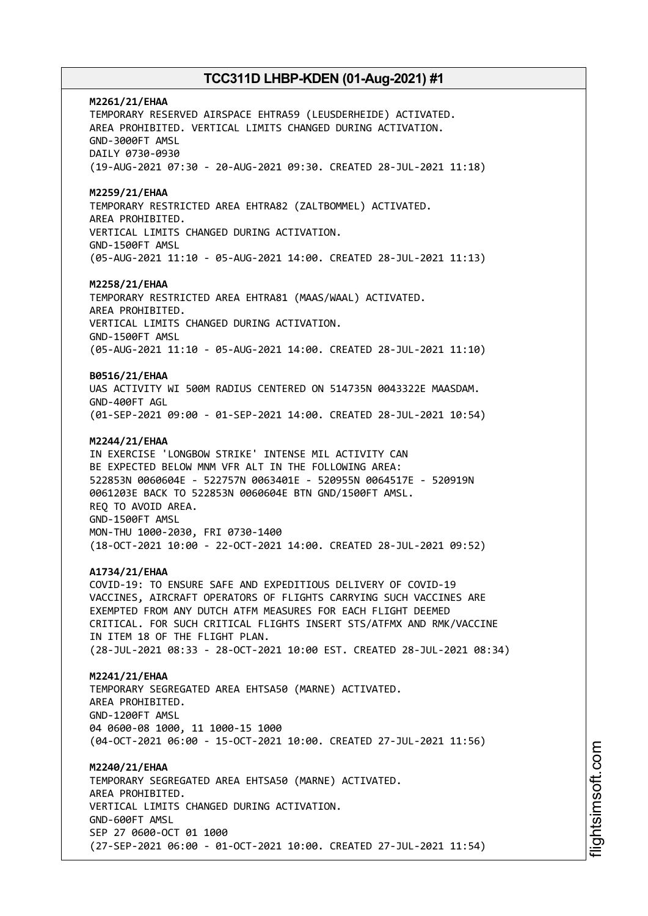**M2261/21/EHAA**
TEMPORARY RESERVED AIRSPACE EHTRA59 (LEUSDERHEIDE) ACTIVATED.
AREA PROHIBITED. VERTICAL LIMITS CHANGED DURING ACTIVATION.
GND-3000FT AMSL
DAILY 0730-0930
(19-AUG-2021 07:30 - 20-AUG-2021 09:30. CREATED 28-JUL-2021 11:18)

**M2259/21/EHAA**
TEMPORARY RESTRICTED AREA EHTRA82 (ZALTBOMMEL) ACTIVATED.
AREA PROHIBITED.
VERTICAL LIMITS CHANGED DURING ACTIVATION.
GND-1500FT AMSL
(05-AUG-2021 11:10 - 05-AUG-2021 14:00. CREATED 28-JUL-2021 11:13)

**M2258/21/EHAA**
TEMPORARY RESTRICTED AREA EHTRA81 (MAAS/WAAL) ACTIVATED.
AREA PROHIBITED.
VERTICAL LIMITS CHANGED DURING ACTIVATION.
GND-1500FT AMSL
(05-AUG-2021 11:10 - 05-AUG-2021 14:00. CREATED 28-JUL-2021 11:10)

**B0516/21/EHAA**
UAS ACTIVITY WI 500M RADIUS CENTERED ON 514735N 0043322E MAASDAM.
GND-400FT AGL
(01-SEP-2021 09:00 - 01-SEP-2021 14:00. CREATED 28-JUL-2021 10:54)

**M2244/21/EHAA**
IN EXERCISE 'LONGBOW STRIKE' INTENSE MIL ACTIVITY CAN
BE EXPECTED BELOW MNM VFR ALT IN THE FOLLOWING AREA:
522853N 0060604E - 522757N 0063401E - 520955N 0064517E - 520919N
0061203E BACK TO 522853N 0060604E BTN GND/1500FT AMSL.
REQ TO AVOID AREA.
GND-1500FT AMSL
MON-THU 1000-2030, FRI 0730-1400
(18-OCT-2021 10:00 - 22-OCT-2021 14:00. CREATED 28-JUL-2021 09:52)

**A1734/21/EHAA**
COVID-19: TO ENSURE SAFE AND EXPEDITIOUS DELIVERY OF COVID-19
VACCINES, AIRCRAFT OPERATORS OF FLIGHTS CARRYING SUCH VACCINES ARE
EXEMPTED FROM ANY DUTCH ATFM MEASURES FOR EACH FLIGHT DEEMED
CRITICAL. FOR SUCH CRITICAL FLIGHTS INSERT STS/ATFMX AND RMK/VACCINE
IN ITEM 18 OF THE FLIGHT PLAN.
(28-JUL-2021 08:33 - 28-OCT-2021 10:00 EST. CREATED 28-JUL-2021 08:34)

**M2241/21/EHAA**
TEMPORARY SEGREGATED AREA EHTSA50 (MARNE) ACTIVATED.
AREA PROHIBITED.
GND-1200FT AMSL
04 0600-08 1000, 11 1000-15 1000
(04-OCT-2021 06:00 - 15-OCT-2021 10:00. CREATED 27-JUL-2021 11:56)

**M2240/21/EHAA**
TEMPORARY SEGREGATED AREA EHTSA50 (MARNE) ACTIVATED.
AREA PROHIBITED.
VERTICAL LIMITS CHANGED DURING ACTIVATION.
GND-600FT AMSL
SEP 27 0600-OCT 01 1000
(27-SEP-2021 06:00 - 01-OCT-2021 10:00. CREATED 27-JUL-2021 11:54)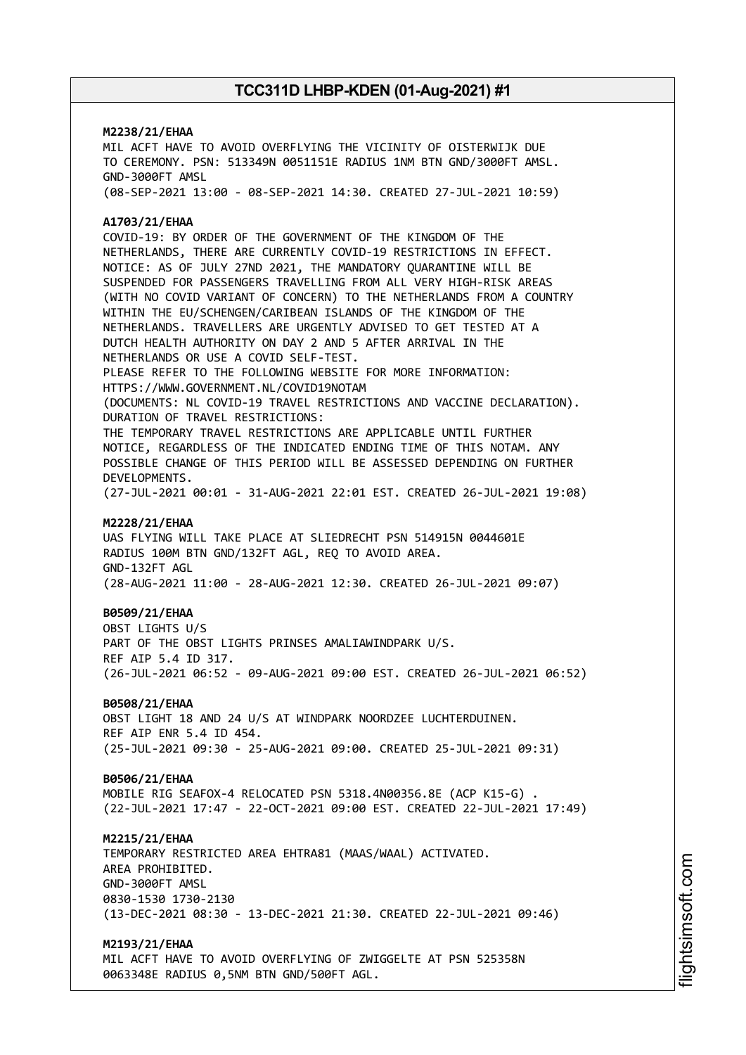**M2238/21/EHAA**
MIL ACFT HAVE TO AVOID OVERFLYING THE VICINITY OF OISTERWIJK DUE TO CEREMONY. PSN: 513349N 0051151E RADIUS 1NM BTN GND/3000FT AMSL.
GND-3000FT AMSL
(08-SEP-2021 13:00 - 08-SEP-2021 14:30. CREATED 27-JUL-2021 10:59)

**A1703/21/EHAA**
COVID-19: BY ORDER OF THE GOVERNMENT OF THE KINGDOM OF THE NETHERLANDS, THERE ARE CURRENTLY COVID-19 RESTRICTIONS IN EFFECT.
NOTICE: AS OF JULY 27ND 2021, THE MANDATORY QUARANTINE WILL BE SUSPENDED FOR PASSENGERS TRAVELLING FROM ALL VERY HIGH-RISK AREAS (WITH NO COVID VARIANT OF CONCERN) TO THE NETHERLANDS FROM A COUNTRY WITHIN THE EU/SCHENGEN/CARIBEAN ISLANDS OF THE KINGDOM OF THE NETHERLANDS. TRAVELLERS ARE URGENTLY ADVISED TO GET TESTED AT A DUTCH HEALTH AUTHORITY ON DAY 2 AND 5 AFTER ARRIVAL IN THE NETHERLANDS OR USE A COVID SELF-TEST.
PLEASE REFER TO THE FOLLOWING WEBSITE FOR MORE INFORMATION:
HTTPS://WWW.GOVERNMENT.NL/COVID19NOTAM
(DOCUMENTS: NL COVID-19 TRAVEL RESTRICTIONS AND VACCINE DECLARATION).
DURATION OF TRAVEL RESTRICTIONS:
THE TEMPORARY TRAVEL RESTRICTIONS ARE APPLICABLE UNTIL FURTHER NOTICE, REGARDLESS OF THE INDICATED ENDING TIME OF THIS NOTAM. ANY POSSIBLE CHANGE OF THIS PERIOD WILL BE ASSESSED DEPENDING ON FURTHER DEVELOPMENTS.
(27-JUL-2021 00:01 - 31-AUG-2021 22:01 EST. CREATED 26-JUL-2021 19:08)

**M2228/21/EHAA**
UAS FLYING WILL TAKE PLACE AT SLIEDRECHT PSN 514915N 0044601E RADIUS 100M BTN GND/132FT AGL, REQ TO AVOID AREA.
GND-132FT AGL
(28-AUG-2021 11:00 - 28-AUG-2021 12:30. CREATED 26-JUL-2021 09:07)

**B0509/21/EHAA**
OBST LIGHTS U/S
PART OF THE OBST LIGHTS PRINSES AMALIAWINDPARK U/S.
REF AIP 5.4 ID 317.
(26-JUL-2021 06:52 - 09-AUG-2021 09:00 EST. CREATED 26-JUL-2021 06:52)

**B0508/21/EHAA**
OBST LIGHT 18 AND 24 U/S AT WINDPARK NOORDZEE LUCHTERDUINEN.
REF AIP ENR 5.4 ID 454.
(25-JUL-2021 09:30 - 25-AUG-2021 09:00. CREATED 25-JUL-2021 09:31)

**B0506/21/EHAA**
MOBILE RIG SEAFOX-4 RELOCATED PSN 5318.4N00356.8E (ACP K15-G) .
(22-JUL-2021 17:47 - 22-OCT-2021 09:00 EST. CREATED 22-JUL-2021 17:49)

**M2215/21/EHAA**
TEMPORARY RESTRICTED AREA EHTRA81 (MAAS/WAAL) ACTIVATED.
AREA PROHIBITED.
GND-3000FT AMSL
0830-1530 1730-2130
(13-DEC-2021 08:30 - 13-DEC-2021 21:30. CREATED 22-JUL-2021 09:46)

**M2193/21/EHAA**
MIL ACFT HAVE TO AVOID OVERFLYING OF ZWIGGELTE AT PSN 525358N 0063348E RADIUS 0,5NM BTN GND/500FT AGL.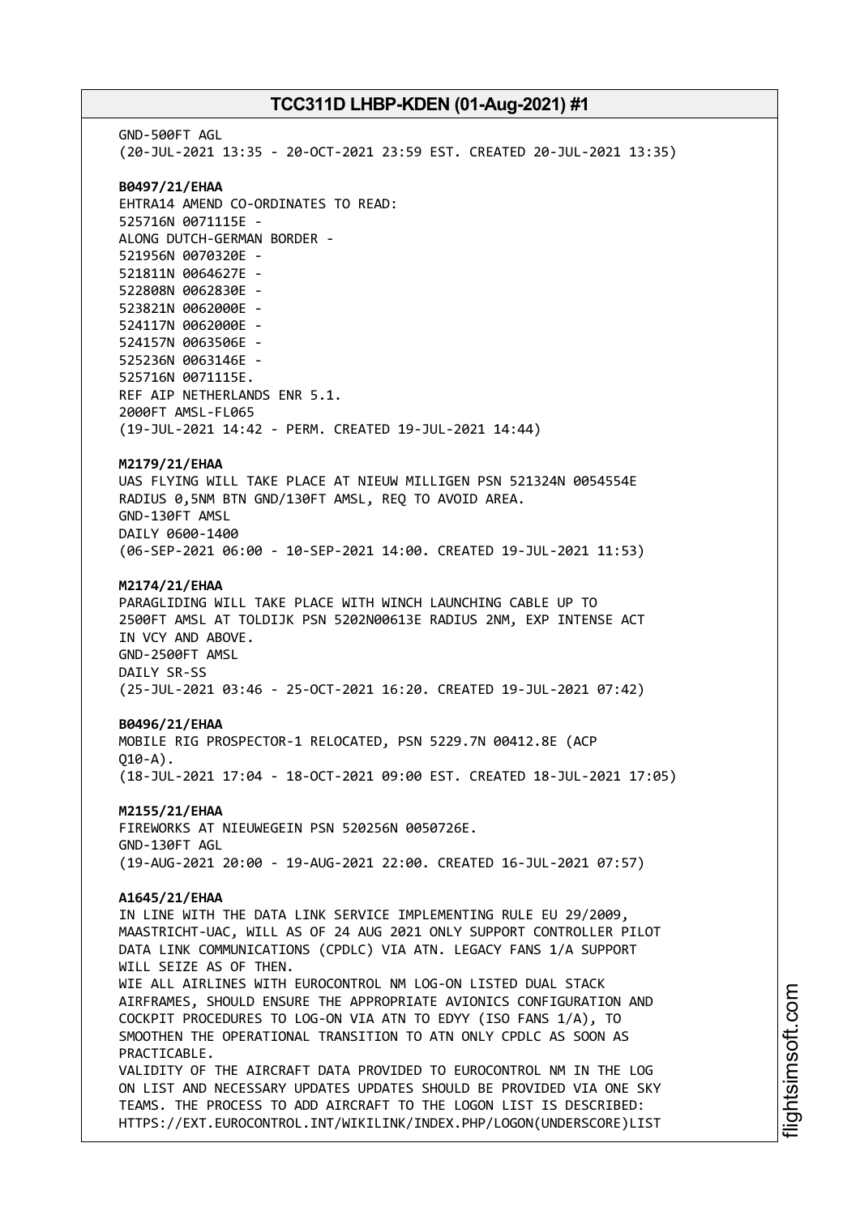GND-500FT AGL
(20-JUL-2021 13:35 - 20-OCT-2021 23:59 EST. CREATED 20-JUL-2021 13:35)

**B0497/21/EHAA**
EHTRA14 AMEND CO-ORDINATES TO READ:
525716N 0071115E -
ALONG DUTCH-GERMAN BORDER -
521956N 0070320E -
521811N 0064627E -
522808N 0062830E -
523821N 0062000E -
524117N 0062000E -
524157N 0063506E -
525236N 0063146E -
525716N 0071115E.
REF AIP NETHERLANDS ENR 5.1.
2000FT AMSL-FL065
(19-JUL-2021 14:42 - PERM. CREATED 19-JUL-2021 14:44)

**M2179/21/EHAA**
UAS FLYING WILL TAKE PLACE AT NIEUW MILLIGEN PSN 521324N 0054554E
RADIUS 0,5NM BTN GND/130FT AMSL, REQ TO AVOID AREA.
GND-130FT AMSL
DAILY 0600-1400
(06-SEP-2021 06:00 - 10-SEP-2021 14:00. CREATED 19-JUL-2021 11:53)

**M2174/21/EHAA**
PARAGLIDING WILL TAKE PLACE WITH WINCH LAUNCHING CABLE UP TO
2500FT AMSL AT TOLDIJK PSN 5202N00613E RADIUS 2NM, EXP INTENSE ACT
IN VCY AND ABOVE.
GND-2500FT AMSL
DAILY SR-SS
(25-JUL-2021 03:46 - 25-OCT-2021 16:20. CREATED 19-JUL-2021 07:42)

**B0496/21/EHAA**
MOBILE RIG PROSPECTOR-1 RELOCATED, PSN 5229.7N 00412.8E (ACP
Q10-A).
(18-JUL-2021 17:04 - 18-OCT-2021 09:00 EST. CREATED 18-JUL-2021 17:05)

**M2155/21/EHAA**
FIREWORKS AT NIEUWEGEIN PSN 520256N 0050726E.
GND-130FT AGL
(19-AUG-2021 20:00 - 19-AUG-2021 22:00. CREATED 16-JUL-2021 07:57)

**A1645/21/EHAA**
IN LINE WITH THE DATA LINK SERVICE IMPLEMENTING RULE EU 29/2009,
MAASTRICHT-UAC, WILL AS OF 24 AUG 2021 ONLY SUPPORT CONTROLLER PILOT
DATA LINK COMMUNICATIONS (CPDLC) VIA ATN. LEGACY FANS 1/A SUPPORT
WILL SEIZE AS OF THEN.
WIE ALL AIRLINES WITH EUROCONTROL NM LOG-ON LISTED DUAL STACK
AIRFRAMES, SHOULD ENSURE THE APPROPRIATE AVIONICS CONFIGURATION AND
COCKPIT PROCEDURES TO LOG-ON VIA ATN TO EDYY (ISO FANS 1/A), TO
SMOOTHEN THE OPERATIONAL TRANSITION TO ATN ONLY CPDLC AS SOON AS
PRACTICABLE.
VALIDITY OF THE AIRCRAFT DATA PROVIDED TO EUROCONTROL NM IN THE LOG
ON LIST AND NECESSARY UPDATES UPDATES SHOULD BE PROVIDED VIA ONE SKY
TEAMS. THE PROCESS TO ADD AIRCRAFT TO THE LOGON LIST IS DESCRIBED:
HTTPS://EXT.EUROCONTROL.INT/WIKILINK/INDEX.PHP/LOGON(UNDERSCORE)LIST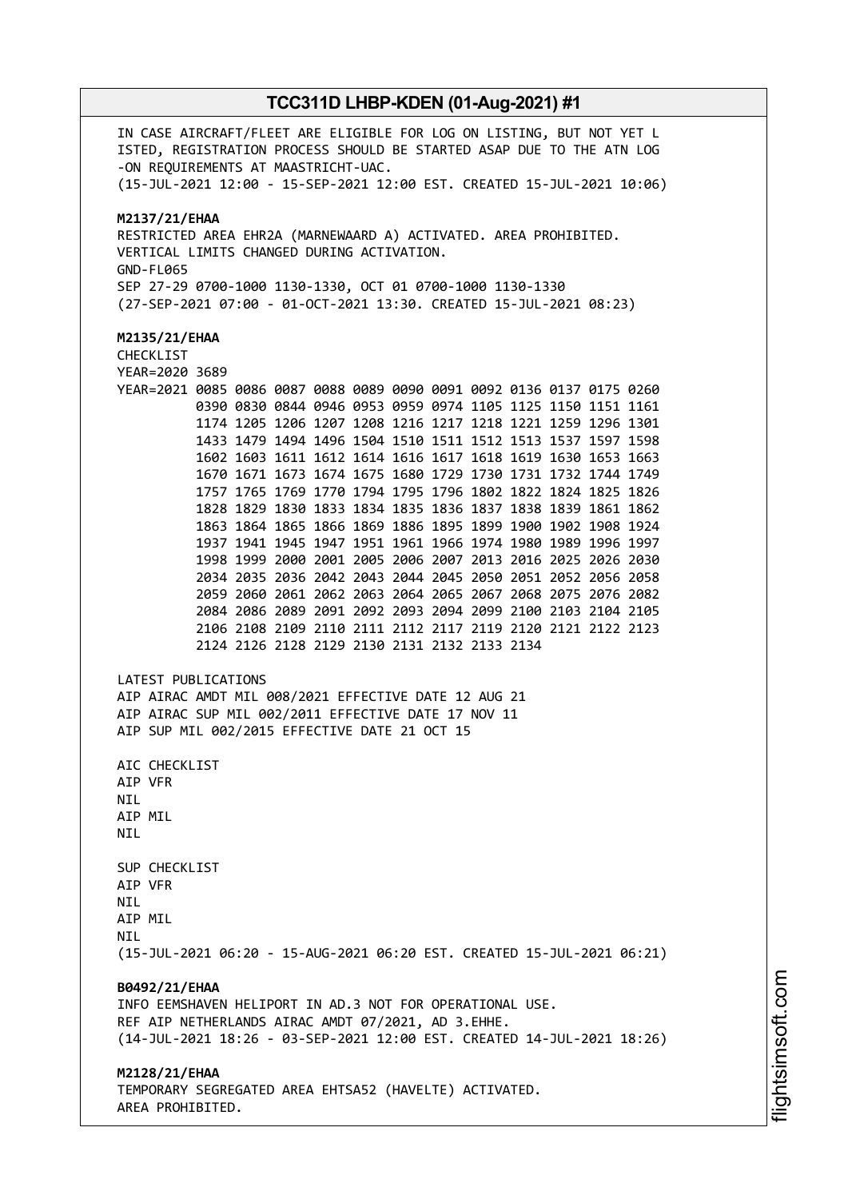IN CASE AIRCRAFT/FLEET ARE ELIGIBLE FOR LOG ON LISTING, BUT NOT YET L
ISTED, REGISTRATION PROCESS SHOULD BE STARTED ASAP DUE TO THE ATN LOG
-ON REQUIREMENTS AT MAASTRICHT-UAC.
(15-JUL-2021 12:00 - 15-SEP-2021 12:00 EST. CREATED 15-JUL-2021 10:06)

**M2137/21/EHAA**
RESTRICTED AREA EHR2A (MARNEWAARD A) ACTIVATED. AREA PROHIBITED.
VERTICAL LIMITS CHANGED DURING ACTIVATION.
GND-FL065
SEP 27-29 0700-1000 1130-1330, OCT 01 0700-1000 1130-1330
(27-SEP-2021 07:00 - 01-OCT-2021 13:30. CREATED 15-JUL-2021 08:23)

**M2135/21/EHAA**
CHECKLIST
YEAR=2020 3689
YEAR=2021 0085 0086 0087 0088 0089 0090 0091 0092 0136 0137 0175 0260
0390 0830 0844 0946 0953 0959 0974 1105 1125 1150 1151 1161
1174 1205 1206 1207 1208 1216 1217 1218 1221 1259 1296 1301
1433 1479 1494 1496 1504 1510 1511 1512 1513 1537 1597 1598
1602 1603 1611 1612 1614 1616 1617 1618 1619 1630 1653 1663
1670 1671 1673 1674 1675 1680 1729 1730 1731 1732 1744 1749
1757 1765 1769 1770 1794 1795 1796 1802 1822 1824 1825 1826
1828 1829 1830 1833 1834 1835 1836 1837 1838 1839 1861 1862
1863 1864 1865 1866 1869 1886 1895 1899 1900 1902 1908 1924
1937 1941 1945 1947 1951 1961 1966 1974 1980 1989 1996 1997
1998 1999 2000 2001 2005 2006 2007 2013 2016 2025 2026 2030
2034 2035 2036 2042 2043 2044 2045 2050 2051 2052 2056 2058
2059 2060 2061 2062 2063 2064 2065 2067 2068 2075 2076 2082
2084 2086 2089 2091 2092 2093 2094 2099 2100 2103 2104 2105
2106 2108 2109 2110 2111 2112 2117 2119 2120 2121 2122 2123
2124 2126 2128 2129 2130 2131 2132 2133 2134

LATEST PUBLICATIONS
AIP AIRAC AMDT MIL 008/2021 EFFECTIVE DATE 12 AUG 21
AIP AIRAC SUP MIL 002/2011 EFFECTIVE DATE 17 NOV 11
AIP SUP MIL 002/2015 EFFECTIVE DATE 21 OCT 15

AIC CHECKLIST
AIP VFR
NIL
AIP MIL
NIL

SUP CHECKLIST
AIP VFR
NIL
AIP MIL
NIL
(15-JUL-2021 06:20 - 15-AUG-2021 06:20 EST. CREATED 15-JUL-2021 06:21)

**B0492/21/EHAA**
INFO EEMSHAVEN HELIPORT IN AD.3 NOT FOR OPERATIONAL USE.
REF AIP NETHERLANDS AIRAC AMDT 07/2021, AD 3.EHHE.
(14-JUL-2021 18:26 - 03-SEP-2021 12:00 EST. CREATED 14-JUL-2021 18:26)

**M2128/21/EHAA**
TEMPORARY SEGREGATED AREA EHTSA52 (HAVELTE) ACTIVATED.
AREA PROHIBITED.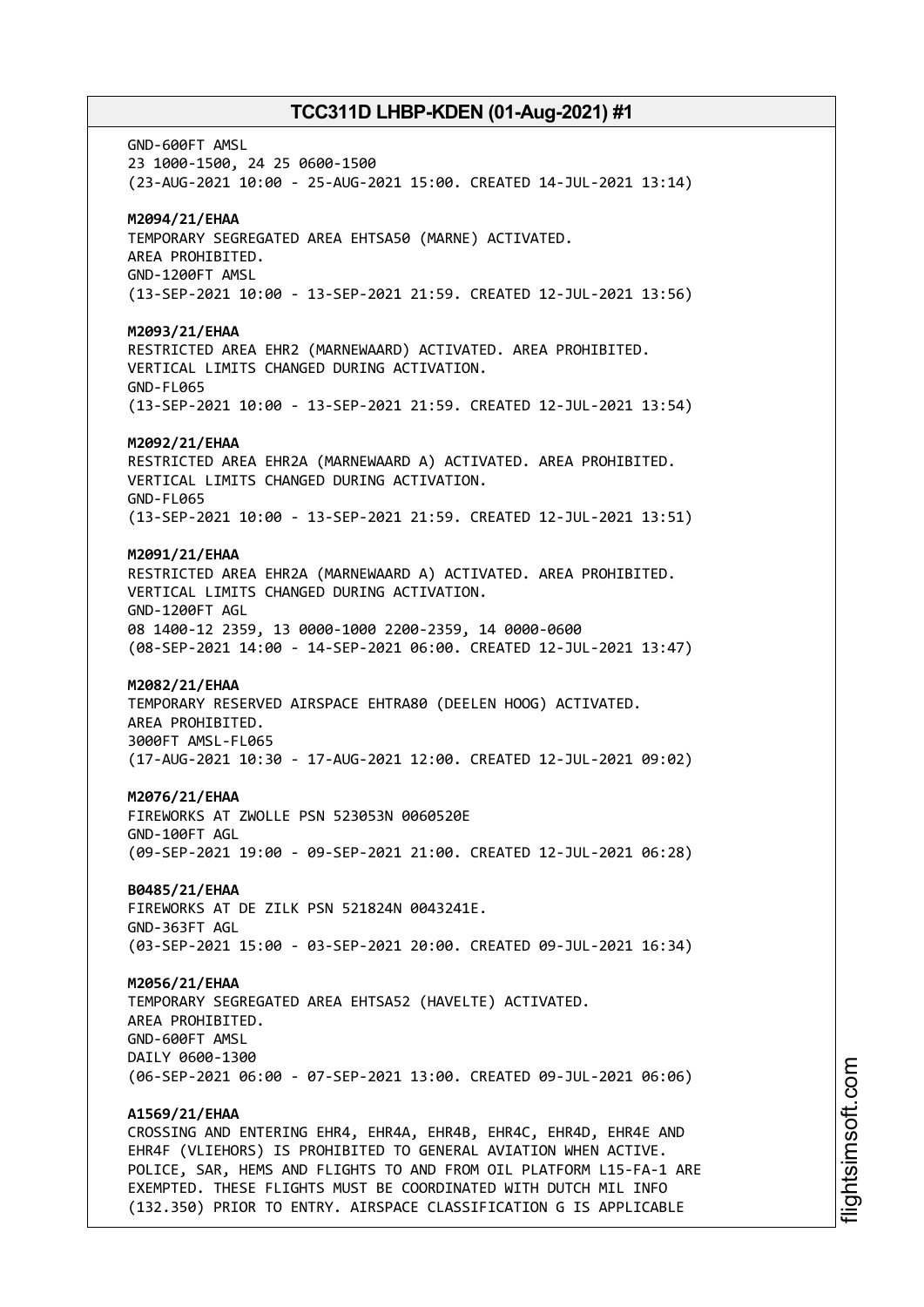GND-600FT AMSL
23 1000-1500, 24 25 0600-1500
(23-AUG-2021 10:00 - 25-AUG-2021 15:00. CREATED 14-JUL-2021 13:14)

**M2094/21/EHAA**
TEMPORARY SEGREGATED AREA EHTSA50 (MARNE) ACTIVATED.
AREA PROHIBITED.
GND-1200FT AMSL
(13-SEP-2021 10:00 - 13-SEP-2021 21:59. CREATED 12-JUL-2021 13:56)

**M2093/21/EHAA**
RESTRICTED AREA EHR2 (MARNEWAARD) ACTIVATED. AREA PROHIBITED.
VERTICAL LIMITS CHANGED DURING ACTIVATION.
GND-FL065
(13-SEP-2021 10:00 - 13-SEP-2021 21:59. CREATED 12-JUL-2021 13:54)

**M2092/21/EHAA**
RESTRICTED AREA EHR2A (MARNEWAARD A) ACTIVATED. AREA PROHIBITED.
VERTICAL LIMITS CHANGED DURING ACTIVATION.
GND-FL065
(13-SEP-2021 10:00 - 13-SEP-2021 21:59. CREATED 12-JUL-2021 13:51)

**M2091/21/EHAA**
RESTRICTED AREA EHR2A (MARNEWAARD A) ACTIVATED. AREA PROHIBITED.
VERTICAL LIMITS CHANGED DURING ACTIVATION.
GND-1200FT AGL
08 1400-12 2359, 13 0000-1000 2200-2359, 14 0000-0600
(08-SEP-2021 14:00 - 14-SEP-2021 06:00. CREATED 12-JUL-2021 13:47)

**M2082/21/EHAA**
TEMPORARY RESERVED AIRSPACE EHTRA80 (DEELEN HOOG) ACTIVATED.
AREA PROHIBITED.
3000FT AMSL-FL065
(17-AUG-2021 10:30 - 17-AUG-2021 12:00. CREATED 12-JUL-2021 09:02)

**M2076/21/EHAA**
FIREWORKS AT ZWOLLE PSN 523053N 0060520E
GND-100FT AGL
(09-SEP-2021 19:00 - 09-SEP-2021 21:00. CREATED 12-JUL-2021 06:28)

**B0485/21/EHAA**
FIREWORKS AT DE ZILK PSN 521824N 0043241E.
GND-363FT AGL
(03-SEP-2021 15:00 - 03-SEP-2021 20:00. CREATED 09-JUL-2021 16:34)

**M2056/21/EHAA**
TEMPORARY SEGREGATED AREA EHTSA52 (HAVELTE) ACTIVATED.
AREA PROHIBITED.
GND-600FT AMSL
DAILY 0600-1300
(06-SEP-2021 06:00 - 07-SEP-2021 13:00. CREATED 09-JUL-2021 06:06)

**A1569/21/EHAA**
CROSSING AND ENTERING EHR4, EHR4A, EHR4B, EHR4C, EHR4D, EHR4E AND
EHR4F (VLIEHORS) IS PROHIBITED TO GENERAL AVIATION WHEN ACTIVE.
POLICE, SAR, HEMS AND FLIGHTS TO AND FROM OIL PLATFORM L15-FA-1 ARE
EXEMPTED. THESE FLIGHTS MUST BE COORDINATED WITH DUTCH MIL INFO
(132.350) PRIOR TO ENTRY. AIRSPACE CLASSIFICATION G IS APPLICABLE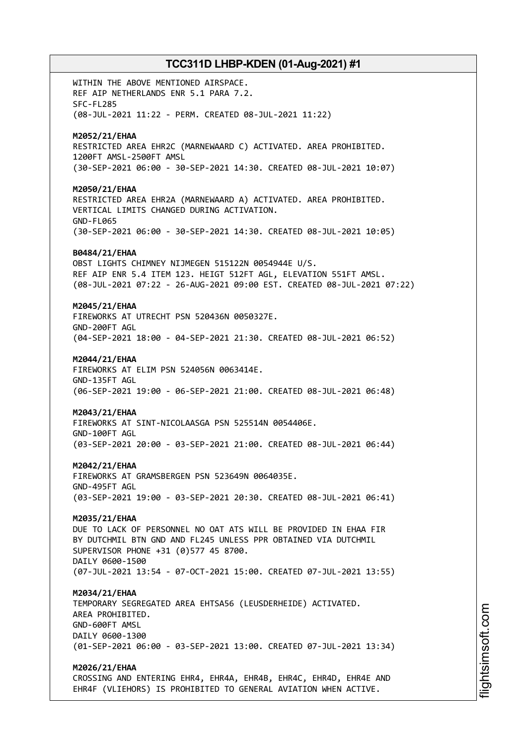WITHIN THE ABOVE MENTIONED AIRSPACE.
REF AIP NETHERLANDS ENR 5.1 PARA 7.2.
SFC-FL285
(08-JUL-2021 11:22 - PERM. CREATED 08-JUL-2021 11:22)

**M2052/21/EHAA**
RESTRICTED AREA EHR2C (MARNEWAARD C) ACTIVATED. AREA PROHIBITED.
1200FT AMSL-2500FT AMSL
(30-SEP-2021 06:00 - 30-SEP-2021 14:30. CREATED 08-JUL-2021 10:07)

**M2050/21/EHAA**
RESTRICTED AREA EHR2A (MARNEWAARD A) ACTIVATED. AREA PROHIBITED.
VERTICAL LIMITS CHANGED DURING ACTIVATION.
GND-FL065
(30-SEP-2021 06:00 - 30-SEP-2021 14:30. CREATED 08-JUL-2021 10:05)

**B0484/21/EHAA**
OBST LIGHTS CHIMNEY NIJMEGEN 515122N 0054944E U/S.
REF AIP ENR 5.4 ITEM 123. HEIGT 512FT AGL, ELEVATION 551FT AMSL.
(08-JUL-2021 07:22 - 26-AUG-2021 09:00 EST. CREATED 08-JUL-2021 07:22)

**M2045/21/EHAA**
FIREWORKS AT UTRECHT PSN 520436N 0050327E.
GND-200FT AGL
(04-SEP-2021 18:00 - 04-SEP-2021 21:30. CREATED 08-JUL-2021 06:52)

**M2044/21/EHAA**
FIREWORKS AT ELIM PSN 524056N 0063414E.
GND-135FT AGL
(06-SEP-2021 19:00 - 06-SEP-2021 21:00. CREATED 08-JUL-2021 06:48)

**M2043/21/EHAA**
FIREWORKS AT SINT-NICOLAASGA PSN 525514N 0054406E.
GND-100FT AGL
(03-SEP-2021 20:00 - 03-SEP-2021 21:00. CREATED 08-JUL-2021 06:44)

**M2042/21/EHAA**
FIREWORKS AT GRAMSBERGEN PSN 523649N 0064035E.
GND-495FT AGL
(03-SEP-2021 19:00 - 03-SEP-2021 20:30. CREATED 08-JUL-2021 06:41)

**M2035/21/EHAA**
DUE TO LACK OF PERSONNEL NO OAT ATS WILL BE PROVIDED IN EHAA FIR
BY DUTCHMIL BTN GND AND FL245 UNLESS PPR OBTAINED VIA DUTCHMIL
SUPERVISOR PHONE +31 (0)577 45 8700.
DAILY 0600-1500
(07-JUL-2021 13:54 - 07-OCT-2021 15:00. CREATED 07-JUL-2021 13:55)

**M2034/21/EHAA**
TEMPORARY SEGREGATED AREA EHTSA56 (LEUSDERHEIDE) ACTIVATED.
AREA PROHIBITED.
GND-600FT AMSL
DAILY 0600-1300
(01-SEP-2021 06:00 - 03-SEP-2021 13:00. CREATED 07-JUL-2021 13:34)

**M2026/21/EHAA**
CROSSING AND ENTERING EHR4, EHR4A, EHR4B, EHR4C, EHR4D, EHR4E AND
EHR4F (VLIEHORS) IS PROHIBITED TO GENERAL AVIATION WHEN ACTIVE.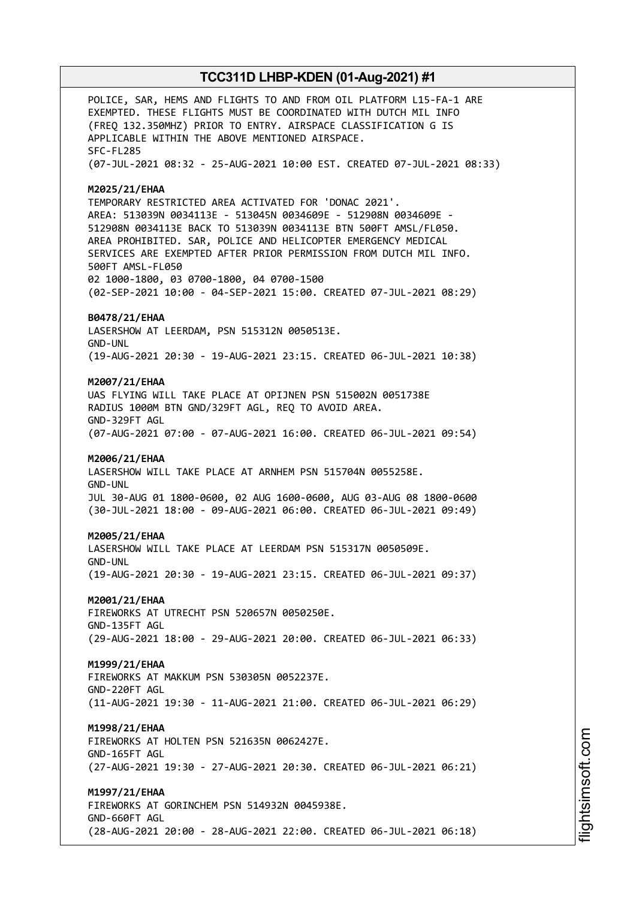POLICE, SAR, HEMS AND FLIGHTS TO AND FROM OIL PLATFORM L15-FA-1 ARE EXEMPTED. THESE FLIGHTS MUST BE COORDINATED WITH DUTCH MIL INFO (FREQ 132.350MHZ) PRIOR TO ENTRY. AIRSPACE CLASSIFICATION G IS APPLICABLE WITHIN THE ABOVE MENTIONED AIRSPACE.
SFC-FL285
(07-JUL-2021 08:32 - 25-AUG-2021 10:00 EST. CREATED 07-JUL-2021 08:33)

**M2025/21/EHAA**
TEMPORARY RESTRICTED AREA ACTIVATED FOR 'DONAC 2021'.
AREA: 513039N 0034113E - 513045N 0034609E - 512908N 0034609E - 512908N 0034113E BACK TO 513039N 0034113E BTN 500FT AMSL/FL050.
AREA PROHIBITED. SAR, POLICE AND HELICOPTER EMERGENCY MEDICAL SERVICES ARE EXEMPTED AFTER PRIOR PERMISSION FROM DUTCH MIL INFO.
500FT AMSL-FL050
02 1000-1800, 03 0700-1800, 04 0700-1500
(02-SEP-2021 10:00 - 04-SEP-2021 15:00. CREATED 07-JUL-2021 08:29)

**B0478/21/EHAA**
LASERSHOW AT LEERDAM, PSN 515312N 0050513E.
GND-UNL
(19-AUG-2021 20:30 - 19-AUG-2021 23:15. CREATED 06-JUL-2021 10:38)

**M2007/21/EHAA**
UAS FLYING WILL TAKE PLACE AT OPIJNEN PSN 515002N 0051738E RADIUS 1000M BTN GND/329FT AGL, REQ TO AVOID AREA.
GND-329FT AGL
(07-AUG-2021 07:00 - 07-AUG-2021 16:00. CREATED 06-JUL-2021 09:54)

**M2006/21/EHAA**
LASERSHOW WILL TAKE PLACE AT ARNHEM PSN 515704N 0055258E.
GND-UNL
JUL 30-AUG 01 1800-0600, 02 AUG 1600-0600, AUG 03-AUG 08 1800-0600
(30-JUL-2021 18:00 - 09-AUG-2021 06:00. CREATED 06-JUL-2021 09:49)

**M2005/21/EHAA**
LASERSHOW WILL TAKE PLACE AT LEERDAM PSN 515317N 0050509E.
GND-UNL
(19-AUG-2021 20:30 - 19-AUG-2021 23:15. CREATED 06-JUL-2021 09:37)

**M2001/21/EHAA**
FIREWORKS AT UTRECHT PSN 520657N 0050250E.
GND-135FT AGL
(29-AUG-2021 18:00 - 29-AUG-2021 20:00. CREATED 06-JUL-2021 06:33)

**M1999/21/EHAA**
FIREWORKS AT MAKKUM PSN 530305N 0052237E.
GND-220FT AGL
(11-AUG-2021 19:30 - 11-AUG-2021 21:00. CREATED 06-JUL-2021 06:29)

**M1998/21/EHAA**
FIREWORKS AT HOLTEN PSN 521635N 0062427E.
GND-165FT AGL
(27-AUG-2021 19:30 - 27-AUG-2021 20:30. CREATED 06-JUL-2021 06:21)

**M1997/21/EHAA**
FIREWORKS AT GORINCHEM PSN 514932N 0045938E.
GND-660FT AGL
(28-AUG-2021 20:00 - 28-AUG-2021 22:00. CREATED 06-JUL-2021 06:18)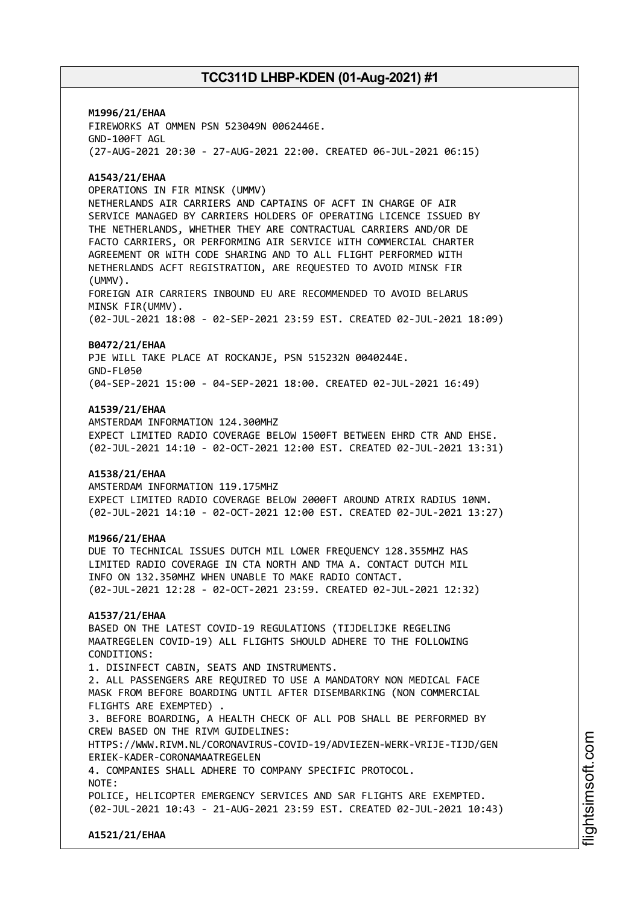**M1996/21/EHAA**
FIREWORKS AT OMMEN PSN 523049N 0062446E.
GND-100FT AGL
(27-AUG-2021 20:30 - 27-AUG-2021 22:00. CREATED 06-JUL-2021 06:15)

**A1543/21/EHAA**
OPERATIONS IN FIR MINSK (UMMV)
NETHERLANDS AIR CARRIERS AND CAPTAINS OF ACFT IN CHARGE OF AIR SERVICE MANAGED BY CARRIERS HOLDERS OF OPERATING LICENCE ISSUED BY THE NETHERLANDS, WHETHER THEY ARE CONTRACTUAL CARRIERS AND/OR DE FACTO CARRIERS, OR PERFORMING AIR SERVICE WITH COMMERCIAL CHARTER AGREEMENT OR WITH CODE SHARING AND TO ALL FLIGHT PERFORMED WITH NETHERLANDS ACFT REGISTRATION, ARE REQUESTED TO AVOID MINSK FIR (UMMV).
FOREIGN AIR CARRIERS INBOUND EU ARE RECOMMENDED TO AVOID BELARUS MINSK FIR(UMMV).
(02-JUL-2021 18:08 - 02-SEP-2021 23:59 EST. CREATED 02-JUL-2021 18:09)

**B0472/21/EHAA**
PJE WILL TAKE PLACE AT ROCKANJE, PSN 515232N 0040244E.
GND-FL050
(04-SEP-2021 15:00 - 04-SEP-2021 18:00. CREATED 02-JUL-2021 16:49)

**A1539/21/EHAA**
AMSTERDAM INFORMATION 124.300MHZ
EXPECT LIMITED RADIO COVERAGE BELOW 1500FT BETWEEN EHRD CTR AND EHSE.
(02-JUL-2021 14:10 - 02-OCT-2021 12:00 EST. CREATED 02-JUL-2021 13:31)

**A1538/21/EHAA**
AMSTERDAM INFORMATION 119.175MHZ
EXPECT LIMITED RADIO COVERAGE BELOW 2000FT AROUND ATRIX RADIUS 10NM.
(02-JUL-2021 14:10 - 02-OCT-2021 12:00 EST. CREATED 02-JUL-2021 13:27)

**M1966/21/EHAA**
DUE TO TECHNICAL ISSUES DUTCH MIL LOWER FREQUENCY 128.355MHZ HAS LIMITED RADIO COVERAGE IN CTA NORTH AND TMA A. CONTACT DUTCH MIL INFO ON 132.350MHZ WHEN UNABLE TO MAKE RADIO CONTACT.
(02-JUL-2021 12:28 - 02-OCT-2021 23:59. CREATED 02-JUL-2021 12:32)

**A1537/21/EHAA**
BASED ON THE LATEST COVID-19 REGULATIONS (TIJDELIJKE REGELING MAATREGELEN COVID-19) ALL FLIGHTS SHOULD ADHERE TO THE FOLLOWING CONDITIONS:
1. DISINFECT CABIN, SEATS AND INSTRUMENTS.
2. ALL PASSENGERS ARE REQUIRED TO USE A MANDATORY NON MEDICAL FACE MASK FROM BEFORE BOARDING UNTIL AFTER DISEMBARKING (NON COMMERCIAL FLIGHTS ARE EXEMPTED) .
3. BEFORE BOARDING, A HEALTH CHECK OF ALL POB SHALL BE PERFORMED BY CREW BASED ON THE RIVM GUIDELINES:
HTTPS://WWW.RIVM.NL/CORONAVIRUS-COVID-19/ADVIEZEN-WERK-VRIJE-TIJD/GENERIEK-KADER-CORONAMAATREGELEN
4. COMPANIES SHALL ADHERE TO COMPANY SPECIFIC PROTOCOL.
NOTE:
POLICE, HELICOPTER EMERGENCY SERVICES AND SAR FLIGHTS ARE EXEMPTED.
(02-JUL-2021 10:43 - 21-AUG-2021 23:59 EST. CREATED 02-JUL-2021 10:43)

**A1521/21/EHAA**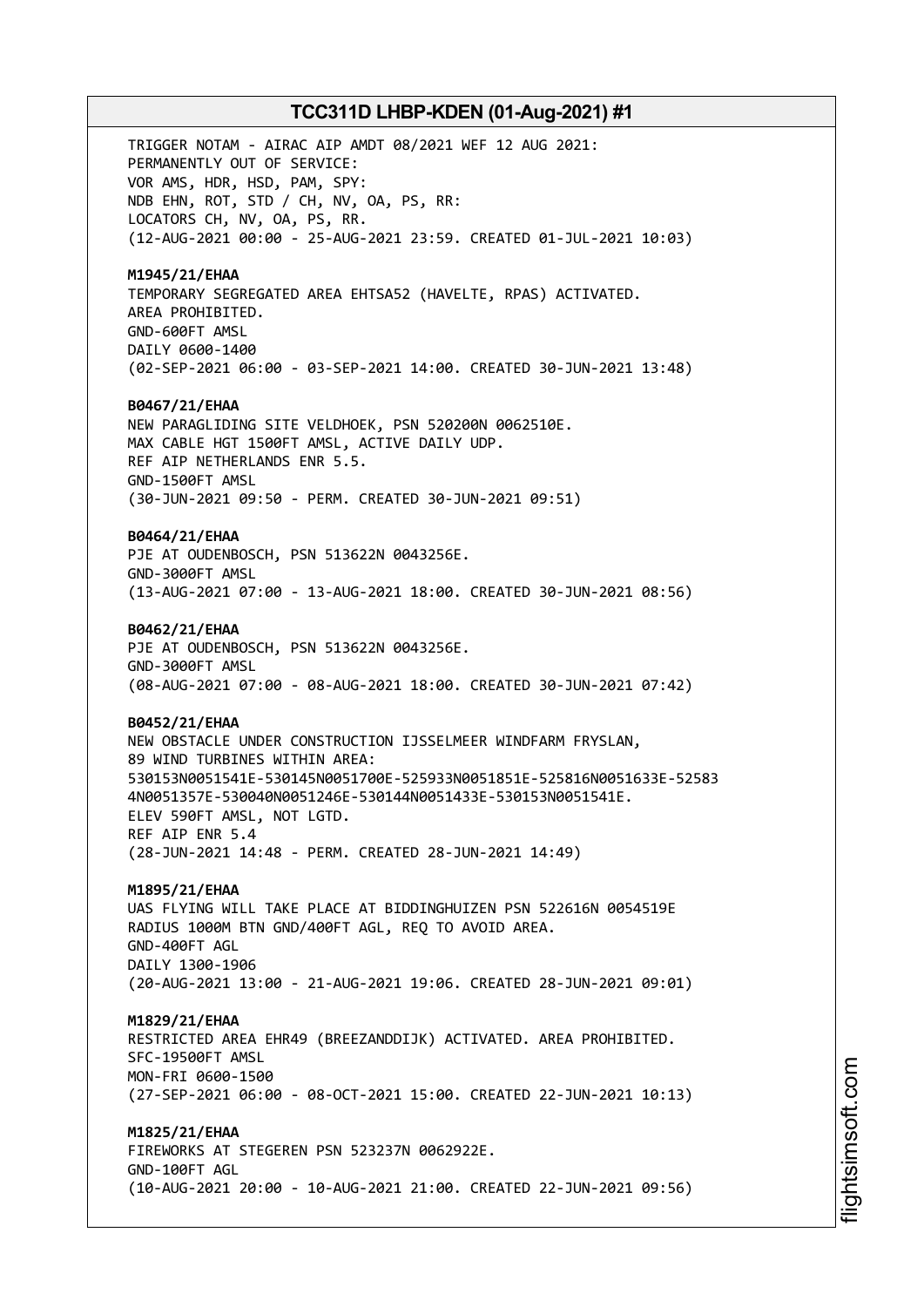TRIGGER NOTAM - AIRAC AIP AMDT 08/2021 WEF 12 AUG 2021:
PERMANENTLY OUT OF SERVICE:
VOR AMS, HDR, HSD, PAM, SPY:
NDB EHN, ROT, STD / CH, NV, OA, PS, RR:
LOCATORS CH, NV, OA, PS, RR.
(12-AUG-2021 00:00 - 25-AUG-2021 23:59. CREATED 01-JUL-2021 10:03)

**M1945/21/EHAA**
TEMPORARY SEGREGATED AREA EHTSA52 (HAVELTE, RPAS) ACTIVATED.
AREA PROHIBITED.
GND-600FT AMSL
DAILY 0600-1400
(02-SEP-2021 06:00 - 03-SEP-2021 14:00. CREATED 30-JUN-2021 13:48)

**B0467/21/EHAA**
NEW PARAGLIDING SITE VELDHOEK, PSN 520200N 0062510E.
MAX CABLE HGT 1500FT AMSL, ACTIVE DAILY UDP.
REF AIP NETHERLANDS ENR 5.5.
GND-1500FT AMSL
(30-JUN-2021 09:50 - PERM. CREATED 30-JUN-2021 09:51)

**B0464/21/EHAA**
PJE AT OUDENBOSCH, PSN 513622N 0043256E.
GND-3000FT AMSL
(13-AUG-2021 07:00 - 13-AUG-2021 18:00. CREATED 30-JUN-2021 08:56)

**B0462/21/EHAA**
PJE AT OUDENBOSCH, PSN 513622N 0043256E.
GND-3000FT AMSL
(08-AUG-2021 07:00 - 08-AUG-2021 18:00. CREATED 30-JUN-2021 07:42)

**B0452/21/EHAA**
NEW OBSTACLE UNDER CONSTRUCTION IJSSELMEER WINDFARM FRYSLAN,
89 WIND TURBINES WITHIN AREA:
530153N0051541E-530145N0051700E-525933N0051851E-525816N0051633E-52583
4N0051357E-530040N0051246E-530144N0051433E-530153N0051541E.
ELEV 590FT AMSL, NOT LGTD.
REF AIP ENR 5.4
(28-JUN-2021 14:48 - PERM. CREATED 28-JUN-2021 14:49)

**M1895/21/EHAA**
UAS FLYING WILL TAKE PLACE AT BIDDINGHUIZEN PSN 522616N 0054519E
RADIUS 1000M BTN GND/400FT AGL, REQ TO AVOID AREA.
GND-400FT AGL
DAILY 1300-1906
(20-AUG-2021 13:00 - 21-AUG-2021 19:06. CREATED 28-JUN-2021 09:01)

**M1829/21/EHAA**
RESTRICTED AREA EHR49 (BREEZANDDIJK) ACTIVATED. AREA PROHIBITED.
SFC-19500FT AMSL
MON-FRI 0600-1500
(27-SEP-2021 06:00 - 08-OCT-2021 15:00. CREATED 22-JUN-2021 10:13)

**M1825/21/EHAA**
FIREWORKS AT STEGEREN PSN 523237N 0062922E.
GND-100FT AGL
(10-AUG-2021 20:00 - 10-AUG-2021 21:00. CREATED 22-JUN-2021 09:56)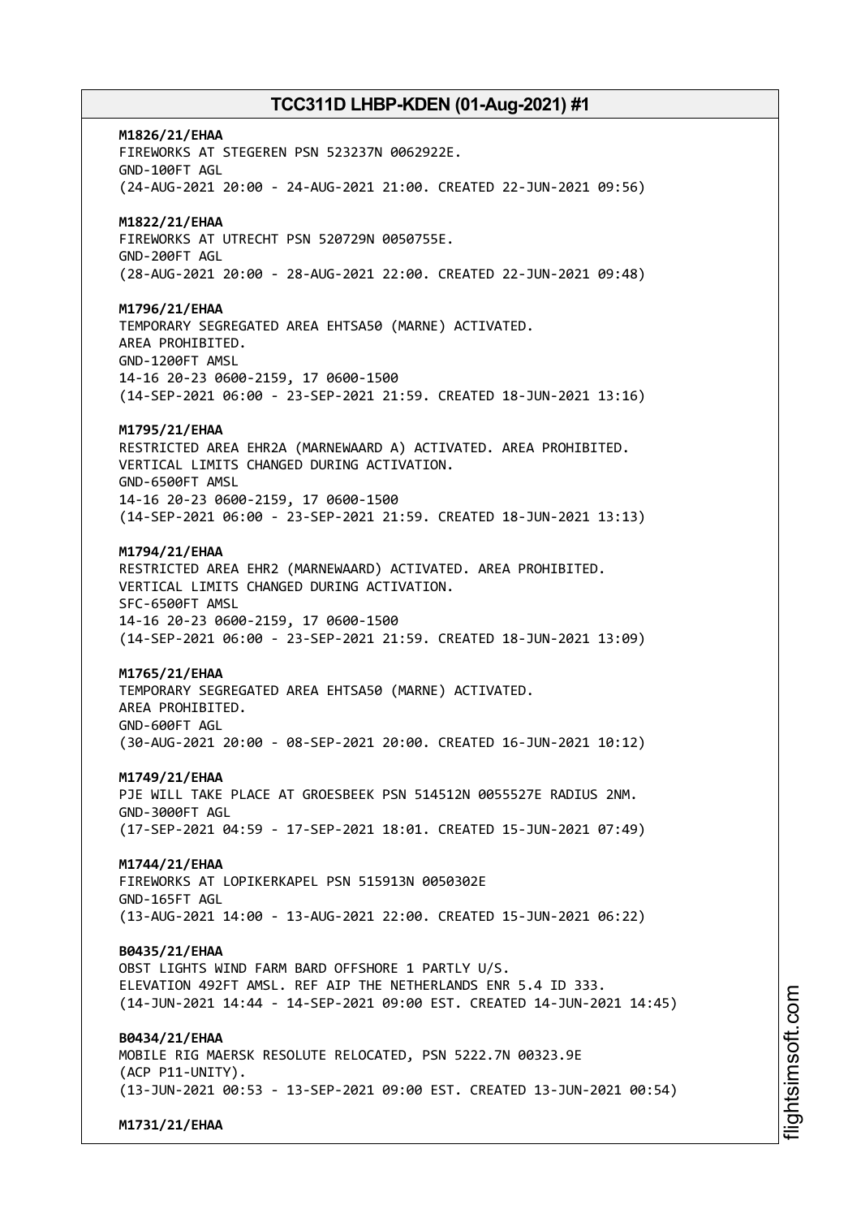**M1826/21/EHAA**
FIREWORKS AT STEGEREN PSN 523237N 0062922E.
GND-100FT AGL
(24-AUG-2021 20:00 - 24-AUG-2021 21:00. CREATED 22-JUN-2021 09:56)

**M1822/21/EHAA**
FIREWORKS AT UTRECHT PSN 520729N 0050755E.
GND-200FT AGL
(28-AUG-2021 20:00 - 28-AUG-2021 22:00. CREATED 22-JUN-2021 09:48)

**M1796/21/EHAA**
TEMPORARY SEGREGATED AREA EHTSA50 (MARNE) ACTIVATED.
AREA PROHIBITED.
GND-1200FT AMSL
14-16 20-23 0600-2159, 17 0600-1500
(14-SEP-2021 06:00 - 23-SEP-2021 21:59. CREATED 18-JUN-2021 13:16)

**M1795/21/EHAA**
RESTRICTED AREA EHR2A (MARNEWAARD A) ACTIVATED. AREA PROHIBITED.
VERTICAL LIMITS CHANGED DURING ACTIVATION.
GND-6500FT AMSL
14-16 20-23 0600-2159, 17 0600-1500
(14-SEP-2021 06:00 - 23-SEP-2021 21:59. CREATED 18-JUN-2021 13:13)

**M1794/21/EHAA**
RESTRICTED AREA EHR2 (MARNEWAARD) ACTIVATED. AREA PROHIBITED.
VERTICAL LIMITS CHANGED DURING ACTIVATION.
SFC-6500FT AMSL
14-16 20-23 0600-2159, 17 0600-1500
(14-SEP-2021 06:00 - 23-SEP-2021 21:59. CREATED 18-JUN-2021 13:09)

**M1765/21/EHAA**
TEMPORARY SEGREGATED AREA EHTSA50 (MARNE) ACTIVATED.
AREA PROHIBITED.
GND-600FT AGL
(30-AUG-2021 20:00 - 08-SEP-2021 20:00. CREATED 16-JUN-2021 10:12)

**M1749/21/EHAA**
PJE WILL TAKE PLACE AT GROESBEEK PSN 514512N 0055527E RADIUS 2NM.
GND-3000FT AGL
(17-SEP-2021 04:59 - 17-SEP-2021 18:01. CREATED 15-JUN-2021 07:49)

**M1744/21/EHAA**
FIREWORKS AT LOPIKERKAPEL PSN 515913N 0050302E
GND-165FT AGL
(13-AUG-2021 14:00 - 13-AUG-2021 22:00. CREATED 15-JUN-2021 06:22)

**B0435/21/EHAA**
OBST LIGHTS WIND FARM BARD OFFSHORE 1 PARTLY U/S.
ELEVATION 492FT AMSL. REF AIP THE NETHERLANDS ENR 5.4 ID 333.
(14-JUN-2021 14:44 - 14-SEP-2021 09:00 EST. CREATED 14-JUN-2021 14:45)

**B0434/21/EHAA**
MOBILE RIG MAERSK RESOLUTE RELOCATED, PSN 5222.7N 00323.9E
(ACP P11-UNITY).
(13-JUN-2021 00:53 - 13-SEP-2021 09:00 EST. CREATED 13-JUN-2021 00:54)

**M1731/21/EHAA**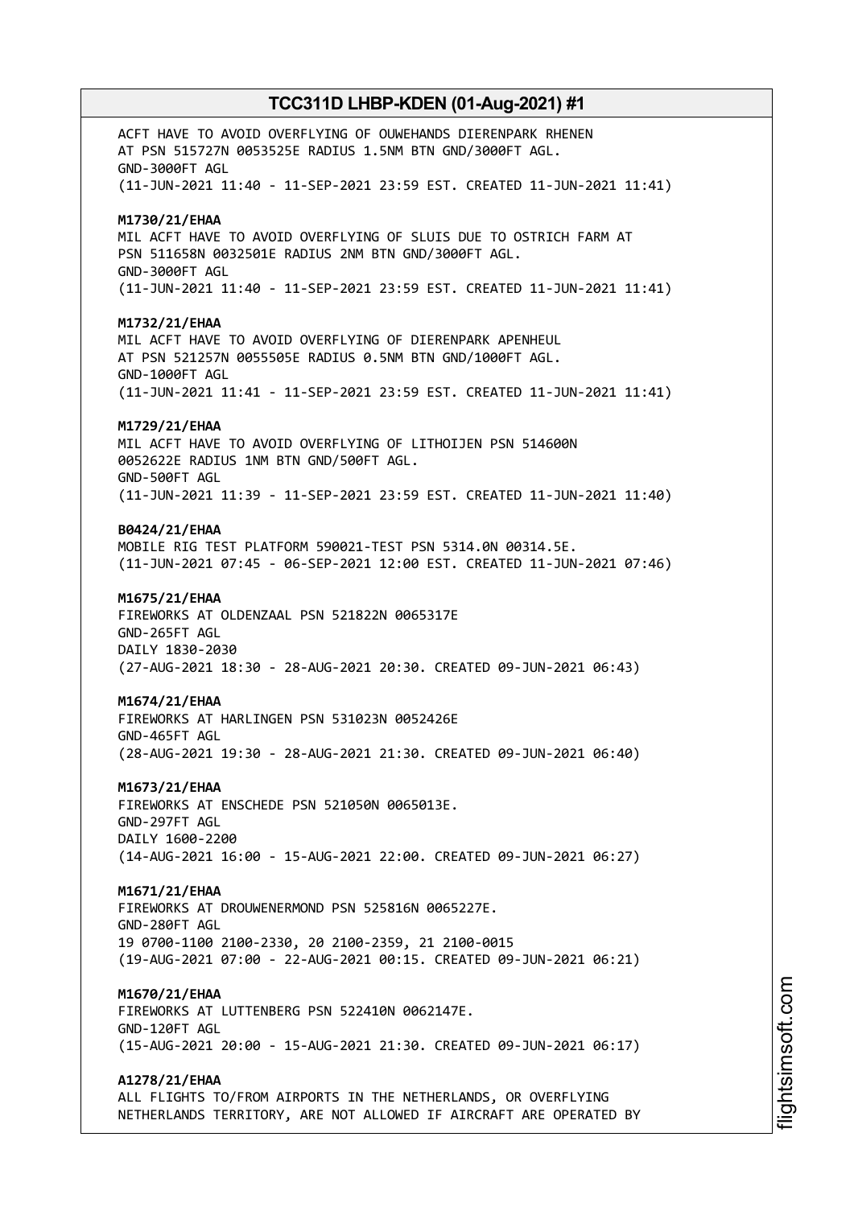ACFT HAVE TO AVOID OVERFLYING OF OUWEHANDS DIERENPARK RHENEN
AT PSN 515727N 0053525E RADIUS 1.5NM BTN GND/3000FT AGL.
GND-3000FT AGL
(11-JUN-2021 11:40 - 11-SEP-2021 23:59 EST. CREATED 11-JUN-2021 11:41)

**M1730/21/EHAA**
MIL ACFT HAVE TO AVOID OVERFLYING OF SLUIS DUE TO OSTRICH FARM AT
PSN 511658N 0032501E RADIUS 2NM BTN GND/3000FT AGL.
GND-3000FT AGL
(11-JUN-2021 11:40 - 11-SEP-2021 23:59 EST. CREATED 11-JUN-2021 11:41)

**M1732/21/EHAA**
MIL ACFT HAVE TO AVOID OVERFLYING OF DIERENPARK APENHEUL
AT PSN 521257N 0055505E RADIUS 0.5NM BTN GND/1000FT AGL.
GND-1000FT AGL
(11-JUN-2021 11:41 - 11-SEP-2021 23:59 EST. CREATED 11-JUN-2021 11:41)

**M1729/21/EHAA**
MIL ACFT HAVE TO AVOID OVERFLYING OF LITHOIJEN PSN 514600N
0052622E RADIUS 1NM BTN GND/500FT AGL.
GND-500FT AGL
(11-JUN-2021 11:39 - 11-SEP-2021 23:59 EST. CREATED 11-JUN-2021 11:40)

**B0424/21/EHAA**
MOBILE RIG TEST PLATFORM 590021-TEST PSN 5314.0N 00314.5E.
(11-JUN-2021 07:45 - 06-SEP-2021 12:00 EST. CREATED 11-JUN-2021 07:46)

**M1675/21/EHAA**
FIREWORKS AT OLDENZAAL PSN 521822N 0065317E
GND-265FT AGL
DAILY 1830-2030
(27-AUG-2021 18:30 - 28-AUG-2021 20:30. CREATED 09-JUN-2021 06:43)

**M1674/21/EHAA**
FIREWORKS AT HARLINGEN PSN 531023N 0052426E
GND-465FT AGL
(28-AUG-2021 19:30 - 28-AUG-2021 21:30. CREATED 09-JUN-2021 06:40)

**M1673/21/EHAA**
FIREWORKS AT ENSCHEDE PSN 521050N 0065013E.
GND-297FT AGL
DAILY 1600-2200
(14-AUG-2021 16:00 - 15-AUG-2021 22:00. CREATED 09-JUN-2021 06:27)

**M1671/21/EHAA**
FIREWORKS AT DROUWENERMOND PSN 525816N 0065227E.
GND-280FT AGL
19 0700-1100 2100-2330, 20 2100-2359, 21 2100-0015
(19-AUG-2021 07:00 - 22-AUG-2021 00:15. CREATED 09-JUN-2021 06:21)

**M1670/21/EHAA**
FIREWORKS AT LUTTENBERG PSN 522410N 0062147E.
GND-120FT AGL
(15-AUG-2021 20:00 - 15-AUG-2021 21:30. CREATED 09-JUN-2021 06:17)

**A1278/21/EHAA**
ALL FLIGHTS TO/FROM AIRPORTS IN THE NETHERLANDS, OR OVERFLYING
NETHERLANDS TERRITORY, ARE NOT ALLOWED IF AIRCRAFT ARE OPERATED BY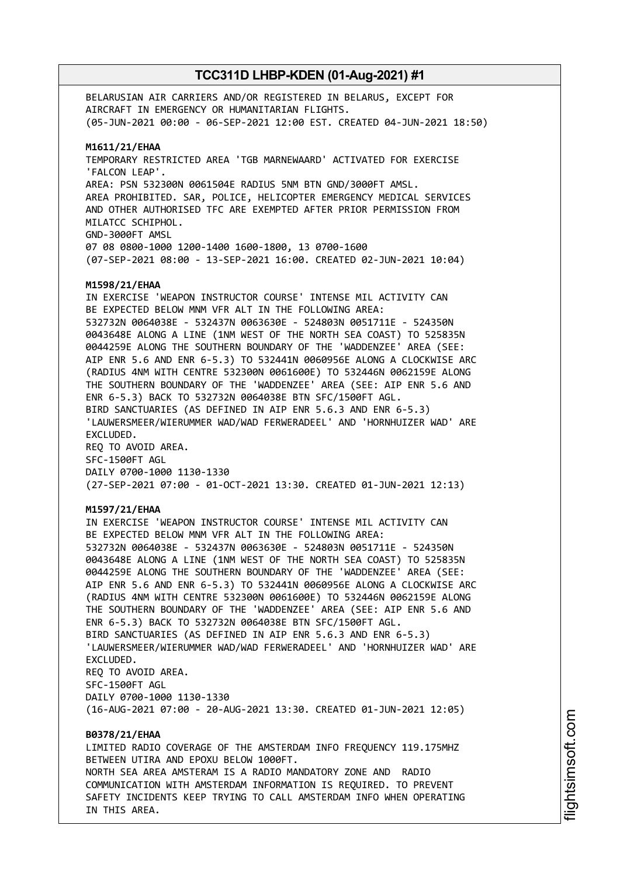BELARUSIAN AIR CARRIERS AND/OR REGISTERED IN BELARUS, EXCEPT FOR AIRCRAFT IN EMERGENCY OR HUMANITARIAN FLIGHTS.
(05-JUN-2021 00:00 - 06-SEP-2021 12:00 EST. CREATED 04-JUN-2021 18:50)

**M1611/21/EHAA**
TEMPORARY RESTRICTED AREA 'TGB MARNEWAARD' ACTIVATED FOR EXERCISE 'FALCON LEAP'.
AREA: PSN 532300N 0061504E RADIUS 5NM BTN GND/3000FT AMSL.
AREA PROHIBITED. SAR, POLICE, HELICOPTER EMERGENCY MEDICAL SERVICES AND OTHER AUTHORISED TFC ARE EXEMPTED AFTER PRIOR PERMISSION FROM MILATCC SCHIPHOL.
GND-3000FT AMSL
07 08 0800-1000 1200-1400 1600-1800, 13 0700-1600
(07-SEP-2021 08:00 - 13-SEP-2021 16:00. CREATED 02-JUN-2021 10:04)

**M1598/21/EHAA**
IN EXERCISE 'WEAPON INSTRUCTOR COURSE' INTENSE MIL ACTIVITY CAN BE EXPECTED BELOW MNM VFR ALT IN THE FOLLOWING AREA:
532732N 0064038E - 532437N 0063630E - 524803N 0051711E - 524350N 0043648E ALONG A LINE (1NM WEST OF THE NORTH SEA COAST) TO 525835N 0044259E ALONG THE SOUTHERN BOUNDARY OF THE 'WADDENZEE' AREA (SEE: AIP ENR 5.6 AND ENR 6-5.3) TO 532441N 0060956E ALONG A CLOCKWISE ARC (RADIUS 4NM WITH CENTRE 532300N 0061600E) TO 532446N 0062159E ALONG THE SOUTHERN BOUNDARY OF THE 'WADDENZEE' AREA (SEE: AIP ENR 5.6 AND ENR 6-5.3) BACK TO 532732N 0064038E BTN SFC/1500FT AGL.
BIRD SANCTUARIES (AS DEFINED IN AIP ENR 5.6.3 AND ENR 6-5.3) 'LAUWERSMEER/WIERUMMER WAD/WAD FERWERADEEL' AND 'HORNHUIZER WAD' ARE EXCLUDED.
REQ TO AVOID AREA.
SFC-1500FT AGL
DAILY 0700-1000 1130-1330
(27-SEP-2021 07:00 - 01-OCT-2021 13:30. CREATED 01-JUN-2021 12:13)

**M1597/21/EHAA**
IN EXERCISE 'WEAPON INSTRUCTOR COURSE' INTENSE MIL ACTIVITY CAN BE EXPECTED BELOW MNM VFR ALT IN THE FOLLOWING AREA:
532732N 0064038E - 532437N 0063630E - 524803N 0051711E - 524350N 0043648E ALONG A LINE (1NM WEST OF THE NORTH SEA COAST) TO 525835N 0044259E ALONG THE SOUTHERN BOUNDARY OF THE 'WADDENZEE' AREA (SEE: AIP ENR 5.6 AND ENR 6-5.3) TO 532441N 0060956E ALONG A CLOCKWISE ARC (RADIUS 4NM WITH CENTRE 532300N 0061600E) TO 532446N 0062159E ALONG THE SOUTHERN BOUNDARY OF THE 'WADDENZEE' AREA (SEE: AIP ENR 5.6 AND ENR 6-5.3) BACK TO 532732N 0064038E BTN SFC/1500FT AGL.
BIRD SANCTUARIES (AS DEFINED IN AIP ENR 5.6.3 AND ENR 6-5.3) 'LAUWERSMEER/WIERUMMER WAD/WAD FERWERADEEL' AND 'HORNHUIZER WAD' ARE EXCLUDED.
REQ TO AVOID AREA.
SFC-1500FT AGL
DAILY 0700-1000 1130-1330
(16-AUG-2021 07:00 - 20-AUG-2021 13:30. CREATED 01-JUN-2021 12:05)

**B0378/21/EHAA**
LIMITED RADIO COVERAGE OF THE AMSTERDAM INFO FREQUENCY 119.175MHZ BETWEEN UTIRA AND EPOXU BELOW 1000FT.
NORTH SEA AREA AMSTERAM IS A RADIO MANDATORY ZONE AND RADIO COMMUNICATION WITH AMSTERDAM INFORMATION IS REQUIRED. TO PREVENT SAFETY INCIDENTS KEEP TRYING TO CALL AMSTERDAM INFO WHEN OPERATING IN THIS AREA.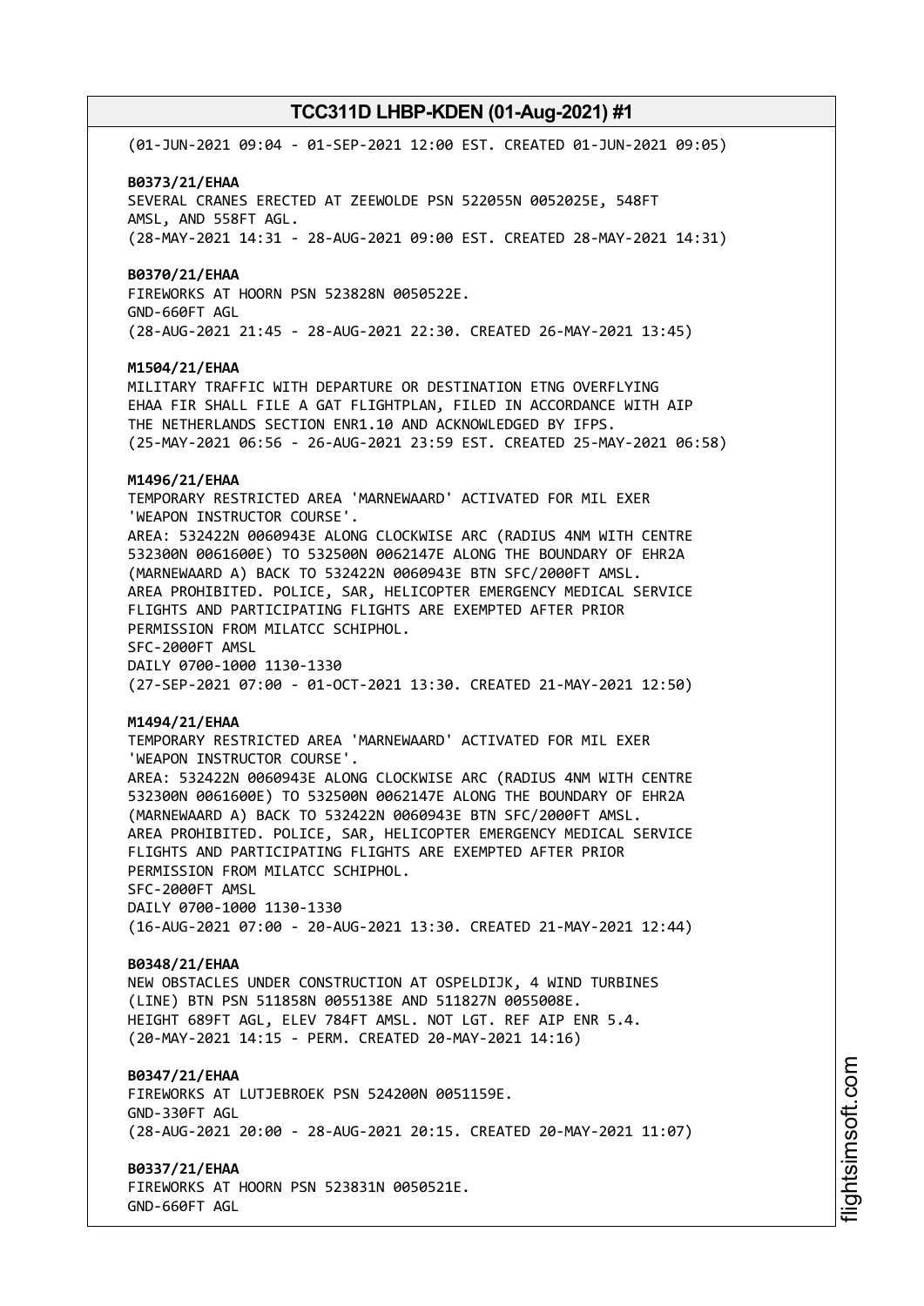(01-JUN-2021 09:04 - 01-SEP-2021 12:00 EST. CREATED 01-JUN-2021 09:05)

**B0373/21/EHAA**
SEVERAL CRANES ERECTED AT ZEEWOLDE PSN 522055N 0052025E, 548FT AMSL, AND 558FT AGL.
(28-MAY-2021 14:31 - 28-AUG-2021 09:00 EST. CREATED 28-MAY-2021 14:31)

**B0370/21/EHAA**
FIREWORKS AT HOORN PSN 523828N 0050522E.
GND-660FT AGL
(28-AUG-2021 21:45 - 28-AUG-2021 22:30. CREATED 26-MAY-2021 13:45)

**M1504/21/EHAA**
MILITARY TRAFFIC WITH DEPARTURE OR DESTINATION ETNG OVERFLYING EHAA FIR SHALL FILE A GAT FLIGHTPLAN, FILED IN ACCORDANCE WITH AIP THE NETHERLANDS SECTION ENR1.10 AND ACKNOWLEDGED BY IFPS.
(25-MAY-2021 06:56 - 26-AUG-2021 23:59 EST. CREATED 25-MAY-2021 06:58)

**M1496/21/EHAA**
TEMPORARY RESTRICTED AREA 'MARNEWAARD' ACTIVATED FOR MIL EXER 'WEAPON INSTRUCTOR COURSE'.
AREA: 532422N 0060943E ALONG CLOCKWISE ARC (RADIUS 4NM WITH CENTRE 532300N 0061600E) TO 532500N 0062147E ALONG THE BOUNDARY OF EHR2A (MARNEWAARD A) BACK TO 532422N 0060943E BTN SFC/2000FT AMSL.
AREA PROHIBITED. POLICE, SAR, HELICOPTER EMERGENCY MEDICAL SERVICE FLIGHTS AND PARTICIPATING FLIGHTS ARE EXEMPTED AFTER PRIOR PERMISSION FROM MILATCC SCHIPHOL.
SFC-2000FT AMSL
DAILY 0700-1000 1130-1330
(27-SEP-2021 07:00 - 01-OCT-2021 13:30. CREATED 21-MAY-2021 12:50)

**M1494/21/EHAA**
TEMPORARY RESTRICTED AREA 'MARNEWAARD' ACTIVATED FOR MIL EXER 'WEAPON INSTRUCTOR COURSE'.
AREA: 532422N 0060943E ALONG CLOCKWISE ARC (RADIUS 4NM WITH CENTRE 532300N 0061600E) TO 532500N 0062147E ALONG THE BOUNDARY OF EHR2A (MARNEWAARD A) BACK TO 532422N 0060943E BTN SFC/2000FT AMSL.
AREA PROHIBITED. POLICE, SAR, HELICOPTER EMERGENCY MEDICAL SERVICE FLIGHTS AND PARTICIPATING FLIGHTS ARE EXEMPTED AFTER PRIOR PERMISSION FROM MILATCC SCHIPHOL.
SFC-2000FT AMSL
DAILY 0700-1000 1130-1330
(16-AUG-2021 07:00 - 20-AUG-2021 13:30. CREATED 21-MAY-2021 12:44)

**B0348/21/EHAA**
NEW OBSTACLES UNDER CONSTRUCTION AT OSPELDIJK, 4 WIND TURBINES (LINE) BTN PSN 511858N 0055138E AND 511827N 0055008E.
HEIGHT 689FT AGL, ELEV 784FT AMSL. NOT LGT. REF AIP ENR 5.4.
(20-MAY-2021 14:15 - PERM. CREATED 20-MAY-2021 14:16)

**B0347/21/EHAA**
FIREWORKS AT LUTJEBROEK PSN 524200N 0051159E.
GND-330FT AGL
(28-AUG-2021 20:00 - 28-AUG-2021 20:15. CREATED 20-MAY-2021 11:07)

**B0337/21/EHAA**
FIREWORKS AT HOORN PSN 523831N 0050521E.
GND-660FT AGL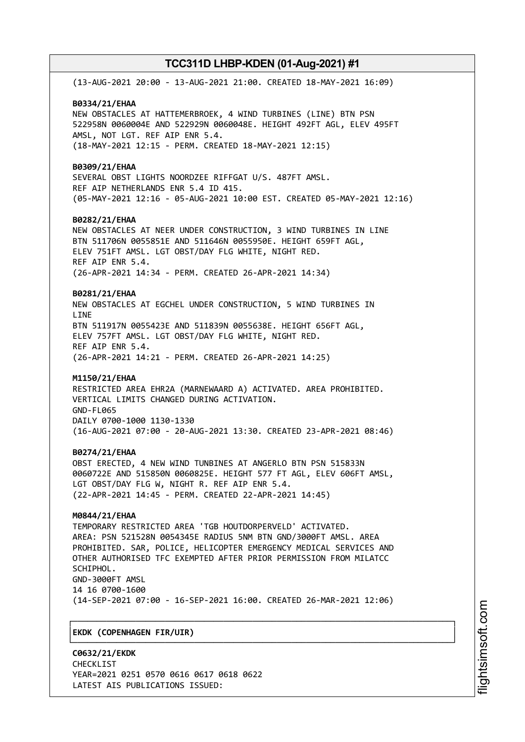(13-AUG-2021 20:00 - 13-AUG-2021 21:00. CREATED 18-MAY-2021 16:09)

**B0334/21/EHAA**
NEW OBSTACLES AT HATTEMERBROEK, 4 WIND TURBINES (LINE) BTN PSN 522958N 0060004E AND 522929N 0060048E. HEIGHT 492FT AGL, ELEV 495FT AMSL, NOT LGT. REF AIP ENR 5.4.
(18-MAY-2021 12:15 - PERM. CREATED 18-MAY-2021 12:15)

**B0309/21/EHAA**
SEVERAL OBST LIGHTS NOORDZEE RIFFGAT U/S. 487FT AMSL.
REF AIP NETHERLANDS ENR 5.4 ID 415.
(05-MAY-2021 12:16 - 05-AUG-2021 10:00 EST. CREATED 05-MAY-2021 12:16)

**B0282/21/EHAA**
NEW OBSTACLES AT NEER UNDER CONSTRUCTION, 3 WIND TURBINES IN LINE BTN 511706N 0055851E AND 511646N 0055950E. HEIGHT 659FT AGL, ELEV 751FT AMSL. LGT OBST/DAY FLG WHITE, NIGHT RED.
REF AIP ENR 5.4.
(26-APR-2021 14:34 - PERM. CREATED 26-APR-2021 14:34)

**B0281/21/EHAA**
NEW OBSTACLES AT EGCHEL UNDER CONSTRUCTION, 5 WIND TURBINES IN LINE
BTN 511917N 0055423E AND 511839N 0055638E. HEIGHT 656FT AGL, ELEV 757FT AMSL. LGT OBST/DAY FLG WHITE, NIGHT RED.
REF AIP ENR 5.4.
(26-APR-2021 14:21 - PERM. CREATED 26-APR-2021 14:25)

**M1150/21/EHAA**
RESTRICTED AREA EHR2A (MARNEWAARD A) ACTIVATED. AREA PROHIBITED.
VERTICAL LIMITS CHANGED DURING ACTIVATION.
GND-FL065
DAILY 0700-1000 1130-1330
(16-AUG-2021 07:00 - 20-AUG-2021 13:30. CREATED 23-APR-2021 08:46)

**B0274/21/EHAA**
OBST ERECTED, 4 NEW WIND TUNBINES AT ANGERLO BTN PSN 515833N 0060722E AND 515850N 0060825E. HEIGHT 577 FT AGL, ELEV 606FT AMSL, LGT OBST/DAY FLG W, NIGHT R. REF AIP ENR 5.4.
(22-APR-2021 14:45 - PERM. CREATED 22-APR-2021 14:45)

**M0844/21/EHAA**
TEMPORARY RESTRICTED AREA 'TGB HOUTDORPERVELD' ACTIVATED.
AREA: PSN 521528N 0054345E RADIUS 5NM BTN GND/3000FT AMSL. AREA PROHIBITED. SAR, POLICE, HELICOPTER EMERGENCY MEDICAL SERVICES AND OTHER AUTHORISED TFC EXEMPTED AFTER PRIOR PERMISSION FROM MILATCC SCHIPHOL.
GND-3000FT AMSL
14 16 0700-1600
(14-SEP-2021 07:00 - 16-SEP-2021 16:00. CREATED 26-MAR-2021 12:06)

## EKDK (COPENHAGEN FIR/UIR)

**C0632/21/EKDK**
CHECKLIST
YEAR=2021 0251 0570 0616 0617 0618 0622
LATEST AIS PUBLICATIONS ISSUED: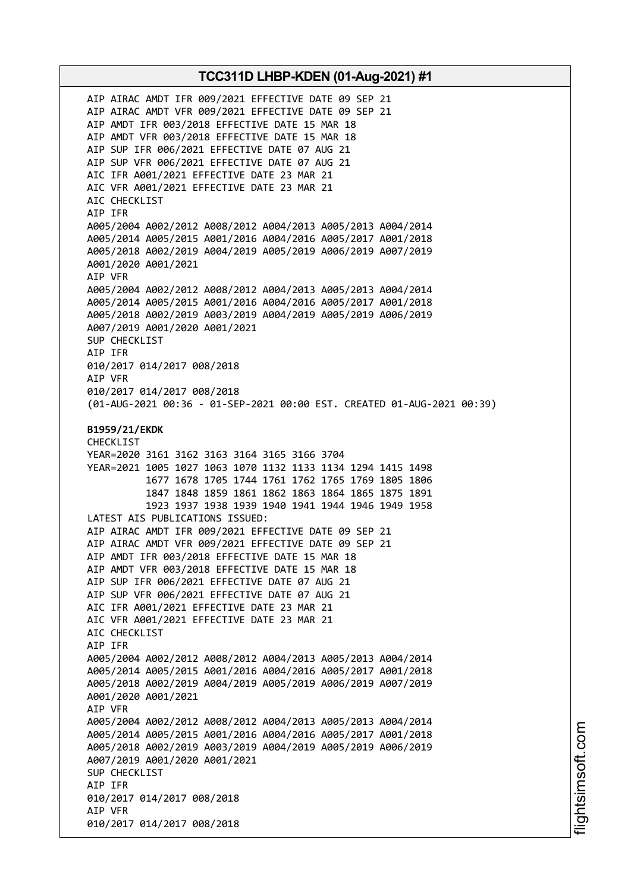AIP AIRAC AMDT IFR 009/2021 EFFECTIVE DATE 09 SEP 21
AIP AIRAC AMDT VFR 009/2021 EFFECTIVE DATE 09 SEP 21
AIP AMDT IFR 003/2018 EFFECTIVE DATE 15 MAR 18
AIP AMDT VFR 003/2018 EFFECTIVE DATE 15 MAR 18
AIP SUP IFR 006/2021 EFFECTIVE DATE 07 AUG 21
AIP SUP VFR 006/2021 EFFECTIVE DATE 07 AUG 21
AIC IFR A001/2021 EFFECTIVE DATE 23 MAR 21
AIC VFR A001/2021 EFFECTIVE DATE 23 MAR 21
AIC CHECKLIST
AIP IFR
A005/2004 A002/2012 A008/2012 A004/2013 A005/2013 A004/2014
A005/2014 A005/2015 A001/2016 A004/2016 A005/2017 A001/2018
A005/2018 A002/2019 A004/2019 A005/2019 A006/2019 A007/2019
A001/2020 A001/2021
AIP VFR
A005/2004 A002/2012 A008/2012 A004/2013 A005/2013 A004/2014
A005/2014 A005/2015 A001/2016 A004/2016 A005/2017 A001/2018
A005/2018 A002/2019 A003/2019 A004/2019 A005/2019 A006/2019
A007/2019 A001/2020 A001/2021
SUP CHECKLIST
AIP IFR
010/2017 014/2017 008/2018
AIP VFR
010/2017 014/2017 008/2018
(01-AUG-2021 00:36 - 01-SEP-2021 00:00 EST. CREATED 01-AUG-2021 00:39)

**B1959/21/EKDK**
CHECKLIST
YEAR=2020 3161 3162 3163 3164 3165 3166 3704
YEAR=2021 1005 1027 1063 1070 1132 1133 1134 1294 1415 1498
1677 1678 1705 1744 1761 1762 1765 1769 1805 1806
1847 1848 1859 1861 1862 1863 1864 1865 1875 1891
1923 1937 1938 1939 1940 1941 1944 1946 1949 1958
LATEST AIS PUBLICATIONS ISSUED:
AIP AIRAC AMDT IFR 009/2021 EFFECTIVE DATE 09 SEP 21
AIP AIRAC AMDT VFR 009/2021 EFFECTIVE DATE 09 SEP 21
AIP AMDT IFR 003/2018 EFFECTIVE DATE 15 MAR 18
AIP AMDT VFR 003/2018 EFFECTIVE DATE 15 MAR 18
AIP SUP IFR 006/2021 EFFECTIVE DATE 07 AUG 21
AIP SUP VFR 006/2021 EFFECTIVE DATE 07 AUG 21
AIC IFR A001/2021 EFFECTIVE DATE 23 MAR 21
AIC VFR A001/2021 EFFECTIVE DATE 23 MAR 21
AIC CHECKLIST
AIP IFR
A005/2004 A002/2012 A008/2012 A004/2013 A005/2013 A004/2014
A005/2014 A005/2015 A001/2016 A004/2016 A005/2017 A001/2018
A005/2018 A002/2019 A004/2019 A005/2019 A006/2019 A007/2019
A001/2020 A001/2021
AIP VFR
A005/2004 A002/2012 A008/2012 A004/2013 A005/2013 A004/2014
A005/2014 A005/2015 A001/2016 A004/2016 A005/2017 A001/2018
A005/2018 A002/2019 A003/2019 A004/2019 A005/2019 A006/2019
A007/2019 A001/2020 A001/2021
SUP CHECKLIST
AIP IFR
010/2017 014/2017 008/2018
AIP VFR
010/2017 014/2017 008/2018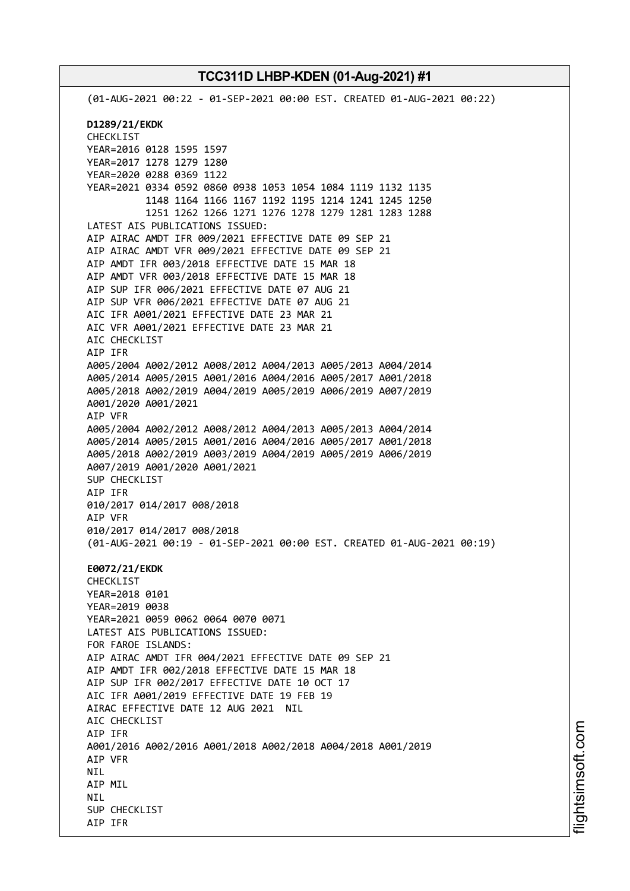(01-AUG-2021 00:22 - 01-SEP-2021 00:00 EST. CREATED 01-AUG-2021 00:22)

**D1289/21/EKDK**
CHECKLIST
YEAR=2016 0128 1595 1597
YEAR=2017 1278 1279 1280
YEAR=2020 0288 0369 1122
YEAR=2021 0334 0592 0860 0938 1053 1054 1084 1119 1132 1135
1148 1164 1166 1167 1192 1195 1214 1241 1245 1250
1251 1262 1266 1271 1276 1278 1279 1281 1283 1288
LATEST AIS PUBLICATIONS ISSUED:
AIP AIRAC AMDT IFR 009/2021 EFFECTIVE DATE 09 SEP 21
AIP AIRAC AMDT VFR 009/2021 EFFECTIVE DATE 09 SEP 21
AIP AMDT IFR 003/2018 EFFECTIVE DATE 15 MAR 18
AIP AMDT VFR 003/2018 EFFECTIVE DATE 15 MAR 18
AIP SUP IFR 006/2021 EFFECTIVE DATE 07 AUG 21
AIP SUP VFR 006/2021 EFFECTIVE DATE 07 AUG 21
AIC IFR A001/2021 EFFECTIVE DATE 23 MAR 21
AIC VFR A001/2021 EFFECTIVE DATE 23 MAR 21
AIC CHECKLIST
AIP IFR
A005/2004 A002/2012 A008/2012 A004/2013 A005/2013 A004/2014
A005/2014 A005/2015 A001/2016 A004/2016 A005/2017 A001/2018
A005/2018 A002/2019 A004/2019 A005/2019 A006/2019 A007/2019
A001/2020 A001/2021
AIP VFR
A005/2004 A002/2012 A008/2012 A004/2013 A005/2013 A004/2014
A005/2014 A005/2015 A001/2016 A004/2016 A005/2017 A001/2018
A005/2018 A002/2019 A003/2019 A004/2019 A005/2019 A006/2019
A007/2019 A001/2020 A001/2021
SUP CHECKLIST
AIP IFR
010/2017 014/2017 008/2018
AIP VFR
010/2017 014/2017 008/2018
(01-AUG-2021 00:19 - 01-SEP-2021 00:00 EST. CREATED 01-AUG-2021 00:19)

**E0072/21/EKDK**
CHECKLIST
YEAR=2018 0101
YEAR=2019 0038
YEAR=2021 0059 0062 0064 0070 0071
LATEST AIS PUBLICATIONS ISSUED:
FOR FAROE ISLANDS:
AIP AIRAC AMDT IFR 004/2021 EFFECTIVE DATE 09 SEP 21
AIP AMDT IFR 002/2018 EFFECTIVE DATE 15 MAR 18
AIP SUP IFR 002/2017 EFFECTIVE DATE 10 OCT 17
AIC IFR A001/2019 EFFECTIVE DATE 19 FEB 19
AIRAC EFFECTIVE DATE 12 AUG 2021 NIL
AIC CHECKLIST
AIP IFR
A001/2016 A002/2016 A001/2018 A002/2018 A004/2018 A001/2019
AIP VFR
NIL
AIP MIL
NIL
SUP CHECKLIST
AIP IFR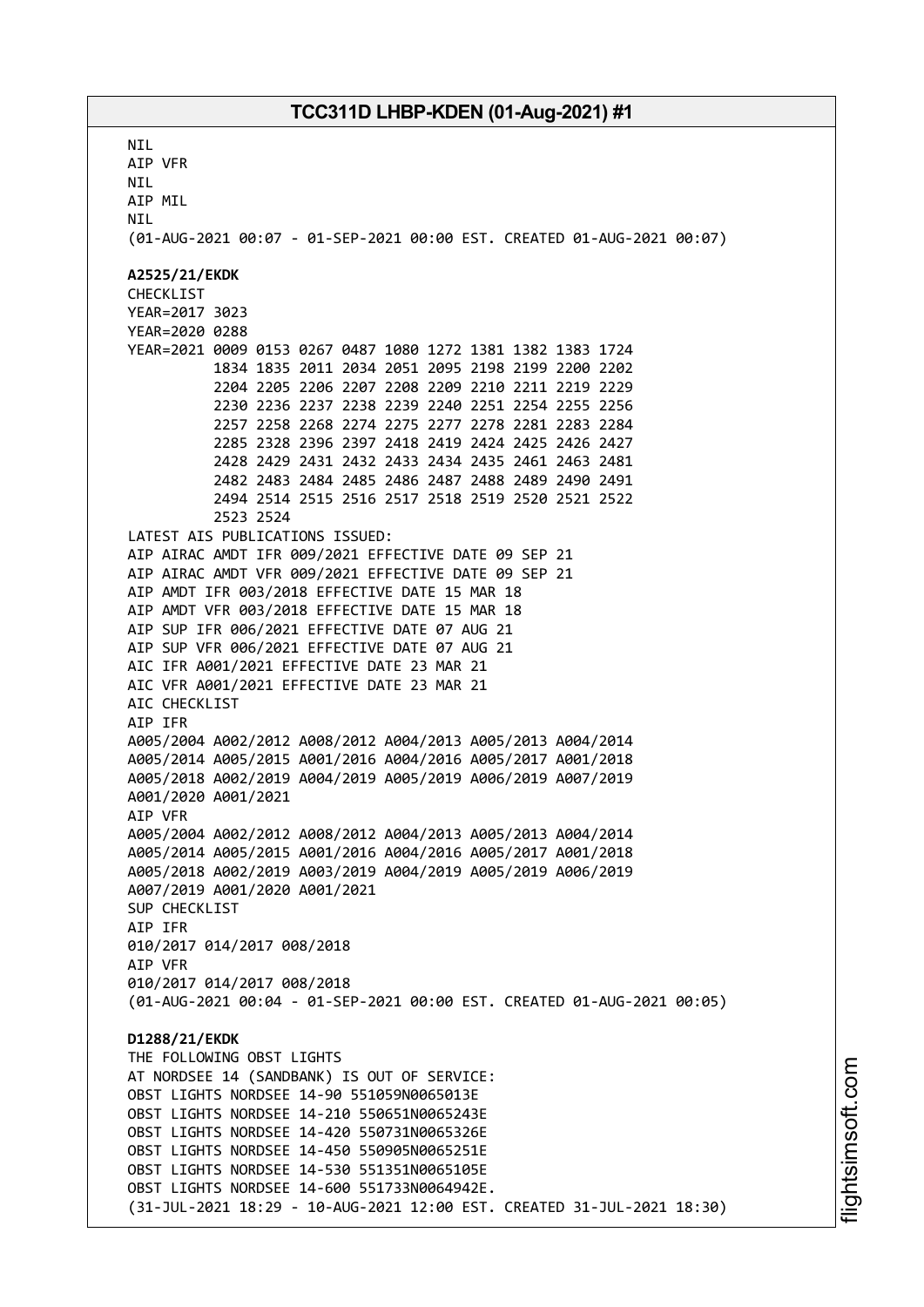NIL
AIP VFR
NIL
AIP MIL
NIL
(01-AUG-2021 00:07 - 01-SEP-2021 00:00 EST. CREATED 01-AUG-2021 00:07)

**A2525/21/EKDK**
CHECKLIST
YEAR=2017 3023
YEAR=2020 0288
YEAR=2021 0009 0153 0267 0487 1080 1272 1381 1382 1383 1724
1834 1835 2011 2034 2051 2095 2198 2199 2200 2202
2204 2205 2206 2207 2208 2209 2210 2211 2219 2229
2230 2236 2237 2238 2239 2240 2251 2254 2255 2256
2257 2258 2268 2274 2275 2277 2278 2281 2283 2284
2285 2328 2396 2397 2418 2419 2424 2425 2426 2427
2428 2429 2431 2432 2433 2434 2435 2461 2463 2481
2482 2483 2484 2485 2486 2487 2488 2489 2490 2491
2494 2514 2515 2516 2517 2518 2519 2520 2521 2522
2523 2524
LATEST AIS PUBLICATIONS ISSUED:
AIP AIRAC AMDT IFR 009/2021 EFFECTIVE DATE 09 SEP 21
AIP AIRAC AMDT VFR 009/2021 EFFECTIVE DATE 09 SEP 21
AIP AMDT IFR 003/2018 EFFECTIVE DATE 15 MAR 18
AIP AMDT VFR 003/2018 EFFECTIVE DATE 15 MAR 18
AIP SUP IFR 006/2021 EFFECTIVE DATE 07 AUG 21
AIP SUP VFR 006/2021 EFFECTIVE DATE 07 AUG 21
AIC IFR A001/2021 EFFECTIVE DATE 23 MAR 21
AIC VFR A001/2021 EFFECTIVE DATE 23 MAR 21
AIC CHECKLIST
AIP IFR
A005/2004 A002/2012 A008/2012 A004/2013 A005/2013 A004/2014
A005/2014 A005/2015 A001/2016 A004/2016 A005/2017 A001/2018
A005/2018 A002/2019 A004/2019 A005/2019 A006/2019 A007/2019
A001/2020 A001/2021
AIP VFR
A005/2004 A002/2012 A008/2012 A004/2013 A005/2013 A004/2014
A005/2014 A005/2015 A001/2016 A004/2016 A005/2017 A001/2018
A005/2018 A002/2019 A003/2019 A004/2019 A005/2019 A006/2019
A007/2019 A001/2020 A001/2021
SUP CHECKLIST
AIP IFR
010/2017 014/2017 008/2018
AIP VFR
010/2017 014/2017 008/2018
(01-AUG-2021 00:04 - 01-SEP-2021 00:00 EST. CREATED 01-AUG-2021 00:05)

**D1288/21/EKDK**
THE FOLLOWING OBST LIGHTS
AT NORDSEE 14 (SANDBANK) IS OUT OF SERVICE:
OBST LIGHTS NORDSEE 14-90 551059N0065013E
OBST LIGHTS NORDSEE 14-210 550651N0065243E
OBST LIGHTS NORDSEE 14-420 550731N0065326E
OBST LIGHTS NORDSEE 14-450 550905N0065251E
OBST LIGHTS NORDSEE 14-530 551351N0065105E
OBST LIGHTS NORDSEE 14-600 551733N0064942E.
(31-JUL-2021 18:29 - 10-AUG-2021 12:00 EST. CREATED 31-JUL-2021 18:30)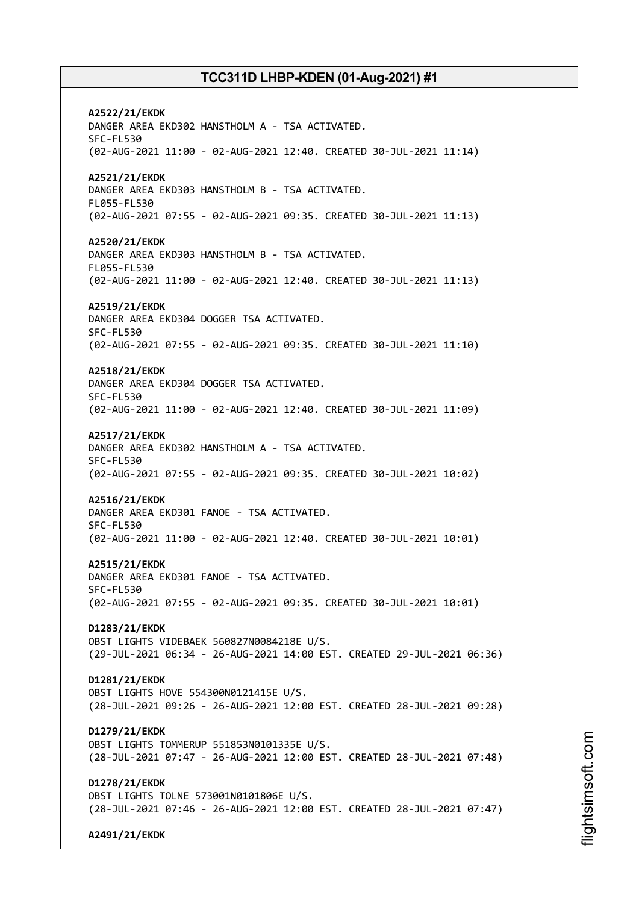**A2522/21/EKDK**
DANGER AREA EKD302 HANSTHOLM A - TSA ACTIVATED.
SFC-FL530
(02-AUG-2021 11:00 - 02-AUG-2021 12:40. CREATED 30-JUL-2021 11:14)

**A2521/21/EKDK**
DANGER AREA EKD303 HANSTHOLM B - TSA ACTIVATED.
FL055-FL530
(02-AUG-2021 07:55 - 02-AUG-2021 09:35. CREATED 30-JUL-2021 11:13)

**A2520/21/EKDK**
DANGER AREA EKD303 HANSTHOLM B - TSA ACTIVATED.
FL055-FL530
(02-AUG-2021 11:00 - 02-AUG-2021 12:40. CREATED 30-JUL-2021 11:13)

**A2519/21/EKDK**
DANGER AREA EKD304 DOGGER TSA ACTIVATED.
SFC-FL530
(02-AUG-2021 07:55 - 02-AUG-2021 09:35. CREATED 30-JUL-2021 11:10)

**A2518/21/EKDK**
DANGER AREA EKD304 DOGGER TSA ACTIVATED.
SFC-FL530
(02-AUG-2021 11:00 - 02-AUG-2021 12:40. CREATED 30-JUL-2021 11:09)

**A2517/21/EKDK**
DANGER AREA EKD302 HANSTHOLM A - TSA ACTIVATED.
SFC-FL530
(02-AUG-2021 07:55 - 02-AUG-2021 09:35. CREATED 30-JUL-2021 10:02)

**A2516/21/EKDK**
DANGER AREA EKD301 FANOE - TSA ACTIVATED.
SFC-FL530
(02-AUG-2021 11:00 - 02-AUG-2021 12:40. CREATED 30-JUL-2021 10:01)

**A2515/21/EKDK**
DANGER AREA EKD301 FANOE - TSA ACTIVATED.
SFC-FL530
(02-AUG-2021 07:55 - 02-AUG-2021 09:35. CREATED 30-JUL-2021 10:01)

**D1283/21/EKDK**
OBST LIGHTS VIDEBAEK 560827N0084218E U/S.
(29-JUL-2021 06:34 - 26-AUG-2021 14:00 EST. CREATED 29-JUL-2021 06:36)

**D1281/21/EKDK**
OBST LIGHTS HOVE 554300N0121415E U/S.
(28-JUL-2021 09:26 - 26-AUG-2021 12:00 EST. CREATED 28-JUL-2021 09:28)

**D1279/21/EKDK**
OBST LIGHTS TOMMERUP 551853N0101335E U/S.
(28-JUL-2021 07:47 - 26-AUG-2021 12:00 EST. CREATED 28-JUL-2021 07:48)

**D1278/21/EKDK**
OBST LIGHTS TOLNE 573001N0101806E U/S.
(28-JUL-2021 07:46 - 26-AUG-2021 12:00 EST. CREATED 28-JUL-2021 07:47)

**A2491/21/EKDK**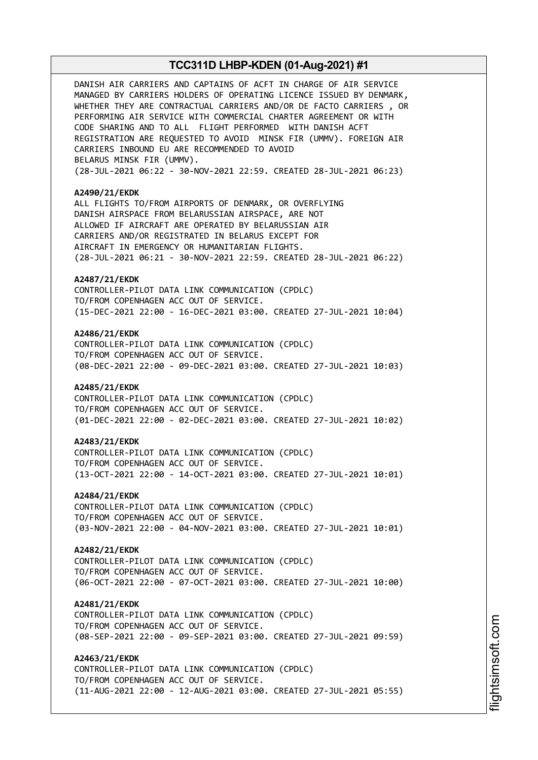DANISH AIR CARRIERS AND CAPTAINS OF ACFT IN CHARGE OF AIR SERVICE MANAGED BY CARRIERS HOLDERS OF OPERATING LICENCE ISSUED BY DENMARK, WHETHER THEY ARE CONTRACTUAL CARRIERS AND/OR DE FACTO CARRIERS , OR PERFORMING AIR SERVICE WITH COMMERCIAL CHARTER AGREEMENT OR WITH CODE SHARING AND TO ALL FLIGHT PERFORMED WITH DANISH ACFT REGISTRATION ARE REQUESTED TO AVOID MINSK FIR (UMMV). FOREIGN AIR CARRIERS INBOUND EU ARE RECOMMENDED TO AVOID BELARUS MINSK FIR (UMMV).
(28-JUL-2021 06:22 - 30-NOV-2021 22:59. CREATED 28-JUL-2021 06:23)

**A2490/21/EKDK**
ALL FLIGHTS TO/FROM AIRPORTS OF DENMARK, OR OVERFLYING DANISH AIRSPACE FROM BELARUSSIAN AIRSPACE, ARE NOT ALLOWED IF AIRCRAFT ARE OPERATED BY BELARUSSIAN AIR CARRIERS AND/OR REGISTRATED IN BELARUS EXCEPT FOR AIRCRAFT IN EMERGENCY OR HUMANITARIAN FLIGHTS.
(28-JUL-2021 06:21 - 30-NOV-2021 22:59. CREATED 28-JUL-2021 06:22)

**A2487/21/EKDK**
CONTROLLER-PILOT DATA LINK COMMUNICATION (CPDLC) TO/FROM COPENHAGEN ACC OUT OF SERVICE.
(15-DEC-2021 22:00 - 16-DEC-2021 03:00. CREATED 27-JUL-2021 10:04)

**A2486/21/EKDK**
CONTROLLER-PILOT DATA LINK COMMUNICATION (CPDLC) TO/FROM COPENHAGEN ACC OUT OF SERVICE.
(08-DEC-2021 22:00 - 09-DEC-2021 03:00. CREATED 27-JUL-2021 10:03)

**A2485/21/EKDK**
CONTROLLER-PILOT DATA LINK COMMUNICATION (CPDLC) TO/FROM COPENHAGEN ACC OUT OF SERVICE.
(01-DEC-2021 22:00 - 02-DEC-2021 03:00. CREATED 27-JUL-2021 10:02)

**A2483/21/EKDK**
CONTROLLER-PILOT DATA LINK COMMUNICATION (CPDLC) TO/FROM COPENHAGEN ACC OUT OF SERVICE.
(13-OCT-2021 22:00 - 14-OCT-2021 03:00. CREATED 27-JUL-2021 10:01)

**A2484/21/EKDK**
CONTROLLER-PILOT DATA LINK COMMUNICATION (CPDLC) TO/FROM COPENHAGEN ACC OUT OF SERVICE.
(03-NOV-2021 22:00 - 04-NOV-2021 03:00. CREATED 27-JUL-2021 10:01)

**A2482/21/EKDK**
CONTROLLER-PILOT DATA LINK COMMUNICATION (CPDLC) TO/FROM COPENHAGEN ACC OUT OF SERVICE.
(06-OCT-2021 22:00 - 07-OCT-2021 03:00. CREATED 27-JUL-2021 10:00)

**A2481/21/EKDK**
CONTROLLER-PILOT DATA LINK COMMUNICATION (CPDLC) TO/FROM COPENHAGEN ACC OUT OF SERVICE.
(08-SEP-2021 22:00 - 09-SEP-2021 03:00. CREATED 27-JUL-2021 09:59)

**A2463/21/EKDK**
CONTROLLER-PILOT DATA LINK COMMUNICATION (CPDLC) TO/FROM COPENHAGEN ACC OUT OF SERVICE.
(11-AUG-2021 22:00 - 12-AUG-2021 03:00. CREATED 27-JUL-2021 05:55)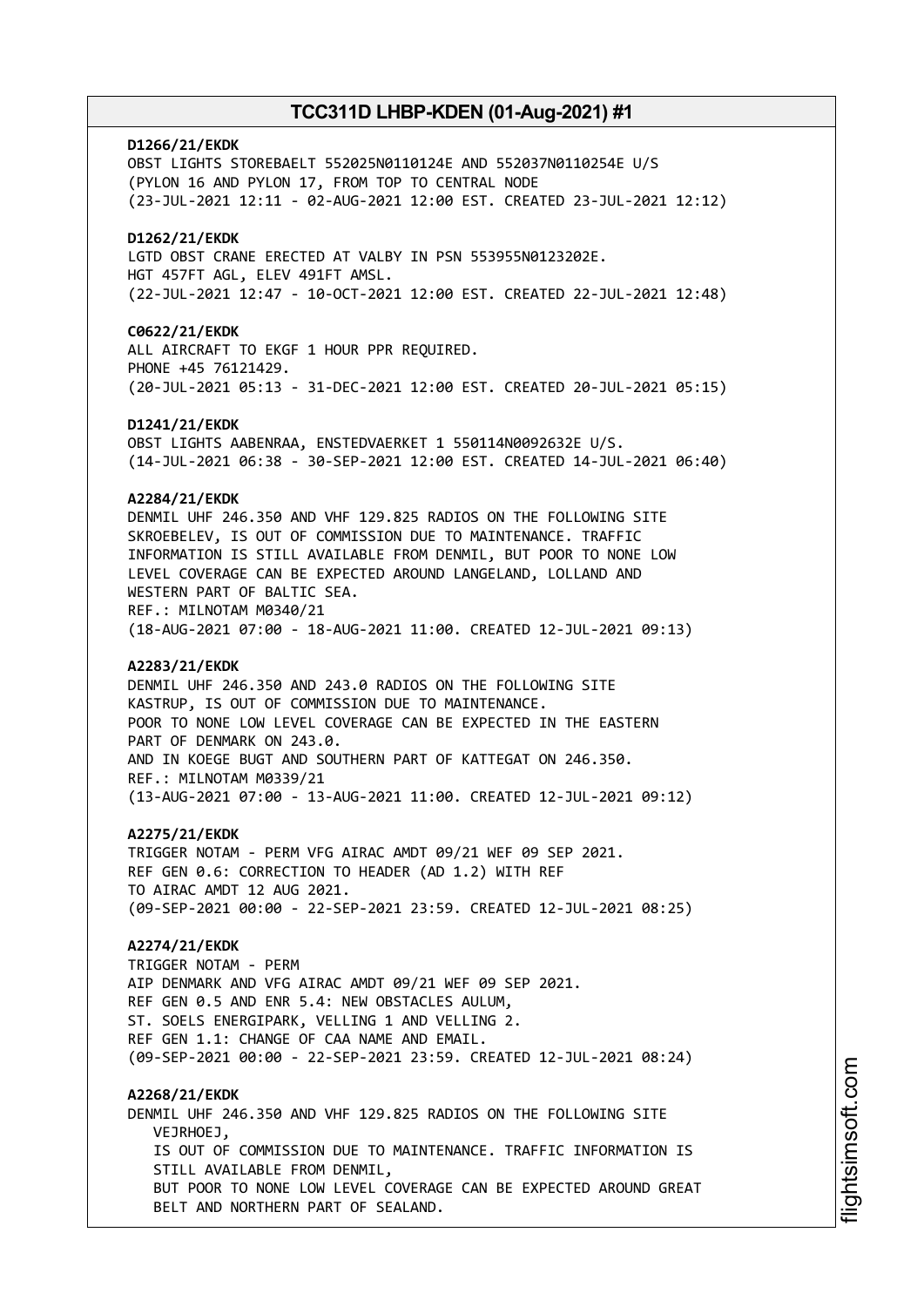**D1266/21/EKDK**
OBST LIGHTS STOREBAELT 552025N0110124E AND 552037N0110254E U/S
(PYLON 16 AND PYLON 17, FROM TOP TO CENTRAL NODE
(23-JUL-2021 12:11 - 02-AUG-2021 12:00 EST. CREATED 23-JUL-2021 12:12)

**D1262/21/EKDK**
LGTD OBST CRANE ERECTED AT VALBY IN PSN 553955N0123202E.
HGT 457FT AGL, ELEV 491FT AMSL.
(22-JUL-2021 12:47 - 10-OCT-2021 12:00 EST. CREATED 22-JUL-2021 12:48)

**C0622/21/EKDK**
ALL AIRCRAFT TO EKGF 1 HOUR PPR REQUIRED.
PHONE +45 76121429.
(20-JUL-2021 05:13 - 31-DEC-2021 12:00 EST. CREATED 20-JUL-2021 05:15)

**D1241/21/EKDK**
OBST LIGHTS AABENRAA, ENSTEDVAERKET 1 550114N0092632E U/S.
(14-JUL-2021 06:38 - 30-SEP-2021 12:00 EST. CREATED 14-JUL-2021 06:40)

**A2284/21/EKDK**
DENMIL UHF 246.350 AND VHF 129.825 RADIOS ON THE FOLLOWING SITE
SKROEBELEV, IS OUT OF COMMISSION DUE TO MAINTENANCE. TRAFFIC
INFORMATION IS STILL AVAILABLE FROM DENMIL, BUT POOR TO NONE LOW
LEVEL COVERAGE CAN BE EXPECTED AROUND LANGELAND, LOLLAND AND
WESTERN PART OF BALTIC SEA.
REF.: MILNOTAM M0340/21
(18-AUG-2021 07:00 - 18-AUG-2021 11:00. CREATED 12-JUL-2021 09:13)

**A2283/21/EKDK**
DENMIL UHF 246.350 AND 243.0 RADIOS ON THE FOLLOWING SITE
KASTRUP, IS OUT OF COMMISSION DUE TO MAINTENANCE.
POOR TO NONE LOW LEVEL COVERAGE CAN BE EXPECTED IN THE EASTERN
PART OF DENMARK ON 243.0.
AND IN KOEGE BUGT AND SOUTHERN PART OF KATTEGAT ON 246.350.
REF.: MILNOTAM M0339/21
(13-AUG-2021 07:00 - 13-AUG-2021 11:00. CREATED 12-JUL-2021 09:12)

**A2275/21/EKDK**
TRIGGER NOTAM - PERM VFG AIRAC AMDT 09/21 WEF 09 SEP 2021.
REF GEN 0.6: CORRECTION TO HEADER (AD 1.2) WITH REF
TO AIRAC AMDT 12 AUG 2021.
(09-SEP-2021 00:00 - 22-SEP-2021 23:59. CREATED 12-JUL-2021 08:25)

**A2274/21/EKDK**
TRIGGER NOTAM - PERM
AIP DENMARK AND VFG AIRAC AMDT 09/21 WEF 09 SEP 2021.
REF GEN 0.5 AND ENR 5.4: NEW OBSTACLES AULUM,
ST. SOELS ENERGIPARK, VELLING 1 AND VELLING 2.
REF GEN 1.1: CHANGE OF CAA NAME AND EMAIL.
(09-SEP-2021 00:00 - 22-SEP-2021 23:59. CREATED 12-JUL-2021 08:24)

**A2268/21/EKDK**
DENMIL UHF 246.350 AND VHF 129.825 RADIOS ON THE FOLLOWING SITE
VEJRHOEJ,
IS OUT OF COMMISSION DUE TO MAINTENANCE. TRAFFIC INFORMATION IS
STILL AVAILABLE FROM DENMIL,
BUT POOR TO NONE LOW LEVEL COVERAGE CAN BE EXPECTED AROUND GREAT
BELT AND NORTHERN PART OF SEALAND.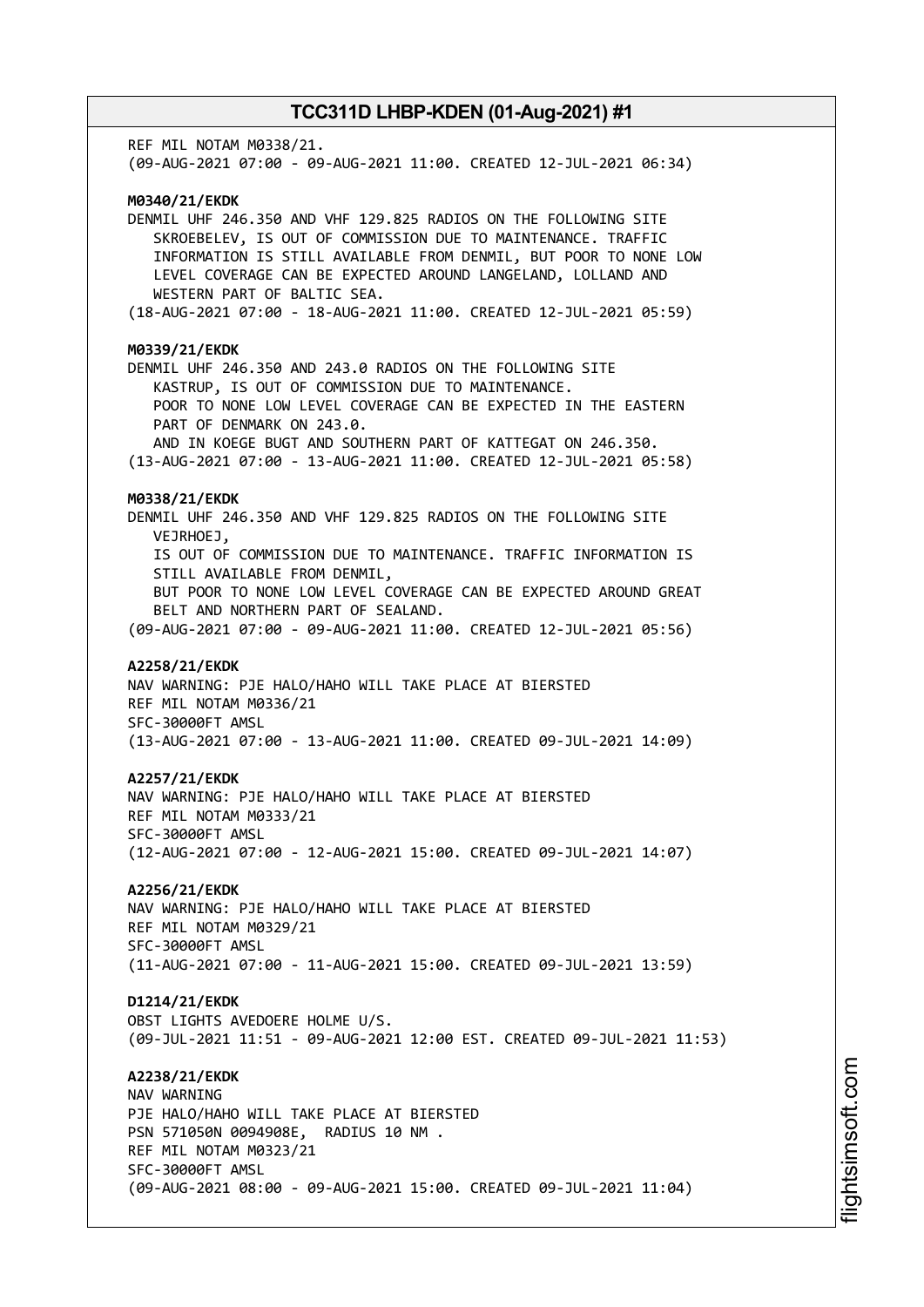REF MIL NOTAM M0338/21.
(09-AUG-2021 07:00 - 09-AUG-2021 11:00. CREATED 12-JUL-2021 06:34)

**M0340/21/EKDK**
DENMIL UHF 246.350 AND VHF 129.825 RADIOS ON THE FOLLOWING SITE
SKROEBELEV, IS OUT OF COMMISSION DUE TO MAINTENANCE. TRAFFIC
INFORMATION IS STILL AVAILABLE FROM DENMIL, BUT POOR TO NONE LOW
LEVEL COVERAGE CAN BE EXPECTED AROUND LANGELAND, LOLLAND AND
WESTERN PART OF BALTIC SEA.
(18-AUG-2021 07:00 - 18-AUG-2021 11:00. CREATED 12-JUL-2021 05:59)

**M0339/21/EKDK**
DENMIL UHF 246.350 AND 243.0 RADIOS ON THE FOLLOWING SITE
KASTRUP, IS OUT OF COMMISSION DUE TO MAINTENANCE.
POOR TO NONE LOW LEVEL COVERAGE CAN BE EXPECTED IN THE EASTERN
PART OF DENMARK ON 243.0.
AND IN KOEGE BUGT AND SOUTHERN PART OF KATTEGAT ON 246.350.
(13-AUG-2021 07:00 - 13-AUG-2021 11:00. CREATED 12-JUL-2021 05:58)

**M0338/21/EKDK**
DENMIL UHF 246.350 AND VHF 129.825 RADIOS ON THE FOLLOWING SITE
VEJRHOEJ,
IS OUT OF COMMISSION DUE TO MAINTENANCE. TRAFFIC INFORMATION IS
STILL AVAILABLE FROM DENMIL,
BUT POOR TO NONE LOW LEVEL COVERAGE CAN BE EXPECTED AROUND GREAT
BELT AND NORTHERN PART OF SEALAND.
(09-AUG-2021 07:00 - 09-AUG-2021 11:00. CREATED 12-JUL-2021 05:56)

**A2258/21/EKDK**
NAV WARNING: PJE HALO/HAHO WILL TAKE PLACE AT BIERSTED
REF MIL NOTAM M0336/21
SFC-30000FT AMSL
(13-AUG-2021 07:00 - 13-AUG-2021 11:00. CREATED 09-JUL-2021 14:09)

**A2257/21/EKDK**
NAV WARNING: PJE HALO/HAHO WILL TAKE PLACE AT BIERSTED
REF MIL NOTAM M0333/21
SFC-30000FT AMSL
(12-AUG-2021 07:00 - 12-AUG-2021 15:00. CREATED 09-JUL-2021 14:07)

**A2256/21/EKDK**
NAV WARNING: PJE HALO/HAHO WILL TAKE PLACE AT BIERSTED
REF MIL NOTAM M0329/21
SFC-30000FT AMSL
(11-AUG-2021 07:00 - 11-AUG-2021 15:00. CREATED 09-JUL-2021 13:59)

**D1214/21/EKDK**
OBST LIGHTS AVEDOERE HOLME U/S.
(09-JUL-2021 11:51 - 09-AUG-2021 12:00 EST. CREATED 09-JUL-2021 11:53)

**A2238/21/EKDK**
NAV WARNING
PJE HALO/HAHO WILL TAKE PLACE AT BIERSTED
PSN 571050N 0094908E, RADIUS 10 NM .
REF MIL NOTAM M0323/21
SFC-30000FT AMSL
(09-AUG-2021 08:00 - 09-AUG-2021 15:00. CREATED 09-JUL-2021 11:04)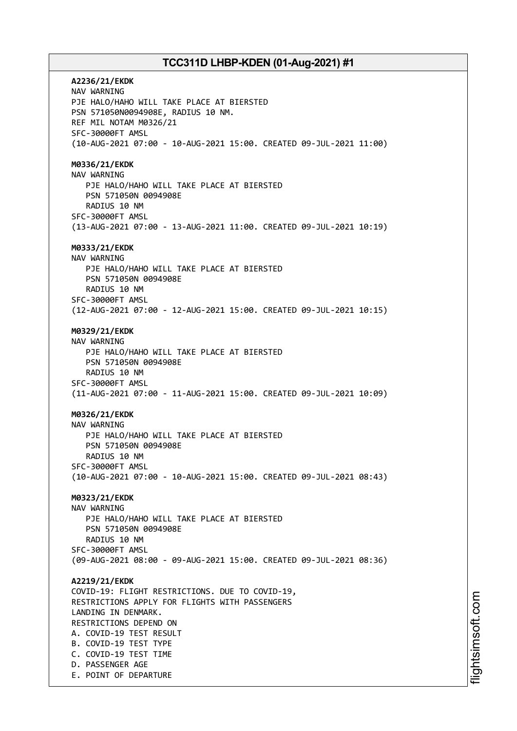**A2236/21/EKDK**
NAV WARNING
PJE HALO/HAHO WILL TAKE PLACE AT BIERSTED
PSN 571050N0094908E, RADIUS 10 NM.
REF MIL NOTAM M0326/21
SFC-30000FT AMSL
(10-AUG-2021 07:00 - 10-AUG-2021 15:00. CREATED 09-JUL-2021 11:00)

**M0336/21/EKDK**
NAV WARNING
PJE HALO/HAHO WILL TAKE PLACE AT BIERSTED
PSN 571050N 0094908E
RADIUS 10 NM
SFC-30000FT AMSL
(13-AUG-2021 07:00 - 13-AUG-2021 11:00. CREATED 09-JUL-2021 10:19)

**M0333/21/EKDK**
NAV WARNING
PJE HALO/HAHO WILL TAKE PLACE AT BIERSTED
PSN 571050N 0094908E
RADIUS 10 NM
SFC-30000FT AMSL
(12-AUG-2021 07:00 - 12-AUG-2021 15:00. CREATED 09-JUL-2021 10:15)

**M0329/21/EKDK**
NAV WARNING
PJE HALO/HAHO WILL TAKE PLACE AT BIERSTED
PSN 571050N 0094908E
RADIUS 10 NM
SFC-30000FT AMSL
(11-AUG-2021 07:00 - 11-AUG-2021 15:00. CREATED 09-JUL-2021 10:09)

**M0326/21/EKDK**
NAV WARNING
PJE HALO/HAHO WILL TAKE PLACE AT BIERSTED
PSN 571050N 0094908E
RADIUS 10 NM
SFC-30000FT AMSL
(10-AUG-2021 07:00 - 10-AUG-2021 15:00. CREATED 09-JUL-2021 08:43)

**M0323/21/EKDK**
NAV WARNING
PJE HALO/HAHO WILL TAKE PLACE AT BIERSTED
PSN 571050N 0094908E
RADIUS 10 NM
SFC-30000FT AMSL
(09-AUG-2021 08:00 - 09-AUG-2021 15:00. CREATED 09-JUL-2021 08:36)

**A2219/21/EKDK**
COVID-19: FLIGHT RESTRICTIONS. DUE TO COVID-19,
RESTRICTIONS APPLY FOR FLIGHTS WITH PASSENGERS
LANDING IN DENMARK.
RESTRICTIONS DEPEND ON
A. COVID-19 TEST RESULT
B. COVID-19 TEST TYPE
C. COVID-19 TEST TIME
D. PASSENGER AGE
E. POINT OF DEPARTURE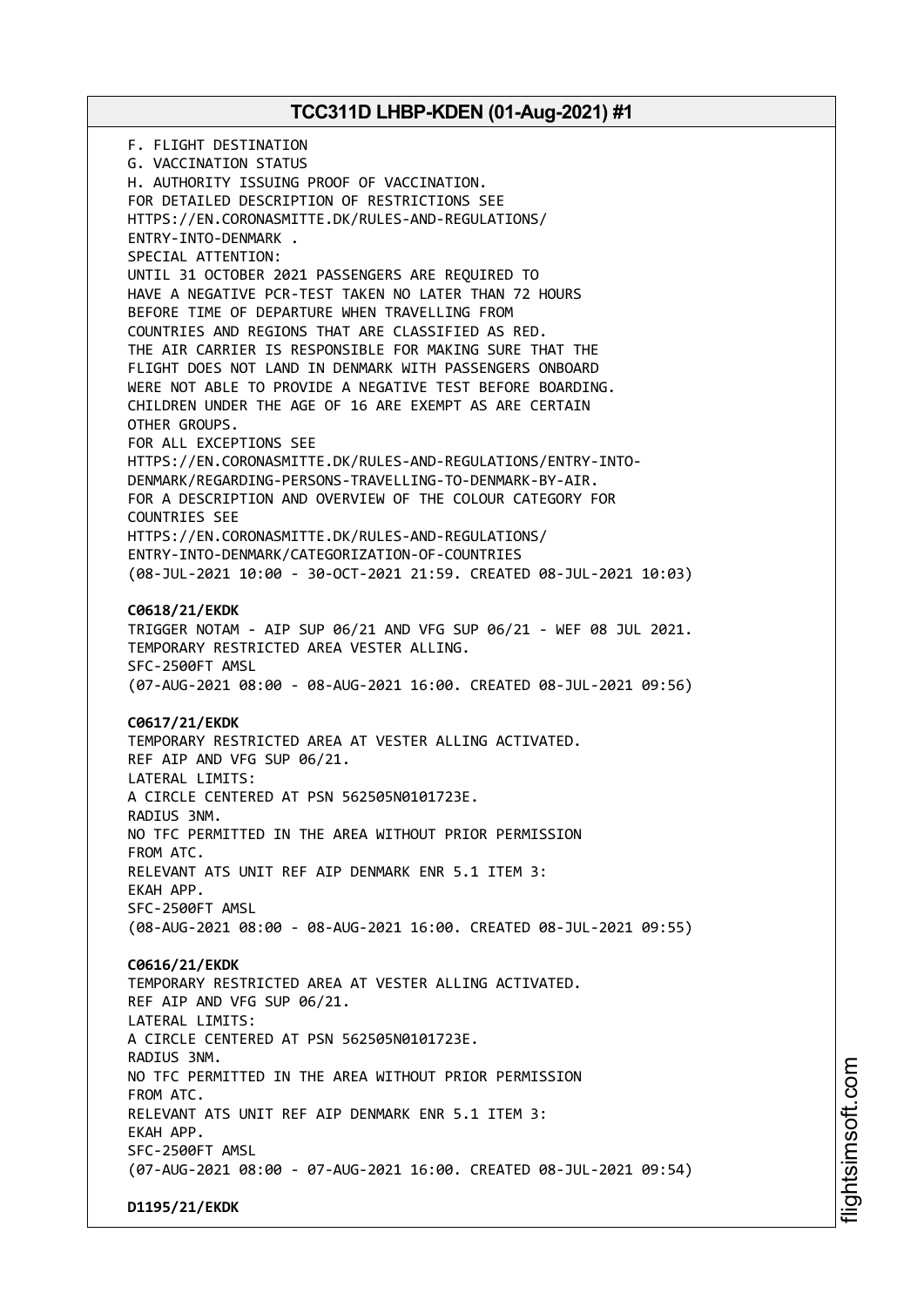F. FLIGHT DESTINATION
G. VACCINATION STATUS
H. AUTHORITY ISSUING PROOF OF VACCINATION.
FOR DETAILED DESCRIPTION OF RESTRICTIONS SEE
HTTPS://EN.CORONASMITTE.DK/RULES-AND-REGULATIONS/
ENTRY-INTO-DENMARK .
SPECIAL ATTENTION:
UNTIL 31 OCTOBER 2021 PASSENGERS ARE REQUIRED TO
HAVE A NEGATIVE PCR-TEST TAKEN NO LATER THAN 72 HOURS
BEFORE TIME OF DEPARTURE WHEN TRAVELLING FROM
COUNTRIES AND REGIONS THAT ARE CLASSIFIED AS RED.
THE AIR CARRIER IS RESPONSIBLE FOR MAKING SURE THAT THE
FLIGHT DOES NOT LAND IN DENMARK WITH PASSENGERS ONBOARD
WERE NOT ABLE TO PROVIDE A NEGATIVE TEST BEFORE BOARDING.
CHILDREN UNDER THE AGE OF 16 ARE EXEMPT AS ARE CERTAIN
OTHER GROUPS.
FOR ALL EXCEPTIONS SEE
HTTPS://EN.CORONASMITTE.DK/RULES-AND-REGULATIONS/ENTRY-INTO-
DENMARK/REGARDING-PERSONS-TRAVELLING-TO-DENMARK-BY-AIR.
FOR A DESCRIPTION AND OVERVIEW OF THE COLOUR CATEGORY FOR
COUNTRIES SEE
HTTPS://EN.CORONASMITTE.DK/RULES-AND-REGULATIONS/
ENTRY-INTO-DENMARK/CATEGORIZATION-OF-COUNTRIES
(08-JUL-2021 10:00 - 30-OCT-2021 21:59. CREATED 08-JUL-2021 10:03)

**C0618/21/EKDK**
TRIGGER NOTAM - AIP SUP 06/21 AND VFG SUP 06/21 - WEF 08 JUL 2021.
TEMPORARY RESTRICTED AREA VESTER ALLING.
SFC-2500FT AMSL
(07-AUG-2021 08:00 - 08-AUG-2021 16:00. CREATED 08-JUL-2021 09:56)

**C0617/21/EKDK**
TEMPORARY RESTRICTED AREA AT VESTER ALLING ACTIVATED.
REF AIP AND VFG SUP 06/21.
LATERAL LIMITS:
A CIRCLE CENTERED AT PSN 562505N0101723E.
RADIUS 3NM.
NO TFC PERMITTED IN THE AREA WITHOUT PRIOR PERMISSION
FROM ATC.
RELEVANT ATS UNIT REF AIP DENMARK ENR 5.1 ITEM 3:
EKAH APP.
SFC-2500FT AMSL
(08-AUG-2021 08:00 - 08-AUG-2021 16:00. CREATED 08-JUL-2021 09:55)

**C0616/21/EKDK**
TEMPORARY RESTRICTED AREA AT VESTER ALLING ACTIVATED.
REF AIP AND VFG SUP 06/21.
LATERAL LIMITS:
A CIRCLE CENTERED AT PSN 562505N0101723E.
RADIUS 3NM.
NO TFC PERMITTED IN THE AREA WITHOUT PRIOR PERMISSION
FROM ATC.
RELEVANT ATS UNIT REF AIP DENMARK ENR 5.1 ITEM 3:
EKAH APP.
SFC-2500FT AMSL
(07-AUG-2021 08:00 - 07-AUG-2021 16:00. CREATED 08-JUL-2021 09:54)

**D1195/21/EKDK**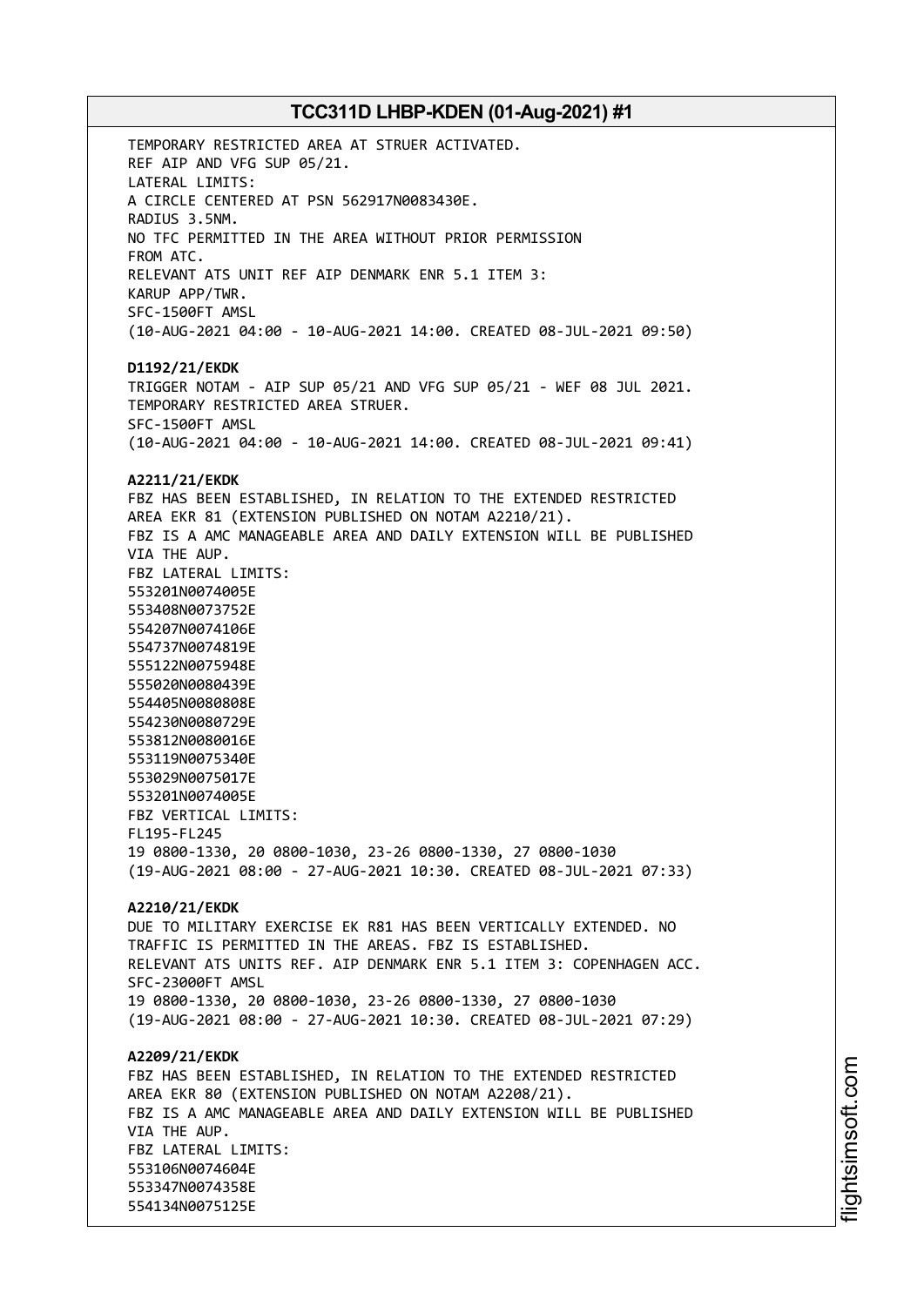TEMPORARY RESTRICTED AREA AT STRUER ACTIVATED.
REF AIP AND VFG SUP 05/21.
LATERAL LIMITS:
A CIRCLE CENTERED AT PSN 562917N0083430E.
RADIUS 3.5NM.
NO TFC PERMITTED IN THE AREA WITHOUT PRIOR PERMISSION
FROM ATC.
RELEVANT ATS UNIT REF AIP DENMARK ENR 5.1 ITEM 3:
KARUP APP/TWR.
SFC-1500FT AMSL
(10-AUG-2021 04:00 - 10-AUG-2021 14:00. CREATED 08-JUL-2021 09:50)

**D1192/21/EKDK**
TRIGGER NOTAM - AIP SUP 05/21 AND VFG SUP 05/21 - WEF 08 JUL 2021.
TEMPORARY RESTRICTED AREA STRUER.
SFC-1500FT AMSL
(10-AUG-2021 04:00 - 10-AUG-2021 14:00. CREATED 08-JUL-2021 09:41)

**A2211/21/EKDK**
FBZ HAS BEEN ESTABLISHED, IN RELATION TO THE EXTENDED RESTRICTED
AREA EKR 81 (EXTENSION PUBLISHED ON NOTAM A2210/21).
FBZ IS A AMC MANAGEABLE AREA AND DAILY EXTENSION WILL BE PUBLISHED
VIA THE AUP.
FBZ LATERAL LIMITS:
553201N0074005E
553408N0073752E
554207N0074106E
554737N0074819E
555122N0075948E
555020N0080439E
554405N0080808E
554230N0080729E
553812N0080016E
553119N0075340E
553029N0075017E
553201N0074005E
FBZ VERTICAL LIMITS:
FL195-FL245
19 0800-1330, 20 0800-1030, 23-26 0800-1330, 27 0800-1030
(19-AUG-2021 08:00 - 27-AUG-2021 10:30. CREATED 08-JUL-2021 07:33)

**A2210/21/EKDK**
DUE TO MILITARY EXERCISE EK R81 HAS BEEN VERTICALLY EXTENDED. NO
TRAFFIC IS PERMITTED IN THE AREAS. FBZ IS ESTABLISHED.
RELEVANT ATS UNITS REF. AIP DENMARK ENR 5.1 ITEM 3: COPENHAGEN ACC.
SFC-23000FT AMSL
19 0800-1330, 20 0800-1030, 23-26 0800-1330, 27 0800-1030
(19-AUG-2021 08:00 - 27-AUG-2021 10:30. CREATED 08-JUL-2021 07:29)

**A2209/21/EKDK**
FBZ HAS BEEN ESTABLISHED, IN RELATION TO THE EXTENDED RESTRICTED
AREA EKR 80 (EXTENSION PUBLISHED ON NOTAM A2208/21).
FBZ IS A AMC MANAGEABLE AREA AND DAILY EXTENSION WILL BE PUBLISHED
VIA THE AUP.
FBZ LATERAL LIMITS:
553106N0074604E
553347N0074358E
554134N0075125E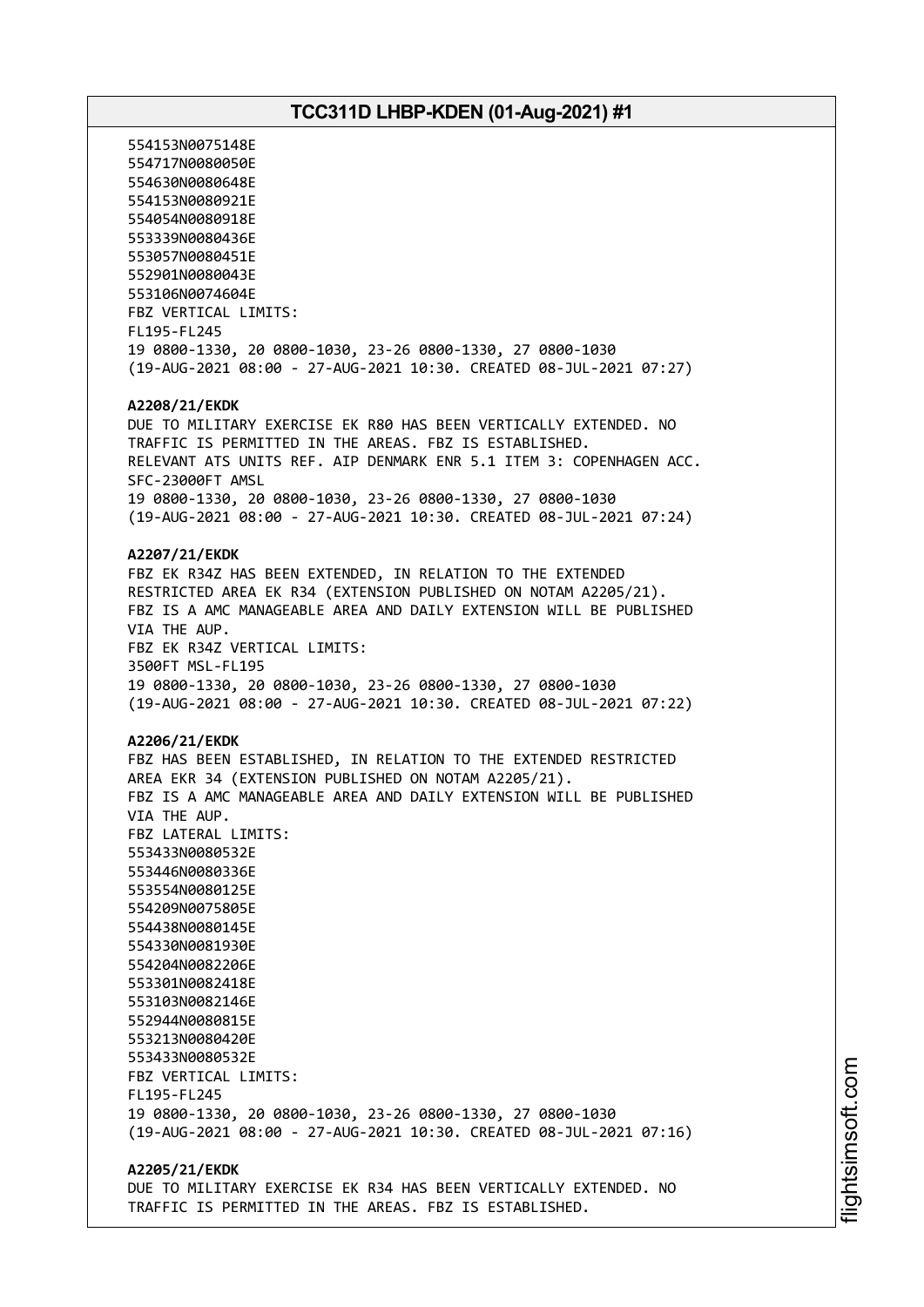554153N0075148E
554717N0080050E
554630N0080648E
554153N0080921E
554054N0080918E
553339N0080436E
553057N0080451E
552901N0080043E
553106N0074604E
FBZ VERTICAL LIMITS:
FL195-FL245
19 0800-1330, 20 0800-1030, 23-26 0800-1330, 27 0800-1030
(19-AUG-2021 08:00 - 27-AUG-2021 10:30. CREATED 08-JUL-2021 07:27)

**A2208/21/EKDK**
DUE TO MILITARY EXERCISE EK R80 HAS BEEN VERTICALLY EXTENDED. NO TRAFFIC IS PERMITTED IN THE AREAS. FBZ IS ESTABLISHED.
RELEVANT ATS UNITS REF. AIP DENMARK ENR 5.1 ITEM 3: COPENHAGEN ACC.
SFC-23000FT AMSL
19 0800-1330, 20 0800-1030, 23-26 0800-1330, 27 0800-1030
(19-AUG-2021 08:00 - 27-AUG-2021 10:30. CREATED 08-JUL-2021 07:24)

**A2207/21/EKDK**
FBZ EK R34Z HAS BEEN EXTENDED, IN RELATION TO THE EXTENDED RESTRICTED AREA EK R34 (EXTENSION PUBLISHED ON NOTAM A2205/21).
FBZ IS A AMC MANAGEABLE AREA AND DAILY EXTENSION WILL BE PUBLISHED VIA THE AUP.
FBZ EK R34Z VERTICAL LIMITS:
3500FT MSL-FL195
19 0800-1330, 20 0800-1030, 23-26 0800-1330, 27 0800-1030
(19-AUG-2021 08:00 - 27-AUG-2021 10:30. CREATED 08-JUL-2021 07:22)

**A2206/21/EKDK**
FBZ HAS BEEN ESTABLISHED, IN RELATION TO THE EXTENDED RESTRICTED AREA EKR 34 (EXTENSION PUBLISHED ON NOTAM A2205/21).
FBZ IS A AMC MANAGEABLE AREA AND DAILY EXTENSION WILL BE PUBLISHED VIA THE AUP.
FBZ LATERAL LIMITS:
553433N0080532E
553446N0080336E
553554N0080125E
554209N0075805E
554438N0080145E
554330N0081930E
554204N0082206E
553301N0082418E
553103N0082146E
552944N0080815E
553213N0080420E
553433N0080532E
FBZ VERTICAL LIMITS:
FL195-FL245
19 0800-1330, 20 0800-1030, 23-26 0800-1330, 27 0800-1030
(19-AUG-2021 08:00 - 27-AUG-2021 10:30. CREATED 08-JUL-2021 07:16)

**A2205/21/EKDK**
DUE TO MILITARY EXERCISE EK R34 HAS BEEN VERTICALLY EXTENDED. NO TRAFFIC IS PERMITTED IN THE AREAS. FBZ IS ESTABLISHED.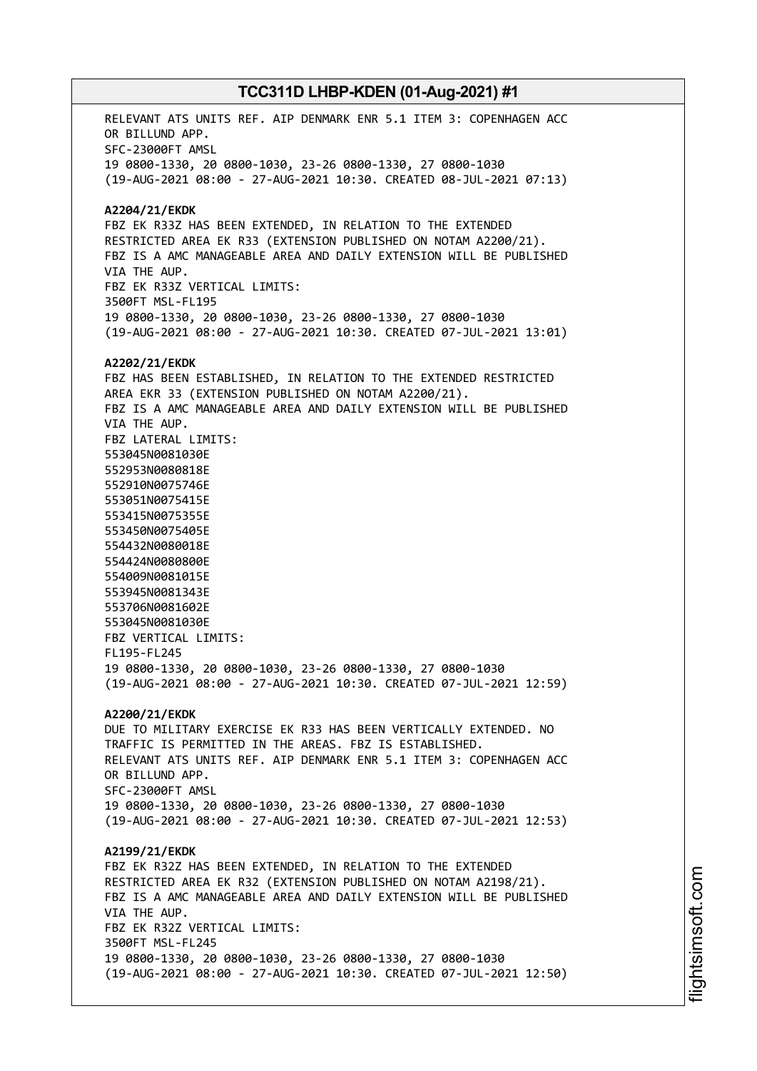RELEVANT ATS UNITS REF. AIP DENMARK ENR 5.1 ITEM 3: COPENHAGEN ACC OR BILLUND APP.
SFC-23000FT AMSL
19 0800-1330, 20 0800-1030, 23-26 0800-1330, 27 0800-1030
(19-AUG-2021 08:00 - 27-AUG-2021 10:30. CREATED 08-JUL-2021 07:13)

**A2204/21/EKDK**
FBZ EK R33Z HAS BEEN EXTENDED, IN RELATION TO THE EXTENDED RESTRICTED AREA EK R33 (EXTENSION PUBLISHED ON NOTAM A2200/21).
FBZ IS A AMC MANAGEABLE AREA AND DAILY EXTENSION WILL BE PUBLISHED VIA THE AUP.
FBZ EK R33Z VERTICAL LIMITS:
3500FT MSL-FL195
19 0800-1330, 20 0800-1030, 23-26 0800-1330, 27 0800-1030
(19-AUG-2021 08:00 - 27-AUG-2021 10:30. CREATED 07-JUL-2021 13:01)

**A2202/21/EKDK**
FBZ HAS BEEN ESTABLISHED, IN RELATION TO THE EXTENDED RESTRICTED AREA EKR 33 (EXTENSION PUBLISHED ON NOTAM A2200/21).
FBZ IS A AMC MANAGEABLE AREA AND DAILY EXTENSION WILL BE PUBLISHED VIA THE AUP.
FBZ LATERAL LIMITS:
553045N0081030E
552953N0080818E
552910N0075746E
553051N0075415E
553415N0075355E
553450N0075405E
554432N0080018E
554424N0080800E
554009N0081015E
553945N0081343E
553706N0081602E
553045N0081030E
FBZ VERTICAL LIMITS:
FL195-FL245
19 0800-1330, 20 0800-1030, 23-26 0800-1330, 27 0800-1030
(19-AUG-2021 08:00 - 27-AUG-2021 10:30. CREATED 07-JUL-2021 12:59)

**A2200/21/EKDK**
DUE TO MILITARY EXERCISE EK R33 HAS BEEN VERTICALLY EXTENDED. NO TRAFFIC IS PERMITTED IN THE AREAS. FBZ IS ESTABLISHED.
RELEVANT ATS UNITS REF. AIP DENMARK ENR 5.1 ITEM 3: COPENHAGEN ACC OR BILLUND APP.
SFC-23000FT AMSL
19 0800-1330, 20 0800-1030, 23-26 0800-1330, 27 0800-1030
(19-AUG-2021 08:00 - 27-AUG-2021 10:30. CREATED 07-JUL-2021 12:53)

**A2199/21/EKDK**
FBZ EK R32Z HAS BEEN EXTENDED, IN RELATION TO THE EXTENDED RESTRICTED AREA EK R32 (EXTENSION PUBLISHED ON NOTAM A2198/21).
FBZ IS A AMC MANAGEABLE AREA AND DAILY EXTENSION WILL BE PUBLISHED VIA THE AUP.
FBZ EK R32Z VERTICAL LIMITS:
3500FT MSL-FL245
19 0800-1330, 20 0800-1030, 23-26 0800-1330, 27 0800-1030
(19-AUG-2021 08:00 - 27-AUG-2021 10:30. CREATED 07-JUL-2021 12:50)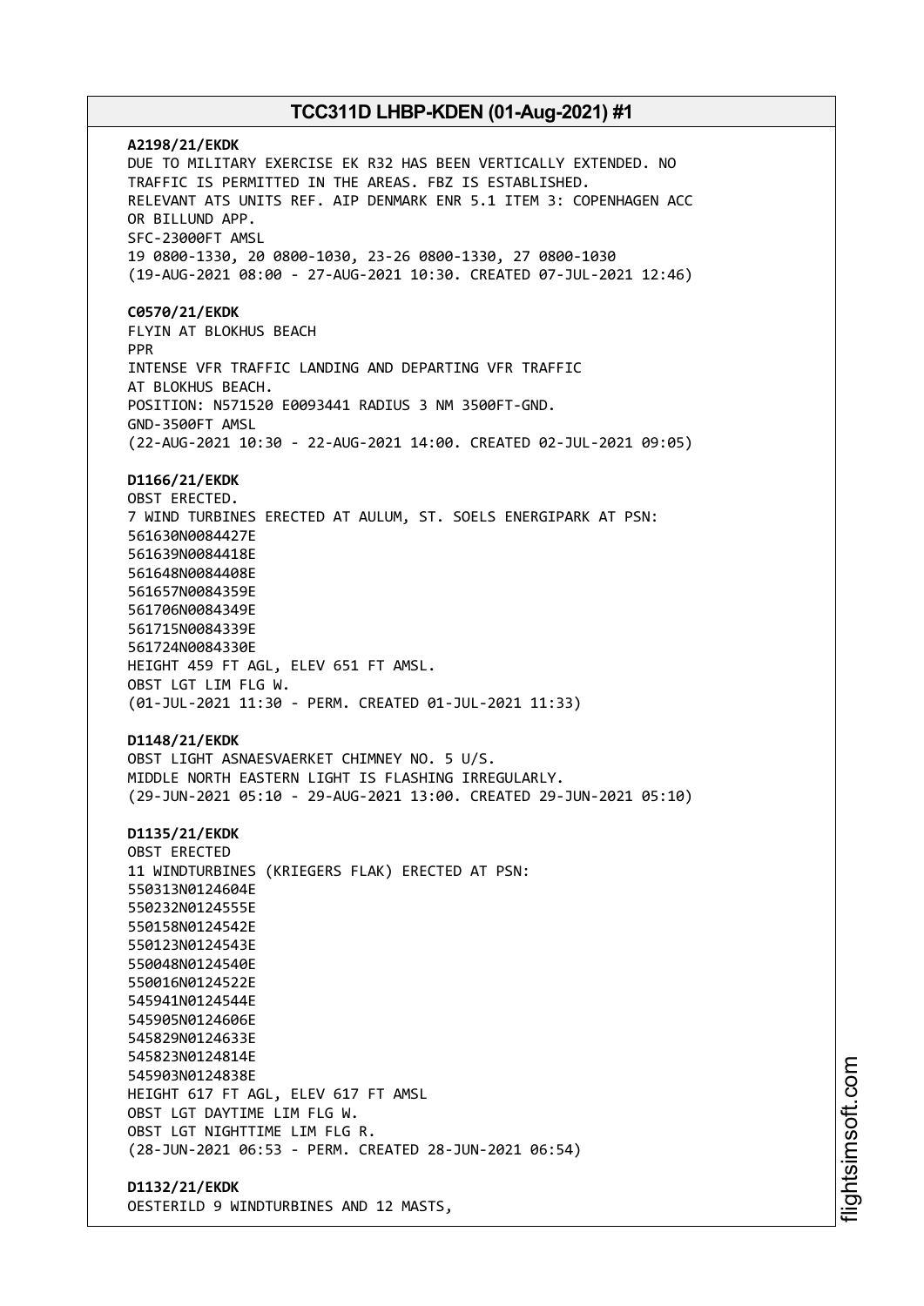**A2198/21/EKDK**
DUE TO MILITARY EXERCISE EK R32 HAS BEEN VERTICALLY EXTENDED. NO
TRAFFIC IS PERMITTED IN THE AREAS. FBZ IS ESTABLISHED.
RELEVANT ATS UNITS REF. AIP DENMARK ENR 5.1 ITEM 3: COPENHAGEN ACC
OR BILLUND APP.
SFC-23000FT AMSL
19 0800-1330, 20 0800-1030, 23-26 0800-1330, 27 0800-1030
(19-AUG-2021 08:00 - 27-AUG-2021 10:30. CREATED 07-JUL-2021 12:46)

**C0570/21/EKDK**
FLYIN AT BLOKHUS BEACH
PPR
INTENSE VFR TRAFFIC LANDING AND DEPARTING VFR TRAFFIC
AT BLOKHUS BEACH.
POSITION: N571520 E0093441 RADIUS 3 NM 3500FT-GND.
GND-3500FT AMSL
(22-AUG-2021 10:30 - 22-AUG-2021 14:00. CREATED 02-JUL-2021 09:05)

**D1166/21/EKDK**
OBST ERECTED.
7 WIND TURBINES ERECTED AT AULUM, ST. SOELS ENERGIPARK AT PSN:
561630N0084427E
561639N0084418E
561648N0084408E
561657N0084359E
561706N0084349E
561715N0084339E
561724N0084330E
HEIGHT 459 FT AGL, ELEV 651 FT AMSL.
OBST LGT LIM FLG W.
(01-JUL-2021 11:30 - PERM. CREATED 01-JUL-2021 11:33)

**D1148/21/EKDK**
OBST LIGHT ASNAESVAERKET CHIMNEY NO. 5 U/S.
MIDDLE NORTH EASTERN LIGHT IS FLASHING IRREGULARLY.
(29-JUN-2021 05:10 - 29-AUG-2021 13:00. CREATED 29-JUN-2021 05:10)

**D1135/21/EKDK**
OBST ERECTED
11 WINDTURBINES (KRIEGERS FLAK) ERECTED AT PSN:
550313N0124604E
550232N0124555E
550158N0124542E
550123N0124543E
550048N0124540E
550016N0124522E
545941N0124544E
545905N0124606E
545829N0124633E
545823N0124814E
545903N0124838E
HEIGHT 617 FT AGL, ELEV 617 FT AMSL
OBST LGT DAYTIME LIM FLG W.
OBST LGT NIGHTTIME LIM FLG R.
(28-JUN-2021 06:53 - PERM. CREATED 28-JUN-2021 06:54)

**D1132/21/EKDK**
OESTERILD 9 WINDTURBINES AND 12 MASTS,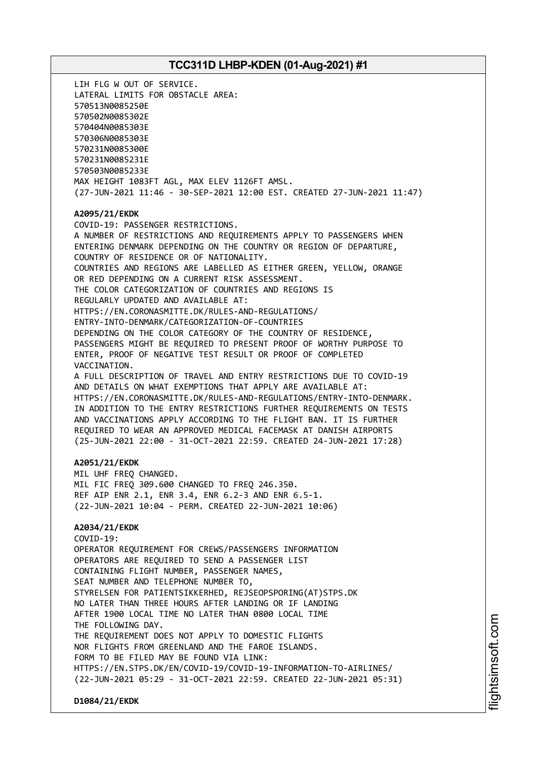LIH FLG W OUT OF SERVICE.
LATERAL LIMITS FOR OBSTACLE AREA:
570513N0085250E
570502N0085302E
570404N0085303E
570306N0085303E
570231N0085300E
570231N0085231E
570503N0085233E
MAX HEIGHT 1083FT AGL, MAX ELEV 1126FT AMSL.
(27-JUN-2021 11:46 - 30-SEP-2021 12:00 EST. CREATED 27-JUN-2021 11:47)

**A2095/21/EKDK**
COVID-19: PASSENGER RESTRICTIONS.
A NUMBER OF RESTRICTIONS AND REQUIREMENTS APPLY TO PASSENGERS WHEN ENTERING DENMARK DEPENDING ON THE COUNTRY OR REGION OF DEPARTURE, COUNTRY OF RESIDENCE OR OF NATIONALITY.
COUNTRIES AND REGIONS ARE LABELLED AS EITHER GREEN, YELLOW, ORANGE OR RED DEPENDING ON A CURRENT RISK ASSESSMENT.
THE COLOR CATEGORIZATION OF COUNTRIES AND REGIONS IS REGULARLY UPDATED AND AVAILABLE AT:
HTTPS://EN.CORONASMITTE.DK/RULES-AND-REGULATIONS/
ENTRY-INTO-DENMARK/CATEGORIZATION-OF-COUNTRIES
DEPENDING ON THE COLOR CATEGORY OF THE COUNTRY OF RESIDENCE, PASSENGERS MIGHT BE REQUIRED TO PRESENT PROOF OF WORTHY PURPOSE TO ENTER, PROOF OF NEGATIVE TEST RESULT OR PROOF OF COMPLETED VACCINATION.
A FULL DESCRIPTION OF TRAVEL AND ENTRY RESTRICTIONS DUE TO COVID-19 AND DETAILS ON WHAT EXEMPTIONS THAT APPLY ARE AVAILABLE AT:
HTTPS://EN.CORONASMITTE.DK/RULES-AND-REGULATIONS/ENTRY-INTO-DENMARK.
IN ADDITION TO THE ENTRY RESTRICTIONS FURTHER REQUIREMENTS ON TESTS AND VACCINATIONS APPLY ACCORDING TO THE FLIGHT BAN. IT IS FURTHER REQUIRED TO WEAR AN APPROVED MEDICAL FACEMASK AT DANISH AIRPORTS
(25-JUN-2021 22:00 - 31-OCT-2021 22:59. CREATED 24-JUN-2021 17:28)

**A2051/21/EKDK**
MIL UHF FREQ CHANGED.
MIL FIC FREQ 309.600 CHANGED TO FREQ 246.350.
REF AIP ENR 2.1, ENR 3.4, ENR 6.2-3 AND ENR 6.5-1.
(22-JUN-2021 10:04 - PERM. CREATED 22-JUN-2021 10:06)

**A2034/21/EKDK**
COVID-19:
OPERATOR REQUIREMENT FOR CREWS/PASSENGERS INFORMATION
OPERATORS ARE REQUIRED TO SEND A PASSENGER LIST CONTAINING FLIGHT NUMBER, PASSENGER NAMES, SEAT NUMBER AND TELEPHONE NUMBER TO,
STYRELSEN FOR PATIENTSIKKERHED, REJSEOPSPORING(AT)STPS.DK
NO LATER THAN THREE HOURS AFTER LANDING OR IF LANDING AFTER 1900 LOCAL TIME NO LATER THAN 0800 LOCAL TIME THE FOLLOWING DAY.
THE REQUIREMENT DOES NOT APPLY TO DOMESTIC FLIGHTS NOR FLIGHTS FROM GREENLAND AND THE FAROE ISLANDS.
FORM TO BE FILED MAY BE FOUND VIA LINK:
HTTPS://EN.STPS.DK/EN/COVID-19/COVID-19-INFORMATION-TO-AIRLINES/
(22-JUN-2021 05:29 - 31-OCT-2021 22:59. CREATED 22-JUN-2021 05:31)

**D1084/21/EKDK**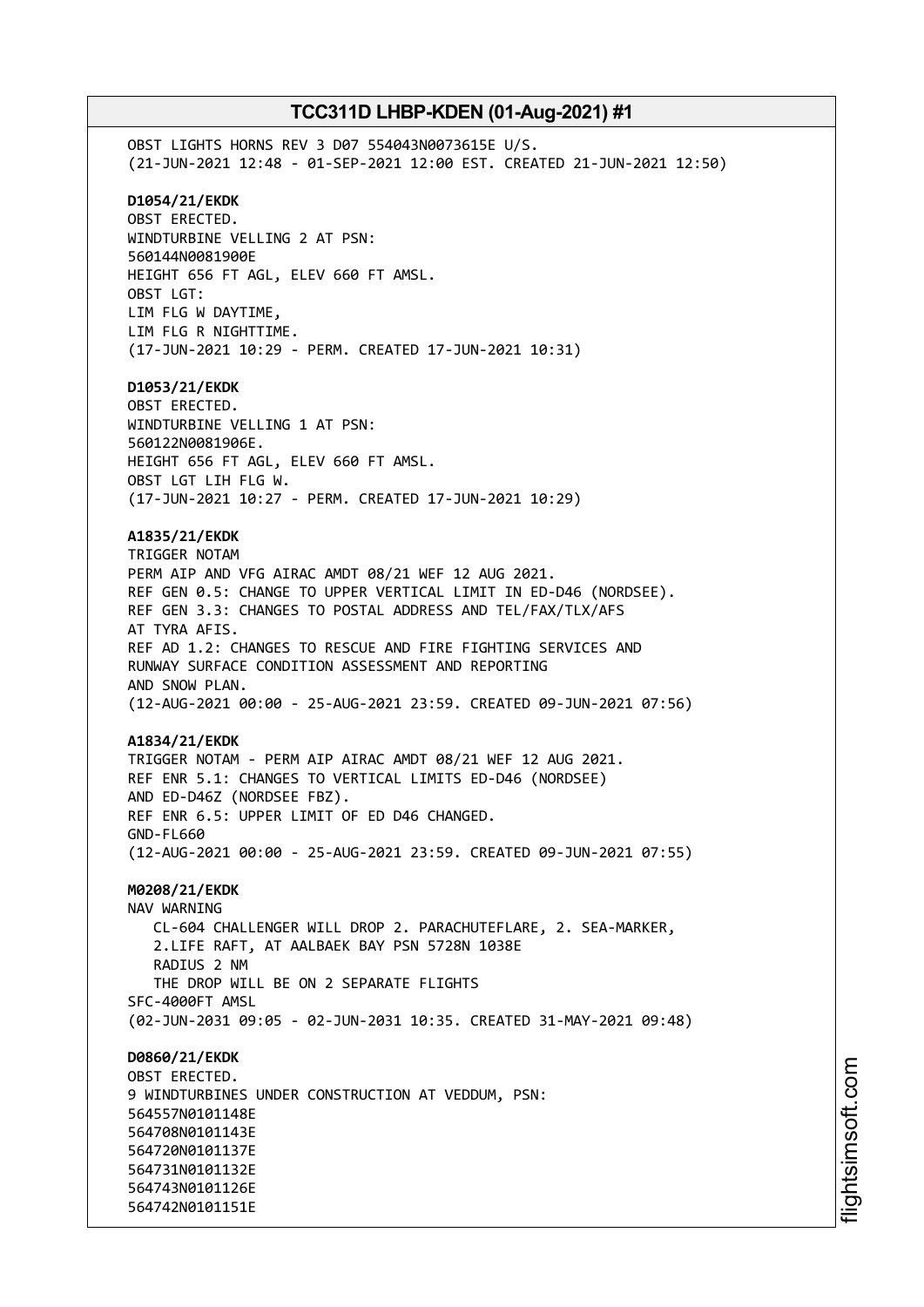OBST LIGHTS HORNS REV 3 D07 554043N0073615E U/S.
(21-JUN-2021 12:48 - 01-SEP-2021 12:00 EST. CREATED 21-JUN-2021 12:50)

**D1054/21/EKDK**
OBST ERECTED.
WINDTURBINE VELLING 2 AT PSN:
560144N0081900E
HEIGHT 656 FT AGL, ELEV 660 FT AMSL.
OBST LGT:
LIM FLG W DAYTIME,
LIM FLG R NIGHTTIME.
(17-JUN-2021 10:29 - PERM. CREATED 17-JUN-2021 10:31)

**D1053/21/EKDK**
OBST ERECTED.
WINDTURBINE VELLING 1 AT PSN:
560122N0081906E.
HEIGHT 656 FT AGL, ELEV 660 FT AMSL.
OBST LGT LIH FLG W.
(17-JUN-2021 10:27 - PERM. CREATED 17-JUN-2021 10:29)

**A1835/21/EKDK**
TRIGGER NOTAM
PERM AIP AND VFG AIRAC AMDT 08/21 WEF 12 AUG 2021.
REF GEN 0.5: CHANGE TO UPPER VERTICAL LIMIT IN ED-D46 (NORDSEE).
REF GEN 3.3: CHANGES TO POSTAL ADDRESS AND TEL/FAX/TLX/AFS
AT TYRA AFIS.
REF AD 1.2: CHANGES TO RESCUE AND FIRE FIGHTING SERVICES AND
RUNWAY SURFACE CONDITION ASSESSMENT AND REPORTING
AND SNOW PLAN.
(12-AUG-2021 00:00 - 25-AUG-2021 23:59. CREATED 09-JUN-2021 07:56)

**A1834/21/EKDK**
TRIGGER NOTAM - PERM AIP AIRAC AMDT 08/21 WEF 12 AUG 2021.
REF ENR 5.1: CHANGES TO VERTICAL LIMITS ED-D46 (NORDSEE)
AND ED-D46Z (NORDSEE FBZ).
REF ENR 6.5: UPPER LIMIT OF ED D46 CHANGED.
GND-FL660
(12-AUG-2021 00:00 - 25-AUG-2021 23:59. CREATED 09-JUN-2021 07:55)

**M0208/21/EKDK**
NAV WARNING
CL-604 CHALLENGER WILL DROP 2. PARACHUTEFLARE, 2. SEA-MARKER,
2.LIFE RAFT, AT AALBAEK BAY PSN 5728N 1038E
RADIUS 2 NM
THE DROP WILL BE ON 2 SEPARATE FLIGHTS
SFC-4000FT AMSL
(02-JUN-2031 09:05 - 02-JUN-2031 10:35. CREATED 31-MAY-2021 09:48)

**D0860/21/EKDK**
OBST ERECTED.
9 WINDTURBINES UNDER CONSTRUCTION AT VEDDUM, PSN:
564557N0101148E
564708N0101143E
564720N0101137E
564731N0101132E
564743N0101126E
564742N0101151E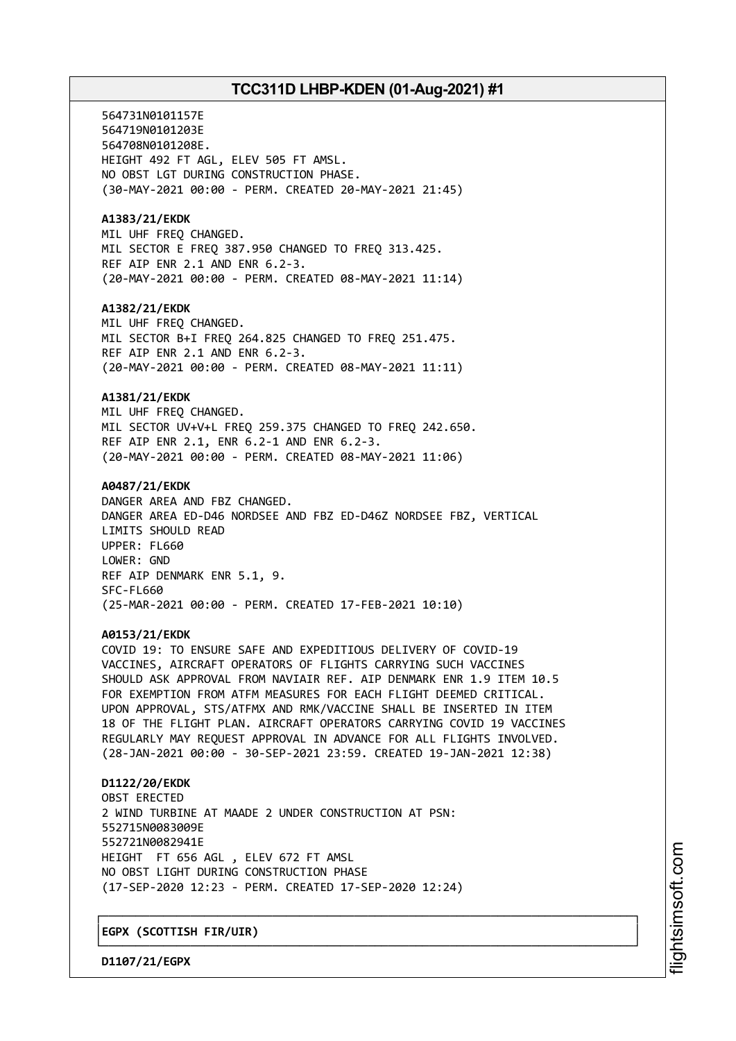564731N0101157E
564719N0101203E
564708N0101208E.
HEIGHT 492 FT AGL, ELEV 505 FT AMSL.
NO OBST LGT DURING CONSTRUCTION PHASE.
(30-MAY-2021 00:00 - PERM. CREATED 20-MAY-2021 21:45)

**A1383/21/EKDK**
MIL UHF FREQ CHANGED.
MIL SECTOR E FREQ 387.950 CHANGED TO FREQ 313.425.
REF AIP ENR 2.1 AND ENR 6.2-3.
(20-MAY-2021 00:00 - PERM. CREATED 08-MAY-2021 11:14)

**A1382/21/EKDK**
MIL UHF FREQ CHANGED.
MIL SECTOR B+I FREQ 264.825 CHANGED TO FREQ 251.475.
REF AIP ENR 2.1 AND ENR 6.2-3.
(20-MAY-2021 00:00 - PERM. CREATED 08-MAY-2021 11:11)

**A1381/21/EKDK**
MIL UHF FREQ CHANGED.
MIL SECTOR UV+V+L FREQ 259.375 CHANGED TO FREQ 242.650.
REF AIP ENR 2.1, ENR 6.2-1 AND ENR 6.2-3.
(20-MAY-2021 00:00 - PERM. CREATED 08-MAY-2021 11:06)

**A0487/21/EKDK**
DANGER AREA AND FBZ CHANGED.
DANGER AREA ED-D46 NORDSEE AND FBZ ED-D46Z NORDSEE FBZ, VERTICAL LIMITS SHOULD READ
UPPER: FL660
LOWER: GND
REF AIP DENMARK ENR 5.1, 9.
SFC-FL660
(25-MAR-2021 00:00 - PERM. CREATED 17-FEB-2021 10:10)

**A0153/21/EKDK**
COVID 19: TO ENSURE SAFE AND EXPEDITIOUS DELIVERY OF COVID-19 VACCINES, AIRCRAFT OPERATORS OF FLIGHTS CARRYING SUCH VACCINES SHOULD ASK APPROVAL FROM NAVIAIR REF. AIP DENMARK ENR 1.9 ITEM 10.5 FOR EXEMPTION FROM ATFM MEASURES FOR EACH FLIGHT DEEMED CRITICAL. UPON APPROVAL, STS/ATFMX AND RMK/VACCINE SHALL BE INSERTED IN ITEM 18 OF THE FLIGHT PLAN. AIRCRAFT OPERATORS CARRYING COVID 19 VACCINES REGULARLY MAY REQUEST APPROVAL IN ADVANCE FOR ALL FLIGHTS INVOLVED.
(28-JAN-2021 00:00 - 30-SEP-2021 23:59. CREATED 19-JAN-2021 12:38)

**D1122/20/EKDK**
OBST ERECTED
2 WIND TURBINE AT MAADE 2 UNDER CONSTRUCTION AT PSN:
552715N0083009E
552721N0082941E
HEIGHT FT 656 AGL , ELEV 672 FT AMSL
NO OBST LIGHT DURING CONSTRUCTION PHASE
(17-SEP-2020 12:23 - PERM. CREATED 17-SEP-2020 12:24)

## EGPX (SCOTTISH FIR/UIR)

**D1107/21/EGPX**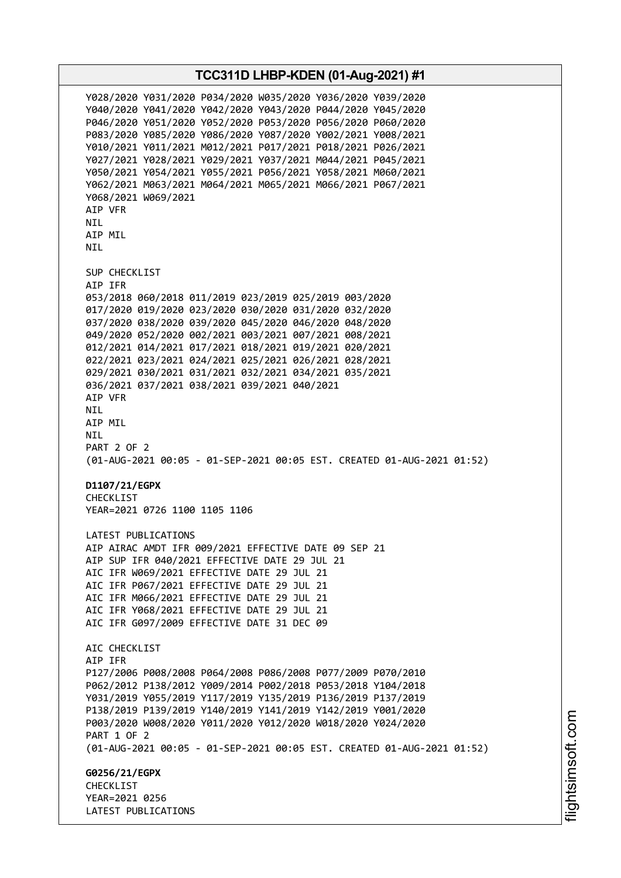Y028/2020 Y031/2020 P034/2020 W035/2020 Y036/2020 Y039/2020
Y040/2020 Y041/2020 Y042/2020 Y043/2020 P044/2020 Y045/2020
P046/2020 Y051/2020 Y052/2020 P053/2020 P056/2020 P060/2020
P083/2020 Y085/2020 Y086/2020 Y087/2020 Y002/2021 Y008/2021
Y010/2021 Y011/2021 M012/2021 P017/2021 P018/2021 P026/2021
Y027/2021 Y028/2021 Y029/2021 Y037/2021 M044/2021 P045/2021
Y050/2021 Y054/2021 Y055/2021 P056/2021 Y058/2021 M060/2021
Y062/2021 M063/2021 M064/2021 M065/2021 M066/2021 P067/2021
Y068/2021 W069/2021
AIP VFR
NIL
AIP MIL
NIL

SUP CHECKLIST
AIP IFR
053/2018 060/2018 011/2019 023/2019 025/2019 003/2020
017/2020 019/2020 023/2020 030/2020 031/2020 032/2020
037/2020 038/2020 039/2020 045/2020 046/2020 048/2020
049/2020 052/2020 002/2021 003/2021 007/2021 008/2021
012/2021 014/2021 017/2021 018/2021 019/2021 020/2021
022/2021 023/2021 024/2021 025/2021 026/2021 028/2021
029/2021 030/2021 031/2021 032/2021 034/2021 035/2021
036/2021 037/2021 038/2021 039/2021 040/2021
AIP VFR
NIL
AIP MIL
NIL
PART 2 OF 2
(01-AUG-2021 00:05 - 01-SEP-2021 00:05 EST. CREATED 01-AUG-2021 01:52)

**D1107/21/EGPX**
CHECKLIST
YEAR=2021 0726 1100 1105 1106

LATEST PUBLICATIONS
AIP AIRAC AMDT IFR 009/2021 EFFECTIVE DATE 09 SEP 21
AIP SUP IFR 040/2021 EFFECTIVE DATE 29 JUL 21
AIC IFR W069/2021 EFFECTIVE DATE 29 JUL 21
AIC IFR P067/2021 EFFECTIVE DATE 29 JUL 21
AIC IFR M066/2021 EFFECTIVE DATE 29 JUL 21
AIC IFR Y068/2021 EFFECTIVE DATE 29 JUL 21
AIC IFR G097/2009 EFFECTIVE DATE 31 DEC 09

AIC CHECKLIST
AIP IFR
P127/2006 P008/2008 P064/2008 P086/2008 P077/2009 P070/2010
P062/2012 P138/2012 Y009/2014 P002/2018 P053/2018 Y104/2018
Y031/2019 Y055/2019 Y117/2019 Y135/2019 P136/2019 P137/2019
P138/2019 P139/2019 Y140/2019 Y141/2019 Y142/2019 Y001/2020
P003/2020 W008/2020 Y011/2020 Y012/2020 W018/2020 Y024/2020
PART 1 OF 2
(01-AUG-2021 00:05 - 01-SEP-2021 00:05 EST. CREATED 01-AUG-2021 01:52)

**G0256/21/EGPX**
CHECKLIST
YEAR=2021 0256
LATEST PUBLICATIONS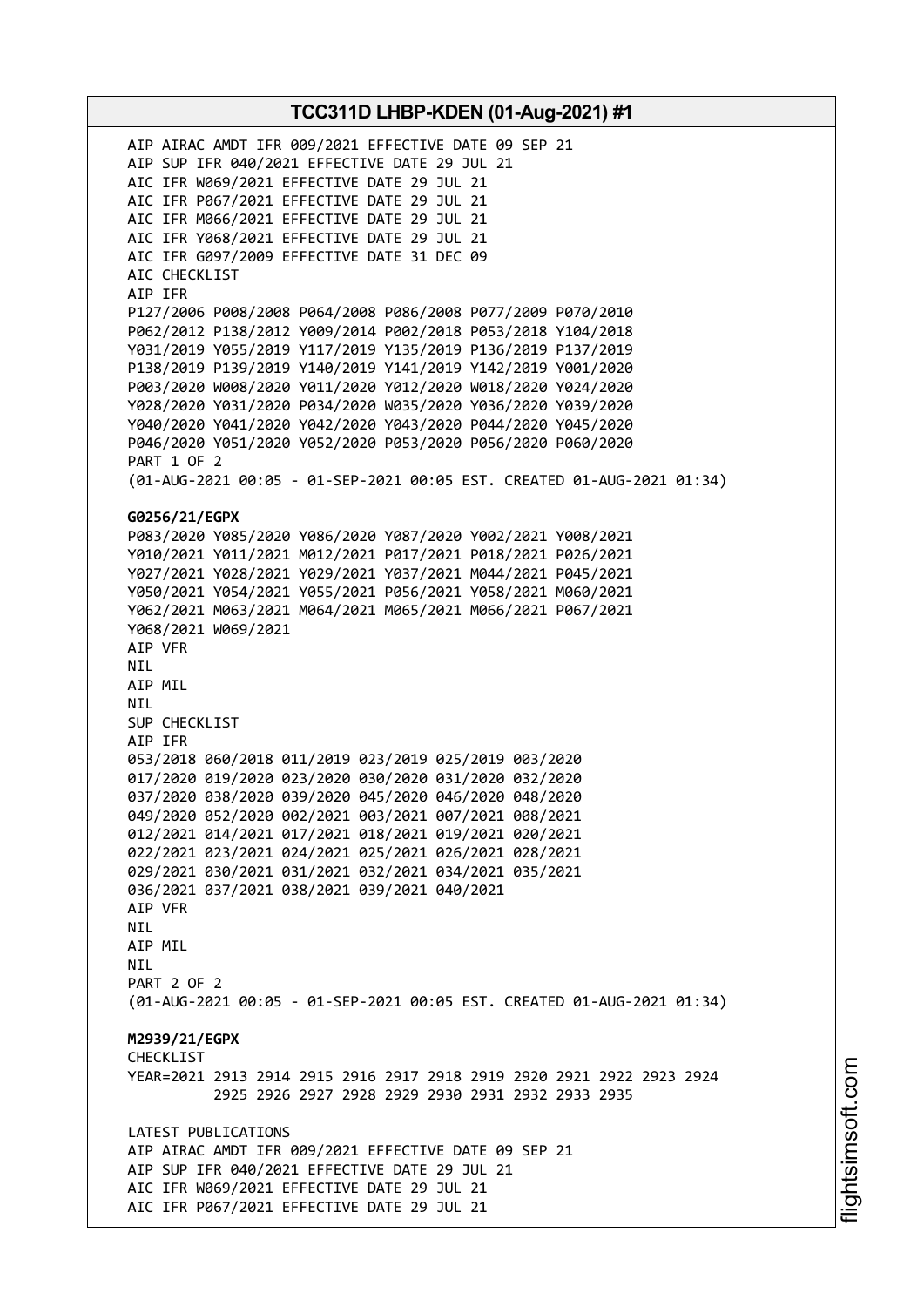AIP AIRAC AMDT IFR 009/2021 EFFECTIVE DATE 09 SEP 21
AIP SUP IFR 040/2021 EFFECTIVE DATE 29 JUL 21
AIC IFR W069/2021 EFFECTIVE DATE 29 JUL 21
AIC IFR P067/2021 EFFECTIVE DATE 29 JUL 21
AIC IFR M066/2021 EFFECTIVE DATE 29 JUL 21
AIC IFR Y068/2021 EFFECTIVE DATE 29 JUL 21
AIC IFR G097/2009 EFFECTIVE DATE 31 DEC 09
AIC CHECKLIST
AIP IFR
P127/2006 P008/2008 P064/2008 P086/2008 P077/2009 P070/2010
P062/2012 P138/2012 Y009/2014 P002/2018 P053/2018 Y104/2018
Y031/2019 Y055/2019 Y117/2019 Y135/2019 P136/2019 P137/2019
P138/2019 P139/2019 Y140/2019 Y141/2019 Y142/2019 Y001/2020
P003/2020 W008/2020 Y011/2020 Y012/2020 W018/2020 Y024/2020
Y028/2020 Y031/2020 P034/2020 W035/2020 Y036/2020 Y039/2020
Y040/2020 Y041/2020 Y042/2020 Y043/2020 P044/2020 Y045/2020
P046/2020 Y051/2020 Y052/2020 P053/2020 P056/2020 P060/2020
PART 1 OF 2
(01-AUG-2021 00:05 - 01-SEP-2021 00:05 EST. CREATED 01-AUG-2021 01:34)

**G0256/21/EGPX**
P083/2020 Y085/2020 Y086/2020 Y087/2020 Y002/2021 Y008/2021
Y010/2021 Y011/2021 M012/2021 P017/2021 P018/2021 P026/2021
Y027/2021 Y028/2021 Y029/2021 Y037/2021 M044/2021 P045/2021
Y050/2021 Y054/2021 Y055/2021 P056/2021 Y058/2021 M060/2021
Y062/2021 M063/2021 M064/2021 M065/2021 M066/2021 P067/2021
Y068/2021 W069/2021
AIP VFR
NIL
AIP MIL
NIL
SUP CHECKLIST
AIP IFR
053/2018 060/2018 011/2019 023/2019 025/2019 003/2020
017/2020 019/2020 023/2020 030/2020 031/2020 032/2020
037/2020 038/2020 039/2020 045/2020 046/2020 048/2020
049/2020 052/2020 002/2021 003/2021 007/2021 008/2021
012/2021 014/2021 017/2021 018/2021 019/2021 020/2021
022/2021 023/2021 024/2021 025/2021 026/2021 028/2021
029/2021 030/2021 031/2021 032/2021 034/2021 035/2021
036/2021 037/2021 038/2021 039/2021 040/2021
AIP VFR
NIL
AIP MIL
NIL
PART 2 OF 2
(01-AUG-2021 00:05 - 01-SEP-2021 00:05 EST. CREATED 01-AUG-2021 01:34)

**M2939/21/EGPX**
CHECKLIST
YEAR=2021 2913 2914 2915 2916 2917 2918 2919 2920 2921 2922 2923 2924
2925 2926 2927 2928 2929 2930 2931 2932 2933 2935

LATEST PUBLICATIONS
AIP AIRAC AMDT IFR 009/2021 EFFECTIVE DATE 09 SEP 21
AIP SUP IFR 040/2021 EFFECTIVE DATE 29 JUL 21
AIC IFR W069/2021 EFFECTIVE DATE 29 JUL 21
AIC IFR P067/2021 EFFECTIVE DATE 29 JUL 21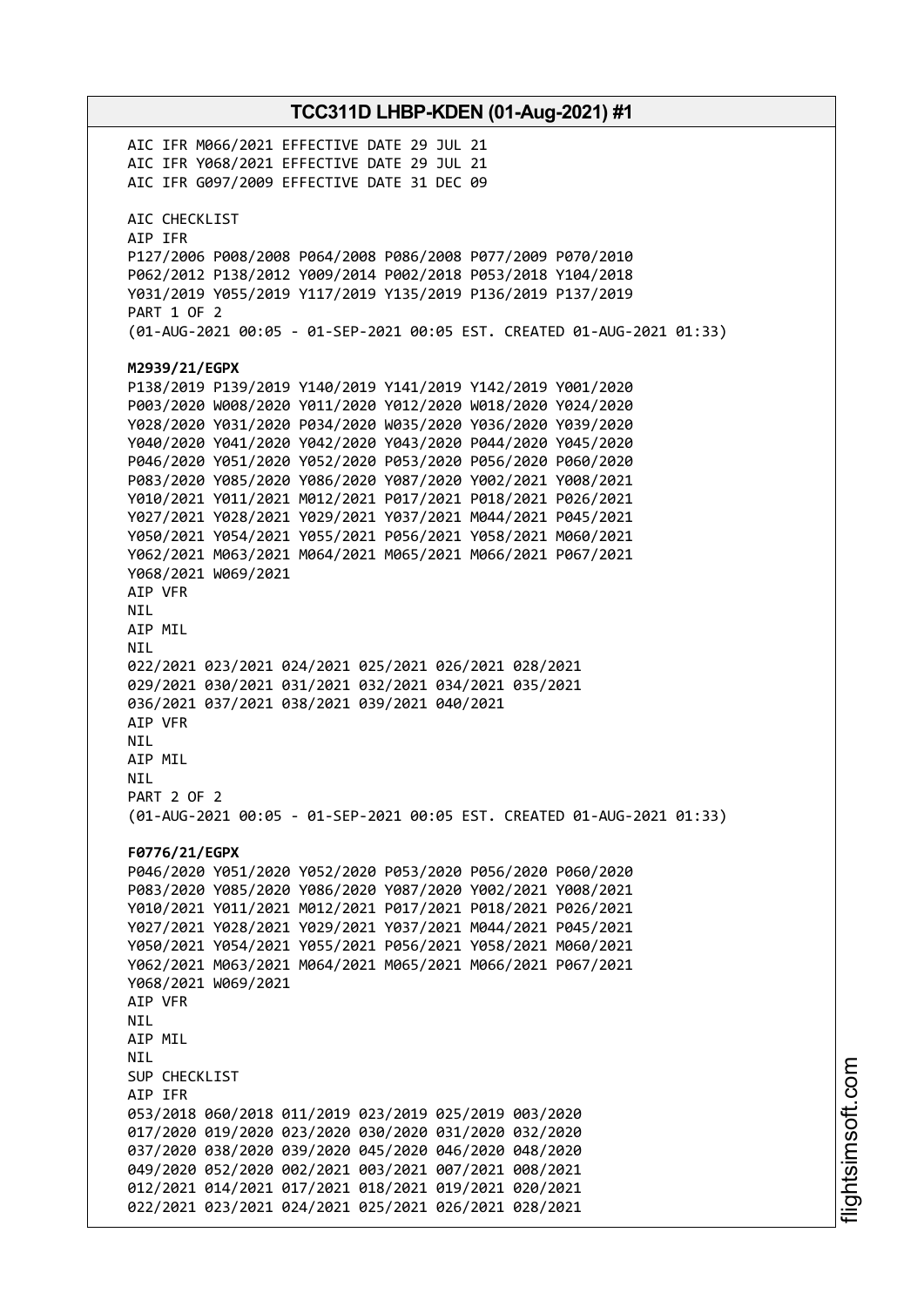AIC IFR M066/2021 EFFECTIVE DATE 29 JUL 21
AIC IFR Y068/2021 EFFECTIVE DATE 29 JUL 21
AIC IFR G097/2009 EFFECTIVE DATE 31 DEC 09

AIC CHECKLIST
AIP IFR
P127/2006 P008/2008 P064/2008 P086/2008 P077/2009 P070/2010
P062/2012 P138/2012 Y009/2014 P002/2018 P053/2018 Y104/2018
Y031/2019 Y055/2019 Y117/2019 Y135/2019 P136/2019 P137/2019
PART 1 OF 2
(01-AUG-2021 00:05 - 01-SEP-2021 00:05 EST. CREATED 01-AUG-2021 01:33)

**M2939/21/EGPX**
P138/2019 P139/2019 Y140/2019 Y141/2019 Y142/2019 Y001/2020
P003/2020 W008/2020 Y011/2020 Y012/2020 W018/2020 Y024/2020
Y028/2020 Y031/2020 P034/2020 W035/2020 Y036/2020 Y039/2020
Y040/2020 Y041/2020 Y042/2020 Y043/2020 P044/2020 Y045/2020
P046/2020 Y051/2020 Y052/2020 P053/2020 P056/2020 P060/2020
P083/2020 Y085/2020 Y086/2020 Y087/2020 Y002/2021 Y008/2021
Y010/2021 Y011/2021 M012/2021 P017/2021 P018/2021 P026/2021
Y027/2021 Y028/2021 Y029/2021 Y037/2021 M044/2021 P045/2021
Y050/2021 Y054/2021 Y055/2021 P056/2021 Y058/2021 M060/2021
Y062/2021 M063/2021 M064/2021 M065/2021 M066/2021 P067/2021
Y068/2021 W069/2021
AIP VFR
NIL
AIP MIL
NIL
022/2021 023/2021 024/2021 025/2021 026/2021 028/2021
029/2021 030/2021 031/2021 032/2021 034/2021 035/2021
036/2021 037/2021 038/2021 039/2021 040/2021
AIP VFR
NIL
AIP MIL
NIL
PART 2 OF 2
(01-AUG-2021 00:05 - 01-SEP-2021 00:05 EST. CREATED 01-AUG-2021 01:33)

**F0776/21/EGPX**
P046/2020 Y051/2020 Y052/2020 P053/2020 P056/2020 P060/2020
P083/2020 Y085/2020 Y086/2020 Y087/2020 Y002/2021 Y008/2021
Y010/2021 Y011/2021 M012/2021 P017/2021 P018/2021 P026/2021
Y027/2021 Y028/2021 Y029/2021 Y037/2021 M044/2021 P045/2021
Y050/2021 Y054/2021 Y055/2021 P056/2021 Y058/2021 M060/2021
Y062/2021 M063/2021 M064/2021 M065/2021 M066/2021 P067/2021
Y068/2021 W069/2021
AIP VFR
NIL
AIP MIL
NIL
SUP CHECKLIST
AIP IFR
053/2018 060/2018 011/2019 023/2019 025/2019 003/2020
017/2020 019/2020 023/2020 030/2020 031/2020 032/2020
037/2020 038/2020 039/2020 045/2020 046/2020 048/2020
049/2020 052/2020 002/2021 003/2021 007/2021 008/2021
012/2021 014/2021 017/2021 018/2021 019/2021 020/2021
022/2021 023/2021 024/2021 025/2021 026/2021 028/2021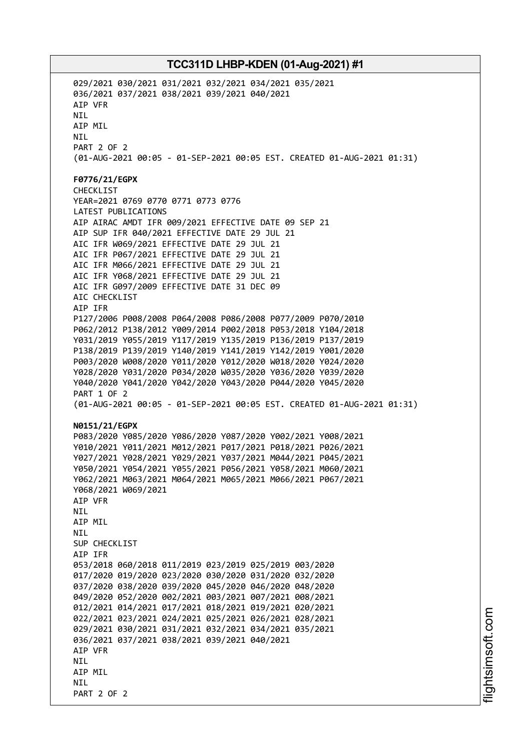029/2021 030/2021 031/2021 032/2021 034/2021 035/2021
036/2021 037/2021 038/2021 039/2021 040/2021
AIP VFR
NIL
AIP MIL
NIL
PART 2 OF 2
(01-AUG-2021 00:05 - 01-SEP-2021 00:05 EST. CREATED 01-AUG-2021 01:31)

**F0776/21/EGPX**
CHECKLIST
YEAR=2021 0769 0770 0771 0773 0776
LATEST PUBLICATIONS
AIP AIRAC AMDT IFR 009/2021 EFFECTIVE DATE 09 SEP 21
AIP SUP IFR 040/2021 EFFECTIVE DATE 29 JUL 21
AIC IFR W069/2021 EFFECTIVE DATE 29 JUL 21
AIC IFR P067/2021 EFFECTIVE DATE 29 JUL 21
AIC IFR M066/2021 EFFECTIVE DATE 29 JUL 21
AIC IFR Y068/2021 EFFECTIVE DATE 29 JUL 21
AIC IFR G097/2009 EFFECTIVE DATE 31 DEC 09
AIC CHECKLIST
AIP IFR
P127/2006 P008/2008 P064/2008 P086/2008 P077/2009 P070/2010
P062/2012 P138/2012 Y009/2014 P002/2018 P053/2018 Y104/2018
Y031/2019 Y055/2019 Y117/2019 Y135/2019 P136/2019 P137/2019
P138/2019 P139/2019 Y140/2019 Y141/2019 Y142/2019 Y001/2020
P003/2020 W008/2020 Y011/2020 Y012/2020 W018/2020 Y024/2020
Y028/2020 Y031/2020 P034/2020 W035/2020 Y036/2020 Y039/2020
Y040/2020 Y041/2020 Y042/2020 Y043/2020 P044/2020 Y045/2020
PART 1 OF 2
(01-AUG-2021 00:05 - 01-SEP-2021 00:05 EST. CREATED 01-AUG-2021 01:31)

**N0151/21/EGPX**
P083/2020 Y085/2020 Y086/2020 Y087/2020 Y002/2021 Y008/2021
Y010/2021 Y011/2021 M012/2021 P017/2021 P018/2021 P026/2021
Y027/2021 Y028/2021 Y029/2021 Y037/2021 M044/2021 P045/2021
Y050/2021 Y054/2021 Y055/2021 P056/2021 Y058/2021 M060/2021
Y062/2021 M063/2021 M064/2021 M065/2021 M066/2021 P067/2021
Y068/2021 W069/2021
AIP VFR
NIL
AIP MIL
NIL
SUP CHECKLIST
AIP IFR
053/2018 060/2018 011/2019 023/2019 025/2019 003/2020
017/2020 019/2020 023/2020 030/2020 031/2020 032/2020
037/2020 038/2020 039/2020 045/2020 046/2020 048/2020
049/2020 052/2020 002/2021 003/2021 007/2021 008/2021
012/2021 014/2021 017/2021 018/2021 019/2021 020/2021
022/2021 023/2021 024/2021 025/2021 026/2021 028/2021
029/2021 030/2021 031/2021 032/2021 034/2021 035/2021
036/2021 037/2021 038/2021 039/2021 040/2021
AIP VFR
NIL
AIP MIL
NIL
PART 2 OF 2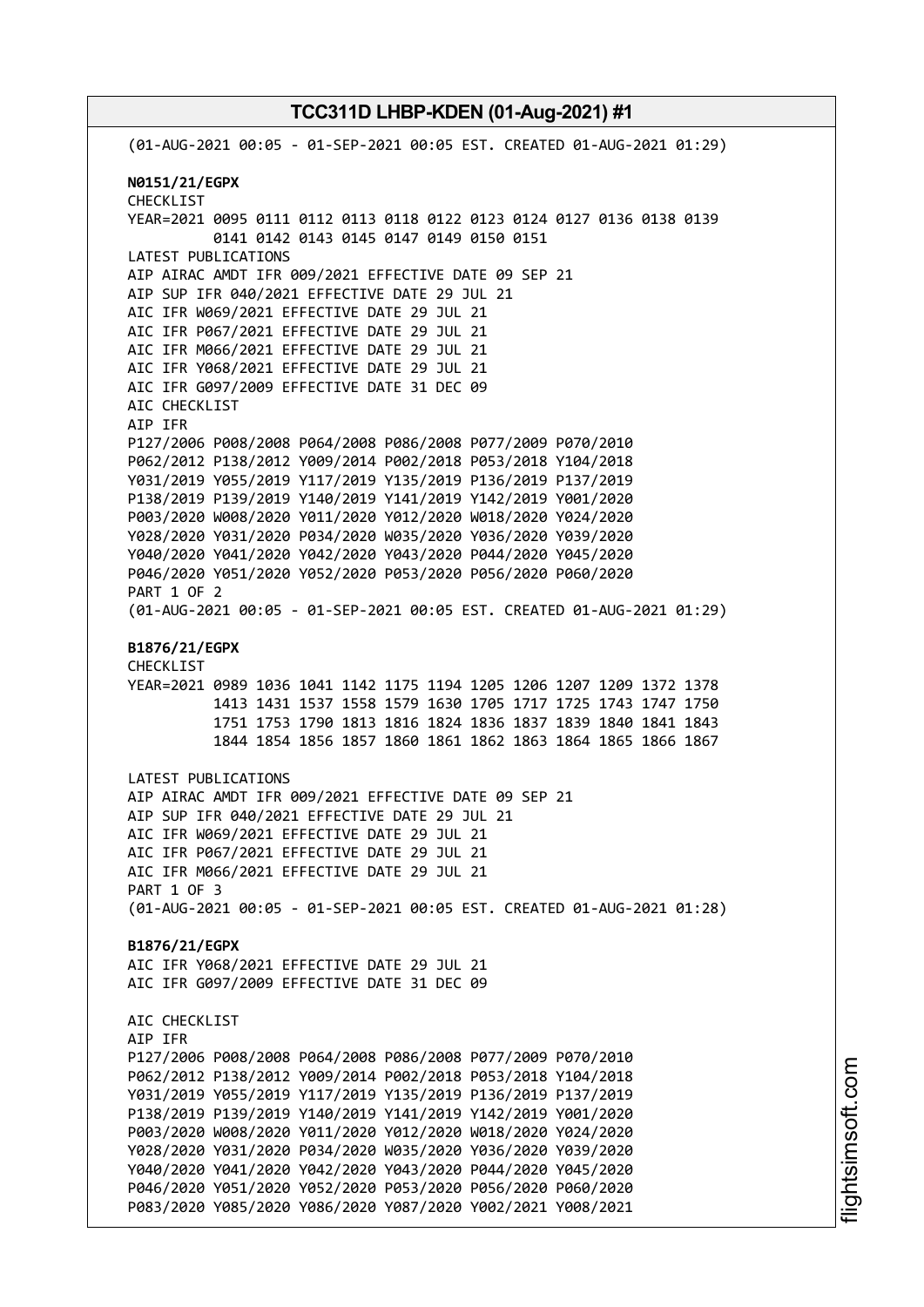(01-AUG-2021 00:05 - 01-SEP-2021 00:05 EST. CREATED 01-AUG-2021 01:29)

**N0151/21/EGPX**
CHECKLIST
YEAR=2021 0095 0111 0112 0113 0118 0122 0123 0124 0127 0136 0138 0139
0141 0142 0143 0145 0147 0149 0150 0151
LATEST PUBLICATIONS
AIP AIRAC AMDT IFR 009/2021 EFFECTIVE DATE 09 SEP 21
AIP SUP IFR 040/2021 EFFECTIVE DATE 29 JUL 21
AIC IFR W069/2021 EFFECTIVE DATE 29 JUL 21
AIC IFR P067/2021 EFFECTIVE DATE 29 JUL 21
AIC IFR M066/2021 EFFECTIVE DATE 29 JUL 21
AIC IFR Y068/2021 EFFECTIVE DATE 29 JUL 21
AIC IFR G097/2009 EFFECTIVE DATE 31 DEC 09
AIC CHECKLIST
AIP IFR
P127/2006 P008/2008 P064/2008 P086/2008 P077/2009 P070/2010
P062/2012 P138/2012 Y009/2014 P002/2018 P053/2018 Y104/2018
Y031/2019 Y055/2019 Y117/2019 Y135/2019 P136/2019 P137/2019
P138/2019 P139/2019 Y140/2019 Y141/2019 Y142/2019 Y001/2020
P003/2020 W008/2020 Y011/2020 Y012/2020 W018/2020 Y024/2020
Y028/2020 Y031/2020 P034/2020 W035/2020 Y036/2020 Y039/2020
Y040/2020 Y041/2020 Y042/2020 Y043/2020 P044/2020 Y045/2020
P046/2020 Y051/2020 Y052/2020 P053/2020 P056/2020 P060/2020
PART 1 OF 2
(01-AUG-2021 00:05 - 01-SEP-2021 00:05 EST. CREATED 01-AUG-2021 01:29)

**B1876/21/EGPX**
CHECKLIST
YEAR=2021 0989 1036 1041 1142 1175 1194 1205 1206 1207 1209 1372 1378
1413 1431 1537 1558 1579 1630 1705 1717 1725 1743 1747 1750
1751 1753 1790 1813 1816 1824 1836 1837 1839 1840 1841 1843
1844 1854 1856 1857 1860 1861 1862 1863 1864 1865 1866 1867

LATEST PUBLICATIONS
AIP AIRAC AMDT IFR 009/2021 EFFECTIVE DATE 09 SEP 21
AIP SUP IFR 040/2021 EFFECTIVE DATE 29 JUL 21
AIC IFR W069/2021 EFFECTIVE DATE 29 JUL 21
AIC IFR P067/2021 EFFECTIVE DATE 29 JUL 21
AIC IFR M066/2021 EFFECTIVE DATE 29 JUL 21
PART 1 OF 3
(01-AUG-2021 00:05 - 01-SEP-2021 00:05 EST. CREATED 01-AUG-2021 01:28)

**B1876/21/EGPX**
AIC IFR Y068/2021 EFFECTIVE DATE 29 JUL 21
AIC IFR G097/2009 EFFECTIVE DATE 31 DEC 09

AIC CHECKLIST
AIP IFR
P127/2006 P008/2008 P064/2008 P086/2008 P077/2009 P070/2010
P062/2012 P138/2012 Y009/2014 P002/2018 P053/2018 Y104/2018
Y031/2019 Y055/2019 Y117/2019 Y135/2019 P136/2019 P137/2019
P138/2019 P139/2019 Y140/2019 Y141/2019 Y142/2019 Y001/2020
P003/2020 W008/2020 Y011/2020 Y012/2020 W018/2020 Y024/2020
Y028/2020 Y031/2020 P034/2020 W035/2020 Y036/2020 Y039/2020
Y040/2020 Y041/2020 Y042/2020 Y043/2020 P044/2020 Y045/2020
P046/2020 Y051/2020 Y052/2020 P053/2020 P056/2020 P060/2020
P083/2020 Y085/2020 Y086/2020 Y087/2020 Y002/2021 Y008/2021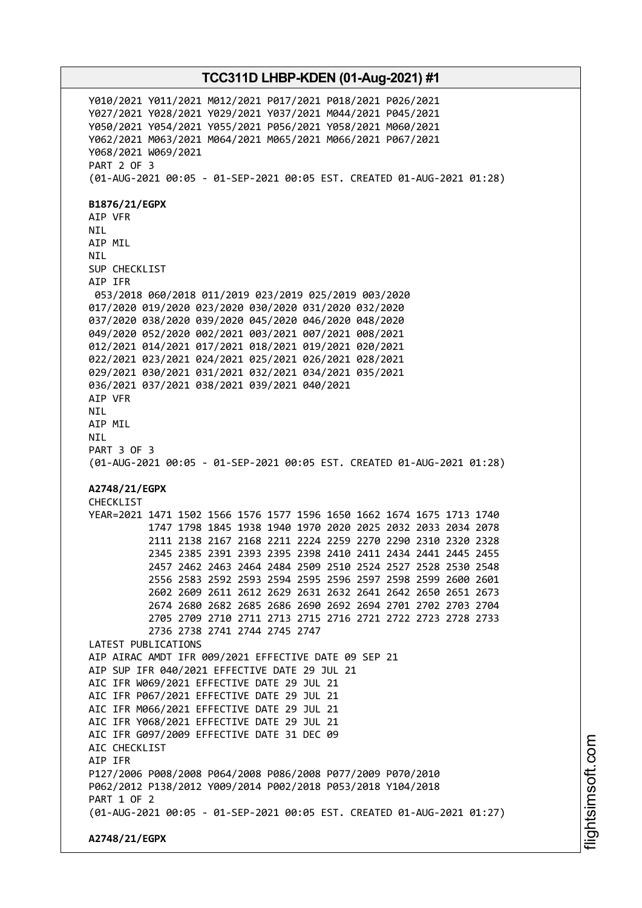Y010/2021 Y011/2021 M012/2021 P017/2021 P018/2021 P026/2021
Y027/2021 Y028/2021 Y029/2021 Y037/2021 M044/2021 P045/2021
Y050/2021 Y054/2021 Y055/2021 P056/2021 Y058/2021 M060/2021
Y062/2021 M063/2021 M064/2021 M065/2021 M066/2021 P067/2021
Y068/2021 W069/2021
PART 2 OF 3
(01-AUG-2021 00:05 - 01-SEP-2021 00:05 EST. CREATED 01-AUG-2021 01:28)

**B1876/21/EGPX**
AIP VFR
NIL
AIP MIL
NIL
SUP CHECKLIST
AIP IFR
053/2018 060/2018 011/2019 023/2019 025/2019 003/2020
017/2020 019/2020 023/2020 030/2020 031/2020 032/2020
037/2020 038/2020 039/2020 045/2020 046/2020 048/2020
049/2020 052/2020 002/2021 003/2021 007/2021 008/2021
012/2021 014/2021 017/2021 018/2021 019/2021 020/2021
022/2021 023/2021 024/2021 025/2021 026/2021 028/2021
029/2021 030/2021 031/2021 032/2021 034/2021 035/2021
036/2021 037/2021 038/2021 039/2021 040/2021
AIP VFR
NIL
AIP MIL
NIL
PART 3 OF 3
(01-AUG-2021 00:05 - 01-SEP-2021 00:05 EST. CREATED 01-AUG-2021 01:28)

**A2748/21/EGPX**
CHECKLIST
YEAR=2021 1471 1502 1566 1576 1577 1596 1650 1662 1674 1675 1713 1740
1747 1798 1845 1938 1940 1970 2020 2025 2032 2033 2034 2078
2111 2138 2167 2168 2211 2224 2259 2270 2290 2310 2320 2328
2345 2385 2391 2393 2395 2398 2410 2411 2434 2441 2445 2455
2457 2462 2463 2464 2484 2509 2510 2524 2527 2528 2530 2548
2556 2583 2592 2593 2594 2595 2596 2597 2598 2599 2600 2601
2602 2609 2611 2612 2629 2631 2632 2641 2642 2650 2651 2673
2674 2680 2682 2685 2686 2690 2692 2694 2701 2702 2703 2704
2705 2709 2710 2711 2713 2715 2716 2721 2722 2723 2728 2733
2736 2738 2741 2744 2745 2747
LATEST PUBLICATIONS
AIP AIRAC AMDT IFR 009/2021 EFFECTIVE DATE 09 SEP 21
AIP SUP IFR 040/2021 EFFECTIVE DATE 29 JUL 21
AIC IFR W069/2021 EFFECTIVE DATE 29 JUL 21
AIC IFR P067/2021 EFFECTIVE DATE 29 JUL 21
AIC IFR M066/2021 EFFECTIVE DATE 29 JUL 21
AIC IFR Y068/2021 EFFECTIVE DATE 29 JUL 21
AIC IFR G097/2009 EFFECTIVE DATE 31 DEC 09
AIC CHECKLIST
AIP IFR
P127/2006 P008/2008 P064/2008 P086/2008 P077/2009 P070/2010
P062/2012 P138/2012 Y009/2014 P002/2018 P053/2018 Y104/2018
PART 1 OF 2
(01-AUG-2021 00:05 - 01-SEP-2021 00:05 EST. CREATED 01-AUG-2021 01:27)

**A2748/21/EGPX**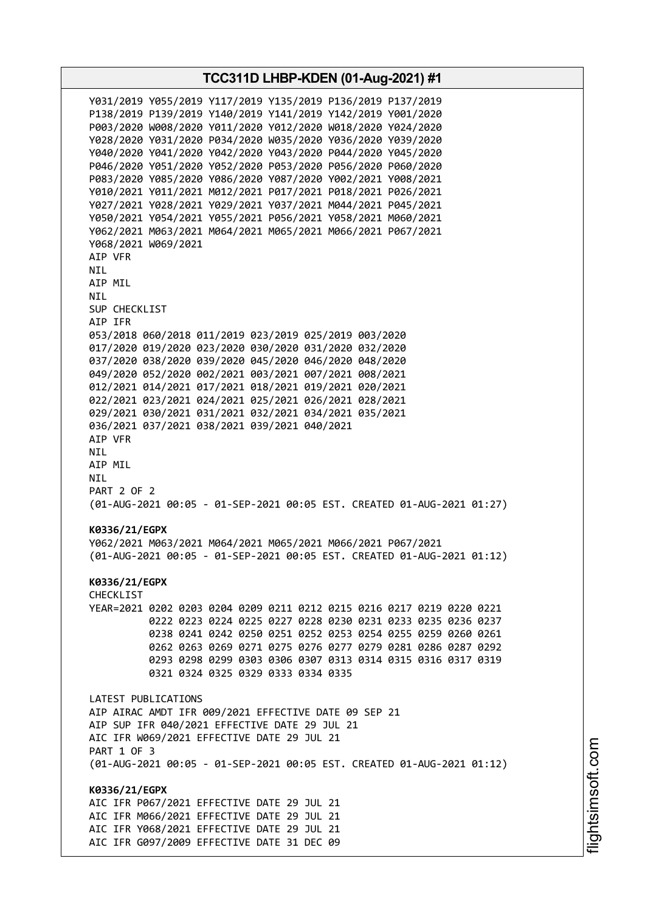Y031/2019 Y055/2019 Y117/2019 Y135/2019 P136/2019 P137/2019
P138/2019 P139/2019 Y140/2019 Y141/2019 Y142/2019 Y001/2020
P003/2020 W008/2020 Y011/2020 Y012/2020 W018/2020 Y024/2020
Y028/2020 Y031/2020 P034/2020 W035/2020 Y036/2020 Y039/2020
Y040/2020 Y041/2020 Y042/2020 Y043/2020 P044/2020 Y045/2020
P046/2020 Y051/2020 Y052/2020 P053/2020 P056/2020 P060/2020
P083/2020 Y085/2020 Y086/2020 Y087/2020 Y002/2021 Y008/2021
Y010/2021 Y011/2021 M012/2021 P017/2021 P018/2021 P026/2021
Y027/2021 Y028/2021 Y029/2021 Y037/2021 M044/2021 P045/2021
Y050/2021 Y054/2021 Y055/2021 P056/2021 Y058/2021 M060/2021
Y062/2021 M063/2021 M064/2021 M065/2021 M066/2021 P067/2021
Y068/2021 W069/2021
AIP VFR
NIL
AIP MIL
NIL
SUP CHECKLIST
AIP IFR
053/2018 060/2018 011/2019 023/2019 025/2019 003/2020
017/2020 019/2020 023/2020 030/2020 031/2020 032/2020
037/2020 038/2020 039/2020 045/2020 046/2020 048/2020
049/2020 052/2020 002/2021 003/2021 007/2021 008/2021
012/2021 014/2021 017/2021 018/2021 019/2021 020/2021
022/2021 023/2021 024/2021 025/2021 026/2021 028/2021
029/2021 030/2021 031/2021 032/2021 034/2021 035/2021
036/2021 037/2021 038/2021 039/2021 040/2021
AIP VFR
NIL
AIP MIL
NIL
PART 2 OF 2
(01-AUG-2021 00:05 - 01-SEP-2021 00:05 EST. CREATED 01-AUG-2021 01:27)

**K0336/21/EGPX**
Y062/2021 M063/2021 M064/2021 M065/2021 M066/2021 P067/2021
(01-AUG-2021 00:05 - 01-SEP-2021 00:05 EST. CREATED 01-AUG-2021 01:12)

**K0336/21/EGPX**
CHECKLIST
YEAR=2021 0202 0203 0204 0209 0211 0212 0215 0216 0217 0219 0220 0221
0222 0223 0224 0225 0227 0228 0230 0231 0233 0235 0236 0237
0238 0241 0242 0250 0251 0252 0253 0254 0255 0259 0260 0261
0262 0263 0269 0271 0275 0276 0277 0279 0281 0286 0287 0292
0293 0298 0299 0303 0306 0307 0313 0314 0315 0316 0317 0319
0321 0324 0325 0329 0333 0334 0335

LATEST PUBLICATIONS
AIP AIRAC AMDT IFR 009/2021 EFFECTIVE DATE 09 SEP 21
AIP SUP IFR 040/2021 EFFECTIVE DATE 29 JUL 21
AIC IFR W069/2021 EFFECTIVE DATE 29 JUL 21
PART 1 OF 3
(01-AUG-2021 00:05 - 01-SEP-2021 00:05 EST. CREATED 01-AUG-2021 01:12)

**K0336/21/EGPX**
AIC IFR P067/2021 EFFECTIVE DATE 29 JUL 21
AIC IFR M066/2021 EFFECTIVE DATE 29 JUL 21
AIC IFR Y068/2021 EFFECTIVE DATE 29 JUL 21
AIC IFR G097/2009 EFFECTIVE DATE 31 DEC 09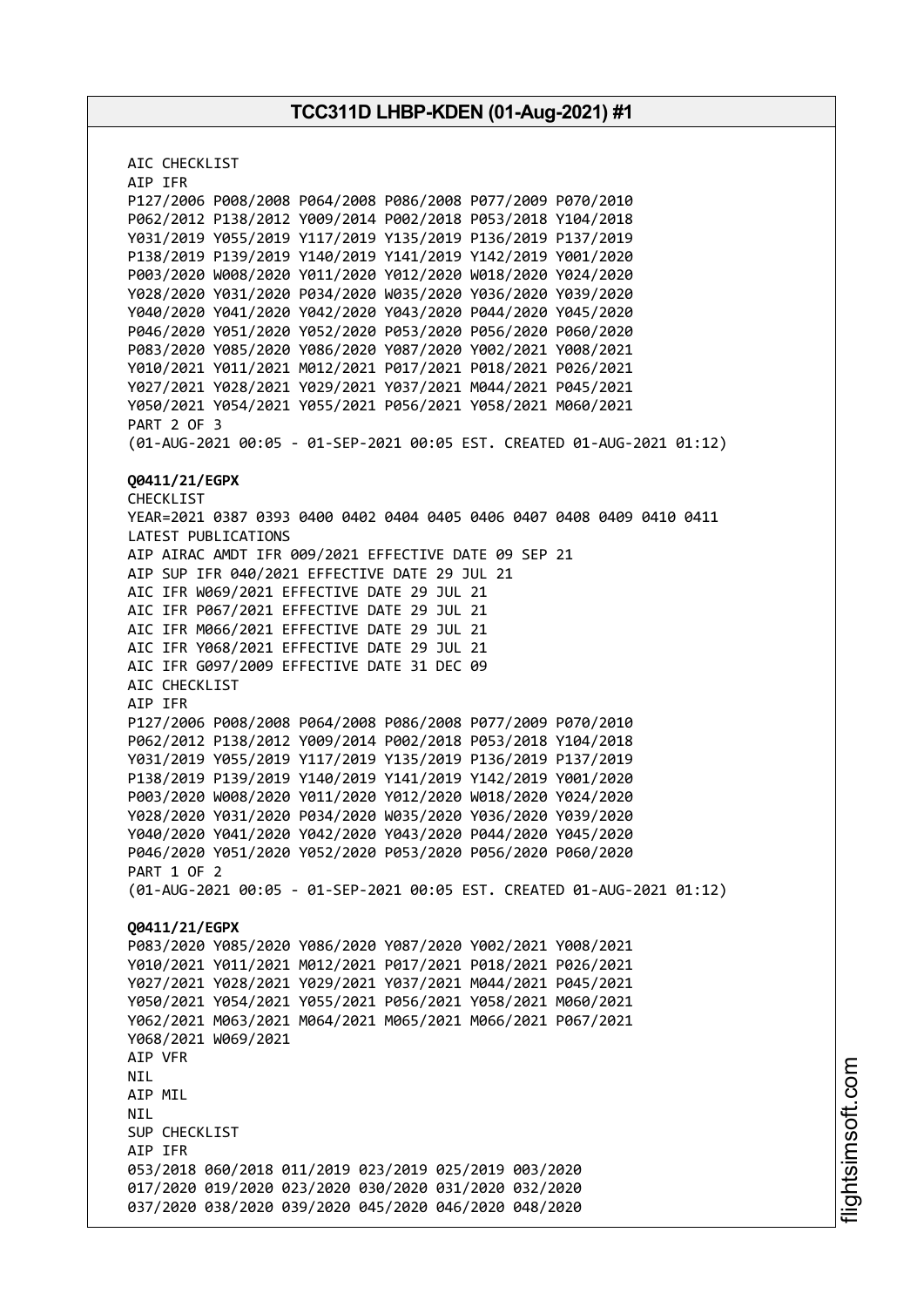AIC CHECKLIST
AIP IFR
P127/2006 P008/2008 P064/2008 P086/2008 P077/2009 P070/2010
P062/2012 P138/2012 Y009/2014 P002/2018 P053/2018 Y104/2018
Y031/2019 Y055/2019 Y117/2019 Y135/2019 P136/2019 P137/2019
P138/2019 P139/2019 Y140/2019 Y141/2019 Y142/2019 Y001/2020
P003/2020 W008/2020 Y011/2020 Y012/2020 W018/2020 Y024/2020
Y028/2020 Y031/2020 P034/2020 W035/2020 Y036/2020 Y039/2020
Y040/2020 Y041/2020 Y042/2020 Y043/2020 P044/2020 Y045/2020
P046/2020 Y051/2020 Y052/2020 P053/2020 P056/2020 P060/2020
P083/2020 Y085/2020 Y086/2020 Y087/2020 Y002/2021 Y008/2021
Y010/2021 Y011/2021 M012/2021 P017/2021 P018/2021 P026/2021
Y027/2021 Y028/2021 Y029/2021 Y037/2021 M044/2021 P045/2021
Y050/2021 Y054/2021 Y055/2021 P056/2021 Y058/2021 M060/2021
PART 2 OF 3
(01-AUG-2021 00:05 - 01-SEP-2021 00:05 EST. CREATED 01-AUG-2021 01:12)

**Q0411/21/EGPX**
CHECKLIST
YEAR=2021 0387 0393 0400 0402 0404 0405 0406 0407 0408 0409 0410 0411
LATEST PUBLICATIONS
AIP AIRAC AMDT IFR 009/2021 EFFECTIVE DATE 09 SEP 21
AIP SUP IFR 040/2021 EFFECTIVE DATE 29 JUL 21
AIC IFR W069/2021 EFFECTIVE DATE 29 JUL 21
AIC IFR P067/2021 EFFECTIVE DATE 29 JUL 21
AIC IFR M066/2021 EFFECTIVE DATE 29 JUL 21
AIC IFR Y068/2021 EFFECTIVE DATE 29 JUL 21
AIC IFR G097/2009 EFFECTIVE DATE 31 DEC 09
AIC CHECKLIST
AIP IFR
P127/2006 P008/2008 P064/2008 P086/2008 P077/2009 P070/2010
P062/2012 P138/2012 Y009/2014 P002/2018 P053/2018 Y104/2018
Y031/2019 Y055/2019 Y117/2019 Y135/2019 P136/2019 P137/2019
P138/2019 P139/2019 Y140/2019 Y141/2019 Y142/2019 Y001/2020
P003/2020 W008/2020 Y011/2020 Y012/2020 W018/2020 Y024/2020
Y028/2020 Y031/2020 P034/2020 W035/2020 Y036/2020 Y039/2020
Y040/2020 Y041/2020 Y042/2020 Y043/2020 P044/2020 Y045/2020
P046/2020 Y051/2020 Y052/2020 P053/2020 P056/2020 P060/2020
PART 1 OF 2
(01-AUG-2021 00:05 - 01-SEP-2021 00:05 EST. CREATED 01-AUG-2021 01:12)

**Q0411/21/EGPX**
P083/2020 Y085/2020 Y086/2020 Y087/2020 Y002/2021 Y008/2021
Y010/2021 Y011/2021 M012/2021 P017/2021 P018/2021 P026/2021
Y027/2021 Y028/2021 Y029/2021 Y037/2021 M044/2021 P045/2021
Y050/2021 Y054/2021 Y055/2021 P056/2021 Y058/2021 M060/2021
Y062/2021 M063/2021 M064/2021 M065/2021 M066/2021 P067/2021
Y068/2021 W069/2021
AIP VFR
NIL
AIP MIL
NIL
SUP CHECKLIST
AIP IFR
053/2018 060/2018 011/2019 023/2019 025/2019 003/2020
017/2020 019/2020 023/2020 030/2020 031/2020 032/2020
037/2020 038/2020 039/2020 045/2020 046/2020 048/2020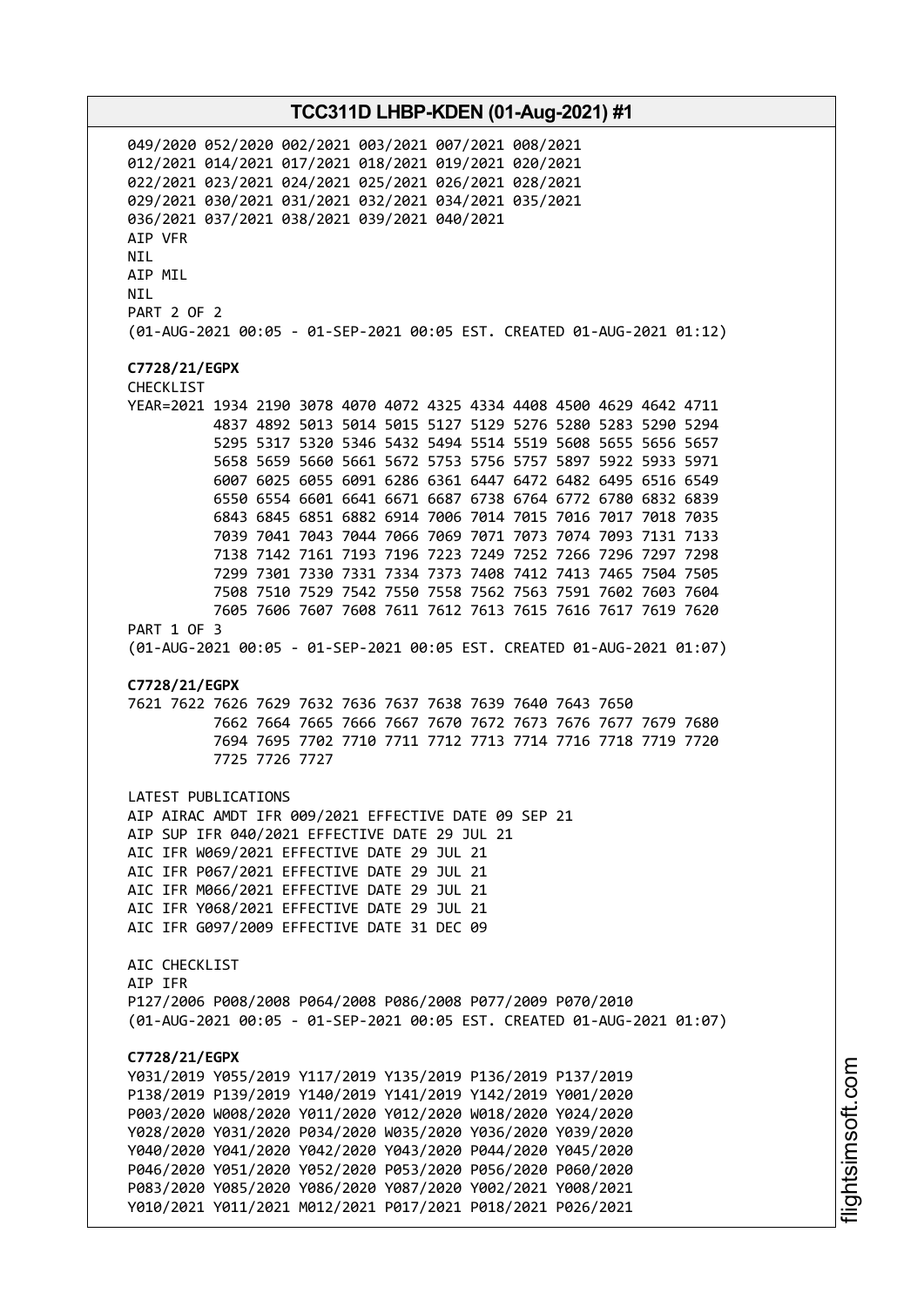049/2020 052/2020 002/2021 003/2021 007/2021 008/2021
012/2021 014/2021 017/2021 018/2021 019/2021 020/2021
022/2021 023/2021 024/2021 025/2021 026/2021 028/2021
029/2021 030/2021 031/2021 032/2021 034/2021 035/2021
036/2021 037/2021 038/2021 039/2021 040/2021
AIP VFR
NIL
AIP MIL
NIL
PART 2 OF 2
(01-AUG-2021 00:05 - 01-SEP-2021 00:05 EST. CREATED 01-AUG-2021 01:12)

**C7728/21/EGPX**
CHECKLIST
YEAR=2021 1934 2190 3078 4070 4072 4325 4334 4408 4500 4629 4642 4711
4837 4892 5013 5014 5015 5127 5129 5276 5280 5283 5290 5294
5295 5317 5320 5346 5432 5494 5514 5519 5608 5655 5656 5657
5658 5659 5660 5661 5672 5753 5756 5757 5897 5922 5933 5971
6007 6025 6055 6091 6286 6361 6447 6472 6482 6495 6516 6549
6550 6554 6601 6641 6671 6687 6738 6764 6772 6780 6832 6839
6843 6845 6851 6882 6914 7006 7014 7015 7016 7017 7018 7035
7039 7041 7043 7044 7066 7069 7071 7073 7074 7093 7131 7133
7138 7142 7161 7193 7196 7223 7249 7252 7266 7296 7297 7298
7299 7301 7330 7331 7334 7373 7408 7412 7413 7465 7504 7505
7508 7510 7529 7542 7550 7558 7562 7563 7591 7602 7603 7604
7605 7606 7607 7608 7611 7612 7613 7615 7616 7617 7619 7620
PART 1 OF 3
(01-AUG-2021 00:05 - 01-SEP-2021 00:05 EST. CREATED 01-AUG-2021 01:07)

**C7728/21/EGPX**
7621 7622 7626 7629 7632 7636 7637 7638 7639 7640 7643 7650
7662 7664 7665 7666 7667 7670 7672 7673 7676 7677 7679 7680
7694 7695 7702 7710 7711 7712 7713 7714 7716 7718 7719 7720
7725 7726 7727

LATEST PUBLICATIONS
AIP AIRAC AMDT IFR 009/2021 EFFECTIVE DATE 09 SEP 21
AIP SUP IFR 040/2021 EFFECTIVE DATE 29 JUL 21
AIC IFR W069/2021 EFFECTIVE DATE 29 JUL 21
AIC IFR P067/2021 EFFECTIVE DATE 29 JUL 21
AIC IFR M066/2021 EFFECTIVE DATE 29 JUL 21
AIC IFR Y068/2021 EFFECTIVE DATE 29 JUL 21
AIC IFR G097/2009 EFFECTIVE DATE 31 DEC 09

AIC CHECKLIST
AIP IFR
P127/2006 P008/2008 P064/2008 P086/2008 P077/2009 P070/2010
(01-AUG-2021 00:05 - 01-SEP-2021 00:05 EST. CREATED 01-AUG-2021 01:07)

**C7728/21/EGPX**
Y031/2019 Y055/2019 Y117/2019 Y135/2019 P136/2019 P137/2019
P138/2019 P139/2019 Y140/2019 Y141/2019 Y142/2019 Y001/2020
P003/2020 W008/2020 Y011/2020 Y012/2020 W018/2020 Y024/2020
Y028/2020 Y031/2020 P034/2020 W035/2020 Y036/2020 Y039/2020
Y040/2020 Y041/2020 Y042/2020 Y043/2020 P044/2020 Y045/2020
P046/2020 Y051/2020 Y052/2020 P053/2020 P056/2020 P060/2020
P083/2020 Y085/2020 Y086/2020 Y087/2020 Y002/2021 Y008/2021
Y010/2021 Y011/2021 M012/2021 P017/2021 P018/2021 P026/2021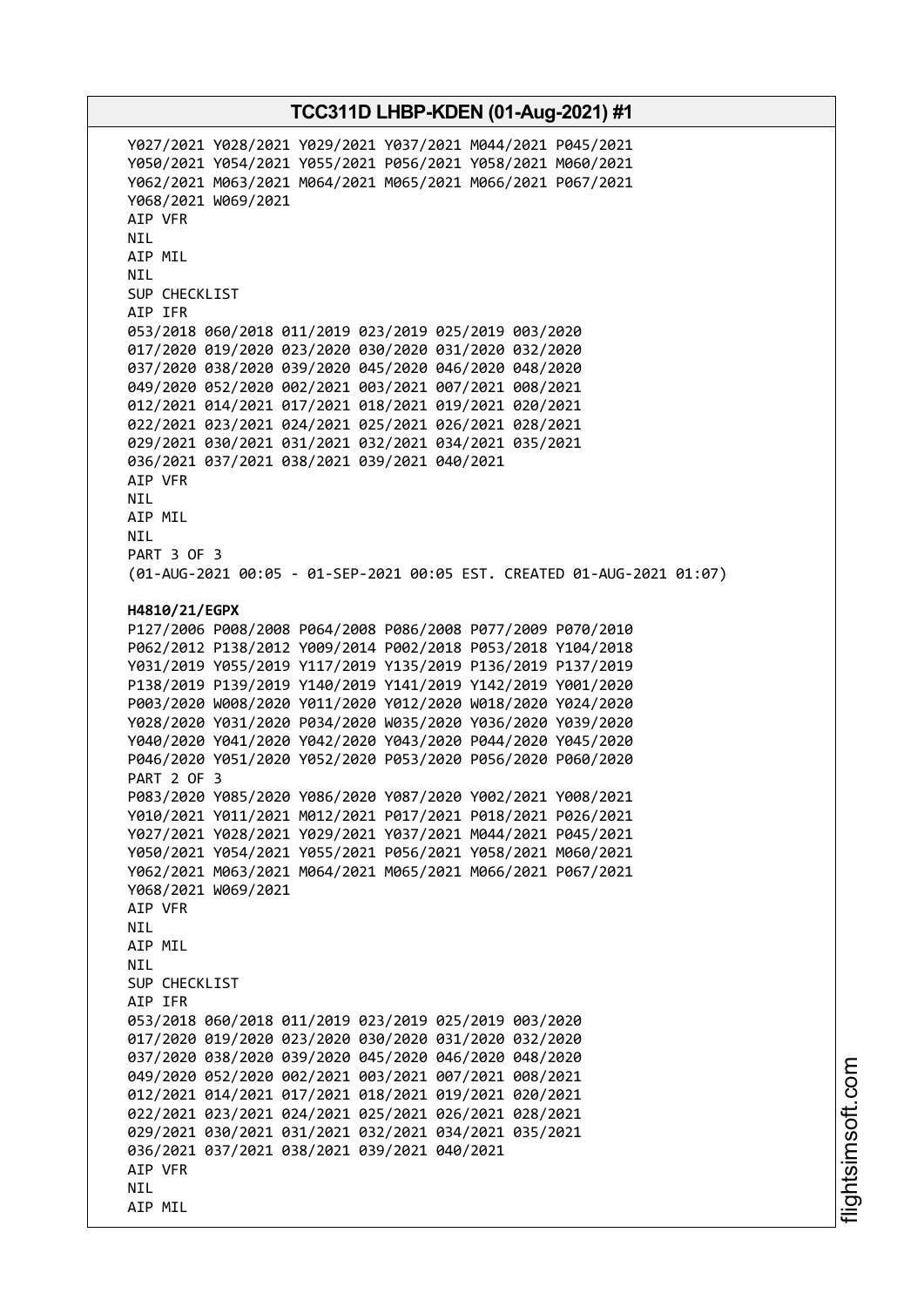```
Y027/2021 Y028/2021 Y029/2021 Y037/2021 M044/2021 P045/2021
Y050/2021 Y054/2021 Y055/2021 P056/2021 Y058/2021 M060/2021
Y062/2021 M063/2021 M064/2021 M065/2021 M066/2021 P067/2021
Y068/2021 W069/2021
AIP VFR
NIL
AIP MIL
NIL
SUP CHECKLIST
AIP IFR
053/2018 060/2018 011/2019 023/2019 025/2019 003/2020
017/2020 019/2020 023/2020 030/2020 031/2020 032/2020
037/2020 038/2020 039/2020 045/2020 046/2020 048/2020
049/2020 052/2020 002/2021 003/2021 007/2021 008/2021
012/2021 014/2021 017/2021 018/2021 019/2021 020/2021
022/2021 023/2021 024/2021 025/2021 026/2021 028/2021
029/2021 030/2021 031/2021 032/2021 034/2021 035/2021
036/2021 037/2021 038/2021 039/2021 040/2021
AIP VFR
NIL
AIP MIL
NIL
PART 3 OF 3
(01-AUG-2021 00:05 - 01-SEP-2021 00:05 EST. CREATED 01-AUG-2021 01:07)
```

**H4810/21/EGPX**

```
P127/2006 P008/2008 P064/2008 P086/2008 P077/2009 P070/2010
P062/2012 P138/2012 Y009/2014 P002/2018 P053/2018 Y104/2018
Y031/2019 Y055/2019 Y117/2019 Y135/2019 P136/2019 P137/2019
P138/2019 P139/2019 Y140/2019 Y141/2019 Y142/2019 Y001/2020
P003/2020 W008/2020 Y011/2020 Y012/2020 W018/2020 Y024/2020
Y028/2020 Y031/2020 P034/2020 W035/2020 Y036/2020 Y039/2020
Y040/2020 Y041/2020 Y042/2020 Y043/2020 P044/2020 Y045/2020
P046/2020 Y051/2020 Y052/2020 P053/2020 P056/2020 P060/2020
PART 2 OF 3
P083/2020 Y085/2020 Y086/2020 Y087/2020 Y002/2021 Y008/2021
Y010/2021 Y011/2021 M012/2021 P017/2021 P018/2021 P026/2021
Y027/2021 Y028/2021 Y029/2021 Y037/2021 M044/2021 P045/2021
Y050/2021 Y054/2021 Y055/2021 P056/2021 Y058/2021 M060/2021
Y062/2021 M063/2021 M064/2021 M065/2021 M066/2021 P067/2021
Y068/2021 W069/2021
AIP VFR
NIL
AIP MIL
NIL
SUP CHECKLIST
AIP IFR
053/2018 060/2018 011/2019 023/2019 025/2019 003/2020
017/2020 019/2020 023/2020 030/2020 031/2020 032/2020
037/2020 038/2020 039/2020 045/2020 046/2020 048/2020
049/2020 052/2020 002/2021 003/2021 007/2021 008/2021
012/2021 014/2021 017/2021 018/2021 019/2021 020/2021
022/2021 023/2021 024/2021 025/2021 026/2021 028/2021
029/2021 030/2021 031/2021 032/2021 034/2021 035/2021
036/2021 037/2021 038/2021 039/2021 040/2021
AIP VFR
NIL
AIP MIL
```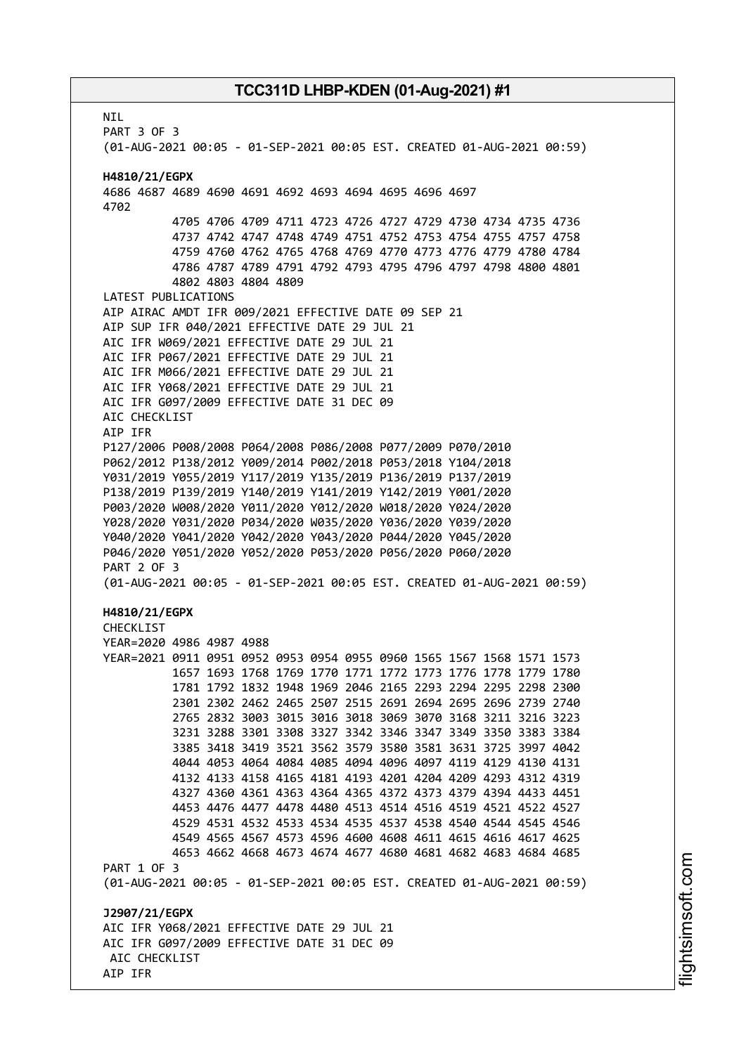NIL
PART 3 OF 3
(01-AUG-2021 00:05 - 01-SEP-2021 00:05 EST. CREATED 01-AUG-2021 00:59)

**H4810/21/EGPX**
4686 4687 4689 4690 4691 4692 4693 4694 4695 4696 4697
4702
4705 4706 4709 4711 4723 4726 4727 4729 4730 4734 4735 4736
4737 4742 4747 4748 4749 4751 4752 4753 4754 4755 4757 4758
4759 4760 4762 4765 4768 4769 4770 4773 4776 4779 4780 4784
4786 4787 4789 4791 4792 4793 4795 4796 4797 4798 4800 4801
4802 4803 4804 4809
LATEST PUBLICATIONS
AIP AIRAC AMDT IFR 009/2021 EFFECTIVE DATE 09 SEP 21
AIP SUP IFR 040/2021 EFFECTIVE DATE 29 JUL 21
AIC IFR W069/2021 EFFECTIVE DATE 29 JUL 21
AIC IFR P067/2021 EFFECTIVE DATE 29 JUL 21
AIC IFR M066/2021 EFFECTIVE DATE 29 JUL 21
AIC IFR Y068/2021 EFFECTIVE DATE 29 JUL 21
AIC IFR G097/2009 EFFECTIVE DATE 31 DEC 09
AIC CHECKLIST
AIP IFR
P127/2006 P008/2008 P064/2008 P086/2008 P077/2009 P070/2010
P062/2012 P138/2012 Y009/2014 P002/2018 P053/2018 Y104/2018
Y031/2019 Y055/2019 Y117/2019 Y135/2019 P136/2019 P137/2019
P138/2019 P139/2019 Y140/2019 Y141/2019 Y142/2019 Y001/2020
P003/2020 W008/2020 Y011/2020 Y012/2020 W018/2020 Y024/2020
Y028/2020 Y031/2020 P034/2020 W035/2020 Y036/2020 Y039/2020
Y040/2020 Y041/2020 Y042/2020 Y043/2020 P044/2020 Y045/2020
P046/2020 Y051/2020 Y052/2020 P053/2020 P056/2020 P060/2020
PART 2 OF 3
(01-AUG-2021 00:05 - 01-SEP-2021 00:05 EST. CREATED 01-AUG-2021 00:59)

**H4810/21/EGPX**
CHECKLIST
YEAR=2020 4986 4987 4988
YEAR=2021 0911 0951 0952 0953 0954 0955 0960 1565 1567 1568 1571 1573
1657 1693 1768 1769 1770 1771 1772 1773 1776 1778 1779 1780
1781 1792 1832 1948 1969 2046 2165 2293 2294 2295 2298 2300
2301 2302 2462 2465 2507 2515 2691 2694 2695 2696 2739 2740
2765 2832 3003 3015 3016 3018 3069 3070 3168 3211 3216 3223
3231 3288 3301 3308 3327 3342 3346 3347 3349 3350 3383 3384
3385 3418 3419 3521 3562 3579 3580 3581 3631 3725 3997 4042
4044 4053 4064 4084 4085 4094 4096 4097 4119 4129 4130 4131
4132 4133 4158 4165 4181 4193 4201 4204 4209 4293 4312 4319
4327 4360 4361 4363 4364 4365 4372 4373 4379 4394 4433 4451
4453 4476 4477 4478 4480 4513 4514 4516 4519 4521 4522 4527
4529 4531 4532 4533 4534 4535 4537 4538 4540 4544 4545 4546
4549 4565 4567 4573 4596 4600 4608 4611 4615 4616 4617 4625
4653 4662 4668 4673 4674 4677 4680 4681 4682 4683 4684 4685
PART 1 OF 3
(01-AUG-2021 00:05 - 01-SEP-2021 00:05 EST. CREATED 01-AUG-2021 00:59)

**J2907/21/EGPX**
AIC IFR Y068/2021 EFFECTIVE DATE 29 JUL 21
AIC IFR G097/2009 EFFECTIVE DATE 31 DEC 09
AIC CHECKLIST
AIP IFR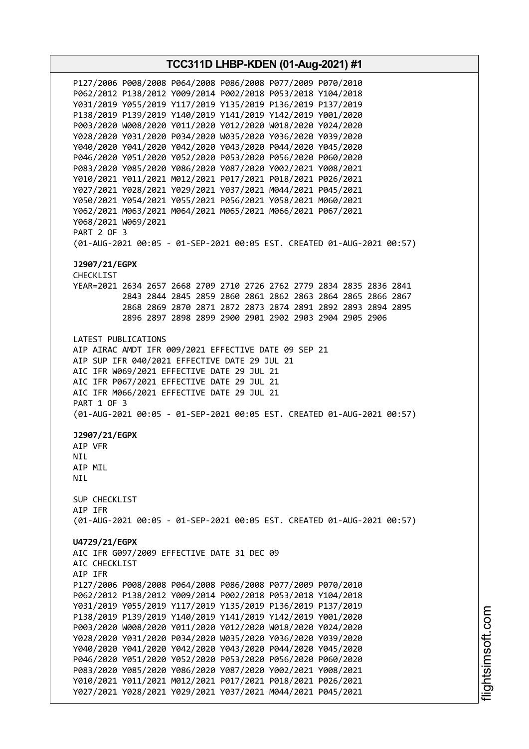P127/2006 P008/2008 P064/2008 P086/2008 P077/2009 P070/2010
P062/2012 P138/2012 Y009/2014 P002/2018 P053/2018 Y104/2018
Y031/2019 Y055/2019 Y117/2019 Y135/2019 P136/2019 P137/2019
P138/2019 P139/2019 Y140/2019 Y141/2019 Y142/2019 Y001/2020
P003/2020 W008/2020 Y011/2020 Y012/2020 W018/2020 Y024/2020
Y028/2020 Y031/2020 P034/2020 W035/2020 Y036/2020 Y039/2020
Y040/2020 Y041/2020 Y042/2020 Y043/2020 P044/2020 Y045/2020
P046/2020 Y051/2020 Y052/2020 P053/2020 P056/2020 P060/2020
P083/2020 Y085/2020 Y086/2020 Y087/2020 Y002/2021 Y008/2021
Y010/2021 Y011/2021 M012/2021 P017/2021 P018/2021 P026/2021
Y027/2021 Y028/2021 Y029/2021 Y037/2021 M044/2021 P045/2021
Y050/2021 Y054/2021 Y055/2021 P056/2021 Y058/2021 M060/2021
Y062/2021 M063/2021 M064/2021 M065/2021 M066/2021 P067/2021
Y068/2021 W069/2021
PART 2 OF 3
(01-AUG-2021 00:05 - 01-SEP-2021 00:05 EST. CREATED 01-AUG-2021 00:57)

**J2907/21/EGPX**
CHECKLIST
YEAR=2021 2634 2657 2668 2709 2710 2726 2762 2779 2834 2835 2836 2841
2843 2844 2845 2859 2860 2861 2862 2863 2864 2865 2866 2867
2868 2869 2870 2871 2872 2873 2874 2891 2892 2893 2894 2895
2896 2897 2898 2899 2900 2901 2902 2903 2904 2905 2906

LATEST PUBLICATIONS
AIP AIRAC AMDT IFR 009/2021 EFFECTIVE DATE 09 SEP 21
AIP SUP IFR 040/2021 EFFECTIVE DATE 29 JUL 21
AIC IFR W069/2021 EFFECTIVE DATE 29 JUL 21
AIC IFR P067/2021 EFFECTIVE DATE 29 JUL 21
AIC IFR M066/2021 EFFECTIVE DATE 29 JUL 21
PART 1 OF 3
(01-AUG-2021 00:05 - 01-SEP-2021 00:05 EST. CREATED 01-AUG-2021 00:57)

**J2907/21/EGPX**
AIP VFR
NIL
AIP MIL
NIL

SUP CHECKLIST
AIP IFR
(01-AUG-2021 00:05 - 01-SEP-2021 00:05 EST. CREATED 01-AUG-2021 00:57)

**U4729/21/EGPX**
AIC IFR G097/2009 EFFECTIVE DATE 31 DEC 09
AIC CHECKLIST
AIP IFR
P127/2006 P008/2008 P064/2008 P086/2008 P077/2009 P070/2010
P062/2012 P138/2012 Y009/2014 P002/2018 P053/2018 Y104/2018
Y031/2019 Y055/2019 Y117/2019 Y135/2019 P136/2019 P137/2019
P138/2019 P139/2019 Y140/2019 Y141/2019 Y142/2019 Y001/2020
P003/2020 W008/2020 Y011/2020 Y012/2020 W018/2020 Y024/2020
Y028/2020 Y031/2020 P034/2020 W035/2020 Y036/2020 Y039/2020
Y040/2020 Y041/2020 Y042/2020 Y043/2020 P044/2020 Y045/2020
P046/2020 Y051/2020 Y052/2020 P053/2020 P056/2020 P060/2020
P083/2020 Y085/2020 Y086/2020 Y087/2020 Y002/2021 Y008/2021
Y010/2021 Y011/2021 M012/2021 P017/2021 P018/2021 P026/2021
Y027/2021 Y028/2021 Y029/2021 Y037/2021 M044/2021 P045/2021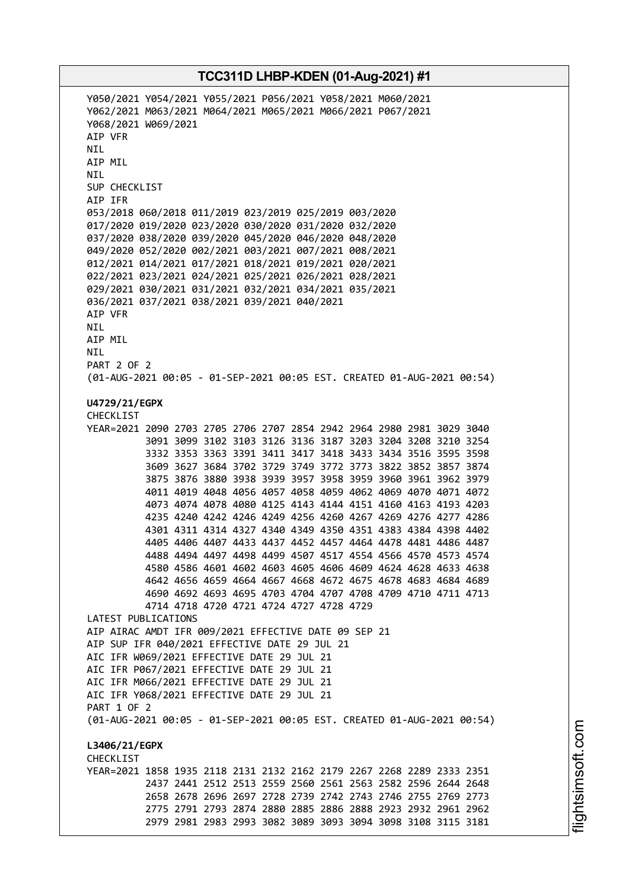Y050/2021 Y054/2021 Y055/2021 P056/2021 Y058/2021 M060/2021
Y062/2021 M063/2021 M064/2021 M065/2021 M066/2021 P067/2021
Y068/2021 W069/2021
AIP VFR
NIL
AIP MIL
NIL
SUP CHECKLIST
AIP IFR
053/2018 060/2018 011/2019 023/2019 025/2019 003/2020
017/2020 019/2020 023/2020 030/2020 031/2020 032/2020
037/2020 038/2020 039/2020 045/2020 046/2020 048/2020
049/2020 052/2020 002/2021 003/2021 007/2021 008/2021
012/2021 014/2021 017/2021 018/2021 019/2021 020/2021
022/2021 023/2021 024/2021 025/2021 026/2021 028/2021
029/2021 030/2021 031/2021 032/2021 034/2021 035/2021
036/2021 037/2021 038/2021 039/2021 040/2021
AIP VFR
NIL
AIP MIL
NIL
PART 2 OF 2
(01-AUG-2021 00:05 - 01-SEP-2021 00:05 EST. CREATED 01-AUG-2021 00:54)

**U4729/21/EGPX**
CHECKLIST
```
YEAR=2021 2090 2703 2705 2706 2707 2854 2942 2964 2980 2981 3029 3040
          3091 3099 3102 3103 3126 3136 3187 3203 3204 3208 3210 3254
          3332 3353 3363 3391 3411 3417 3418 3433 3434 3516 3595 3598
          3609 3627 3684 3702 3729 3749 3772 3773 3822 3852 3857 3874
          3875 3876 3880 3938 3939 3957 3958 3959 3960 3961 3962 3979
          4011 4019 4048 4056 4057 4058 4059 4062 4069 4070 4071 4072
          4073 4074 4078 4080 4125 4143 4144 4151 4160 4163 4193 4203
          4235 4240 4242 4246 4249 4256 4260 4267 4269 4276 4277 4286
          4301 4311 4314 4327 4340 4349 4350 4351 4383 4384 4398 4402
          4405 4406 4407 4433 4437 4452 4457 4464 4478 4481 4486 4487
          4488 4494 4497 4498 4499 4507 4517 4554 4566 4570 4573 4574
          4580 4586 4601 4602 4603 4605 4606 4609 4624 4628 4633 4638
          4642 4656 4659 4664 4667 4668 4672 4675 4678 4683 4684 4689
          4690 4692 4693 4695 4703 4704 4707 4708 4709 4710 4711 4713
          4714 4718 4720 4721 4724 4727 4728 4729
```
LATEST PUBLICATIONS
AIP AIRAC AMDT IFR 009/2021 EFFECTIVE DATE 09 SEP 21
AIP SUP IFR 040/2021 EFFECTIVE DATE 29 JUL 21
AIC IFR W069/2021 EFFECTIVE DATE 29 JUL 21
AIC IFR P067/2021 EFFECTIVE DATE 29 JUL 21
AIC IFR M066/2021 EFFECTIVE DATE 29 JUL 21
AIC IFR Y068/2021 EFFECTIVE DATE 29 JUL 21
PART 1 OF 2
(01-AUG-2021 00:05 - 01-SEP-2021 00:05 EST. CREATED 01-AUG-2021 00:54)

**L3406/21/EGPX**
CHECKLIST
```
YEAR=2021 1858 1935 2118 2131 2132 2162 2179 2267 2268 2289 2333 2351
          2437 2441 2512 2513 2559 2560 2561 2563 2582 2596 2644 2648
          2658 2678 2696 2697 2728 2739 2742 2743 2746 2755 2769 2773
          2775 2791 2793 2874 2880 2885 2886 2888 2923 2932 2961 2962
          2979 2981 2983 2993 3082 3089 3093 3094 3098 3108 3115 3181
```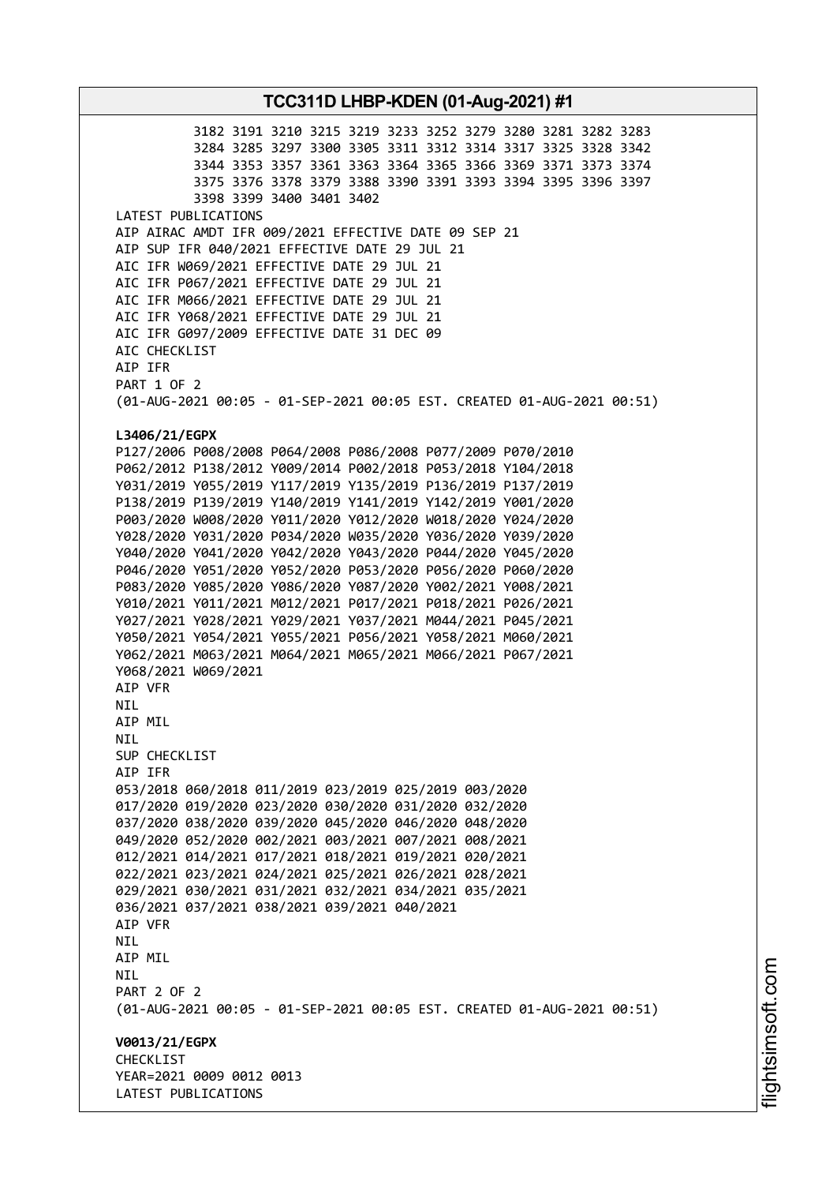3182 3191 3210 3215 3219 3233 3252 3279 3280 3281 3282 3283
3284 3285 3297 3300 3305 3311 3312 3314 3317 3325 3328 3342
3344 3353 3357 3361 3363 3364 3365 3366 3369 3371 3373 3374
3375 3376 3378 3379 3388 3390 3391 3393 3394 3395 3396 3397
3398 3399 3400 3401 3402

LATEST PUBLICATIONS
AIP AIRAC AMDT IFR 009/2021 EFFECTIVE DATE 09 SEP 21
AIP SUP IFR 040/2021 EFFECTIVE DATE 29 JUL 21
AIC IFR W069/2021 EFFECTIVE DATE 29 JUL 21
AIC IFR P067/2021 EFFECTIVE DATE 29 JUL 21
AIC IFR M066/2021 EFFECTIVE DATE 29 JUL 21
AIC IFR Y068/2021 EFFECTIVE DATE 29 JUL 21
AIC IFR G097/2009 EFFECTIVE DATE 31 DEC 09
AIC CHECKLIST
AIP IFR
PART 1 OF 2
(01-AUG-2021 00:05 - 01-SEP-2021 00:05 EST. CREATED 01-AUG-2021 00:51)

**L3406/21/EGPX**
P127/2006 P008/2008 P064/2008 P086/2008 P077/2009 P070/2010
P062/2012 P138/2012 Y009/2014 P002/2018 P053/2018 Y104/2018
Y031/2019 Y055/2019 Y117/2019 Y135/2019 P136/2019 P137/2019
P138/2019 P139/2019 Y140/2019 Y141/2019 Y142/2019 Y001/2020
P003/2020 W008/2020 Y011/2020 Y012/2020 W018/2020 Y024/2020
Y028/2020 Y031/2020 P034/2020 W035/2020 Y036/2020 Y039/2020
Y040/2020 Y041/2020 Y042/2020 Y043/2020 P044/2020 Y045/2020
P046/2020 Y051/2020 Y052/2020 P053/2020 P056/2020 P060/2020
P083/2020 Y085/2020 Y086/2020 Y087/2020 Y002/2021 Y008/2021
Y010/2021 Y011/2021 M012/2021 P017/2021 P018/2021 P026/2021
Y027/2021 Y028/2021 Y029/2021 Y037/2021 M044/2021 P045/2021
Y050/2021 Y054/2021 Y055/2021 P056/2021 Y058/2021 M060/2021
Y062/2021 M063/2021 M064/2021 M065/2021 M066/2021 P067/2021
Y068/2021 W069/2021
AIP VFR
NIL
AIP MIL
NIL
SUP CHECKLIST
AIP IFR
053/2018 060/2018 011/2019 023/2019 025/2019 003/2020
017/2020 019/2020 023/2020 030/2020 031/2020 032/2020
037/2020 038/2020 039/2020 045/2020 046/2020 048/2020
049/2020 052/2020 002/2021 003/2021 007/2021 008/2021
012/2021 014/2021 017/2021 018/2021 019/2021 020/2021
022/2021 023/2021 024/2021 025/2021 026/2021 028/2021
029/2021 030/2021 031/2021 032/2021 034/2021 035/2021
036/2021 037/2021 038/2021 039/2021 040/2021
AIP VFR
NIL
AIP MIL
NIL
PART 2 OF 2
(01-AUG-2021 00:05 - 01-SEP-2021 00:05 EST. CREATED 01-AUG-2021 00:51)

**V0013/21/EGPX**
CHECKLIST
YEAR=2021 0009 0012 0013
LATEST PUBLICATIONS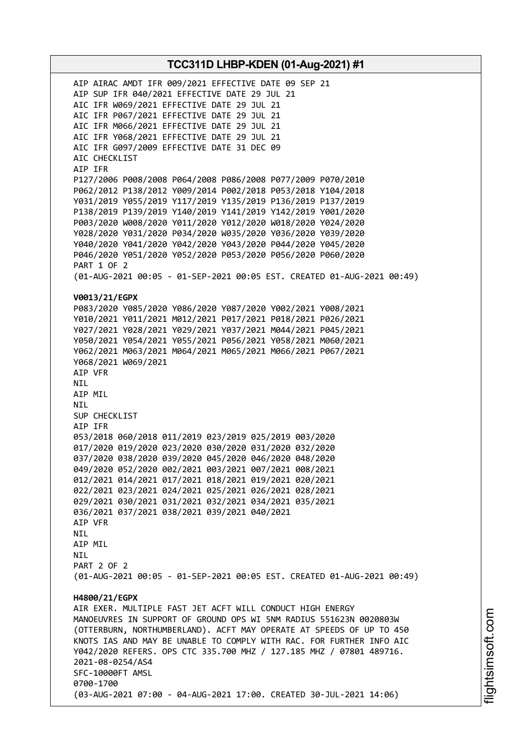AIP AIRAC AMDT IFR 009/2021 EFFECTIVE DATE 09 SEP 21
AIP SUP IFR 040/2021 EFFECTIVE DATE 29 JUL 21
AIC IFR W069/2021 EFFECTIVE DATE 29 JUL 21
AIC IFR P067/2021 EFFECTIVE DATE 29 JUL 21
AIC IFR M066/2021 EFFECTIVE DATE 29 JUL 21
AIC IFR Y068/2021 EFFECTIVE DATE 29 JUL 21
AIC IFR G097/2009 EFFECTIVE DATE 31 DEC 09
AIC CHECKLIST
AIP IFR
P127/2006 P008/2008 P064/2008 P086/2008 P077/2009 P070/2010
P062/2012 P138/2012 Y009/2014 P002/2018 P053/2018 Y104/2018
Y031/2019 Y055/2019 Y117/2019 Y135/2019 P136/2019 P137/2019
P138/2019 P139/2019 Y140/2019 Y141/2019 Y142/2019 Y001/2020
P003/2020 W008/2020 Y011/2020 Y012/2020 W018/2020 Y024/2020
Y028/2020 Y031/2020 P034/2020 W035/2020 Y036/2020 Y039/2020
Y040/2020 Y041/2020 Y042/2020 Y043/2020 P044/2020 Y045/2020
P046/2020 Y051/2020 Y052/2020 P053/2020 P056/2020 P060/2020
PART 1 OF 2
(01-AUG-2021 00:05 - 01-SEP-2021 00:05 EST. CREATED 01-AUG-2021 00:49)

**V0013/21/EGPX**
P083/2020 Y085/2020 Y086/2020 Y087/2020 Y002/2021 Y008/2021
Y010/2021 Y011/2021 M012/2021 P017/2021 P018/2021 P026/2021
Y027/2021 Y028/2021 Y029/2021 Y037/2021 M044/2021 P045/2021
Y050/2021 Y054/2021 Y055/2021 P056/2021 Y058/2021 M060/2021
Y062/2021 M063/2021 M064/2021 M065/2021 M066/2021 P067/2021
Y068/2021 W069/2021
AIP VFR
NIL
AIP MIL
NIL
SUP CHECKLIST
AIP IFR
053/2018 060/2018 011/2019 023/2019 025/2019 003/2020
017/2020 019/2020 023/2020 030/2020 031/2020 032/2020
037/2020 038/2020 039/2020 045/2020 046/2020 048/2020
049/2020 052/2020 002/2021 003/2021 007/2021 008/2021
012/2021 014/2021 017/2021 018/2021 019/2021 020/2021
022/2021 023/2021 024/2021 025/2021 026/2021 028/2021
029/2021 030/2021 031/2021 032/2021 034/2021 035/2021
036/2021 037/2021 038/2021 039/2021 040/2021
AIP VFR
NIL
AIP MIL
NIL
PART 2 OF 2
(01-AUG-2021 00:05 - 01-SEP-2021 00:05 EST. CREATED 01-AUG-2021 00:49)

**H4800/21/EGPX**
AIR EXER. MULTIPLE FAST JET ACFT WILL CONDUCT HIGH ENERGY
MANOEUVRES IN SUPPORT OF GROUND OPS WI 5NM RADIUS 551623N 0020803W
(OTTERBURN, NORTHUMBERLAND). ACFT MAY OPERATE AT SPEEDS OF UP TO 450
KNOTS IAS AND MAY BE UNABLE TO COMPLY WITH RAC. FOR FURTHER INFO AIC
Y042/2020 REFERS. OPS CTC 335.700 MHZ / 127.185 MHZ / 07801 489716.
2021-08-0254/AS4
SFC-10000FT AMSL
0700-1700
(03-AUG-2021 07:00 - 04-AUG-2021 17:00. CREATED 30-JUL-2021 14:06)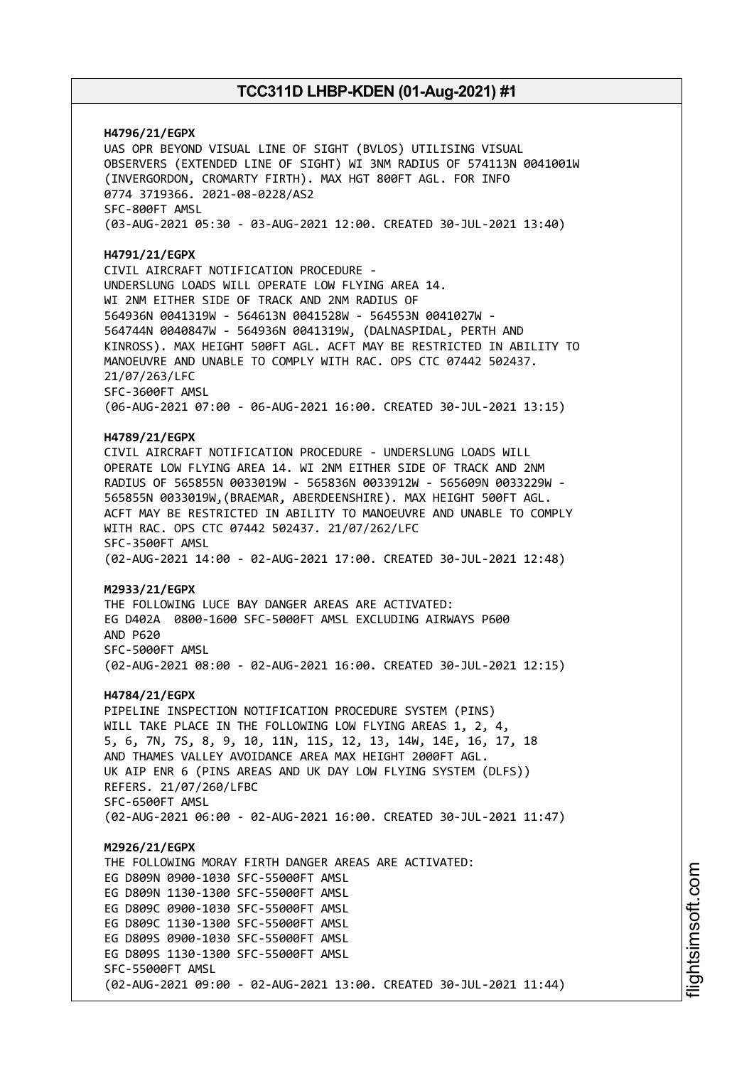**H4796/21/EGPX**
UAS OPR BEYOND VISUAL LINE OF SIGHT (BVLOS) UTILISING VISUAL OBSERVERS (EXTENDED LINE OF SIGHT) WI 3NM RADIUS OF 574113N 0041001W (INVERGORDON, CROMARTY FIRTH). MAX HGT 800FT AGL. FOR INFO 0774 3719366. 2021-08-0228/AS2
SFC-800FT AMSL
(03-AUG-2021 05:30 - 03-AUG-2021 12:00. CREATED 30-JUL-2021 13:40)

**H4791/21/EGPX**
CIVIL AIRCRAFT NOTIFICATION PROCEDURE -
UNDERSLUNG LOADS WILL OPERATE LOW FLYING AREA 14.
WI 2NM EITHER SIDE OF TRACK AND 2NM RADIUS OF
564936N 0041319W - 564613N 0041528W - 564553N 0041027W -
564744N 0040847W - 564936N 0041319W, (DALNASPIDAL, PERTH AND KINROSS). MAX HEIGHT 500FT AGL. ACFT MAY BE RESTRICTED IN ABILITY TO MANOEUVRE AND UNABLE TO COMPLY WITH RAC. OPS CTC 07442 502437.
21/07/263/LFC
SFC-3600FT AMSL
(06-AUG-2021 07:00 - 06-AUG-2021 16:00. CREATED 30-JUL-2021 13:15)

**H4789/21/EGPX**
CIVIL AIRCRAFT NOTIFICATION PROCEDURE - UNDERSLUNG LOADS WILL OPERATE LOW FLYING AREA 14. WI 2NM EITHER SIDE OF TRACK AND 2NM RADIUS OF 565855N 0033019W - 565836N 0033912W - 565609N 0033229W - 565855N 0033019W,(BRAEMAR, ABERDEENSHIRE). MAX HEIGHT 500FT AGL. ACFT MAY BE RESTRICTED IN ABILITY TO MANOEUVRE AND UNABLE TO COMPLY WITH RAC. OPS CTC 07442 502437. 21/07/262/LFC
SFC-3500FT AMSL
(02-AUG-2021 14:00 - 02-AUG-2021 17:00. CREATED 30-JUL-2021 12:48)

**M2933/21/EGPX**
THE FOLLOWING LUCE BAY DANGER AREAS ARE ACTIVATED:
EG D402A 0800-1600 SFC-5000FT AMSL EXCLUDING AIRWAYS P600 AND P620
SFC-5000FT AMSL
(02-AUG-2021 08:00 - 02-AUG-2021 16:00. CREATED 30-JUL-2021 12:15)

**H4784/21/EGPX**
PIPELINE INSPECTION NOTIFICATION PROCEDURE SYSTEM (PINS) WILL TAKE PLACE IN THE FOLLOWING LOW FLYING AREAS 1, 2, 4, 5, 6, 7N, 7S, 8, 9, 10, 11N, 11S, 12, 13, 14W, 14E, 16, 17, 18 AND THAMES VALLEY AVOIDANCE AREA MAX HEIGHT 2000FT AGL.
UK AIP ENR 6 (PINS AREAS AND UK DAY LOW FLYING SYSTEM (DLFS)) REFERS. 21/07/260/LFBC
SFC-6500FT AMSL
(02-AUG-2021 06:00 - 02-AUG-2021 16:00. CREATED 30-JUL-2021 11:47)

**M2926/21/EGPX**
THE FOLLOWING MORAY FIRTH DANGER AREAS ARE ACTIVATED:
EG D809N 0900-1030 SFC-55000FT AMSL
EG D809N 1130-1300 SFC-55000FT AMSL
EG D809C 0900-1030 SFC-55000FT AMSL
EG D809C 1130-1300 SFC-55000FT AMSL
EG D809S 0900-1030 SFC-55000FT AMSL
EG D809S 1130-1300 SFC-55000FT AMSL
SFC-55000FT AMSL
(02-AUG-2021 09:00 - 02-AUG-2021 13:00. CREATED 30-JUL-2021 11:44)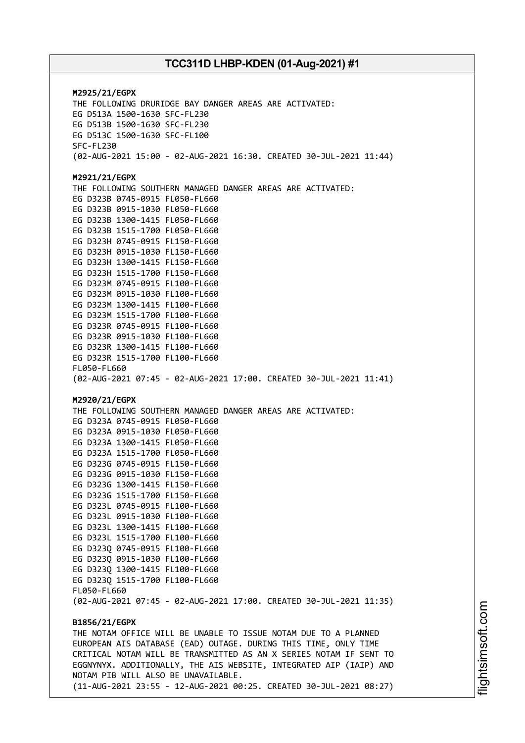**M2925/21/EGPX**
THE FOLLOWING DRURIDGE BAY DANGER AREAS ARE ACTIVATED:
EG D513A 1500-1630 SFC-FL230
EG D513B 1500-1630 SFC-FL230
EG D513C 1500-1630 SFC-FL100
SFC-FL230
(02-AUG-2021 15:00 - 02-AUG-2021 16:30. CREATED 30-JUL-2021 11:44)

**M2921/21/EGPX**
THE FOLLOWING SOUTHERN MANAGED DANGER AREAS ARE ACTIVATED:
EG D323B 0745-0915 FL050-FL660
EG D323B 0915-1030 FL050-FL660
EG D323B 1300-1415 FL050-FL660
EG D323B 1515-1700 FL050-FL660
EG D323H 0745-0915 FL150-FL660
EG D323H 0915-1030 FL150-FL660
EG D323H 1300-1415 FL150-FL660
EG D323H 1515-1700 FL150-FL660
EG D323M 0745-0915 FL100-FL660
EG D323M 0915-1030 FL100-FL660
EG D323M 1300-1415 FL100-FL660
EG D323M 1515-1700 FL100-FL660
EG D323R 0745-0915 FL100-FL660
EG D323R 0915-1030 FL100-FL660
EG D323R 1300-1415 FL100-FL660
EG D323R 1515-1700 FL100-FL660
FL050-FL660
(02-AUG-2021 07:45 - 02-AUG-2021 17:00. CREATED 30-JUL-2021 11:41)

**M2920/21/EGPX**
THE FOLLOWING SOUTHERN MANAGED DANGER AREAS ARE ACTIVATED:
EG D323A 0745-0915 FL050-FL660
EG D323A 0915-1030 FL050-FL660
EG D323A 1300-1415 FL050-FL660
EG D323A 1515-1700 FL050-FL660
EG D323G 0745-0915 FL150-FL660
EG D323G 0915-1030 FL150-FL660
EG D323G 1300-1415 FL150-FL660
EG D323G 1515-1700 FL150-FL660
EG D323L 0745-0915 FL100-FL660
EG D323L 0915-1030 FL100-FL660
EG D323L 1300-1415 FL100-FL660
EG D323L 1515-1700 FL100-FL660
EG D323Q 0745-0915 FL100-FL660
EG D323Q 0915-1030 FL100-FL660
EG D323Q 1300-1415 FL100-FL660
EG D323Q 1515-1700 FL100-FL660
FL050-FL660
(02-AUG-2021 07:45 - 02-AUG-2021 17:00. CREATED 30-JUL-2021 11:35)

**B1856/21/EGPX**
THE NOTAM OFFICE WILL BE UNABLE TO ISSUE NOTAM DUE TO A PLANNED EUROPEAN AIS DATABASE (EAD) OUTAGE. DURING THIS TIME, ONLY TIME CRITICAL NOTAM WILL BE TRANSMITTED AS AN X SERIES NOTAM IF SENT TO EGGNYNYX. ADDITIONALLY, THE AIS WEBSITE, INTEGRATED AIP (IAIP) AND NOTAM PIB WILL ALSO BE UNAVAILABLE.
(11-AUG-2021 23:55 - 12-AUG-2021 00:25. CREATED 30-JUL-2021 08:27)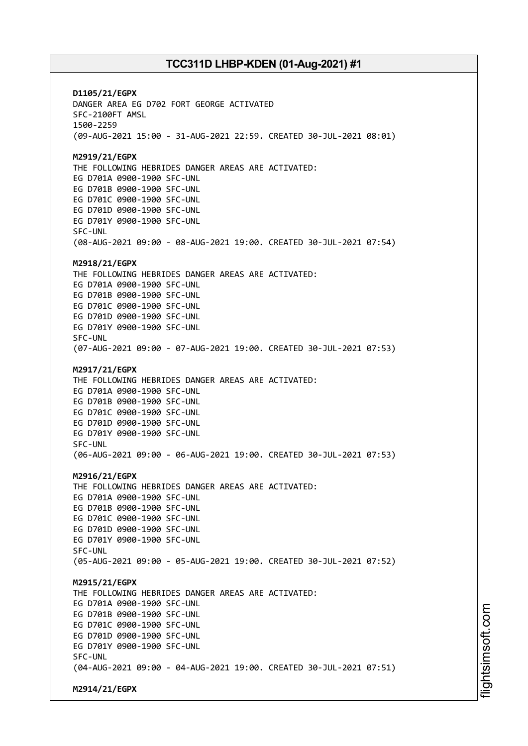**D1105/21/EGPX**
DANGER AREA EG D702 FORT GEORGE ACTIVATED
SFC-2100FT AMSL
1500-2259
(09-AUG-2021 15:00 - 31-AUG-2021 22:59. CREATED 30-JUL-2021 08:01)

**M2919/21/EGPX**
THE FOLLOWING HEBRIDES DANGER AREAS ARE ACTIVATED:
EG D701A 0900-1900 SFC-UNL
EG D701B 0900-1900 SFC-UNL
EG D701C 0900-1900 SFC-UNL
EG D701D 0900-1900 SFC-UNL
EG D701Y 0900-1900 SFC-UNL
SFC-UNL
(08-AUG-2021 09:00 - 08-AUG-2021 19:00. CREATED 30-JUL-2021 07:54)

**M2918/21/EGPX**
THE FOLLOWING HEBRIDES DANGER AREAS ARE ACTIVATED:
EG D701A 0900-1900 SFC-UNL
EG D701B 0900-1900 SFC-UNL
EG D701C 0900-1900 SFC-UNL
EG D701D 0900-1900 SFC-UNL
EG D701Y 0900-1900 SFC-UNL
SFC-UNL
(07-AUG-2021 09:00 - 07-AUG-2021 19:00. CREATED 30-JUL-2021 07:53)

**M2917/21/EGPX**
THE FOLLOWING HEBRIDES DANGER AREAS ARE ACTIVATED:
EG D701A 0900-1900 SFC-UNL
EG D701B 0900-1900 SFC-UNL
EG D701C 0900-1900 SFC-UNL
EG D701D 0900-1900 SFC-UNL
EG D701Y 0900-1900 SFC-UNL
SFC-UNL
(06-AUG-2021 09:00 - 06-AUG-2021 19:00. CREATED 30-JUL-2021 07:53)

**M2916/21/EGPX**
THE FOLLOWING HEBRIDES DANGER AREAS ARE ACTIVATED:
EG D701A 0900-1900 SFC-UNL
EG D701B 0900-1900 SFC-UNL
EG D701C 0900-1900 SFC-UNL
EG D701D 0900-1900 SFC-UNL
EG D701Y 0900-1900 SFC-UNL
SFC-UNL
(05-AUG-2021 09:00 - 05-AUG-2021 19:00. CREATED 30-JUL-2021 07:52)

**M2915/21/EGPX**
THE FOLLOWING HEBRIDES DANGER AREAS ARE ACTIVATED:
EG D701A 0900-1900 SFC-UNL
EG D701B 0900-1900 SFC-UNL
EG D701C 0900-1900 SFC-UNL
EG D701D 0900-1900 SFC-UNL
EG D701Y 0900-1900 SFC-UNL
SFC-UNL
(04-AUG-2021 09:00 - 04-AUG-2021 19:00. CREATED 30-JUL-2021 07:51)

**M2914/21/EGPX**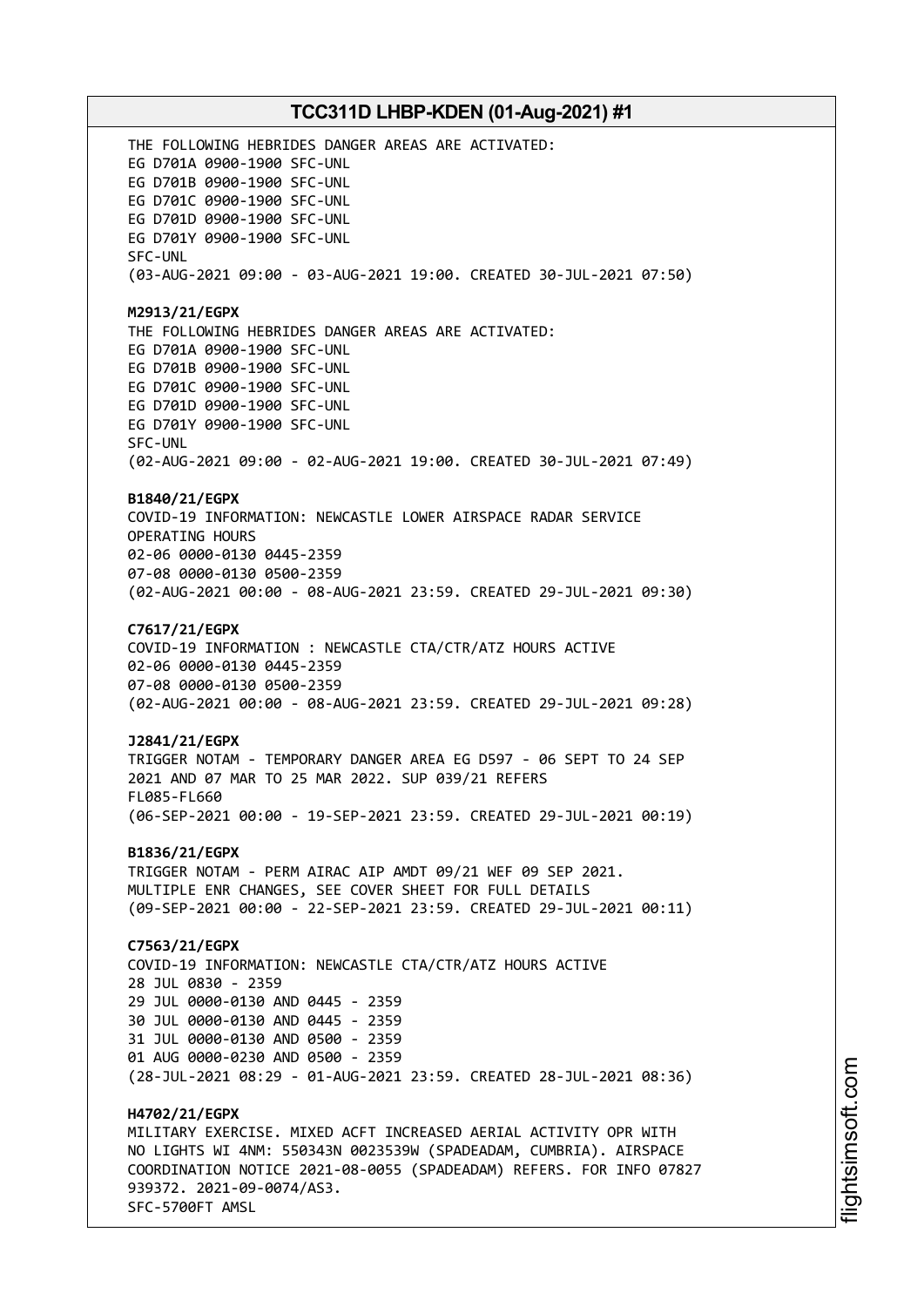THE FOLLOWING HEBRIDES DANGER AREAS ARE ACTIVATED:
EG D701A 0900-1900 SFC-UNL
EG D701B 0900-1900 SFC-UNL
EG D701C 0900-1900 SFC-UNL
EG D701D 0900-1900 SFC-UNL
EG D701Y 0900-1900 SFC-UNL
SFC-UNL
(03-AUG-2021 09:00 - 03-AUG-2021 19:00. CREATED 30-JUL-2021 07:50)

**M2913/21/EGPX**
THE FOLLOWING HEBRIDES DANGER AREAS ARE ACTIVATED:
EG D701A 0900-1900 SFC-UNL
EG D701B 0900-1900 SFC-UNL
EG D701C 0900-1900 SFC-UNL
EG D701D 0900-1900 SFC-UNL
EG D701Y 0900-1900 SFC-UNL
SFC-UNL
(02-AUG-2021 09:00 - 02-AUG-2021 19:00. CREATED 30-JUL-2021 07:49)

**B1840/21/EGPX**
COVID-19 INFORMATION: NEWCASTLE LOWER AIRSPACE RADAR SERVICE
OPERATING HOURS
02-06 0000-0130 0445-2359
07-08 0000-0130 0500-2359
(02-AUG-2021 00:00 - 08-AUG-2021 23:59. CREATED 29-JUL-2021 09:30)

**C7617/21/EGPX**
COVID-19 INFORMATION : NEWCASTLE CTA/CTR/ATZ HOURS ACTIVE
02-06 0000-0130 0445-2359
07-08 0000-0130 0500-2359
(02-AUG-2021 00:00 - 08-AUG-2021 23:59. CREATED 29-JUL-2021 09:28)

**J2841/21/EGPX**
TRIGGER NOTAM - TEMPORARY DANGER AREA EG D597 - 06 SEPT TO 24 SEP
2021 AND 07 MAR TO 25 MAR 2022. SUP 039/21 REFERS
FL085-FL660
(06-SEP-2021 00:00 - 19-SEP-2021 23:59. CREATED 29-JUL-2021 00:19)

**B1836/21/EGPX**
TRIGGER NOTAM - PERM AIRAC AIP AMDT 09/21 WEF 09 SEP 2021.
MULTIPLE ENR CHANGES, SEE COVER SHEET FOR FULL DETAILS
(09-SEP-2021 00:00 - 22-SEP-2021 23:59. CREATED 29-JUL-2021 00:11)

**C7563/21/EGPX**
COVID-19 INFORMATION: NEWCASTLE CTA/CTR/ATZ HOURS ACTIVE
28 JUL 0830 - 2359
29 JUL 0000-0130 AND 0445 - 2359
30 JUL 0000-0130 AND 0445 - 2359
31 JUL 0000-0130 AND 0500 - 2359
01 AUG 0000-0230 AND 0500 - 2359
(28-JUL-2021 08:29 - 01-AUG-2021 23:59. CREATED 28-JUL-2021 08:36)

**H4702/21/EGPX**
MILITARY EXERCISE. MIXED ACFT INCREASED AERIAL ACTIVITY OPR WITH
NO LIGHTS WI 4NM: 550343N 0023539W (SPADEADAM, CUMBRIA). AIRSPACE
COORDINATION NOTICE 2021-08-0055 (SPADEADAM) REFERS. FOR INFO 07827
939372. 2021-09-0074/AS3.
SFC-5700FT AMSL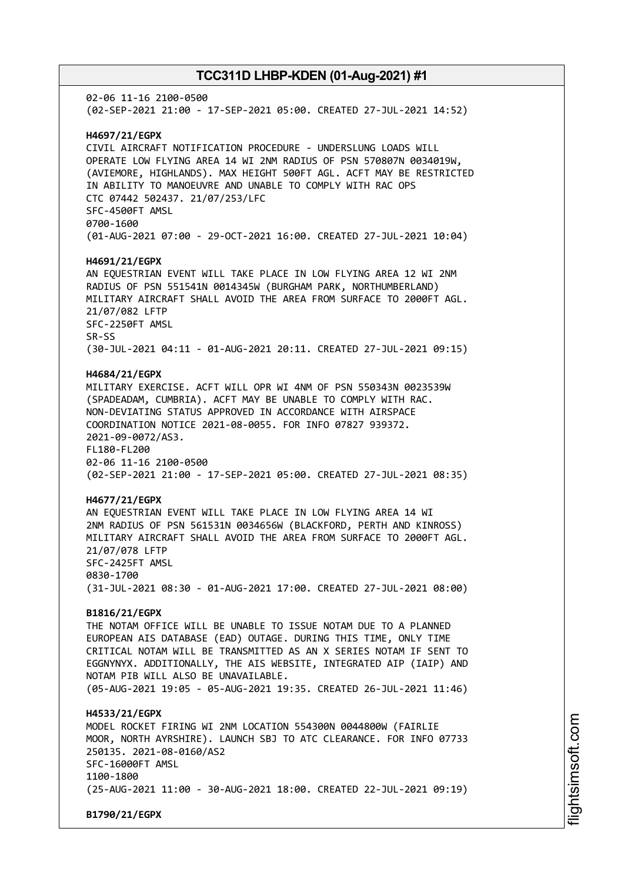02-06 11-16 2100-0500
(02-SEP-2021 21:00 - 17-SEP-2021 05:00. CREATED 27-JUL-2021 14:52)

**H4697/21/EGPX**
CIVIL AIRCRAFT NOTIFICATION PROCEDURE - UNDERSLUNG LOADS WILL OPERATE LOW FLYING AREA 14 WI 2NM RADIUS OF PSN 570807N 0034019W, (AVIEMORE, HIGHLANDS). MAX HEIGHT 500FT AGL. ACFT MAY BE RESTRICTED IN ABILITY TO MANOEUVRE AND UNABLE TO COMPLY WITH RAC OPS CTC 07442 502437. 21/07/253/LFC
SFC-4500FT AMSL
0700-1600
(01-AUG-2021 07:00 - 29-OCT-2021 16:00. CREATED 27-JUL-2021 10:04)

**H4691/21/EGPX**
AN EQUESTRIAN EVENT WILL TAKE PLACE IN LOW FLYING AREA 12 WI 2NM RADIUS OF PSN 551541N 0014345W (BURGHAM PARK, NORTHUMBERLAND) MILITARY AIRCRAFT SHALL AVOID THE AREA FROM SURFACE TO 2000FT AGL. 21/07/082 LFTP
SFC-2250FT AMSL
SR-SS
(30-JUL-2021 04:11 - 01-AUG-2021 20:11. CREATED 27-JUL-2021 09:15)

**H4684/21/EGPX**
MILITARY EXERCISE. ACFT WILL OPR WI 4NM OF PSN 550343N 0023539W (SPADEADAM, CUMBRIA). ACFT MAY BE UNABLE TO COMPLY WITH RAC. NON-DEVIATING STATUS APPROVED IN ACCORDANCE WITH AIRSPACE COORDINATION NOTICE 2021-08-0055. FOR INFO 07827 939372. 2021-09-0072/AS3.
FL180-FL200
02-06 11-16 2100-0500
(02-SEP-2021 21:00 - 17-SEP-2021 05:00. CREATED 27-JUL-2021 08:35)

**H4677/21/EGPX**
AN EQUESTRIAN EVENT WILL TAKE PLACE IN LOW FLYING AREA 14 WI 2NM RADIUS OF PSN 561531N 0034656W (BLACKFORD, PERTH AND KINROSS) MILITARY AIRCRAFT SHALL AVOID THE AREA FROM SURFACE TO 2000FT AGL. 21/07/078 LFTP
SFC-2425FT AMSL
0830-1700
(31-JUL-2021 08:30 - 01-AUG-2021 17:00. CREATED 27-JUL-2021 08:00)

**B1816/21/EGPX**
THE NOTAM OFFICE WILL BE UNABLE TO ISSUE NOTAM DUE TO A PLANNED EUROPEAN AIS DATABASE (EAD) OUTAGE. DURING THIS TIME, ONLY TIME CRITICAL NOTAM WILL BE TRANSMITTED AS AN X SERIES NOTAM IF SENT TO EGGNYNYX. ADDITIONALLY, THE AIS WEBSITE, INTEGRATED AIP (IAIP) AND NOTAM PIB WILL ALSO BE UNAVAILABLE.
(05-AUG-2021 19:05 - 05-AUG-2021 19:35. CREATED 26-JUL-2021 11:46)

**H4533/21/EGPX**
MODEL ROCKET FIRING WI 2NM LOCATION 554300N 0044800W (FAIRLIE MOOR, NORTH AYRSHIRE). LAUNCH SBJ TO ATC CLEARANCE. FOR INFO 07733 250135. 2021-08-0160/AS2
SFC-16000FT AMSL
1100-1800
(25-AUG-2021 11:00 - 30-AUG-2021 18:00. CREATED 22-JUL-2021 09:19)

**B1790/21/EGPX**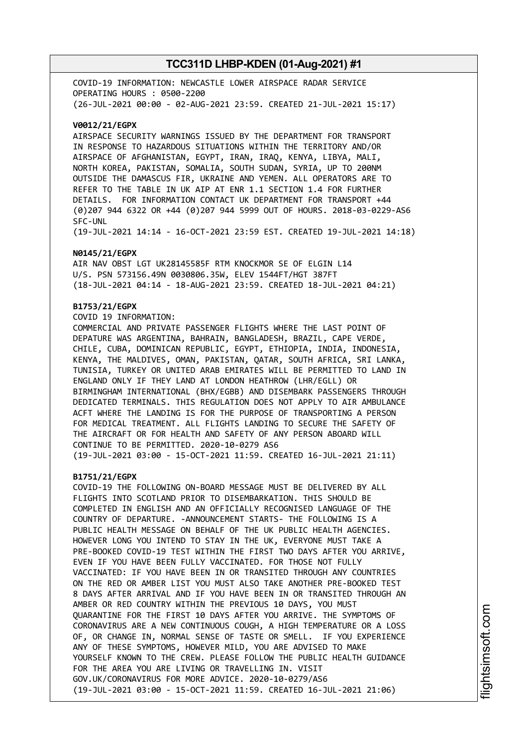COVID-19 INFORMATION: NEWCASTLE LOWER AIRSPACE RADAR SERVICE
OPERATING HOURS : 0500-2200
(26-JUL-2021 00:00 - 02-AUG-2021 23:59. CREATED 21-JUL-2021 15:17)

**V0012/21/EGPX**

AIRSPACE SECURITY WARNINGS ISSUED BY THE DEPARTMENT FOR TRANSPORT IN RESPONSE TO HAZARDOUS SITUATIONS WITHIN THE TERRITORY AND/OR AIRSPACE OF AFGHANISTAN, EGYPT, IRAN, IRAQ, KENYA, LIBYA, MALI, NORTH KOREA, PAKISTAN, SOMALIA, SOUTH SUDAN, SYRIA, UP TO 200NM OUTSIDE THE DAMASCUS FIR, UKRAINE AND YEMEN. ALL OPERATORS ARE TO REFER TO THE TABLE IN UK AIP AT ENR 1.1 SECTION 1.4 FOR FURTHER DETAILS. FOR INFORMATION CONTACT UK DEPARTMENT FOR TRANSPORT +44 (0)207 944 6322 OR +44 (0)207 944 5999 OUT OF HOURS. 2018-03-0229-AS6
SFC-UNL
(19-JUL-2021 14:14 - 16-OCT-2021 23:59 EST. CREATED 19-JUL-2021 14:18)

**N0145/21/EGPX**

AIR NAV OBST LGT UK28145585F RTM KNOCKMOR SE OF ELGIN L14
U/S. PSN 573156.49N 0030806.35W, ELEV 1544FT/HGT 387FT
(18-JUL-2021 04:14 - 18-AUG-2021 23:59. CREATED 18-JUL-2021 04:21)

**B1753/21/EGPX**

COVID 19 INFORMATION:
COMMERCIAL AND PRIVATE PASSENGER FLIGHTS WHERE THE LAST POINT OF DEPATURE WAS ARGENTINA, BAHRAIN, BANGLADESH, BRAZIL, CAPE VERDE, CHILE, CUBA, DOMINICAN REPUBLIC, EGYPT, ETHIOPIA, INDIA, INDONESIA, KENYA, THE MALDIVES, OMAN, PAKISTAN, QATAR, SOUTH AFRICA, SRI LANKA, TUNISIA, TURKEY OR UNITED ARAB EMIRATES WILL BE PERMITTED TO LAND IN ENGLAND ONLY IF THEY LAND AT LONDON HEATHROW (LHR/EGLL) OR BIRMINGHAM INTERNATIONAL (BHX/EGBB) AND DISEMBARK PASSENGERS THROUGH DEDICATED TERMINALS. THIS REGULATION DOES NOT APPLY TO AIR AMBULANCE ACFT WHERE THE LANDING IS FOR THE PURPOSE OF TRANSPORTING A PERSON FOR MEDICAL TREATMENT. ALL FLIGHTS LANDING TO SECURE THE SAFETY OF THE AIRCRAFT OR FOR HEALTH AND SAFETY OF ANY PERSON ABOARD WILL CONTINUE TO BE PERMITTED. 2020-10-0279 AS6
(19-JUL-2021 03:00 - 15-OCT-2021 11:59. CREATED 16-JUL-2021 21:11)

**B1751/21/EGPX**

COVID-19 THE FOLLOWING ON-BOARD MESSAGE MUST BE DELIVERED BY ALL FLIGHTS INTO SCOTLAND PRIOR TO DISEMBARKATION. THIS SHOULD BE COMPLETED IN ENGLISH AND AN OFFICIALLY RECOGNISED LANGUAGE OF THE COUNTRY OF DEPARTURE. -ANNOUNCEMENT STARTS- THE FOLLOWING IS A PUBLIC HEALTH MESSAGE ON BEHALF OF THE UK PUBLIC HEALTH AGENCIES. HOWEVER LONG YOU INTEND TO STAY IN THE UK, EVERYONE MUST TAKE A PRE-BOOKED COVID-19 TEST WITHIN THE FIRST TWO DAYS AFTER YOU ARRIVE, EVEN IF YOU HAVE BEEN FULLY VACCINATED. FOR THOSE NOT FULLY VACCINATED: IF YOU HAVE BEEN IN OR TRANSITED THROUGH ANY COUNTRIES ON THE RED OR AMBER LIST YOU MUST ALSO TAKE ANOTHER PRE-BOOKED TEST 8 DAYS AFTER ARRIVAL AND IF YOU HAVE BEEN IN OR TRANSITED THROUGH AN AMBER OR RED COUNTRY WITHIN THE PREVIOUS 10 DAYS, YOU MUST QUARANTINE FOR THE FIRST 10 DAYS AFTER YOU ARRIVE. THE SYMPTOMS OF CORONAVIRUS ARE A NEW CONTINUOUS COUGH, A HIGH TEMPERATURE OR A LOSS OF, OR CHANGE IN, NORMAL SENSE OF TASTE OR SMELL. IF YOU EXPERIENCE ANY OF THESE SYMPTOMS, HOWEVER MILD, YOU ARE ADVISED TO MAKE YOURSELF KNOWN TO THE CREW. PLEASE FOLLOW THE PUBLIC HEALTH GUIDANCE FOR THE AREA YOU ARE LIVING OR TRAVELLING IN. VISIT GOV.UK/CORONAVIRUS FOR MORE ADVICE. 2020-10-0279/AS6
(19-JUL-2021 03:00 - 15-OCT-2021 11:59. CREATED 16-JUL-2021 21:06)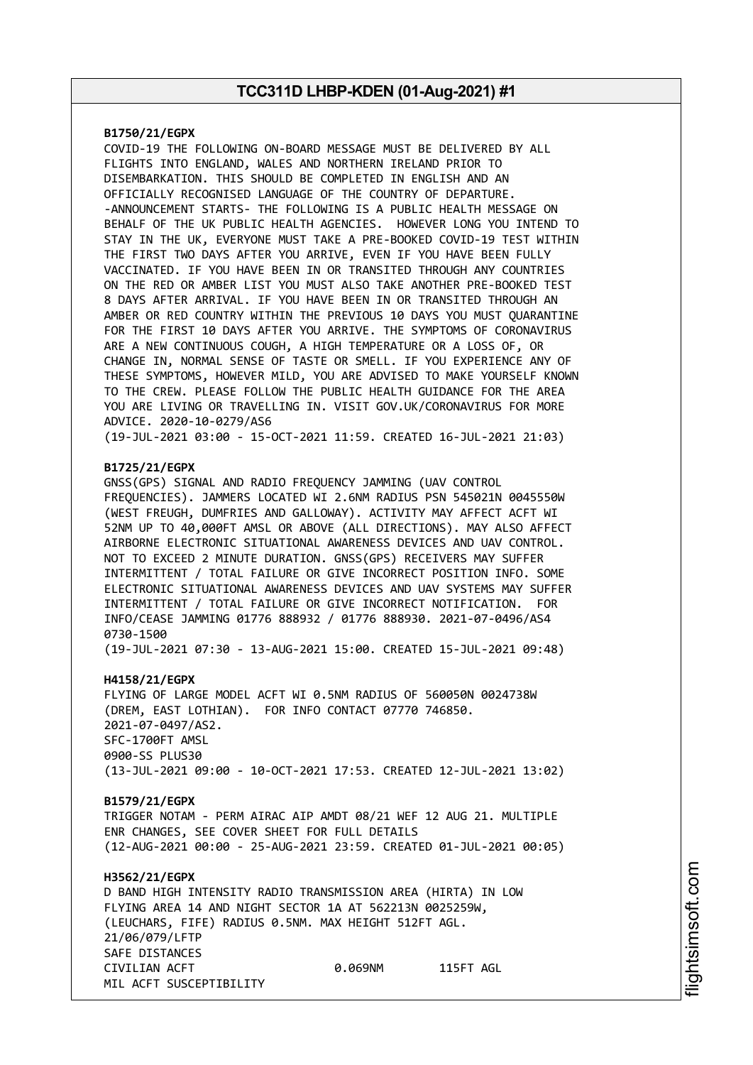**B1750/21/EGPX**
COVID-19 THE FOLLOWING ON-BOARD MESSAGE MUST BE DELIVERED BY ALL FLIGHTS INTO ENGLAND, WALES AND NORTHERN IRELAND PRIOR TO DISEMBARKATION. THIS SHOULD BE COMPLETED IN ENGLISH AND AN OFFICIALLY RECOGNISED LANGUAGE OF THE COUNTRY OF DEPARTURE. -ANNOUNCEMENT STARTS- THE FOLLOWING IS A PUBLIC HEALTH MESSAGE ON BEHALF OF THE UK PUBLIC HEALTH AGENCIES. HOWEVER LONG YOU INTEND TO STAY IN THE UK, EVERYONE MUST TAKE A PRE-BOOKED COVID-19 TEST WITHIN THE FIRST TWO DAYS AFTER YOU ARRIVE, EVEN IF YOU HAVE BEEN FULLY VACCINATED. IF YOU HAVE BEEN IN OR TRANSITED THROUGH ANY COUNTRIES ON THE RED OR AMBER LIST YOU MUST ALSO TAKE ANOTHER PRE-BOOKED TEST 8 DAYS AFTER ARRIVAL. IF YOU HAVE BEEN IN OR TRANSITED THROUGH AN AMBER OR RED COUNTRY WITHIN THE PREVIOUS 10 DAYS YOU MUST QUARANTINE FOR THE FIRST 10 DAYS AFTER YOU ARRIVE. THE SYMPTOMS OF CORONAVIRUS ARE A NEW CONTINUOUS COUGH, A HIGH TEMPERATURE OR A LOSS OF, OR CHANGE IN, NORMAL SENSE OF TASTE OR SMELL. IF YOU EXPERIENCE ANY OF THESE SYMPTOMS, HOWEVER MILD, YOU ARE ADVISED TO MAKE YOURSELF KNOWN TO THE CREW. PLEASE FOLLOW THE PUBLIC HEALTH GUIDANCE FOR THE AREA YOU ARE LIVING OR TRAVELLING IN. VISIT GOV.UK/CORONAVIRUS FOR MORE ADVICE. 2020-10-0279/AS6
(19-JUL-2021 03:00 - 15-OCT-2021 11:59. CREATED 16-JUL-2021 21:03)

**B1725/21/EGPX**
GNSS(GPS) SIGNAL AND RADIO FREQUENCY JAMMING (UAV CONTROL FREQUENCIES). JAMMERS LOCATED WI 2.6NM RADIUS PSN 545021N 0045550W (WEST FREUGH, DUMFRIES AND GALLOWAY). ACTIVITY MAY AFFECT ACFT WI 52NM UP TO 40,000FT AMSL OR ABOVE (ALL DIRECTIONS). MAY ALSO AFFECT AIRBORNE ELECTRONIC SITUATIONAL AWARENESS DEVICES AND UAV CONTROL. NOT TO EXCEED 2 MINUTE DURATION. GNSS(GPS) RECEIVERS MAY SUFFER INTERMITTENT / TOTAL FAILURE OR GIVE INCORRECT POSITION INFO. SOME ELECTRONIC SITUATIONAL AWARENESS DEVICES AND UAV SYSTEMS MAY SUFFER INTERMITTENT / TOTAL FAILURE OR GIVE INCORRECT NOTIFICATION. FOR INFO/CEASE JAMMING 01776 888932 / 01776 888930. 2021-07-0496/AS4
0730-1500
(19-JUL-2021 07:30 - 13-AUG-2021 15:00. CREATED 15-JUL-2021 09:48)

**H4158/21/EGPX**
FLYING OF LARGE MODEL ACFT WI 0.5NM RADIUS OF 560050N 0024738W (DREM, EAST LOTHIAN). FOR INFO CONTACT 07770 746850.
2021-07-0497/AS2.
SFC-1700FT AMSL
0900-SS PLUS30
(13-JUL-2021 09:00 - 10-OCT-2021 17:53. CREATED 12-JUL-2021 13:02)

**B1579/21/EGPX**
TRIGGER NOTAM - PERM AIRAC AIP AMDT 08/21 WEF 12 AUG 21. MULTIPLE ENR CHANGES, SEE COVER SHEET FOR FULL DETAILS
(12-AUG-2021 00:00 - 25-AUG-2021 23:59. CREATED 01-JUL-2021 00:05)

**H3562/21/EGPX**
D BAND HIGH INTENSITY RADIO TRANSMISSION AREA (HIRTA) IN LOW FLYING AREA 14 AND NIGHT SECTOR 1A AT 562213N 0025259W, (LEUCHARS, FIFE) RADIUS 0.5NM. MAX HEIGHT 512FT AGL.
21/06/079/LFTP
SAFE DISTANCES
CIVILIAN ACFT 0.069NM 115FT AGL
MIL ACFT SUSCEPTIBILITY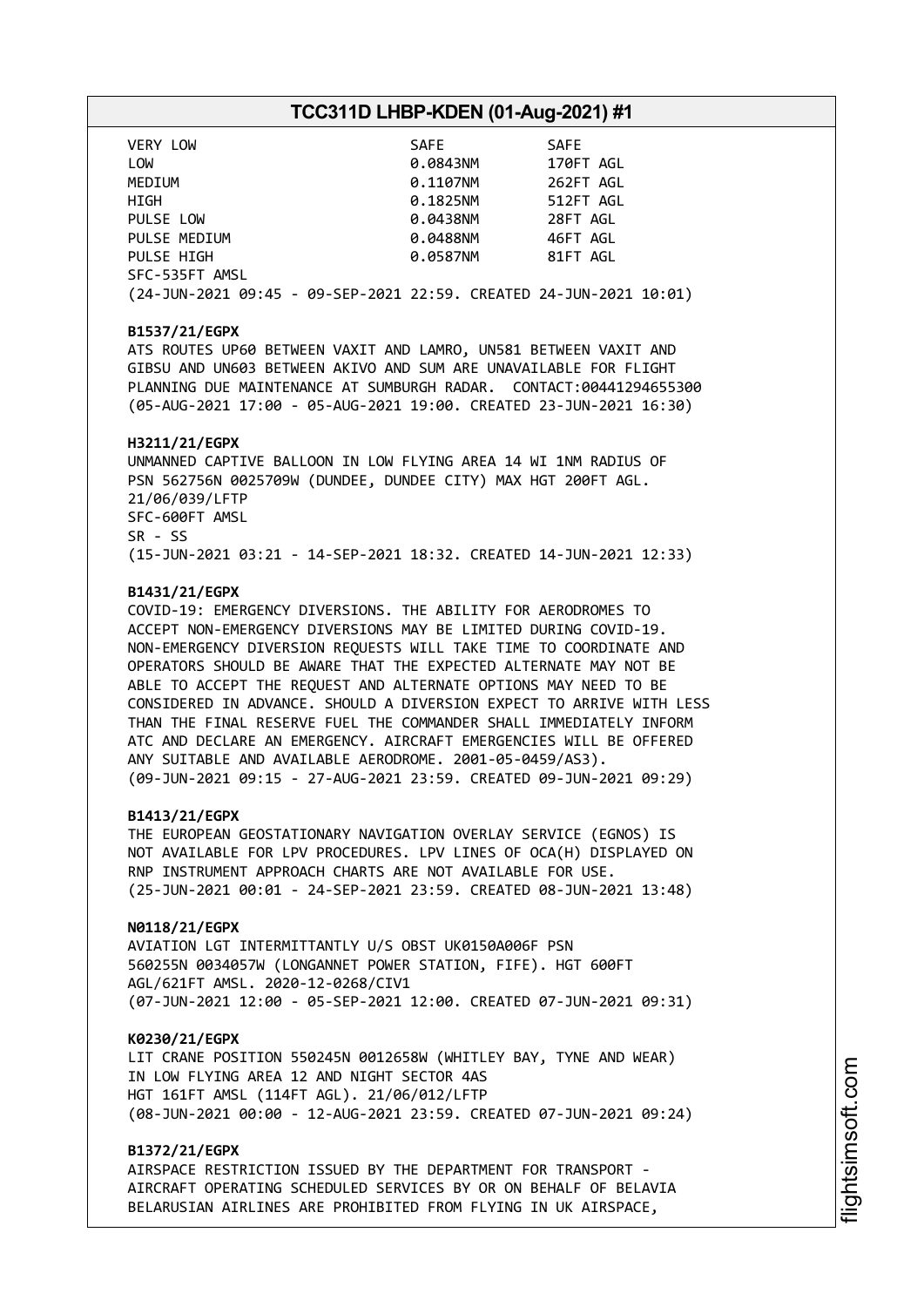| VERY LOW | SAFE | SAFE |
|---|---|---|
| LOW | 0.0843NM | 170FT AGL |
| MEDIUM | 0.1107NM | 262FT AGL |
| HIGH | 0.1825NM | 512FT AGL |
| PULSE LOW | 0.0438NM | 28FT AGL |
| PULSE MEDIUM | 0.0488NM | 46FT AGL |
| PULSE HIGH | 0.0587NM | 81FT AGL |

SFC-535FT AMSL
(24-JUN-2021 09:45 - 09-SEP-2021 22:59. CREATED 24-JUN-2021 10:01)

**B1537/21/EGPX**
ATS ROUTES UP60 BETWEEN VAXIT AND LAMRO, UN581 BETWEEN VAXIT AND GIBSU AND UN603 BETWEEN AKIVO AND SUM ARE UNAVAILABLE FOR FLIGHT PLANNING DUE MAINTENANCE AT SUMBURGH RADAR. CONTACT:00441294655300
(05-AUG-2021 17:00 - 05-AUG-2021 19:00. CREATED 23-JUN-2021 16:30)

**H3211/21/EGPX**
UNMANNED CAPTIVE BALLOON IN LOW FLYING AREA 14 WI 1NM RADIUS OF PSN 562756N 0025709W (DUNDEE, DUNDEE CITY) MAX HGT 200FT AGL. 21/06/039/LFTP
SFC-600FT AMSL
SR - SS
(15-JUN-2021 03:21 - 14-SEP-2021 18:32. CREATED 14-JUN-2021 12:33)

**B1431/21/EGPX**
COVID-19: EMERGENCY DIVERSIONS. THE ABILITY FOR AERODROMES TO ACCEPT NON-EMERGENCY DIVERSIONS MAY BE LIMITED DURING COVID-19. NON-EMERGENCY DIVERSION REQUESTS WILL TAKE TIME TO COORDINATE AND OPERATORS SHOULD BE AWARE THAT THE EXPECTED ALTERNATE MAY NOT BE ABLE TO ACCEPT THE REQUEST AND ALTERNATE OPTIONS MAY NEED TO BE CONSIDERED IN ADVANCE. SHOULD A DIVERSION EXPECT TO ARRIVE WITH LESS THAN THE FINAL RESERVE FUEL THE COMMANDER SHALL IMMEDIATELY INFORM ATC AND DECLARE AN EMERGENCY. AIRCRAFT EMERGENCIES WILL BE OFFERED ANY SUITABLE AND AVAILABLE AERODROME. 2001-05-0459/AS3).
(09-JUN-2021 09:15 - 27-AUG-2021 23:59. CREATED 09-JUN-2021 09:29)

**B1413/21/EGPX**
THE EUROPEAN GEOSTATIONARY NAVIGATION OVERLAY SERVICE (EGNOS) IS NOT AVAILABLE FOR LPV PROCEDURES. LPV LINES OF OCA(H) DISPLAYED ON RNP INSTRUMENT APPROACH CHARTS ARE NOT AVAILABLE FOR USE.
(25-JUN-2021 00:01 - 24-SEP-2021 23:59. CREATED 08-JUN-2021 13:48)

**N0118/21/EGPX**
AVIATION LGT INTERMITTANTLY U/S OBST UK0150A006F PSN 560255N 0034057W (LONGANNET POWER STATION, FIFE). HGT 600FT AGL/621FT AMSL. 2020-12-0268/CIV1
(07-JUN-2021 12:00 - 05-SEP-2021 12:00. CREATED 07-JUN-2021 09:31)

**K0230/21/EGPX**
LIT CRANE POSITION 550245N 0012658W (WHITLEY BAY, TYNE AND WEAR) IN LOW FLYING AREA 12 AND NIGHT SECTOR 4AS
HGT 161FT AMSL (114FT AGL). 21/06/012/LFTP
(08-JUN-2021 00:00 - 12-AUG-2021 23:59. CREATED 07-JUN-2021 09:24)

**B1372/21/EGPX**
AIRSPACE RESTRICTION ISSUED BY THE DEPARTMENT FOR TRANSPORT - AIRCRAFT OPERATING SCHEDULED SERVICES BY OR ON BEHALF OF BELAVIA BELARUSIAN AIRLINES ARE PROHIBITED FROM FLYING IN UK AIRSPACE,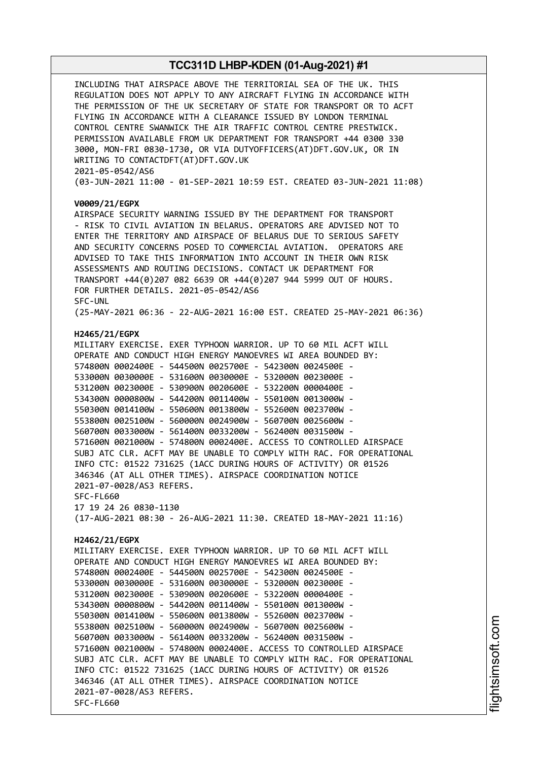INCLUDING THAT AIRSPACE ABOVE THE TERRITORIAL SEA OF THE UK. THIS REGULATION DOES NOT APPLY TO ANY AIRCRAFT FLYING IN ACCORDANCE WITH THE PERMISSION OF THE UK SECRETARY OF STATE FOR TRANSPORT OR TO ACFT FLYING IN ACCORDANCE WITH A CLEARANCE ISSUED BY LONDON TERMINAL CONTROL CENTRE SWANWICK THE AIR TRAFFIC CONTROL CENTRE PRESTWICK. PERMISSION AVAILABLE FROM UK DEPARTMENT FOR TRANSPORT +44 0300 330 3000, MON-FRI 0830-1730, OR VIA DUTYOFFICERS(AT)DFT.GOV.UK, OR IN WRITING TO CONTACTDFT(AT)DFT.GOV.UK
2021-05-0542/AS6
(03-JUN-2021 11:00 - 01-SEP-2021 10:59 EST. CREATED 03-JUN-2021 11:08)

**V0009/21/EGPX**
AIRSPACE SECURITY WARNING ISSUED BY THE DEPARTMENT FOR TRANSPORT - RISK TO CIVIL AVIATION IN BELARUS. OPERATORS ARE ADVISED NOT TO ENTER THE TERRITORY AND AIRSPACE OF BELARUS DUE TO SERIOUS SAFETY AND SECURITY CONCERNS POSED TO COMMERCIAL AVIATION. OPERATORS ARE ADVISED TO TAKE THIS INFORMATION INTO ACCOUNT IN THEIR OWN RISK ASSESSMENTS AND ROUTING DECISIONS. CONTACT UK DEPARTMENT FOR TRANSPORT +44(0)207 082 6639 OR +44(0)207 944 5999 OUT OF HOURS. FOR FURTHER DETAILS. 2021-05-0542/AS6
SFC-UNL
(25-MAY-2021 06:36 - 22-AUG-2021 16:00 EST. CREATED 25-MAY-2021 06:36)

**H2465/21/EGPX**
MILITARY EXERCISE. EXER TYPHOON WARRIOR. UP TO 60 MIL ACFT WILL OPERATE AND CONDUCT HIGH ENERGY MANOEVRES WI AREA BOUNDED BY:
574800N 0002400E - 544500N 0025700E - 542300N 0024500E - 533000N 0030000E - 531600N 0030000E - 532000N 0023000E - 531200N 0023000E - 530900N 0020600E - 532200N 0000400E - 534300N 0000800W - 544200N 0011400W - 550100N 0013000W - 550300N 0014100W - 550600N 0013800W - 552600N 0023700W - 553800N 0025100W - 560000N 0024900W - 560700N 0025600W - 560700N 0033000W - 561400N 0033200W - 562400N 0031500W - 571600N 0021000W - 574800N 0002400E. ACCESS TO CONTROLLED AIRSPACE SUBJ ATC CLR. ACFT MAY BE UNABLE TO COMPLY WITH RAC. FOR OPERATIONAL INFO CTC: 01522 731625 (1ACC DURING HOURS OF ACTIVITY) OR 01526 346346 (AT ALL OTHER TIMES). AIRSPACE COORDINATION NOTICE 2021-07-0028/AS3 REFERS.
SFC-FL660
17 19 24 26 0830-1130
(17-AUG-2021 08:30 - 26-AUG-2021 11:30. CREATED 18-MAY-2021 11:16)

**H2462/21/EGPX**
MILITARY EXERCISE. EXER TYPHOON WARRIOR. UP TO 60 MIL ACFT WILL OPERATE AND CONDUCT HIGH ENERGY MANOEVRES WI AREA BOUNDED BY:
574800N 0002400E - 544500N 0025700E - 542300N 0024500E - 533000N 0030000E - 531600N 0030000E - 532000N 0023000E - 531200N 0023000E - 530900N 0020600E - 532200N 0000400E - 534300N 0000800W - 544200N 0011400W - 550100N 0013000W - 550300N 0014100W - 550600N 0013800W - 552600N 0023700W - 553800N 0025100W - 560000N 0024900W - 560700N 0025600W - 560700N 0033000W - 561400N 0033200W - 562400N 0031500W - 571600N 0021000W - 574800N 0002400E. ACCESS TO CONTROLLED AIRSPACE SUBJ ATC CLR. ACFT MAY BE UNABLE TO COMPLY WITH RAC. FOR OPERATIONAL INFO CTC: 01522 731625 (1ACC DURING HOURS OF ACTIVITY) OR 01526 346346 (AT ALL OTHER TIMES). AIRSPACE COORDINATION NOTICE 2021-07-0028/AS3 REFERS.
SFC-FL660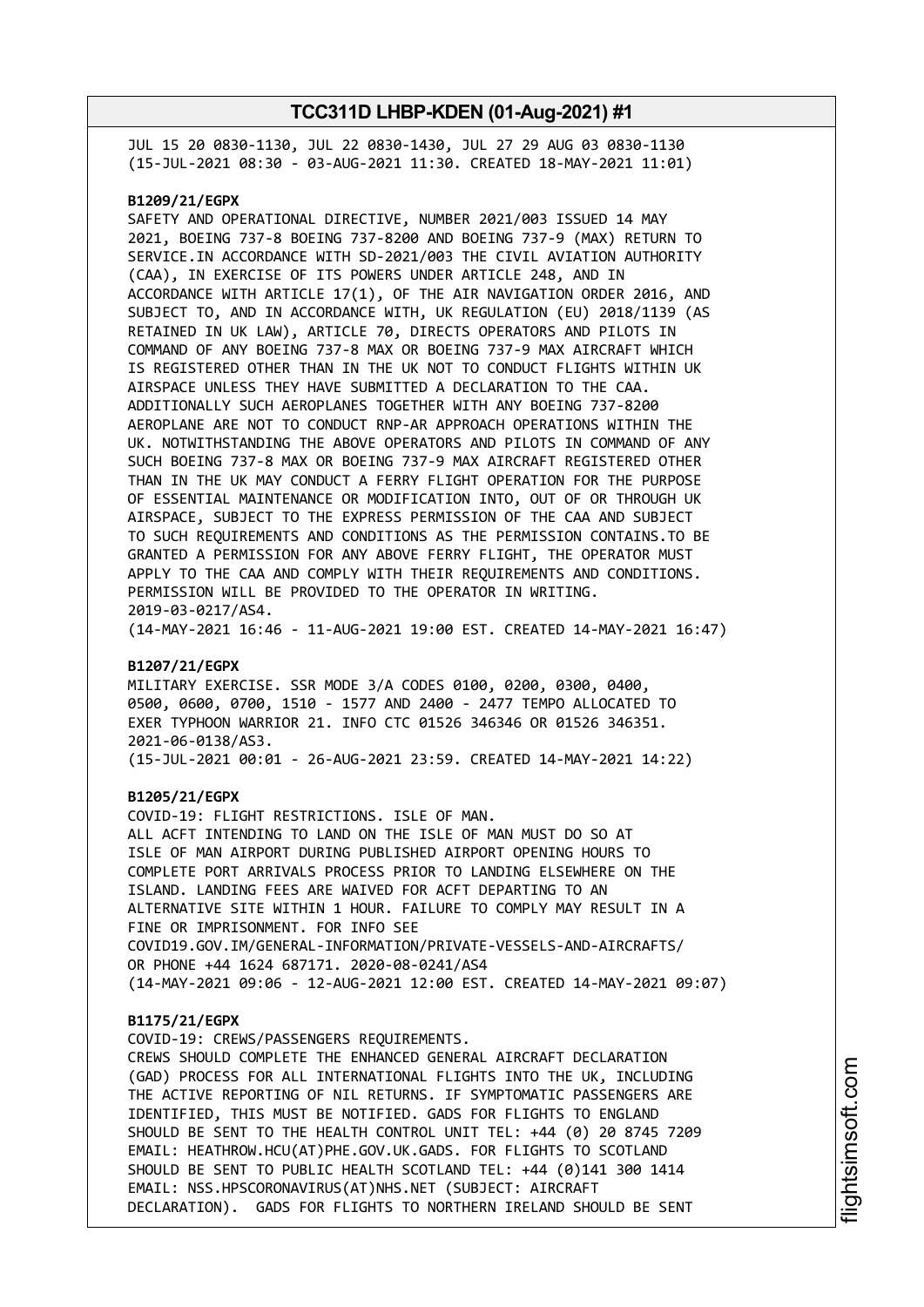JUL 15 20 0830-1130, JUL 22 0830-1430, JUL 27 29 AUG 03 0830-1130
(15-JUL-2021 08:30 - 03-AUG-2021 11:30. CREATED 18-MAY-2021 11:01)

**B1209/21/EGPX**
SAFETY AND OPERATIONAL DIRECTIVE, NUMBER 2021/003 ISSUED 14 MAY 2021, BOEING 737-8 BOEING 737-8200 AND BOEING 737-9 (MAX) RETURN TO SERVICE.IN ACCORDANCE WITH SD-2021/003 THE CIVIL AVIATION AUTHORITY (CAA), IN EXERCISE OF ITS POWERS UNDER ARTICLE 248, AND IN ACCORDANCE WITH ARTICLE 17(1), OF THE AIR NAVIGATION ORDER 2016, AND SUBJECT TO, AND IN ACCORDANCE WITH, UK REGULATION (EU) 2018/1139 (AS RETAINED IN UK LAW), ARTICLE 70, DIRECTS OPERATORS AND PILOTS IN COMMAND OF ANY BOEING 737-8 MAX OR BOEING 737-9 MAX AIRCRAFT WHICH IS REGISTERED OTHER THAN IN THE UK NOT TO CONDUCT FLIGHTS WITHIN UK AIRSPACE UNLESS THEY HAVE SUBMITTED A DECLARATION TO THE CAA. ADDITIONALLY SUCH AEROPLANES TOGETHER WITH ANY BOEING 737-8200 AEROPLANE ARE NOT TO CONDUCT RNP-AR APPROACH OPERATIONS WITHIN THE UK. NOTWITHSTANDING THE ABOVE OPERATORS AND PILOTS IN COMMAND OF ANY SUCH BOEING 737-8 MAX OR BOEING 737-9 MAX AIRCRAFT REGISTERED OTHER THAN IN THE UK MAY CONDUCT A FERRY FLIGHT OPERATION FOR THE PURPOSE OF ESSENTIAL MAINTENANCE OR MODIFICATION INTO, OUT OF OR THROUGH UK AIRSPACE, SUBJECT TO THE EXPRESS PERMISSION OF THE CAA AND SUBJECT TO SUCH REQUIREMENTS AND CONDITIONS AS THE PERMISSION CONTAINS.TO BE GRANTED A PERMISSION FOR ANY ABOVE FERRY FLIGHT, THE OPERATOR MUST APPLY TO THE CAA AND COMPLY WITH THEIR REQUIREMENTS AND CONDITIONS. PERMISSION WILL BE PROVIDED TO THE OPERATOR IN WRITING.
2019-03-0217/AS4.
(14-MAY-2021 16:46 - 11-AUG-2021 19:00 EST. CREATED 14-MAY-2021 16:47)

**B1207/21/EGPX**
MILITARY EXERCISE. SSR MODE 3/A CODES 0100, 0200, 0300, 0400, 0500, 0600, 0700, 1510 - 1577 AND 2400 - 2477 TEMPO ALLOCATED TO EXER TYPHOON WARRIOR 21. INFO CTC 01526 346346 OR 01526 346351.
2021-06-0138/AS3.
(15-JUL-2021 00:01 - 26-AUG-2021 23:59. CREATED 14-MAY-2021 14:22)

**B1205/21/EGPX**
COVID-19: FLIGHT RESTRICTIONS. ISLE OF MAN.
ALL ACFT INTENDING TO LAND ON THE ISLE OF MAN MUST DO SO AT ISLE OF MAN AIRPORT DURING PUBLISHED AIRPORT OPENING HOURS TO COMPLETE PORT ARRIVALS PROCESS PRIOR TO LANDING ELSEWHERE ON THE ISLAND. LANDING FEES ARE WAIVED FOR ACFT DEPARTING TO AN ALTERNATIVE SITE WITHIN 1 HOUR. FAILURE TO COMPLY MAY RESULT IN A FINE OR IMPRISONMENT. FOR INFO SEE COVID19.GOV.IM/GENERAL-INFORMATION/PRIVATE-VESSELS-AND-AIRCRAFTS/ OR PHONE +44 1624 687171. 2020-08-0241/AS4
(14-MAY-2021 09:06 - 12-AUG-2021 12:00 EST. CREATED 14-MAY-2021 09:07)

**B1175/21/EGPX**
COVID-19: CREWS/PASSENGERS REQUIREMENTS.
CREWS SHOULD COMPLETE THE ENHANCED GENERAL AIRCRAFT DECLARATION (GAD) PROCESS FOR ALL INTERNATIONAL FLIGHTS INTO THE UK, INCLUDING THE ACTIVE REPORTING OF NIL RETURNS. IF SYMPTOMATIC PASSENGERS ARE IDENTIFIED, THIS MUST BE NOTIFIED. GADS FOR FLIGHTS TO ENGLAND SHOULD BE SENT TO THE HEALTH CONTROL UNIT TEL: +44 (0) 20 8745 7209 EMAIL: HEATHROW.HCU(AT)PHE.GOV.UK.GADS. FOR FLIGHTS TO SCOTLAND SHOULD BE SENT TO PUBLIC HEALTH SCOTLAND TEL: +44 (0)141 300 1414 EMAIL: NSS.HPSCORONAVIRUS(AT)NHS.NET (SUBJECT: AIRCRAFT DECLARATION). GADS FOR FLIGHTS TO NORTHERN IRELAND SHOULD BE SENT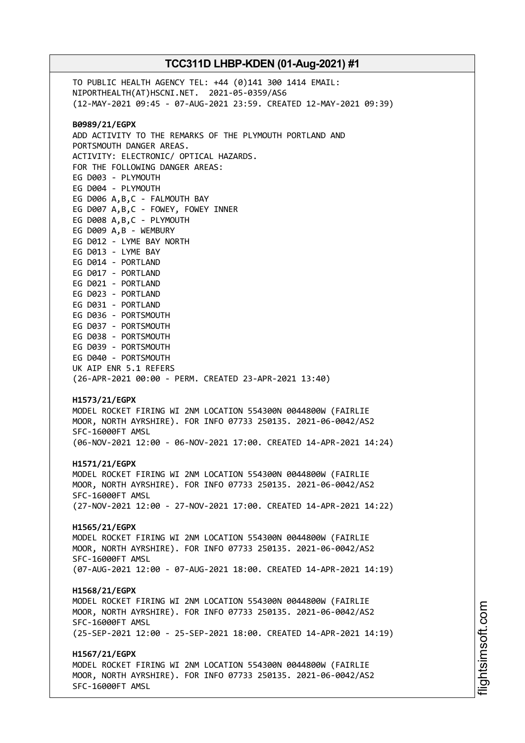TO PUBLIC HEALTH AGENCY TEL: +44 (0)141 300 1414 EMAIL:
NIPORTHEALTH(AT)HSCNI.NET. 2021-05-0359/AS6
(12-MAY-2021 09:45 - 07-AUG-2021 23:59. CREATED 12-MAY-2021 09:39)

**B0989/21/EGPX**
ADD ACTIVITY TO THE REMARKS OF THE PLYMOUTH PORTLAND AND
PORTSMOUTH DANGER AREAS.
ACTIVITY: ELECTRONIC/ OPTICAL HAZARDS.
FOR THE FOLLOWING DANGER AREAS:
EG D003 - PLYMOUTH
EG D004 - PLYMOUTH
EG D006 A,B,C - FALMOUTH BAY
EG D007 A,B,C - FOWEY, FOWEY INNER
EG D008 A,B,C - PLYMOUTH
EG D009 A,B - WEMBURY
EG D012 - LYME BAY NORTH
EG D013 - LYME BAY
EG D014 - PORTLAND
EG D017 - PORTLAND
EG D021 - PORTLAND
EG D023 - PORTLAND
EG D031 - PORTLAND
EG D036 - PORTSMOUTH
EG D037 - PORTSMOUTH
EG D038 - PORTSMOUTH
EG D039 - PORTSMOUTH
EG D040 - PORTSMOUTH
UK AIP ENR 5.1 REFERS
(26-APR-2021 00:00 - PERM. CREATED 23-APR-2021 13:40)

**H1573/21/EGPX**
MODEL ROCKET FIRING WI 2NM LOCATION 554300N 0044800W (FAIRLIE
MOOR, NORTH AYRSHIRE). FOR INFO 07733 250135. 2021-06-0042/AS2
SFC-16000FT AMSL
(06-NOV-2021 12:00 - 06-NOV-2021 17:00. CREATED 14-APR-2021 14:24)

**H1571/21/EGPX**
MODEL ROCKET FIRING WI 2NM LOCATION 554300N 0044800W (FAIRLIE
MOOR, NORTH AYRSHIRE). FOR INFO 07733 250135. 2021-06-0042/AS2
SFC-16000FT AMSL
(27-NOV-2021 12:00 - 27-NOV-2021 17:00. CREATED 14-APR-2021 14:22)

**H1565/21/EGPX**
MODEL ROCKET FIRING WI 2NM LOCATION 554300N 0044800W (FAIRLIE
MOOR, NORTH AYRSHIRE). FOR INFO 07733 250135. 2021-06-0042/AS2
SFC-16000FT AMSL
(07-AUG-2021 12:00 - 07-AUG-2021 18:00. CREATED 14-APR-2021 14:19)

**H1568/21/EGPX**
MODEL ROCKET FIRING WI 2NM LOCATION 554300N 0044800W (FAIRLIE
MOOR, NORTH AYRSHIRE). FOR INFO 07733 250135. 2021-06-0042/AS2
SFC-16000FT AMSL
(25-SEP-2021 12:00 - 25-SEP-2021 18:00. CREATED 14-APR-2021 14:19)

**H1567/21/EGPX**
MODEL ROCKET FIRING WI 2NM LOCATION 554300N 0044800W (FAIRLIE
MOOR, NORTH AYRSHIRE). FOR INFO 07733 250135. 2021-06-0042/AS2
SFC-16000FT AMSL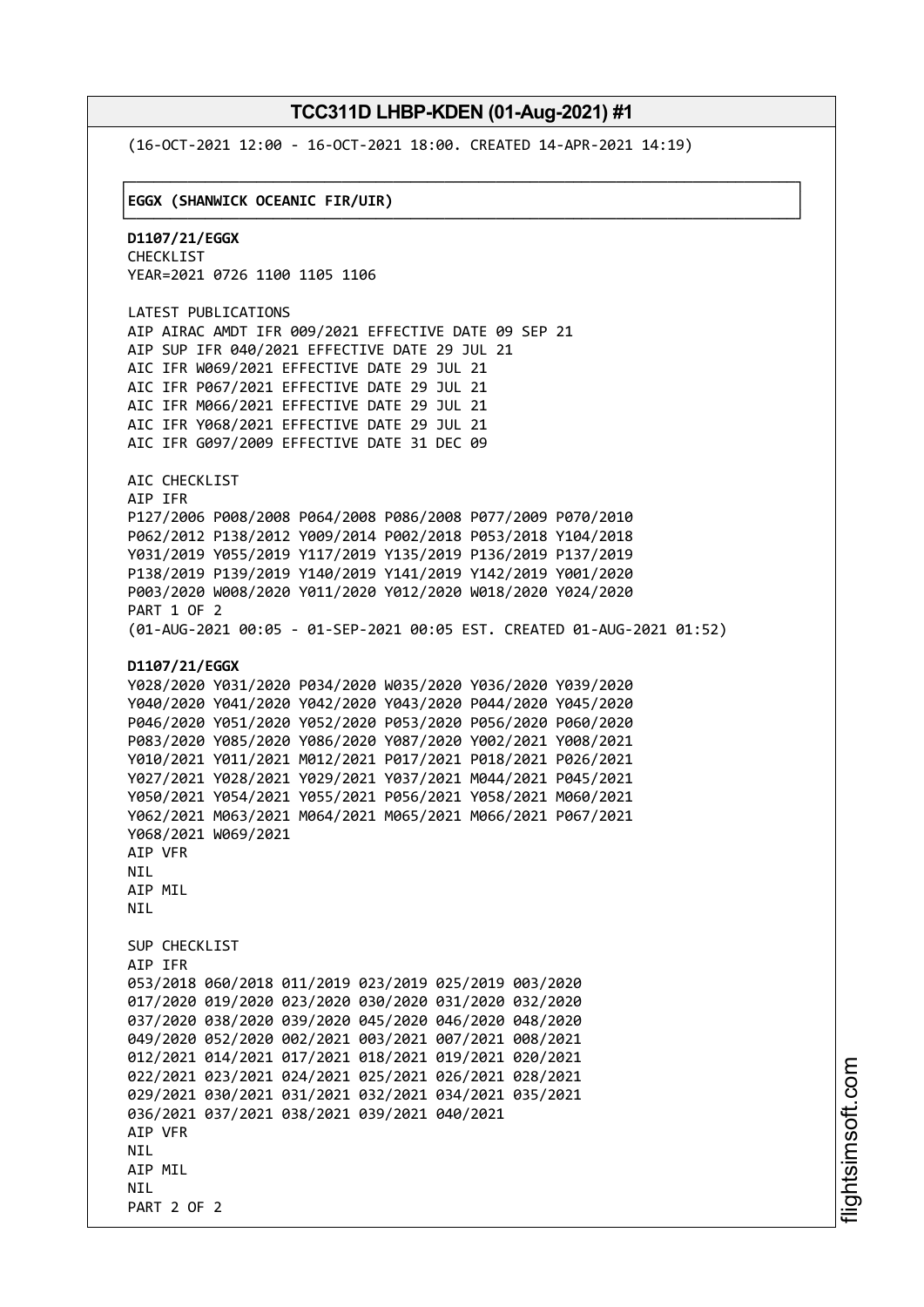(16-OCT-2021 12:00 - 16-OCT-2021 18:00. CREATED 14-APR-2021 14:19)

**EGGX (SHANWICK OCEANIC FIR/UIR)**

**D1107/21/EGGX**
CHECKLIST
YEAR=2021 0726 1100 1105 1106

LATEST PUBLICATIONS
AIP AIRAC AMDT IFR 009/2021 EFFECTIVE DATE 09 SEP 21
AIP SUP IFR 040/2021 EFFECTIVE DATE 29 JUL 21
AIC IFR W069/2021 EFFECTIVE DATE 29 JUL 21
AIC IFR P067/2021 EFFECTIVE DATE 29 JUL 21
AIC IFR M066/2021 EFFECTIVE DATE 29 JUL 21
AIC IFR Y068/2021 EFFECTIVE DATE 29 JUL 21
AIC IFR G097/2009 EFFECTIVE DATE 31 DEC 09

AIC CHECKLIST
AIP IFR
P127/2006 P008/2008 P064/2008 P086/2008 P077/2009 P070/2010
P062/2012 P138/2012 Y009/2014 P002/2018 P053/2018 Y104/2018
Y031/2019 Y055/2019 Y117/2019 Y135/2019 P136/2019 P137/2019
P138/2019 P139/2019 Y140/2019 Y141/2019 Y142/2019 Y001/2020
P003/2020 W008/2020 Y011/2020 Y012/2020 W018/2020 Y024/2020
PART 1 OF 2
(01-AUG-2021 00:05 - 01-SEP-2021 00:05 EST. CREATED 01-AUG-2021 01:52)

**D1107/21/EGGX**
Y028/2020 Y031/2020 P034/2020 W035/2020 Y036/2020 Y039/2020
Y040/2020 Y041/2020 Y042/2020 Y043/2020 P044/2020 Y045/2020
P046/2020 Y051/2020 Y052/2020 P053/2020 P056/2020 P060/2020
P083/2020 Y085/2020 Y086/2020 Y087/2020 Y002/2021 Y008/2021
Y010/2021 Y011/2021 M012/2021 P017/2021 P018/2021 P026/2021
Y027/2021 Y028/2021 Y029/2021 Y037/2021 M044/2021 P045/2021
Y050/2021 Y054/2021 Y055/2021 P056/2021 Y058/2021 M060/2021
Y062/2021 M063/2021 M064/2021 M065/2021 M066/2021 P067/2021
Y068/2021 W069/2021
AIP VFR
NIL
AIP MIL
NIL

SUP CHECKLIST
AIP IFR
053/2018 060/2018 011/2019 023/2019 025/2019 003/2020
017/2020 019/2020 023/2020 030/2020 031/2020 032/2020
037/2020 038/2020 039/2020 045/2020 046/2020 048/2020
049/2020 052/2020 002/2021 003/2021 007/2021 008/2021
012/2021 014/2021 017/2021 018/2021 019/2021 020/2021
022/2021 023/2021 024/2021 025/2021 026/2021 028/2021
029/2021 030/2021 031/2021 032/2021 034/2021 035/2021
036/2021 037/2021 038/2021 039/2021 040/2021
AIP VFR
NIL
AIP MIL
NIL
PART 2 OF 2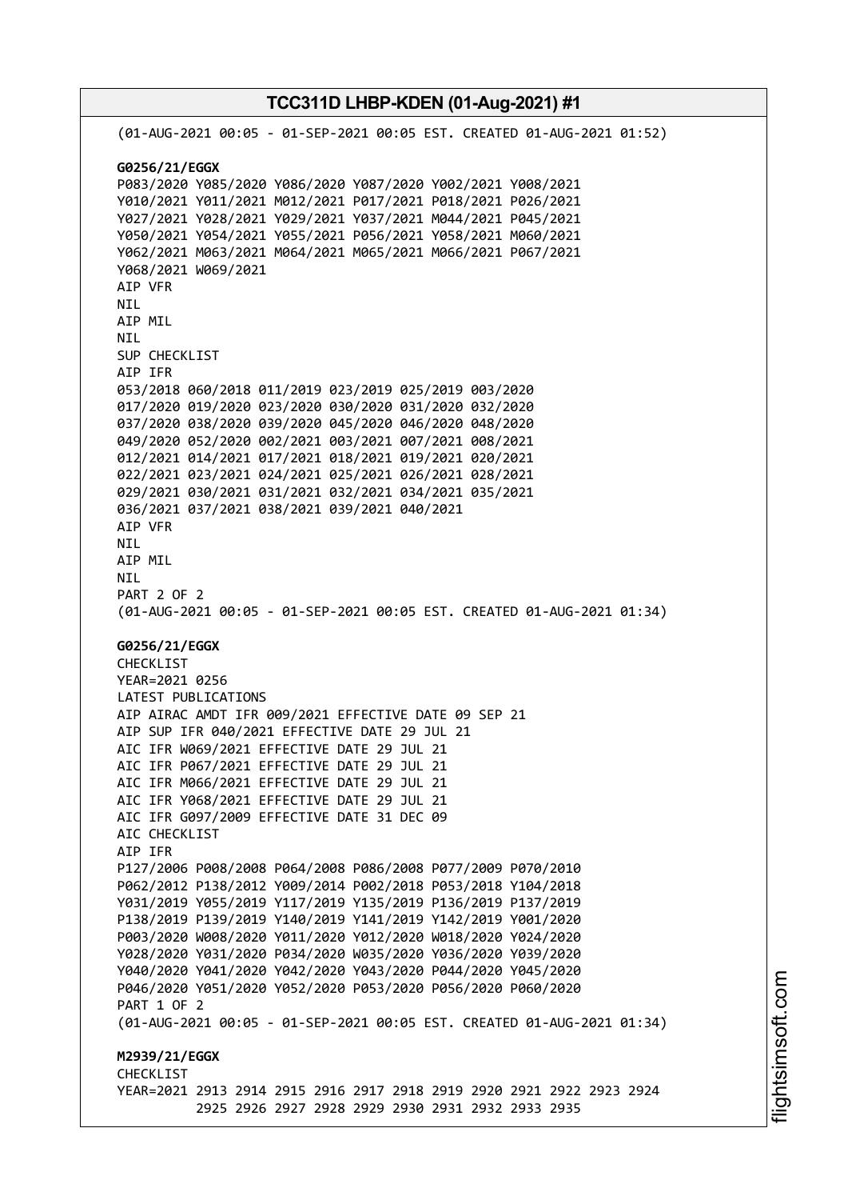(01-AUG-2021 00:05 - 01-SEP-2021 00:05 EST. CREATED 01-AUG-2021 01:52)

**G0256/21/EGGX**
P083/2020 Y085/2020 Y086/2020 Y087/2020 Y002/2021 Y008/2021
Y010/2021 Y011/2021 M012/2021 P017/2021 P018/2021 P026/2021
Y027/2021 Y028/2021 Y029/2021 Y037/2021 M044/2021 P045/2021
Y050/2021 Y054/2021 Y055/2021 P056/2021 Y058/2021 M060/2021
Y062/2021 M063/2021 M064/2021 M065/2021 M066/2021 P067/2021
Y068/2021 W069/2021
AIP VFR
NIL
AIP MIL
NIL
SUP CHECKLIST
AIP IFR
053/2018 060/2018 011/2019 023/2019 025/2019 003/2020
017/2020 019/2020 023/2020 030/2020 031/2020 032/2020
037/2020 038/2020 039/2020 045/2020 046/2020 048/2020
049/2020 052/2020 002/2021 003/2021 007/2021 008/2021
012/2021 014/2021 017/2021 018/2021 019/2021 020/2021
022/2021 023/2021 024/2021 025/2021 026/2021 028/2021
029/2021 030/2021 031/2021 032/2021 034/2021 035/2021
036/2021 037/2021 038/2021 039/2021 040/2021
AIP VFR
NIL
AIP MIL
NIL
PART 2 OF 2
(01-AUG-2021 00:05 - 01-SEP-2021 00:05 EST. CREATED 01-AUG-2021 01:34)

**G0256/21/EGGX**
CHECKLIST
YEAR=2021 0256
LATEST PUBLICATIONS
AIP AIRAC AMDT IFR 009/2021 EFFECTIVE DATE 09 SEP 21
AIP SUP IFR 040/2021 EFFECTIVE DATE 29 JUL 21
AIC IFR W069/2021 EFFECTIVE DATE 29 JUL 21
AIC IFR P067/2021 EFFECTIVE DATE 29 JUL 21
AIC IFR M066/2021 EFFECTIVE DATE 29 JUL 21
AIC IFR Y068/2021 EFFECTIVE DATE 29 JUL 21
AIC IFR G097/2009 EFFECTIVE DATE 31 DEC 09
AIC CHECKLIST
AIP IFR
P127/2006 P008/2008 P064/2008 P086/2008 P077/2009 P070/2010
P062/2012 P138/2012 Y009/2014 P002/2018 P053/2018 Y104/2018
Y031/2019 Y055/2019 Y117/2019 Y135/2019 P136/2019 P137/2019
P138/2019 P139/2019 Y140/2019 Y141/2019 Y142/2019 Y001/2020
P003/2020 W008/2020 Y011/2020 Y012/2020 W018/2020 Y024/2020
Y028/2020 Y031/2020 P034/2020 W035/2020 Y036/2020 Y039/2020
Y040/2020 Y041/2020 Y042/2020 Y043/2020 P044/2020 Y045/2020
P046/2020 Y051/2020 Y052/2020 P053/2020 P056/2020 P060/2020
PART 1 OF 2
(01-AUG-2021 00:05 - 01-SEP-2021 00:05 EST. CREATED 01-AUG-2021 01:34)

**M2939/21/EGGX**
CHECKLIST
YEAR=2021 2913 2914 2915 2916 2917 2918 2919 2920 2921 2922 2923 2924
2925 2926 2927 2928 2929 2930 2931 2932 2933 2935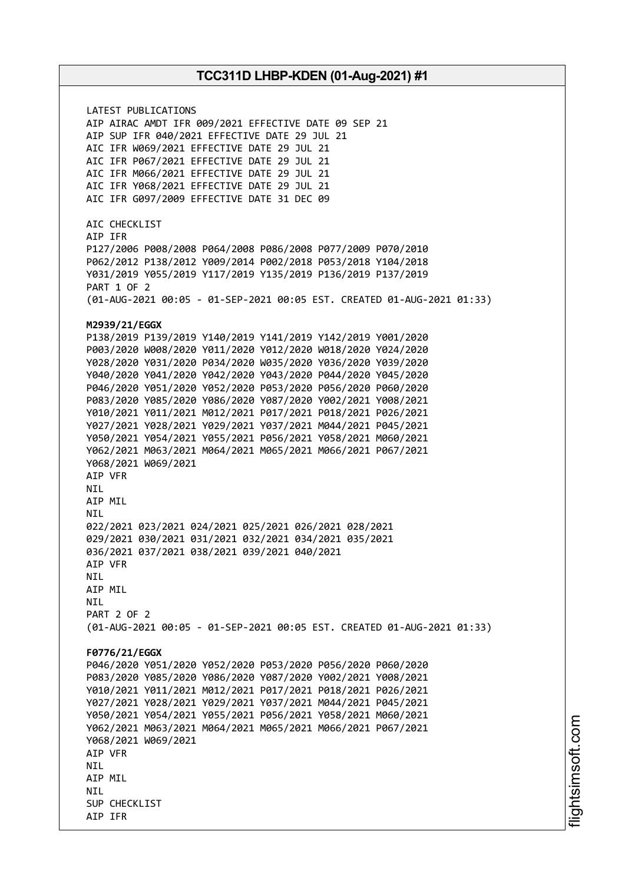LATEST PUBLICATIONS
AIP AIRAC AMDT IFR 009/2021 EFFECTIVE DATE 09 SEP 21
AIP SUP IFR 040/2021 EFFECTIVE DATE 29 JUL 21
AIC IFR W069/2021 EFFECTIVE DATE 29 JUL 21
AIC IFR P067/2021 EFFECTIVE DATE 29 JUL 21
AIC IFR M066/2021 EFFECTIVE DATE 29 JUL 21
AIC IFR Y068/2021 EFFECTIVE DATE 29 JUL 21
AIC IFR G097/2009 EFFECTIVE DATE 31 DEC 09

AIC CHECKLIST
AIP IFR
P127/2006 P008/2008 P064/2008 P086/2008 P077/2009 P070/2010
P062/2012 P138/2012 Y009/2014 P002/2018 P053/2018 Y104/2018
Y031/2019 Y055/2019 Y117/2019 Y135/2019 P136/2019 P137/2019
PART 1 OF 2
(01-AUG-2021 00:05 - 01-SEP-2021 00:05 EST. CREATED 01-AUG-2021 01:33)

**M2939/21/EGGX**
P138/2019 P139/2019 Y140/2019 Y141/2019 Y142/2019 Y001/2020
P003/2020 W008/2020 Y011/2020 Y012/2020 W018/2020 Y024/2020
Y028/2020 Y031/2020 P034/2020 W035/2020 Y036/2020 Y039/2020
Y040/2020 Y041/2020 Y042/2020 Y043/2020 P044/2020 Y045/2020
P046/2020 Y051/2020 Y052/2020 P053/2020 P056/2020 P060/2020
P083/2020 Y085/2020 Y086/2020 Y087/2020 Y002/2021 Y008/2021
Y010/2021 Y011/2021 M012/2021 P017/2021 P018/2021 P026/2021
Y027/2021 Y028/2021 Y029/2021 Y037/2021 M044/2021 P045/2021
Y050/2021 Y054/2021 Y055/2021 P056/2021 Y058/2021 M060/2021
Y062/2021 M063/2021 M064/2021 M065/2021 M066/2021 P067/2021
Y068/2021 W069/2021
AIP VFR
NIL
AIP MIL
NIL
022/2021 023/2021 024/2021 025/2021 026/2021 028/2021
029/2021 030/2021 031/2021 032/2021 034/2021 035/2021
036/2021 037/2021 038/2021 039/2021 040/2021
AIP VFR
NIL
AIP MIL
NIL
PART 2 OF 2
(01-AUG-2021 00:05 - 01-SEP-2021 00:05 EST. CREATED 01-AUG-2021 01:33)

**F0776/21/EGGX**
P046/2020 Y051/2020 Y052/2020 P053/2020 P056/2020 P060/2020
P083/2020 Y085/2020 Y086/2020 Y087/2020 Y002/2021 Y008/2021
Y010/2021 Y011/2021 M012/2021 P017/2021 P018/2021 P026/2021
Y027/2021 Y028/2021 Y029/2021 Y037/2021 M044/2021 P045/2021
Y050/2021 Y054/2021 Y055/2021 P056/2021 Y058/2021 M060/2021
Y062/2021 M063/2021 M064/2021 M065/2021 M066/2021 P067/2021
Y068/2021 W069/2021
AIP VFR
NIL
AIP MIL
NIL
SUP CHECKLIST
AIP IFR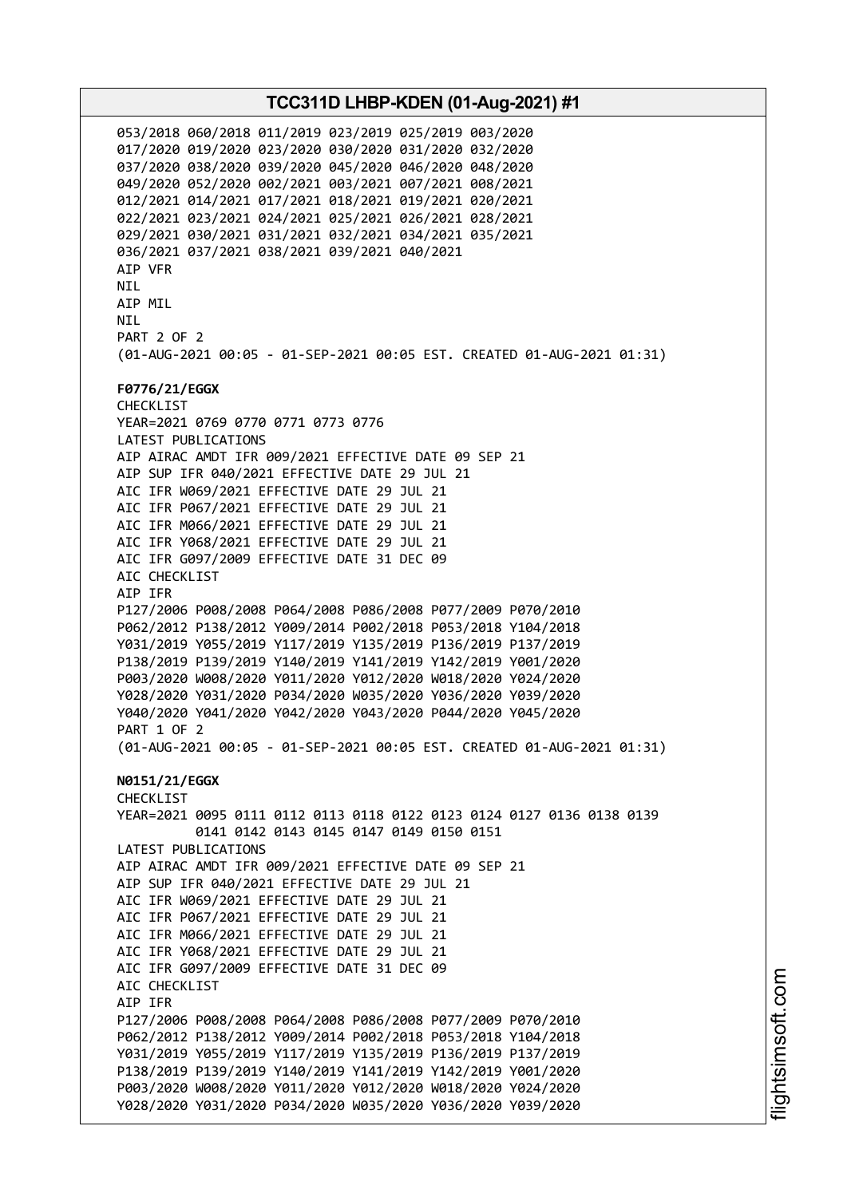053/2018 060/2018 011/2019 023/2019 025/2019 003/2020
017/2020 019/2020 023/2020 030/2020 031/2020 032/2020
037/2020 038/2020 039/2020 045/2020 046/2020 048/2020
049/2020 052/2020 002/2021 003/2021 007/2021 008/2021
012/2021 014/2021 017/2021 018/2021 019/2021 020/2021
022/2021 023/2021 024/2021 025/2021 026/2021 028/2021
029/2021 030/2021 031/2021 032/2021 034/2021 035/2021
036/2021 037/2021 038/2021 039/2021 040/2021
AIP VFR
NIL
AIP MIL
NIL
PART 2 OF 2
(01-AUG-2021 00:05 - 01-SEP-2021 00:05 EST. CREATED 01-AUG-2021 01:31)

**F0776/21/EGGX**
CHECKLIST
YEAR=2021 0769 0770 0771 0773 0776
LATEST PUBLICATIONS
AIP AIRAC AMDT IFR 009/2021 EFFECTIVE DATE 09 SEP 21
AIP SUP IFR 040/2021 EFFECTIVE DATE 29 JUL 21
AIC IFR W069/2021 EFFECTIVE DATE 29 JUL 21
AIC IFR P067/2021 EFFECTIVE DATE 29 JUL 21
AIC IFR M066/2021 EFFECTIVE DATE 29 JUL 21
AIC IFR Y068/2021 EFFECTIVE DATE 29 JUL 21
AIC IFR G097/2009 EFFECTIVE DATE 31 DEC 09
AIC CHECKLIST
AIP IFR
P127/2006 P008/2008 P064/2008 P086/2008 P077/2009 P070/2010
P062/2012 P138/2012 Y009/2014 P002/2018 P053/2018 Y104/2018
Y031/2019 Y055/2019 Y117/2019 Y135/2019 P136/2019 P137/2019
P138/2019 P139/2019 Y140/2019 Y141/2019 Y142/2019 Y001/2020
P003/2020 W008/2020 Y011/2020 Y012/2020 W018/2020 Y024/2020
Y028/2020 Y031/2020 P034/2020 W035/2020 Y036/2020 Y039/2020
Y040/2020 Y041/2020 Y042/2020 Y043/2020 P044/2020 Y045/2020
PART 1 OF 2
(01-AUG-2021 00:05 - 01-SEP-2021 00:05 EST. CREATED 01-AUG-2021 01:31)

**N0151/21/EGGX**
CHECKLIST
YEAR=2021 0095 0111 0112 0113 0118 0122 0123 0124 0127 0136 0138 0139
0141 0142 0143 0145 0147 0149 0150 0151
LATEST PUBLICATIONS
AIP AIRAC AMDT IFR 009/2021 EFFECTIVE DATE 09 SEP 21
AIP SUP IFR 040/2021 EFFECTIVE DATE 29 JUL 21
AIC IFR W069/2021 EFFECTIVE DATE 29 JUL 21
AIC IFR P067/2021 EFFECTIVE DATE 29 JUL 21
AIC IFR M066/2021 EFFECTIVE DATE 29 JUL 21
AIC IFR Y068/2021 EFFECTIVE DATE 29 JUL 21
AIC IFR G097/2009 EFFECTIVE DATE 31 DEC 09
AIC CHECKLIST
AIP IFR
P127/2006 P008/2008 P064/2008 P086/2008 P077/2009 P070/2010
P062/2012 P138/2012 Y009/2014 P002/2018 P053/2018 Y104/2018
Y031/2019 Y055/2019 Y117/2019 Y135/2019 P136/2019 P137/2019
P138/2019 P139/2019 Y140/2019 Y141/2019 Y142/2019 Y001/2020
P003/2020 W008/2020 Y011/2020 Y012/2020 W018/2020 Y024/2020
Y028/2020 Y031/2020 P034/2020 W035/2020 Y036/2020 Y039/2020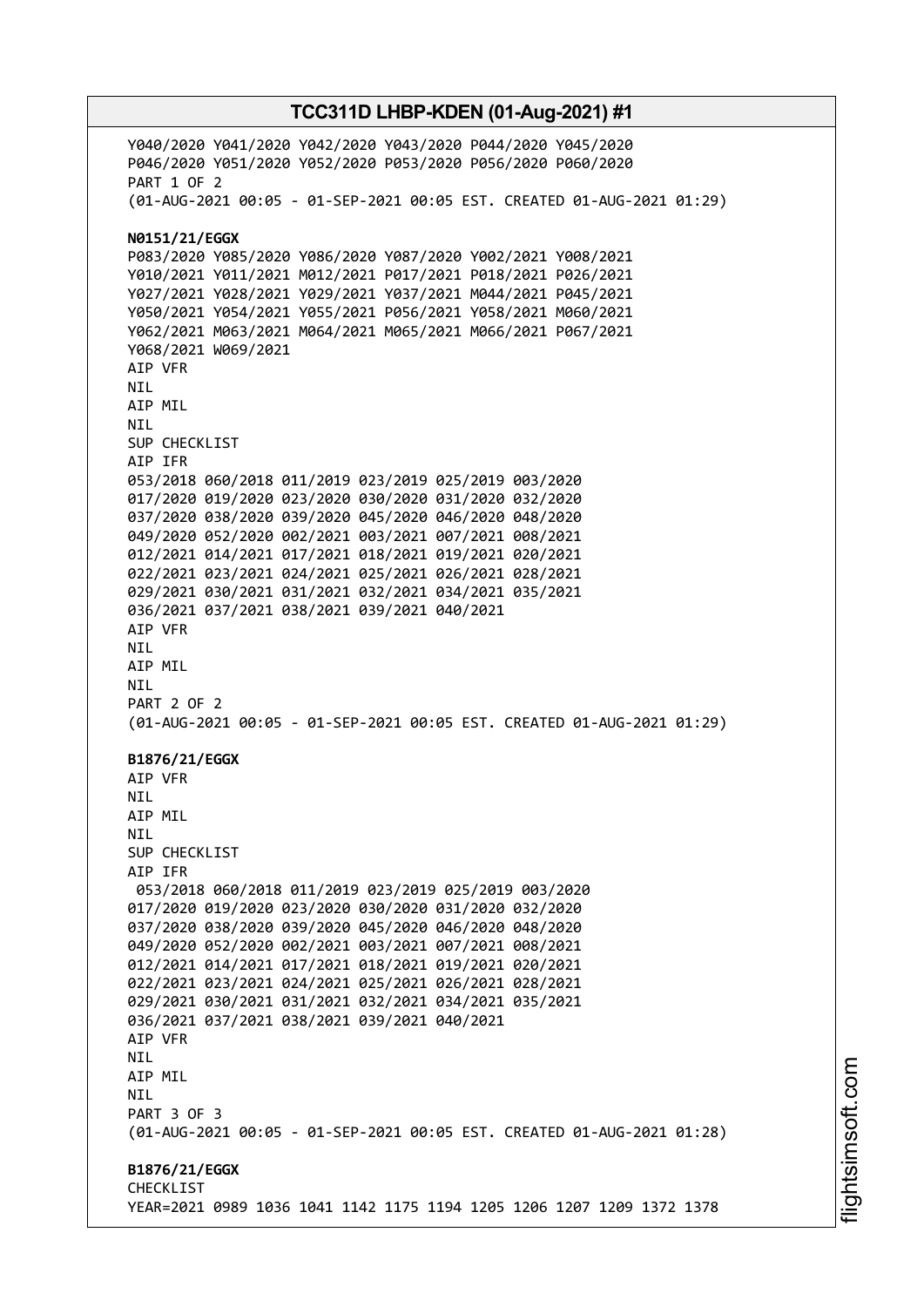Y040/2020 Y041/2020 Y042/2020 Y043/2020 P044/2020 Y045/2020
P046/2020 Y051/2020 Y052/2020 P053/2020 P056/2020 P060/2020
PART 1 OF 2
(01-AUG-2021 00:05 - 01-SEP-2021 00:05 EST. CREATED 01-AUG-2021 01:29)

**N0151/21/EGGX**
P083/2020 Y085/2020 Y086/2020 Y087/2020 Y002/2021 Y008/2021
Y010/2021 Y011/2021 M012/2021 P017/2021 P018/2021 P026/2021
Y027/2021 Y028/2021 Y029/2021 Y037/2021 M044/2021 P045/2021
Y050/2021 Y054/2021 Y055/2021 P056/2021 Y058/2021 M060/2021
Y062/2021 M063/2021 M064/2021 M065/2021 M066/2021 P067/2021
Y068/2021 W069/2021
AIP VFR
NIL
AIP MIL
NIL
SUP CHECKLIST
AIP IFR
053/2018 060/2018 011/2019 023/2019 025/2019 003/2020
017/2020 019/2020 023/2020 030/2020 031/2020 032/2020
037/2020 038/2020 039/2020 045/2020 046/2020 048/2020
049/2020 052/2020 002/2021 003/2021 007/2021 008/2021
012/2021 014/2021 017/2021 018/2021 019/2021 020/2021
022/2021 023/2021 024/2021 025/2021 026/2021 028/2021
029/2021 030/2021 031/2021 032/2021 034/2021 035/2021
036/2021 037/2021 038/2021 039/2021 040/2021
AIP VFR
NIL
AIP MIL
NIL
PART 2 OF 2
(01-AUG-2021 00:05 - 01-SEP-2021 00:05 EST. CREATED 01-AUG-2021 01:29)

**B1876/21/EGGX**
AIP VFR
NIL
AIP MIL
NIL
SUP CHECKLIST
AIP IFR
053/2018 060/2018 011/2019 023/2019 025/2019 003/2020
017/2020 019/2020 023/2020 030/2020 031/2020 032/2020
037/2020 038/2020 039/2020 045/2020 046/2020 048/2020
049/2020 052/2020 002/2021 003/2021 007/2021 008/2021
012/2021 014/2021 017/2021 018/2021 019/2021 020/2021
022/2021 023/2021 024/2021 025/2021 026/2021 028/2021
029/2021 030/2021 031/2021 032/2021 034/2021 035/2021
036/2021 037/2021 038/2021 039/2021 040/2021
AIP VFR
NIL
AIP MIL
NIL
PART 3 OF 3
(01-AUG-2021 00:05 - 01-SEP-2021 00:05 EST. CREATED 01-AUG-2021 01:28)

**B1876/21/EGGX**
CHECKLIST
YEAR=2021 0989 1036 1041 1142 1175 1194 1205 1206 1207 1209 1372 1378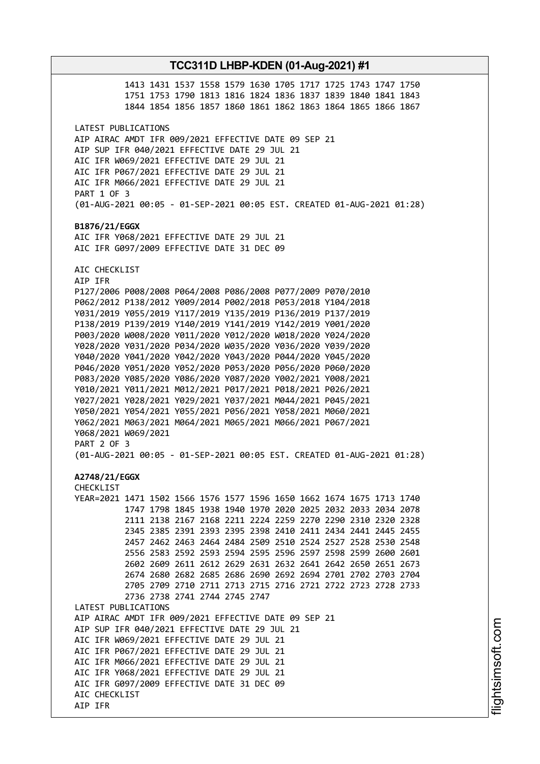```
          1413 1431 1537 1558 1579 1630 1705 1717 1725 1743 1747 1750
          1751 1753 1790 1813 1816 1824 1836 1837 1839 1840 1841 1843
          1844 1854 1856 1857 1860 1861 1862 1863 1864 1865 1866 1867
```

LATEST PUBLICATIONS
AIP AIRAC AMDT IFR 009/2021 EFFECTIVE DATE 09 SEP 21
AIP SUP IFR 040/2021 EFFECTIVE DATE 29 JUL 21
AIC IFR W069/2021 EFFECTIVE DATE 29 JUL 21
AIC IFR P067/2021 EFFECTIVE DATE 29 JUL 21
AIC IFR M066/2021 EFFECTIVE DATE 29 JUL 21
PART 1 OF 3
(01-AUG-2021 00:05 - 01-SEP-2021 00:05 EST. CREATED 01-AUG-2021 01:28)

**B1876/21/EGGX**
AIC IFR Y068/2021 EFFECTIVE DATE 29 JUL 21
AIC IFR G097/2009 EFFECTIVE DATE 31 DEC 09

AIC CHECKLIST
AIP IFR
P127/2006 P008/2008 P064/2008 P086/2008 P077/2009 P070/2010
P062/2012 P138/2012 Y009/2014 P002/2018 P053/2018 Y104/2018
Y031/2019 Y055/2019 Y117/2019 Y135/2019 P136/2019 P137/2019
P138/2019 P139/2019 Y140/2019 Y141/2019 Y142/2019 Y001/2020
P003/2020 W008/2020 Y011/2020 Y012/2020 W018/2020 Y024/2020
Y028/2020 Y031/2020 P034/2020 W035/2020 Y036/2020 Y039/2020
Y040/2020 Y041/2020 Y042/2020 Y043/2020 P044/2020 Y045/2020
P046/2020 Y051/2020 Y052/2020 P053/2020 P056/2020 P060/2020
P083/2020 Y085/2020 Y086/2020 Y087/2020 Y002/2021 Y008/2021
Y010/2021 Y011/2021 M012/2021 P017/2021 P018/2021 P026/2021
Y027/2021 Y028/2021 Y029/2021 Y037/2021 M044/2021 P045/2021
Y050/2021 Y054/2021 Y055/2021 P056/2021 Y058/2021 M060/2021
Y062/2021 M063/2021 M064/2021 M065/2021 M066/2021 P067/2021
Y068/2021 W069/2021
PART 2 OF 3
(01-AUG-2021 00:05 - 01-SEP-2021 00:05 EST. CREATED 01-AUG-2021 01:28)

**A2748/21/EGGX**
CHECKLIST

```
YEAR=2021 1471 1502 1566 1576 1577 1596 1650 1662 1674 1675 1713 1740
          1747 1798 1845 1938 1940 1970 2020 2025 2032 2033 2034 2078
          2111 2138 2167 2168 2211 2224 2259 2270 2290 2310 2320 2328
          2345 2385 2391 2393 2395 2398 2410 2411 2434 2441 2445 2455
          2457 2462 2463 2464 2484 2509 2510 2524 2527 2528 2530 2548
          2556 2583 2592 2593 2594 2595 2596 2597 2598 2599 2600 2601
          2602 2609 2611 2612 2629 2631 2632 2641 2642 2650 2651 2673
          2674 2680 2682 2685 2686 2690 2692 2694 2701 2702 2703 2704
          2705 2709 2710 2711 2713 2715 2716 2721 2722 2723 2728 2733
          2736 2738 2741 2744 2745 2747
```

LATEST PUBLICATIONS
AIP AIRAC AMDT IFR 009/2021 EFFECTIVE DATE 09 SEP 21
AIP SUP IFR 040/2021 EFFECTIVE DATE 29 JUL 21
AIC IFR W069/2021 EFFECTIVE DATE 29 JUL 21
AIC IFR P067/2021 EFFECTIVE DATE 29 JUL 21
AIC IFR M066/2021 EFFECTIVE DATE 29 JUL 21
AIC IFR Y068/2021 EFFECTIVE DATE 29 JUL 21
AIC IFR G097/2009 EFFECTIVE DATE 31 DEC 09
AIC CHECKLIST
AIP IFR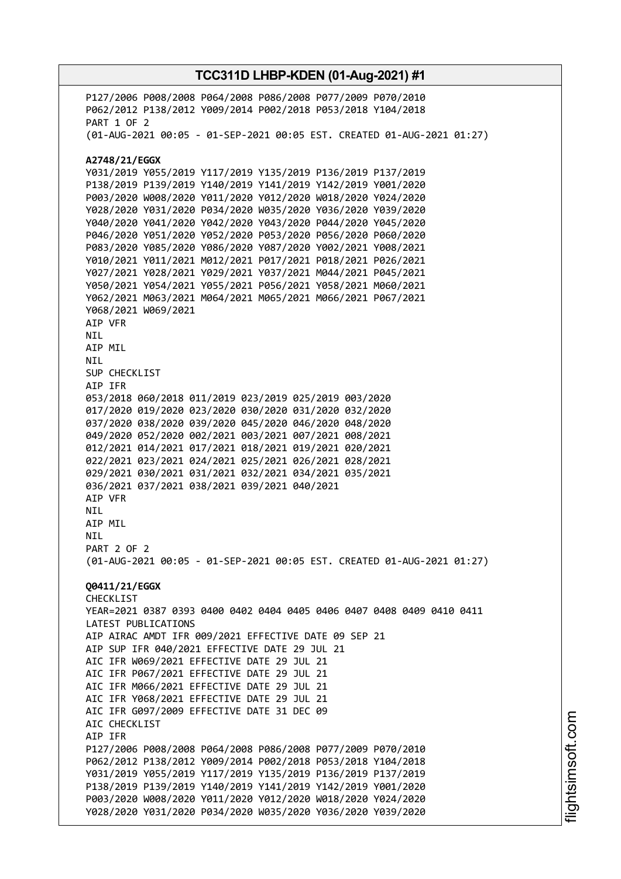P127/2006 P008/2008 P064/2008 P086/2008 P077/2009 P070/2010
P062/2012 P138/2012 Y009/2014 P002/2018 P053/2018 Y104/2018
PART 1 OF 2
(01-AUG-2021 00:05 - 01-SEP-2021 00:05 EST. CREATED 01-AUG-2021 01:27)

**A2748/21/EGGX**
Y031/2019 Y055/2019 Y117/2019 Y135/2019 P136/2019 P137/2019
P138/2019 P139/2019 Y140/2019 Y141/2019 Y142/2019 Y001/2020
P003/2020 W008/2020 Y011/2020 Y012/2020 W018/2020 Y024/2020
Y028/2020 Y031/2020 P034/2020 W035/2020 Y036/2020 Y039/2020
Y040/2020 Y041/2020 Y042/2020 Y043/2020 P044/2020 Y045/2020
P046/2020 Y051/2020 Y052/2020 P053/2020 P056/2020 P060/2020
P083/2020 Y085/2020 Y086/2020 Y087/2020 Y002/2021 Y008/2021
Y010/2021 Y011/2021 M012/2021 P017/2021 P018/2021 P026/2021
Y027/2021 Y028/2021 Y029/2021 Y037/2021 M044/2021 P045/2021
Y050/2021 Y054/2021 Y055/2021 P056/2021 Y058/2021 M060/2021
Y062/2021 M063/2021 M064/2021 M065/2021 M066/2021 P067/2021
Y068/2021 W069/2021
AIP VFR
NIL
AIP MIL
NIL
SUP CHECKLIST
AIP IFR
053/2018 060/2018 011/2019 023/2019 025/2019 003/2020
017/2020 019/2020 023/2020 030/2020 031/2020 032/2020
037/2020 038/2020 039/2020 045/2020 046/2020 048/2020
049/2020 052/2020 002/2021 003/2021 007/2021 008/2021
012/2021 014/2021 017/2021 018/2021 019/2021 020/2021
022/2021 023/2021 024/2021 025/2021 026/2021 028/2021
029/2021 030/2021 031/2021 032/2021 034/2021 035/2021
036/2021 037/2021 038/2021 039/2021 040/2021
AIP VFR
NIL
AIP MIL
NIL
PART 2 OF 2
(01-AUG-2021 00:05 - 01-SEP-2021 00:05 EST. CREATED 01-AUG-2021 01:27)

**Q0411/21/EGGX**
CHECKLIST
YEAR=2021 0387 0393 0400 0402 0404 0405 0406 0407 0408 0409 0410 0411
LATEST PUBLICATIONS
AIP AIRAC AMDT IFR 009/2021 EFFECTIVE DATE 09 SEP 21
AIP SUP IFR 040/2021 EFFECTIVE DATE 29 JUL 21
AIC IFR W069/2021 EFFECTIVE DATE 29 JUL 21
AIC IFR P067/2021 EFFECTIVE DATE 29 JUL 21
AIC IFR M066/2021 EFFECTIVE DATE 29 JUL 21
AIC IFR Y068/2021 EFFECTIVE DATE 29 JUL 21
AIC IFR G097/2009 EFFECTIVE DATE 31 DEC 09
AIC CHECKLIST
AIP IFR
P127/2006 P008/2008 P064/2008 P086/2008 P077/2009 P070/2010
P062/2012 P138/2012 Y009/2014 P002/2018 P053/2018 Y104/2018
Y031/2019 Y055/2019 Y117/2019 Y135/2019 P136/2019 P137/2019
P138/2019 P139/2019 Y140/2019 Y141/2019 Y142/2019 Y001/2020
P003/2020 W008/2020 Y011/2020 Y012/2020 W018/2020 Y024/2020
Y028/2020 Y031/2020 P034/2020 W035/2020 Y036/2020 Y039/2020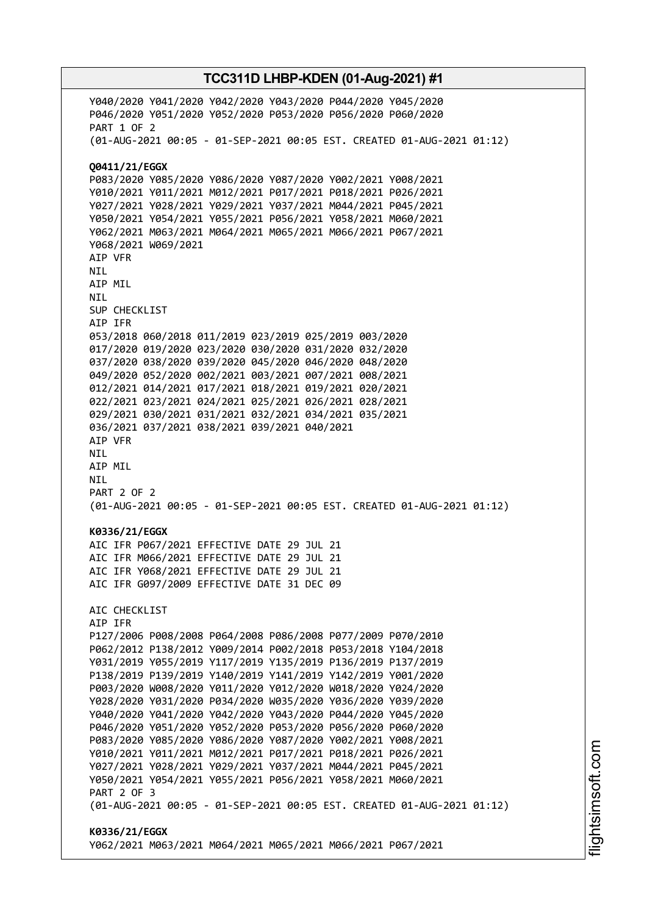Y040/2020 Y041/2020 Y042/2020 Y043/2020 P044/2020 Y045/2020
P046/2020 Y051/2020 Y052/2020 P053/2020 P056/2020 P060/2020
PART 1 OF 2
(01-AUG-2021 00:05 - 01-SEP-2021 00:05 EST. CREATED 01-AUG-2021 01:12)

**Q0411/21/EGGX**
P083/2020 Y085/2020 Y086/2020 Y087/2020 Y002/2021 Y008/2021
Y010/2021 Y011/2021 M012/2021 P017/2021 P018/2021 P026/2021
Y027/2021 Y028/2021 Y029/2021 Y037/2021 M044/2021 P045/2021
Y050/2021 Y054/2021 Y055/2021 P056/2021 Y058/2021 M060/2021
Y062/2021 M063/2021 M064/2021 M065/2021 M066/2021 P067/2021
Y068/2021 W069/2021
AIP VFR
NIL
AIP MIL
NIL
SUP CHECKLIST
AIP IFR
053/2018 060/2018 011/2019 023/2019 025/2019 003/2020
017/2020 019/2020 023/2020 030/2020 031/2020 032/2020
037/2020 038/2020 039/2020 045/2020 046/2020 048/2020
049/2020 052/2020 002/2021 003/2021 007/2021 008/2021
012/2021 014/2021 017/2021 018/2021 019/2021 020/2021
022/2021 023/2021 024/2021 025/2021 026/2021 028/2021
029/2021 030/2021 031/2021 032/2021 034/2021 035/2021
036/2021 037/2021 038/2021 039/2021 040/2021
AIP VFR
NIL
AIP MIL
NIL
PART 2 OF 2
(01-AUG-2021 00:05 - 01-SEP-2021 00:05 EST. CREATED 01-AUG-2021 01:12)

**K0336/21/EGGX**
AIC IFR P067/2021 EFFECTIVE DATE 29 JUL 21
AIC IFR M066/2021 EFFECTIVE DATE 29 JUL 21
AIC IFR Y068/2021 EFFECTIVE DATE 29 JUL 21
AIC IFR G097/2009 EFFECTIVE DATE 31 DEC 09

AIC CHECKLIST
AIP IFR
P127/2006 P008/2008 P064/2008 P086/2008 P077/2009 P070/2010
P062/2012 P138/2012 Y009/2014 P002/2018 P053/2018 Y104/2018
Y031/2019 Y055/2019 Y117/2019 Y135/2019 P136/2019 P137/2019
P138/2019 P139/2019 Y140/2019 Y141/2019 Y142/2019 Y001/2020
P003/2020 W008/2020 Y011/2020 Y012/2020 W018/2020 Y024/2020
Y028/2020 Y031/2020 P034/2020 W035/2020 Y036/2020 Y039/2020
Y040/2020 Y041/2020 Y042/2020 Y043/2020 P044/2020 Y045/2020
P046/2020 Y051/2020 Y052/2020 P053/2020 P056/2020 P060/2020
P083/2020 Y085/2020 Y086/2020 Y087/2020 Y002/2021 Y008/2021
Y010/2021 Y011/2021 M012/2021 P017/2021 P018/2021 P026/2021
Y027/2021 Y028/2021 Y029/2021 Y037/2021 M044/2021 P045/2021
Y050/2021 Y054/2021 Y055/2021 P056/2021 Y058/2021 M060/2021
PART 2 OF 3
(01-AUG-2021 00:05 - 01-SEP-2021 00:05 EST. CREATED 01-AUG-2021 01:12)

**K0336/21/EGGX**
Y062/2021 M063/2021 M064/2021 M065/2021 M066/2021 P067/2021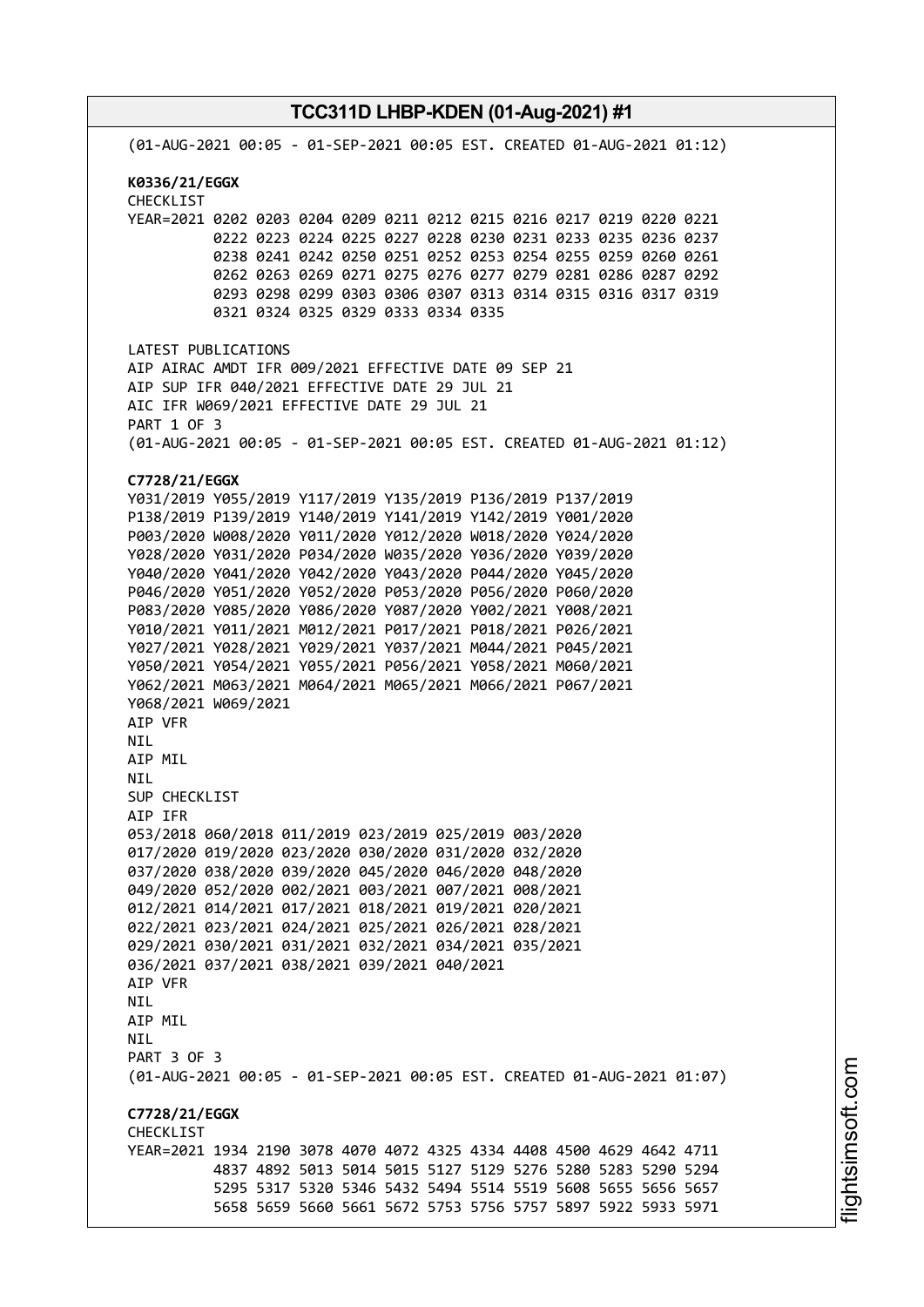(01-AUG-2021 00:05 - 01-SEP-2021 00:05 EST. CREATED 01-AUG-2021 01:12)

**K0336/21/EGGX**
CHECKLIST
YEAR=2021 0202 0203 0204 0209 0211 0212 0215 0216 0217 0219 0220 0221
0222 0223 0224 0225 0227 0228 0230 0231 0233 0235 0236 0237
0238 0241 0242 0250 0251 0252 0253 0254 0255 0259 0260 0261
0262 0263 0269 0271 0275 0276 0277 0279 0281 0286 0287 0292
0293 0298 0299 0303 0306 0307 0313 0314 0315 0316 0317 0319
0321 0324 0325 0329 0333 0334 0335

LATEST PUBLICATIONS
AIP AIRAC AMDT IFR 009/2021 EFFECTIVE DATE 09 SEP 21
AIP SUP IFR 040/2021 EFFECTIVE DATE 29 JUL 21
AIC IFR W069/2021 EFFECTIVE DATE 29 JUL 21
PART 1 OF 3
(01-AUG-2021 00:05 - 01-SEP-2021 00:05 EST. CREATED 01-AUG-2021 01:12)

**C7728/21/EGGX**
Y031/2019 Y055/2019 Y117/2019 Y135/2019 P136/2019 P137/2019
P138/2019 P139/2019 Y140/2019 Y141/2019 Y142/2019 Y001/2020
P003/2020 W008/2020 Y011/2020 Y012/2020 W018/2020 Y024/2020
Y028/2020 Y031/2020 P034/2020 W035/2020 Y036/2020 Y039/2020
Y040/2020 Y041/2020 Y042/2020 Y043/2020 P044/2020 Y045/2020
P046/2020 Y051/2020 Y052/2020 P053/2020 P056/2020 P060/2020
P083/2020 Y085/2020 Y086/2020 Y087/2020 Y002/2021 Y008/2021
Y010/2021 Y011/2021 M012/2021 P017/2021 P018/2021 P026/2021
Y027/2021 Y028/2021 Y029/2021 Y037/2021 M044/2021 P045/2021
Y050/2021 Y054/2021 Y055/2021 P056/2021 Y058/2021 M060/2021
Y062/2021 M063/2021 M064/2021 M065/2021 M066/2021 P067/2021
Y068/2021 W069/2021
AIP VFR
NIL
AIP MIL
NIL
SUP CHECKLIST
AIP IFR
053/2018 060/2018 011/2019 023/2019 025/2019 003/2020
017/2020 019/2020 023/2020 030/2020 031/2020 032/2020
037/2020 038/2020 039/2020 045/2020 046/2020 048/2020
049/2020 052/2020 002/2021 003/2021 007/2021 008/2021
012/2021 014/2021 017/2021 018/2021 019/2021 020/2021
022/2021 023/2021 024/2021 025/2021 026/2021 028/2021
029/2021 030/2021 031/2021 032/2021 034/2021 035/2021
036/2021 037/2021 038/2021 039/2021 040/2021
AIP VFR
NIL
AIP MIL
NIL
PART 3 OF 3
(01-AUG-2021 00:05 - 01-SEP-2021 00:05 EST. CREATED 01-AUG-2021 01:07)

**C7728/21/EGGX**
CHECKLIST
YEAR=2021 1934 2190 3078 4070 4072 4325 4334 4408 4500 4629 4642 4711
4837 4892 5013 5014 5015 5127 5129 5276 5280 5283 5290 5294
5295 5317 5320 5346 5432 5494 5514 5519 5608 5655 5656 5657
5658 5659 5660 5661 5672 5753 5756 5757 5897 5922 5933 5971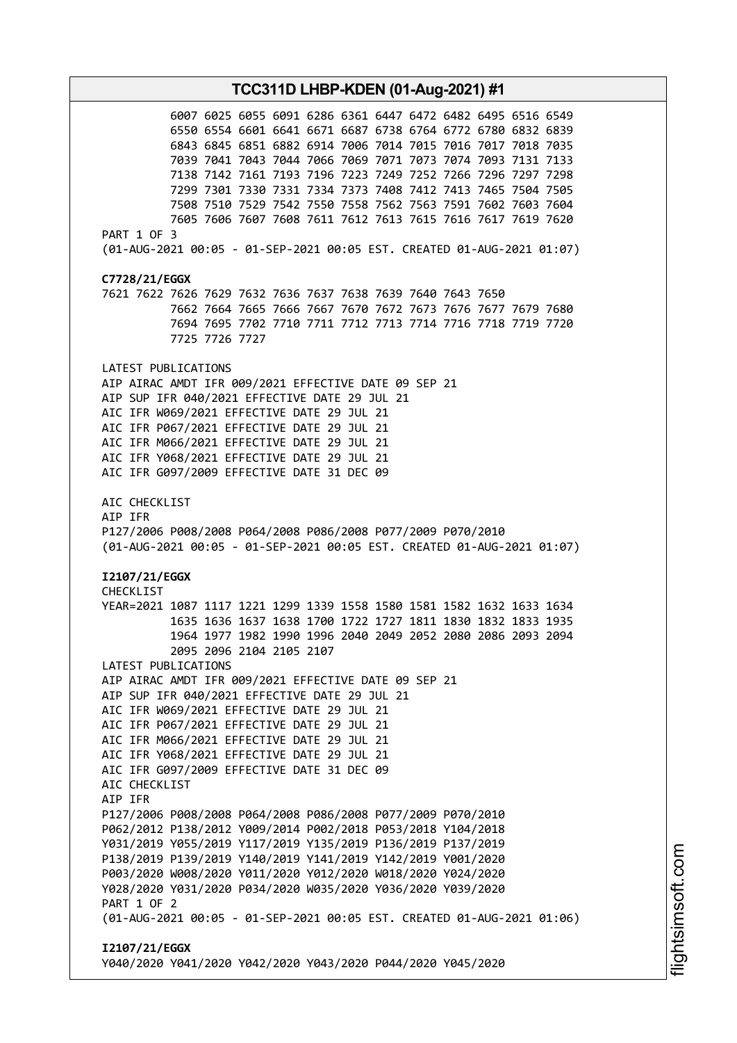```
          6007 6025 6055 6091 6286 6361 6447 6472 6482 6495 6516 6549
          6550 6554 6601 6641 6671 6687 6738 6764 6772 6780 6832 6839
          6843 6845 6851 6882 6914 7006 7014 7015 7016 7017 7018 7035
          7039 7041 7043 7044 7066 7069 7071 7073 7074 7093 7131 7133
          7138 7142 7161 7193 7196 7223 7249 7252 7266 7296 7297 7298
          7299 7301 7330 7331 7334 7373 7408 7412 7413 7465 7504 7505
          7508 7510 7529 7542 7550 7558 7562 7563 7591 7602 7603 7604
          7605 7606 7607 7608 7611 7612 7613 7615 7616 7617 7619 7620
PART 1 OF 3
(01-AUG-2021 00:05 - 01-SEP-2021 00:05 EST. CREATED 01-AUG-2021 01:07)
```

**C7728/21/EGGX**

```
7621 7622 7626 7629 7632 7636 7637 7638 7639 7640 7643 7650
          7662 7664 7665 7666 7667 7670 7672 7673 7676 7677 7679 7680
          7694 7695 7702 7710 7711 7712 7713 7714 7716 7718 7719 7720
          7725 7726 7727

LATEST PUBLICATIONS
AIP AIRAC AMDT IFR 009/2021 EFFECTIVE DATE 09 SEP 21
AIP SUP IFR 040/2021 EFFECTIVE DATE 29 JUL 21
AIC IFR W069/2021 EFFECTIVE DATE 29 JUL 21
AIC IFR P067/2021 EFFECTIVE DATE 29 JUL 21
AIC IFR M066/2021 EFFECTIVE DATE 29 JUL 21
AIC IFR Y068/2021 EFFECTIVE DATE 29 JUL 21
AIC IFR G097/2009 EFFECTIVE DATE 31 DEC 09

AIC CHECKLIST
AIP IFR
P127/2006 P008/2008 P064/2008 P086/2008 P077/2009 P070/2010
(01-AUG-2021 00:05 - 01-SEP-2021 00:05 EST. CREATED 01-AUG-2021 01:07)
```

**I2107/21/EGGX**

```
CHECKLIST
YEAR=2021 1087 1117 1221 1299 1339 1558 1580 1581 1582 1632 1633 1634
          1635 1636 1637 1638 1700 1722 1727 1811 1830 1832 1833 1935
          1964 1977 1982 1990 1996 2040 2049 2052 2080 2086 2093 2094
          2095 2096 2104 2105 2107
LATEST PUBLICATIONS
AIP AIRAC AMDT IFR 009/2021 EFFECTIVE DATE 09 SEP 21
AIP SUP IFR 040/2021 EFFECTIVE DATE 29 JUL 21
AIC IFR W069/2021 EFFECTIVE DATE 29 JUL 21
AIC IFR P067/2021 EFFECTIVE DATE 29 JUL 21
AIC IFR M066/2021 EFFECTIVE DATE 29 JUL 21
AIC IFR Y068/2021 EFFECTIVE DATE 29 JUL 21
AIC IFR G097/2009 EFFECTIVE DATE 31 DEC 09
AIC CHECKLIST
AIP IFR
P127/2006 P008/2008 P064/2008 P086/2008 P077/2009 P070/2010
P062/2012 P138/2012 Y009/2014 P002/2018 P053/2018 Y104/2018
Y031/2019 Y055/2019 Y117/2019 Y135/2019 P136/2019 P137/2019
P138/2019 P139/2019 Y140/2019 Y141/2019 Y142/2019 Y001/2020
P003/2020 W008/2020 Y011/2020 Y012/2020 W018/2020 Y024/2020
Y028/2020 Y031/2020 P034/2020 W035/2020 Y036/2020 Y039/2020
PART 1 OF 2
(01-AUG-2021 00:05 - 01-SEP-2021 00:05 EST. CREATED 01-AUG-2021 01:06)
```

**I2107/21/EGGX**

```
Y040/2020 Y041/2020 Y042/2020 Y043/2020 P044/2020 Y045/2020
```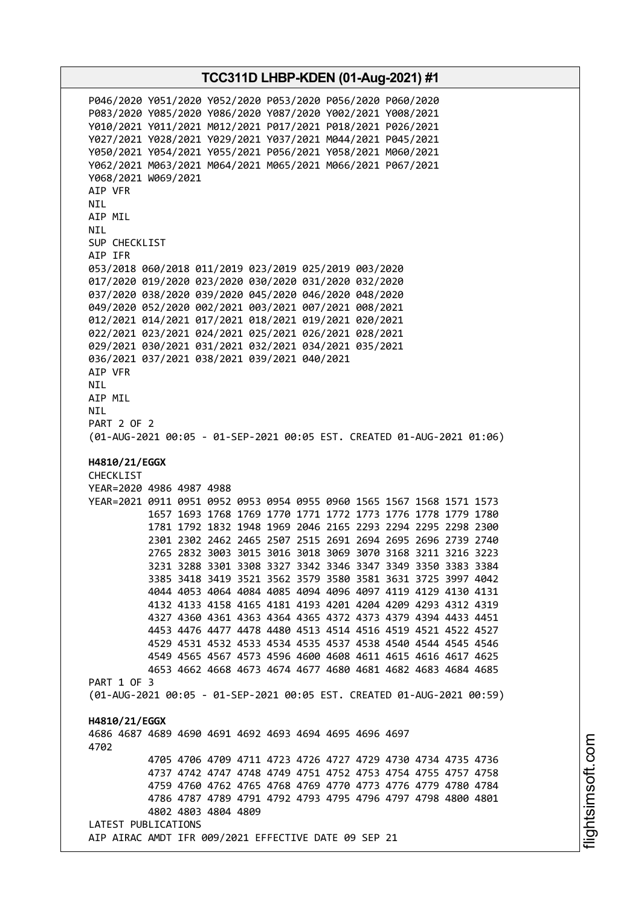P046/2020 Y051/2020 Y052/2020 P053/2020 P056/2020 P060/2020
P083/2020 Y085/2020 Y086/2020 Y087/2020 Y002/2021 Y008/2021
Y010/2021 Y011/2021 M012/2021 P017/2021 P018/2021 P026/2021
Y027/2021 Y028/2021 Y029/2021 Y037/2021 M044/2021 P045/2021
Y050/2021 Y054/2021 Y055/2021 P056/2021 Y058/2021 M060/2021
Y062/2021 M063/2021 M064/2021 M065/2021 M066/2021 P067/2021
Y068/2021 W069/2021
AIP VFR
NIL
AIP MIL
NIL
SUP CHECKLIST
AIP IFR
053/2018 060/2018 011/2019 023/2019 025/2019 003/2020
017/2020 019/2020 023/2020 030/2020 031/2020 032/2020
037/2020 038/2020 039/2020 045/2020 046/2020 048/2020
049/2020 052/2020 002/2021 003/2021 007/2021 008/2021
012/2021 014/2021 017/2021 018/2021 019/2021 020/2021
022/2021 023/2021 024/2021 025/2021 026/2021 028/2021
029/2021 030/2021 031/2021 032/2021 034/2021 035/2021
036/2021 037/2021 038/2021 039/2021 040/2021
AIP VFR
NIL
AIP MIL
NIL
PART 2 OF 2
(01-AUG-2021 00:05 - 01-SEP-2021 00:05 EST. CREATED 01-AUG-2021 01:06)

**H4810/21/EGGX**
CHECKLIST
YEAR=2020 4986 4987 4988
YEAR=2021 0911 0951 0952 0953 0954 0955 0960 1565 1567 1568 1571 1573
1657 1693 1768 1769 1770 1771 1772 1773 1776 1778 1779 1780
1781 1792 1832 1948 1969 2046 2165 2293 2294 2295 2298 2300
2301 2302 2462 2465 2507 2515 2691 2694 2695 2696 2739 2740
2765 2832 3003 3015 3016 3018 3069 3070 3168 3211 3216 3223
3231 3288 3301 3308 3327 3342 3346 3347 3349 3350 3383 3384
3385 3418 3419 3521 3562 3579 3580 3581 3631 3725 3997 4042
4044 4053 4064 4084 4085 4094 4096 4097 4119 4129 4130 4131
4132 4133 4158 4165 4181 4193 4201 4204 4209 4293 4312 4319
4327 4360 4361 4363 4364 4365 4372 4373 4379 4394 4433 4451
4453 4476 4477 4478 4480 4513 4514 4516 4519 4521 4522 4527
4529 4531 4532 4533 4534 4535 4537 4538 4540 4544 4545 4546
4549 4565 4567 4573 4596 4600 4608 4611 4615 4616 4617 4625
4653 4662 4668 4673 4674 4677 4680 4681 4682 4683 4684 4685
PART 1 OF 3
(01-AUG-2021 00:05 - 01-SEP-2021 00:05 EST. CREATED 01-AUG-2021 00:59)

**H4810/21/EGGX**
4686 4687 4689 4690 4691 4692 4693 4694 4695 4696 4697
4702
4705 4706 4709 4711 4723 4726 4727 4729 4730 4734 4735 4736
4737 4742 4747 4748 4749 4751 4752 4753 4754 4755 4757 4758
4759 4760 4762 4765 4768 4769 4770 4773 4776 4779 4780 4784
4786 4787 4789 4791 4792 4793 4795 4796 4797 4798 4800 4801
4802 4803 4804 4809
LATEST PUBLICATIONS
AIP AIRAC AMDT IFR 009/2021 EFFECTIVE DATE 09 SEP 21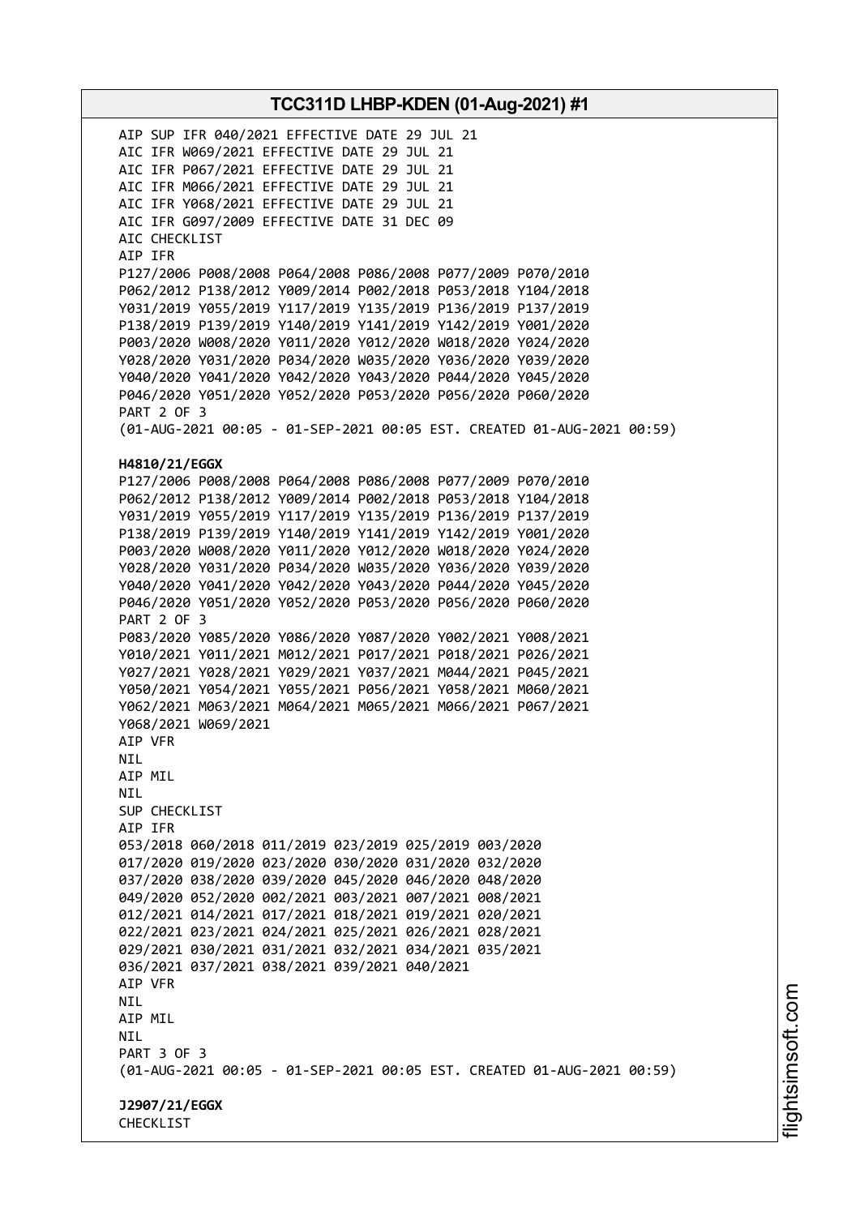AIP SUP IFR 040/2021 EFFECTIVE DATE 29 JUL 21
AIC IFR W069/2021 EFFECTIVE DATE 29 JUL 21
AIC IFR P067/2021 EFFECTIVE DATE 29 JUL 21
AIC IFR M066/2021 EFFECTIVE DATE 29 JUL 21
AIC IFR Y068/2021 EFFECTIVE DATE 29 JUL 21
AIC IFR G097/2009 EFFECTIVE DATE 31 DEC 09
AIC CHECKLIST
AIP IFR
P127/2006 P008/2008 P064/2008 P086/2008 P077/2009 P070/2010
P062/2012 P138/2012 Y009/2014 P002/2018 P053/2018 Y104/2018
Y031/2019 Y055/2019 Y117/2019 Y135/2019 P136/2019 P137/2019
P138/2019 P139/2019 Y140/2019 Y141/2019 Y142/2019 Y001/2020
P003/2020 W008/2020 Y011/2020 Y012/2020 W018/2020 Y024/2020
Y028/2020 Y031/2020 P034/2020 W035/2020 Y036/2020 Y039/2020
Y040/2020 Y041/2020 Y042/2020 Y043/2020 P044/2020 Y045/2020
P046/2020 Y051/2020 Y052/2020 P053/2020 P056/2020 P060/2020
PART 2 OF 3
(01-AUG-2021 00:05 - 01-SEP-2021 00:05 EST. CREATED 01-AUG-2021 00:59)

**H4810/21/EGGX**
P127/2006 P008/2008 P064/2008 P086/2008 P077/2009 P070/2010
P062/2012 P138/2012 Y009/2014 P002/2018 P053/2018 Y104/2018
Y031/2019 Y055/2019 Y117/2019 Y135/2019 P136/2019 P137/2019
P138/2019 P139/2019 Y140/2019 Y141/2019 Y142/2019 Y001/2020
P003/2020 W008/2020 Y011/2020 Y012/2020 W018/2020 Y024/2020
Y028/2020 Y031/2020 P034/2020 W035/2020 Y036/2020 Y039/2020
Y040/2020 Y041/2020 Y042/2020 Y043/2020 P044/2020 Y045/2020
P046/2020 Y051/2020 Y052/2020 P053/2020 P056/2020 P060/2020
PART 2 OF 3
P083/2020 Y085/2020 Y086/2020 Y087/2020 Y002/2021 Y008/2021
Y010/2021 Y011/2021 M012/2021 P017/2021 P018/2021 P026/2021
Y027/2021 Y028/2021 Y029/2021 Y037/2021 M044/2021 P045/2021
Y050/2021 Y054/2021 Y055/2021 P056/2021 Y058/2021 M060/2021
Y062/2021 M063/2021 M064/2021 M065/2021 M066/2021 P067/2021
Y068/2021 W069/2021
AIP VFR
NIL
AIP MIL
NIL
SUP CHECKLIST
AIP IFR
053/2018 060/2018 011/2019 023/2019 025/2019 003/2020
017/2020 019/2020 023/2020 030/2020 031/2020 032/2020
037/2020 038/2020 039/2020 045/2020 046/2020 048/2020
049/2020 052/2020 002/2021 003/2021 007/2021 008/2021
012/2021 014/2021 017/2021 018/2021 019/2021 020/2021
022/2021 023/2021 024/2021 025/2021 026/2021 028/2021
029/2021 030/2021 031/2021 032/2021 034/2021 035/2021
036/2021 037/2021 038/2021 039/2021 040/2021
AIP VFR
NIL
AIP MIL
NIL
PART 3 OF 3
(01-AUG-2021 00:05 - 01-SEP-2021 00:05 EST. CREATED 01-AUG-2021 00:59)

**J2907/21/EGGX**
CHECKLIST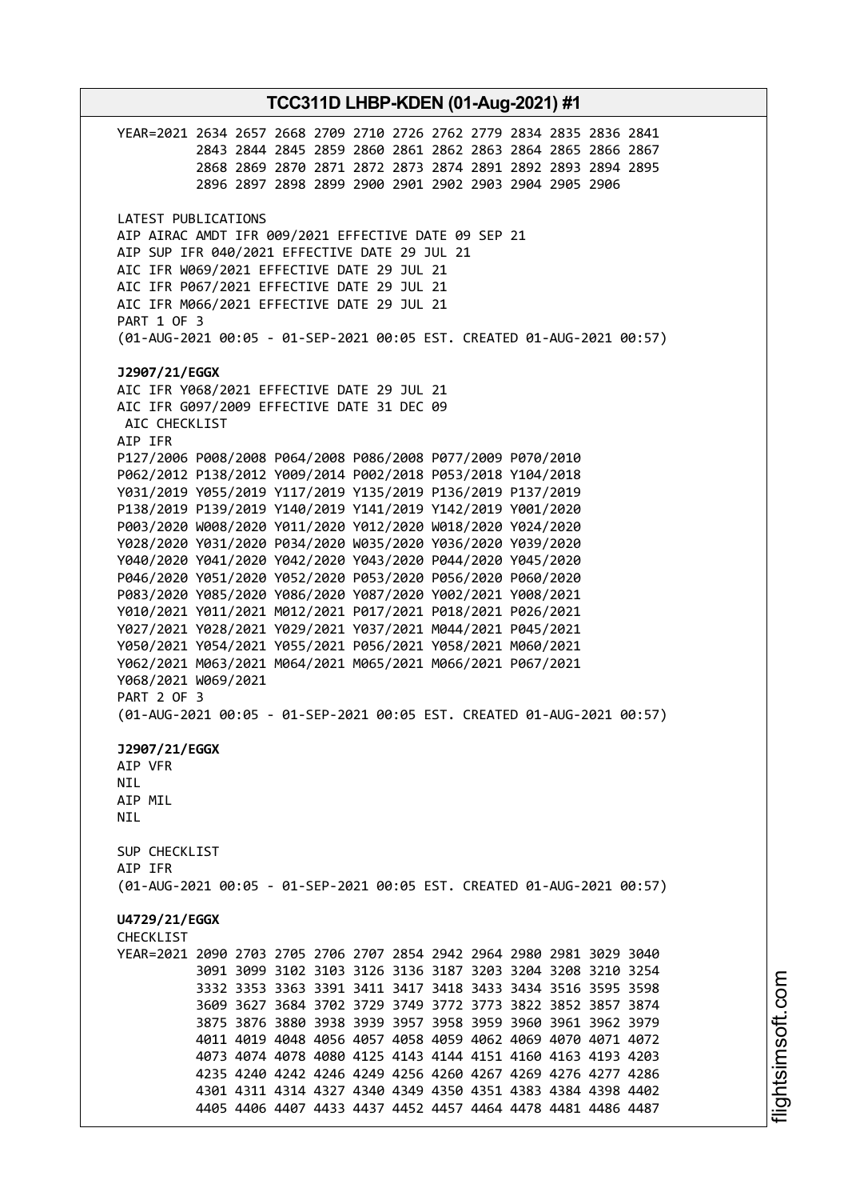YEAR=2021 2634 2657 2668 2709 2710 2726 2762 2779 2834 2835 2836 2841
2843 2844 2845 2859 2860 2861 2862 2863 2864 2865 2866 2867
2868 2869 2870 2871 2872 2873 2874 2891 2892 2893 2894 2895
2896 2897 2898 2899 2900 2901 2902 2903 2904 2905 2906

LATEST PUBLICATIONS
AIP AIRAC AMDT IFR 009/2021 EFFECTIVE DATE 09 SEP 21
AIP SUP IFR 040/2021 EFFECTIVE DATE 29 JUL 21
AIC IFR W069/2021 EFFECTIVE DATE 29 JUL 21
AIC IFR P067/2021 EFFECTIVE DATE 29 JUL 21
AIC IFR M066/2021 EFFECTIVE DATE 29 JUL 21
PART 1 OF 3
(01-AUG-2021 00:05 - 01-SEP-2021 00:05 EST. CREATED 01-AUG-2021 00:57)

**J2907/21/EGGX**
AIC IFR Y068/2021 EFFECTIVE DATE 29 JUL 21
AIC IFR G097/2009 EFFECTIVE DATE 31 DEC 09
AIC CHECKLIST
AIP IFR
P127/2006 P008/2008 P064/2008 P086/2008 P077/2009 P070/2010
P062/2012 P138/2012 Y009/2014 P002/2018 P053/2018 Y104/2018
Y031/2019 Y055/2019 Y117/2019 Y135/2019 P136/2019 P137/2019
P138/2019 P139/2019 Y140/2019 Y141/2019 Y142/2019 Y001/2020
P003/2020 W008/2020 Y011/2020 Y012/2020 W018/2020 Y024/2020
Y028/2020 Y031/2020 P034/2020 W035/2020 Y036/2020 Y039/2020
Y040/2020 Y041/2020 Y042/2020 Y043/2020 P044/2020 Y045/2020
P046/2020 Y051/2020 Y052/2020 P053/2020 P056/2020 P060/2020
P083/2020 Y085/2020 Y086/2020 Y087/2020 Y002/2021 Y008/2021
Y010/2021 Y011/2021 M012/2021 P017/2021 P018/2021 P026/2021
Y027/2021 Y028/2021 Y029/2021 Y037/2021 M044/2021 P045/2021
Y050/2021 Y054/2021 Y055/2021 P056/2021 Y058/2021 M060/2021
Y062/2021 M063/2021 M064/2021 M065/2021 M066/2021 P067/2021
Y068/2021 W069/2021
PART 2 OF 3
(01-AUG-2021 00:05 - 01-SEP-2021 00:05 EST. CREATED 01-AUG-2021 00:57)

**J2907/21/EGGX**
AIP VFR
NIL
AIP MIL
NIL

SUP CHECKLIST
AIP IFR
(01-AUG-2021 00:05 - 01-SEP-2021 00:05 EST. CREATED 01-AUG-2021 00:57)

**U4729/21/EGGX**
CHECKLIST
YEAR=2021 2090 2703 2705 2706 2707 2854 2942 2964 2980 2981 3029 3040
3091 3099 3102 3103 3126 3136 3187 3203 3204 3208 3210 3254
3332 3353 3363 3391 3411 3417 3418 3433 3434 3516 3595 3598
3609 3627 3684 3702 3729 3749 3772 3773 3822 3852 3857 3874
3875 3876 3880 3938 3939 3957 3958 3959 3960 3961 3962 3979
4011 4019 4048 4056 4057 4058 4059 4062 4069 4070 4071 4072
4073 4074 4078 4080 4125 4143 4144 4151 4160 4163 4193 4203
4235 4240 4242 4246 4249 4256 4260 4267 4269 4276 4277 4286
4301 4311 4314 4327 4340 4349 4350 4351 4383 4384 4398 4402
4405 4406 4407 4433 4437 4452 4457 4464 4478 4481 4486 4487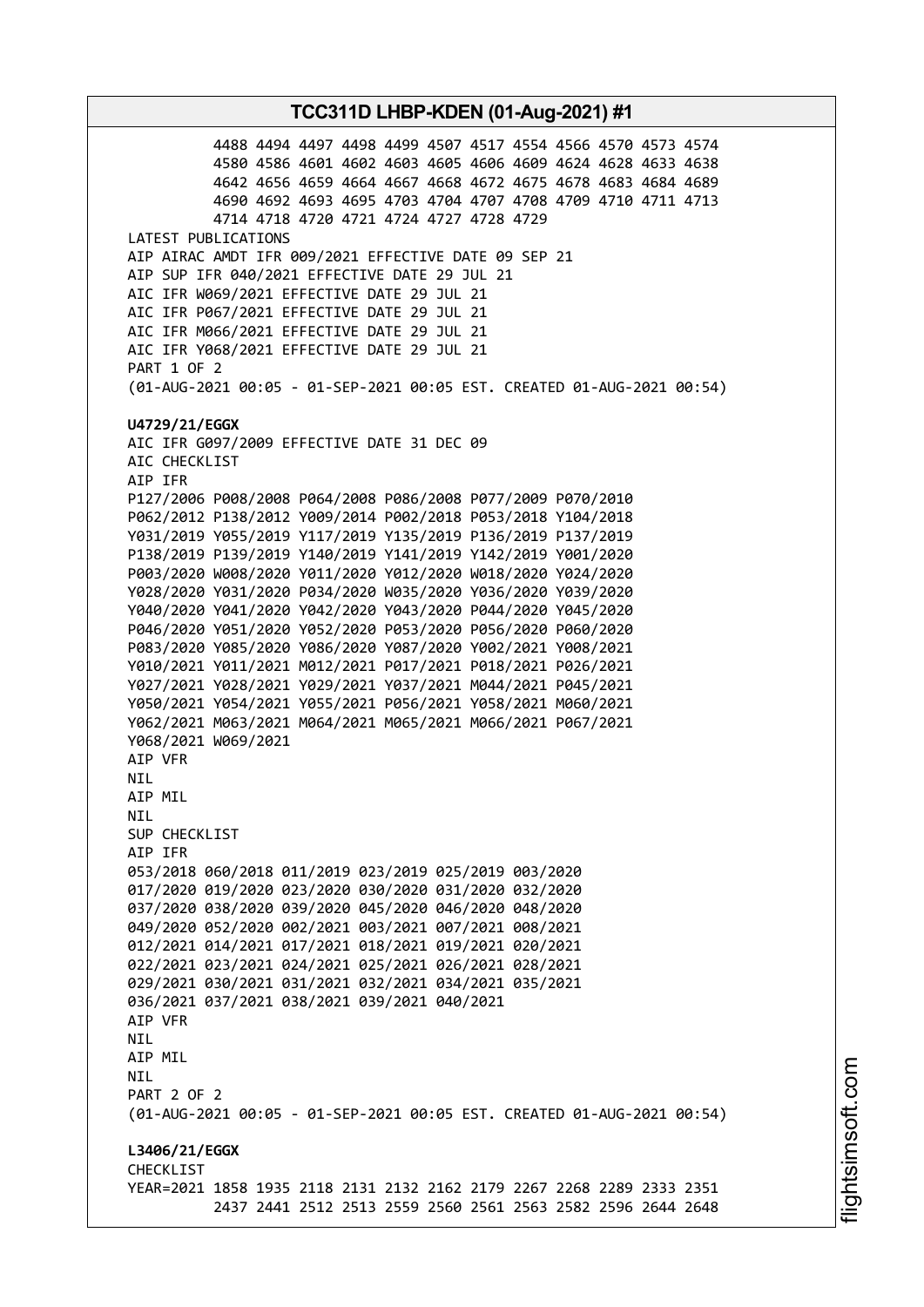```
          4488 4494 4497 4498 4499 4507 4517 4554 4566 4570 4573 4574
          4580 4586 4601 4602 4603 4605 4606 4609 4624 4628 4633 4638
          4642 4656 4659 4664 4667 4668 4672 4675 4678 4683 4684 4689
          4690 4692 4693 4695 4703 4704 4707 4708 4709 4710 4711 4713
          4714 4718 4720 4721 4724 4727 4728 4729
LATEST PUBLICATIONS
AIP AIRAC AMDT IFR 009/2021 EFFECTIVE DATE 09 SEP 21
AIP SUP IFR 040/2021 EFFECTIVE DATE 29 JUL 21
AIC IFR W069/2021 EFFECTIVE DATE 29 JUL 21
AIC IFR P067/2021 EFFECTIVE DATE 29 JUL 21
AIC IFR M066/2021 EFFECTIVE DATE 29 JUL 21
AIC IFR Y068/2021 EFFECTIVE DATE 29 JUL 21
PART 1 OF 2
(01-AUG-2021 00:05 - 01-SEP-2021 00:05 EST. CREATED 01-AUG-2021 00:54)
```

**U4729/21/EGGX**

```
AIC IFR G097/2009 EFFECTIVE DATE 31 DEC 09
AIC CHECKLIST
AIP IFR
P127/2006 P008/2008 P064/2008 P086/2008 P077/2009 P070/2010
P062/2012 P138/2012 Y009/2014 P002/2018 P053/2018 Y104/2018
Y031/2019 Y055/2019 Y117/2019 Y135/2019 P136/2019 P137/2019
P138/2019 P139/2019 Y140/2019 Y141/2019 Y142/2019 Y001/2020
P003/2020 W008/2020 Y011/2020 Y012/2020 W018/2020 Y024/2020
Y028/2020 Y031/2020 P034/2020 W035/2020 Y036/2020 Y039/2020
Y040/2020 Y041/2020 Y042/2020 Y043/2020 P044/2020 Y045/2020
P046/2020 Y051/2020 Y052/2020 P053/2020 P056/2020 P060/2020
P083/2020 Y085/2020 Y086/2020 Y087/2020 Y002/2021 Y008/2021
Y010/2021 Y011/2021 M012/2021 P017/2021 P018/2021 P026/2021
Y027/2021 Y028/2021 Y029/2021 Y037/2021 M044/2021 P045/2021
Y050/2021 Y054/2021 Y055/2021 P056/2021 Y058/2021 M060/2021
Y062/2021 M063/2021 M064/2021 M065/2021 M066/2021 P067/2021
Y068/2021 W069/2021
AIP VFR
NIL
AIP MIL
NIL
SUP CHECKLIST
AIP IFR
053/2018 060/2018 011/2019 023/2019 025/2019 003/2020
017/2020 019/2020 023/2020 030/2020 031/2020 032/2020
037/2020 038/2020 039/2020 045/2020 046/2020 048/2020
049/2020 052/2020 002/2021 003/2021 007/2021 008/2021
012/2021 014/2021 017/2021 018/2021 019/2021 020/2021
022/2021 023/2021 024/2021 025/2021 026/2021 028/2021
029/2021 030/2021 031/2021 032/2021 034/2021 035/2021
036/2021 037/2021 038/2021 039/2021 040/2021
AIP VFR
NIL
AIP MIL
NIL
PART 2 OF 2
(01-AUG-2021 00:05 - 01-SEP-2021 00:05 EST. CREATED 01-AUG-2021 00:54)
```

**L3406/21/EGGX**

```
CHECKLIST
YEAR=2021 1858 1935 2118 2131 2132 2162 2179 2267 2268 2289 2333 2351
          2437 2441 2512 2513 2559 2560 2561 2563 2582 2596 2644 2648
```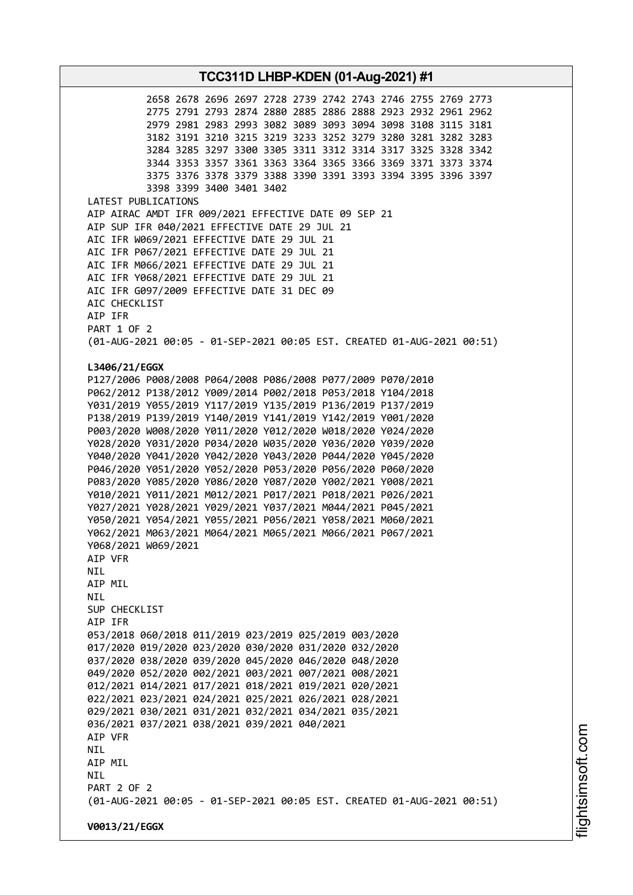2658 2678 2696 2697 2728 2739 2742 2743 2746 2755 2769 2773
2775 2791 2793 2874 2880 2885 2886 2888 2923 2932 2961 2962
2979 2981 2983 2993 3082 3089 3093 3094 3098 3108 3115 3181
3182 3191 3210 3215 3219 3233 3252 3279 3280 3281 3282 3283
3284 3285 3297 3300 3305 3311 3312 3314 3317 3325 3328 3342
3344 3353 3357 3361 3363 3364 3365 3366 3369 3371 3373 3374
3375 3376 3378 3379 3388 3390 3391 3393 3394 3395 3396 3397
3398 3399 3400 3401 3402

LATEST PUBLICATIONS
AIP AIRAC AMDT IFR 009/2021 EFFECTIVE DATE 09 SEP 21
AIP SUP IFR 040/2021 EFFECTIVE DATE 29 JUL 21
AIC IFR W069/2021 EFFECTIVE DATE 29 JUL 21
AIC IFR P067/2021 EFFECTIVE DATE 29 JUL 21
AIC IFR M066/2021 EFFECTIVE DATE 29 JUL 21
AIC IFR Y068/2021 EFFECTIVE DATE 29 JUL 21
AIC IFR G097/2009 EFFECTIVE DATE 31 DEC 09
AIC CHECKLIST
AIP IFR
PART 1 OF 2
(01-AUG-2021 00:05 - 01-SEP-2021 00:05 EST. CREATED 01-AUG-2021 00:51)

**L3406/21/EGGX**

P127/2006 P008/2008 P064/2008 P086/2008 P077/2009 P070/2010
P062/2012 P138/2012 Y009/2014 P002/2018 P053/2018 Y104/2018
Y031/2019 Y055/2019 Y117/2019 Y135/2019 P136/2019 P137/2019
P138/2019 P139/2019 Y140/2019 Y141/2019 Y142/2019 Y001/2020
P003/2020 W008/2020 Y011/2020 Y012/2020 W018/2020 Y024/2020
Y028/2020 Y031/2020 P034/2020 W035/2020 Y036/2020 Y039/2020
Y040/2020 Y041/2020 Y042/2020 Y043/2020 P044/2020 Y045/2020
P046/2020 Y051/2020 Y052/2020 P053/2020 P056/2020 P060/2020
P083/2020 Y085/2020 Y086/2020 Y087/2020 Y002/2021 Y008/2021
Y010/2021 Y011/2021 M012/2021 P017/2021 P018/2021 P026/2021
Y027/2021 Y028/2021 Y029/2021 Y037/2021 M044/2021 P045/2021
Y050/2021 Y054/2021 Y055/2021 P056/2021 Y058/2021 M060/2021
Y062/2021 M063/2021 M064/2021 M065/2021 M066/2021 P067/2021
Y068/2021 W069/2021
AIP VFR
NIL
AIP MIL
NIL
SUP CHECKLIST
AIP IFR
053/2018 060/2018 011/2019 023/2019 025/2019 003/2020
017/2020 019/2020 023/2020 030/2020 031/2020 032/2020
037/2020 038/2020 039/2020 045/2020 046/2020 048/2020
049/2020 052/2020 002/2021 003/2021 007/2021 008/2021
012/2021 014/2021 017/2021 018/2021 019/2021 020/2021
022/2021 023/2021 024/2021 025/2021 026/2021 028/2021
029/2021 030/2021 031/2021 032/2021 034/2021 035/2021
036/2021 037/2021 038/2021 039/2021 040/2021
AIP VFR
NIL
AIP MIL
NIL
PART 2 OF 2
(01-AUG-2021 00:05 - 01-SEP-2021 00:05 EST. CREATED 01-AUG-2021 00:51)

**V0013/21/EGGX**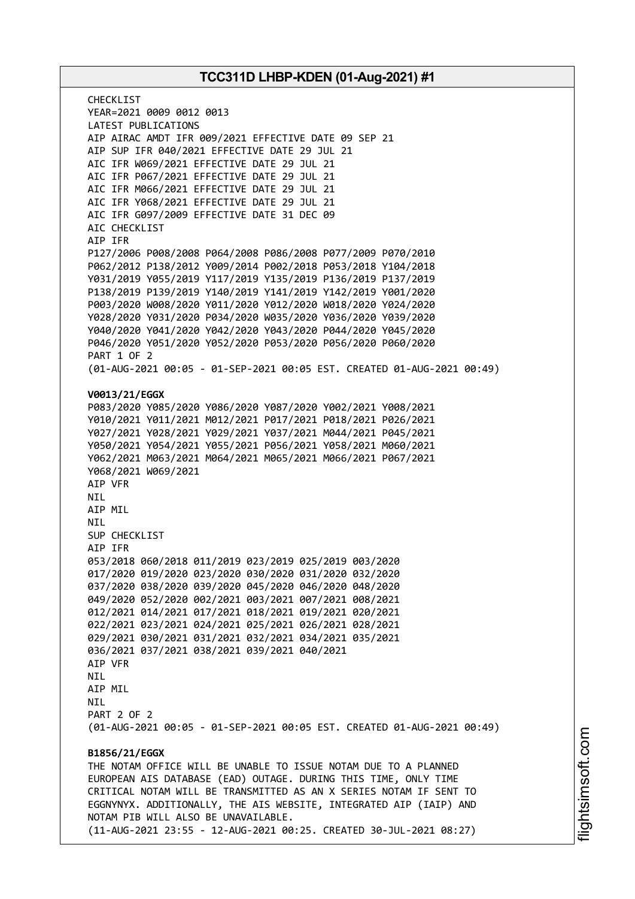CHECKLIST
YEAR=2021 0009 0012 0013
LATEST PUBLICATIONS
AIP AIRAC AMDT IFR 009/2021 EFFECTIVE DATE 09 SEP 21
AIP SUP IFR 040/2021 EFFECTIVE DATE 29 JUL 21
AIC IFR W069/2021 EFFECTIVE DATE 29 JUL 21
AIC IFR P067/2021 EFFECTIVE DATE 29 JUL 21
AIC IFR M066/2021 EFFECTIVE DATE 29 JUL 21
AIC IFR Y068/2021 EFFECTIVE DATE 29 JUL 21
AIC IFR G097/2009 EFFECTIVE DATE 31 DEC 09
AIC CHECKLIST
AIP IFR
P127/2006 P008/2008 P064/2008 P086/2008 P077/2009 P070/2010
P062/2012 P138/2012 Y009/2014 P002/2018 P053/2018 Y104/2018
Y031/2019 Y055/2019 Y117/2019 Y135/2019 P136/2019 P137/2019
P138/2019 P139/2019 Y140/2019 Y141/2019 Y142/2019 Y001/2020
P003/2020 W008/2020 Y011/2020 Y012/2020 W018/2020 Y024/2020
Y028/2020 Y031/2020 P034/2020 W035/2020 Y036/2020 Y039/2020
Y040/2020 Y041/2020 Y042/2020 Y043/2020 P044/2020 Y045/2020
P046/2020 Y051/2020 Y052/2020 P053/2020 P056/2020 P060/2020
PART 1 OF 2
(01-AUG-2021 00:05 - 01-SEP-2021 00:05 EST. CREATED 01-AUG-2021 00:49)

**V0013/21/EGGX**
P083/2020 Y085/2020 Y086/2020 Y087/2020 Y002/2021 Y008/2021
Y010/2021 Y011/2021 M012/2021 P017/2021 P018/2021 P026/2021
Y027/2021 Y028/2021 Y029/2021 Y037/2021 M044/2021 P045/2021
Y050/2021 Y054/2021 Y055/2021 P056/2021 Y058/2021 M060/2021
Y062/2021 M063/2021 M064/2021 M065/2021 M066/2021 P067/2021
Y068/2021 W069/2021
AIP VFR
NIL
AIP MIL
NIL
SUP CHECKLIST
AIP IFR
053/2018 060/2018 011/2019 023/2019 025/2019 003/2020
017/2020 019/2020 023/2020 030/2020 031/2020 032/2020
037/2020 038/2020 039/2020 045/2020 046/2020 048/2020
049/2020 052/2020 002/2021 003/2021 007/2021 008/2021
012/2021 014/2021 017/2021 018/2021 019/2021 020/2021
022/2021 023/2021 024/2021 025/2021 026/2021 028/2021
029/2021 030/2021 031/2021 032/2021 034/2021 035/2021
036/2021 037/2021 038/2021 039/2021 040/2021
AIP VFR
NIL
AIP MIL
NIL
PART 2 OF 2
(01-AUG-2021 00:05 - 01-SEP-2021 00:05 EST. CREATED 01-AUG-2021 00:49)

**B1856/21/EGGX**
THE NOTAM OFFICE WILL BE UNABLE TO ISSUE NOTAM DUE TO A PLANNED
EUROPEAN AIS DATABASE (EAD) OUTAGE. DURING THIS TIME, ONLY TIME
CRITICAL NOTAM WILL BE TRANSMITTED AS AN X SERIES NOTAM IF SENT TO
EGGNYNYX. ADDITIONALLY, THE AIS WEBSITE, INTEGRATED AIP (IAIP) AND
NOTAM PIB WILL ALSO BE UNAVAILABLE.
(11-AUG-2021 23:55 - 12-AUG-2021 00:25. CREATED 30-JUL-2021 08:27)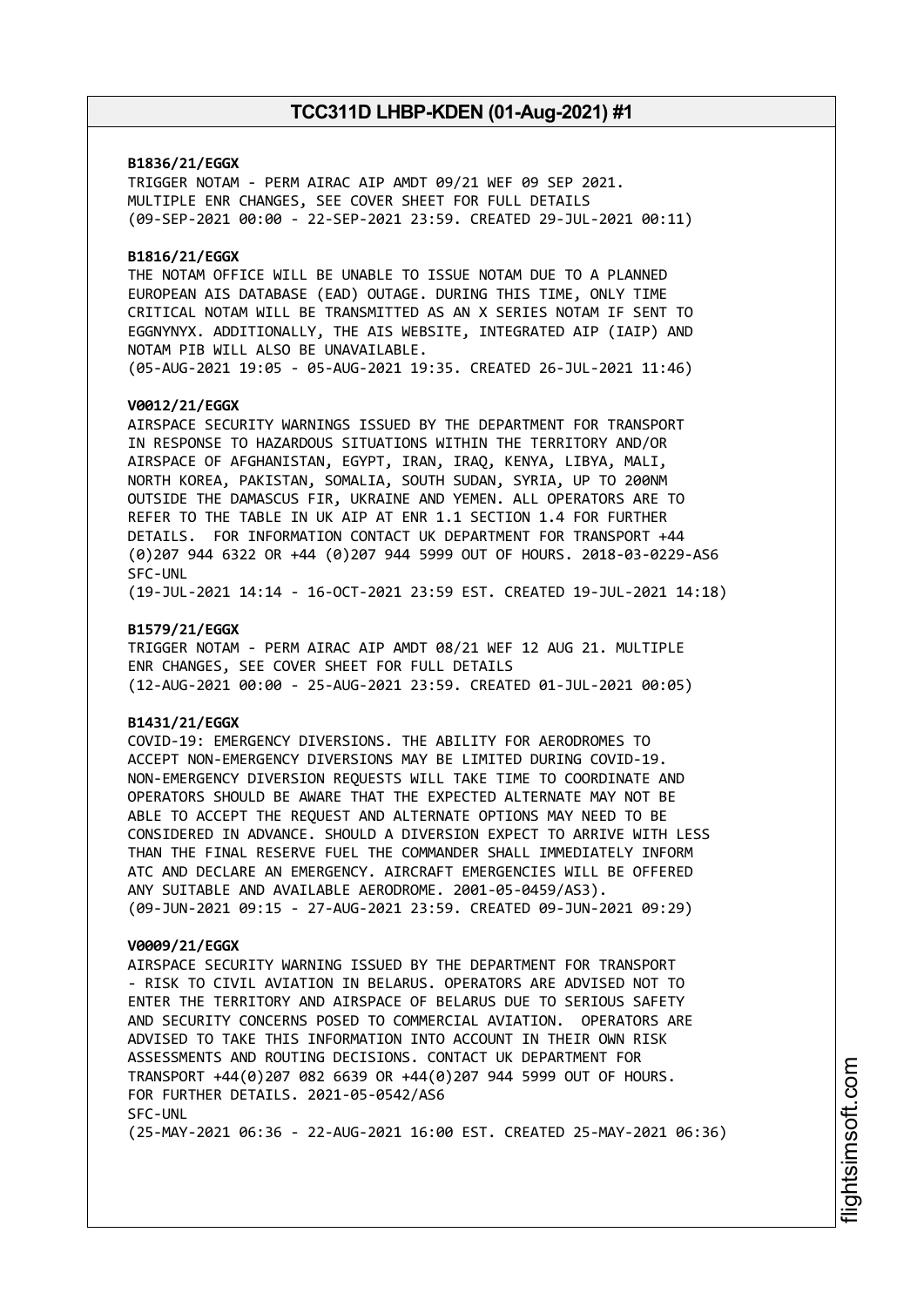**B1836/21/EGGX**
TRIGGER NOTAM - PERM AIRAC AIP AMDT 09/21 WEF 09 SEP 2021.
MULTIPLE ENR CHANGES, SEE COVER SHEET FOR FULL DETAILS
(09-SEP-2021 00:00 - 22-SEP-2021 23:59. CREATED 29-JUL-2021 00:11)

**B1816/21/EGGX**
THE NOTAM OFFICE WILL BE UNABLE TO ISSUE NOTAM DUE TO A PLANNED
EUROPEAN AIS DATABASE (EAD) OUTAGE. DURING THIS TIME, ONLY TIME
CRITICAL NOTAM WILL BE TRANSMITTED AS AN X SERIES NOTAM IF SENT TO
EGGNYNYX. ADDITIONALLY, THE AIS WEBSITE, INTEGRATED AIP (IAIP) AND
NOTAM PIB WILL ALSO BE UNAVAILABLE.
(05-AUG-2021 19:05 - 05-AUG-2021 19:35. CREATED 26-JUL-2021 11:46)

**V0012/21/EGGX**
AIRSPACE SECURITY WARNINGS ISSUED BY THE DEPARTMENT FOR TRANSPORT
IN RESPONSE TO HAZARDOUS SITUATIONS WITHIN THE TERRITORY AND/OR
AIRSPACE OF AFGHANISTAN, EGYPT, IRAN, IRAQ, KENYA, LIBYA, MALI,
NORTH KOREA, PAKISTAN, SOMALIA, SOUTH SUDAN, SYRIA, UP TO 200NM
OUTSIDE THE DAMASCUS FIR, UKRAINE AND YEMEN. ALL OPERATORS ARE TO
REFER TO THE TABLE IN UK AIP AT ENR 1.1 SECTION 1.4 FOR FURTHER
DETAILS. FOR INFORMATION CONTACT UK DEPARTMENT FOR TRANSPORT +44
(0)207 944 6322 OR +44 (0)207 944 5999 OUT OF HOURS. 2018-03-0229-AS6
SFC-UNL
(19-JUL-2021 14:14 - 16-OCT-2021 23:59 EST. CREATED 19-JUL-2021 14:18)

**B1579/21/EGGX**
TRIGGER NOTAM - PERM AIRAC AIP AMDT 08/21 WEF 12 AUG 21. MULTIPLE
ENR CHANGES, SEE COVER SHEET FOR FULL DETAILS
(12-AUG-2021 00:00 - 25-AUG-2021 23:59. CREATED 01-JUL-2021 00:05)

**B1431/21/EGGX**
COVID-19: EMERGENCY DIVERSIONS. THE ABILITY FOR AERODROMES TO
ACCEPT NON-EMERGENCY DIVERSIONS MAY BE LIMITED DURING COVID-19.
NON-EMERGENCY DIVERSION REQUESTS WILL TAKE TIME TO COORDINATE AND
OPERATORS SHOULD BE AWARE THAT THE EXPECTED ALTERNATE MAY NOT BE
ABLE TO ACCEPT THE REQUEST AND ALTERNATE OPTIONS MAY NEED TO BE
CONSIDERED IN ADVANCE. SHOULD A DIVERSION EXPECT TO ARRIVE WITH LESS
THAN THE FINAL RESERVE FUEL THE COMMANDER SHALL IMMEDIATELY INFORM
ATC AND DECLARE AN EMERGENCY. AIRCRAFT EMERGENCIES WILL BE OFFERED
ANY SUITABLE AND AVAILABLE AERODROME. 2001-05-0459/AS3).
(09-JUN-2021 09:15 - 27-AUG-2021 23:59. CREATED 09-JUN-2021 09:29)

**V0009/21/EGGX**
AIRSPACE SECURITY WARNING ISSUED BY THE DEPARTMENT FOR TRANSPORT
- RISK TO CIVIL AVIATION IN BELARUS. OPERATORS ARE ADVISED NOT TO
ENTER THE TERRITORY AND AIRSPACE OF BELARUS DUE TO SERIOUS SAFETY
AND SECURITY CONCERNS POSED TO COMMERCIAL AVIATION. OPERATORS ARE
ADVISED TO TAKE THIS INFORMATION INTO ACCOUNT IN THEIR OWN RISK
ASSESSMENTS AND ROUTING DECISIONS. CONTACT UK DEPARTMENT FOR
TRANSPORT +44(0)207 082 6639 OR +44(0)207 944 5999 OUT OF HOURS.
FOR FURTHER DETAILS. 2021-05-0542/AS6
SFC-UNL
(25-MAY-2021 06:36 - 22-AUG-2021 16:00 EST. CREATED 25-MAY-2021 06:36)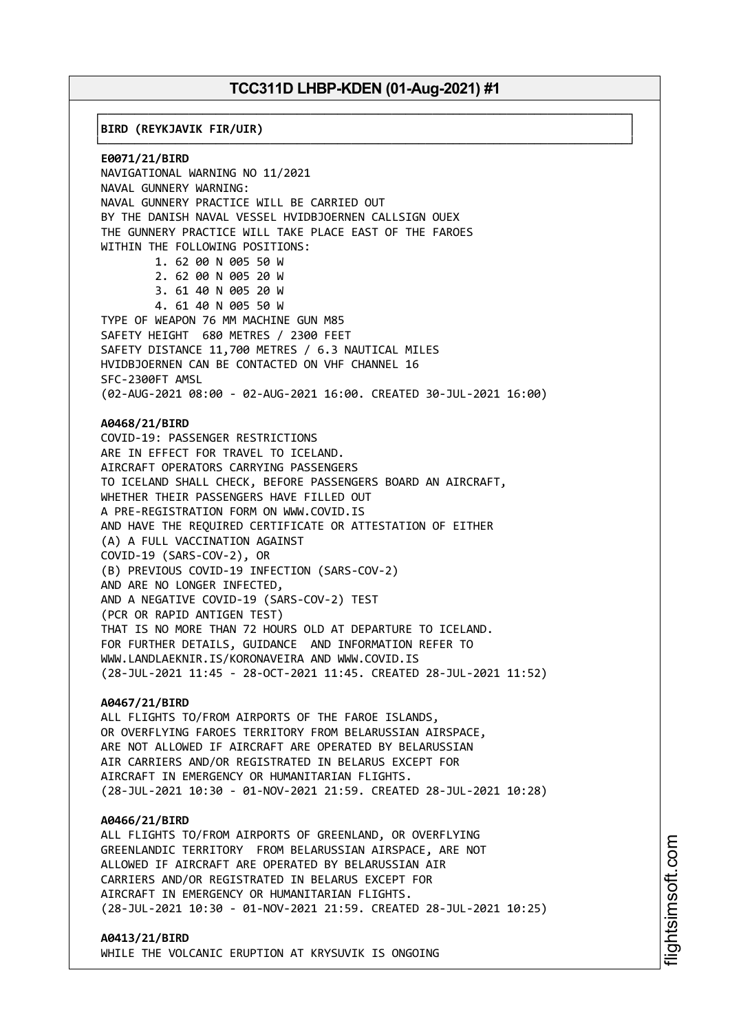**BIRD (REYKJAVIK FIR/UIR)**

**E0071/21/BIRD**
NAVIGATIONAL WARNING NO 11/2021
NAVAL GUNNERY WARNING:
NAVAL GUNNERY PRACTICE WILL BE CARRIED OUT
BY THE DANISH NAVAL VESSEL HVIDBJOERNEN CALLSIGN OUEX
THE GUNNERY PRACTICE WILL TAKE PLACE EAST OF THE FAROES
WITHIN THE FOLLOWING POSITIONS:
1. 62 00 N 005 50 W
2. 62 00 N 005 20 W
3. 61 40 N 005 20 W
4. 61 40 N 005 50 W
TYPE OF WEAPON 76 MM MACHINE GUN M85
SAFETY HEIGHT 680 METRES / 2300 FEET
SAFETY DISTANCE 11,700 METRES / 6.3 NAUTICAL MILES
HVIDBJOERNEN CAN BE CONTACTED ON VHF CHANNEL 16
SFC-2300FT AMSL
(02-AUG-2021 08:00 - 02-AUG-2021 16:00. CREATED 30-JUL-2021 16:00)

**A0468/21/BIRD**
COVID-19: PASSENGER RESTRICTIONS
ARE IN EFFECT FOR TRAVEL TO ICELAND.
AIRCRAFT OPERATORS CARRYING PASSENGERS
TO ICELAND SHALL CHECK, BEFORE PASSENGERS BOARD AN AIRCRAFT,
WHETHER THEIR PASSENGERS HAVE FILLED OUT
A PRE-REGISTRATION FORM ON WWW.COVID.IS
AND HAVE THE REQUIRED CERTIFICATE OR ATTESTATION OF EITHER
(A) A FULL VACCINATION AGAINST
COVID-19 (SARS-COV-2), OR
(B) PREVIOUS COVID-19 INFECTION (SARS-COV-2)
AND ARE NO LONGER INFECTED,
AND A NEGATIVE COVID-19 (SARS-COV-2) TEST
(PCR OR RAPID ANTIGEN TEST)
THAT IS NO MORE THAN 72 HOURS OLD AT DEPARTURE TO ICELAND.
FOR FURTHER DETAILS, GUIDANCE AND INFORMATION REFER TO
WWW.LANDLAEKNIR.IS/KORONAVEIRA AND WWW.COVID.IS
(28-JUL-2021 11:45 - 28-OCT-2021 11:45. CREATED 28-JUL-2021 11:52)

**A0467/21/BIRD**
ALL FLIGHTS TO/FROM AIRPORTS OF THE FAROE ISLANDS,
OR OVERFLYING FAROES TERRITORY FROM BELARUSSIAN AIRSPACE,
ARE NOT ALLOWED IF AIRCRAFT ARE OPERATED BY BELARUSSIAN
AIR CARRIERS AND/OR REGISTRATED IN BELARUS EXCEPT FOR
AIRCRAFT IN EMERGENCY OR HUMANITARIAN FLIGHTS.
(28-JUL-2021 10:30 - 01-NOV-2021 21:59. CREATED 28-JUL-2021 10:28)

**A0466/21/BIRD**
ALL FLIGHTS TO/FROM AIRPORTS OF GREENLAND, OR OVERFLYING
GREENLANDIC TERRITORY FROM BELARUSSIAN AIRSPACE, ARE NOT
ALLOWED IF AIRCRAFT ARE OPERATED BY BELARUSSIAN AIR
CARRIERS AND/OR REGISTRATED IN BELARUS EXCEPT FOR
AIRCRAFT IN EMERGENCY OR HUMANITARIAN FLIGHTS.
(28-JUL-2021 10:30 - 01-NOV-2021 21:59. CREATED 28-JUL-2021 10:25)

**A0413/21/BIRD**
WHILE THE VOLCANIC ERUPTION AT KRYSUVIK IS ONGOING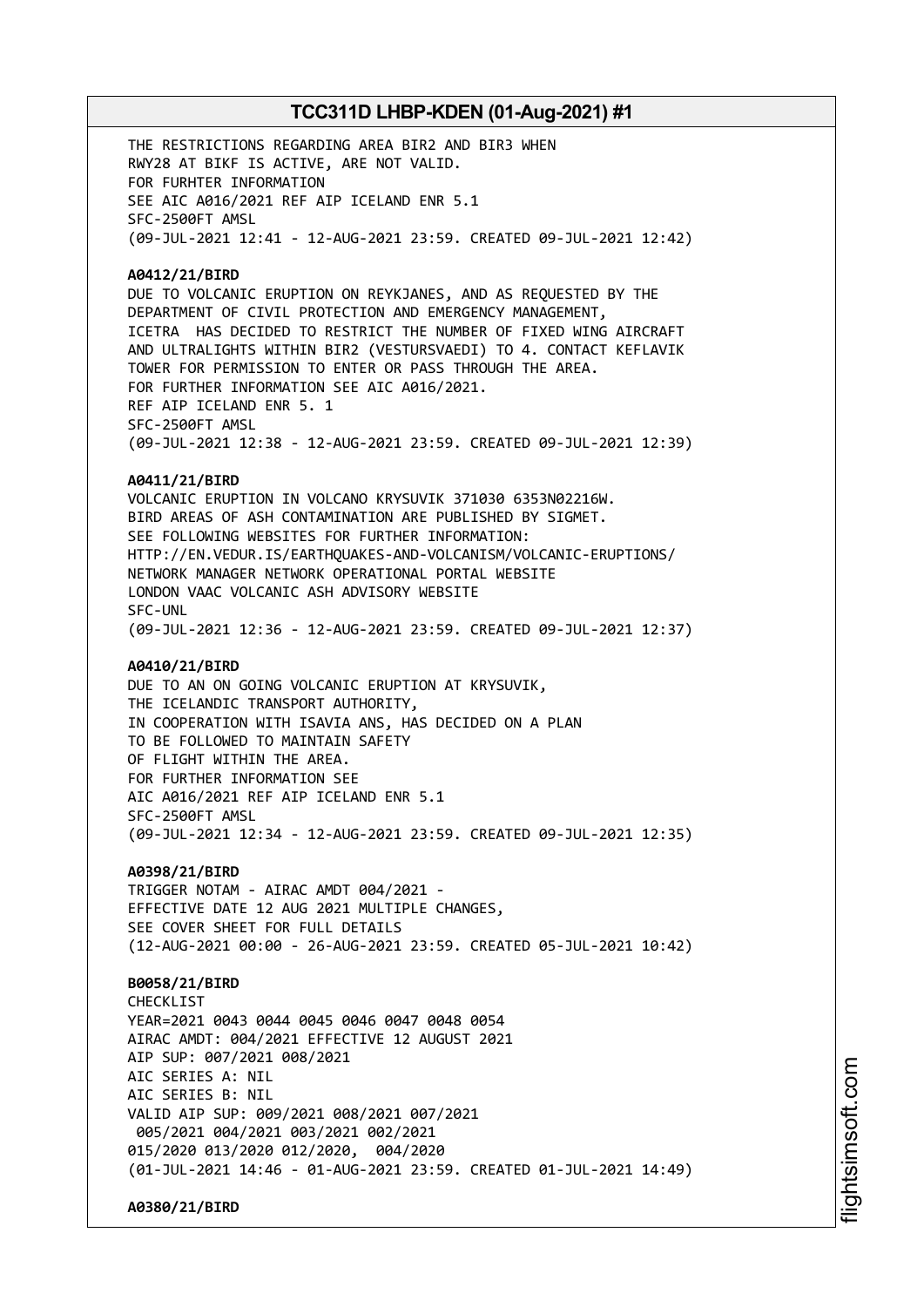THE RESTRICTIONS REGARDING AREA BIR2 AND BIR3 WHEN
RWY28 AT BIKF IS ACTIVE, ARE NOT VALID.
FOR FURHTER INFORMATION
SEE AIC A016/2021 REF AIP ICELAND ENR 5.1
SFC-2500FT AMSL
(09-JUL-2021 12:41 - 12-AUG-2021 23:59. CREATED 09-JUL-2021 12:42)

**A0412/21/BIRD**
DUE TO VOLCANIC ERUPTION ON REYKJANES, AND AS REQUESTED BY THE
DEPARTMENT OF CIVIL PROTECTION AND EMERGENCY MANAGEMENT,
ICETRA HAS DECIDED TO RESTRICT THE NUMBER OF FIXED WING AIRCRAFT
AND ULTRALIGHTS WITHIN BIR2 (VESTURSVAEDI) TO 4. CONTACT KEFLAVIK
TOWER FOR PERMISSION TO ENTER OR PASS THROUGH THE AREA.
FOR FURTHER INFORMATION SEE AIC A016/2021.
REF AIP ICELAND ENR 5. 1
SFC-2500FT AMSL
(09-JUL-2021 12:38 - 12-AUG-2021 23:59. CREATED 09-JUL-2021 12:39)

**A0411/21/BIRD**
VOLCANIC ERUPTION IN VOLCANO KRYSUVIK 371030 6353N02216W.
BIRD AREAS OF ASH CONTAMINATION ARE PUBLISHED BY SIGMET.
SEE FOLLOWING WEBSITES FOR FURTHER INFORMATION:
HTTP://EN.VEDUR.IS/EARTHQUAKES-AND-VOLCANISM/VOLCANIC-ERUPTIONS/
NETWORK MANAGER NETWORK OPERATIONAL PORTAL WEBSITE
LONDON VAAC VOLCANIC ASH ADVISORY WEBSITE
SFC-UNL
(09-JUL-2021 12:36 - 12-AUG-2021 23:59. CREATED 09-JUL-2021 12:37)

**A0410/21/BIRD**
DUE TO AN ON GOING VOLCANIC ERUPTION AT KRYSUVIK,
THE ICELANDIC TRANSPORT AUTHORITY,
IN COOPERATION WITH ISAVIA ANS, HAS DECIDED ON A PLAN
TO BE FOLLOWED TO MAINTAIN SAFETY
OF FLIGHT WITHIN THE AREA.
FOR FURTHER INFORMATION SEE
AIC A016/2021 REF AIP ICELAND ENR 5.1
SFC-2500FT AMSL
(09-JUL-2021 12:34 - 12-AUG-2021 23:59. CREATED 09-JUL-2021 12:35)

**A0398/21/BIRD**
TRIGGER NOTAM - AIRAC AMDT 004/2021 -
EFFECTIVE DATE 12 AUG 2021 MULTIPLE CHANGES,
SEE COVER SHEET FOR FULL DETAILS
(12-AUG-2021 00:00 - 26-AUG-2021 23:59. CREATED 05-JUL-2021 10:42)

**B0058/21/BIRD**
CHECKLIST
YEAR=2021 0043 0044 0045 0046 0047 0048 0054
AIRAC AMDT: 004/2021 EFFECTIVE 12 AUGUST 2021
AIP SUP: 007/2021 008/2021
AIC SERIES A: NIL
AIC SERIES B: NIL
VALID AIP SUP: 009/2021 008/2021 007/2021
005/2021 004/2021 003/2021 002/2021
015/2020 013/2020 012/2020, 004/2020
(01-JUL-2021 14:46 - 01-AUG-2021 23:59. CREATED 01-JUL-2021 14:49)

**A0380/21/BIRD**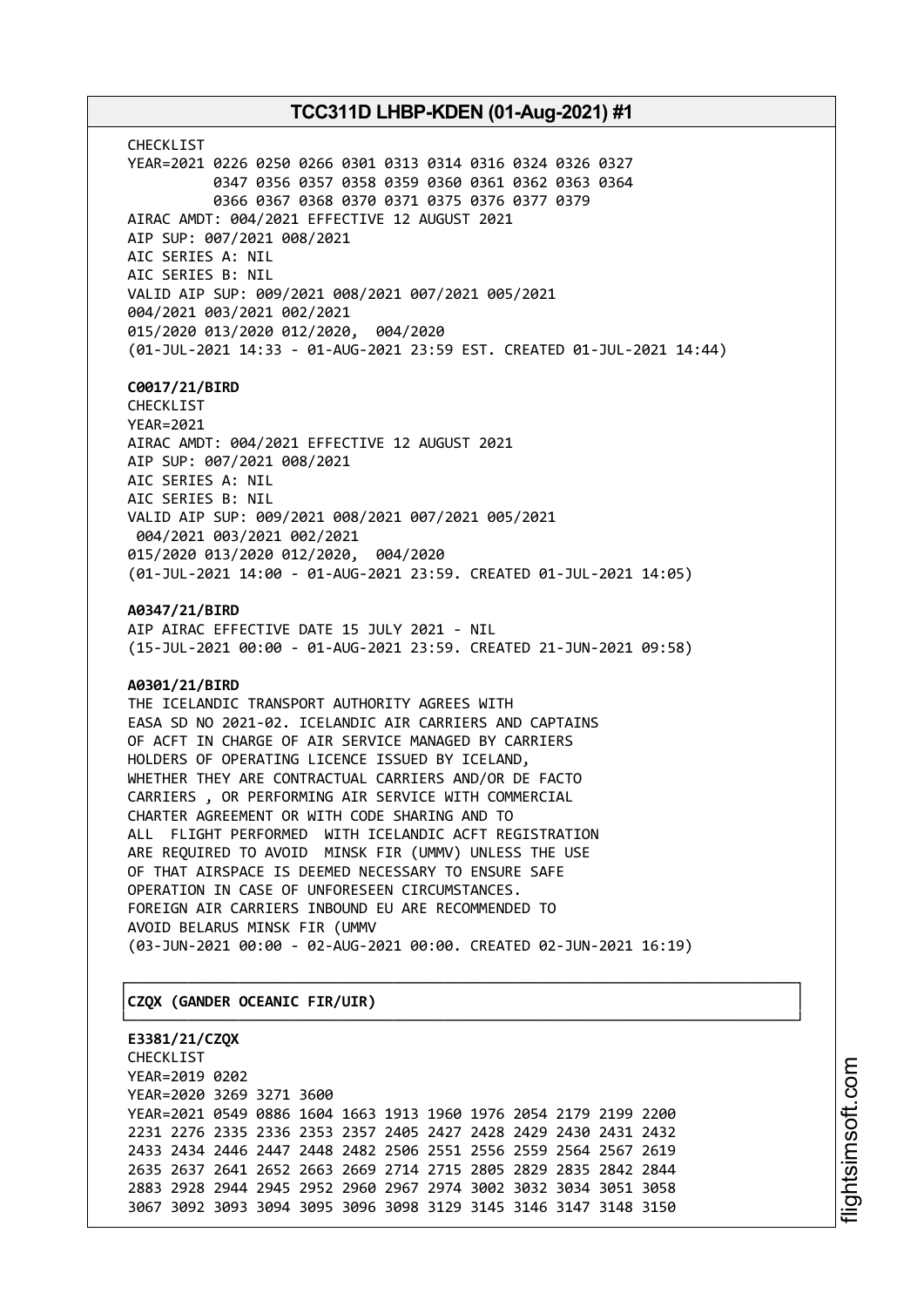CHECKLIST
YEAR=2021 0226 0250 0266 0301 0313 0314 0316 0324 0326 0327
0347 0356 0357 0358 0359 0360 0361 0362 0363 0364
0366 0367 0368 0370 0371 0375 0376 0377 0379
AIRAC AMDT: 004/2021 EFFECTIVE 12 AUGUST 2021
AIP SUP: 007/2021 008/2021
AIC SERIES A: NIL
AIC SERIES B: NIL
VALID AIP SUP: 009/2021 008/2021 007/2021 005/2021
004/2021 003/2021 002/2021
015/2020 013/2020 012/2020, 004/2020
(01-JUL-2021 14:33 - 01-AUG-2021 23:59 EST. CREATED 01-JUL-2021 14:44)

**C0017/21/BIRD**
CHECKLIST
YEAR=2021
AIRAC AMDT: 004/2021 EFFECTIVE 12 AUGUST 2021
AIP SUP: 007/2021 008/2021
AIC SERIES A: NIL
AIC SERIES B: NIL
VALID AIP SUP: 009/2021 008/2021 007/2021 005/2021
004/2021 003/2021 002/2021
015/2020 013/2020 012/2020, 004/2020
(01-JUL-2021 14:00 - 01-AUG-2021 23:59. CREATED 01-JUL-2021 14:05)

**A0347/21/BIRD**
AIP AIRAC EFFECTIVE DATE 15 JULY 2021 - NIL
(15-JUL-2021 00:00 - 01-AUG-2021 23:59. CREATED 21-JUN-2021 09:58)

**A0301/21/BIRD**
THE ICELANDIC TRANSPORT AUTHORITY AGREES WITH
EASA SD NO 2021-02. ICELANDIC AIR CARRIERS AND CAPTAINS
OF ACFT IN CHARGE OF AIR SERVICE MANAGED BY CARRIERS
HOLDERS OF OPERATING LICENCE ISSUED BY ICELAND,
WHETHER THEY ARE CONTRACTUAL CARRIERS AND/OR DE FACTO
CARRIERS , OR PERFORMING AIR SERVICE WITH COMMERCIAL
CHARTER AGREEMENT OR WITH CODE SHARING AND TO
ALL FLIGHT PERFORMED WITH ICELANDIC ACFT REGISTRATION
ARE REQUIRED TO AVOID MINSK FIR (UMMV) UNLESS THE USE
OF THAT AIRSPACE IS DEEMED NECESSARY TO ENSURE SAFE
OPERATION IN CASE OF UNFORESEEN CIRCUMSTANCES.
FOREIGN AIR CARRIERS INBOUND EU ARE RECOMMENDED TO
AVOID BELARUS MINSK FIR (UMMV
(03-JUN-2021 00:00 - 02-AUG-2021 00:00. CREATED 02-JUN-2021 16:19)

## CZQX (GANDER OCEANIC FIR/UIR)

**E3381/21/CZQX**
CHECKLIST
YEAR=2019 0202
YEAR=2020 3269 3271 3600
YEAR=2021 0549 0886 1604 1663 1913 1960 1976 2054 2179 2199 2200
2231 2276 2335 2336 2353 2357 2405 2427 2428 2429 2430 2431 2432
2433 2434 2446 2447 2448 2482 2506 2551 2556 2559 2564 2567 2619
2635 2637 2641 2652 2663 2669 2714 2715 2805 2829 2835 2842 2844
2883 2928 2944 2945 2952 2960 2967 2974 3002 3032 3034 3051 3058
3067 3092 3093 3094 3095 3096 3098 3129 3145 3146 3147 3148 3150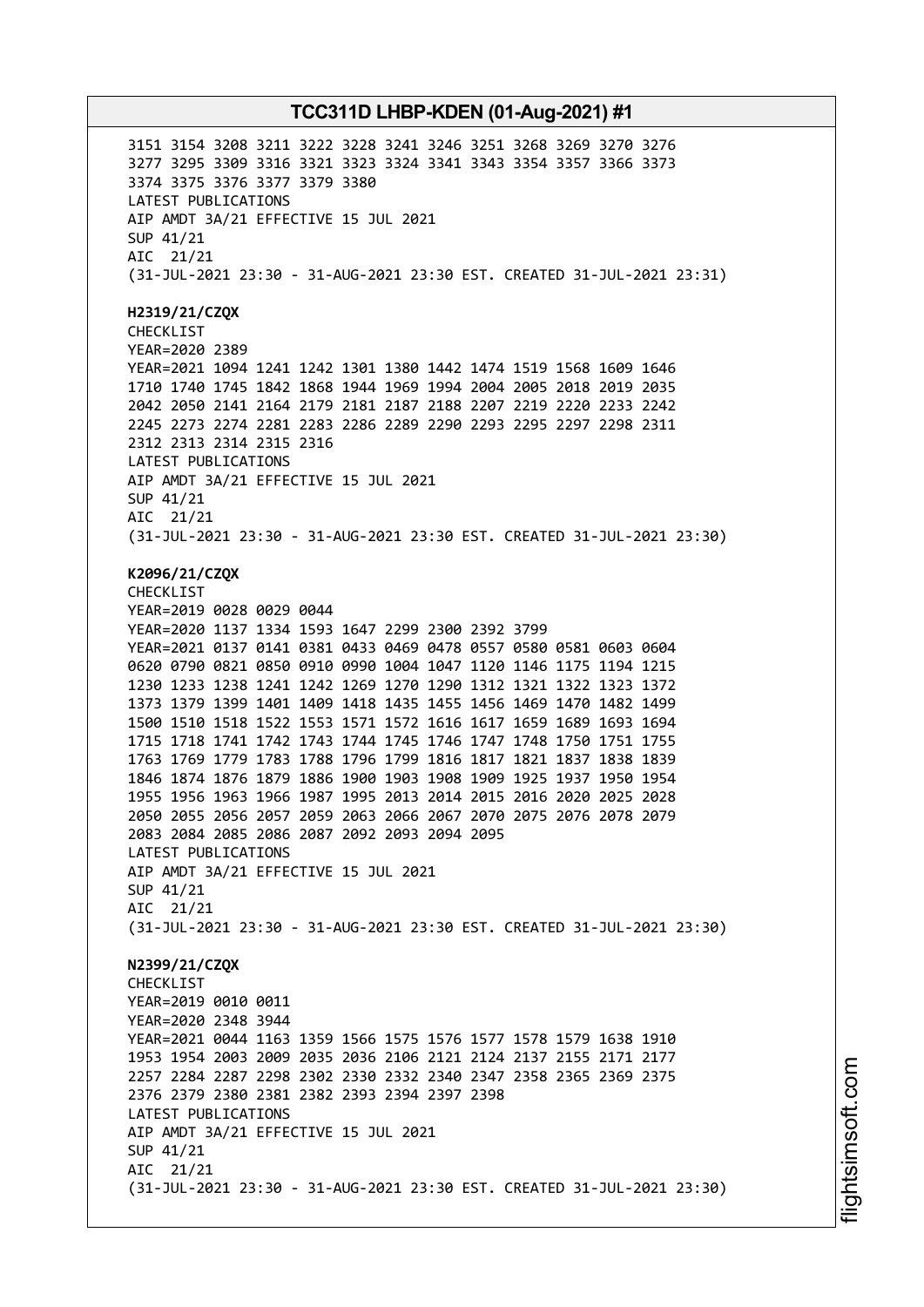3151 3154 3208 3211 3222 3228 3241 3246 3251 3268 3269 3270 3276
3277 3295 3309 3316 3321 3323 3324 3341 3343 3354 3357 3366 3373
3374 3375 3376 3377 3379 3380
LATEST PUBLICATIONS
AIP AMDT 3A/21 EFFECTIVE 15 JUL 2021
SUP 41/21
AIC 21/21
(31-JUL-2021 23:30 - 31-AUG-2021 23:30 EST. CREATED 31-JUL-2021 23:31)

**H2319/21/CZQX**
CHECKLIST
YEAR=2020 2389
YEAR=2021 1094 1241 1242 1301 1380 1442 1474 1519 1568 1609 1646
1710 1740 1745 1842 1868 1944 1969 1994 2004 2005 2018 2019 2035
2042 2050 2141 2164 2179 2181 2187 2188 2207 2219 2220 2233 2242
2245 2273 2274 2281 2283 2286 2289 2290 2293 2295 2297 2298 2311
2312 2313 2314 2315 2316
LATEST PUBLICATIONS
AIP AMDT 3A/21 EFFECTIVE 15 JUL 2021
SUP 41/21
AIC 21/21
(31-JUL-2021 23:30 - 31-AUG-2021 23:30 EST. CREATED 31-JUL-2021 23:30)

**K2096/21/CZQX**
CHECKLIST
YEAR=2019 0028 0029 0044
YEAR=2020 1137 1334 1593 1647 2299 2300 2392 3799
YEAR=2021 0137 0141 0381 0433 0469 0478 0557 0580 0581 0603 0604
0620 0790 0821 0850 0910 0990 1004 1047 1120 1146 1175 1194 1215
1230 1233 1238 1241 1242 1269 1270 1290 1312 1321 1322 1323 1372
1373 1379 1399 1401 1409 1418 1435 1455 1456 1469 1470 1482 1499
1500 1510 1518 1522 1553 1571 1572 1616 1617 1659 1689 1693 1694
1715 1718 1741 1742 1743 1744 1745 1746 1747 1748 1750 1751 1755
1763 1769 1779 1783 1788 1796 1799 1816 1817 1821 1837 1838 1839
1846 1874 1876 1879 1886 1900 1903 1908 1909 1925 1937 1950 1954
1955 1956 1963 1966 1987 1995 2013 2014 2015 2016 2020 2025 2028
2050 2055 2056 2057 2059 2063 2066 2067 2070 2075 2076 2078 2079
2083 2084 2085 2086 2087 2092 2093 2094 2095
LATEST PUBLICATIONS
AIP AMDT 3A/21 EFFECTIVE 15 JUL 2021
SUP 41/21
AIC 21/21
(31-JUL-2021 23:30 - 31-AUG-2021 23:30 EST. CREATED 31-JUL-2021 23:30)

**N2399/21/CZQX**
CHECKLIST
YEAR=2019 0010 0011
YEAR=2020 2348 3944
YEAR=2021 0044 1163 1359 1566 1575 1576 1577 1578 1579 1638 1910
1953 1954 2003 2009 2035 2036 2106 2121 2124 2137 2155 2171 2177
2257 2284 2287 2298 2302 2330 2332 2340 2347 2358 2365 2369 2375
2376 2379 2380 2381 2382 2393 2394 2397 2398
LATEST PUBLICATIONS
AIP AMDT 3A/21 EFFECTIVE 15 JUL 2021
SUP 41/21
AIC 21/21
(31-JUL-2021 23:30 - 31-AUG-2021 23:30 EST. CREATED 31-JUL-2021 23:30)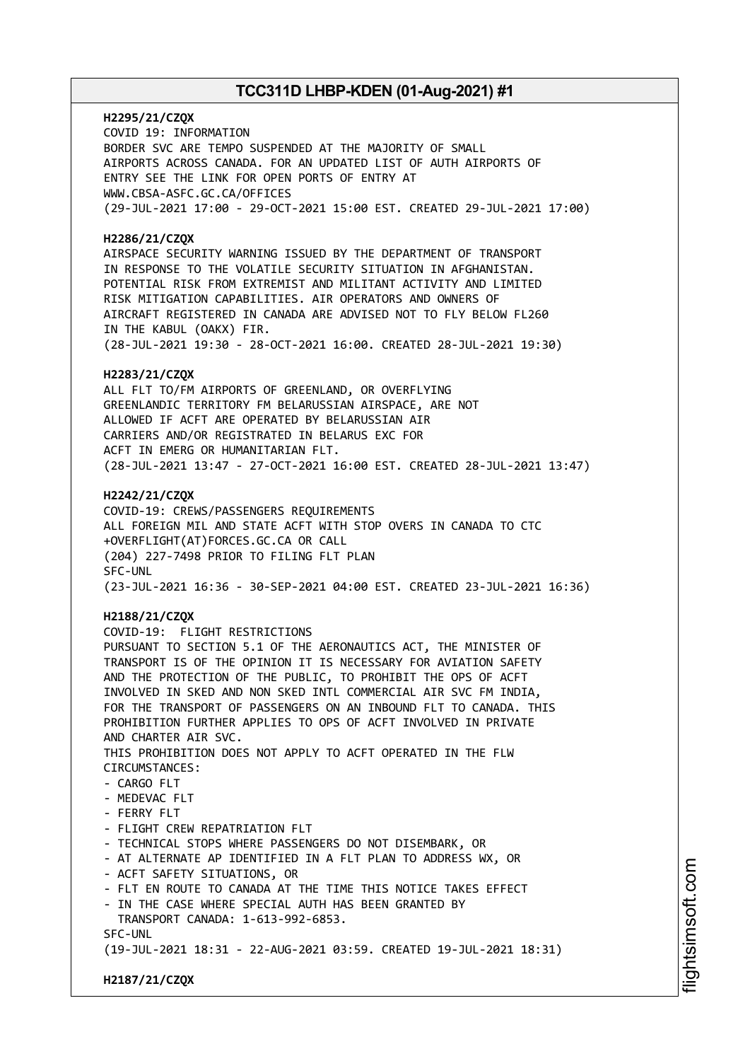**H2295/21/CZQX**
COVID 19: INFORMATION
BORDER SVC ARE TEMPO SUSPENDED AT THE MAJORITY OF SMALL
AIRPORTS ACROSS CANADA. FOR AN UPDATED LIST OF AUTH AIRPORTS OF
ENTRY SEE THE LINK FOR OPEN PORTS OF ENTRY AT
WWW.CBSA-ASFC.GC.CA/OFFICES
(29-JUL-2021 17:00 - 29-OCT-2021 15:00 EST. CREATED 29-JUL-2021 17:00)

**H2286/21/CZQX**
AIRSPACE SECURITY WARNING ISSUED BY THE DEPARTMENT OF TRANSPORT
IN RESPONSE TO THE VOLATILE SECURITY SITUATION IN AFGHANISTAN.
POTENTIAL RISK FROM EXTREMIST AND MILITANT ACTIVITY AND LIMITED
RISK MITIGATION CAPABILITIES. AIR OPERATORS AND OWNERS OF
AIRCRAFT REGISTERED IN CANADA ARE ADVISED NOT TO FLY BELOW FL260
IN THE KABUL (OAKX) FIR.
(28-JUL-2021 19:30 - 28-OCT-2021 16:00. CREATED 28-JUL-2021 19:30)

**H2283/21/CZQX**
ALL FLT TO/FM AIRPORTS OF GREENLAND, OR OVERFLYING
GREENLANDIC TERRITORY FM BELARUSSIAN AIRSPACE, ARE NOT
ALLOWED IF ACFT ARE OPERATED BY BELARUSSIAN AIR
CARRIERS AND/OR REGISTRATED IN BELARUS EXC FOR
ACFT IN EMERG OR HUMANITARIAN FLT.
(28-JUL-2021 13:47 - 27-OCT-2021 16:00 EST. CREATED 28-JUL-2021 13:47)

**H2242/21/CZQX**
COVID-19: CREWS/PASSENGERS REQUIREMENTS
ALL FOREIGN MIL AND STATE ACFT WITH STOP OVERS IN CANADA TO CTC
+OVERFLIGHT(AT)FORCES.GC.CA OR CALL
(204) 227-7498 PRIOR TO FILING FLT PLAN
SFC-UNL
(23-JUL-2021 16:36 - 30-SEP-2021 04:00 EST. CREATED 23-JUL-2021 16:36)

**H2188/21/CZQX**
COVID-19: FLIGHT RESTRICTIONS
PURSUANT TO SECTION 5.1 OF THE AERONAUTICS ACT, THE MINISTER OF
TRANSPORT IS OF THE OPINION IT IS NECESSARY FOR AVIATION SAFETY
AND THE PROTECTION OF THE PUBLIC, TO PROHIBIT THE OPS OF ACFT
INVOLVED IN SKED AND NON SKED INTL COMMERCIAL AIR SVC FM INDIA,
FOR THE TRANSPORT OF PASSENGERS ON AN INBOUND FLT TO CANADA. THIS
PROHIBITION FURTHER APPLIES TO OPS OF ACFT INVOLVED IN PRIVATE
AND CHARTER AIR SVC.
THIS PROHIBITION DOES NOT APPLY TO ACFT OPERATED IN THE FLW
CIRCUMSTANCES:
- CARGO FLT
- MEDEVAC FLT
- FERRY FLT
- FLIGHT CREW REPATRIATION FLT
- TECHNICAL STOPS WHERE PASSENGERS DO NOT DISEMBARK, OR
- AT ALTERNATE AP IDENTIFIED IN A FLT PLAN TO ADDRESS WX, OR
- ACFT SAFETY SITUATIONS, OR
- FLT EN ROUTE TO CANADA AT THE TIME THIS NOTICE TAKES EFFECT
- IN THE CASE WHERE SPECIAL AUTH HAS BEEN GRANTED BY
  TRANSPORT CANADA: 1-613-992-6853.

SFC-UNL
(19-JUL-2021 18:31 - 22-AUG-2021 03:59. CREATED 19-JUL-2021 18:31)

**H2187/21/CZQX**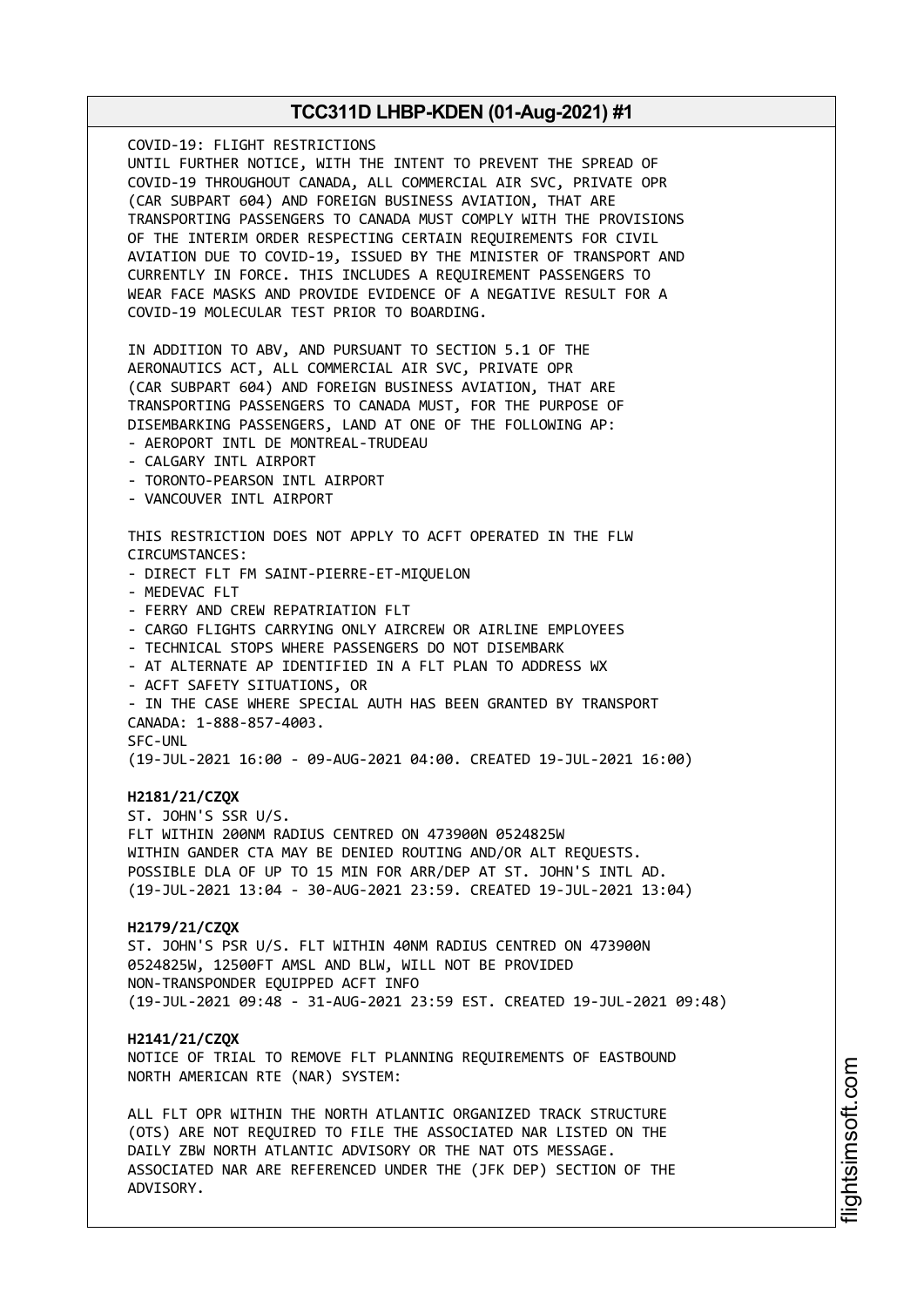COVID-19: FLIGHT RESTRICTIONS
UNTIL FURTHER NOTICE, WITH THE INTENT TO PREVENT THE SPREAD OF COVID-19 THROUGHOUT CANADA, ALL COMMERCIAL AIR SVC, PRIVATE OPR (CAR SUBPART 604) AND FOREIGN BUSINESS AVIATION, THAT ARE TRANSPORTING PASSENGERS TO CANADA MUST COMPLY WITH THE PROVISIONS OF THE INTERIM ORDER RESPECTING CERTAIN REQUIREMENTS FOR CIVIL AVIATION DUE TO COVID-19, ISSUED BY THE MINISTER OF TRANSPORT AND CURRENTLY IN FORCE. THIS INCLUDES A REQUIREMENT PASSENGERS TO WEAR FACE MASKS AND PROVIDE EVIDENCE OF A NEGATIVE RESULT FOR A COVID-19 MOLECULAR TEST PRIOR TO BOARDING.

IN ADDITION TO ABV, AND PURSUANT TO SECTION 5.1 OF THE AERONAUTICS ACT, ALL COMMERCIAL AIR SVC, PRIVATE OPR (CAR SUBPART 604) AND FOREIGN BUSINESS AVIATION, THAT ARE TRANSPORTING PASSENGERS TO CANADA MUST, FOR THE PURPOSE OF DISEMBARKING PASSENGERS, LAND AT ONE OF THE FOLLOWING AP:
- AEROPORT INTL DE MONTREAL-TRUDEAU
- CALGARY INTL AIRPORT
- TORONTO-PEARSON INTL AIRPORT
- VANCOUVER INTL AIRPORT

THIS RESTRICTION DOES NOT APPLY TO ACFT OPERATED IN THE FLW CIRCUMSTANCES:
- DIRECT FLT FM SAINT-PIERRE-ET-MIQUELON
- MEDEVAC FLT
- FERRY AND CREW REPATRIATION FLT
- CARGO FLIGHTS CARRYING ONLY AIRCREW OR AIRLINE EMPLOYEES
- TECHNICAL STOPS WHERE PASSENGERS DO NOT DISEMBARK
- AT ALTERNATE AP IDENTIFIED IN A FLT PLAN TO ADDRESS WX
- ACFT SAFETY SITUATIONS, OR
- IN THE CASE WHERE SPECIAL AUTH HAS BEEN GRANTED BY TRANSPORT CANADA: 1-888-857-4003.

SFC-UNL
(19-JUL-2021 16:00 - 09-AUG-2021 04:00. CREATED 19-JUL-2021 16:00)

**H2181/21/CZQX**
ST. JOHN'S SSR U/S.
FLT WITHIN 200NM RADIUS CENTRED ON 473900N 0524825W WITHIN GANDER CTA MAY BE DENIED ROUTING AND/OR ALT REQUESTS.
POSSIBLE DLA OF UP TO 15 MIN FOR ARR/DEP AT ST. JOHN'S INTL AD.
(19-JUL-2021 13:04 - 30-AUG-2021 23:59. CREATED 19-JUL-2021 13:04)

**H2179/21/CZQX**
ST. JOHN'S PSR U/S. FLT WITHIN 40NM RADIUS CENTRED ON 473900N 0524825W, 12500FT AMSL AND BLW, WILL NOT BE PROVIDED NON-TRANSPONDER EQUIPPED ACFT INFO
(19-JUL-2021 09:48 - 31-AUG-2021 23:59 EST. CREATED 19-JUL-2021 09:48)

**H2141/21/CZQX**
NOTICE OF TRIAL TO REMOVE FLT PLANNING REQUIREMENTS OF EASTBOUND NORTH AMERICAN RTE (NAR) SYSTEM:

ALL FLT OPR WITHIN THE NORTH ATLANTIC ORGANIZED TRACK STRUCTURE (OTS) ARE NOT REQUIRED TO FILE THE ASSOCIATED NAR LISTED ON THE DAILY ZBW NORTH ATLANTIC ADVISORY OR THE NAT OTS MESSAGE. ASSOCIATED NAR ARE REFERENCED UNDER THE (JFK DEP) SECTION OF THE ADVISORY.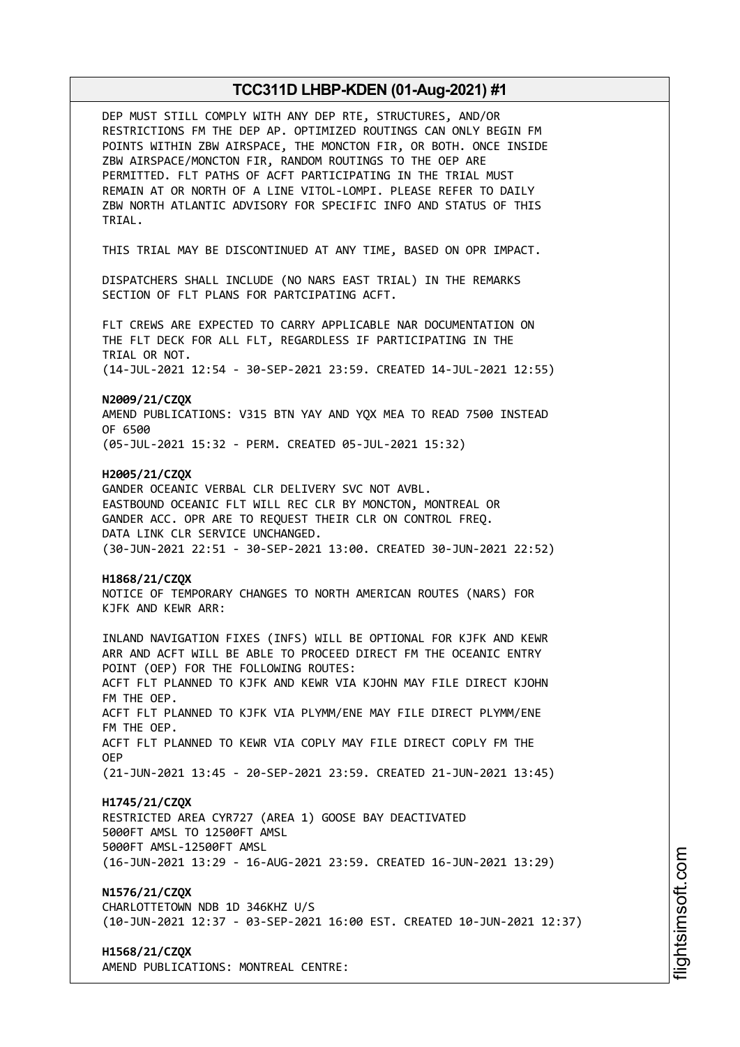DEP MUST STILL COMPLY WITH ANY DEP RTE, STRUCTURES, AND/OR RESTRICTIONS FM THE DEP AP. OPTIMIZED ROUTINGS CAN ONLY BEGIN FM POINTS WITHIN ZBW AIRSPACE, THE MONCTON FIR, OR BOTH. ONCE INSIDE ZBW AIRSPACE/MONCTON FIR, RANDOM ROUTINGS TO THE OEP ARE PERMITTED. FLT PATHS OF ACFT PARTICIPATING IN THE TRIAL MUST REMAIN AT OR NORTH OF A LINE VITOL-LOMPI. PLEASE REFER TO DAILY ZBW NORTH ATLANTIC ADVISORY FOR SPECIFIC INFO AND STATUS OF THIS TRIAL.

THIS TRIAL MAY BE DISCONTINUED AT ANY TIME, BASED ON OPR IMPACT.

DISPATCHERS SHALL INCLUDE (NO NARS EAST TRIAL) IN THE REMARKS SECTION OF FLT PLANS FOR PARTCIPATING ACFT.

FLT CREWS ARE EXPECTED TO CARRY APPLICABLE NAR DOCUMENTATION ON THE FLT DECK FOR ALL FLT, REGARDLESS IF PARTICIPATING IN THE TRIAL OR NOT.
(14-JUL-2021 12:54 - 30-SEP-2021 23:59. CREATED 14-JUL-2021 12:55)

**N2009/21/CZQX**
AMEND PUBLICATIONS: V315 BTN YAY AND YQX MEA TO READ 7500 INSTEAD OF 6500
(05-JUL-2021 15:32 - PERM. CREATED 05-JUL-2021 15:32)

**H2005/21/CZQX**
GANDER OCEANIC VERBAL CLR DELIVERY SVC NOT AVBL.
EASTBOUND OCEANIC FLT WILL REC CLR BY MONCTON, MONTREAL OR GANDER ACC. OPR ARE TO REQUEST THEIR CLR ON CONTROL FREQ.
DATA LINK CLR SERVICE UNCHANGED.
(30-JUN-2021 22:51 - 30-SEP-2021 13:00. CREATED 30-JUN-2021 22:52)

**H1868/21/CZQX**
NOTICE OF TEMPORARY CHANGES TO NORTH AMERICAN ROUTES (NARS) FOR KJFK AND KEWR ARR:

INLAND NAVIGATION FIXES (INFS) WILL BE OPTIONAL FOR KJFK AND KEWR ARR AND ACFT WILL BE ABLE TO PROCEED DIRECT FM THE OCEANIC ENTRY POINT (OEP) FOR THE FOLLOWING ROUTES:
ACFT FLT PLANNED TO KJFK AND KEWR VIA KJOHN MAY FILE DIRECT KJOHN FM THE OEP.
ACFT FLT PLANNED TO KJFK VIA PLYMM/ENE MAY FILE DIRECT PLYMM/ENE FM THE OEP.
ACFT FLT PLANNED TO KEWR VIA COPLY MAY FILE DIRECT COPLY FM THE OEP
(21-JUN-2021 13:45 - 20-SEP-2021 23:59. CREATED 21-JUN-2021 13:45)

**H1745/21/CZQX**
RESTRICTED AREA CYR727 (AREA 1) GOOSE BAY DEACTIVATED
5000FT AMSL TO 12500FT AMSL
5000FT AMSL-12500FT AMSL
(16-JUN-2021 13:29 - 16-AUG-2021 23:59. CREATED 16-JUN-2021 13:29)

**N1576/21/CZQX**
CHARLOTTETOWN NDB 1D 346KHZ U/S
(10-JUN-2021 12:37 - 03-SEP-2021 16:00 EST. CREATED 10-JUN-2021 12:37)

**H1568/21/CZQX**
AMEND PUBLICATIONS: MONTREAL CENTRE: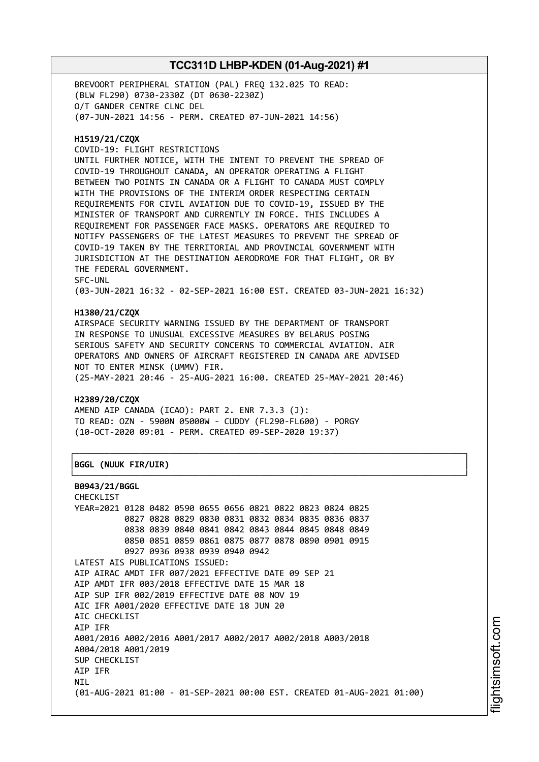BREVOORT PERIPHERAL STATION (PAL) FREQ 132.025 TO READ:
(BLW FL290) 0730-2330Z (DT 0630-2230Z)
O/T GANDER CENTRE CLNC DEL
(07-JUN-2021 14:56 - PERM. CREATED 07-JUN-2021 14:56)

**H1519/21/CZQX**
COVID-19: FLIGHT RESTRICTIONS
UNTIL FURTHER NOTICE, WITH THE INTENT TO PREVENT THE SPREAD OF COVID-19 THROUGHOUT CANADA, AN OPERATOR OPERATING A FLIGHT BETWEEN TWO POINTS IN CANADA OR A FLIGHT TO CANADA MUST COMPLY WITH THE PROVISIONS OF THE INTERIM ORDER RESPECTING CERTAIN REQUIREMENTS FOR CIVIL AVIATION DUE TO COVID-19, ISSUED BY THE MINISTER OF TRANSPORT AND CURRENTLY IN FORCE. THIS INCLUDES A REQUIREMENT FOR PASSENGER FACE MASKS. OPERATORS ARE REQUIRED TO NOTIFY PASSENGERS OF THE LATEST MEASURES TO PREVENT THE SPREAD OF COVID-19 TAKEN BY THE TERRITORIAL AND PROVINCIAL GOVERNMENT WITH JURISDICTION AT THE DESTINATION AERODROME FOR THAT FLIGHT, OR BY THE FEDERAL GOVERNMENT.
SFC-UNL
(03-JUN-2021 16:32 - 02-SEP-2021 16:00 EST. CREATED 03-JUN-2021 16:32)

**H1380/21/CZQX**
AIRSPACE SECURITY WARNING ISSUED BY THE DEPARTMENT OF TRANSPORT IN RESPONSE TO UNUSUAL EXCESSIVE MEASURES BY BELARUS POSING SERIOUS SAFETY AND SECURITY CONCERNS TO COMMERCIAL AVIATION. AIR OPERATORS AND OWNERS OF AIRCRAFT REGISTERED IN CANADA ARE ADVISED NOT TO ENTER MINSK (UMMV) FIR.
(25-MAY-2021 20:46 - 25-AUG-2021 16:00. CREATED 25-MAY-2021 20:46)

**H2389/20/CZQX**
AMEND AIP CANADA (ICAO): PART 2. ENR 7.3.3 (J):
TO READ: OZN - 5900N 05000W - CUDDY (FL290-FL600) - PORGY
(10-OCT-2020 09:01 - PERM. CREATED 09-SEP-2020 19:37)

**BGGL (NUUK FIR/UIR)**

**B0943/21/BGGL**
CHECKLIST
YEAR=2021 0128 0482 0590 0655 0656 0821 0822 0823 0824 0825
0827 0828 0829 0830 0831 0832 0834 0835 0836 0837
0838 0839 0840 0841 0842 0843 0844 0845 0848 0849
0850 0851 0859 0861 0875 0877 0878 0890 0901 0915
0927 0936 0938 0939 0940 0942
LATEST AIS PUBLICATIONS ISSUED:
AIP AIRAC AMDT IFR 007/2021 EFFECTIVE DATE 09 SEP 21
AIP AMDT IFR 003/2018 EFFECTIVE DATE 15 MAR 18
AIP SUP IFR 002/2019 EFFECTIVE DATE 08 NOV 19
AIC IFR A001/2020 EFFECTIVE DATE 18 JUN 20
AIC CHECKLIST
AIP IFR
A001/2016 A002/2016 A001/2017 A002/2017 A002/2018 A003/2018
A004/2018 A001/2019
SUP CHECKLIST
AIP IFR
NIL
(01-AUG-2021 01:00 - 01-SEP-2021 00:00 EST. CREATED 01-AUG-2021 01:00)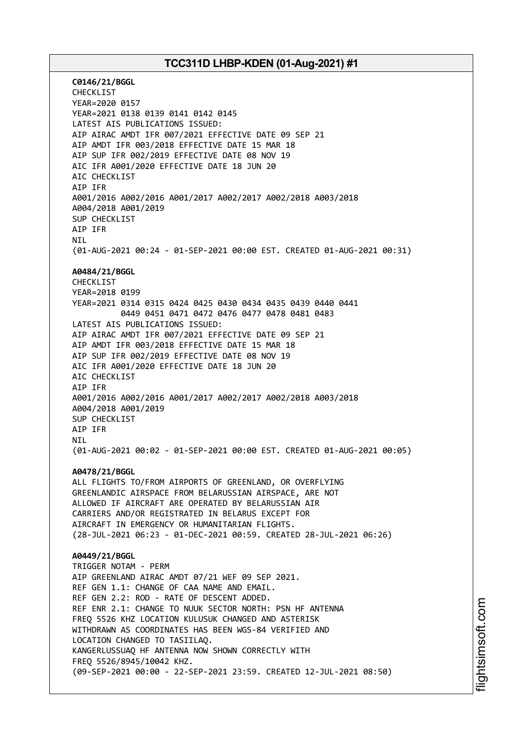**C0146/21/BGGL**
CHECKLIST
YEAR=2020 0157
YEAR=2021 0138 0139 0141 0142 0145
LATEST AIS PUBLICATIONS ISSUED:
AIP AIRAC AMDT IFR 007/2021 EFFECTIVE DATE 09 SEP 21
AIP AMDT IFR 003/2018 EFFECTIVE DATE 15 MAR 18
AIP SUP IFR 002/2019 EFFECTIVE DATE 08 NOV 19
AIC IFR A001/2020 EFFECTIVE DATE 18 JUN 20
AIC CHECKLIST
AIP IFR
A001/2016 A002/2016 A001/2017 A002/2017 A002/2018 A003/2018
A004/2018 A001/2019
SUP CHECKLIST
AIP IFR
NIL
(01-AUG-2021 00:24 - 01-SEP-2021 00:00 EST. CREATED 01-AUG-2021 00:31)

**A0484/21/BGGL**
CHECKLIST
YEAR=2018 0199
YEAR=2021 0314 0315 0424 0425 0430 0434 0435 0439 0440 0441
0449 0451 0471 0472 0476 0477 0478 0481 0483
LATEST AIS PUBLICATIONS ISSUED:
AIP AIRAC AMDT IFR 007/2021 EFFECTIVE DATE 09 SEP 21
AIP AMDT IFR 003/2018 EFFECTIVE DATE 15 MAR 18
AIP SUP IFR 002/2019 EFFECTIVE DATE 08 NOV 19
AIC IFR A001/2020 EFFECTIVE DATE 18 JUN 20
AIC CHECKLIST
AIP IFR
A001/2016 A002/2016 A001/2017 A002/2017 A002/2018 A003/2018
A004/2018 A001/2019
SUP CHECKLIST
AIP IFR
NIL
(01-AUG-2021 00:02 - 01-SEP-2021 00:00 EST. CREATED 01-AUG-2021 00:05)

**A0478/21/BGGL**
ALL FLIGHTS TO/FROM AIRPORTS OF GREENLAND, OR OVERFLYING
GREENLANDIC AIRSPACE FROM BELARUSSIAN AIRSPACE, ARE NOT
ALLOWED IF AIRCRAFT ARE OPERATED BY BELARUSSIAN AIR
CARRIERS AND/OR REGISTRATED IN BELARUS EXCEPT FOR
AIRCRAFT IN EMERGENCY OR HUMANITARIAN FLIGHTS.
(28-JUL-2021 06:23 - 01-DEC-2021 00:59. CREATED 28-JUL-2021 06:26)

**A0449/21/BGGL**
TRIGGER NOTAM - PERM
AIP GREENLAND AIRAC AMDT 07/21 WEF 09 SEP 2021.
REF GEN 1.1: CHANGE OF CAA NAME AND EMAIL.
REF GEN 2.2: ROD - RATE OF DESCENT ADDED.
REF ENR 2.1: CHANGE TO NUUK SECTOR NORTH: PSN HF ANTENNA
FREQ 5526 KHZ LOCATION KULUSUK CHANGED AND ASTERISK
WITHDRAWN AS COORDINATES HAS BEEN WGS-84 VERIFIED AND
LOCATION CHANGED TO TASIILAQ.
KANGERLUSSUAQ HF ANTENNA NOW SHOWN CORRECTLY WITH
FREQ 5526/8945/10042 KHZ.
(09-SEP-2021 00:00 - 22-SEP-2021 23:59. CREATED 12-JUL-2021 08:50)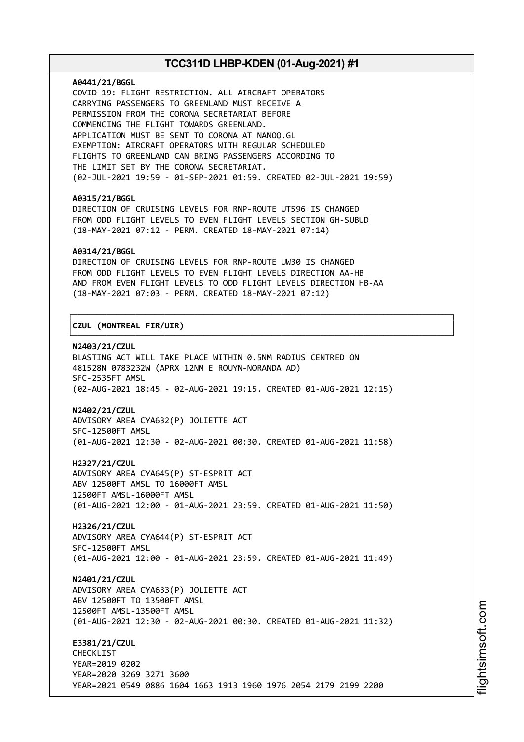**A0441/21/BGGL**
COVID-19: FLIGHT RESTRICTION. ALL AIRCRAFT OPERATORS CARRYING PASSENGERS TO GREENLAND MUST RECEIVE A PERMISSION FROM THE CORONA SECRETARIAT BEFORE COMMENCING THE FLIGHT TOWARDS GREENLAND. APPLICATION MUST BE SENT TO CORONA AT NANOQ.GL EXEMPTION: AIRCRAFT OPERATORS WITH REGULAR SCHEDULED FLIGHTS TO GREENLAND CAN BRING PASSENGERS ACCORDING TO THE LIMIT SET BY THE CORONA SECRETARIAT.
(02-JUL-2021 19:59 - 01-SEP-2021 01:59. CREATED 02-JUL-2021 19:59)

**A0315/21/BGGL**
DIRECTION OF CRUISING LEVELS FOR RNP-ROUTE UT596 IS CHANGED FROM ODD FLIGHT LEVELS TO EVEN FLIGHT LEVELS SECTION GH-SUBUD
(18-MAY-2021 07:12 - PERM. CREATED 18-MAY-2021 07:14)

**A0314/21/BGGL**
DIRECTION OF CRUISING LEVELS FOR RNP-ROUTE UW30 IS CHANGED FROM ODD FLIGHT LEVELS TO EVEN FLIGHT LEVELS DIRECTION AA-HB AND FROM EVEN FLIGHT LEVELS TO ODD FLIGHT LEVELS DIRECTION HB-AA
(18-MAY-2021 07:03 - PERM. CREATED 18-MAY-2021 07:12)

## CZUL (MONTREAL FIR/UIR)

**N2403/21/CZUL**
BLASTING ACT WILL TAKE PLACE WITHIN 0.5NM RADIUS CENTRED ON 481528N 0783232W (APRX 12NM E ROUYN-NORANDA AD)
SFC-2535FT AMSL
(02-AUG-2021 18:45 - 02-AUG-2021 19:15. CREATED 01-AUG-2021 12:15)

**N2402/21/CZUL**
ADVISORY AREA CYA632(P) JOLIETTE ACT
SFC-12500FT AMSL
(01-AUG-2021 12:30 - 02-AUG-2021 00:30. CREATED 01-AUG-2021 11:58)

**H2327/21/CZUL**
ADVISORY AREA CYA645(P) ST-ESPRIT ACT
ABV 12500FT AMSL TO 16000FT AMSL
12500FT AMSL-16000FT AMSL
(01-AUG-2021 12:00 - 01-AUG-2021 23:59. CREATED 01-AUG-2021 11:50)

**H2326/21/CZUL**
ADVISORY AREA CYA644(P) ST-ESPRIT ACT
SFC-12500FT AMSL
(01-AUG-2021 12:00 - 01-AUG-2021 23:59. CREATED 01-AUG-2021 11:49)

**N2401/21/CZUL**
ADVISORY AREA CYA633(P) JOLIETTE ACT
ABV 12500FT TO 13500FT AMSL
12500FT AMSL-13500FT AMSL
(01-AUG-2021 12:30 - 02-AUG-2021 00:30. CREATED 01-AUG-2021 11:32)

**E3381/21/CZUL**
CHECKLIST
YEAR=2019 0202
YEAR=2020 3269 3271 3600
YEAR=2021 0549 0886 1604 1663 1913 1960 1976 2054 2179 2199 2200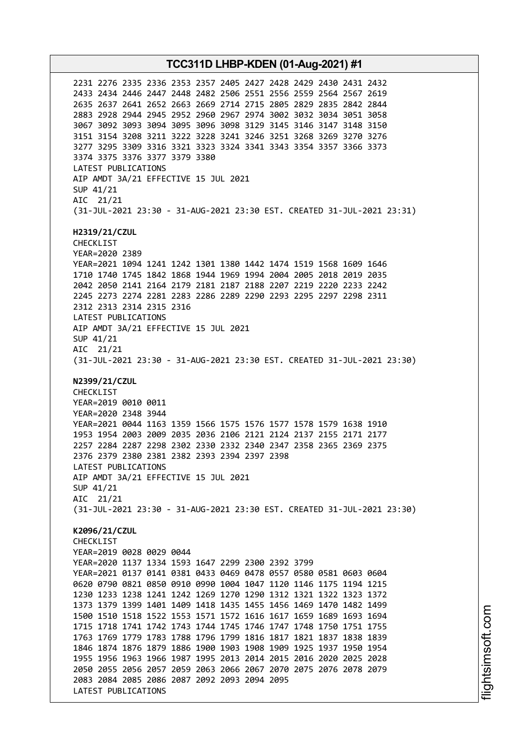2231 2276 2335 2336 2353 2357 2405 2427 2428 2429 2430 2431 2432
2433 2434 2446 2447 2448 2482 2506 2551 2556 2559 2564 2567 2619
2635 2637 2641 2652 2663 2669 2714 2715 2805 2829 2835 2842 2844
2883 2928 2944 2945 2952 2960 2967 2974 3002 3032 3034 3051 3058
3067 3092 3093 3094 3095 3096 3098 3129 3145 3146 3147 3148 3150
3151 3154 3208 3211 3222 3228 3241 3246 3251 3268 3269 3270 3276
3277 3295 3309 3316 3321 3323 3324 3341 3343 3354 3357 3366 3373
3374 3375 3376 3377 3379 3380
LATEST PUBLICATIONS
AIP AMDT 3A/21 EFFECTIVE 15 JUL 2021
SUP 41/21
AIC 21/21
(31-JUL-2021 23:30 - 31-AUG-2021 23:30 EST. CREATED 31-JUL-2021 23:31)

**H2319/21/CZUL**
CHECKLIST
YEAR=2020 2389
YEAR=2021 1094 1241 1242 1301 1380 1442 1474 1519 1568 1609 1646
1710 1740 1745 1842 1868 1944 1969 1994 2004 2005 2018 2019 2035
2042 2050 2141 2164 2179 2181 2187 2188 2207 2219 2220 2233 2242
2245 2273 2274 2281 2283 2286 2289 2290 2293 2295 2297 2298 2311
2312 2313 2314 2315 2316
LATEST PUBLICATIONS
AIP AMDT 3A/21 EFFECTIVE 15 JUL 2021
SUP 41/21
AIC 21/21
(31-JUL-2021 23:30 - 31-AUG-2021 23:30 EST. CREATED 31-JUL-2021 23:30)

**N2399/21/CZUL**
CHECKLIST
YEAR=2019 0010 0011
YEAR=2020 2348 3944
YEAR=2021 0044 1163 1359 1566 1575 1576 1577 1578 1579 1638 1910
1953 1954 2003 2009 2035 2036 2106 2121 2124 2137 2155 2171 2177
2257 2284 2287 2298 2302 2330 2332 2340 2347 2358 2365 2369 2375
2376 2379 2380 2381 2382 2393 2394 2397 2398
LATEST PUBLICATIONS
AIP AMDT 3A/21 EFFECTIVE 15 JUL 2021
SUP 41/21
AIC 21/21
(31-JUL-2021 23:30 - 31-AUG-2021 23:30 EST. CREATED 31-JUL-2021 23:30)

**K2096/21/CZUL**
CHECKLIST
YEAR=2019 0028 0029 0044
YEAR=2020 1137 1334 1593 1647 2299 2300 2392 3799
YEAR=2021 0137 0141 0381 0433 0469 0478 0557 0580 0581 0603 0604
0620 0790 0821 0850 0910 0990 1004 1047 1120 1146 1175 1194 1215
1230 1233 1238 1241 1242 1269 1270 1290 1312 1321 1322 1323 1372
1373 1379 1399 1401 1409 1418 1435 1455 1456 1469 1470 1482 1499
1500 1510 1518 1522 1553 1571 1572 1616 1617 1659 1689 1693 1694
1715 1718 1741 1742 1743 1744 1745 1746 1747 1748 1750 1751 1755
1763 1769 1779 1783 1788 1796 1799 1816 1817 1821 1837 1838 1839
1846 1874 1876 1879 1886 1900 1903 1908 1909 1925 1937 1950 1954
1955 1956 1963 1966 1987 1995 2013 2014 2015 2016 2020 2025 2028
2050 2055 2056 2057 2059 2063 2066 2067 2070 2075 2076 2078 2079
2083 2084 2085 2086 2087 2092 2093 2094 2095
LATEST PUBLICATIONS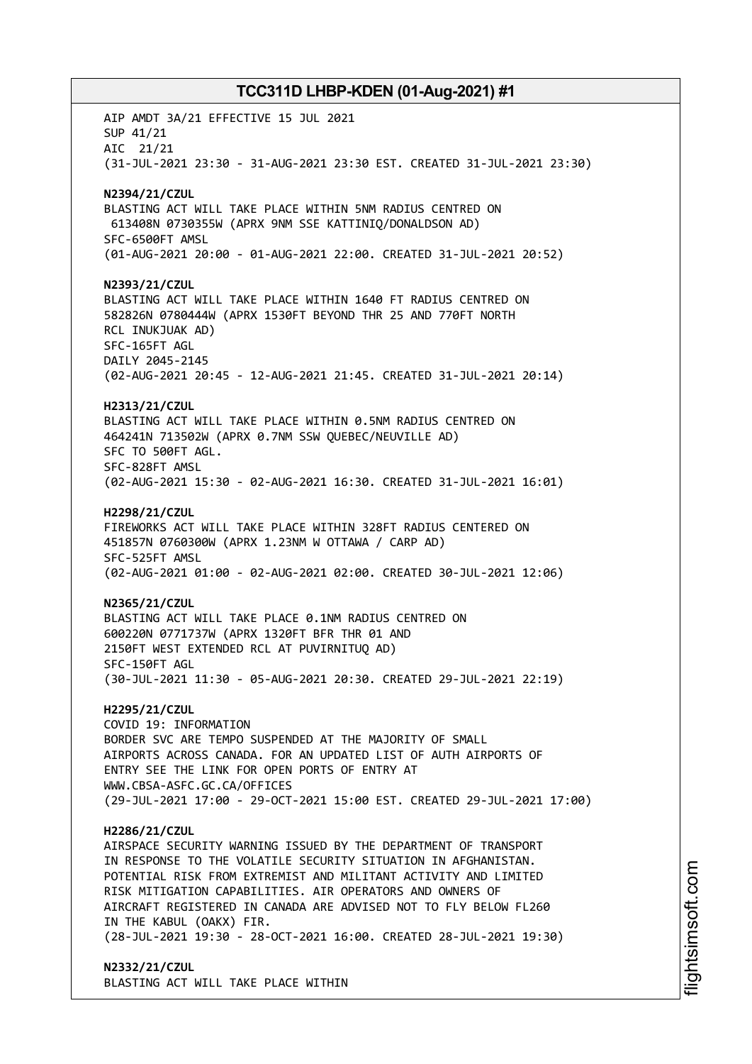AIP AMDT 3A/21 EFFECTIVE 15 JUL 2021
SUP 41/21
AIC 21/21
(31-JUL-2021 23:30 - 31-AUG-2021 23:30 EST. CREATED 31-JUL-2021 23:30)

**N2394/21/CZUL**
BLASTING ACT WILL TAKE PLACE WITHIN 5NM RADIUS CENTRED ON 613408N 0730355W (APRX 9NM SSE KATTINIQ/DONALDSON AD)
SFC-6500FT AMSL
(01-AUG-2021 20:00 - 01-AUG-2021 22:00. CREATED 31-JUL-2021 20:52)

**N2393/21/CZUL**
BLASTING ACT WILL TAKE PLACE WITHIN 1640 FT RADIUS CENTRED ON 582826N 0780444W (APRX 1530FT BEYOND THR 25 AND 770FT NORTH RCL INUKJUAK AD)
SFC-165FT AGL
DAILY 2045-2145
(02-AUG-2021 20:45 - 12-AUG-2021 21:45. CREATED 31-JUL-2021 20:14)

**H2313/21/CZUL**
BLASTING ACT WILL TAKE PLACE WITHIN 0.5NM RADIUS CENTRED ON 464241N 713502W (APRX 0.7NM SSW QUEBEC/NEUVILLE AD)
SFC TO 500FT AGL.
SFC-828FT AMSL
(02-AUG-2021 15:30 - 02-AUG-2021 16:30. CREATED 31-JUL-2021 16:01)

**H2298/21/CZUL**
FIREWORKS ACT WILL TAKE PLACE WITHIN 328FT RADIUS CENTERED ON 451857N 0760300W (APRX 1.23NM W OTTAWA / CARP AD)
SFC-525FT AMSL
(02-AUG-2021 01:00 - 02-AUG-2021 02:00. CREATED 30-JUL-2021 12:06)

**N2365/21/CZUL**
BLASTING ACT WILL TAKE PLACE 0.1NM RADIUS CENTRED ON 600220N 0771737W (APRX 1320FT BFR THR 01 AND 2150FT WEST EXTENDED RCL AT PUVIRNITUQ AD)
SFC-150FT AGL
(30-JUL-2021 11:30 - 05-AUG-2021 20:30. CREATED 29-JUL-2021 22:19)

**H2295/21/CZUL**
COVID 19: INFORMATION
BORDER SVC ARE TEMPO SUSPENDED AT THE MAJORITY OF SMALL AIRPORTS ACROSS CANADA. FOR AN UPDATED LIST OF AUTH AIRPORTS OF ENTRY SEE THE LINK FOR OPEN PORTS OF ENTRY AT WWW.CBSA-ASFC.GC.CA/OFFICES
(29-JUL-2021 17:00 - 29-OCT-2021 15:00 EST. CREATED 29-JUL-2021 17:00)

**H2286/21/CZUL**
AIRSPACE SECURITY WARNING ISSUED BY THE DEPARTMENT OF TRANSPORT IN RESPONSE TO THE VOLATILE SECURITY SITUATION IN AFGHANISTAN. POTENTIAL RISK FROM EXTREMIST AND MILITANT ACTIVITY AND LIMITED RISK MITIGATION CAPABILITIES. AIR OPERATORS AND OWNERS OF AIRCRAFT REGISTERED IN CANADA ARE ADVISED NOT TO FLY BELOW FL260 IN THE KABUL (OAKX) FIR.
(28-JUL-2021 19:30 - 28-OCT-2021 16:00. CREATED 28-JUL-2021 19:30)

**N2332/21/CZUL**
BLASTING ACT WILL TAKE PLACE WITHIN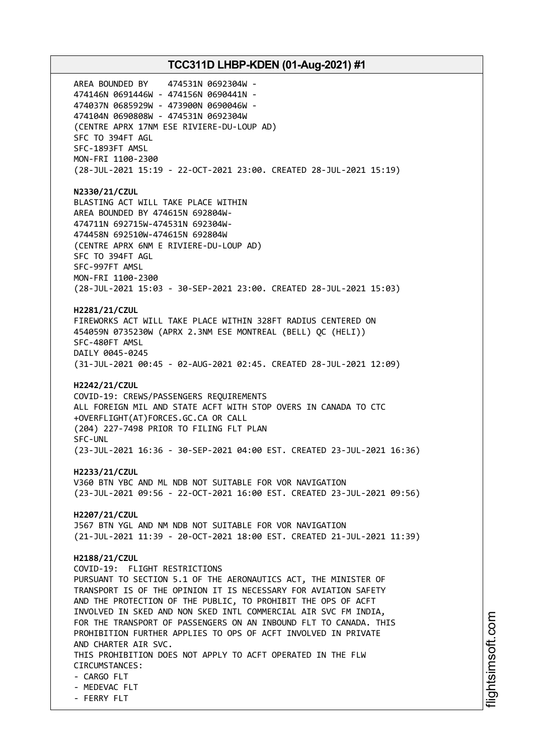AREA BOUNDED BY 474531N 0692304W -
474146N 0691446W - 474156N 0690441N -
474037N 0685929W - 473900N 0690046W -
474104N 0690808W - 474531N 0692304W
(CENTRE APRX 17NM ESE RIVIERE-DU-LOUP AD)
SFC TO 394FT AGL
SFC-1893FT AMSL
MON-FRI 1100-2300
(28-JUL-2021 15:19 - 22-OCT-2021 23:00. CREATED 28-JUL-2021 15:19)

**N2330/21/CZUL**
BLASTING ACT WILL TAKE PLACE WITHIN
AREA BOUNDED BY 474615N 692804W-
474711N 692715W-474531N 692304W-
474458N 692510W-474615N 692804W
(CENTRE APRX 6NM E RIVIERE-DU-LOUP AD)
SFC TO 394FT AGL
SFC-997FT AMSL
MON-FRI 1100-2300
(28-JUL-2021 15:03 - 30-SEP-2021 23:00. CREATED 28-JUL-2021 15:03)

**H2281/21/CZUL**
FIREWORKS ACT WILL TAKE PLACE WITHIN 328FT RADIUS CENTERED ON
454059N 0735230W (APRX 2.3NM ESE MONTREAL (BELL) QC (HELI))
SFC-480FT AMSL
DAILY 0045-0245
(31-JUL-2021 00:45 - 02-AUG-2021 02:45. CREATED 28-JUL-2021 12:09)

**H2242/21/CZUL**
COVID-19: CREWS/PASSENGERS REQUIREMENTS
ALL FOREIGN MIL AND STATE ACFT WITH STOP OVERS IN CANADA TO CTC
+OVERFLIGHT(AT)FORCES.GC.CA OR CALL
(204) 227-7498 PRIOR TO FILING FLT PLAN
SFC-UNL
(23-JUL-2021 16:36 - 30-SEP-2021 04:00 EST. CREATED 23-JUL-2021 16:36)

**H2233/21/CZUL**
V360 BTN YBC AND ML NDB NOT SUITABLE FOR VOR NAVIGATION
(23-JUL-2021 09:56 - 22-OCT-2021 16:00 EST. CREATED 23-JUL-2021 09:56)

**H2207/21/CZUL**
J567 BTN YGL AND NM NDB NOT SUITABLE FOR VOR NAVIGATION
(21-JUL-2021 11:39 - 20-OCT-2021 18:00 EST. CREATED 21-JUL-2021 11:39)

**H2188/21/CZUL**
COVID-19: FLIGHT RESTRICTIONS
PURSUANT TO SECTION 5.1 OF THE AERONAUTICS ACT, THE MINISTER OF
TRANSPORT IS OF THE OPINION IT IS NECESSARY FOR AVIATION SAFETY
AND THE PROTECTION OF THE PUBLIC, TO PROHIBIT THE OPS OF ACFT
INVOLVED IN SKED AND NON SKED INTL COMMERCIAL AIR SVC FM INDIA,
FOR THE TRANSPORT OF PASSENGERS ON AN INBOUND FLT TO CANADA. THIS
PROHIBITION FURTHER APPLIES TO OPS OF ACFT INVOLVED IN PRIVATE
AND CHARTER AIR SVC.
THIS PROHIBITION DOES NOT APPLY TO ACFT OPERATED IN THE FLW
CIRCUMSTANCES:
- CARGO FLT
- MEDEVAC FLT
- FERRY FLT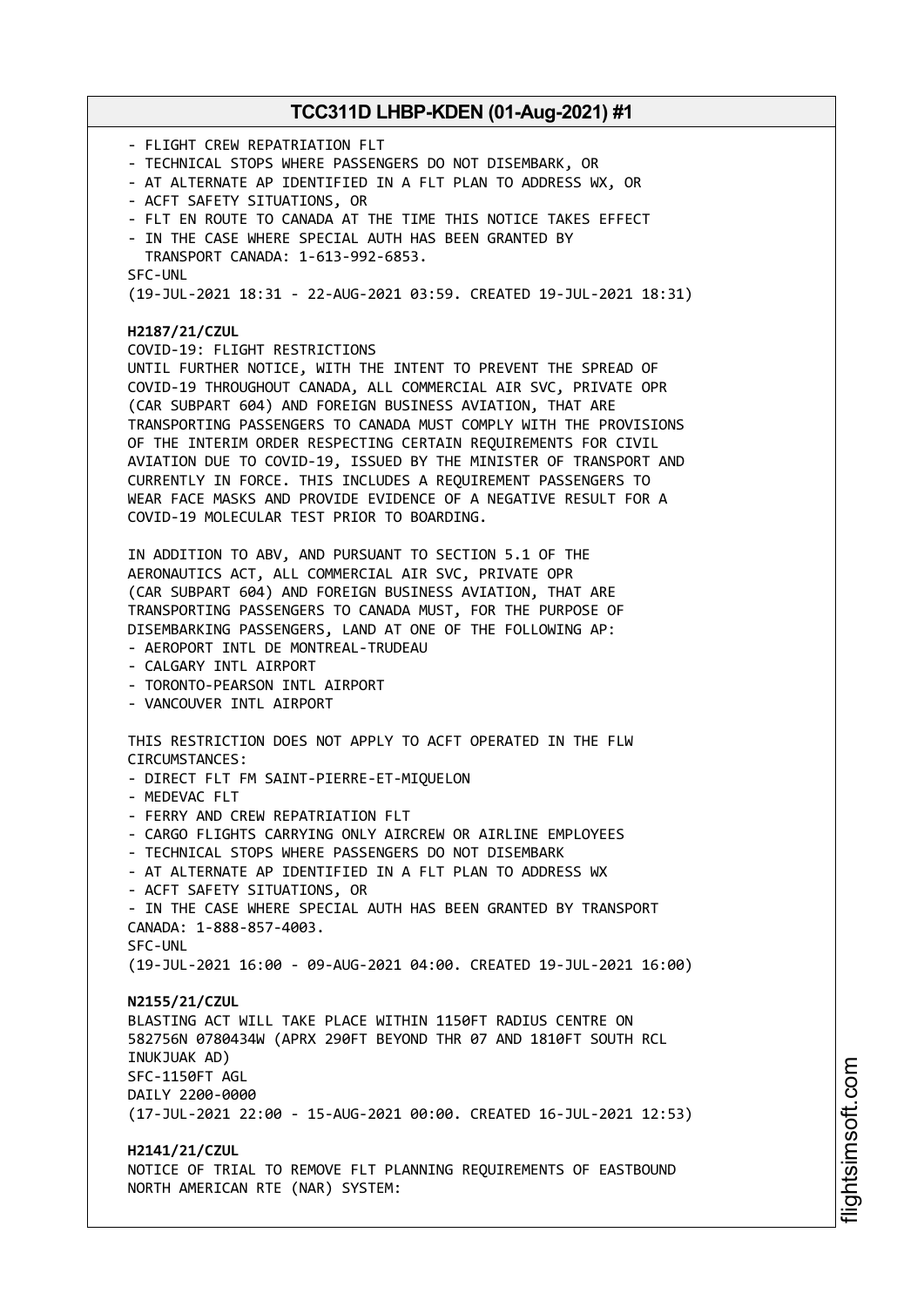- FLIGHT CREW REPATRIATION FLT
- TECHNICAL STOPS WHERE PASSENGERS DO NOT DISEMBARK, OR
- AT ALTERNATE AP IDENTIFIED IN A FLT PLAN TO ADDRESS WX, OR
- ACFT SAFETY SITUATIONS, OR
- FLT EN ROUTE TO CANADA AT THE TIME THIS NOTICE TAKES EFFECT
- IN THE CASE WHERE SPECIAL AUTH HAS BEEN GRANTED BY TRANSPORT CANADA: 1-613-992-6853.

SFC-UNL
(19-JUL-2021 18:31 - 22-AUG-2021 03:59. CREATED 19-JUL-2021 18:31)

**H2187/21/CZUL**
COVID-19: FLIGHT RESTRICTIONS
UNTIL FURTHER NOTICE, WITH THE INTENT TO PREVENT THE SPREAD OF COVID-19 THROUGHOUT CANADA, ALL COMMERCIAL AIR SVC, PRIVATE OPR (CAR SUBPART 604) AND FOREIGN BUSINESS AVIATION, THAT ARE TRANSPORTING PASSENGERS TO CANADA MUST COMPLY WITH THE PROVISIONS OF THE INTERIM ORDER RESPECTING CERTAIN REQUIREMENTS FOR CIVIL AVIATION DUE TO COVID-19, ISSUED BY THE MINISTER OF TRANSPORT AND CURRENTLY IN FORCE. THIS INCLUDES A REQUIREMENT PASSENGERS TO WEAR FACE MASKS AND PROVIDE EVIDENCE OF A NEGATIVE RESULT FOR A COVID-19 MOLECULAR TEST PRIOR TO BOARDING.

IN ADDITION TO ABV, AND PURSUANT TO SECTION 5.1 OF THE AERONAUTICS ACT, ALL COMMERCIAL AIR SVC, PRIVATE OPR (CAR SUBPART 604) AND FOREIGN BUSINESS AVIATION, THAT ARE TRANSPORTING PASSENGERS TO CANADA MUST, FOR THE PURPOSE OF DISEMBARKING PASSENGERS, LAND AT ONE OF THE FOLLOWING AP:
- AEROPORT INTL DE MONTREAL-TRUDEAU
- CALGARY INTL AIRPORT
- TORONTO-PEARSON INTL AIRPORT
- VANCOUVER INTL AIRPORT

THIS RESTRICTION DOES NOT APPLY TO ACFT OPERATED IN THE FLW CIRCUMSTANCES:
- DIRECT FLT FM SAINT-PIERRE-ET-MIQUELON
- MEDEVAC FLT
- FERRY AND CREW REPATRIATION FLT
- CARGO FLIGHTS CARRYING ONLY AIRCREW OR AIRLINE EMPLOYEES
- TECHNICAL STOPS WHERE PASSENGERS DO NOT DISEMBARK
- AT ALTERNATE AP IDENTIFIED IN A FLT PLAN TO ADDRESS WX
- ACFT SAFETY SITUATIONS, OR
- IN THE CASE WHERE SPECIAL AUTH HAS BEEN GRANTED BY TRANSPORT CANADA: 1-888-857-4003.

SFC-UNL
(19-JUL-2021 16:00 - 09-AUG-2021 04:00. CREATED 19-JUL-2021 16:00)

**N2155/21/CZUL**
BLASTING ACT WILL TAKE PLACE WITHIN 1150FT RADIUS CENTRE ON 582756N 0780434W (APRX 290FT BEYOND THR 07 AND 1810FT SOUTH RCL INUKJUAK AD)
SFC-1150FT AGL
DAILY 2200-0000
(17-JUL-2021 22:00 - 15-AUG-2021 00:00. CREATED 16-JUL-2021 12:53)

**H2141/21/CZUL**
NOTICE OF TRIAL TO REMOVE FLT PLANNING REQUIREMENTS OF EASTBOUND NORTH AMERICAN RTE (NAR) SYSTEM: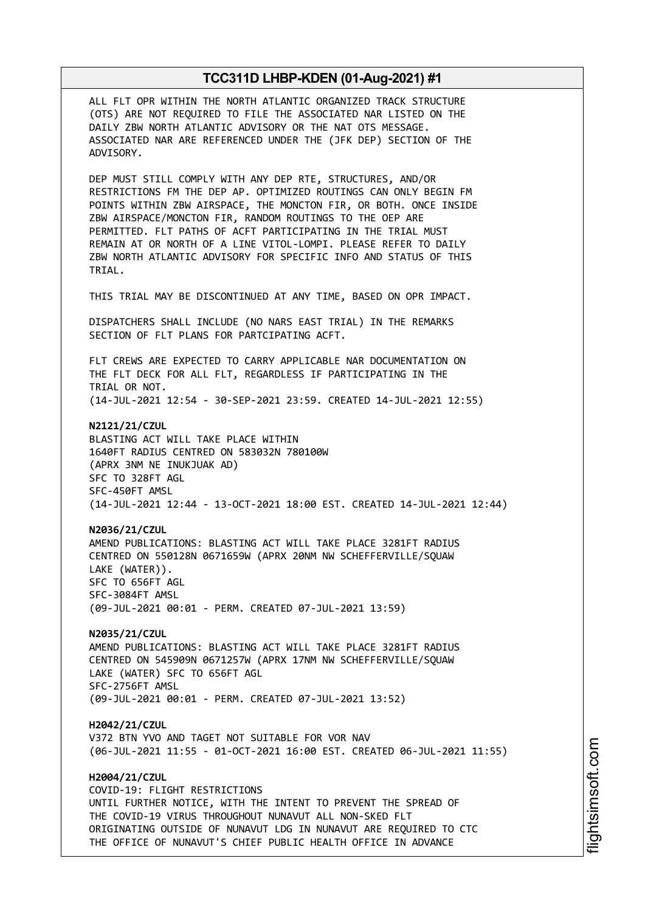ALL FLT OPR WITHIN THE NORTH ATLANTIC ORGANIZED TRACK STRUCTURE (OTS) ARE NOT REQUIRED TO FILE THE ASSOCIATED NAR LISTED ON THE DAILY ZBW NORTH ATLANTIC ADVISORY OR THE NAT OTS MESSAGE. ASSOCIATED NAR ARE REFERENCED UNDER THE (JFK DEP) SECTION OF THE ADVISORY.

DEP MUST STILL COMPLY WITH ANY DEP RTE, STRUCTURES, AND/OR RESTRICTIONS FM THE DEP AP. OPTIMIZED ROUTINGS CAN ONLY BEGIN FM POINTS WITHIN ZBW AIRSPACE, THE MONCTON FIR, OR BOTH. ONCE INSIDE ZBW AIRSPACE/MONCTON FIR, RANDOM ROUTINGS TO THE OEP ARE PERMITTED. FLT PATHS OF ACFT PARTICIPATING IN THE TRIAL MUST REMAIN AT OR NORTH OF A LINE VITOL-LOMPI. PLEASE REFER TO DAILY ZBW NORTH ATLANTIC ADVISORY FOR SPECIFIC INFO AND STATUS OF THIS TRIAL.

THIS TRIAL MAY BE DISCONTINUED AT ANY TIME, BASED ON OPR IMPACT.

DISPATCHERS SHALL INCLUDE (NO NARS EAST TRIAL) IN THE REMARKS SECTION OF FLT PLANS FOR PARTCIPATING ACFT.

FLT CREWS ARE EXPECTED TO CARRY APPLICABLE NAR DOCUMENTATION ON THE FLT DECK FOR ALL FLT, REGARDLESS IF PARTICIPATING IN THE TRIAL OR NOT.
(14-JUL-2021 12:54 - 30-SEP-2021 23:59. CREATED 14-JUL-2021 12:55)

**N2121/21/CZUL**
BLASTING ACT WILL TAKE PLACE WITHIN 1640FT RADIUS CENTRED ON 583032N 780100W (APRX 3NM NE INUKJUAK AD)
SFC TO 328FT AGL
SFC-450FT AMSL
(14-JUL-2021 12:44 - 13-OCT-2021 18:00 EST. CREATED 14-JUL-2021 12:44)

**N2036/21/CZUL**
AMEND PUBLICATIONS: BLASTING ACT WILL TAKE PLACE 3281FT RADIUS CENTRED ON 550128N 0671659W (APRX 20NM NW SCHEFFERVILLE/SQUAW LAKE (WATER)).
SFC TO 656FT AGL
SFC-3084FT AMSL
(09-JUL-2021 00:01 - PERM. CREATED 07-JUL-2021 13:59)

**N2035/21/CZUL**
AMEND PUBLICATIONS: BLASTING ACT WILL TAKE PLACE 3281FT RADIUS CENTRED ON 545909N 0671257W (APRX 17NM NW SCHEFFERVILLE/SQUAW LAKE (WATER) SFC TO 656FT AGL
SFC-2756FT AMSL
(09-JUL-2021 00:01 - PERM. CREATED 07-JUL-2021 13:52)

**H2042/21/CZUL**
V372 BTN YVO AND TAGET NOT SUITABLE FOR VOR NAV
(06-JUL-2021 11:55 - 01-OCT-2021 16:00 EST. CREATED 06-JUL-2021 11:55)

**H2004/21/CZUL**
COVID-19: FLIGHT RESTRICTIONS
UNTIL FURTHER NOTICE, WITH THE INTENT TO PREVENT THE SPREAD OF THE COVID-19 VIRUS THROUGHOUT NUNAVUT ALL NON-SKED FLT ORIGINATING OUTSIDE OF NUNAVUT LDG IN NUNAVUT ARE REQUIRED TO CTC THE OFFICE OF NUNAVUT'S CHIEF PUBLIC HEALTH OFFICE IN ADVANCE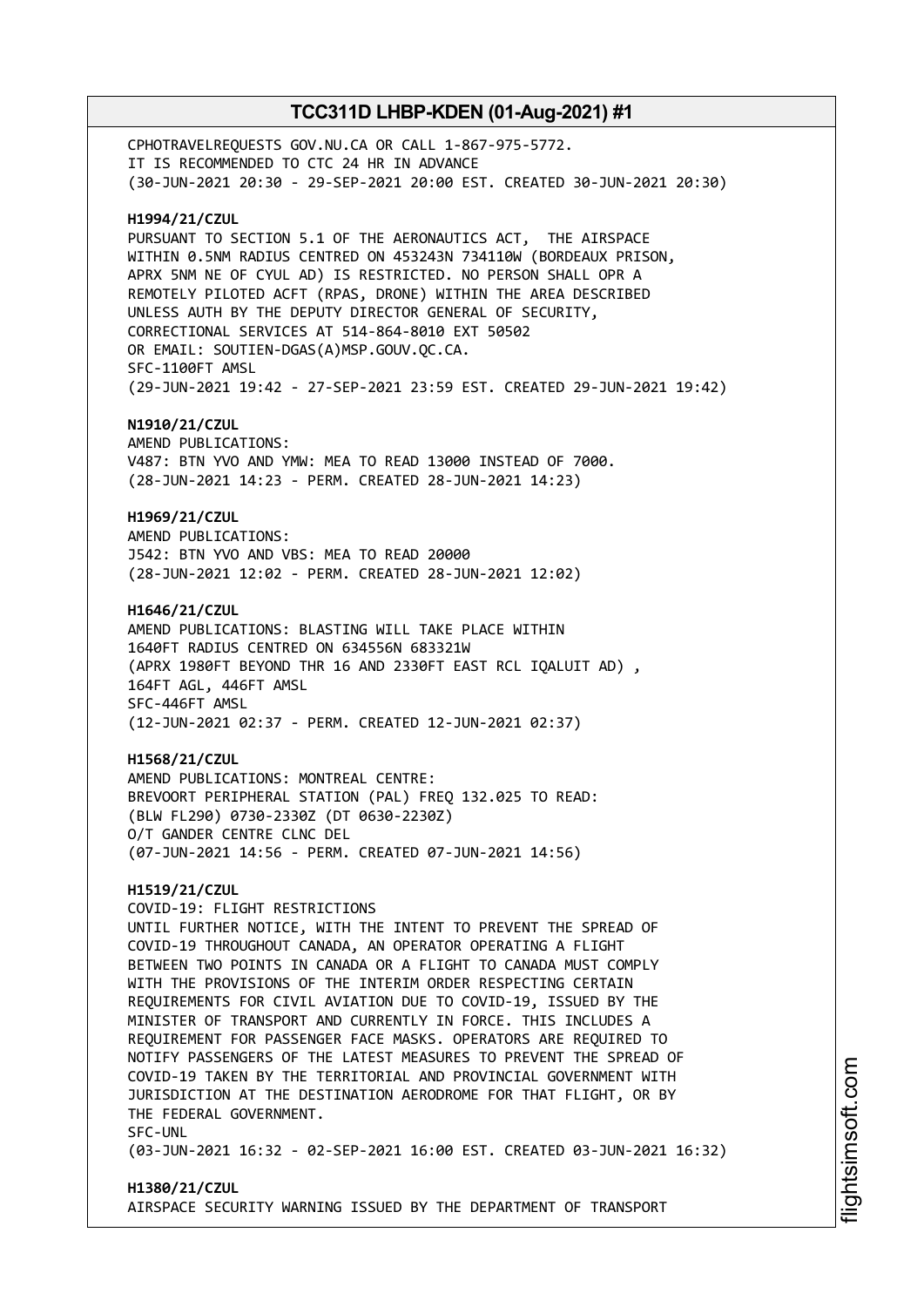CPHOTRAVELREQUESTS GOV.NU.CA OR CALL 1-867-975-5772.
IT IS RECOMMENDED TO CTC 24 HR IN ADVANCE
(30-JUN-2021 20:30 - 29-SEP-2021 20:00 EST. CREATED 30-JUN-2021 20:30)

**H1994/21/CZUL**
PURSUANT TO SECTION 5.1 OF THE AERONAUTICS ACT, THE AIRSPACE
WITHIN 0.5NM RADIUS CENTRED ON 453243N 734110W (BORDEAUX PRISON,
APRX 5NM NE OF CYUL AD) IS RESTRICTED. NO PERSON SHALL OPR A
REMOTELY PILOTED ACFT (RPAS, DRONE) WITHIN THE AREA DESCRIBED
UNLESS AUTH BY THE DEPUTY DIRECTOR GENERAL OF SECURITY,
CORRECTIONAL SERVICES AT 514-864-8010 EXT 50502
OR EMAIL: SOUTIEN-DGAS(A)MSP.GOUV.QC.CA.
SFC-1100FT AMSL
(29-JUN-2021 19:42 - 27-SEP-2021 23:59 EST. CREATED 29-JUN-2021 19:42)

**N1910/21/CZUL**
AMEND PUBLICATIONS:
V487: BTN YVO AND YMW: MEA TO READ 13000 INSTEAD OF 7000.
(28-JUN-2021 14:23 - PERM. CREATED 28-JUN-2021 14:23)

**H1969/21/CZUL**
AMEND PUBLICATIONS:
J542: BTN YVO AND VBS: MEA TO READ 20000
(28-JUN-2021 12:02 - PERM. CREATED 28-JUN-2021 12:02)

**H1646/21/CZUL**
AMEND PUBLICATIONS: BLASTING WILL TAKE PLACE WITHIN
1640FT RADIUS CENTRED ON 634556N 683321W
(APRX 1980FT BEYOND THR 16 AND 2330FT EAST RCL IQALUIT AD) ,
164FT AGL, 446FT AMSL
SFC-446FT AMSL
(12-JUN-2021 02:37 - PERM. CREATED 12-JUN-2021 02:37)

**H1568/21/CZUL**
AMEND PUBLICATIONS: MONTREAL CENTRE:
BREVOORT PERIPHERAL STATION (PAL) FREQ 132.025 TO READ:
(BLW FL290) 0730-2330Z (DT 0630-2230Z)
O/T GANDER CENTRE CLNC DEL
(07-JUN-2021 14:56 - PERM. CREATED 07-JUN-2021 14:56)

**H1519/21/CZUL**
COVID-19: FLIGHT RESTRICTIONS
UNTIL FURTHER NOTICE, WITH THE INTENT TO PREVENT THE SPREAD OF
COVID-19 THROUGHOUT CANADA, AN OPERATOR OPERATING A FLIGHT
BETWEEN TWO POINTS IN CANADA OR A FLIGHT TO CANADA MUST COMPLY
WITH THE PROVISIONS OF THE INTERIM ORDER RESPECTING CERTAIN
REQUIREMENTS FOR CIVIL AVIATION DUE TO COVID-19, ISSUED BY THE
MINISTER OF TRANSPORT AND CURRENTLY IN FORCE. THIS INCLUDES A
REQUIREMENT FOR PASSENGER FACE MASKS. OPERATORS ARE REQUIRED TO
NOTIFY PASSENGERS OF THE LATEST MEASURES TO PREVENT THE SPREAD OF
COVID-19 TAKEN BY THE TERRITORIAL AND PROVINCIAL GOVERNMENT WITH
JURISDICTION AT THE DESTINATION AERODROME FOR THAT FLIGHT, OR BY
THE FEDERAL GOVERNMENT.
SFC-UNL
(03-JUN-2021 16:32 - 02-SEP-2021 16:00 EST. CREATED 03-JUN-2021 16:32)

**H1380/21/CZUL**
AIRSPACE SECURITY WARNING ISSUED BY THE DEPARTMENT OF TRANSPORT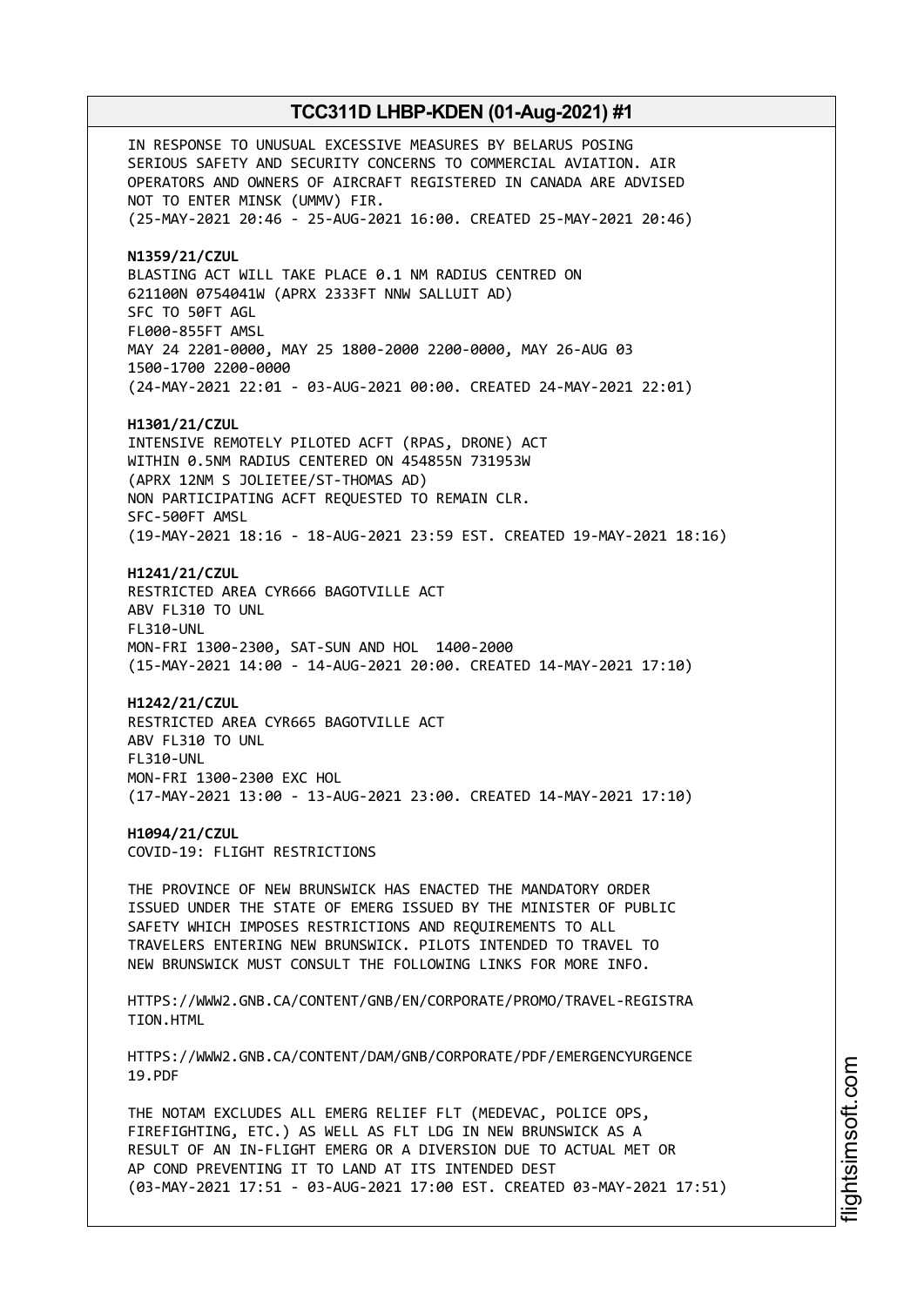IN RESPONSE TO UNUSUAL EXCESSIVE MEASURES BY BELARUS POSING SERIOUS SAFETY AND SECURITY CONCERNS TO COMMERCIAL AVIATION. AIR OPERATORS AND OWNERS OF AIRCRAFT REGISTERED IN CANADA ARE ADVISED NOT TO ENTER MINSK (UMMV) FIR.
(25-MAY-2021 20:46 - 25-AUG-2021 16:00. CREATED 25-MAY-2021 20:46)

**N1359/21/CZUL**
BLASTING ACT WILL TAKE PLACE 0.1 NM RADIUS CENTRED ON 621100N 0754041W (APRX 2333FT NNW SALLUIT AD)
SFC TO 50FT AGL
FL000-855FT AMSL
MAY 24 2201-0000, MAY 25 1800-2000 2200-0000, MAY 26-AUG 03 1500-1700 2200-0000
(24-MAY-2021 22:01 - 03-AUG-2021 00:00. CREATED 24-MAY-2021 22:01)

**H1301/21/CZUL**
INTENSIVE REMOTELY PILOTED ACFT (RPAS, DRONE) ACT WITHIN 0.5NM RADIUS CENTERED ON 454855N 731953W (APRX 12NM S JOLIETEE/ST-THOMAS AD)
NON PARTICIPATING ACFT REQUESTED TO REMAIN CLR.
SFC-500FT AMSL
(19-MAY-2021 18:16 - 18-AUG-2021 23:59 EST. CREATED 19-MAY-2021 18:16)

**H1241/21/CZUL**
RESTRICTED AREA CYR666 BAGOTVILLE ACT
ABV FL310 TO UNL
FL310-UNL
MON-FRI 1300-2300, SAT-SUN AND HOL 1400-2000
(15-MAY-2021 14:00 - 14-AUG-2021 20:00. CREATED 14-MAY-2021 17:10)

**H1242/21/CZUL**
RESTRICTED AREA CYR665 BAGOTVILLE ACT
ABV FL310 TO UNL
FL310-UNL
MON-FRI 1300-2300 EXC HOL
(17-MAY-2021 13:00 - 13-AUG-2021 23:00. CREATED 14-MAY-2021 17:10)

**H1094/21/CZUL**
COVID-19: FLIGHT RESTRICTIONS

THE PROVINCE OF NEW BRUNSWICK HAS ENACTED THE MANDATORY ORDER ISSUED UNDER THE STATE OF EMERG ISSUED BY THE MINISTER OF PUBLIC SAFETY WHICH IMPOSES RESTRICTIONS AND REQUIREMENTS TO ALL TRAVELERS ENTERING NEW BRUNSWICK. PILOTS INTENDED TO TRAVEL TO NEW BRUNSWICK MUST CONSULT THE FOLLOWING LINKS FOR MORE INFO.

HTTPS://WWW2.GNB.CA/CONTENT/GNB/EN/CORPORATE/PROMO/TRAVEL-REGISTRATION.HTML

HTTPS://WWW2.GNB.CA/CONTENT/DAM/GNB/CORPORATE/PDF/EMERGENCYURGENCE19.PDF

THE NOTAM EXCLUDES ALL EMERG RELIEF FLT (MEDEVAC, POLICE OPS, FIREFIGHTING, ETC.) AS WELL AS FLT LDG IN NEW BRUNSWICK AS A RESULT OF AN IN-FLIGHT EMERG OR A DIVERSION DUE TO ACTUAL MET OR AP COND PREVENTING IT TO LAND AT ITS INTENDED DEST
(03-MAY-2021 17:51 - 03-AUG-2021 17:00 EST. CREATED 03-MAY-2021 17:51)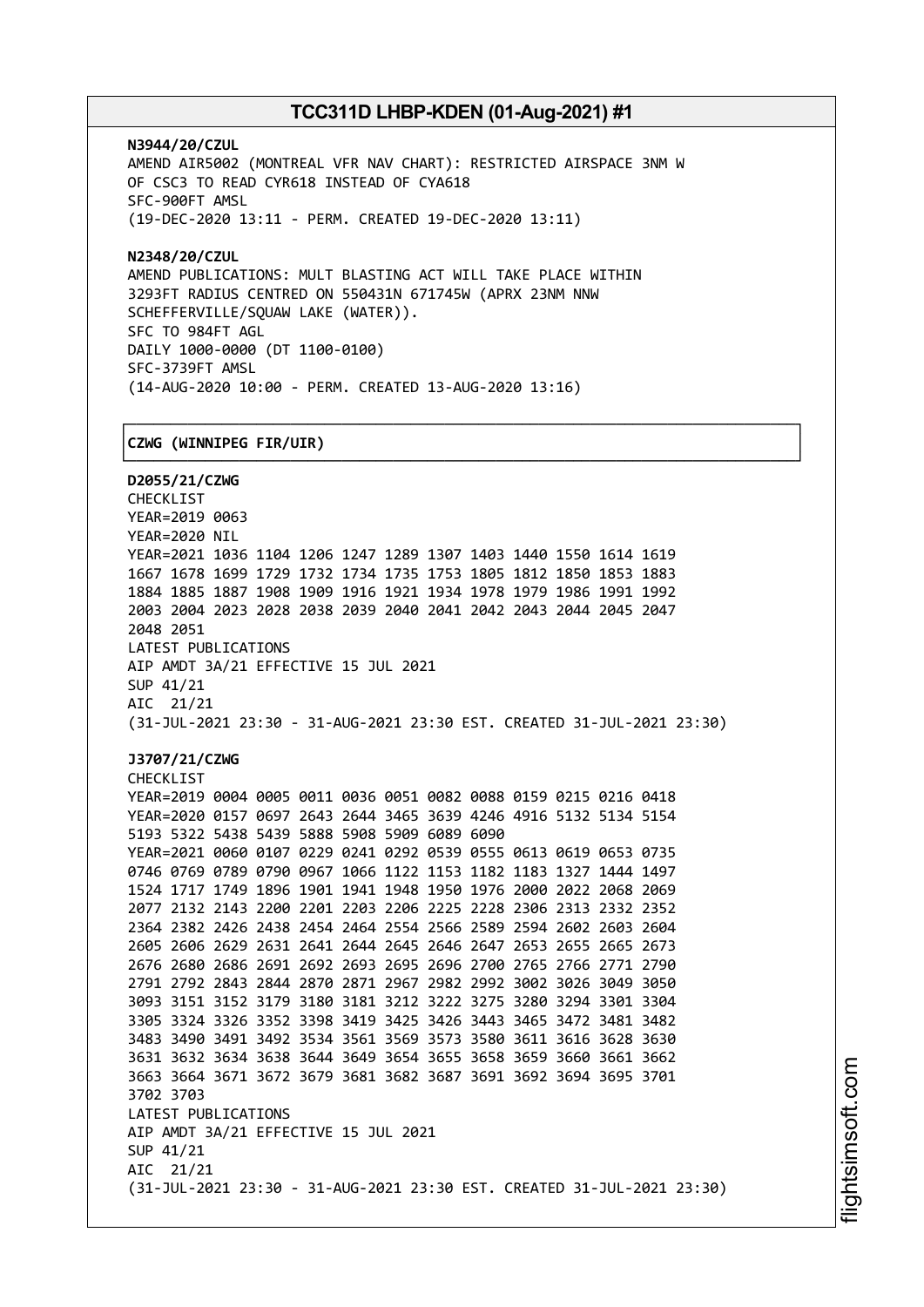**N3944/20/CZUL**
AMEND AIR5002 (MONTREAL VFR NAV CHART): RESTRICTED AIRSPACE 3NM W
OF CSC3 TO READ CYR618 INSTEAD OF CYA618
SFC-900FT AMSL
(19-DEC-2020 13:11 - PERM. CREATED 19-DEC-2020 13:11)

**N2348/20/CZUL**
AMEND PUBLICATIONS: MULT BLASTING ACT WILL TAKE PLACE WITHIN
3293FT RADIUS CENTRED ON 550431N 671745W (APRX 23NM NNW
SCHEFFERVILLE/SQUAW LAKE (WATER)).
SFC TO 984FT AGL
DAILY 1000-0000 (DT 1100-0100)
SFC-3739FT AMSL
(14-AUG-2020 10:00 - PERM. CREATED 13-AUG-2020 13:16)

**CZWG (WINNIPEG FIR/UIR)**

**D2055/21/CZWG**
CHECKLIST
YEAR=2019 0063
YEAR=2020 NIL
YEAR=2021 1036 1104 1206 1247 1289 1307 1403 1440 1550 1614 1619
1667 1678 1699 1729 1732 1734 1735 1753 1805 1812 1850 1853 1883
1884 1885 1887 1908 1909 1916 1921 1934 1978 1979 1986 1991 1992
2003 2004 2023 2028 2038 2039 2040 2041 2042 2043 2044 2045 2047
2048 2051
LATEST PUBLICATIONS
AIP AMDT 3A/21 EFFECTIVE 15 JUL 2021
SUP 41/21
AIC 21/21
(31-JUL-2021 23:30 - 31-AUG-2021 23:30 EST. CREATED 31-JUL-2021 23:30)

**J3707/21/CZWG**
CHECKLIST
YEAR=2019 0004 0005 0011 0036 0051 0082 0088 0159 0215 0216 0418
YEAR=2020 0157 0697 2643 2644 3465 3639 4246 4916 5132 5134 5154
5193 5322 5438 5439 5888 5908 5909 6089 6090
YEAR=2021 0060 0107 0229 0241 0292 0539 0555 0613 0619 0653 0735
0746 0769 0789 0790 0967 1066 1122 1153 1182 1183 1327 1444 1497
1524 1717 1749 1896 1901 1941 1948 1950 1976 2000 2022 2068 2069
2077 2132 2143 2200 2201 2203 2206 2225 2228 2306 2313 2332 2352
2364 2382 2426 2438 2454 2464 2554 2566 2589 2594 2602 2603 2604
2605 2606 2629 2631 2641 2644 2645 2646 2647 2653 2655 2665 2673
2676 2680 2686 2691 2692 2693 2695 2696 2700 2765 2766 2771 2790
2791 2792 2843 2844 2870 2871 2967 2982 2992 3002 3026 3049 3050
3093 3151 3152 3179 3180 3181 3212 3222 3275 3280 3294 3301 3304
3305 3324 3326 3352 3398 3419 3425 3426 3443 3465 3472 3481 3482
3483 3490 3491 3492 3534 3561 3569 3573 3580 3611 3616 3628 3630
3631 3632 3634 3638 3644 3649 3654 3655 3658 3659 3660 3661 3662
3663 3664 3671 3672 3679 3681 3682 3687 3691 3692 3694 3695 3701
3702 3703
LATEST PUBLICATIONS
AIP AMDT 3A/21 EFFECTIVE 15 JUL 2021
SUP 41/21
AIC 21/21
(31-JUL-2021 23:30 - 31-AUG-2021 23:30 EST. CREATED 31-JUL-2021 23:30)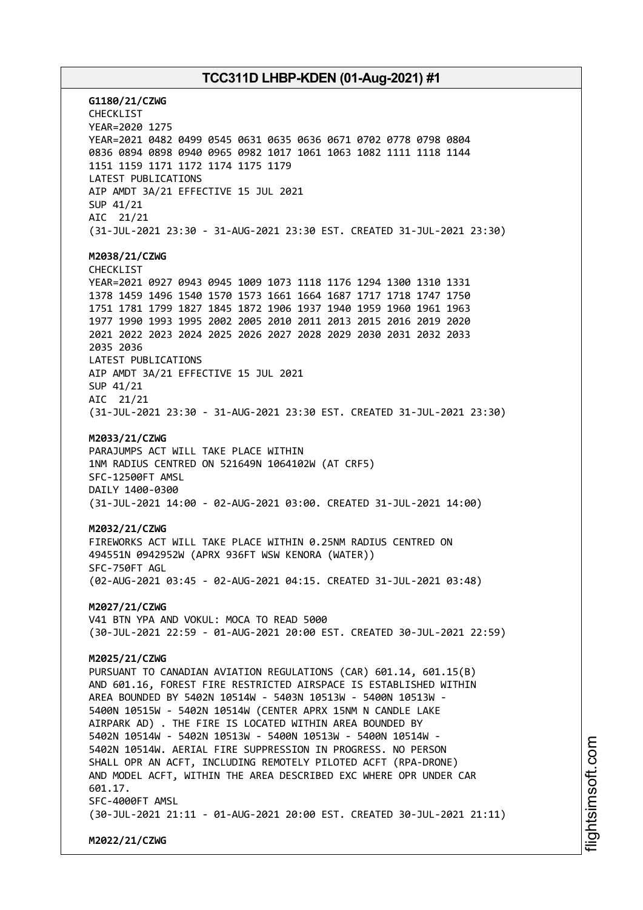**G1180/21/CZWG**
CHECKLIST
YEAR=2020 1275
YEAR=2021 0482 0499 0545 0631 0635 0636 0671 0702 0778 0798 0804
0836 0894 0898 0940 0965 0982 1017 1061 1063 1082 1111 1118 1144
1151 1159 1171 1172 1174 1175 1179
LATEST PUBLICATIONS
AIP AMDT 3A/21 EFFECTIVE 15 JUL 2021
SUP 41/21
AIC 21/21
(31-JUL-2021 23:30 - 31-AUG-2021 23:30 EST. CREATED 31-JUL-2021 23:30)

**M2038/21/CZWG**
CHECKLIST
YEAR=2021 0927 0943 0945 1009 1073 1118 1176 1294 1300 1310 1331
1378 1459 1496 1540 1570 1573 1661 1664 1687 1717 1718 1747 1750
1751 1781 1799 1827 1845 1872 1906 1937 1940 1959 1960 1961 1963
1977 1990 1993 1995 2002 2005 2010 2011 2013 2015 2016 2019 2020
2021 2022 2023 2024 2025 2026 2027 2028 2029 2030 2031 2032 2033
2035 2036
LATEST PUBLICATIONS
AIP AMDT 3A/21 EFFECTIVE 15 JUL 2021
SUP 41/21
AIC 21/21
(31-JUL-2021 23:30 - 31-AUG-2021 23:30 EST. CREATED 31-JUL-2021 23:30)

**M2033/21/CZWG**
PARAJUMPS ACT WILL TAKE PLACE WITHIN
1NM RADIUS CENTRED ON 521649N 1064102W (AT CRF5)
SFC-12500FT AMSL
DAILY 1400-0300
(31-JUL-2021 14:00 - 02-AUG-2021 03:00. CREATED 31-JUL-2021 14:00)

**M2032/21/CZWG**
FIREWORKS ACT WILL TAKE PLACE WITHIN 0.25NM RADIUS CENTRED ON
494551N 0942952W (APRX 936FT WSW KENORA (WATER))
SFC-750FT AGL
(02-AUG-2021 03:45 - 02-AUG-2021 04:15. CREATED 31-JUL-2021 03:48)

**M2027/21/CZWG**
V41 BTN YPA AND VOKUL: MOCA TO READ 5000
(30-JUL-2021 22:59 - 01-AUG-2021 20:00 EST. CREATED 30-JUL-2021 22:59)

**M2025/21/CZWG**
PURSUANT TO CANADIAN AVIATION REGULATIONS (CAR) 601.14, 601.15(B)
AND 601.16, FOREST FIRE RESTRICTED AIRSPACE IS ESTABLISHED WITHIN
AREA BOUNDED BY 5402N 10514W - 5403N 10513W - 5400N 10513W -
5400N 10515W - 5402N 10514W (CENTER APRX 15NM N CANDLE LAKE
AIRPARK AD) . THE FIRE IS LOCATED WITHIN AREA BOUNDED BY
5402N 10514W - 5402N 10513W - 5400N 10513W - 5400N 10514W -
5402N 10514W. AERIAL FIRE SUPPRESSION IN PROGRESS. NO PERSON
SHALL OPR AN ACFT, INCLUDING REMOTELY PILOTED ACFT (RPA-DRONE)
AND MODEL ACFT, WITHIN THE AREA DESCRIBED EXC WHERE OPR UNDER CAR
601.17.
SFC-4000FT AMSL
(30-JUL-2021 21:11 - 01-AUG-2021 20:00 EST. CREATED 30-JUL-2021 21:11)

**M2022/21/CZWG**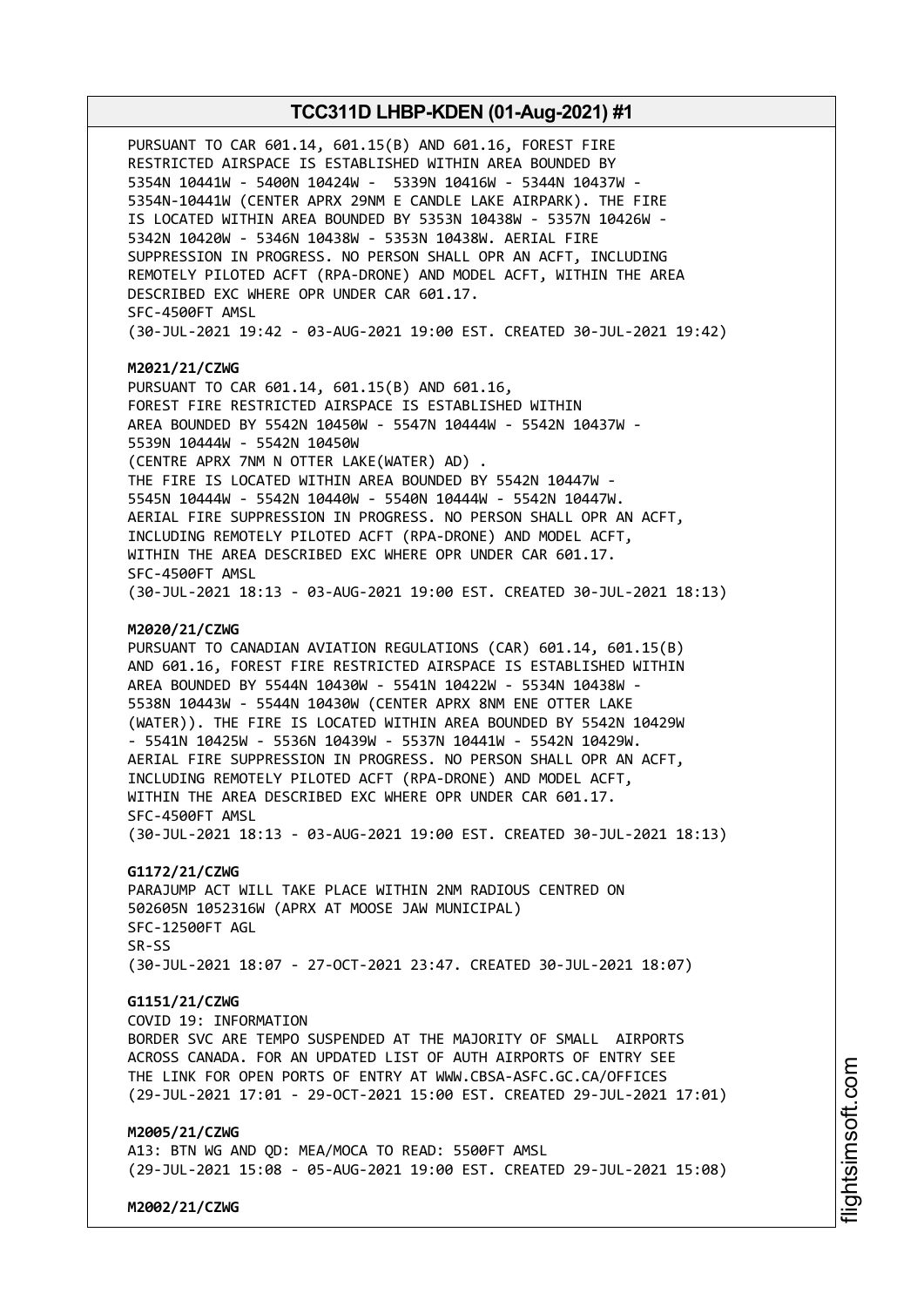PURSUANT TO CAR 601.14, 601.15(B) AND 601.16, FOREST FIRE
RESTRICTED AIRSPACE IS ESTABLISHED WITHIN AREA BOUNDED BY
5354N 10441W - 5400N 10424W - 5339N 10416W - 5344N 10437W -
5354N-10441W (CENTER APRX 29NM E CANDLE LAKE AIRPARK). THE FIRE
IS LOCATED WITHIN AREA BOUNDED BY 5353N 10438W - 5357N 10426W -
5342N 10420W - 5346N 10438W - 5353N 10438W. AERIAL FIRE
SUPPRESSION IN PROGRESS. NO PERSON SHALL OPR AN ACFT, INCLUDING
REMOTELY PILOTED ACFT (RPA-DRONE) AND MODEL ACFT, WITHIN THE AREA
DESCRIBED EXC WHERE OPR UNDER CAR 601.17.
SFC-4500FT AMSL
(30-JUL-2021 19:42 - 03-AUG-2021 19:00 EST. CREATED 30-JUL-2021 19:42)

**M2021/21/CZWG**
PURSUANT TO CAR 601.14, 601.15(B) AND 601.16,
FOREST FIRE RESTRICTED AIRSPACE IS ESTABLISHED WITHIN
AREA BOUNDED BY 5542N 10450W - 5547N 10444W - 5542N 10437W -
5539N 10444W - 5542N 10450W
(CENTRE APRX 7NM N OTTER LAKE(WATER) AD) .
THE FIRE IS LOCATED WITHIN AREA BOUNDED BY 5542N 10447W -
5545N 10444W - 5542N 10440W - 5540N 10444W - 5542N 10447W.
AERIAL FIRE SUPPRESSION IN PROGRESS. NO PERSON SHALL OPR AN ACFT,
INCLUDING REMOTELY PILOTED ACFT (RPA-DRONE) AND MODEL ACFT,
WITHIN THE AREA DESCRIBED EXC WHERE OPR UNDER CAR 601.17.
SFC-4500FT AMSL
(30-JUL-2021 18:13 - 03-AUG-2021 19:00 EST. CREATED 30-JUL-2021 18:13)

**M2020/21/CZWG**
PURSUANT TO CANADIAN AVIATION REGULATIONS (CAR) 601.14, 601.15(B)
AND 601.16, FOREST FIRE RESTRICTED AIRSPACE IS ESTABLISHED WITHIN
AREA BOUNDED BY 5544N 10430W - 5541N 10422W - 5534N 10438W -
5538N 10443W - 5544N 10430W (CENTER APRX 8NM ENE OTTER LAKE
(WATER)). THE FIRE IS LOCATED WITHIN AREA BOUNDED BY 5542N 10429W
- 5541N 10425W - 5536N 10439W - 5537N 10441W - 5542N 10429W.
AERIAL FIRE SUPPRESSION IN PROGRESS. NO PERSON SHALL OPR AN ACFT,
INCLUDING REMOTELY PILOTED ACFT (RPA-DRONE) AND MODEL ACFT,
WITHIN THE AREA DESCRIBED EXC WHERE OPR UNDER CAR 601.17.
SFC-4500FT AMSL
(30-JUL-2021 18:13 - 03-AUG-2021 19:00 EST. CREATED 30-JUL-2021 18:13)

**G1172/21/CZWG**
PARAJUMP ACT WILL TAKE PLACE WITHIN 2NM RADIOUS CENTRED ON
502605N 1052316W (APRX AT MOOSE JAW MUNICIPAL)
SFC-12500FT AGL
SR-SS
(30-JUL-2021 18:07 - 27-OCT-2021 23:47. CREATED 30-JUL-2021 18:07)

**G1151/21/CZWG**
COVID 19: INFORMATION
BORDER SVC ARE TEMPO SUSPENDED AT THE MAJORITY OF SMALL AIRPORTS
ACROSS CANADA. FOR AN UPDATED LIST OF AUTH AIRPORTS OF ENTRY SEE
THE LINK FOR OPEN PORTS OF ENTRY AT WWW.CBSA-ASFC.GC.CA/OFFICES
(29-JUL-2021 17:01 - 29-OCT-2021 15:00 EST. CREATED 29-JUL-2021 17:01)

**M2005/21/CZWG**
A13: BTN WG AND QD: MEA/MOCA TO READ: 5500FT AMSL
(29-JUL-2021 15:08 - 05-AUG-2021 19:00 EST. CREATED 29-JUL-2021 15:08)

**M2002/21/CZWG**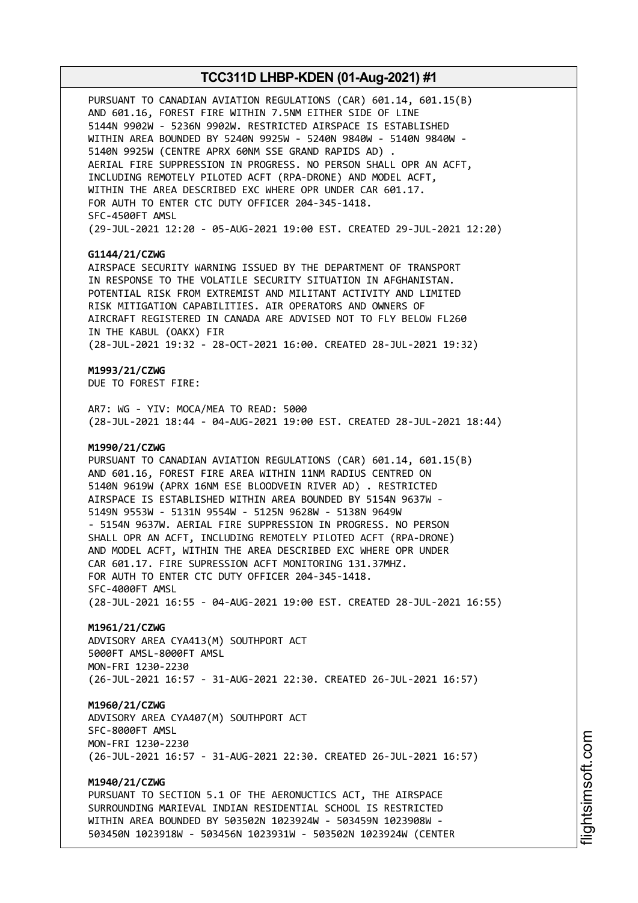PURSUANT TO CANADIAN AVIATION REGULATIONS (CAR) 601.14, 601.15(B) AND 601.16, FOREST FIRE WITHIN 7.5NM EITHER SIDE OF LINE 5144N 9902W - 5236N 9902W. RESTRICTED AIRSPACE IS ESTABLISHED WITHIN AREA BOUNDED BY 5240N 9925W - 5240N 9840W - 5140N 9840W - 5140N 9925W (CENTRE APRX 60NM SSE GRAND RAPIDS AD) . AERIAL FIRE SUPPRESSION IN PROGRESS. NO PERSON SHALL OPR AN ACFT, INCLUDING REMOTELY PILOTED ACFT (RPA-DRONE) AND MODEL ACFT, WITHIN THE AREA DESCRIBED EXC WHERE OPR UNDER CAR 601.17. FOR AUTH TO ENTER CTC DUTY OFFICER 204-345-1418.
SFC-4500FT AMSL
(29-JUL-2021 12:20 - 05-AUG-2021 19:00 EST. CREATED 29-JUL-2021 12:20)

**G1144/21/CZWG**
AIRSPACE SECURITY WARNING ISSUED BY THE DEPARTMENT OF TRANSPORT IN RESPONSE TO THE VOLATILE SECURITY SITUATION IN AFGHANISTAN. POTENTIAL RISK FROM EXTREMIST AND MILITANT ACTIVITY AND LIMITED RISK MITIGATION CAPABILITIES. AIR OPERATORS AND OWNERS OF AIRCRAFT REGISTERED IN CANADA ARE ADVISED NOT TO FLY BELOW FL260 IN THE KABUL (OAKX) FIR
(28-JUL-2021 19:32 - 28-OCT-2021 16:00. CREATED 28-JUL-2021 19:32)

**M1993/21/CZWG**
DUE TO FOREST FIRE:

AR7: WG - YIV: MOCA/MEA TO READ: 5000
(28-JUL-2021 18:44 - 04-AUG-2021 19:00 EST. CREATED 28-JUL-2021 18:44)

**M1990/21/CZWG**
PURSUANT TO CANADIAN AVIATION REGULATIONS (CAR) 601.14, 601.15(B) AND 601.16, FOREST FIRE AREA WITHIN 11NM RADIUS CENTRED ON 5140N 9619W (APRX 16NM ESE BLOODVEIN RIVER AD) . RESTRICTED AIRSPACE IS ESTABLISHED WITHIN AREA BOUNDED BY 5154N 9637W - 5149N 9553W - 5131N 9554W - 5125N 9628W - 5138N 9649W - 5154N 9637W. AERIAL FIRE SUPPRESSION IN PROGRESS. NO PERSON SHALL OPR AN ACFT, INCLUDING REMOTELY PILOTED ACFT (RPA-DRONE) AND MODEL ACFT, WITHIN THE AREA DESCRIBED EXC WHERE OPR UNDER CAR 601.17. FIRE SUPRESSION ACFT MONITORING 131.37MHZ. FOR AUTH TO ENTER CTC DUTY OFFICER 204-345-1418.
SFC-4000FT AMSL
(28-JUL-2021 16:55 - 04-AUG-2021 19:00 EST. CREATED 28-JUL-2021 16:55)

**M1961/21/CZWG**
ADVISORY AREA CYA413(M) SOUTHPORT ACT
5000FT AMSL-8000FT AMSL
MON-FRI 1230-2230
(26-JUL-2021 16:57 - 31-AUG-2021 22:30. CREATED 26-JUL-2021 16:57)

**M1960/21/CZWG**
ADVISORY AREA CYA407(M) SOUTHPORT ACT
SFC-8000FT AMSL
MON-FRI 1230-2230
(26-JUL-2021 16:57 - 31-AUG-2021 22:30. CREATED 26-JUL-2021 16:57)

**M1940/21/CZWG**
PURSUANT TO SECTION 5.1 OF THE AERONUCTICS ACT, THE AIRSPACE SURROUNDING MARIEVAL INDIAN RESIDENTIAL SCHOOL IS RESTRICTED WITHIN AREA BOUNDED BY 503502N 1023924W - 503459N 1023908W - 503450N 1023918W - 503456N 1023931W - 503502N 1023924W (CENTER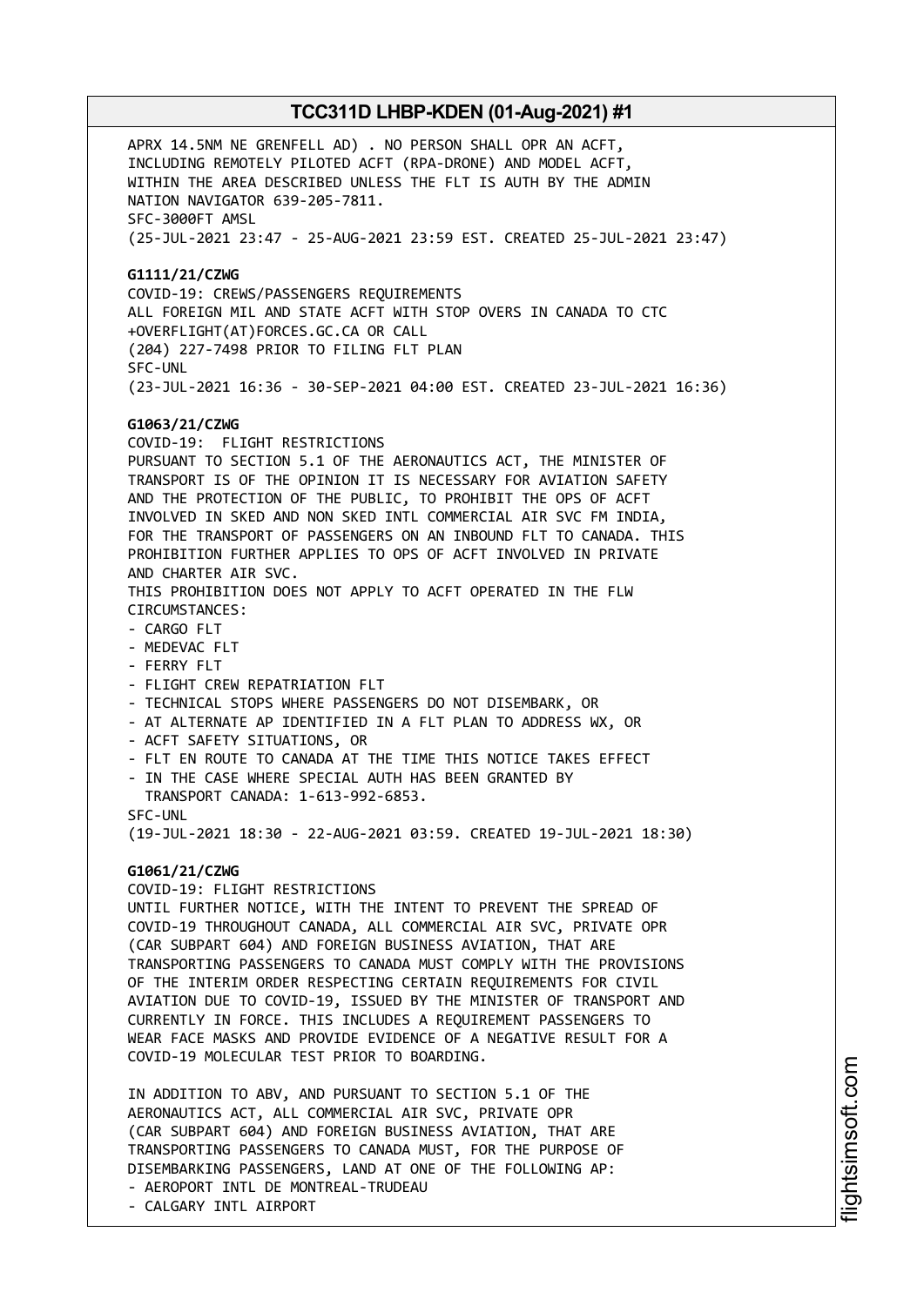APRX 14.5NM NE GRENFELL AD) . NO PERSON SHALL OPR AN ACFT, INCLUDING REMOTELY PILOTED ACFT (RPA-DRONE) AND MODEL ACFT, WITHIN THE AREA DESCRIBED UNLESS THE FLT IS AUTH BY THE ADMIN NATION NAVIGATOR 639-205-7811.
SFC-3000FT AMSL
(25-JUL-2021 23:47 - 25-AUG-2021 23:59 EST. CREATED 25-JUL-2021 23:47)

**G1111/21/CZWG**
COVID-19: CREWS/PASSENGERS REQUIREMENTS
ALL FOREIGN MIL AND STATE ACFT WITH STOP OVERS IN CANADA TO CTC +OVERFLIGHT(AT)FORCES.GC.CA OR CALL
(204) 227-7498 PRIOR TO FILING FLT PLAN
SFC-UNL
(23-JUL-2021 16:36 - 30-SEP-2021 04:00 EST. CREATED 23-JUL-2021 16:36)

**G1063/21/CZWG**
COVID-19: FLIGHT RESTRICTIONS
PURSUANT TO SECTION 5.1 OF THE AERONAUTICS ACT, THE MINISTER OF TRANSPORT IS OF THE OPINION IT IS NECESSARY FOR AVIATION SAFETY AND THE PROTECTION OF THE PUBLIC, TO PROHIBIT THE OPS OF ACFT INVOLVED IN SKED AND NON SKED INTL COMMERCIAL AIR SVC FM INDIA, FOR THE TRANSPORT OF PASSENGERS ON AN INBOUND FLT TO CANADA. THIS PROHIBITION FURTHER APPLIES TO OPS OF ACFT INVOLVED IN PRIVATE AND CHARTER AIR SVC.
THIS PROHIBITION DOES NOT APPLY TO ACFT OPERATED IN THE FLW CIRCUMSTANCES:
- CARGO FLT
- MEDEVAC FLT
- FERRY FLT
- FLIGHT CREW REPATRIATION FLT
- TECHNICAL STOPS WHERE PASSENGERS DO NOT DISEMBARK, OR
- AT ALTERNATE AP IDENTIFIED IN A FLT PLAN TO ADDRESS WX, OR
- ACFT SAFETY SITUATIONS, OR
- FLT EN ROUTE TO CANADA AT THE TIME THIS NOTICE TAKES EFFECT
- IN THE CASE WHERE SPECIAL AUTH HAS BEEN GRANTED BY TRANSPORT CANADA: 1-613-992-6853.

SFC-UNL
(19-JUL-2021 18:30 - 22-AUG-2021 03:59. CREATED 19-JUL-2021 18:30)

**G1061/21/CZWG**
COVID-19: FLIGHT RESTRICTIONS
UNTIL FURTHER NOTICE, WITH THE INTENT TO PREVENT THE SPREAD OF COVID-19 THROUGHOUT CANADA, ALL COMMERCIAL AIR SVC, PRIVATE OPR (CAR SUBPART 604) AND FOREIGN BUSINESS AVIATION, THAT ARE TRANSPORTING PASSENGERS TO CANADA MUST COMPLY WITH THE PROVISIONS OF THE INTERIM ORDER RESPECTING CERTAIN REQUIREMENTS FOR CIVIL AVIATION DUE TO COVID-19, ISSUED BY THE MINISTER OF TRANSPORT AND CURRENTLY IN FORCE. THIS INCLUDES A REQUIREMENT PASSENGERS TO WEAR FACE MASKS AND PROVIDE EVIDENCE OF A NEGATIVE RESULT FOR A COVID-19 MOLECULAR TEST PRIOR TO BOARDING.

IN ADDITION TO ABV, AND PURSUANT TO SECTION 5.1 OF THE AERONAUTICS ACT, ALL COMMERCIAL AIR SVC, PRIVATE OPR (CAR SUBPART 604) AND FOREIGN BUSINESS AVIATION, THAT ARE TRANSPORTING PASSENGERS TO CANADA MUST, FOR THE PURPOSE OF DISEMBARKING PASSENGERS, LAND AT ONE OF THE FOLLOWING AP:
- AEROPORT INTL DE MONTREAL-TRUDEAU
- CALGARY INTL AIRPORT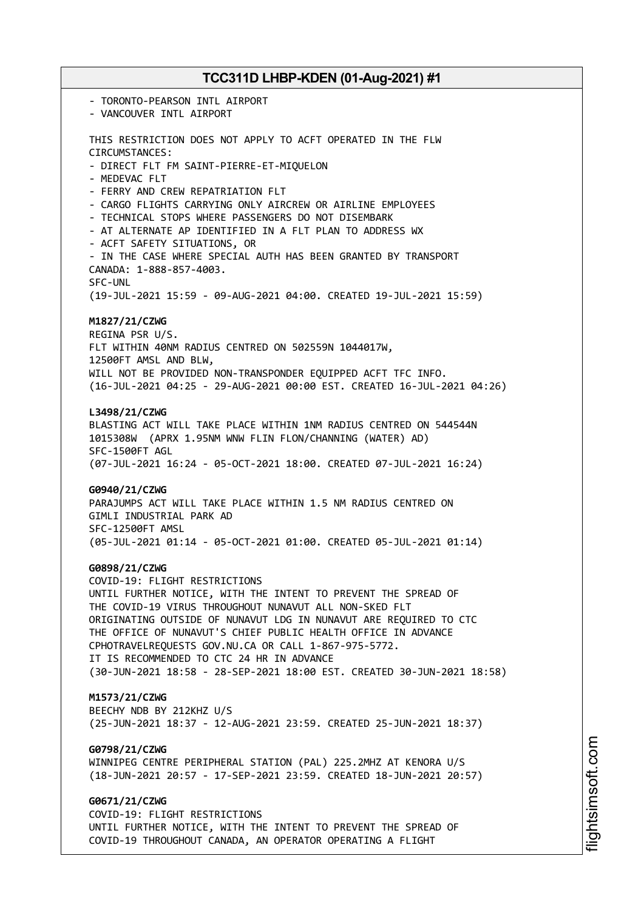- TORONTO-PEARSON INTL AIRPORT
- VANCOUVER INTL AIRPORT

THIS RESTRICTION DOES NOT APPLY TO ACFT OPERATED IN THE FLW CIRCUMSTANCES:
- DIRECT FLT FM SAINT-PIERRE-ET-MIQUELON
- MEDEVAC FLT
- FERRY AND CREW REPATRIATION FLT
- CARGO FLIGHTS CARRYING ONLY AIRCREW OR AIRLINE EMPLOYEES
- TECHNICAL STOPS WHERE PASSENGERS DO NOT DISEMBARK
- AT ALTERNATE AP IDENTIFIED IN A FLT PLAN TO ADDRESS WX
- ACFT SAFETY SITUATIONS, OR
- IN THE CASE WHERE SPECIAL AUTH HAS BEEN GRANTED BY TRANSPORT CANADA: 1-888-857-4003.

SFC-UNL
(19-JUL-2021 15:59 - 09-AUG-2021 04:00. CREATED 19-JUL-2021 15:59)

**M1827/21/CZWG**
REGINA PSR U/S.
FLT WITHIN 40NM RADIUS CENTRED ON 502559N 1044017W,
12500FT AMSL AND BLW,
WILL NOT BE PROVIDED NON-TRANSPONDER EQUIPPED ACFT TFC INFO.
(16-JUL-2021 04:25 - 29-AUG-2021 00:00 EST. CREATED 16-JUL-2021 04:26)

**L3498/21/CZWG**
BLASTING ACT WILL TAKE PLACE WITHIN 1NM RADIUS CENTRED ON 544544N 1015308W (APRX 1.95NM WNW FLIN FLON/CHANNING (WATER) AD)
SFC-1500FT AGL
(07-JUL-2021 16:24 - 05-OCT-2021 18:00. CREATED 07-JUL-2021 16:24)

**G0940/21/CZWG**
PARAJUMPS ACT WILL TAKE PLACE WITHIN 1.5 NM RADIUS CENTRED ON GIMLI INDUSTRIAL PARK AD
SFC-12500FT AMSL
(05-JUL-2021 01:14 - 05-OCT-2021 01:00. CREATED 05-JUL-2021 01:14)

**G0898/21/CZWG**
COVID-19: FLIGHT RESTRICTIONS
UNTIL FURTHER NOTICE, WITH THE INTENT TO PREVENT THE SPREAD OF THE COVID-19 VIRUS THROUGHOUT NUNAVUT ALL NON-SKED FLT ORIGINATING OUTSIDE OF NUNAVUT LDG IN NUNAVUT ARE REQUIRED TO CTC THE OFFICE OF NUNAVUT'S CHIEF PUBLIC HEALTH OFFICE IN ADVANCE CPHOTRAVELREQUESTS GOV.NU.CA OR CALL 1-867-975-5772.
IT IS RECOMMENDED TO CTC 24 HR IN ADVANCE
(30-JUN-2021 18:58 - 28-SEP-2021 18:00 EST. CREATED 30-JUN-2021 18:58)

**M1573/21/CZWG**
BEECHY NDB BY 212KHZ U/S
(25-JUN-2021 18:37 - 12-AUG-2021 23:59. CREATED 25-JUN-2021 18:37)

**G0798/21/CZWG**
WINNIPEG CENTRE PERIPHERAL STATION (PAL) 225.2MHZ AT KENORA U/S
(18-JUN-2021 20:57 - 17-SEP-2021 23:59. CREATED 18-JUN-2021 20:57)

**G0671/21/CZWG**
COVID-19: FLIGHT RESTRICTIONS
UNTIL FURTHER NOTICE, WITH THE INTENT TO PREVENT THE SPREAD OF COVID-19 THROUGHOUT CANADA, AN OPERATOR OPERATING A FLIGHT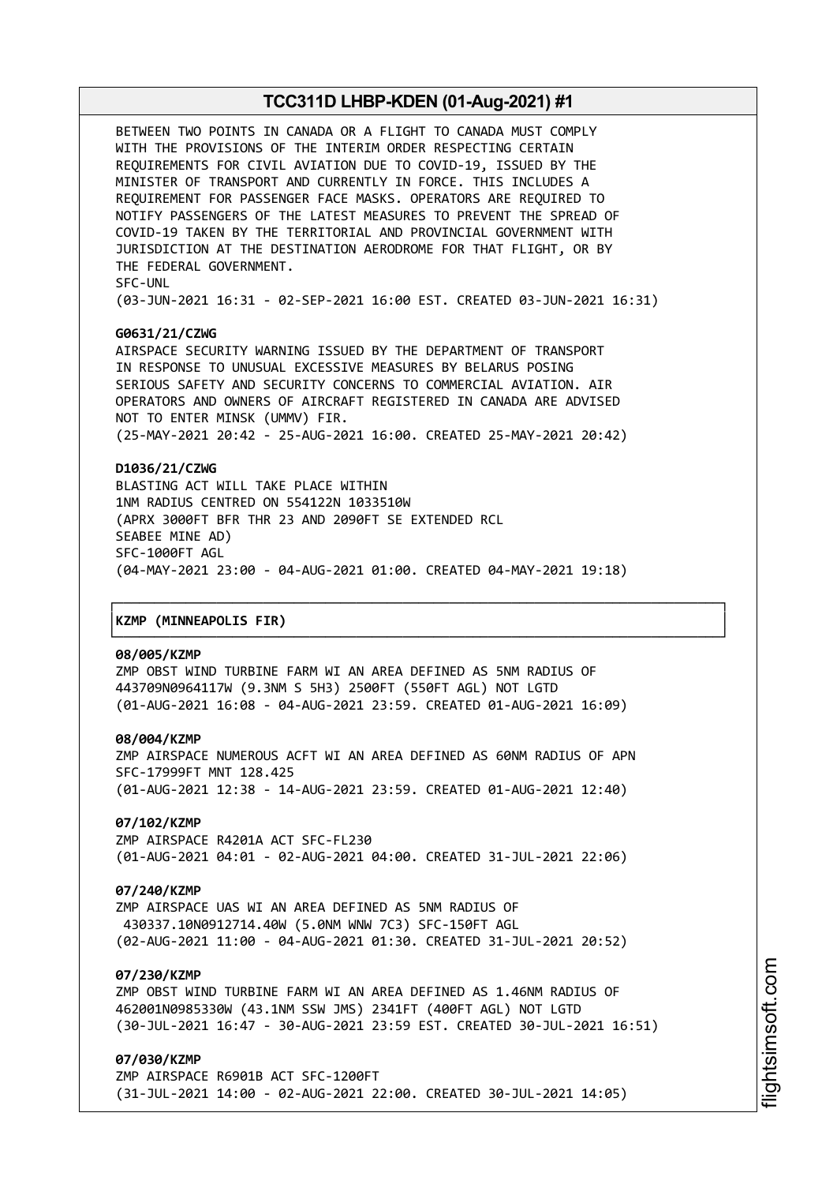BETWEEN TWO POINTS IN CANADA OR A FLIGHT TO CANADA MUST COMPLY WITH THE PROVISIONS OF THE INTERIM ORDER RESPECTING CERTAIN REQUIREMENTS FOR CIVIL AVIATION DUE TO COVID-19, ISSUED BY THE MINISTER OF TRANSPORT AND CURRENTLY IN FORCE. THIS INCLUDES A REQUIREMENT FOR PASSENGER FACE MASKS. OPERATORS ARE REQUIRED TO NOTIFY PASSENGERS OF THE LATEST MEASURES TO PREVENT THE SPREAD OF COVID-19 TAKEN BY THE TERRITORIAL AND PROVINCIAL GOVERNMENT WITH JURISDICTION AT THE DESTINATION AERODROME FOR THAT FLIGHT, OR BY THE FEDERAL GOVERNMENT.
SFC-UNL
(03-JUN-2021 16:31 - 02-SEP-2021 16:00 EST. CREATED 03-JUN-2021 16:31)

**G0631/21/CZWG**
AIRSPACE SECURITY WARNING ISSUED BY THE DEPARTMENT OF TRANSPORT IN RESPONSE TO UNUSUAL EXCESSIVE MEASURES BY BELARUS POSING SERIOUS SAFETY AND SECURITY CONCERNS TO COMMERCIAL AVIATION. AIR OPERATORS AND OWNERS OF AIRCRAFT REGISTERED IN CANADA ARE ADVISED NOT TO ENTER MINSK (UMMV) FIR.
(25-MAY-2021 20:42 - 25-AUG-2021 16:00. CREATED 25-MAY-2021 20:42)

**D1036/21/CZWG**
BLASTING ACT WILL TAKE PLACE WITHIN 1NM RADIUS CENTRED ON 554122N 1033510W
(APRX 3000FT BFR THR 23 AND 2090FT SE EXTENDED RCL SEABEE MINE AD)
SFC-1000FT AGL
(04-MAY-2021 23:00 - 04-AUG-2021 01:00. CREATED 04-MAY-2021 19:18)

**KZMP (MINNEAPOLIS FIR)**

**08/005/KZMP**
ZMP OBST WIND TURBINE FARM WI AN AREA DEFINED AS 5NM RADIUS OF 443709N0964117W (9.3NM S 5H3) 2500FT (550FT AGL) NOT LGTD
(01-AUG-2021 16:08 - 04-AUG-2021 23:59. CREATED 01-AUG-2021 16:09)

**08/004/KZMP**
ZMP AIRSPACE NUMEROUS ACFT WI AN AREA DEFINED AS 60NM RADIUS OF APN SFC-17999FT MNT 128.425
(01-AUG-2021 12:38 - 14-AUG-2021 23:59. CREATED 01-AUG-2021 12:40)

**07/102/KZMP**
ZMP AIRSPACE R4201A ACT SFC-FL230
(01-AUG-2021 04:01 - 02-AUG-2021 04:00. CREATED 31-JUL-2021 22:06)

**07/240/KZMP**
ZMP AIRSPACE UAS WI AN AREA DEFINED AS 5NM RADIUS OF 430337.10N0912714.40W (5.0NM WNW 7C3) SFC-150FT AGL
(02-AUG-2021 11:00 - 04-AUG-2021 01:30. CREATED 31-JUL-2021 20:52)

**07/230/KZMP**
ZMP OBST WIND TURBINE FARM WI AN AREA DEFINED AS 1.46NM RADIUS OF 462001N0985330W (43.1NM SSW JMS) 2341FT (400FT AGL) NOT LGTD
(30-JUL-2021 16:47 - 30-AUG-2021 23:59 EST. CREATED 30-JUL-2021 16:51)

**07/030/KZMP**
ZMP AIRSPACE R6901B ACT SFC-1200FT
(31-JUL-2021 14:00 - 02-AUG-2021 22:00. CREATED 30-JUL-2021 14:05)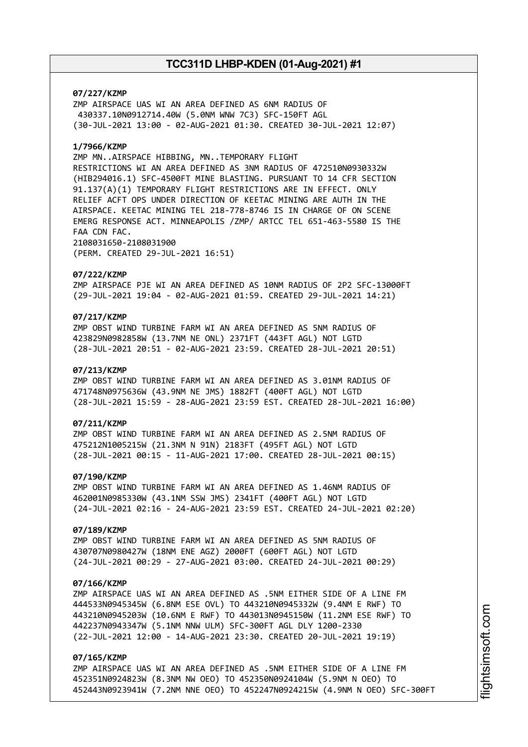**07/227/KZMP**
ZMP AIRSPACE UAS WI AN AREA DEFINED AS 6NM RADIUS OF
430337.10N0912714.40W (5.0NM WNW 7C3) SFC-150FT AGL
(30-JUL-2021 13:00 - 02-AUG-2021 01:30. CREATED 30-JUL-2021 12:07)

**1/7966/KZMP**
ZMP MN..AIRSPACE HIBBING, MN..TEMPORARY FLIGHT
RESTRICTIONS WI AN AREA DEFINED AS 3NM RADIUS OF 472510N0930332W
(HIB294016.1) SFC-4500FT MINE BLASTING. PURSUANT TO 14 CFR SECTION
91.137(A)(1) TEMPORARY FLIGHT RESTRICTIONS ARE IN EFFECT. ONLY
RELIEF ACFT OPS UNDER DIRECTION OF KEETAC MINING ARE AUTH IN THE
AIRSPACE. KEETAC MINING TEL 218-778-8746 IS IN CHARGE OF ON SCENE
EMERG RESPONSE ACT. MINNEAPOLIS /ZMP/ ARTCC TEL 651-463-5580 IS THE
FAA CDN FAC.
2108031650-2108031900
(PERM. CREATED 29-JUL-2021 16:51)

**07/222/KZMP**
ZMP AIRSPACE PJE WI AN AREA DEFINED AS 10NM RADIUS OF 2P2 SFC-13000FT
(29-JUL-2021 19:04 - 02-AUG-2021 01:59. CREATED 29-JUL-2021 14:21)

**07/217/KZMP**
ZMP OBST WIND TURBINE FARM WI AN AREA DEFINED AS 5NM RADIUS OF
423829N0982858W (13.7NM NE ONL) 2371FT (443FT AGL) NOT LGTD
(28-JUL-2021 20:51 - 02-AUG-2021 23:59. CREATED 28-JUL-2021 20:51)

**07/213/KZMP**
ZMP OBST WIND TURBINE FARM WI AN AREA DEFINED AS 3.01NM RADIUS OF
471748N0975636W (43.9NM NE JMS) 1882FT (400FT AGL) NOT LGTD
(28-JUL-2021 15:59 - 28-AUG-2021 23:59 EST. CREATED 28-JUL-2021 16:00)

**07/211/KZMP**
ZMP OBST WIND TURBINE FARM WI AN AREA DEFINED AS 2.5NM RADIUS OF
475212N1005215W (21.3NM N 91N) 2183FT (495FT AGL) NOT LGTD
(28-JUL-2021 00:15 - 11-AUG-2021 17:00. CREATED 28-JUL-2021 00:15)

**07/190/KZMP**
ZMP OBST WIND TURBINE FARM WI AN AREA DEFINED AS 1.46NM RADIUS OF
462001N0985330W (43.1NM SSW JMS) 2341FT (400FT AGL) NOT LGTD
(24-JUL-2021 02:16 - 24-AUG-2021 23:59 EST. CREATED 24-JUL-2021 02:20)

**07/189/KZMP**
ZMP OBST WIND TURBINE FARM WI AN AREA DEFINED AS 5NM RADIUS OF
430707N0980427W (18NM ENE AGZ) 2000FT (600FT AGL) NOT LGTD
(24-JUL-2021 00:29 - 27-AUG-2021 03:00. CREATED 24-JUL-2021 00:29)

**07/166/KZMP**
ZMP AIRSPACE UAS WI AN AREA DEFINED AS .5NM EITHER SIDE OF A LINE FM
444533N0945345W (6.8NM ESE OVL) TO 443210N0945332W (9.4NM E RWF) TO
443210N0945203W (10.6NM E RWF) TO 443013N0945150W (11.2NM ESE RWF) TO
442237N0943347W (5.1NM NNW ULM) SFC-300FT AGL DLY 1200-2330
(22-JUL-2021 12:00 - 14-AUG-2021 23:30. CREATED 20-JUL-2021 19:19)

**07/165/KZMP**
ZMP AIRSPACE UAS WI AN AREA DEFINED AS .5NM EITHER SIDE OF A LINE FM
452351N0924823W (8.3NM NW OEO) TO 452350N0924104W (5.9NM N OEO) TO
452443N0923941W (7.2NM NNE OEO) TO 452247N0924215W (4.9NM N OEO) SFC-300FT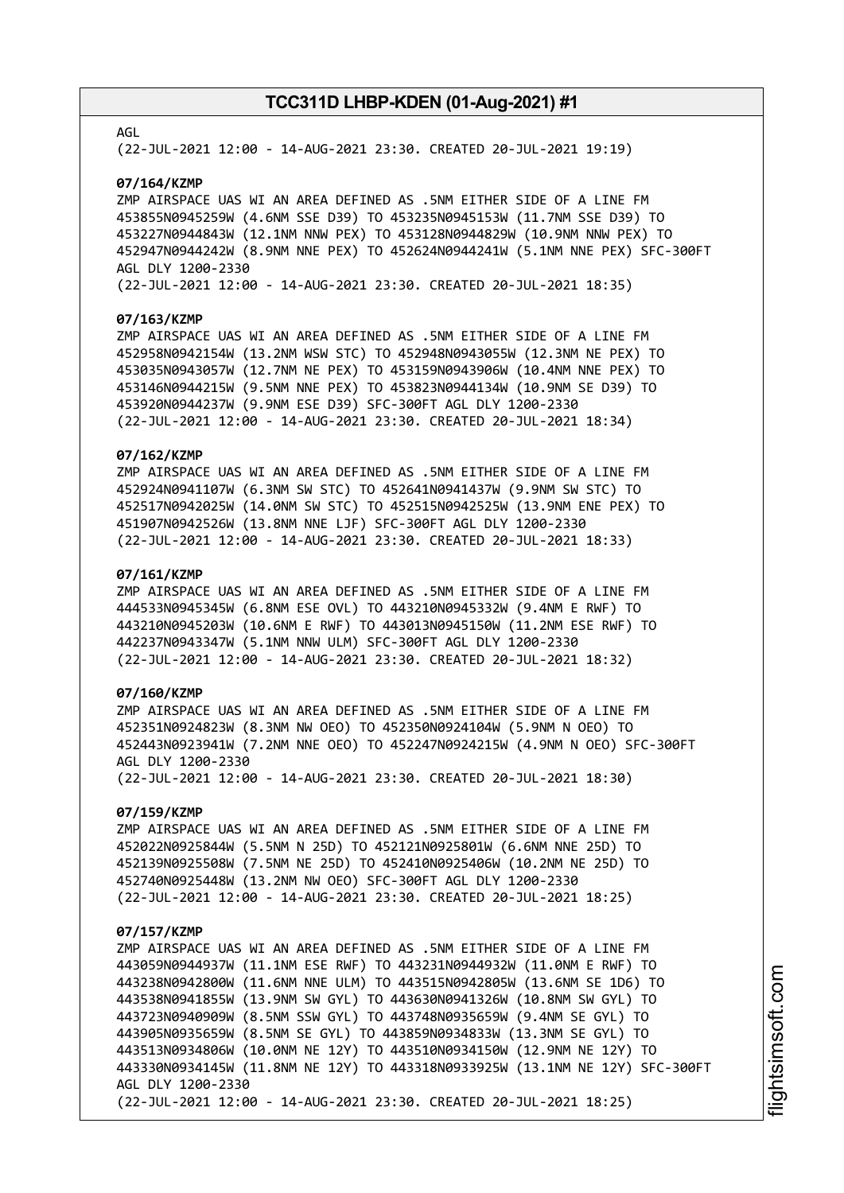AGL
(22-JUL-2021 12:00 - 14-AUG-2021 23:30. CREATED 20-JUL-2021 19:19)

**07/164/KZMP**
ZMP AIRSPACE UAS WI AN AREA DEFINED AS .5NM EITHER SIDE OF A LINE FM 453855N0945259W (4.6NM SSE D39) TO 453235N0945153W (11.7NM SSE D39) TO 453227N0944843W (12.1NM NNW PEX) TO 453128N0944829W (10.9NM NNW PEX) TO 452947N0944242W (8.9NM NNE PEX) TO 452624N0944241W (5.1NM NNE PEX) SFC-300FT AGL DLY 1200-2330
(22-JUL-2021 12:00 - 14-AUG-2021 23:30. CREATED 20-JUL-2021 18:35)

**07/163/KZMP**
ZMP AIRSPACE UAS WI AN AREA DEFINED AS .5NM EITHER SIDE OF A LINE FM 452958N0942154W (13.2NM WSW STC) TO 452948N0943055W (12.3NM NE PEX) TO 453035N0943057W (12.7NM NE PEX) TO 453159N0943906W (10.4NM NNE PEX) TO 453146N0944215W (9.5NM NNE PEX) TO 453823N0944134W (10.9NM SE D39) TO 453920N0944237W (9.9NM ESE D39) SFC-300FT AGL DLY 1200-2330
(22-JUL-2021 12:00 - 14-AUG-2021 23:30. CREATED 20-JUL-2021 18:34)

**07/162/KZMP**
ZMP AIRSPACE UAS WI AN AREA DEFINED AS .5NM EITHER SIDE OF A LINE FM 452924N0941107W (6.3NM SW STC) TO 452641N0941437W (9.9NM SW STC) TO 452517N0942025W (14.0NM SW STC) TO 452515N0942525W (13.9NM ENE PEX) TO 451907N0942526W (13.8NM NNE LJF) SFC-300FT AGL DLY 1200-2330
(22-JUL-2021 12:00 - 14-AUG-2021 23:30. CREATED 20-JUL-2021 18:33)

**07/161/KZMP**
ZMP AIRSPACE UAS WI AN AREA DEFINED AS .5NM EITHER SIDE OF A LINE FM 444533N0945345W (6.8NM ESE OVL) TO 443210N0945332W (9.4NM E RWF) TO 443210N0945203W (10.6NM E RWF) TO 443013N0945150W (11.2NM ESE RWF) TO 442237N0943347W (5.1NM NNW ULM) SFC-300FT AGL DLY 1200-2330
(22-JUL-2021 12:00 - 14-AUG-2021 23:30. CREATED 20-JUL-2021 18:32)

**07/160/KZMP**
ZMP AIRSPACE UAS WI AN AREA DEFINED AS .5NM EITHER SIDE OF A LINE FM 452351N0924823W (8.3NM NW OEO) TO 452350N0924104W (5.9NM N OEO) TO 452443N0923941W (7.2NM NNE OEO) TO 452247N0924215W (4.9NM N OEO) SFC-300FT AGL DLY 1200-2330
(22-JUL-2021 12:00 - 14-AUG-2021 23:30. CREATED 20-JUL-2021 18:30)

**07/159/KZMP**
ZMP AIRSPACE UAS WI AN AREA DEFINED AS .5NM EITHER SIDE OF A LINE FM 452022N0925844W (5.5NM N 25D) TO 452121N0925801W (6.6NM NNE 25D) TO 452139N0925508W (7.5NM NE 25D) TO 452410N0925406W (10.2NM NE 25D) TO 452740N0925448W (13.2NM NW OEO) SFC-300FT AGL DLY 1200-2330
(22-JUL-2021 12:00 - 14-AUG-2021 23:30. CREATED 20-JUL-2021 18:25)

**07/157/KZMP**
ZMP AIRSPACE UAS WI AN AREA DEFINED AS .5NM EITHER SIDE OF A LINE FM 443059N0944937W (11.1NM ESE RWF) TO 443231N0944932W (11.0NM E RWF) TO 443238N0942800W (11.6NM NNE ULM) TO 443515N0942805W (13.6NM SE 1D6) TO 443538N0941855W (13.9NM SW GYL) TO 443630N0941326W (10.8NM SW GYL) TO 443723N0940909W (8.5NM SSW GYL) TO 443748N0935659W (9.4NM SE GYL) TO 443905N0935659W (8.5NM SE GYL) TO 443859N0934833W (13.3NM SE GYL) TO 443513N0934806W (10.0NM NE 12Y) TO 443510N0934150W (12.9NM NE 12Y) TO 443330N0934145W (11.8NM NE 12Y) TO 443318N0933925W (13.1NM NE 12Y) SFC-300FT AGL DLY 1200-2330
(22-JUL-2021 12:00 - 14-AUG-2021 23:30. CREATED 20-JUL-2021 18:25)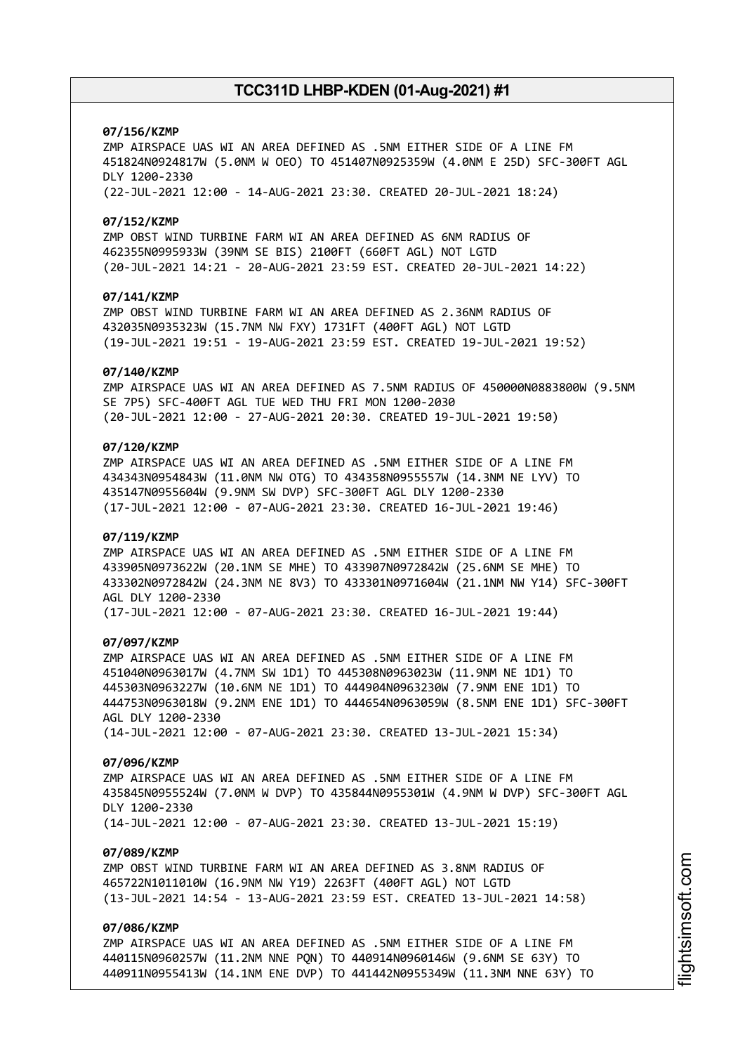**07/156/KZMP**
ZMP AIRSPACE UAS WI AN AREA DEFINED AS .5NM EITHER SIDE OF A LINE FM 451824N0924817W (5.0NM W OEO) TO 451407N0925359W (4.0NM E 25D) SFC-300FT AGL DLY 1200-2330
(22-JUL-2021 12:00 - 14-AUG-2021 23:30. CREATED 20-JUL-2021 18:24)

**07/152/KZMP**
ZMP OBST WIND TURBINE FARM WI AN AREA DEFINED AS 6NM RADIUS OF 462355N0995933W (39NM SE BIS) 2100FT (660FT AGL) NOT LGTD
(20-JUL-2021 14:21 - 20-AUG-2021 23:59 EST. CREATED 20-JUL-2021 14:22)

**07/141/KZMP**
ZMP OBST WIND TURBINE FARM WI AN AREA DEFINED AS 2.36NM RADIUS OF 432035N0935323W (15.7NM NW FXY) 1731FT (400FT AGL) NOT LGTD
(19-JUL-2021 19:51 - 19-AUG-2021 23:59 EST. CREATED 19-JUL-2021 19:52)

**07/140/KZMP**
ZMP AIRSPACE UAS WI AN AREA DEFINED AS 7.5NM RADIUS OF 450000N0883800W (9.5NM SE 7P5) SFC-400FT AGL TUE WED THU FRI MON 1200-2030
(20-JUL-2021 12:00 - 27-AUG-2021 20:30. CREATED 19-JUL-2021 19:50)

**07/120/KZMP**
ZMP AIRSPACE UAS WI AN AREA DEFINED AS .5NM EITHER SIDE OF A LINE FM 434343N0954843W (11.0NM NW OTG) TO 434358N0955557W (14.3NM NE LYV) TO 435147N0955604W (9.9NM SW DVP) SFC-300FT AGL DLY 1200-2330
(17-JUL-2021 12:00 - 07-AUG-2021 23:30. CREATED 16-JUL-2021 19:46)

**07/119/KZMP**
ZMP AIRSPACE UAS WI AN AREA DEFINED AS .5NM EITHER SIDE OF A LINE FM 433905N0973622W (20.1NM SE MHE) TO 433907N0972842W (25.6NM SE MHE) TO 433302N0972842W (24.3NM NE 8V3) TO 433301N0971604W (21.1NM NW Y14) SFC-300FT AGL DLY 1200-2330
(17-JUL-2021 12:00 - 07-AUG-2021 23:30. CREATED 16-JUL-2021 19:44)

**07/097/KZMP**
ZMP AIRSPACE UAS WI AN AREA DEFINED AS .5NM EITHER SIDE OF A LINE FM 451040N0963017W (4.7NM SW 1D1) TO 445308N0963023W (11.9NM NE 1D1) TO 445303N0963227W (10.6NM NE 1D1) TO 444904N0963230W (7.9NM ENE 1D1) TO 444753N0963018W (9.2NM ENE 1D1) TO 444654N0963059W (8.5NM ENE 1D1) SFC-300FT AGL DLY 1200-2330
(14-JUL-2021 12:00 - 07-AUG-2021 23:30. CREATED 13-JUL-2021 15:34)

**07/096/KZMP**
ZMP AIRSPACE UAS WI AN AREA DEFINED AS .5NM EITHER SIDE OF A LINE FM 435845N0955524W (7.0NM W DVP) TO 435844N0955301W (4.9NM W DVP) SFC-300FT AGL DLY 1200-2330
(14-JUL-2021 12:00 - 07-AUG-2021 23:30. CREATED 13-JUL-2021 15:19)

**07/089/KZMP**
ZMP OBST WIND TURBINE FARM WI AN AREA DEFINED AS 3.8NM RADIUS OF 465722N1011010W (16.9NM NW Y19) 2263FT (400FT AGL) NOT LGTD
(13-JUL-2021 14:54 - 13-AUG-2021 23:59 EST. CREATED 13-JUL-2021 14:58)

**07/086/KZMP**
ZMP AIRSPACE UAS WI AN AREA DEFINED AS .5NM EITHER SIDE OF A LINE FM 440115N0960257W (11.2NM NNE PQN) TO 440914N0960146W (9.6NM SE 63Y) TO 440911N0955413W (14.1NM ENE DVP) TO 441442N0955349W (11.3NM NNE 63Y) TO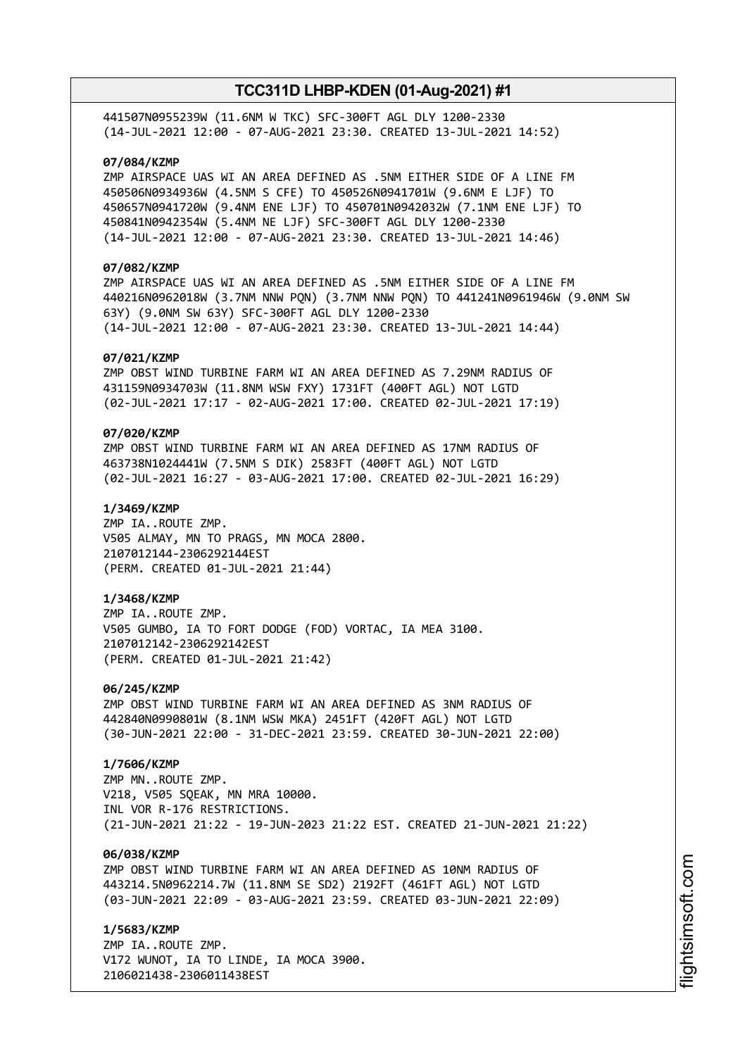441507N0955239W (11.6NM W TKC) SFC-300FT AGL DLY 1200-2330
(14-JUL-2021 12:00 - 07-AUG-2021 23:30. CREATED 13-JUL-2021 14:52)

**07/084/KZMP**
ZMP AIRSPACE UAS WI AN AREA DEFINED AS .5NM EITHER SIDE OF A LINE FM
450506N0934936W (4.5NM S CFE) TO 450526N0941701W (9.6NM E LJF) TO
450657N0941720W (9.4NM ENE LJF) TO 450701N0942032W (7.1NM ENE LJF) TO
450841N0942354W (5.4NM NE LJF) SFC-300FT AGL DLY 1200-2330
(14-JUL-2021 12:00 - 07-AUG-2021 23:30. CREATED 13-JUL-2021 14:46)

**07/082/KZMP**
ZMP AIRSPACE UAS WI AN AREA DEFINED AS .5NM EITHER SIDE OF A LINE FM
440216N0962018W (3.7NM NNW PQN) (3.7NM NNW PQN) TO 441241N0961946W (9.0NM SW
63Y) (9.0NM SW 63Y) SFC-300FT AGL DLY 1200-2330
(14-JUL-2021 12:00 - 07-AUG-2021 23:30. CREATED 13-JUL-2021 14:44)

**07/021/KZMP**
ZMP OBST WIND TURBINE FARM WI AN AREA DEFINED AS 7.29NM RADIUS OF
431159N0934703W (11.8NM WSW FXY) 1731FT (400FT AGL) NOT LGTD
(02-JUL-2021 17:17 - 02-AUG-2021 17:00. CREATED 02-JUL-2021 17:19)

**07/020/KZMP**
ZMP OBST WIND TURBINE FARM WI AN AREA DEFINED AS 17NM RADIUS OF
463738N1024441W (7.5NM S DIK) 2583FT (400FT AGL) NOT LGTD
(02-JUL-2021 16:27 - 03-AUG-2021 17:00. CREATED 02-JUL-2021 16:29)

**1/3469/KZMP**
ZMP IA..ROUTE ZMP.
V505 ALMAY, MN TO PRAGS, MN MOCA 2800.
2107012144-2306292144EST
(PERM. CREATED 01-JUL-2021 21:44)

**1/3468/KZMP**
ZMP IA..ROUTE ZMP.
V505 GUMBO, IA TO FORT DODGE (FOD) VORTAC, IA MEA 3100.
2107012142-2306292142EST
(PERM. CREATED 01-JUL-2021 21:42)

**06/245/KZMP**
ZMP OBST WIND TURBINE FARM WI AN AREA DEFINED AS 3NM RADIUS OF
442840N0990801W (8.1NM WSW MKA) 2451FT (420FT AGL) NOT LGTD
(30-JUN-2021 22:00 - 31-DEC-2021 23:59. CREATED 30-JUN-2021 22:00)

**1/7606/KZMP**
ZMP MN..ROUTE ZMP.
V218, V505 SQEAK, MN MRA 10000.
INL VOR R-176 RESTRICTIONS.
(21-JUN-2021 21:22 - 19-JUN-2023 21:22 EST. CREATED 21-JUN-2021 21:22)

**06/038/KZMP**
ZMP OBST WIND TURBINE FARM WI AN AREA DEFINED AS 10NM RADIUS OF
443214.5N0962214.7W (11.8NM SE SD2) 2192FT (461FT AGL) NOT LGTD
(03-JUN-2021 22:09 - 03-AUG-2021 23:59. CREATED 03-JUN-2021 22:09)

**1/5683/KZMP**
ZMP IA..ROUTE ZMP.
V172 WUNOT, IA TO LINDE, IA MOCA 3900.
2106021438-2306011438EST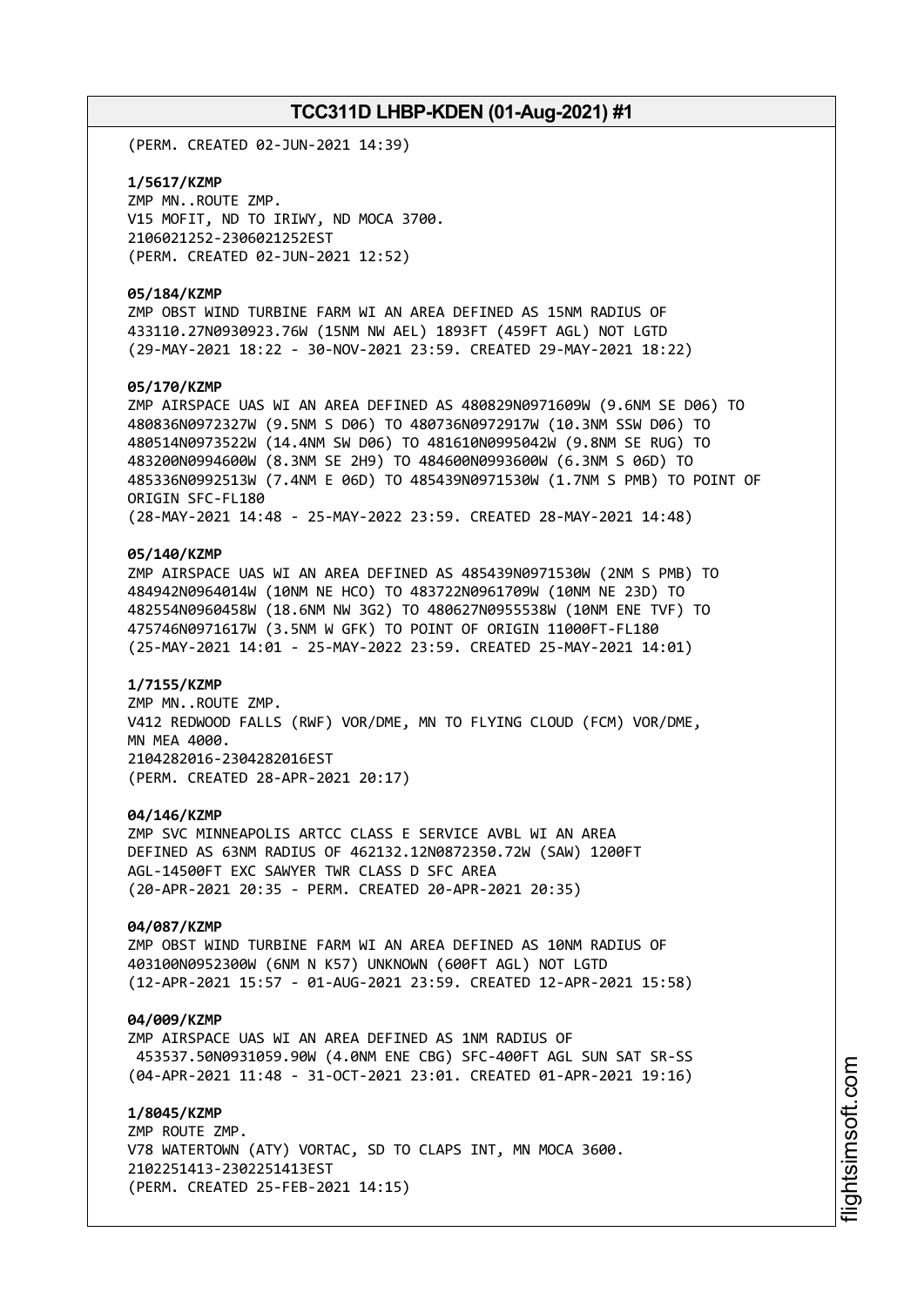(PERM. CREATED 02-JUN-2021 14:39)

**1/5617/KZMP**
ZMP MN..ROUTE ZMP.
V15 MOFIT, ND TO IRIWY, ND MOCA 3700.
2106021252-2306021252EST
(PERM. CREATED 02-JUN-2021 12:52)

**05/184/KZMP**
ZMP OBST WIND TURBINE FARM WI AN AREA DEFINED AS 15NM RADIUS OF 433110.27N0930923.76W (15NM NW AEL) 1893FT (459FT AGL) NOT LGTD
(29-MAY-2021 18:22 - 30-NOV-2021 23:59. CREATED 29-MAY-2021 18:22)

**05/170/KZMP**
ZMP AIRSPACE UAS WI AN AREA DEFINED AS 480829N0971609W (9.6NM SE D06) TO 480836N0972327W (9.5NM S D06) TO 480736N0972917W (10.3NM SSW D06) TO 480514N0973522W (14.4NM SW D06) TO 481610N0995042W (9.8NM SE RUG) TO 483200N0994600W (8.3NM SE 2H9) TO 484600N0993600W (6.3NM S 06D) TO 485336N0992513W (7.4NM E 06D) TO 485439N0971530W (1.7NM S PMB) TO POINT OF ORIGIN SFC-FL180
(28-MAY-2021 14:48 - 25-MAY-2022 23:59. CREATED 28-MAY-2021 14:48)

**05/140/KZMP**
ZMP AIRSPACE UAS WI AN AREA DEFINED AS 485439N0971530W (2NM S PMB) TO 484942N0964014W (10NM NE HCO) TO 483722N0961709W (10NM NE 23D) TO 482554N0960458W (18.6NM NW 3G2) TO 480627N0955538W (10NM ENE TVF) TO 475746N0971617W (3.5NM W GFK) TO POINT OF ORIGIN 11000FT-FL180
(25-MAY-2021 14:01 - 25-MAY-2022 23:59. CREATED 25-MAY-2021 14:01)

**1/7155/KZMP**
ZMP MN..ROUTE ZMP.
V412 REDWOOD FALLS (RWF) VOR/DME, MN TO FLYING CLOUD (FCM) VOR/DME, MN MEA 4000.
2104282016-2304282016EST
(PERM. CREATED 28-APR-2021 20:17)

**04/146/KZMP**
ZMP SVC MINNEAPOLIS ARTCC CLASS E SERVICE AVBL WI AN AREA DEFINED AS 63NM RADIUS OF 462132.12N0872350.72W (SAW) 1200FT AGL-14500FT EXC SAWYER TWR CLASS D SFC AREA
(20-APR-2021 20:35 - PERM. CREATED 20-APR-2021 20:35)

**04/087/KZMP**
ZMP OBST WIND TURBINE FARM WI AN AREA DEFINED AS 10NM RADIUS OF 403100N0952300W (6NM N K57) UNKNOWN (600FT AGL) NOT LGTD
(12-APR-2021 15:57 - 01-AUG-2021 23:59. CREATED 12-APR-2021 15:58)

**04/009/KZMP**
ZMP AIRSPACE UAS WI AN AREA DEFINED AS 1NM RADIUS OF 453537.50N0931059.90W (4.0NM ENE CBG) SFC-400FT AGL SUN SAT SR-SS
(04-APR-2021 11:48 - 31-OCT-2021 23:01. CREATED 01-APR-2021 19:16)

**1/8045/KZMP**
ZMP ROUTE ZMP.
V78 WATERTOWN (ATY) VORTAC, SD TO CLAPS INT, MN MOCA 3600.
2102251413-2302251413EST
(PERM. CREATED 25-FEB-2021 14:15)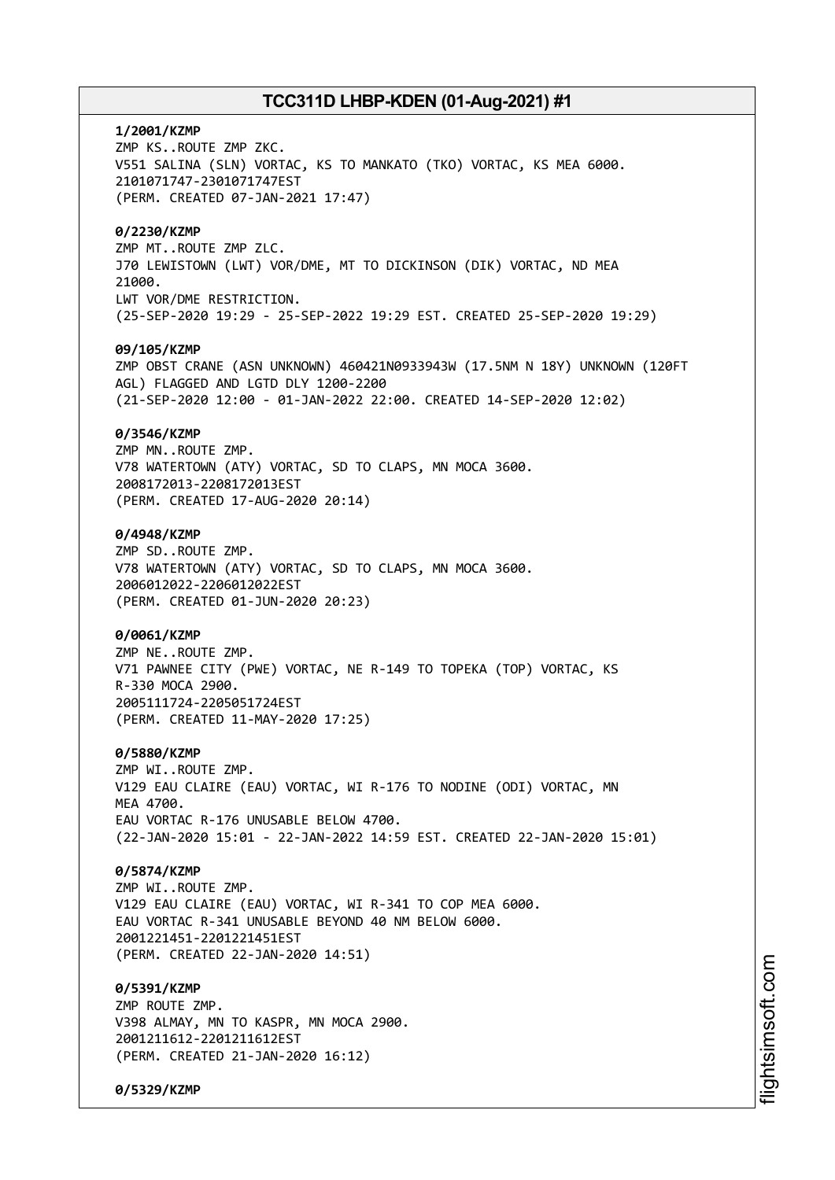**1/2001/KZMP**
ZMP KS..ROUTE ZMP ZKC.
V551 SALINA (SLN) VORTAC, KS TO MANKATO (TKO) VORTAC, KS MEA 6000.
2101071747-2301071747EST
(PERM. CREATED 07-JAN-2021 17:47)

**0/2230/KZMP**
ZMP MT..ROUTE ZMP ZLC.
J70 LEWISTOWN (LWT) VOR/DME, MT TO DICKINSON (DIK) VORTAC, ND MEA 21000.
LWT VOR/DME RESTRICTION.
(25-SEP-2020 19:29 - 25-SEP-2022 19:29 EST. CREATED 25-SEP-2020 19:29)

**09/105/KZMP**
ZMP OBST CRANE (ASN UNKNOWN) 460421N0933943W (17.5NM N 18Y) UNKNOWN (120FT AGL) FLAGGED AND LGTD DLY 1200-2200
(21-SEP-2020 12:00 - 01-JAN-2022 22:00. CREATED 14-SEP-2020 12:02)

**0/3546/KZMP**
ZMP MN..ROUTE ZMP.
V78 WATERTOWN (ATY) VORTAC, SD TO CLAPS, MN MOCA 3600.
2008172013-2208172013EST
(PERM. CREATED 17-AUG-2020 20:14)

**0/4948/KZMP**
ZMP SD..ROUTE ZMP.
V78 WATERTOWN (ATY) VORTAC, SD TO CLAPS, MN MOCA 3600.
2006012022-2206012022EST
(PERM. CREATED 01-JUN-2020 20:23)

**0/0061/KZMP**
ZMP NE..ROUTE ZMP.
V71 PAWNEE CITY (PWE) VORTAC, NE R-149 TO TOPEKA (TOP) VORTAC, KS R-330 MOCA 2900.
2005111724-2205051724EST
(PERM. CREATED 11-MAY-2020 17:25)

**0/5880/KZMP**
ZMP WI..ROUTE ZMP.
V129 EAU CLAIRE (EAU) VORTAC, WI R-176 TO NODINE (ODI) VORTAC, MN MEA 4700.
EAU VORTAC R-176 UNUSABLE BELOW 4700.
(22-JAN-2020 15:01 - 22-JAN-2022 14:59 EST. CREATED 22-JAN-2020 15:01)

**0/5874/KZMP**
ZMP WI..ROUTE ZMP.
V129 EAU CLAIRE (EAU) VORTAC, WI R-341 TO COP MEA 6000.
EAU VORTAC R-341 UNUSABLE BEYOND 40 NM BELOW 6000.
2001221451-2201221451EST
(PERM. CREATED 22-JAN-2020 14:51)

**0/5391/KZMP**
ZMP ROUTE ZMP.
V398 ALMAY, MN TO KASPR, MN MOCA 2900.
2001211612-2201211612EST
(PERM. CREATED 21-JAN-2020 16:12)

**0/5329/KZMP**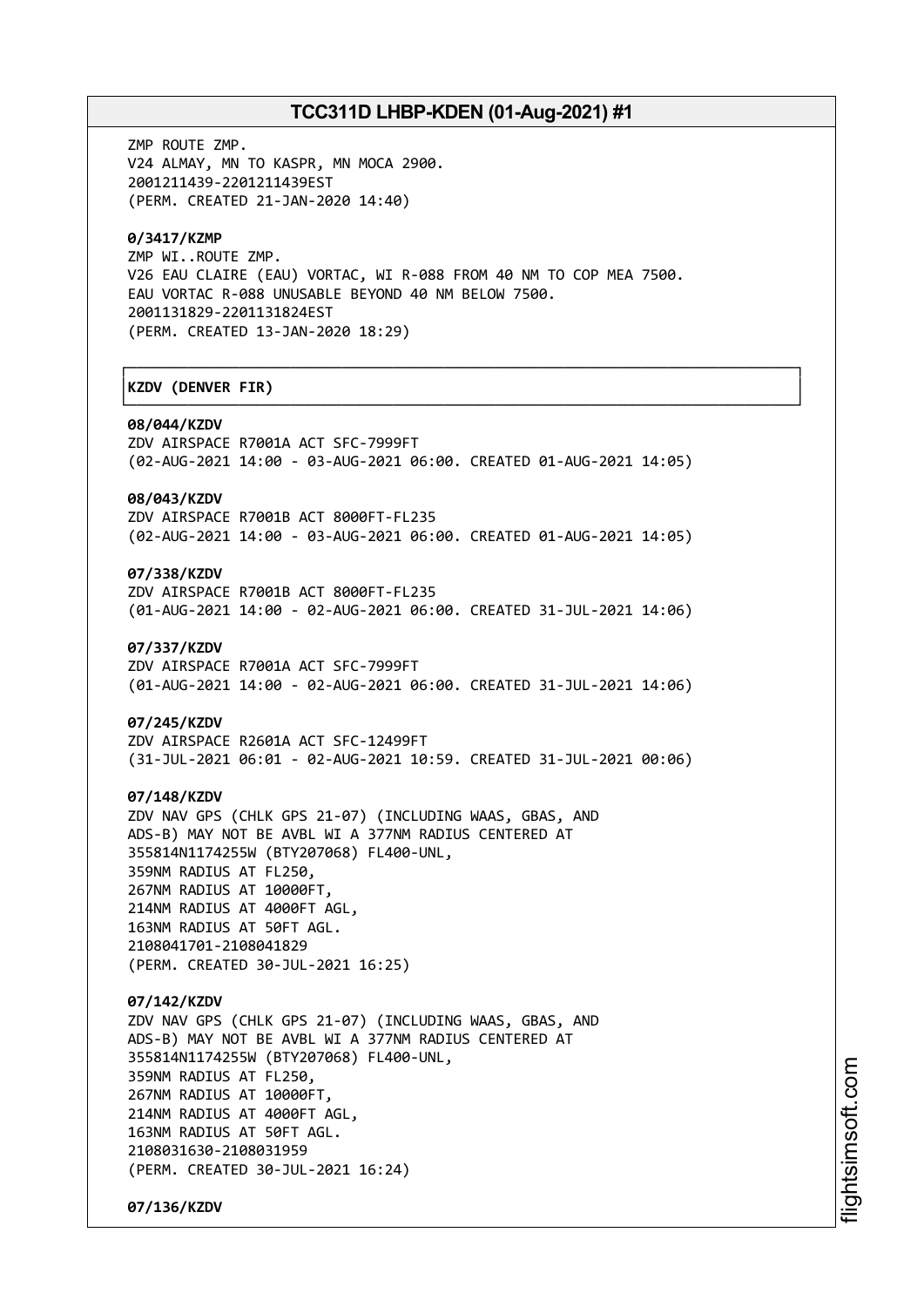ZMP ROUTE ZMP.
V24 ALMAY, MN TO KASPR, MN MOCA 2900.
2001211439-2201211439EST
(PERM. CREATED 21-JAN-2020 14:40)

**0/3417/KZMP**
ZMP WI..ROUTE ZMP.
V26 EAU CLAIRE (EAU) VORTAC, WI R-088 FROM 40 NM TO COP MEA 7500.
EAU VORTAC R-088 UNUSABLE BEYOND 40 NM BELOW 7500.
2001131829-2201131824EST
(PERM. CREATED 13-JAN-2020 18:29)

## KZDV (DENVER FIR)

**08/044/KZDV**
ZDV AIRSPACE R7001A ACT SFC-7999FT
(02-AUG-2021 14:00 - 03-AUG-2021 06:00. CREATED 01-AUG-2021 14:05)

**08/043/KZDV**
ZDV AIRSPACE R7001B ACT 8000FT-FL235
(02-AUG-2021 14:00 - 03-AUG-2021 06:00. CREATED 01-AUG-2021 14:05)

**07/338/KZDV**
ZDV AIRSPACE R7001B ACT 8000FT-FL235
(01-AUG-2021 14:00 - 02-AUG-2021 06:00. CREATED 31-JUL-2021 14:06)

**07/337/KZDV**
ZDV AIRSPACE R7001A ACT SFC-7999FT
(01-AUG-2021 14:00 - 02-AUG-2021 06:00. CREATED 31-JUL-2021 14:06)

**07/245/KZDV**
ZDV AIRSPACE R2601A ACT SFC-12499FT
(31-JUL-2021 06:01 - 02-AUG-2021 10:59. CREATED 31-JUL-2021 00:06)

**07/148/KZDV**
ZDV NAV GPS (CHLK GPS 21-07) (INCLUDING WAAS, GBAS, AND
ADS-B) MAY NOT BE AVBL WI A 377NM RADIUS CENTERED AT
355814N1174255W (BTY207068) FL400-UNL,
359NM RADIUS AT FL250,
267NM RADIUS AT 10000FT,
214NM RADIUS AT 4000FT AGL,
163NM RADIUS AT 50FT AGL.
2108041701-2108041829
(PERM. CREATED 30-JUL-2021 16:25)

**07/142/KZDV**
ZDV NAV GPS (CHLK GPS 21-07) (INCLUDING WAAS, GBAS, AND
ADS-B) MAY NOT BE AVBL WI A 377NM RADIUS CENTERED AT
355814N1174255W (BTY207068) FL400-UNL,
359NM RADIUS AT FL250,
267NM RADIUS AT 10000FT,
214NM RADIUS AT 4000FT AGL,
163NM RADIUS AT 50FT AGL.
2108031630-2108031959
(PERM. CREATED 30-JUL-2021 16:24)

**07/136/KZDV**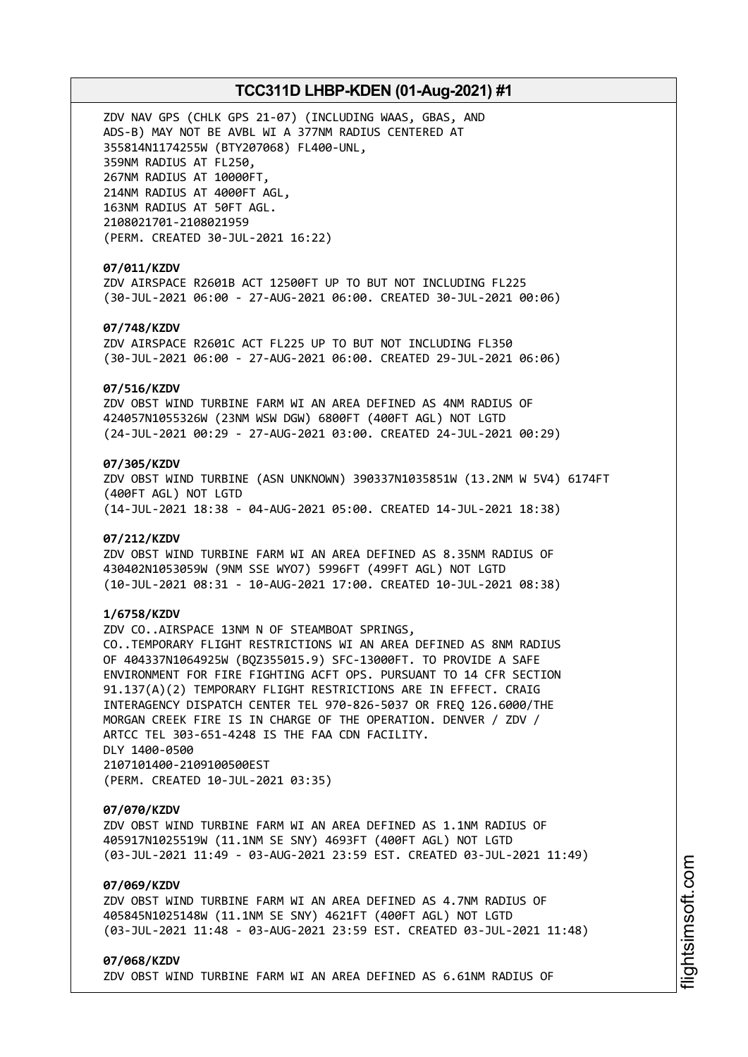ZDV NAV GPS (CHLK GPS 21-07) (INCLUDING WAAS, GBAS, AND
ADS-B) MAY NOT BE AVBL WI A 377NM RADIUS CENTERED AT
355814N1174255W (BTY207068) FL400-UNL,
359NM RADIUS AT FL250,
267NM RADIUS AT 10000FT,
214NM RADIUS AT 4000FT AGL,
163NM RADIUS AT 50FT AGL.
2108021701-2108021959
(PERM. CREATED 30-JUL-2021 16:22)

**07/011/KZDV**
ZDV AIRSPACE R2601B ACT 12500FT UP TO BUT NOT INCLUDING FL225
(30-JUL-2021 06:00 - 27-AUG-2021 06:00. CREATED 30-JUL-2021 00:06)

**07/748/KZDV**
ZDV AIRSPACE R2601C ACT FL225 UP TO BUT NOT INCLUDING FL350
(30-JUL-2021 06:00 - 27-AUG-2021 06:00. CREATED 29-JUL-2021 06:06)

**07/516/KZDV**
ZDV OBST WIND TURBINE FARM WI AN AREA DEFINED AS 4NM RADIUS OF
424057N1055326W (23NM WSW DGW) 6800FT (400FT AGL) NOT LGTD
(24-JUL-2021 00:29 - 27-AUG-2021 03:00. CREATED 24-JUL-2021 00:29)

**07/305/KZDV**
ZDV OBST WIND TURBINE (ASN UNKNOWN) 390337N1035851W (13.2NM W 5V4) 6174FT
(400FT AGL) NOT LGTD
(14-JUL-2021 18:38 - 04-AUG-2021 05:00. CREATED 14-JUL-2021 18:38)

**07/212/KZDV**
ZDV OBST WIND TURBINE FARM WI AN AREA DEFINED AS 8.35NM RADIUS OF
430402N1053059W (9NM SSE WYO7) 5996FT (499FT AGL) NOT LGTD
(10-JUL-2021 08:31 - 10-AUG-2021 17:00. CREATED 10-JUL-2021 08:38)

**1/6758/KZDV**
ZDV CO..AIRSPACE 13NM N OF STEAMBOAT SPRINGS,
CO..TEMPORARY FLIGHT RESTRICTIONS WI AN AREA DEFINED AS 8NM RADIUS
OF 404337N1064925W (BQZ355015.9) SFC-13000FT. TO PROVIDE A SAFE
ENVIRONMENT FOR FIRE FIGHTING ACFT OPS. PURSUANT TO 14 CFR SECTION
91.137(A)(2) TEMPORARY FLIGHT RESTRICTIONS ARE IN EFFECT. CRAIG
INTERAGENCY DISPATCH CENTER TEL 970-826-5037 OR FREQ 126.6000/THE
MORGAN CREEK FIRE IS IN CHARGE OF THE OPERATION. DENVER / ZDV /
ARTCC TEL 303-651-4248 IS THE FAA CDN FACILITY.
DLY 1400-0500
2107101400-2109100500EST
(PERM. CREATED 10-JUL-2021 03:35)

**07/070/KZDV**
ZDV OBST WIND TURBINE FARM WI AN AREA DEFINED AS 1.1NM RADIUS OF
405917N1025519W (11.1NM SE SNY) 4693FT (400FT AGL) NOT LGTD
(03-JUL-2021 11:49 - 03-AUG-2021 23:59 EST. CREATED 03-JUL-2021 11:49)

**07/069/KZDV**
ZDV OBST WIND TURBINE FARM WI AN AREA DEFINED AS 4.7NM RADIUS OF
405845N1025148W (11.1NM SE SNY) 4621FT (400FT AGL) NOT LGTD
(03-JUL-2021 11:48 - 03-AUG-2021 23:59 EST. CREATED 03-JUL-2021 11:48)

**07/068/KZDV**
ZDV OBST WIND TURBINE FARM WI AN AREA DEFINED AS 6.61NM RADIUS OF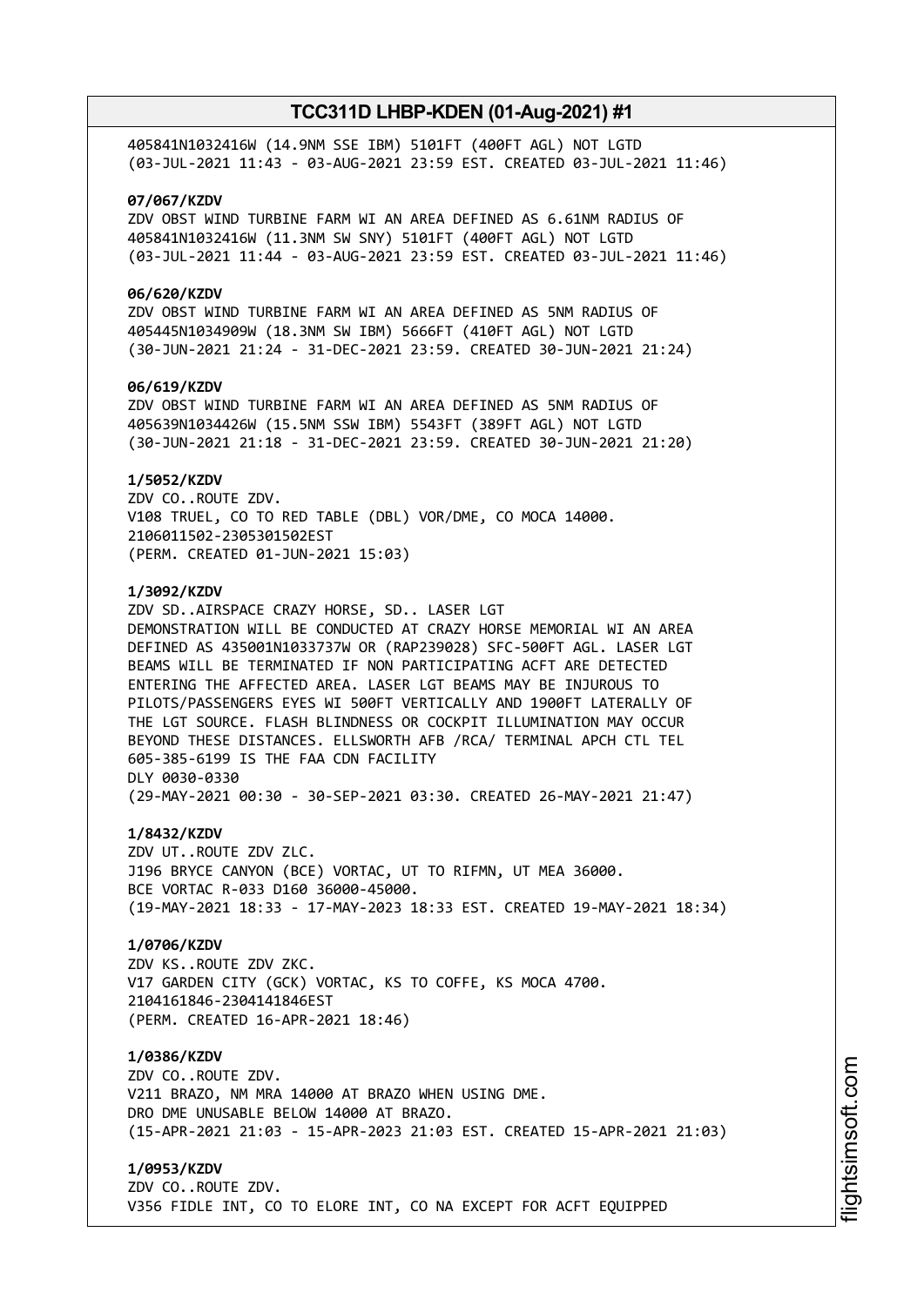405841N1032416W (14.9NM SSE IBM) 5101FT (400FT AGL) NOT LGTD
(03-JUL-2021 11:43 - 03-AUG-2021 23:59 EST. CREATED 03-JUL-2021 11:46)

**07/067/KZDV**
ZDV OBST WIND TURBINE FARM WI AN AREA DEFINED AS 6.61NM RADIUS OF
405841N1032416W (11.3NM SW SNY) 5101FT (400FT AGL) NOT LGTD
(03-JUL-2021 11:44 - 03-AUG-2021 23:59 EST. CREATED 03-JUL-2021 11:46)

**06/620/KZDV**
ZDV OBST WIND TURBINE FARM WI AN AREA DEFINED AS 5NM RADIUS OF
405445N1034909W (18.3NM SW IBM) 5666FT (410FT AGL) NOT LGTD
(30-JUN-2021 21:24 - 31-DEC-2021 23:59. CREATED 30-JUN-2021 21:24)

**06/619/KZDV**
ZDV OBST WIND TURBINE FARM WI AN AREA DEFINED AS 5NM RADIUS OF
405639N1034426W (15.5NM SSW IBM) 5543FT (389FT AGL) NOT LGTD
(30-JUN-2021 21:18 - 31-DEC-2021 23:59. CREATED 30-JUN-2021 21:20)

**1/5052/KZDV**
ZDV CO..ROUTE ZDV.
V108 TRUEL, CO TO RED TABLE (DBL) VOR/DME, CO MOCA 14000.
2106011502-2305301502EST
(PERM. CREATED 01-JUN-2021 15:03)

**1/3092/KZDV**
ZDV SD..AIRSPACE CRAZY HORSE, SD.. LASER LGT
DEMONSTRATION WILL BE CONDUCTED AT CRAZY HORSE MEMORIAL WI AN AREA
DEFINED AS 435001N1033737W OR (RAP239028) SFC-500FT AGL. LASER LGT
BEAMS WILL BE TERMINATED IF NON PARTICIPATING ACFT ARE DETECTED
ENTERING THE AFFECTED AREA. LASER LGT BEAMS MAY BE INJUROUS TO
PILOTS/PASSENGERS EYES WI 500FT VERTICALLY AND 1900FT LATERALLY OF
THE LGT SOURCE. FLASH BLINDNESS OR COCKPIT ILLUMINATION MAY OCCUR
BEYOND THESE DISTANCES. ELLSWORTH AFB /RCA/ TERMINAL APCH CTL TEL
605-385-6199 IS THE FAA CDN FACILITY
DLY 0030-0330
(29-MAY-2021 00:30 - 30-SEP-2021 03:30. CREATED 26-MAY-2021 21:47)

**1/8432/KZDV**
ZDV UT..ROUTE ZDV ZLC.
J196 BRYCE CANYON (BCE) VORTAC, UT TO RIFMN, UT MEA 36000.
BCE VORTAC R-033 D160 36000-45000.
(19-MAY-2021 18:33 - 17-MAY-2023 18:33 EST. CREATED 19-MAY-2021 18:34)

**1/0706/KZDV**
ZDV KS..ROUTE ZDV ZKC.
V17 GARDEN CITY (GCK) VORTAC, KS TO COFFE, KS MOCA 4700.
2104161846-2304141846EST
(PERM. CREATED 16-APR-2021 18:46)

**1/0386/KZDV**
ZDV CO..ROUTE ZDV.
V211 BRAZO, NM MRA 14000 AT BRAZO WHEN USING DME.
DRO DME UNUSABLE BELOW 14000 AT BRAZO.
(15-APR-2021 21:03 - 15-APR-2023 21:03 EST. CREATED 15-APR-2021 21:03)

**1/0953/KZDV**
ZDV CO..ROUTE ZDV.
V356 FIDLE INT, CO TO ELORE INT, CO NA EXCEPT FOR ACFT EQUIPPED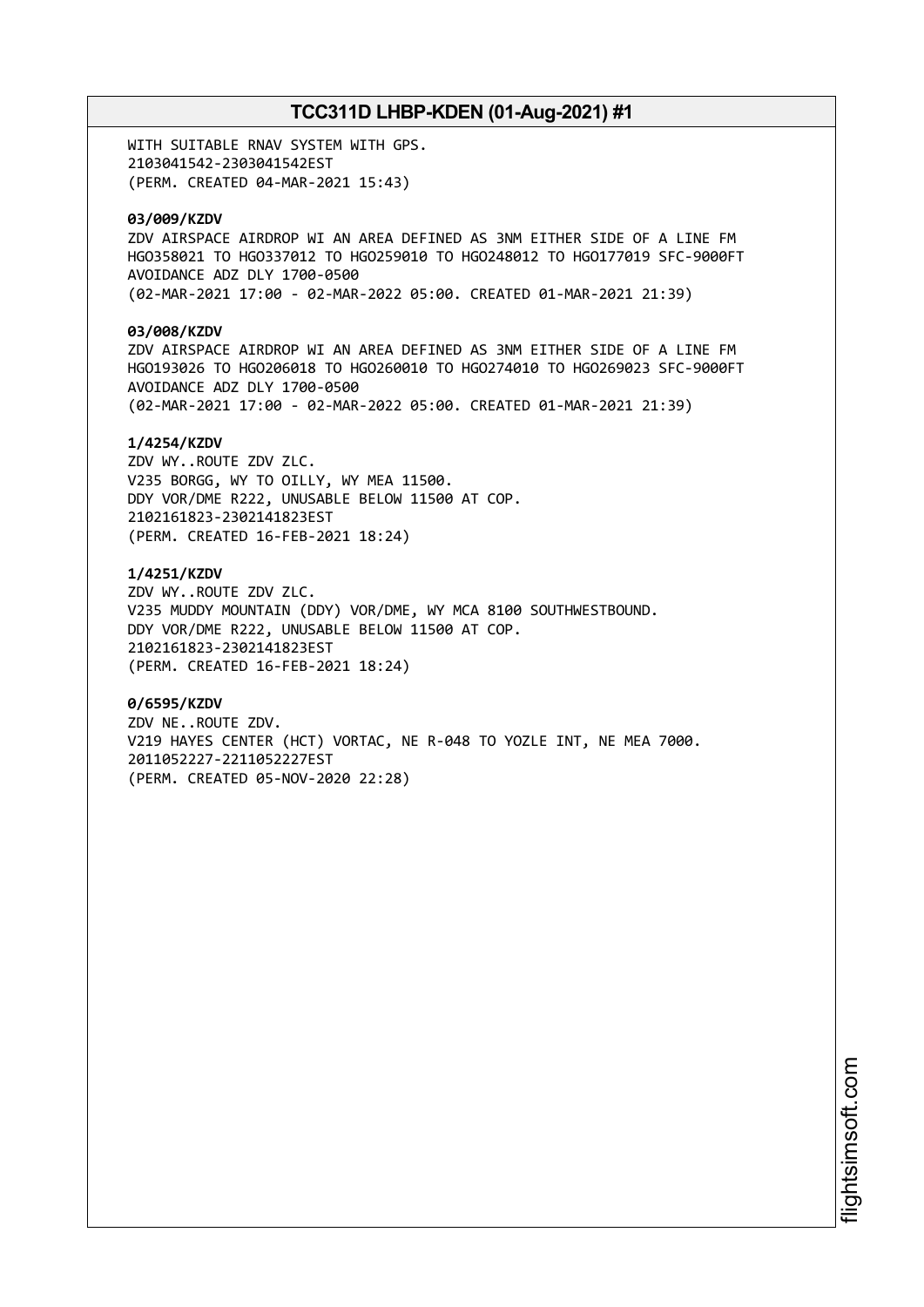WITH SUITABLE RNAV SYSTEM WITH GPS.
2103041542-2303041542EST
(PERM. CREATED 04-MAR-2021 15:43)

**03/009/KZDV**
ZDV AIRSPACE AIRDROP WI AN AREA DEFINED AS 3NM EITHER SIDE OF A LINE FM HGO358021 TO HGO337012 TO HGO259010 TO HGO248012 TO HGO177019 SFC-9000FT AVOIDANCE ADZ DLY 1700-0500
(02-MAR-2021 17:00 - 02-MAR-2022 05:00. CREATED 01-MAR-2021 21:39)

**03/008/KZDV**
ZDV AIRSPACE AIRDROP WI AN AREA DEFINED AS 3NM EITHER SIDE OF A LINE FM HGO193026 TO HGO206018 TO HGO260010 TO HGO274010 TO HGO269023 SFC-9000FT AVOIDANCE ADZ DLY 1700-0500
(02-MAR-2021 17:00 - 02-MAR-2022 05:00. CREATED 01-MAR-2021 21:39)

**1/4254/KZDV**
ZDV WY..ROUTE ZDV ZLC.
V235 BORGG, WY TO OILLY, WY MEA 11500.
DDY VOR/DME R222, UNUSABLE BELOW 11500 AT COP.
2102161823-2302141823EST
(PERM. CREATED 16-FEB-2021 18:24)

**1/4251/KZDV**
ZDV WY..ROUTE ZDV ZLC.
V235 MUDDY MOUNTAIN (DDY) VOR/DME, WY MCA 8100 SOUTHWESTBOUND.
DDY VOR/DME R222, UNUSABLE BELOW 11500 AT COP.
2102161823-2302141823EST
(PERM. CREATED 16-FEB-2021 18:24)

**0/6595/KZDV**
ZDV NE..ROUTE ZDV.
V219 HAYES CENTER (HCT) VORTAC, NE R-048 TO YOZLE INT, NE MEA 7000.
2011052227-2211052227EST
(PERM. CREATED 05-NOV-2020 22:28)